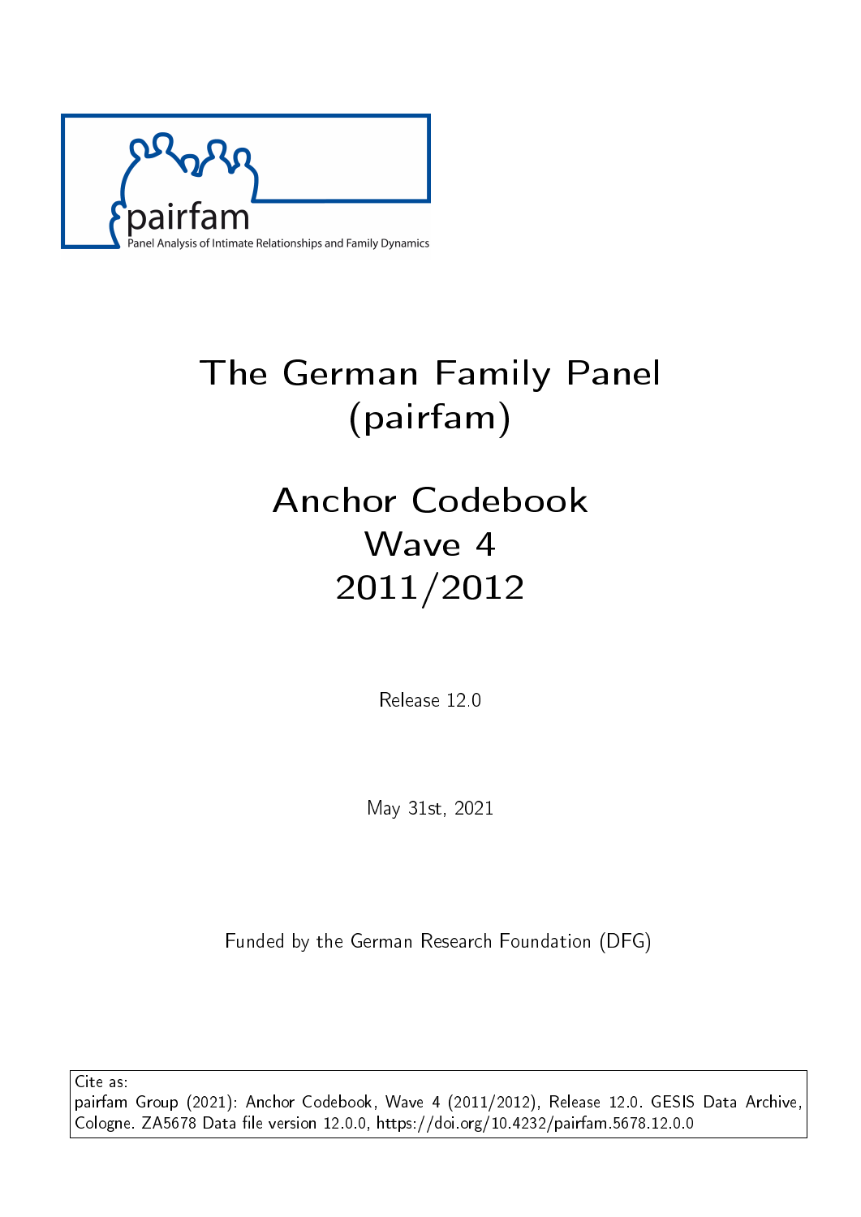pairfam

Panel Analysis of Intimate Relationships and Family Dynamics

# The German Family Panel (pairfam)

# Anchor Codebook
# Wave 4
# 2011/2012

Release 12.0

May 31st, 2021

Funded by the German Research Foundation (DFG)

Cite as:
pairfam Group (2021): Anchor Codebook, Wave 4 (2011/2012), Release 12.0. GESIS Data Archive, Cologne. ZA5678 Data file version 12.0.0, https://doi.org/10.4232/pairfam.5678.12.0.0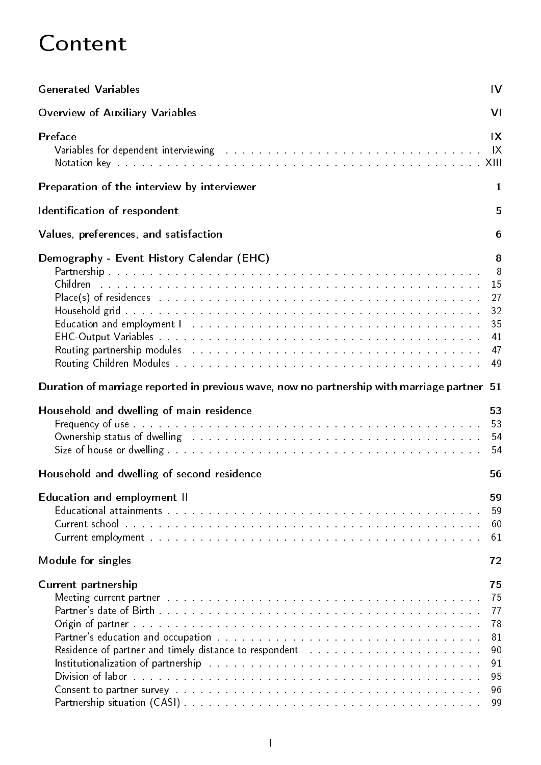# Content

**Generated Variables** IV

**Overview of Auxiliary Variables** VI

**Preface** IX

- Variables for dependent interviewing . . . . . . . . . . . . . . . . . . . . . . . . . . . . . . . . . IX
- Notation key . . . . . . . . . . . . . . . . . . . . . . . . . . . . . . . . . . . . . . . . . . . . . XIII

**Preparation of the interview by interviewer** 1

**Identification of respondent** 5

**Values, preferences, and satisfaction** 6

**Demography - Event History Calendar (EHC)** 8

- Partnership . . . . . . . . . . . . . . . . . . . . . . . . . . . . . . . . . . . . . . . . . . . . . 8
- Children . . . . . . . . . . . . . . . . . . . . . . . . . . . . . . . . . . . . . . . . . . . . . 15
- Place(s) of residences . . . . . . . . . . . . . . . . . . . . . . . . . . . . . . . . . . . . . . . 27
- Household grid . . . . . . . . . . . . . . . . . . . . . . . . . . . . . . . . . . . . . . . . . . 32
- Education and employment I . . . . . . . . . . . . . . . . . . . . . . . . . . . . . . . . . . 35
- EHC-Output Variables . . . . . . . . . . . . . . . . . . . . . . . . . . . . . . . . . . . . . . 41
- Routing partnership modules . . . . . . . . . . . . . . . . . . . . . . . . . . . . . . . . . . 47
- Routing Children Modules . . . . . . . . . . . . . . . . . . . . . . . . . . . . . . . . . . . 49

**Duration of marriage reported in previous wave, now no partnership with marriage partner** 51

**Household and dwelling of main residence** 53

- Frequency of use . . . . . . . . . . . . . . . . . . . . . . . . . . . . . . . . . . . . . . . . . 53
- Ownership status of dwelling . . . . . . . . . . . . . . . . . . . . . . . . . . . . . . . . . . 54
- Size of house or dwelling . . . . . . . . . . . . . . . . . . . . . . . . . . . . . . . . . . . . 54

**Household and dwelling of second residence** 56

**Education and employment II** 59

- Educational attainments . . . . . . . . . . . . . . . . . . . . . . . . . . . . . . . . . . . . . 59
- Current school . . . . . . . . . . . . . . . . . . . . . . . . . . . . . . . . . . . . . . . . . . 60
- Current employment . . . . . . . . . . . . . . . . . . . . . . . . . . . . . . . . . . . . . . . 61

**Module for singles** 72

**Current partnership** 75

- Meeting current partner . . . . . . . . . . . . . . . . . . . . . . . . . . . . . . . . . . . . . 75
- Partner's date of Birth . . . . . . . . . . . . . . . . . . . . . . . . . . . . . . . . . . . . . 77
- Origin of partner . . . . . . . . . . . . . . . . . . . . . . . . . . . . . . . . . . . . . . . . . 78
- Partner's education and occupation . . . . . . . . . . . . . . . . . . . . . . . . . . . . . . . 81
- Residence of partner and timely distance to respondent . . . . . . . . . . . . . . . . . . . . 90
- Institutionalization of partnership . . . . . . . . . . . . . . . . . . . . . . . . . . . . . . . 91
- Division of labor . . . . . . . . . . . . . . . . . . . . . . . . . . . . . . . . . . . . . . . . . 95
- Consent to partner survey . . . . . . . . . . . . . . . . . . . . . . . . . . . . . . . . . . . . 96
- Partnership situation (CASI) . . . . . . . . . . . . . . . . . . . . . . . . . . . . . . . . . . 99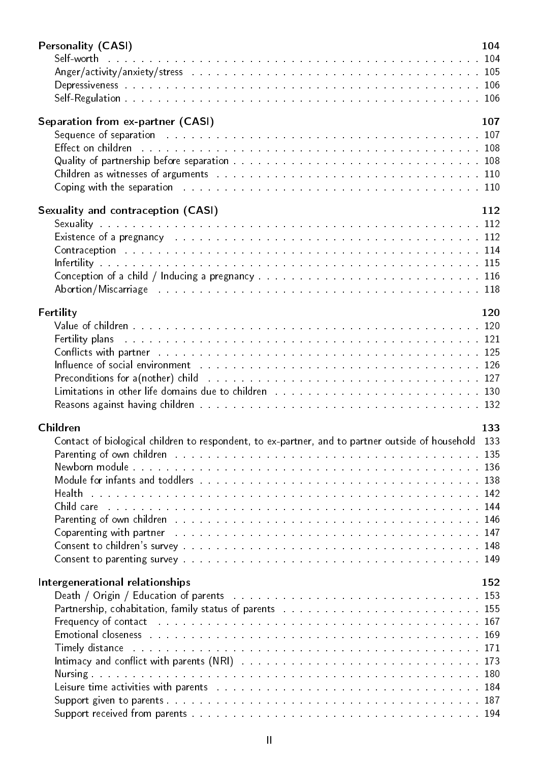**Personality (CASI)** 104

- Self-worth . . . 104
- Anger/activity/anxiety/stress . . . 105
- Depressiveness . . . 106
- Self-Regulation . . . 106

**Separation from ex-partner (CASI)** 107

- Sequence of separation . . . 107
- Effect on children . . . 108
- Quality of partnership before separation . . . 108
- Children as witnesses of arguments . . . 110
- Coping with the separation . . . 110

**Sexuality and contraception (CASI)** 112

- Sexuality . . . 112
- Existence of a pregnancy . . . 112
- Contraception . . . 114
- Infertility . . . 115
- Conception of a child / Inducing a pregnancy . . . 116
- Abortion/Miscarriage . . . 118

**Fertility** 120

- Value of children . . . 120
- Fertility plans . . . 121
- Conflicts with partner . . . 125
- Influence of social environment . . . 126
- Preconditions for a(nother) child . . . 127
- Limitations in other life domains due to children . . . 130
- Reasons against having children . . . 132

**Children** 133

- Contact of biological children to respondent, to ex-partner, and to partner outside of household 133
- Parenting of own children . . . 135
- Newborn module . . . 136
- Module for infants and toddlers . . . 138
- Health . . . 142
- Child care . . . 144
- Parenting of own children . . . 146
- Coparenting with partner . . . 147
- Consent to children's survey . . . 148
- Consent to parenting survey . . . 149

**Intergenerational relationships** 152

- Death / Origin / Education of parents . . . 153
- Partnership, cohabitation, family status of parents . . . 155
- Frequency of contact . . . 167
- Emotional closeness . . . 169
- Timely distance . . . 171
- Intimacy and conflict with parents (NRI) . . . 173
- Nursing . . . 180
- Leisure time activities with parents . . . 184
- Support given to parents . . . 187
- Support received from parents . . . 194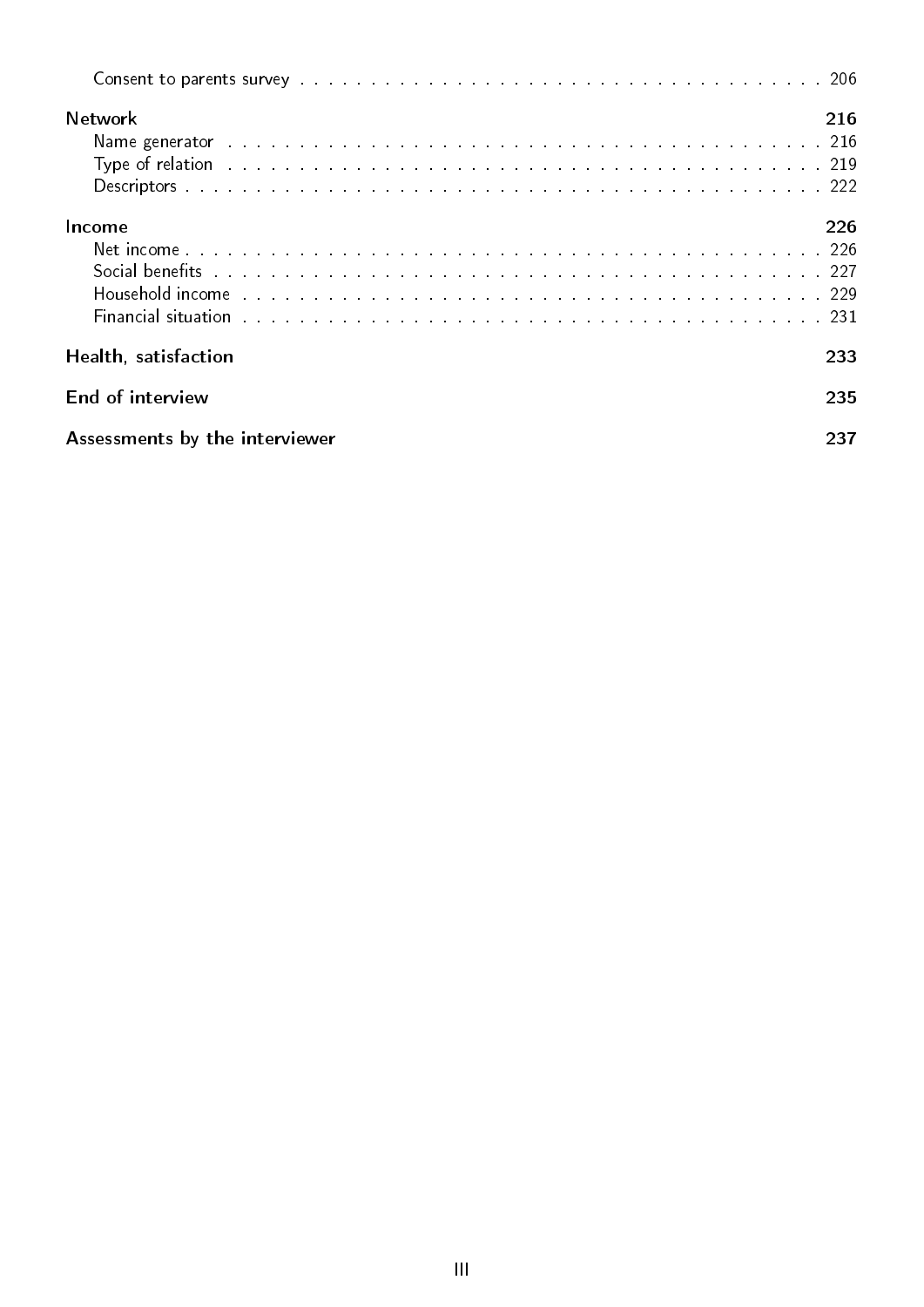Consent to parents survey . . . . . . . . . . . . . . . . . . . . . . . . . . . . . . . . . . . . . . . . 206

**Network** **216**

Name generator . . . . . . . . . . . . . . . . . . . . . . . . . . . . . . . . . . . . . . . . . . . 216
Type of relation . . . . . . . . . . . . . . . . . . . . . . . . . . . . . . . . . . . . . . . . . . . 219
Descriptors . . . . . . . . . . . . . . . . . . . . . . . . . . . . . . . . . . . . . . . . . . . . . . 222

**Income** **226**

Net income . . . . . . . . . . . . . . . . . . . . . . . . . . . . . . . . . . . . . . . . . . . . . 226
Social benefits . . . . . . . . . . . . . . . . . . . . . . . . . . . . . . . . . . . . . . . . . . . 227
Household income . . . . . . . . . . . . . . . . . . . . . . . . . . . . . . . . . . . . . . . . . 229
Financial situation . . . . . . . . . . . . . . . . . . . . . . . . . . . . . . . . . . . . . . . . . 231

**Health, satisfaction** **233**

**End of interview** **235**

**Assessments by the interviewer** **237**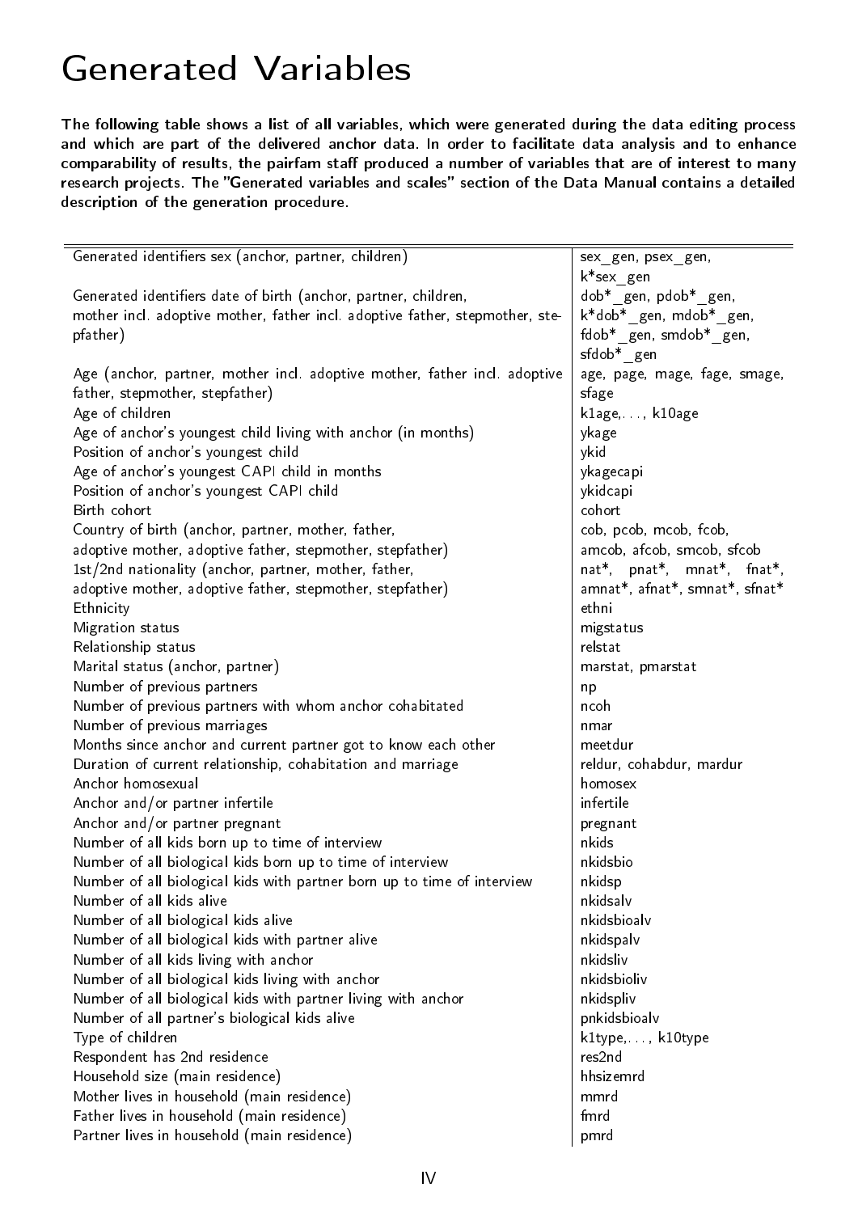# Generated Variables

**The following table shows a list of all variables, which were generated during the data editing process and which are part of the delivered anchor data. In order to facilitate data analysis and to enhance comparability of results, the pairfam staff produced a number of variables that are of interest to many research projects. The "Generated variables and scales" section of the Data Manual contains a detailed description of the generation procedure.**

| | |
|---|---|
| Generated identifiers sex (anchor, partner, children) | sex_gen, psex_gen, k*sex_gen |
| Generated identifiers date of birth (anchor, partner, children, mother incl. adoptive mother, father incl. adoptive father, stepmother, stepfather) | dob*_gen, pdob*_gen, k*dob*_gen, mdob*_gen, fdob*_gen, smdob*_gen, sfdob*_gen |
| Age (anchor, partner, mother incl. adoptive mother, father incl. adoptive father, stepmother, stepfather) | age, page, mage, fage, smage, sfage |
| Age of children | k1age,. . . , k10age |
| Age of anchor's youngest child living with anchor (in months) | ykage |
| Position of anchor's youngest child | ykid |
| Age of anchor's youngest CAPI child in months | ykagecapi |
| Position of anchor's youngest CAPI child | ykidcapi |
| Birth cohort | cohort |
| Country of birth (anchor, partner, mother, father, adoptive mother, adoptive father, stepmother, stepfather) | cob, pcob, mcob, fcob, amcob, afcob, smcob, sfcob |
| 1st/2nd nationality (anchor, partner, mother, father, adoptive mother, adoptive father, stepmother, stepfather) | nat*, pnat*, mnat*, fnat*, amnat*, afnat*, smnat*, sfnat* |
| Ethnicity | ethni |
| Migration status | migstatus |
| Relationship status | relstat |
| Marital status (anchor, partner) | marstat, pmarstat |
| Number of previous partners | np |
| Number of previous partners with whom anchor cohabitated | ncoh |
| Number of previous marriages | nmar |
| Months since anchor and current partner got to know each other | meetdur |
| Duration of current relationship, cohabitation and marriage | reldur, cohabdur, mardur |
| Anchor homosexual | homosex |
| Anchor and/or partner infertile | infertile |
| Anchor and/or partner pregnant | pregnant |
| Number of all kids born up to time of interview | nkids |
| Number of all biological kids born up to time of interview | nkidsbio |
| Number of all biological kids with partner born up to time of interview | nkidsp |
| Number of all kids alive | nkidsalv |
| Number of all biological kids alive | nkidsbioalv |
| Number of all biological kids with partner alive | nkidspalv |
| Number of all kids living with anchor | nkidsliv |
| Number of all biological kids living with anchor | nkidsbioliv |
| Number of all biological kids with partner living with anchor | nkidspliv |
| Number of all partner's biological kids alive | pnkidsbioalv |
| Type of children | k1type,. . . , k10type |
| Respondent has 2nd residence | res2nd |
| Household size (main residence) | hhsizemrd |
| Mother lives in household (main residence) | mmrd |
| Father lives in household (main residence) | fmrd |
| Partner lives in household (main residence) | pmrd |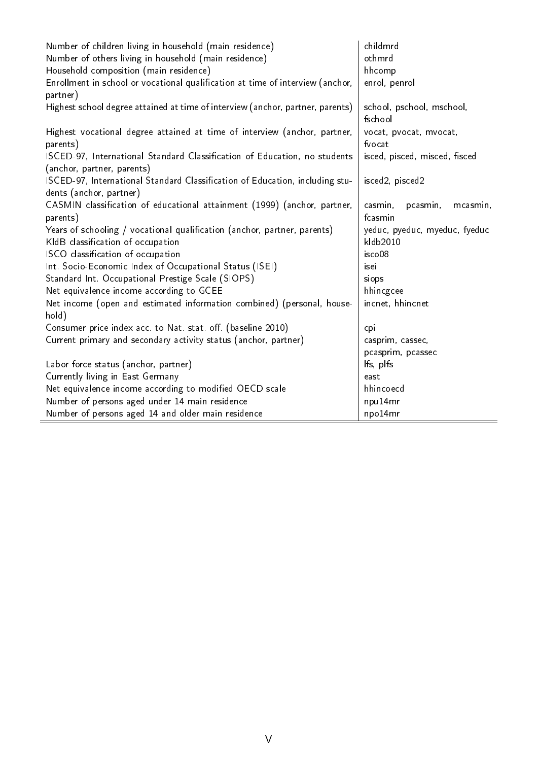| | |
|---|---|
| Number of children living in household (main residence) | childmrd |
| Number of others living in household (main residence) | othmrd |
| Household composition (main residence) | hhcomp |
| Enrollment in school or vocational qualification at time of interview (anchor, partner) | enrol, penrol |
| Highest school degree attained at time of interview (anchor, partner, parents) | school, pschool, mschool, fschool |
| Highest vocational degree attained at time of interview (anchor, partner, parents) | vocat, pvocat, mvocat, fvocat |
| ISCED-97, International Standard Classification of Education, no students (anchor, partner, parents) | isced, pisced, misced, fisced |
| ISCED-97, International Standard Classification of Education, including students (anchor, partner) | isced2, pisced2 |
| CASMIN classification of educational attainment (1999) (anchor, partner, parents) | casmin, pcasmin, mcasmin, fcasmin |
| Years of schooling / vocational qualification (anchor, partner, parents) | yeduc, pyeduc, myeduc, fyeduc |
| KldB classification of occupation | kldb2010 |
| ISCO classification of occupation | isco08 |
| Int. Socio-Economic Index of Occupational Status (ISEI) | isei |
| Standard Int. Occupational Prestige Scale (SIOPS) | siops |
| Net equivalence income according to GCEE | hhincgcee |
| Net income (open and estimated information combined) (personal, household) | incnet, hhincnet |
| Consumer price index acc. to Nat. stat. off. (baseline 2010) | cpi |
| Current primary and secondary activity status (anchor, partner) | casprim, cassec, pcasprim, pcassec |
| Labor force status (anchor, partner) | lfs, plfs |
| Currently living in East Germany | east |
| Net equivalence income according to modified OECD scale | hhincoecd |
| Number of persons aged under 14 main residence | npu14mr |
| Number of persons aged 14 and older main residence | npo14mr |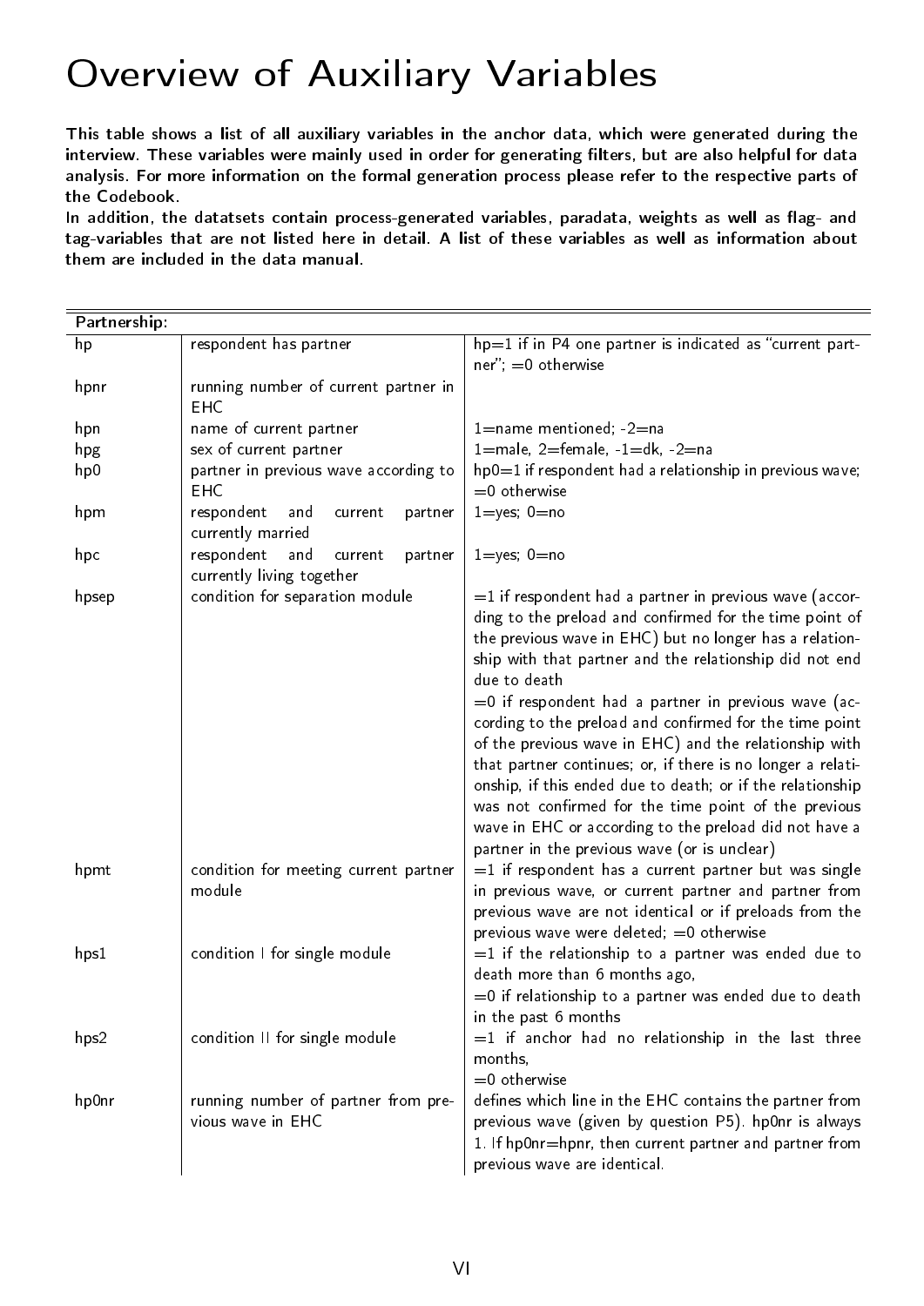# Overview of Auxiliary Variables

**This table shows a list of all auxiliary variables in the anchor data, which were generated during the interview. These variables were mainly used in order for generating filters, but are also helpful for data analysis. For more information on the formal generation process please refer to the respective parts of the Codebook.**
**In addition, the datatsets contain process-generated variables, paradata, weights as well as flag- and tag-variables that are not listed here in detail. A list of these variables as well as information about them are included in the data manual.**

| Partnership: | | |
|---|---|---|
| hp | respondent has partner | hp=1 if in P4 one partner is indicated as "current partner"; =0 otherwise |
| hpnr | running number of current partner in EHC | |
| hpn | name of current partner | 1=name mentioned; -2=na |
| hpg | sex of current partner | 1=male, 2=female, -1=dk, -2=na |
| hp0 | partner in previous wave according to EHC | hp0=1 if respondent had a relationship in previous wave; =0 otherwise |
| hpm | respondent and current partner currently married | 1=yes; 0=no |
| hpc | respondent and current partner currently living together | 1=yes; 0=no |
| hpsep | condition for separation module | =1 if respondent had a partner in previous wave (according to the preload and confirmed for the time point of the previous wave in EHC) but no longer has a relationship with that partner and the relationship did not end due to death<br>=0 if respondent had a partner in previous wave (according to the preload and confirmed for the time point of the previous wave in EHC) and the relationship with that partner continues; or, if there is no longer a relationship, if this ended due to death; or if the relationship was not confirmed for the time point of the previous wave in EHC or according to the preload did not have a partner in the previous wave (or is unclear) |
| hpmt | condition for meeting current partner module | =1 if respondent has a current partner but was single in previous wave, or current partner and partner from previous wave are not identical or if preloads from the previous wave were deleted; =0 otherwise |
| hps1 | condition I for single module | =1 if the relationship to a partner was ended due to death more than 6 months ago,<br>=0 if relationship to a partner was ended due to death in the past 6 months |
| hps2 | condition II for single module | =1 if anchor had no relationship in the last three months,<br>=0 otherwise |
| hp0nr | running number of partner from previous wave in EHC | defines which line in the EHC contains the partner from previous wave (given by question P5). hp0nr is always 1. If hp0nr=hpnr, then current partner and partner from previous wave are identical. |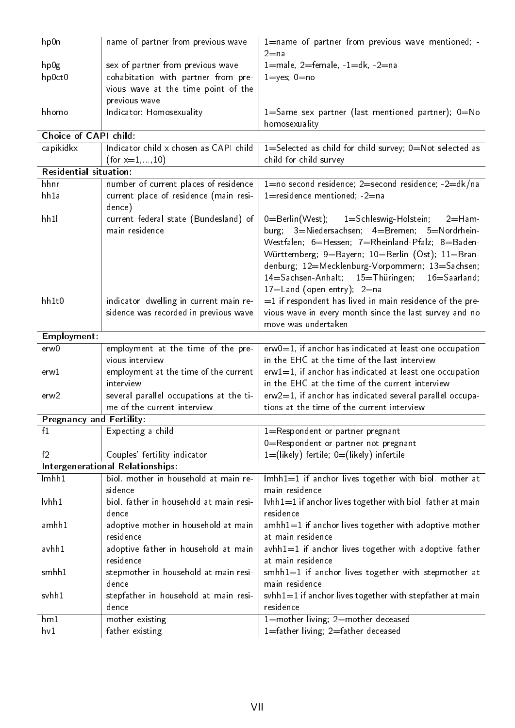| | | |
|---|---|---|
| hp0n | name of partner from previous wave | 1=name of partner from previous wave mentioned; -2=na |
| hp0g | sex of partner from previous wave | 1=male, 2=female, -1=dk, -2=na |
| hp0ct0 | cohabitation with partner from previous wave at the time point of the previous wave | 1=yes; 0=no |
| hhomo | Indicator: Homosexuality | 1=Same sex partner (last mentioned partner); 0=No homosexuality |
| **Choice of CAPI child:** | | |
| capikidkx | Indicator child x chosen as CAPI child (for x=1,...,10) | 1=Selected as child for child survey; 0=Not selected as child for child survey |
| **Residential situation:** | | |
| hhnr | number of current places of residence | 1=no second residence; 2=second residence; -2=dk/na |
| hh1a | current place of residence (main residence) | 1=residence mentioned; -2=na |
| hh1l | current federal state (Bundesland) of main residence | 0=Berlin(West); 1=Schleswig-Holstein; 2=Hamburg; 3=Niedersachsen; 4=Bremen; 5=Nordrhein-Westfalen; 6=Hessen; 7=Rheinland-Pfalz; 8=Baden-Württemberg; 9=Bayern; 10=Berlin (Ost); 11=Brandenburg; 12=Mecklenburg-Vorpommern; 13=Sachsen; 14=Sachsen-Anhalt; 15=Thüringen; 16=Saarland; 17=Land (open entry); -2=na |
| hh1t0 | indicator: dwelling in current main residence was recorded in previous wave | =1 if respondent has lived in main residence of the previous wave in every month since the last survey and no move was undertaken |
| **Employment:** | | |
| erw0 | employment at the time of the previous interview | erw0=1, if anchor has indicated at least one occupation in the EHC at the time of the last interview |
| erw1 | employment at the time of the current interview | erw1=1, if anchor has indicated at least one occupation in the EHC at the time of the current interview |
| erw2 | several parallel occupations at the time of the current interview | erw2=1, if anchor has indicated several parallel occupations at the time of the current interview |
| **Pregnancy and Fertility:** | | |
| f1 | Expecting a child | 1=Respondent or partner pregnant<br>0=Respondent or partner not pregnant |
| f2 | Couples' fertility indicator | 1=(likely) fertile; 0=(likely) infertile |
| **Intergenerational Relationships:** | | |
| lmhh1 | biol. mother in household at main residence | lmhh1=1 if anchor lives together with biol. mother at main residence |
| lvhh1 | biol. father in household at main residence | lvhh1=1 if anchor lives together with biol. father at main residence |
| amhh1 | adoptive mother in household at main residence | amhh1=1 if anchor lives together with adoptive mother at main residence |
| avhh1 | adoptive father in household at main residence | avhh1=1 if anchor lives together with adoptive father at main residence |
| smhh1 | stepmother in household at main residence | smhh1=1 if anchor lives together with stepmother at main residence |
| svhh1 | stepfather in household at main residence | svhh1=1 if anchor lives together with stepfather at main residence |
| hm1 | mother existing | 1=mother living; 2=mother deceased |
| hv1 | father existing | 1=father living; 2=father deceased |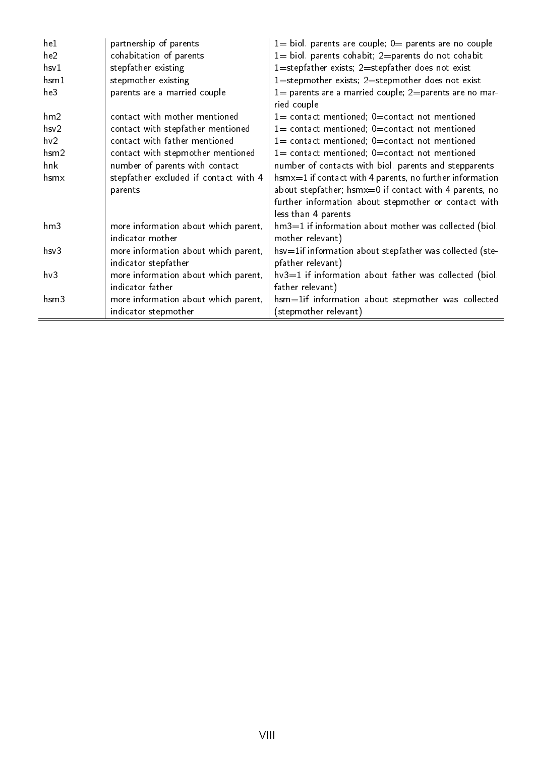| | | |
|---|---|---|
| he1 | partnership of parents | 1= biol. parents are couple; 0= parents are no couple |
| he2 | cohabitation of parents | 1= biol. parents cohabit; 2=parents do not cohabit |
| hsv1 | stepfather existing | 1=stepfather exists; 2=stepfather does not exist |
| hsm1 | stepmother existing | 1=stepmother exists; 2=stepmother does not exist |
| he3 | parents are a married couple | 1= parents are a married couple; 2=parents are no married couple |
| hm2 | contact with mother mentioned | 1= contact mentioned; 0=contact not mentioned |
| hsv2 | contact with stepfather mentioned | 1= contact mentioned; 0=contact not mentioned |
| hv2 | contact with father mentioned | 1= contact mentioned; 0=contact not mentioned |
| hsm2 | contact with stepmother mentioned | 1= contact mentioned; 0=contact not mentioned |
| hnk | number of parents with contact | number of contacts with biol. parents and stepparents |
| hsmx | stepfather excluded if contact with 4 parents | hsmx=1 if contact with 4 parents, no further information about stepfather; hsmx=0 if contact with 4 parents, no further information about stepmother or contact with less than 4 parents |
| hm3 | more information about which parent, indicator mother | hm3=1 if information about mother was collected (biol. mother relevant) |
| hsv3 | more information about which parent, indicator stepfather | hsv=1if information about stepfather was collected (stepfather relevant) |
| hv3 | more information about which parent, indicator father | hv3=1 if information about father was collected (biol. father relevant) |
| hsm3 | more information about which parent, indicator stepmother | hsm=1if information about stepmother was collected (stepmother relevant) |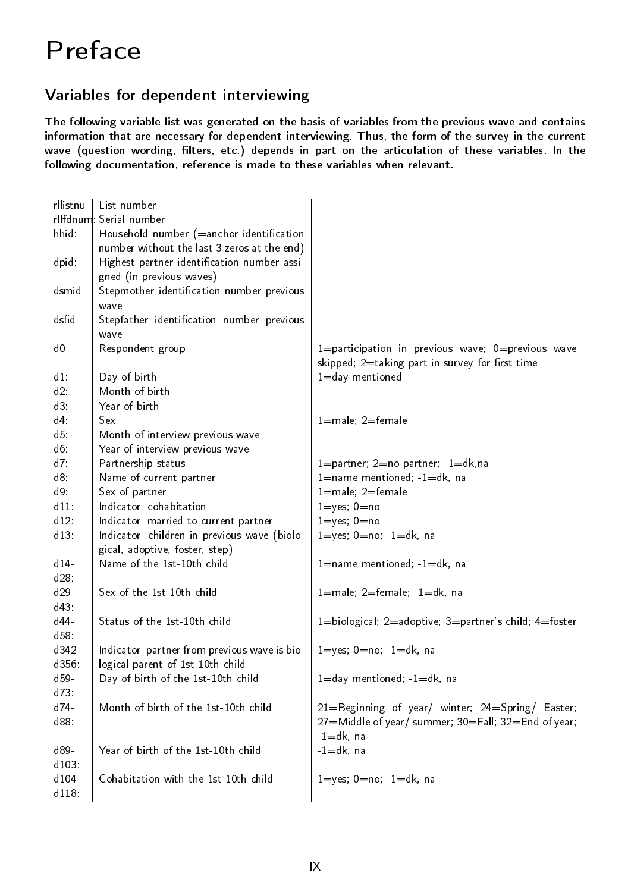# Preface

## Variables for dependent interviewing

**The following variable list was generated on the basis of variables from the previous wave and contains information that are necessary for dependent interviewing. Thus, the form of the survey in the current wave (question wording, filters, etc.) depends in part on the articulation of these variables. In the following documentation, reference is made to these variables when relevant.**

| | | |
|---|---|---|
| rllistnu: | List number | |
| rllfdnum: | Serial number | |
| hhid: | Household number (=anchor identification number without the last 3 zeros at the end) | |
| dpid: | Highest partner identification number assigned (in previous waves) | |
| dsmid: | Stepmother identification number previous wave | |
| dsfid: | Stepfather identification number previous wave | |
| d0 | Respondent group | 1=participation in previous wave; 0=previous wave skipped; 2=taking part in survey for first time |
| d1: | Day of birth | 1=day mentioned |
| d2: | Month of birth | |
| d3: | Year of birth | |
| d4: | Sex | 1=male; 2=female |
| d5: | Month of interview previous wave | |
| d6: | Year of interview previous wave | |
| d7: | Partnership status | 1=partner; 2=no partner; -1=dk,na |
| d8: | Name of current partner | 1=name mentioned; -1=dk, na |
| d9: | Sex of partner | 1=male; 2=female |
| d11: | Indicator: cohabitation | 1=yes; 0=no |
| d12: | Indicator: married to current partner | 1=yes; 0=no |
| d13: | Indicator: children in previous wave (biological, adoptive, foster, step) | 1=yes; 0=no; -1=dk, na |
| d14-d28: | Name of the 1st-10th child | 1=name mentioned; -1=dk, na |
| d29-d43: | Sex of the 1st-10th child | 1=male; 2=female; -1=dk, na |
| d44-d58: | Status of the 1st-10th child | 1=biological; 2=adoptive; 3=partner's child; 4=foster |
| d342-d356: | Indicator: partner from previous wave is biological parent of 1st-10th child | 1=yes; 0=no; -1=dk, na |
| d59-d73: | Day of birth of the 1st-10th child | 1=day mentioned; -1=dk, na |
| d74-d88: | Month of birth of the 1st-10th child | 21=Beginning of year/ winter; 24=Spring/ Easter; 27=Middle of year/ summer; 30=Fall; 32=End of year; -1=dk, na |
| d89-d103: | Year of birth of the 1st-10th child | -1=dk, na |
| d104-d118: | Cohabitation with the 1st-10th child | 1=yes; 0=no; -1=dk, na |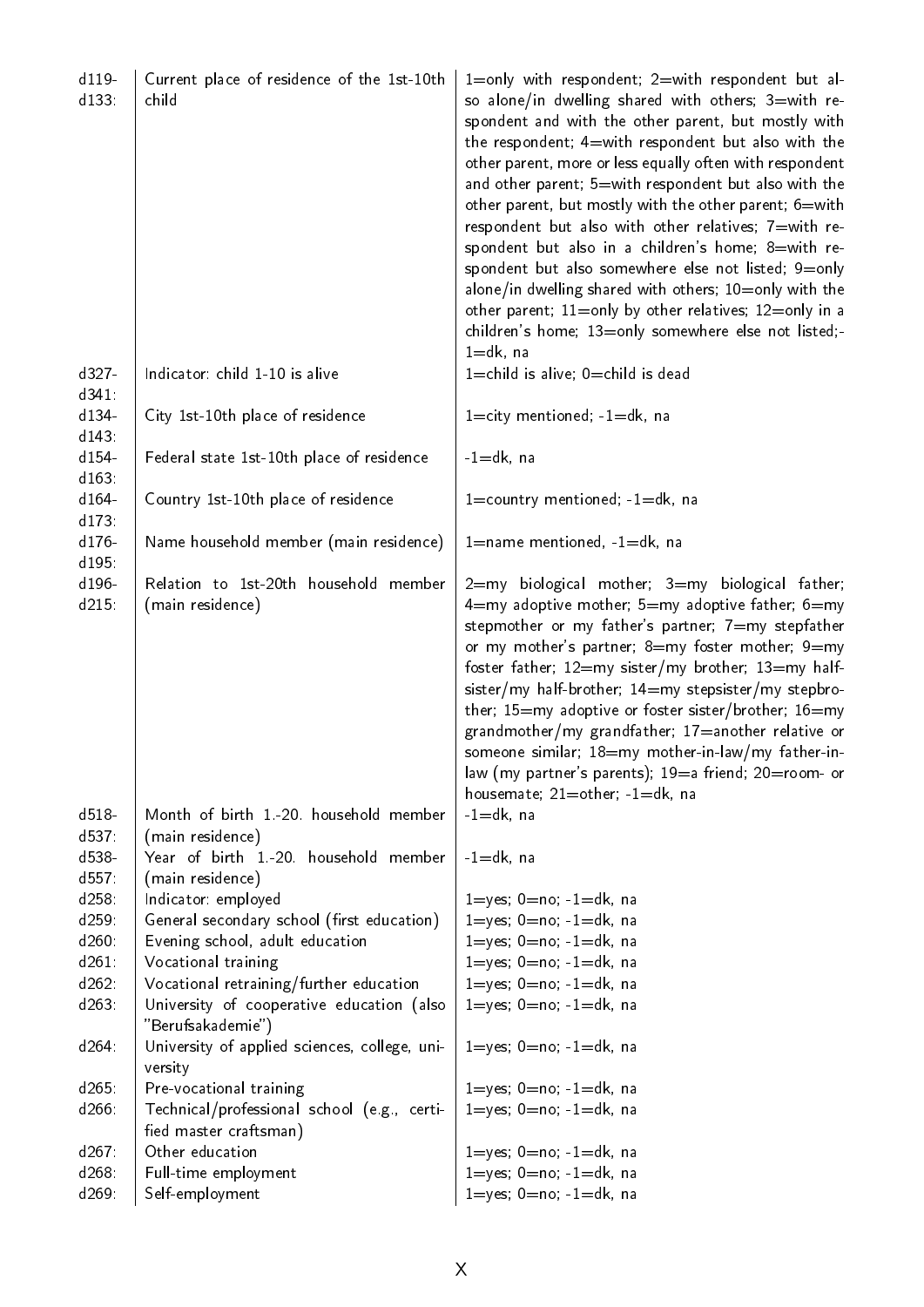| | | |
|---|---|---|
| d119-d133: | Current place of residence of the 1st-10th child | 1=only with respondent; 2=with respondent but also alone/in dwelling shared with others; 3=with respondent and with the other parent, but mostly with the respondent; 4=with respondent but also with the other parent, more or less equally often with respondent and other parent; 5=with respondent but also with the other parent, but mostly with the other parent; 6=with respondent but also with other relatives; 7=with respondent but also in a children's home; 8=with respondent but also somewhere else not listed; 9=only alone/in dwelling shared with others; 10=only with the other parent; 11=only by other relatives; 12=only in a children's home; 13=only somewhere else not listed;-1=dk, na |
| d327-d341: | Indicator: child 1-10 is alive | 1=child is alive; 0=child is dead |
| d134-d143: | City 1st-10th place of residence | 1=city mentioned; -1=dk, na |
| d154-d163: | Federal state 1st-10th place of residence | -1=dk, na |
| d164-d173: | Country 1st-10th place of residence | 1=country mentioned; -1=dk, na |
| d176-d195: | Name household member (main residence) | 1=name mentioned, -1=dk, na |
| d196-d215: | Relation to 1st-20th household member (main residence) | 2=my biological mother; 3=my biological father; 4=my adoptive mother; 5=my adoptive father; 6=my stepmother or my father's partner; 7=my stepfather or my mother's partner; 8=my foster mother; 9=my foster father; 12=my sister/my brother; 13=my half-sister/my half-brother; 14=my stepsister/my stepbrother; 15=my adoptive or foster sister/brother; 16=my grandmother/my grandfather; 17=another relative or someone similar; 18=my mother-in-law/my father-in-law (my partner's parents); 19=a friend; 20=room- or housemate; 21=other; -1=dk, na |
| d518-d537: | Month of birth 1.-20. household member (main residence) | -1=dk, na |
| d538-d557: | Year of birth 1.-20. household member (main residence) | -1=dk, na |
| d258: | Indicator: employed | 1=yes; 0=no; -1=dk, na |
| d259: | General secondary school (first education) | 1=yes; 0=no; -1=dk, na |
| d260: | Evening school, adult education | 1=yes; 0=no; -1=dk, na |
| d261: | Vocational training | 1=yes; 0=no; -1=dk, na |
| d262: | Vocational retraining/further education | 1=yes; 0=no; -1=dk, na |
| d263: | University of cooperative education (also "Berufsakademie") | 1=yes; 0=no; -1=dk, na |
| d264: | University of applied sciences, college, university | 1=yes; 0=no; -1=dk, na |
| d265: | Pre-vocational training | 1=yes; 0=no; -1=dk, na |
| d266: | Technical/professional school (e.g., certified master craftsman) | 1=yes; 0=no; -1=dk, na |
| d267: | Other education | 1=yes; 0=no; -1=dk, na |
| d268: | Full-time employment | 1=yes; 0=no; -1=dk, na |
| d269: | Self-employment | 1=yes; 0=no; -1=dk, na |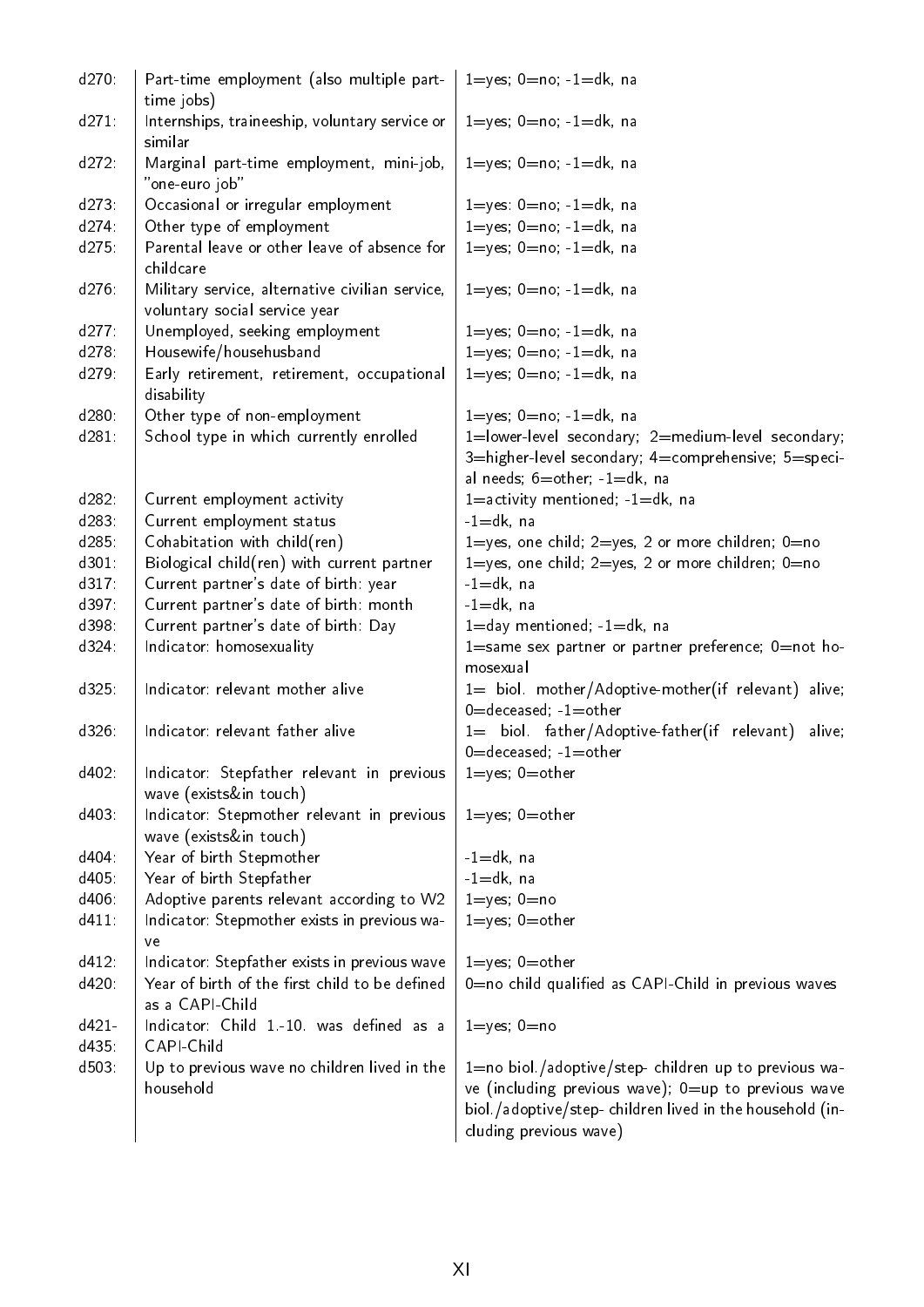| | | |
|---|---|---|
| d270: | Part-time employment (also multiple part-time jobs) | 1=yes; 0=no; -1=dk, na |
| d271: | Internships, traineeship, voluntary service or similar | 1=yes; 0=no; -1=dk, na |
| d272: | Marginal part-time employment, mini-job, "one-euro job" | 1=yes; 0=no; -1=dk, na |
| d273: | Occasional or irregular employment | 1=yes: 0=no; -1=dk, na |
| d274: | Other type of employment | 1=yes; 0=no; -1=dk, na |
| d275: | Parental leave or other leave of absence for childcare | 1=yes; 0=no; -1=dk, na |
| d276: | Military service, alternative civilian service, voluntary social service year | 1=yes; 0=no; -1=dk, na |
| d277: | Unemployed, seeking employment | 1=yes; 0=no; -1=dk, na |
| d278: | Housewife/househusband | 1=yes; 0=no; -1=dk, na |
| d279: | Early retirement, retirement, occupational disability | 1=yes; 0=no; -1=dk, na |
| d280: | Other type of non-employment | 1=yes; 0=no; -1=dk, na |
| d281: | School type in which currently enrolled | 1=lower-level secondary; 2=medium-level secondary; 3=higher-level secondary; 4=comprehensive; 5=special needs; 6=other; -1=dk, na |
| d282: | Current employment activity | 1=activity mentioned; -1=dk, na |
| d283: | Current employment status | -1=dk, na |
| d285: | Cohabitation with child(ren) | 1=yes, one child; 2=yes, 2 or more children; 0=no |
| d301: | Biological child(ren) with current partner | 1=yes, one child; 2=yes, 2 or more children; 0=no |
| d317: | Current partner's date of birth: year | -1=dk, na |
| d397: | Current partner's date of birth: month | -1=dk, na |
| d398: | Current partner's date of birth: Day | 1=day mentioned; -1=dk, na |
| d324: | Indicator: homosexuality | 1=same sex partner or partner preference; 0=not homosexual |
| d325: | Indicator: relevant mother alive | 1= biol. mother/Adoptive-mother(if relevant) alive; 0=deceased; -1=other |
| d326: | Indicator: relevant father alive | 1= biol. father/Adoptive-father(if relevant) alive; 0=deceased; -1=other |
| d402: | Indicator: Stepfather relevant in previous wave (exists&in touch) | 1=yes; 0=other |
| d403: | Indicator: Stepmother relevant in previous wave (exists&in touch) | 1=yes; 0=other |
| d404: | Year of birth Stepmother | -1=dk, na |
| d405: | Year of birth Stepfather | -1=dk, na |
| d406: | Adoptive parents relevant according to W2 | 1=yes; 0=no |
| d411: | Indicator: Stepmother exists in previous wave | 1=yes; 0=other |
| d412: | Indicator: Stepfather exists in previous wave | 1=yes; 0=other |
| d420: | Year of birth of the first child to be defined as a CAPI-Child | 0=no child qualified as CAPI-Child in previous waves |
| d421-d435: | Indicator: Child 1.-10. was defined as a CAPI-Child | 1=yes; 0=no |
| d503: | Up to previous wave no children lived in the household | 1=no biol./adoptive/step- children up to previous wave (including previous wave); 0=up to previous wave biol./adoptive/step- children lived in the household (including previous wave) |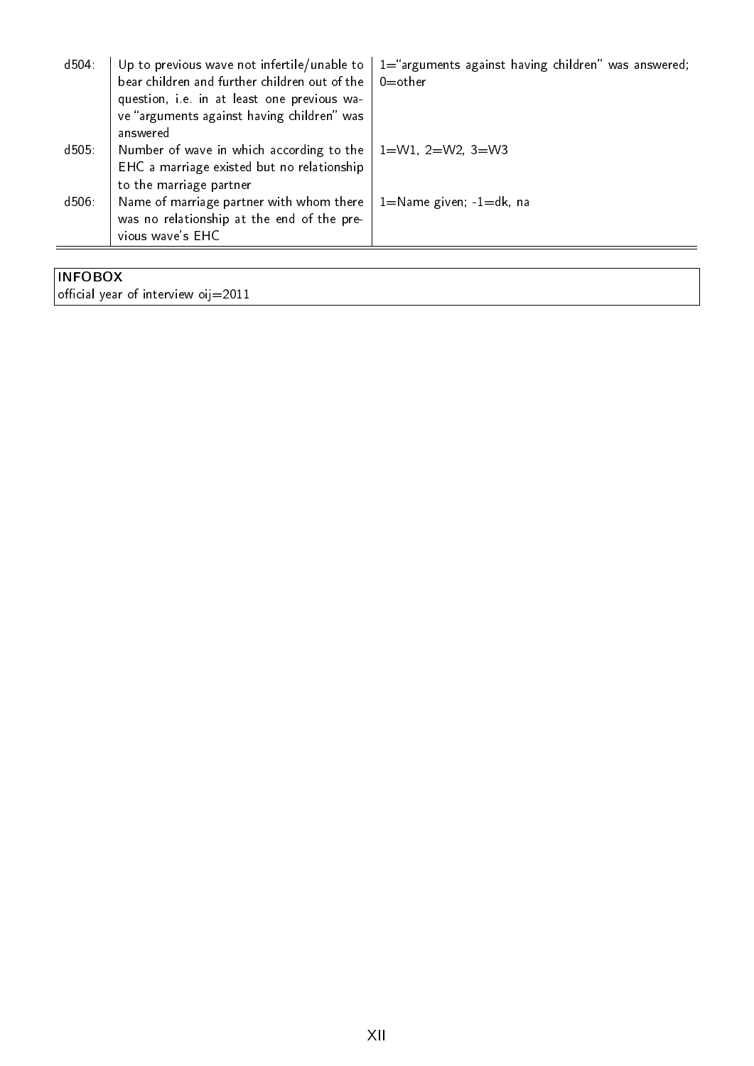| | | |
|---|---|---|
| d504: | Up to previous wave not infertile/unable to bear children and further children out of the question, i.e. in at least one previous wave "arguments against having children" was answered | 1="arguments against having children" was answered; 0=other |
| d505: | Number of wave in which according to the EHC a marriage existed but no relationship to the marriage partner | 1=W1, 2=W2, 3=W3 |
| d506: | Name of marriage partner with whom there was no relationship at the end of the previous wave's EHC | 1=Name given; -1=dk, na |

| INFOBOX |
|---|
| official year of interview oij=2011 |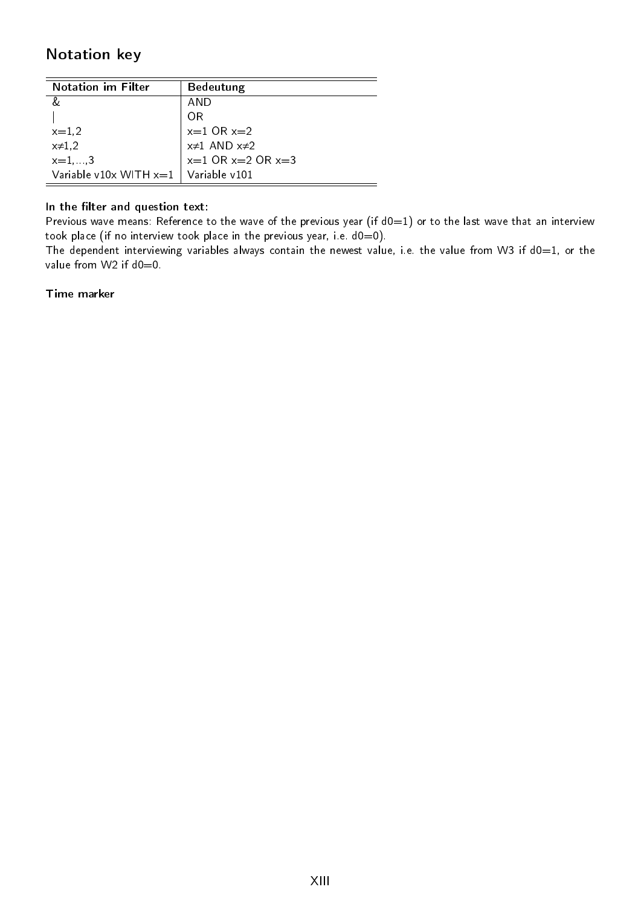## Notation key

| Notation im Filter | Bedeutung |
|---|---|
| & | AND |
| \| | OR |
| x=1,2 | x=1 OR x=2 |
| x≠1,2 | x≠1 AND x≠2 |
| x=1,...,3 | x=1 OR x=2 OR x=3 |
| Variable v10x WITH x=1 | Variable v101 |

**In the filter and question text:**
Previous wave means: Reference to the wave of the previous year (if d0=1) or to the last wave that an interview took place (if no interview took place in the previous year, i.e. d0=0).
The dependent interviewing variables always contain the newest value, i.e. the value from W3 if d0=1, or the value from W2 if d0=0.

**Time marker**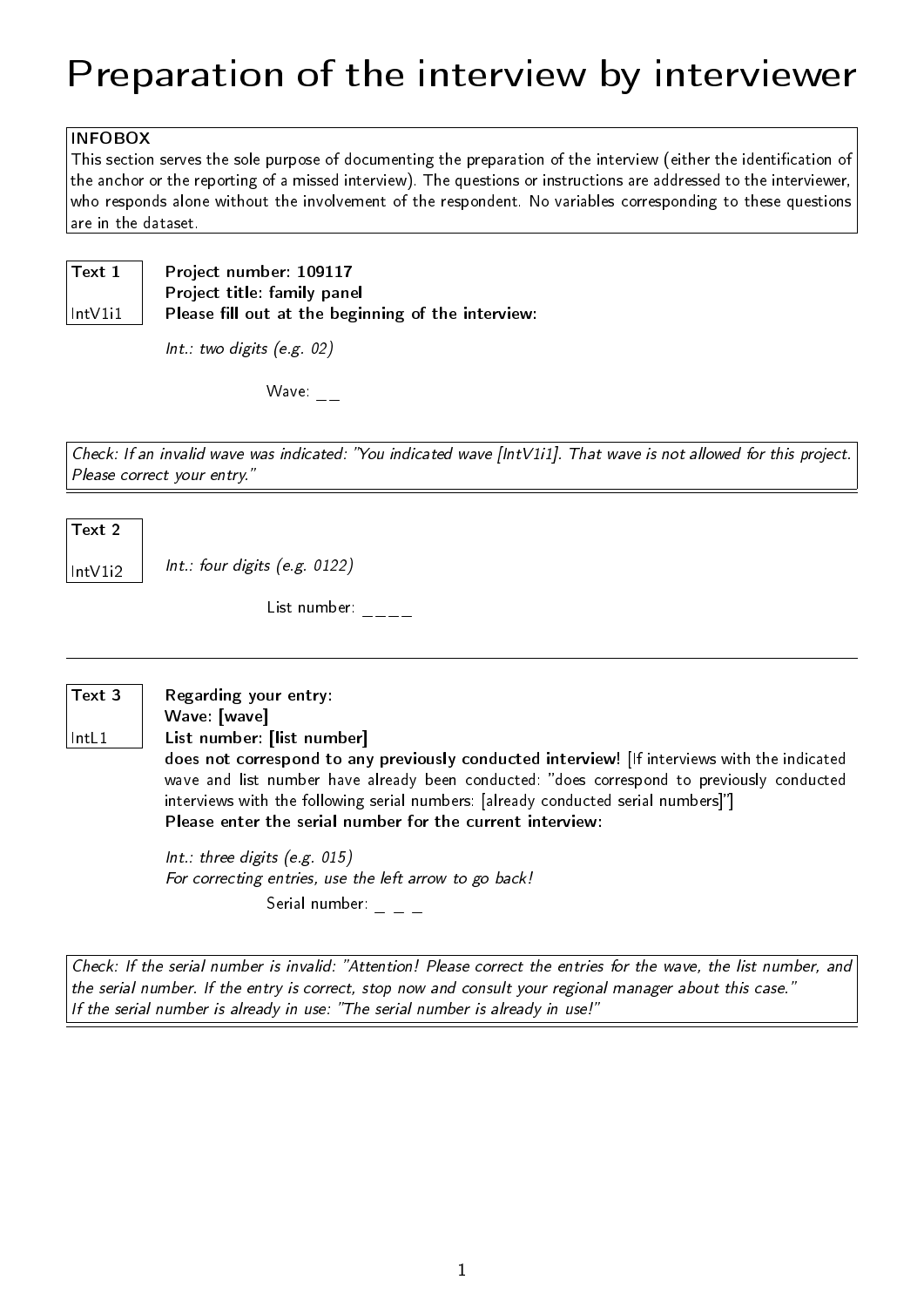# Preparation of the interview by interviewer

> **INFOBOX**
> This section serves the sole purpose of documenting the preparation of the interview (either the identification of the anchor or the reporting of a missed interview). The questions or instructions are addressed to the interviewer, who responds alone without the involvement of the respondent. No variables corresponding to these questions are in the dataset.

**Text 1**
IntV1i1

**Project number: 109117**
**Project title: family panel**
**Please fill out at the beginning of the interview:**

*Int.: two digits (e.g. 02)*

Wave: _ _

*Check: If an invalid wave was indicated: "You indicated wave [IntV1i1]. That wave is not allowed for this project. Please correct your entry."*

---

**Text 2**
IntV1i2

*Int.: four digits (e.g. 0122)*

List number: _ _ _ _

---

**Text 3**
IntL1

**Regarding your entry:**
**Wave: [wave]**
**List number: [list number]**
**does not correspond to any previously conducted interview!** [If interviews with the indicated wave and list number have already been conducted: "does correspond to previously conducted interviews with the following serial numbers: [already conducted serial numbers]"]
**Please enter the serial number for the current interview:**

*Int.: three digits (e.g. 015)*
*For correcting entries, use the left arrow to go back!*

Serial number: _ _ _

*Check: If the serial number is invalid: "Attention! Please correct the entries for the wave, the list number, and the serial number. If the entry is correct, stop now and consult your regional manager about this case."*
*If the serial number is already in use: "The serial number is already in use!"*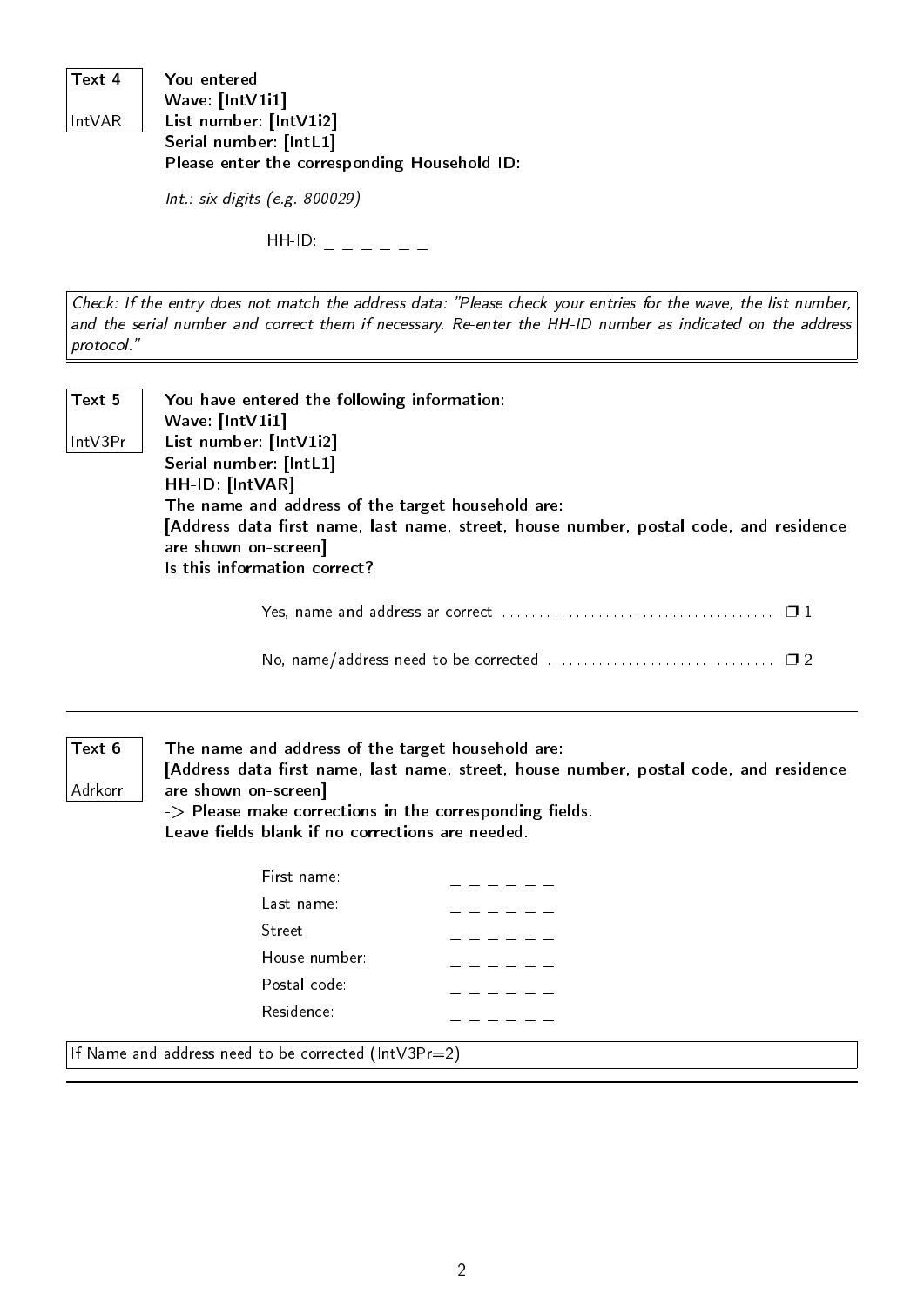**Text 4**

IntVAR

**You entered**
**Wave: [IntV1i1]**
**List number: [IntV1i2]**
**Serial number: [IntL1]**
**Please enter the corresponding Household ID:**

*Int.: six digits (e.g. 800029)*

HH-ID: _ _ _ _ _ _

*Check: If the entry does not match the address data: "Please check your entries for the wave, the list number, and the serial number and correct them if necessary. Re-enter the HH-ID number as indicated on the address protocol."*

---

**Text 5**

IntV3Pr

**You have entered the following information:**
**Wave: [IntV1i1]**
**List number: [IntV1i2]**
**Serial number: [IntL1]**
**HH-ID: [IntVAR]**
**The name and address of the target household are:**
**[Address data first name, last name, street, house number, postal code, and residence are shown on-screen]**
**Is this information correct?**

Yes, name and address ar correct .................................... ❐ 1

No, name/address need to be corrected .............................. ❐ 2

---

**Text 6**

Adrkorr

**The name and address of the target household are:**
**[Address data first name, last name, street, house number, postal code, and residence are shown on-screen]**
**-> Please make corrections in the corresponding fields.**
**Leave fields blank if no corrections are needed.**

First name: _ _ _ _ _ _
Last name: _ _ _ _ _ _
Street _ _ _ _ _ _
House number: _ _ _ _ _ _
Postal code: _ _ _ _ _ _
Residence: _ _ _ _ _ _

If Name and address need to be corrected (IntV3Pr=2)

---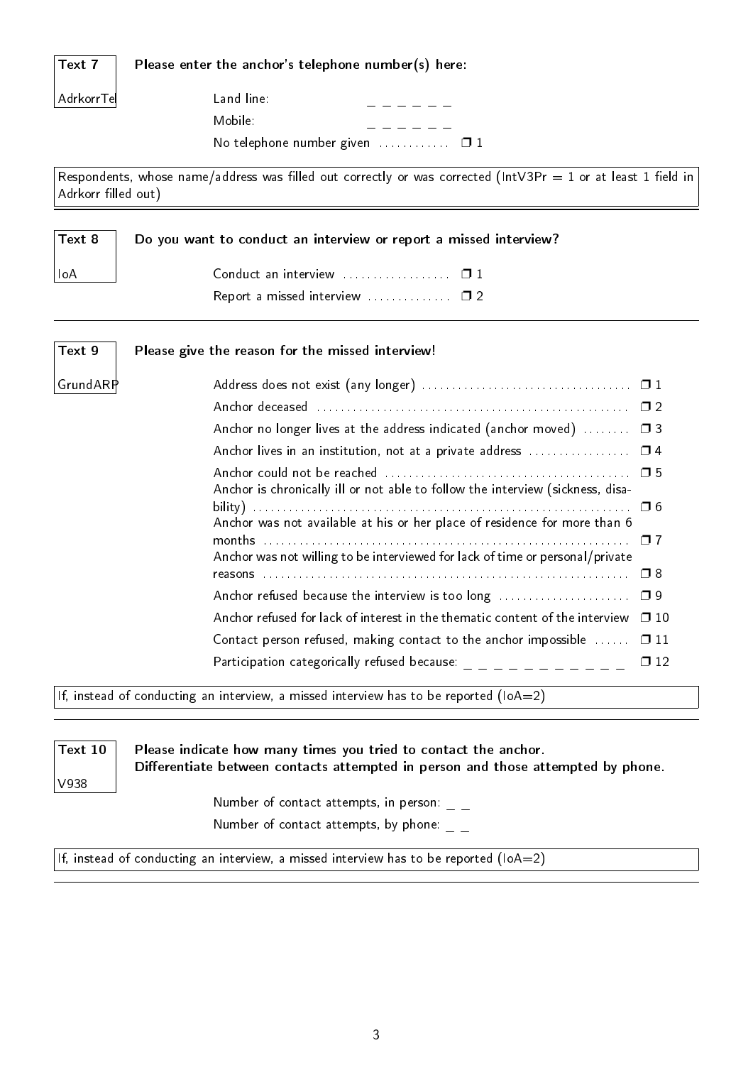**Text 7** — Please enter the anchor's telephone number(s) here:

AdrkorrTel

Land line: _ _ _ _ _ _

Mobile: _ _ _ _ _ _

No telephone number given ............ ❐ 1

Respondents, whose name/address was filled out correctly or was corrected (IntV3Pr = 1 or at least 1 field in Adrkorr filled out)

---

**Text 8** — Do you want to conduct an interview or report a missed interview?

IoA

Conduct an interview .................. ❐ 1

Report a missed interview .............. ❐ 2

---

**Text 9** — Please give the reason for the missed interview!

GrundARP

Address does not exist (any longer) .................................. ❐ 1

Anchor deceased .................................................. ❐ 2

Anchor no longer lives at the address indicated (anchor moved) ........ ❐ 3

Anchor lives in an institution, not at a private address ................ ❐ 4

Anchor could not be reached ........................................ ❐ 5

Anchor is chronically ill or not able to follow the interview (sickness, disability) .......................................................... ❐ 6

Anchor was not available at his or her place of residence for more than 6 months .......................................................... ❐ 7

Anchor was not willing to be interviewed for lack of time or personal/private reasons .......................................................... ❐ 8

Anchor refused because the interview is too long ...................... ❐ 9

Anchor refused for lack of interest in the thematic content of the interview ❐ 10

Contact person refused, making contact to the anchor impossible ...... ❐ 11

Participation categorically refused because: _ _ _ _ _ _ _ _ _ _ _ ❐ 12

If, instead of conducting an interview, a missed interview has to be reported (IoA=2)

---

**Text 10** — Please indicate how many times you tried to contact the anchor. Differentiate between contacts attempted in person and those attempted by phone.

V938

Number of contact attempts, in person: _ _

Number of contact attempts, by phone: _ _

If, instead of conducting an interview, a missed interview has to be reported (IoA=2)

---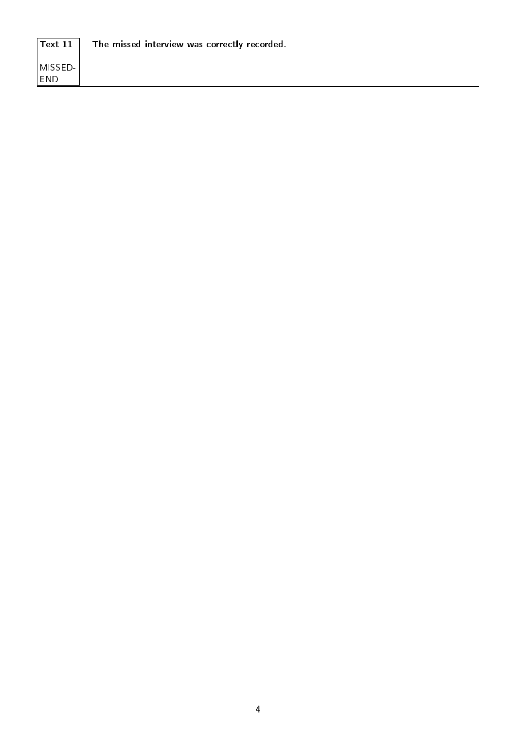| Text 11 MISSED-END | **The missed interview was correctly recorded.** |
| --- | --- |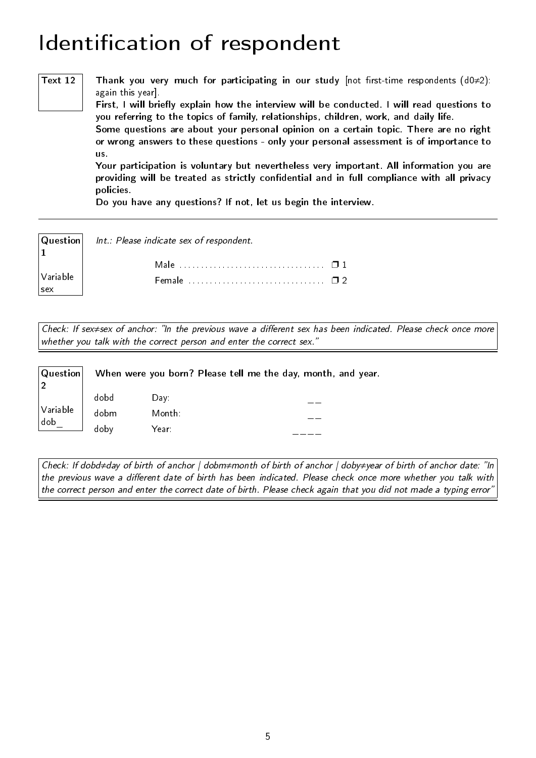# Identification of respondent

**Text 12**

**Thank you very much for participating in our study** [not first-time respondents (d0≠2): again this year].
**First, I will briefly explain how the interview will be conducted. I will read questions to you referring to the topics of family, relationships, children, work, and daily life.**
**Some questions are about your personal opinion on a certain topic. There are no right or wrong answers to these questions - only your personal assessment is of importance to us.**
**Your participation is voluntary but nevertheless very important. All information you are providing will be treated as strictly confidential and in full compliance with all privacy policies.**
**Do you have any questions? If not, let us begin the interview.**

---

**Question 1**

Variable sex

*Int.: Please indicate sex of respondent.*

| | |
|---|---|
| Male | ❐ 1 |
| Female | ❐ 2 |

*Check: If sex≠sex of anchor: "In the previous wave a different sex has been indicated. Please check once more whether you talk with the correct person and enter the correct sex."*

---

**Question 2**

Variable dob_

**When were you born? Please tell me the day, month, and year.**

| | | |
|---|---|---|
| dobd | Day: | __ |
| dobm | Month: | __ |
| doby | Year: | ____ |

*Check: If dobd≠day of birth of anchor | dobm≠month of birth of anchor | doby≠year of birth of anchor date: "In the previous wave a different date of birth has been indicated. Please check once more whether you talk with the correct person and enter the correct date of birth. Please check again that you did not made a typing error"*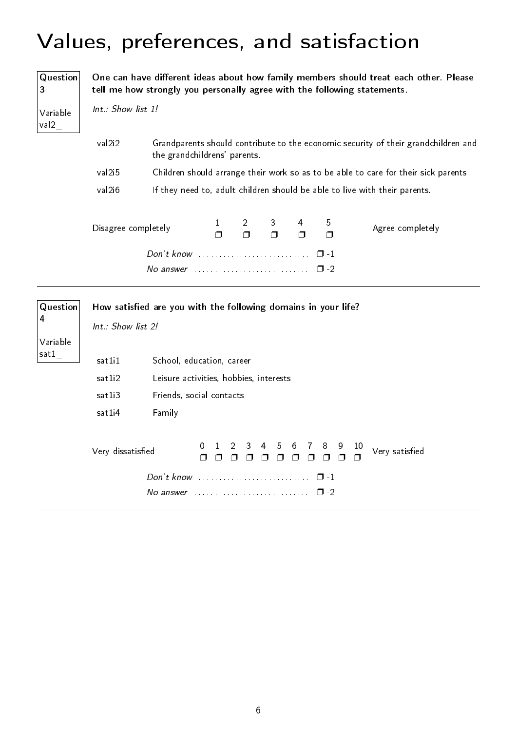# Values, preferences, and satisfaction

**Question 3**

Variable val2_

**One can have different ideas about how family members should treat each other. Please tell me how strongly you personally agree with the following statements.**

*Int.: Show list 1!*

| | |
|---|---|
| val2i2 | Grandparents should contribute to the economic security of their grandchildren and the grandchildrens' parents. |
| val2i5 | Children should arrange their work so as to be able to care for their sick parents. |
| val2i6 | If they need to, adult children should be able to live with their parents. |

| Disagree completely | 1 | 2 | 3 | 4 | 5 | Agree completely |
|---|---|---|---|---|---|---|
| | ❐ | ❐ | ❐ | ❐ | ❐ | |

*Don't know* ........................... ❐ -1

*No answer* ........................... ❐ -2

---

**Question 4**

Variable sat1_

**How satisfied are you with the following domains in your life?**

*Int.: Show list 2!*

| | |
|---|---|
| sat1i1 | School, education, career |
| sat1i2 | Leisure activities, hobbies, interests |
| sat1i3 | Friends, social contacts |
| sat1i4 | Family |

| Very dissatisfied | 0 | 1 | 2 | 3 | 4 | 5 | 6 | 7 | 8 | 9 | 10 | Very satisfied |
|---|---|---|---|---|---|---|---|---|---|---|---|---|
| | ❐ | ❐ | ❐ | ❐ | ❐ | ❐ | ❐ | ❐ | ❐ | ❐ | ❐ | |

*Don't know* ........................... ❐ -1

*No answer* ........................... ❐ -2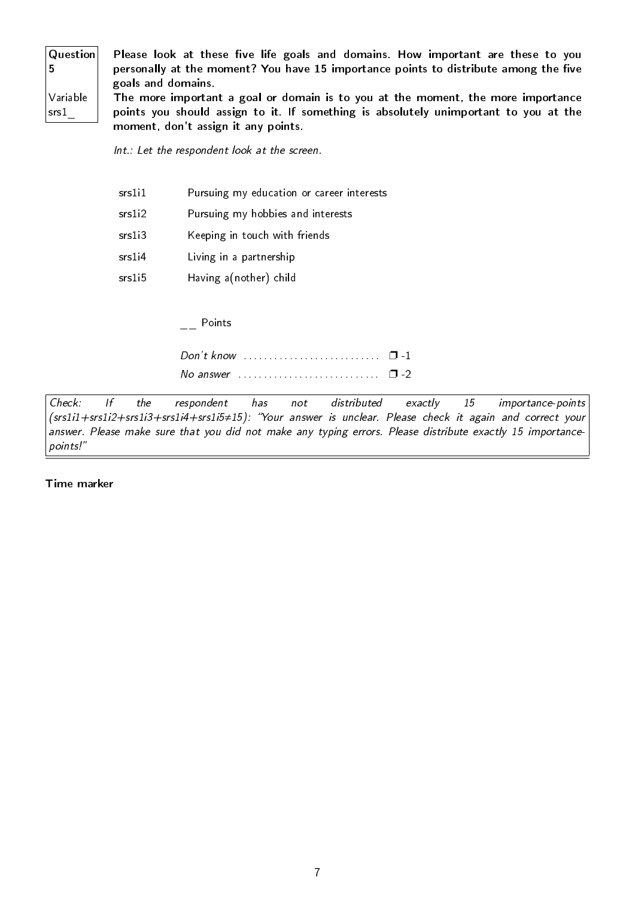| Question 5 | **Please look at these five life goals and domains. How important are these to you personally at the moment? You have 15 importance points to distribute among the five goals and domains.** |
|---|---|
| Variable srs1_ | **The more important a goal or domain is to you at the moment, the more importance points you should assign to it. If something is absolutely unimportant to you at the moment, don't assign it any points.** |

*Int.: Let the respondent look at the screen.*

| | |
|---|---|
| srs1i1 | Pursuing my education or career interests |
| srs1i2 | Pursuing my hobbies and interests |
| srs1i3 | Keeping in touch with friends |
| srs1i4 | Living in a partnership |
| srs1i5 | Having a(nother) child |

__ Points

*Don't know* ............................ ❐ -1

*No answer* ............................ ❐ -2

*Check: If the respondent has not distributed exactly 15 importance-points (srs1i1+srs1i2+srs1i3+srs1i4+srs1i5≠15): "Your answer is unclear. Please check it again and correct your answer. Please make sure that you did not make any typing errors. Please distribute exactly 15 importance-points!"*

**Time marker**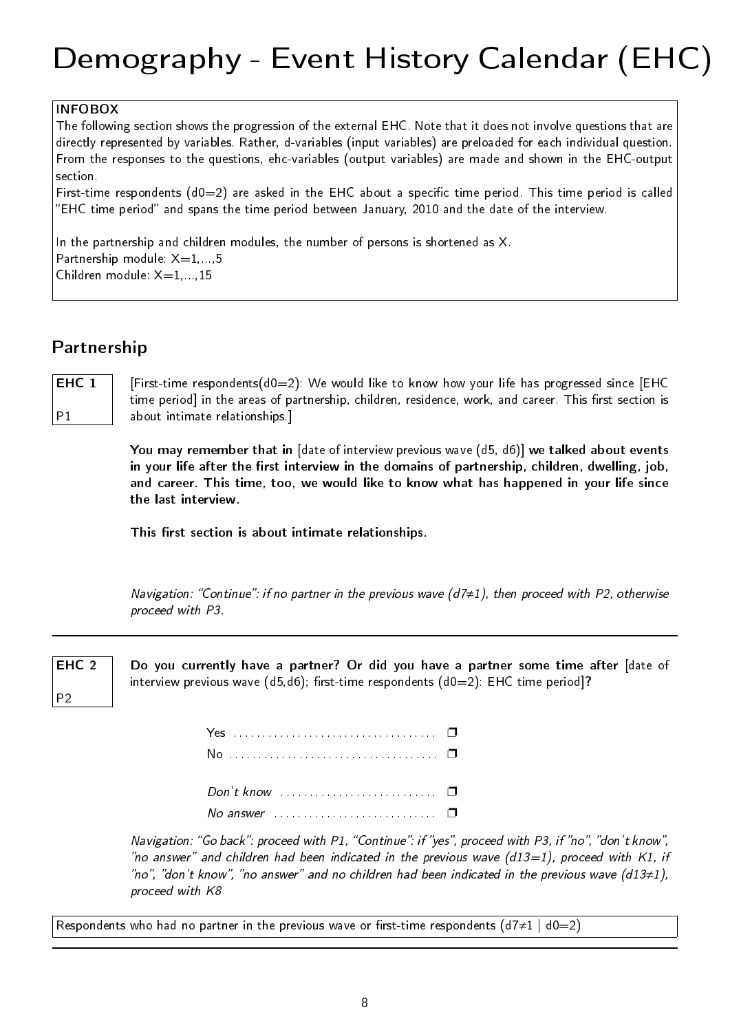# Demography - Event History Calendar (EHC)

INFOBOX

The following section shows the progression of the external EHC. Note that it does not involve questions that are directly represented by variables. Rather, d-variables (input variables) are preloaded for each individual question. From the responses to the questions, ehc-variables (output variables) are made and shown in the EHC-output section.

First-time respondents (d0=2) are asked in the EHC about a specific time period. This time period is called "EHC time period" and spans the time period between January, 2010 and the date of the interview.

In the partnership and children modules, the number of persons is shortened as X.
Partnership module: X=1,...,5
Children module: X=1,...,15

## Partnership

**EHC 1**
P1

[First-time respondents(d0=2): We would like to know how your life has progressed since [EHC time period] in the areas of partnership, children, residence, work, and career. This first section is about intimate relationships.]

**You may remember that in** [date of interview previous wave (d5, d6)] **we talked about events in your life after the first interview in the domains of partnership, children, dwelling, job, and career. This time, too, we would like to know what has happened in your life since the last interview.**

**This first section is about intimate relationships.**

*Navigation: "Continue": if no partner in the previous wave (d7≠1), then proceed with P2, otherwise proceed with P3.*

---

**EHC 2**
P2

**Do you currently have a partner? Or did you have a partner some time after** [date of interview previous wave (d5,d6); first-time respondents (d0=2): EHC time period]**?**

- Yes ❐
- No ❐
- *Don't know* ❐
- *No answer* ❐

*Navigation: "Go back": proceed with P1, "Continue": if "yes", proceed with P3, if "no", "don't know", "no answer" and children had been indicated in the previous wave (d13=1), proceed with K1, if "no", "don't know", "no answer" and no children had been indicated in the previous wave (d13≠1), proceed with K8*

Respondents who had no partner in the previous wave or first-time respondents (d7≠1 | d0=2)

---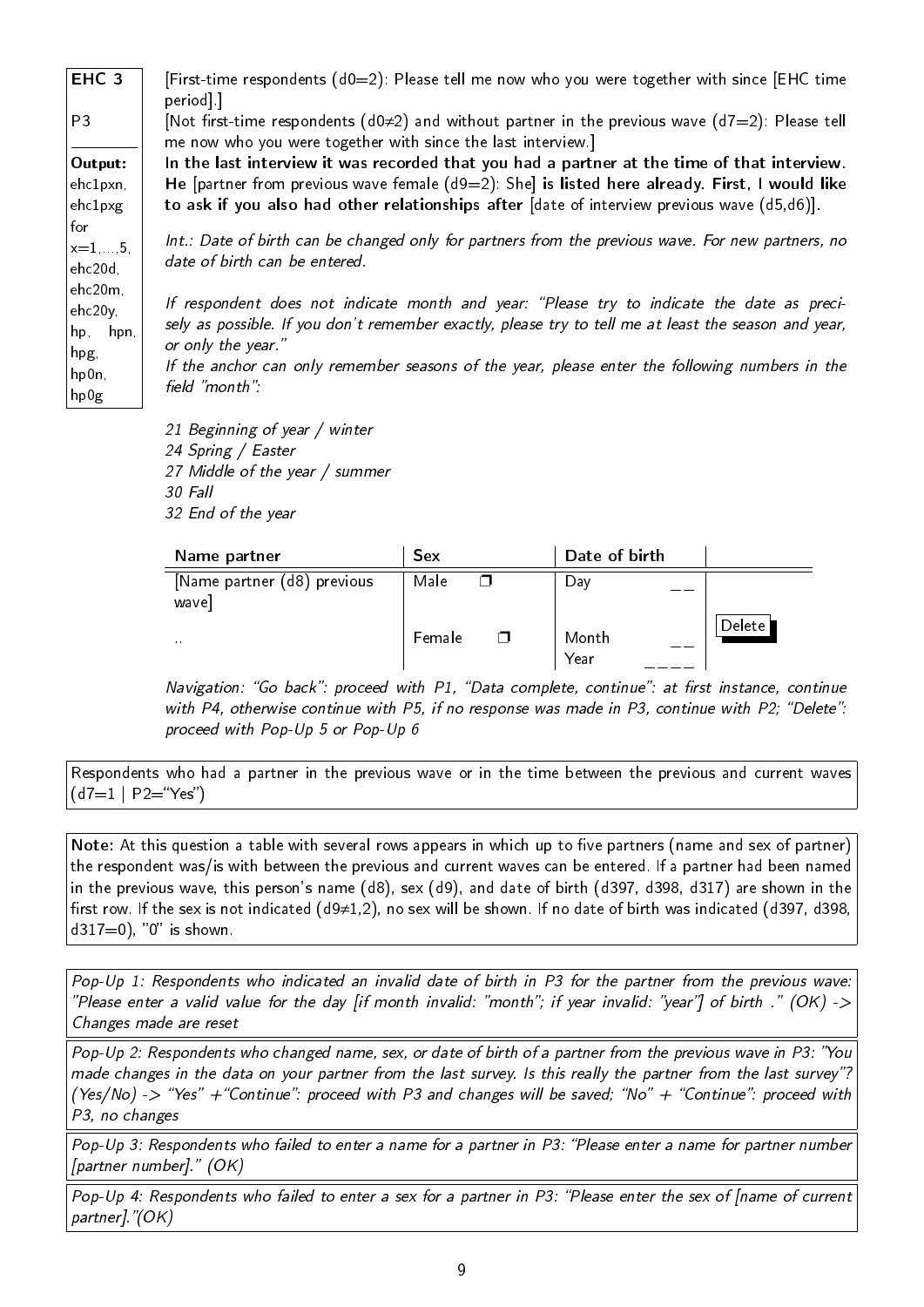**EHC 3**

P3

**Output:** ehc1pxn, ehc1pxg for x=1,...,5, ehc20d, ehc20m, ehc20y, hp, hpn, hpg, hp0n, hp0g

[First-time respondents (d0=2): Please tell me now who you were together with since [EHC time period].]

[Not first-time respondents (d0≠2) and without partner in the previous wave (d7=2): Please tell me now who you were together with since the last interview.]

**In the last interview it was recorded that you had a partner at the time of that interview. He** [partner from previous wave female (d9=2): She] **is listed here already. First, I would like to ask if you also had other relationships after** [date of interview previous wave (d5,d6)].

*Int.: Date of birth can be changed only for partners from the previous wave. For new partners, no date of birth can be entered.*

*If respondent does not indicate month and year: "Please try to indicate the date as precisely as possible. If you don't remember exactly, please try to tell me at least the season and year, or only the year."*

*If the anchor can only remember seasons of the year, please enter the following numbers in the field "month":*

*21 Beginning of year / winter*
*24 Spring / Easter*
*27 Middle of the year / summer*
*30 Fall*
*32 End of the year*

| Name partner | Sex | Date of birth | |
|---|---|---|---|
| [Name partner (d8) previous wave] | Male ❐ | Day __ | |
| .. | Female ❐ | Month __ Year ____ | Delete |

*Navigation: "Go back": proceed with P1, "Data complete, continue": at first instance, continue with P4, otherwise continue with P5, if no response was made in P3, continue with P2; "Delete": proceed with Pop-Up 5 or Pop-Up 6*

Respondents who had a partner in the previous wave or in the time between the previous and current waves (d7=1 | P2="Yes")

**Note:** At this question a table with several rows appears in which up to five partners (name and sex of partner) the respondent was/is with between the previous and current waves can be entered. If a partner had been named in the previous wave, this person's name (d8), sex (d9), and date of birth (d397, d398, d317) are shown in the first row. If the sex is not indicated (d9≠1,2), no sex will be shown. If no date of birth was indicated (d397, d398, d317=0), "0" is shown.

*Pop-Up 1: Respondents who indicated an invalid date of birth in P3 for the partner from the previous wave: "Please enter a valid value for the day [if month invalid: "month"; if year invalid: "year"] of birth ." (OK) -> Changes made are reset*

*Pop-Up 2: Respondents who changed name, sex, or date of birth of a partner from the previous wave in P3: "You made changes in the data on your partner from the last survey. Is this really the partner from the last survey"? (Yes/No) -> "Yes" +"Continue": proceed with P3 and changes will be saved; "No" + "Continue": proceed with P3, no changes*

*Pop-Up 3: Respondents who failed to enter a name for a partner in P3: "Please enter a name for partner number [partner number]." (OK)*

*Pop-Up 4: Respondents who failed to enter a sex for a partner in P3: "Please enter the sex of [name of current partner]."(OK)*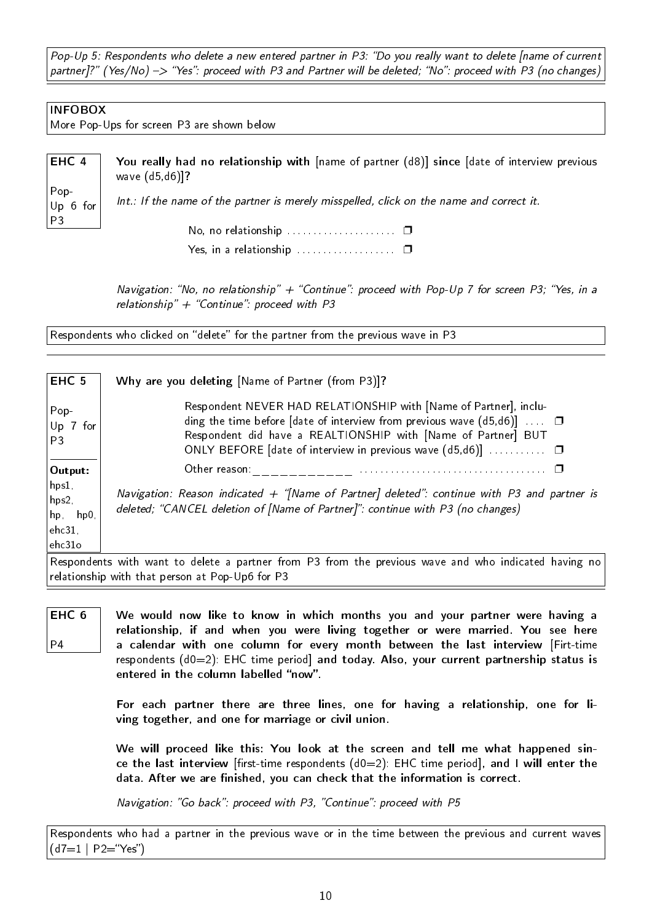*Pop-Up 5: Respondents who delete a new entered partner in P3: "Do you really want to delete [name of current partner]?" (Yes/No) –> "Yes": proceed with P3 and Partner will be deleted; "No": proceed with P3 (no changes)*

---

**INFOBOX**
More Pop-Ups for screen P3 are shown below

---

**EHC 4**

Pop-Up 6 for P3

**You really had no relationship with** [name of partner (d8)] **since** [date of interview previous wave (d5,d6)]**?**

*Int.: If the name of the partner is merely misspelled, click on the name and correct it.*

- No, no relationship ☐
- Yes, in a relationship ☐

*Navigation: "No, no relationship" + "Continue": proceed with Pop-Up 7 for screen P3; "Yes, in a relationship" + "Continue": proceed with P3*

Respondents who clicked on "delete" for the partner from the previous wave in P3

---

**EHC 5**

Pop-Up 7 for P3

**Output:** hps1, hps2, hp, hp0, ehc31, ehc31o

**Why are you deleting** [Name of Partner (from P3)]**?**

- Respondent NEVER HAD RELATIONSHIP with [Name of Partner], including the time before [date of interview from previous wave (d5,d6)] ☐
- Respondent did have a REALTIONSHIP with [Name of Partner] BUT ONLY BEFORE [date of interview in previous wave (d5,d6)] ☐
- Other reason:___________ ☐

*Navigation: Reason indicated + "[Name of Partner] deleted": continue with P3 and partner is deleted; "CANCEL deletion of [Name of Partner]": continue with P3 (no changes)*

Respondents with want to delete a partner from P3 from the previous wave and who indicated having no relationship with that person at Pop-Up6 for P3

---

**EHC 6**

P4

**We would now like to know in which months you and your partner were having a relationship, if and when you were living together or were married. You see here a calendar with one column for every month between the last interview** [Firt-time respondents (d0=2): EHC time period] **and today. Also, your current partnership status is entered in the column labelled "now".**

**For each partner there are three lines, one for having a relationship, one for living together, and one for marriage or civil union.**

**We will proceed like this: You look at the screen and tell me what happened since the last interview** [first-time respondents (d0=2): EHC time period]**, and I will enter the data. After we are finished, you can check that the information is correct.**

*Navigation: "Go back": proceed with P3, "Continue": proceed with P5*

Respondents who had a partner in the previous wave or in the time between the previous and current waves (d7=1 | P2="Yes")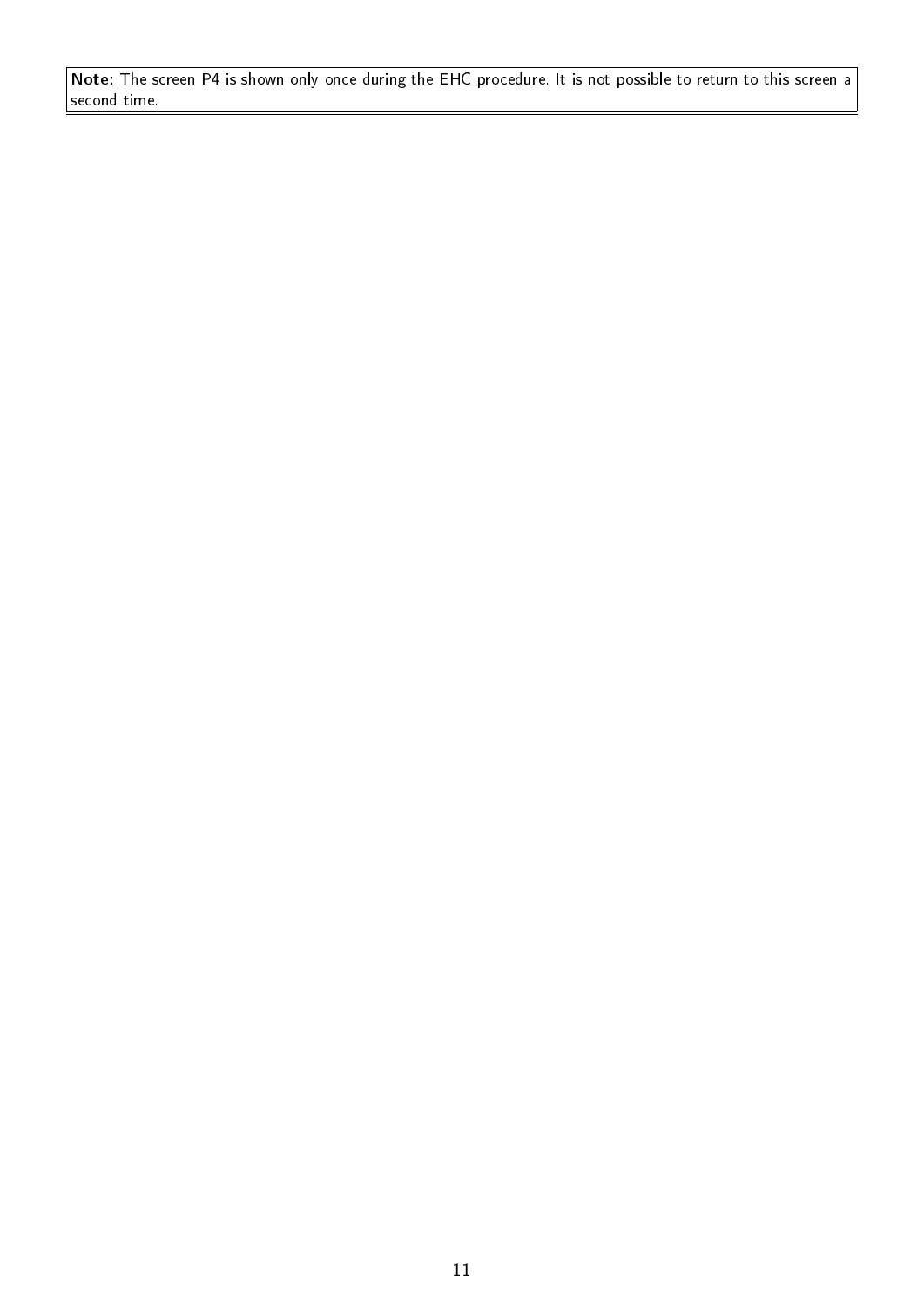**Note:** The screen P4 is shown only once during the EHC procedure. It is not possible to return to this screen a second time.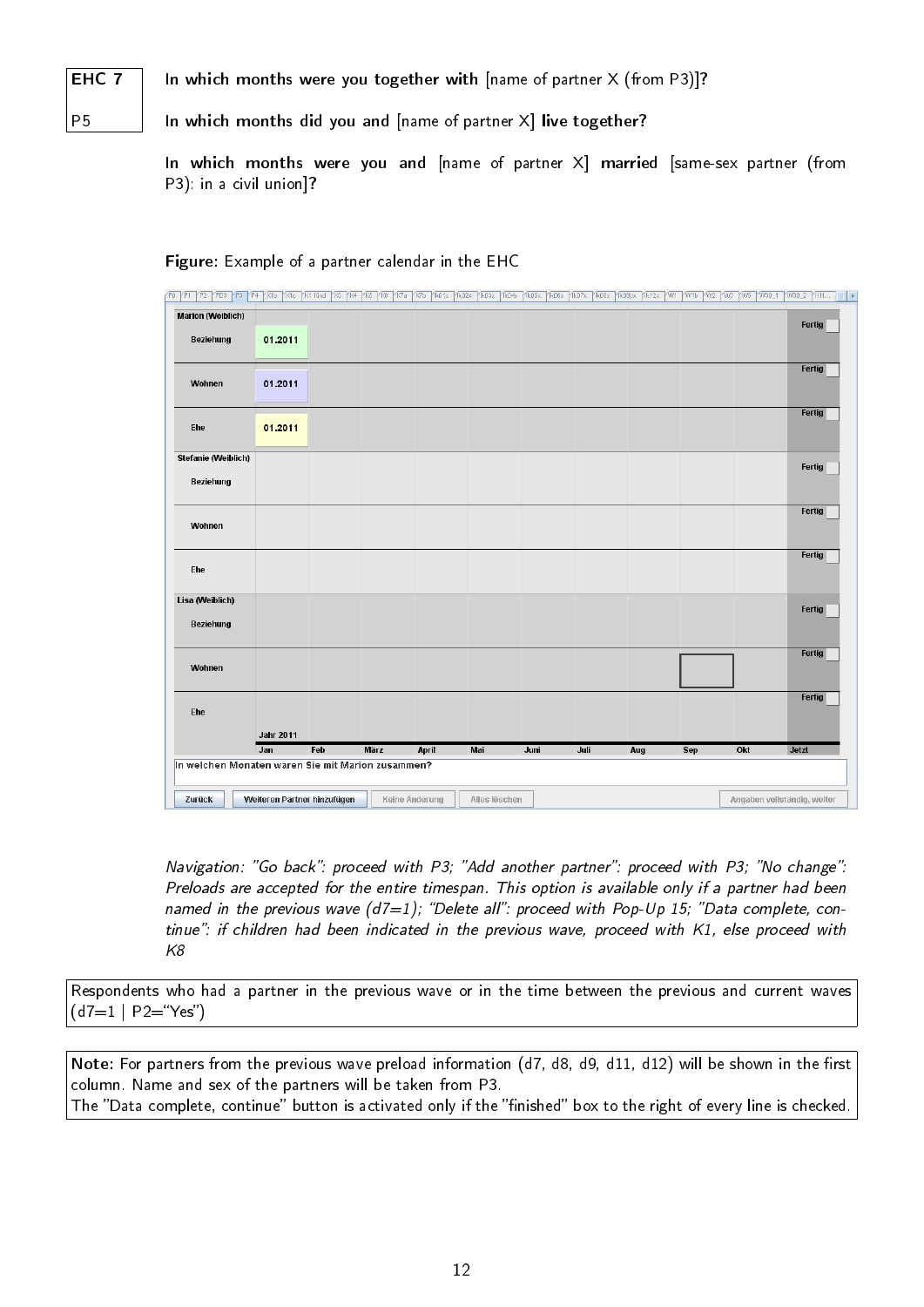| EHC 7 | In which months were you together with [name of partner X (from P3)]? |
|---|---|
| P5 | In which months did you and [name of partner X] **live together?** |

**In which months were you together with** [name of partner X (from P3)]**?**

In which months did you and [name of partner X] **live together?**

In which months were you and [name of partner X] **married** [same-sex partner (from P3): in a civil union]**?**

**Figure:** Example of a partner calendar in the EHC

*Navigation: "Go back": proceed with P3; "Add another partner": proceed with P3; "No change": Preloads are accepted for the entire timespan. This option is available only if a partner had been named in the previous wave (d7=1); "Delete all": proceed with Pop-Up 15; "Data complete, continue": if children had been indicated in the previous wave, proceed with K1, else proceed with K8*

Respondents who had a partner in the previous wave or in the time between the previous and current waves (d7=1 | P2="Yes")

**Note:** For partners from the previous wave preload information (d7, d8, d9, d11, d12) will be shown in the first column. Name and sex of the partners will be taken from P3.
The "Data complete, continue" button is activated only if the "finished" box to the right of every line is checked.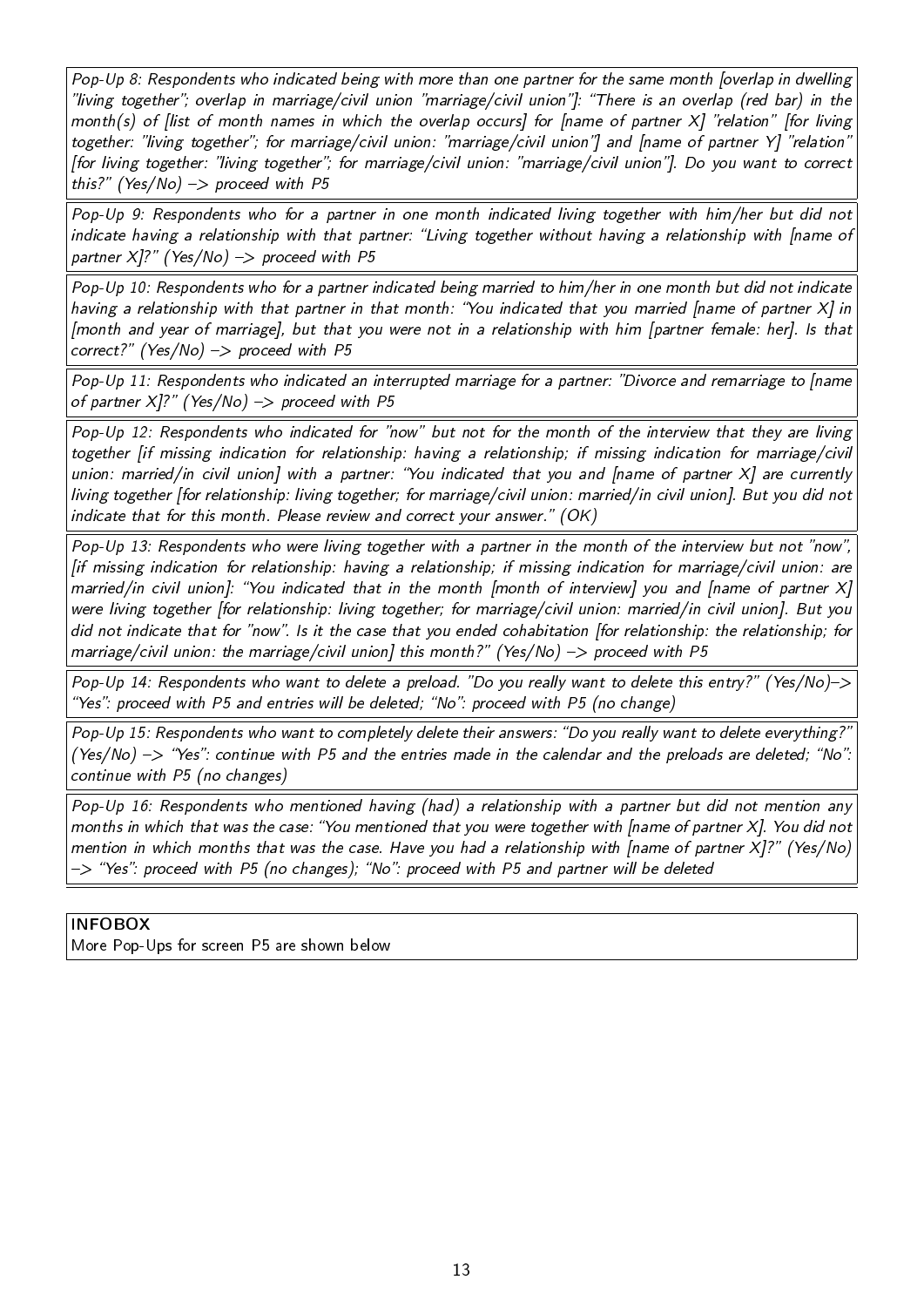*Pop-Up 8: Respondents who indicated being with more than one partner for the same month [overlap in dwelling "living together"; overlap in marriage/civil union "marriage/civil union"]: "There is an overlap (red bar) in the month(s) of [list of month names in which the overlap occurs] for [name of partner X] "relation" [for living together: "living together"; for marriage/civil union: "marriage/civil union"] and [name of partner Y] "relation" [for living together: "living together"; for marriage/civil union: "marriage/civil union"]. Do you want to correct this?" (Yes/No) –> proceed with P5*

*Pop-Up 9: Respondents who for a partner in one month indicated living together with him/her but did not indicate having a relationship with that partner: "Living together without having a relationship with [name of partner X]?" (Yes/No) –> proceed with P5*

*Pop-Up 10: Respondents who for a partner indicated being married to him/her in one month but did not indicate having a relationship with that partner in that month: "You indicated that you married [name of partner X] in [month and year of marriage], but that you were not in a relationship with him [partner female: her]. Is that correct?" (Yes/No) –> proceed with P5*

*Pop-Up 11: Respondents who indicated an interrupted marriage for a partner: "Divorce and remarriage to [name of partner X]?" (Yes/No) –> proceed with P5*

*Pop-Up 12: Respondents who indicated for "now" but not for the month of the interview that they are living together [if missing indication for relationship: having a relationship; if missing indication for marriage/civil union: married/in civil union] with a partner: "You indicated that you and [name of partner X] are currently living together [for relationship: living together; for marriage/civil union: married/in civil union]. But you did not indicate that for this month. Please review and correct your answer." (OK)*

*Pop-Up 13: Respondents who were living together with a partner in the month of the interview but not "now", [if missing indication for relationship: having a relationship; if missing indication for marriage/civil union: are married/in civil union]: "You indicated that in the month [month of interview] you and [name of partner X] were living together [for relationship: living together; for marriage/civil union: married/in civil union]. But you did not indicate that for "now". Is it the case that you ended cohabitation [for relationship: the relationship; for marriage/civil union: the marriage/civil union] this month?" (Yes/No) –> proceed with P5*

*Pop-Up 14: Respondents who want to delete a preload. "Do you really want to delete this entry?" (Yes/No)–> "Yes": proceed with P5 and entries will be deleted; "No": proceed with P5 (no change)*

*Pop-Up 15: Respondents who want to completely delete their answers: "Do you really want to delete everything?" (Yes/No) –> "Yes": continue with P5 and the entries made in the calendar and the preloads are deleted; "No": continue with P5 (no changes)*

*Pop-Up 16: Respondents who mentioned having (had) a relationship with a partner but did not mention any months in which that was the case: "You mentioned that you were together with [name of partner X]. You did not mention in which months that was the case. Have you had a relationship with [name of partner X]?" (Yes/No) –> "Yes": proceed with P5 (no changes); "No": proceed with P5 and partner will be deleted*

INFOBOX
More Pop-Ups for screen P5 are shown below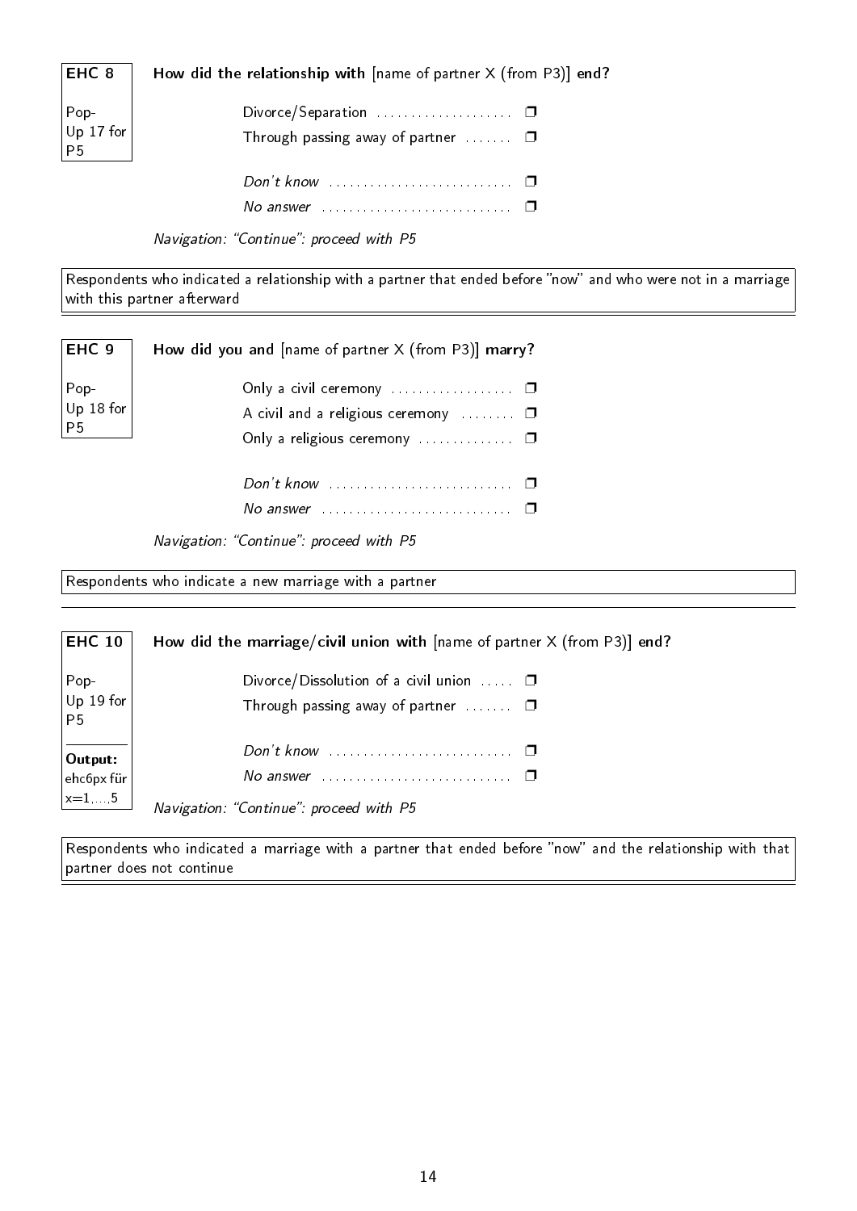**EHC 8**

Pop-Up 17 for P5

**How did the relationship with** [name of partner X (from P3)] **end?**

- Divorce/Separation .................... ❒
- Through passing away of partner ....... ❒
- *Don't know* ........................... ❒
- *No answer* ............................ ❒

*Navigation: "Continue": proceed with P5*

Respondents who indicated a relationship with a partner that ended before "now" and who were not in a marriage with this partner afterward

---

**EHC 9**

Pop-Up 18 for P5

**How did you and** [name of partner X (from P3)] **marry?**

- Only a civil ceremony .................. ❒
- A civil and a religious ceremony ........ ❒
- Only a religious ceremony .............. ❒
- *Don't know* ........................... ❒
- *No answer* ............................ ❒

*Navigation: "Continue": proceed with P5*

Respondents who indicate a new marriage with a partner

---

**EHC 10**

Pop-Up 19 for P5

**Output:** ehc6px für x=1,...,5

**How did the marriage/civil union with** [name of partner X (from P3)] **end?**

- Divorce/Dissolution of a civil union ..... ❒
- Through passing away of partner ....... ❒
- *Don't know* ........................... ❒
- *No answer* ............................ ❒

*Navigation: "Continue": proceed with P5*

Respondents who indicated a marriage with a partner that ended before "now" and the relationship with that partner does not continue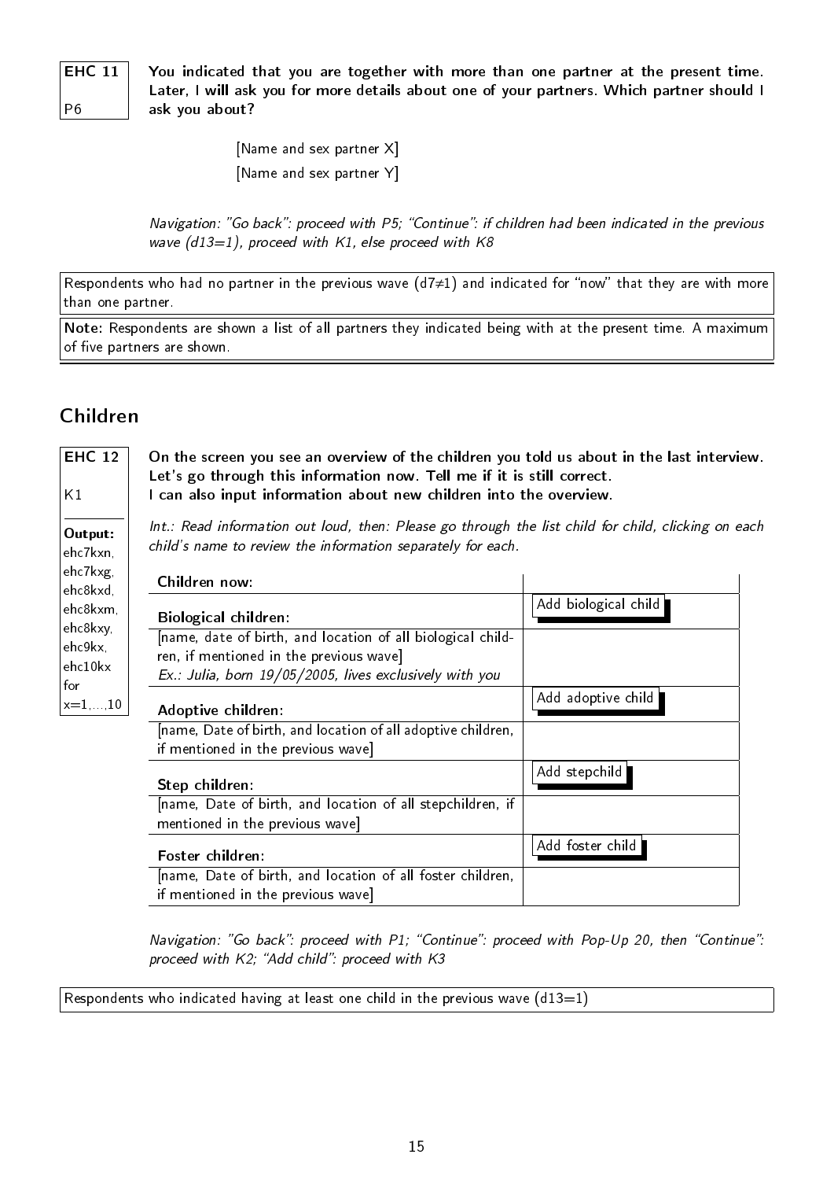**EHC 11**

P6

**You indicated that you are together with more than one partner at the present time. Later, I will ask you for more details about one of your partners. Which partner should I ask you about?**

[Name and sex partner X]
[Name and sex partner Y]

*Navigation: "Go back": proceed with P5; "Continue": if children had been indicated in the previous wave (d13=1), proceed with K1, else proceed with K8*

Respondents who had no partner in the previous wave (d7≠1) and indicated for "now" that they are with more than one partner.

**Note:** Respondents are shown a list of all partners they indicated being with at the present time. A maximum of five partners are shown.

## Children

**EHC 12**

K1

**Output:** ehc7kxn, ehc7kxg, ehc8kxd, ehc8kxm, ehc8kxy, ehc9kx, ehc10kx for x=1,...,10

**On the screen you see an overview of the children you told us about in the last interview. Let's go through this information now. Tell me if it is still correct.**
**I can also input information about new children into the overview.**

*Int.: Read information out loud, then: Please go through the list child for child, clicking on each child's name to review the information separately for each.*

| **Children now:** | |
|---|---|
| **Biological children:** | Add biological child |
| [name, date of birth, and location of all biological children, if mentioned in the previous wave] *Ex.: Julia, born 19/05/2005, lives exclusively with you* | |
| **Adoptive children:** | Add adoptive child |
| [name, Date of birth, and location of all adoptive children, if mentioned in the previous wave] | |
| **Step children:** | Add stepchild |
| [name, Date of birth, and location of all stepchildren, if mentioned in the previous wave] | |
| **Foster children:** | Add foster child |
| [name, Date of birth, and location of all foster children, if mentioned in the previous wave] | |

*Navigation: "Go back": proceed with P1; "Continue": proceed with Pop-Up 20, then "Continue": proceed with K2; "Add child": proceed with K3*

Respondents who indicated having at least one child in the previous wave (d13=1)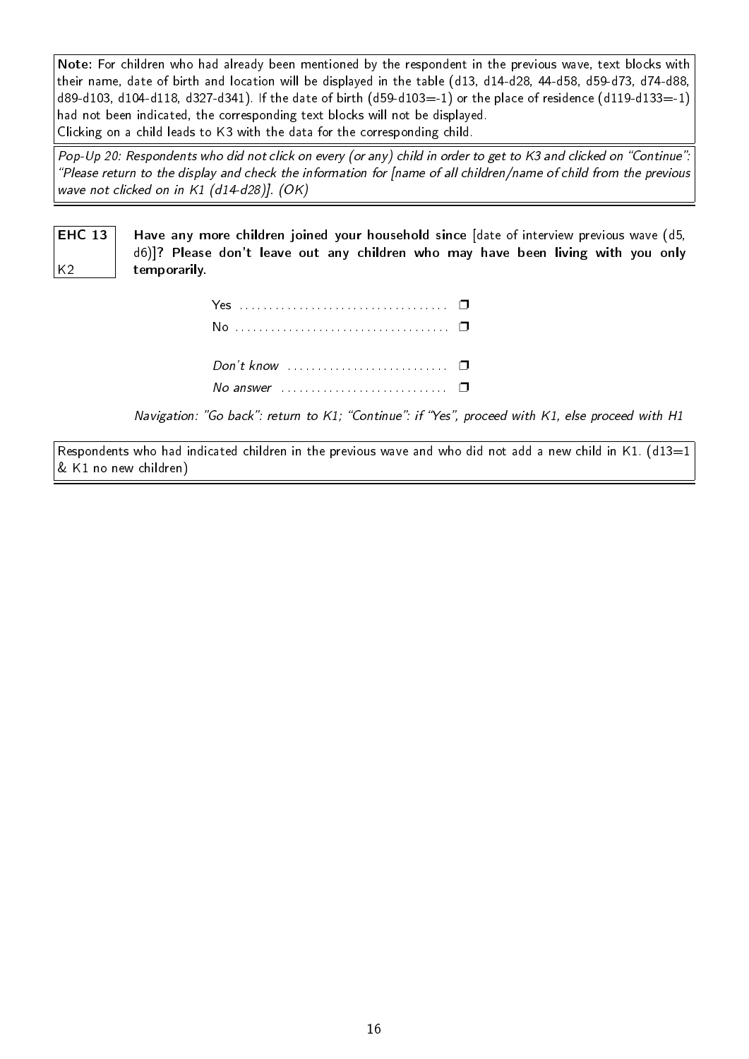**Note:** For children who had already been mentioned by the respondent in the previous wave, text blocks with their name, date of birth and location will be displayed in the table (d13, d14-d28, 44-d58, d59-d73, d74-d88, d89-d103, d104-d118, d327-d341). If the date of birth (d59-d103=-1) or the place of residence (d119-d133=-1) had not been indicated, the corresponding text blocks will not be displayed.
Clicking on a child leads to K3 with the data for the corresponding child.

*Pop-Up 20: Respondents who did not click on every (or any) child in order to get to K3 and clicked on "Continue": "Please return to the display and check the information for [name of all children/name of child from the previous wave not clicked on in K1 (d14-d28)]. (OK)*

---

**EHC 13**
K2

**Have any more children joined your household since** [date of interview previous wave (d5, d6)]**? Please don't leave out any children who may have been living with you only temporarily.**

- Yes ❒
- No ❒

- *Don't know* ❒
- *No answer* ❒

*Navigation: "Go back": return to K1; "Continue": if "Yes", proceed with K1, else proceed with H1*

Respondents who had indicated children in the previous wave and who did not add a new child in K1. (d13=1 & K1 no new children)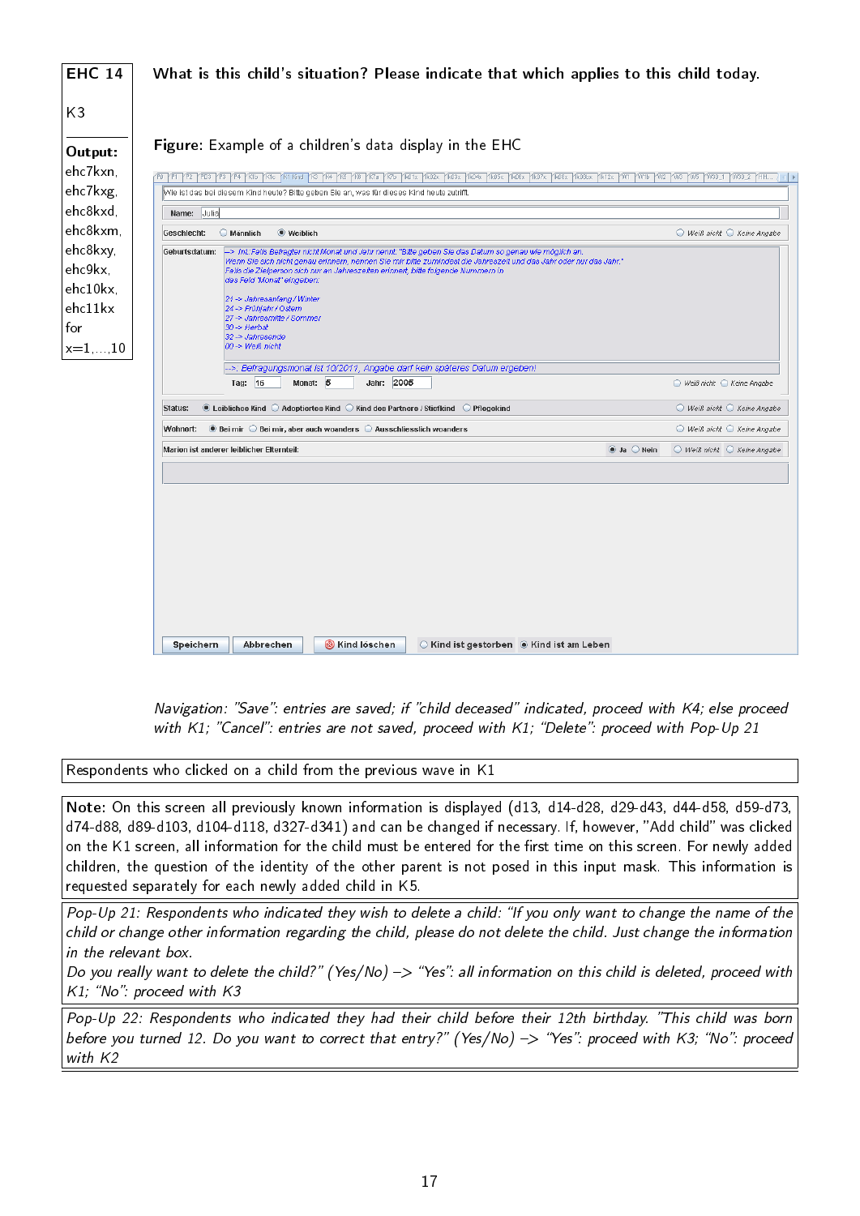| EHC 14 | What is this child's situation? Please indicate that which applies to this child today. |
|---|---|
| K3 | |
| **Output:** ehc7kxn, ehc7kxg, ehc8kxd, ehc8kxm, ehc8kxy, ehc9kx, ehc10kx, ehc11kx for x=1,...,10 | **Figure:** Example of a children's data display in the EHC |

Wie ist das bei diesem Kind heute? Bitte geben Sie an, was für dieses Kind heute zutrifft.

Name: Julia

Geschlecht: Männlich / Weiblich — Weiß nicht / Keine Angabe

Geburtsdatum: --> Int.: Falls Befragter nicht Monat und Jahr nennt: "Bitte geben Sie das Datum so genau wie möglich an. Wenn Sie sich nicht genau erinnern, nennen Sie mir bitte zumindest die Jahreszeit und das Jahr oder nur das Jahr." Falls die Zielperson sich nur an Jahreszeiten erinnert, bitte folgende Nummern in das Feld 'Monat' eingeben:

21 -> Jahresanfang / Winter
24 -> Frühjahr / Ostern
27 -> Jahresmitte / Sommer
30 -> Herbst
32 -> Jahresende
00 -> Weiß nicht

--> Befragungsmonat ist 10/2011, Angabe darf kein späteres Datum ergeben!

Tag: 16 Monat: 5 Jahr: 2005 — Weiß nicht / Keine Angabe

Status: Leibliches Kind / Adoptiertes Kind / Kind des Partners / Stiefkind / Pflegekind — Weiß nicht / Keine Angabe

Wohnort: Bei mir / Bei mir, aber auch woanders / Ausschliesslich woanders — Weiß nicht / Keine Angabe

Marion ist anderer leiblicher Elternteil: Ja / Nein — Weiß nicht / Keine Angabe

Speichern | Abbrechen | Kind löschen | Kind ist gestorben / Kind ist am Leben

*Navigation: "Save": entries are saved; if "child deceased" indicated, proceed with K4; else proceed with K1; "Cancel": entries are not saved, proceed with K1; "Delete": proceed with Pop-Up 21*

| Respondents who clicked on a child from the previous wave in K1 |
|---|

| **Note:** On this screen all previously known information is displayed (d13, d14-d28, d29-d43, d44-d58, d59-d73, d74-d88, d89-d103, d104-d118, d327-d341) and can be changed if necessary. If, however, "Add child" was clicked on the K1 screen, all information for the child must be entered for the first time on this screen. For newly added children, the question of the identity of the other parent is not posed in this input mask. This information is requested separately for each newly added child in K5. |
|---|
| *Pop-Up 21: Respondents who indicated they wish to delete a child: "If you only want to change the name of the child or change other information regarding the child, please do not delete the child. Just change the information in the relevant box. Do you really want to delete the child?" (Yes/No) –> "Yes": all information on this child is deleted, proceed with K1; "No": proceed with K3* |
| *Pop-Up 22: Respondents who indicated they had their child before their 12th birthday. "This child was born before you turned 12. Do you want to correct that entry?" (Yes/No) –> "Yes": proceed with K3; "No": proceed with K2* |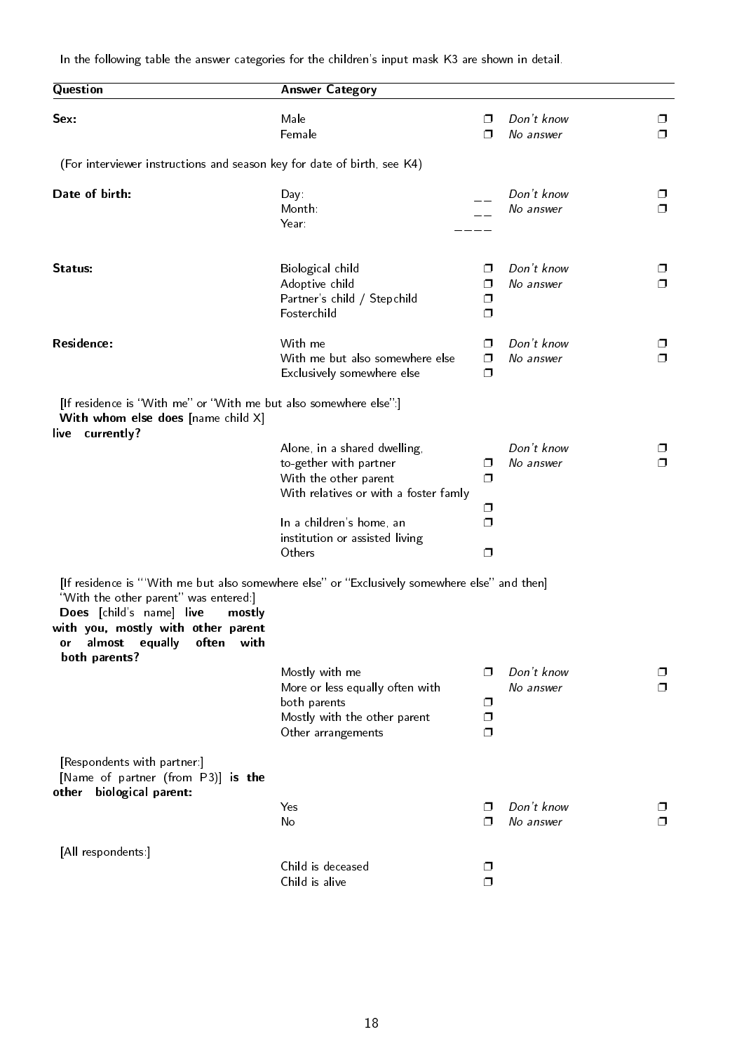In the following table the answer categories for the children's input mask K3 are shown in detail.

| Question | Answer Category | | | |
|---|---|---|---|---|
| **Sex:** | Male | ❒ | *Don't know* | ❒ |
| | Female | ❒ | *No answer* | ❒ |
| (For interviewer instructions and season key for date of birth, see K4) | | | | |
| **Date of birth:** | Day: | __ | *Don't know* | ❒ |
| | Month: | __ | *No answer* | ❒ |
| | Year: | ____ | | |
| **Status:** | Biological child | ❒ | *Don't know* | ❒ |
| | Adoptive child | ❒ | *No answer* | ❒ |
| | Partner's child / Stepchild | ❒ | | |
| | Fosterchild | ❒ | | |
| **Residence:** | With me | ❒ | *Don't know* | ❒ |
| | With me but also somewhere else | ❒ | *No answer* | ❒ |
| | Exclusively somewhere else | ❒ | | |
| [If residence is "With me" or "With me but also somewhere else":] **With whom else does** [name child X] **live currently?** | | | | |
| | Alone, in a shared dwelling, to-gether with partner | ❒ | *Don't know* | ❒ |
| | With the other parent | ❒ | *No answer* | ❒ |
| | With relatives or with a foster famly | ❒ | | |
| | In a children's home, an institution or assisted living | ❒ | | |
| | Others | ❒ | | |
| [If residence is "'With me but also somewhere else" or "Exclusively somewhere else" and then] "With the other parent" was entered:] **Does** [child's name] **live mostly with you, mostly with other parent or almost equally often with both parents?** | | | | |
| | Mostly with me | ❒ | *Don't know* | ❒ |
| | More or less equally often with both parents | ❒ | *No answer* | ❒ |
| | Mostly with the other parent | ❒ | | |
| | Other arrangements | ❒ | | |
| [Respondents with partner:] [Name of partner (from P3)] **is the other biological parent:** | | | | |
| | Yes | ❒ | *Don't know* | ❒ |
| | No | ❒ | *No answer* | ❒ |
| [All respondents:] | | | | |
| | Child is deceased | ❒ | | |
| | Child is alive | ❒ | | |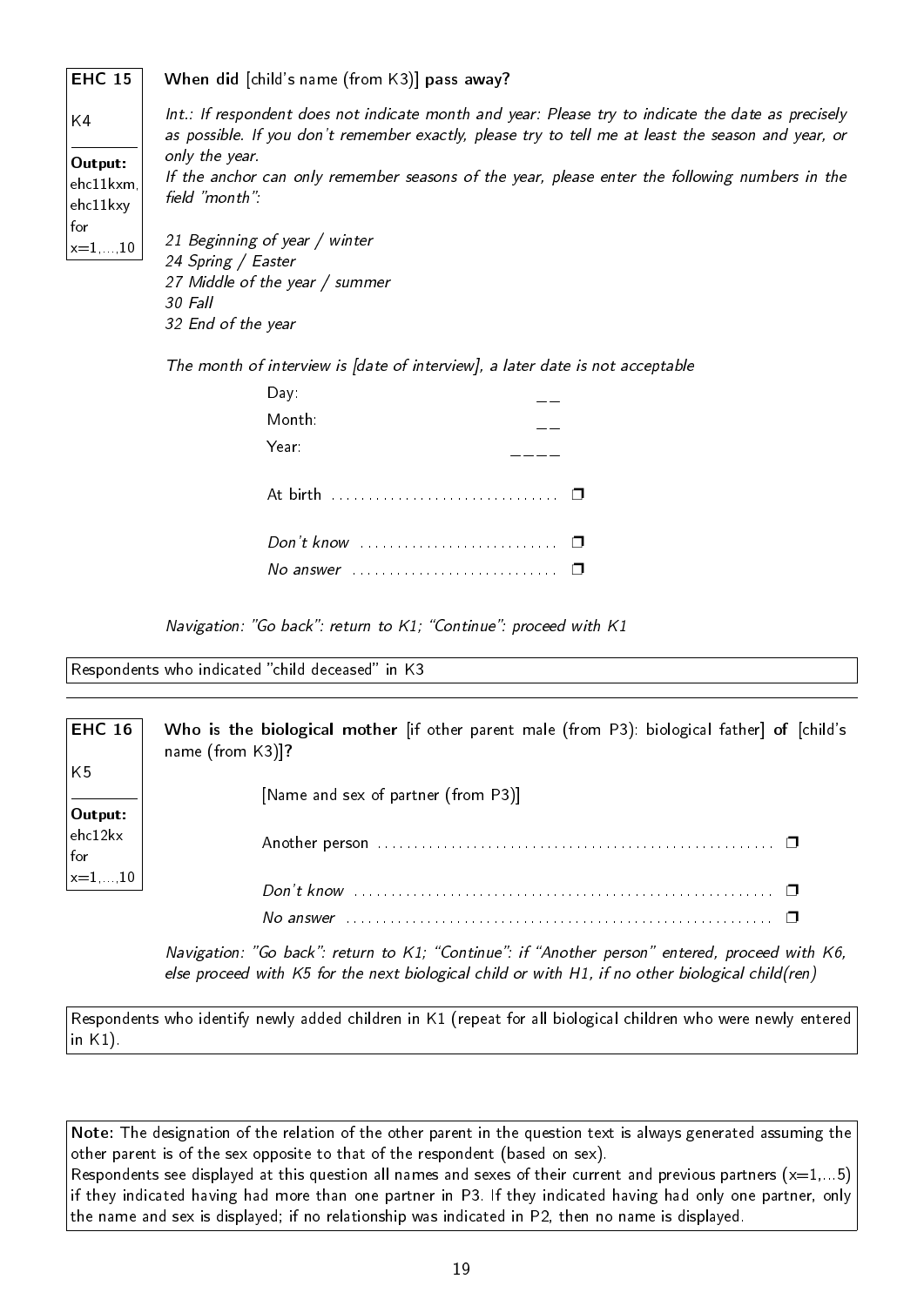**EHC 15**

K4

**Output:** ehc11kxm, ehc11kxy for x=1,...,10

**When did** [child's name (from K3)] **pass away?**

*Int.: If respondent does not indicate month and year: Please try to indicate the date as precisely as possible. If you don't remember exactly, please try to tell me at least the season and year, or only the year.*

*If the anchor can only remember seasons of the year, please enter the following numbers in the field "month":*

*21 Beginning of year / winter*
*24 Spring / Easter*
*27 Middle of the year / summer*
*30 Fall*
*32 End of the year*

*The month of interview is [date of interview], a later date is not acceptable*

Day: \_\_
Month: \_\_
Year: \_\_\_\_

At birth ..................... ❐

*Don't know* ..................... ❐
*No answer* ..................... ❐

*Navigation: "Go back": return to K1; "Continue": proceed with K1*

Respondents who indicated "child deceased" in K3

---

**EHC 16**

K5

**Output:** ehc12kx for x=1,...,10

**Who is the biological mother** [if other parent male (from P3): biological father] **of** [child's name (from K3)]**?**

[Name and sex of partner (from P3)]

Another person ..................... ❐

*Don't know* ..................... ❐
*No answer* ..................... ❐

*Navigation: "Go back": return to K1; "Continue": if "Another person" entered, proceed with K6, else proceed with K5 for the next biological child or with H1, if no other biological child(ren)*

Respondents who identify newly added children in K1 (repeat for all biological children who were newly entered in K1).

**Note:** The designation of the relation of the other parent in the question text is always generated assuming the other parent is of the sex opposite to that of the respondent (based on sex).
Respondents see displayed at this question all names and sexes of their current and previous partners (x=1,...5) if they indicated having had more than one partner in P3. If they indicated having had only one partner, only the name and sex is displayed; if no relationship was indicated in P2, then no name is displayed.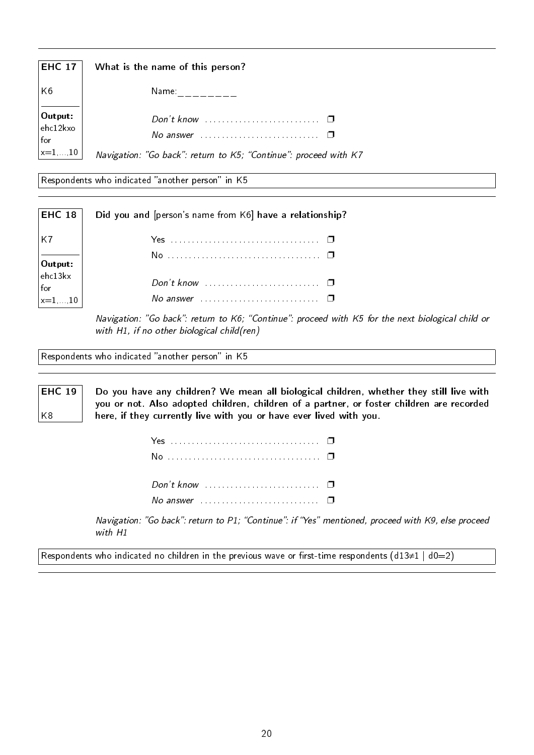---

**EHC 17**

K6

**Output:** ehc12kxo for x=1,...,10

**What is the name of this person?**

Name:________

*Don't know* ❒
*No answer* ❒

*Navigation: "Go back": return to K5; "Continue": proceed with K7*

Respondents who indicated "another person" in K5

---

**EHC 18**

K7

**Output:** ehc13kx for x=1,...,10

**Did you and** [person's name from K6] **have a relationship?**

Yes ❒
No ❒

*Don't know* ❒
*No answer* ❒

*Navigation: "Go back": return to K6; "Continue": proceed with K5 for the next biological child or with H1, if no other biological child(ren)*

Respondents who indicated "another person" in K5

---

**EHC 19**

K8

**Do you have any children? We mean all biological children, whether they still live with you or not. Also adopted children, children of a partner, or foster children are recorded here, if they currently live with you or have ever lived with you.**

Yes ❒
No ❒

*Don't know* ❒
*No answer* ❒

*Navigation: "Go back": return to P1; "Continue": if "Yes" mentioned, proceed with K9, else proceed with H1*

Respondents who indicated no children in the previous wave or first-time respondents ($d13 \neq 1$ | $d0=2$)

---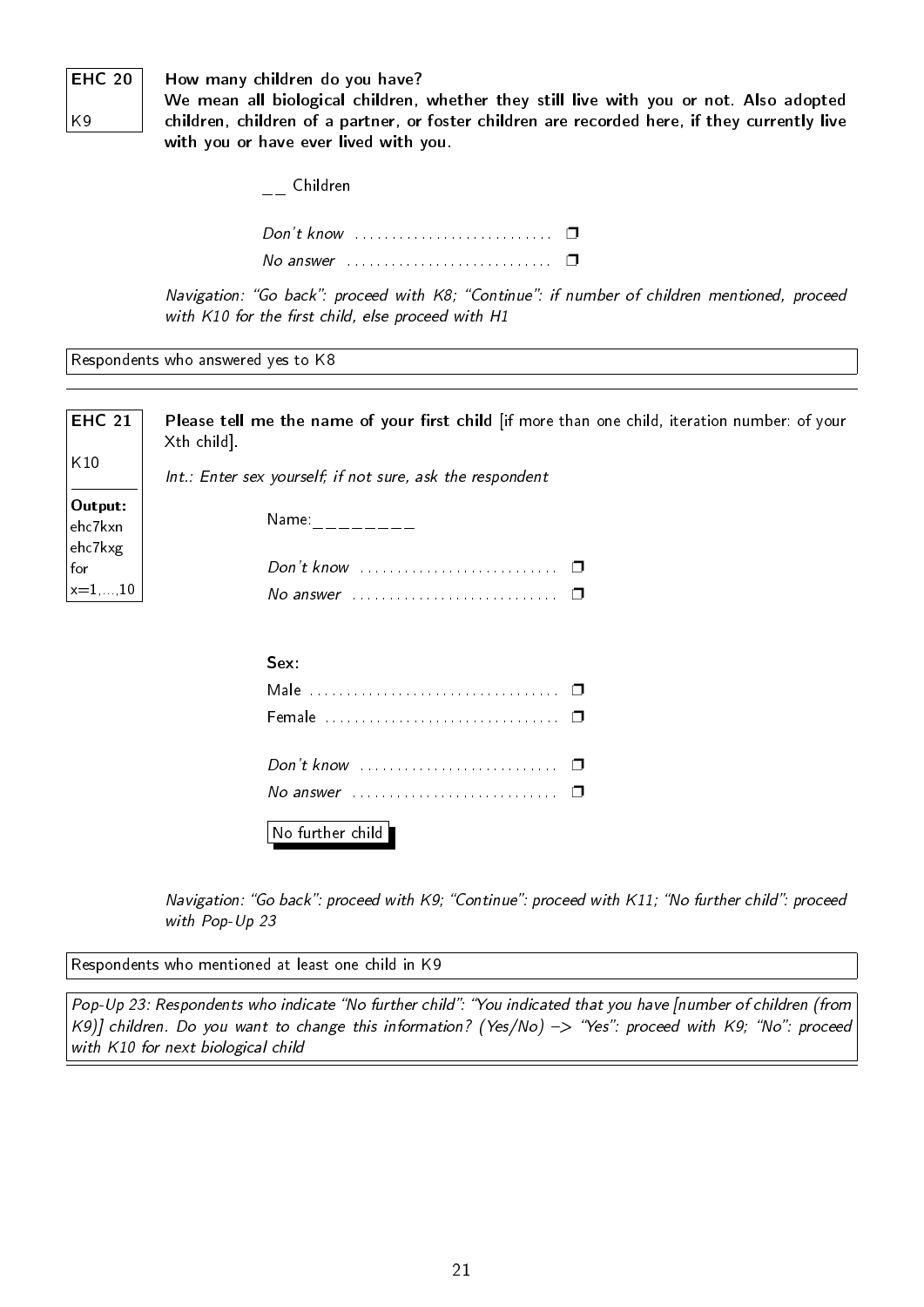**EHC 20**

K9

**How many children do you have?**
**We mean all biological children, whether they still live with you or not. Also adopted children, children of a partner, or foster children are recorded here, if they currently live with you or have ever lived with you.**

__ Children

*Don't know* ❒
*No answer* ❒

*Navigation: "Go back": proceed with K8; "Continue": if number of children mentioned, proceed with K10 for the first child, else proceed with H1*

Respondents who answered yes to K8

---

**EHC 21**

K10

**Output:**
ehc7kxn
ehc7kxg
for
x=1,...,10

**Please tell me the name of your first child** [if more than one child, iteration number: of your Xth child].

*Int.: Enter sex yourself; if not sure, ask the respondent*

Name:________

*Don't know* ❒
*No answer* ❒

**Sex:**

Male ❒
Female ❒

*Don't know* ❒
*No answer* ❒

No further child

*Navigation: "Go back": proceed with K9; "Continue": proceed with K11; "No further child": proceed with Pop-Up 23*

Respondents who mentioned at least one child in K9

*Pop-Up 23: Respondents who indicate "No further child": "You indicated that you have [number of children (from K9)] children. Do you want to change this information? (Yes/No) –> "Yes": proceed with K9; "No": proceed with K10 for next biological child*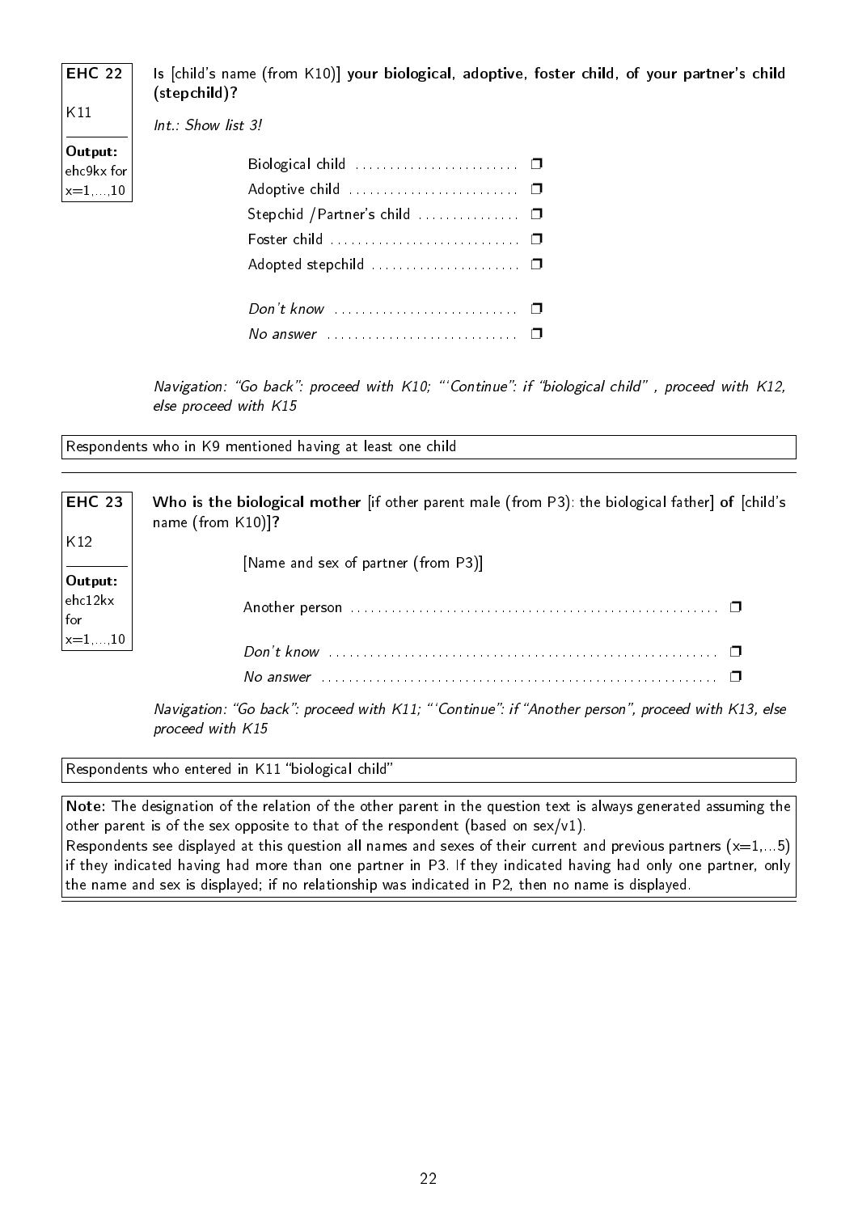**EHC 22**

K11

**Output:** ehc9kx for x=1,...,10

Is [child's name (from K10)] **your biological, adoptive, foster child, of your partner's child (stepchild)?**

*Int.: Show list 3!*

- Biological child ........................ ❒
- Adoptive child ........................ ❒
- Stepchid /Partner's child .............. ❒
- Foster child ........................... ❒
- Adopted stepchild ..................... ❒

- *Don't know* .......................... ❒
- *No answer* ........................... ❒

*Navigation: "Go back": proceed with K10; "'Continue": if "biological child" , proceed with K12, else proceed with K15*

Respondents who in K9 mentioned having at least one child

---

**EHC 23**

K12

**Output:** ehc12kx for x=1,...,10

**Who is the biological mother** [if other parent male (from P3): the biological father] **of** [child's name (from K10)]**?**

[Name and sex of partner (from P3)]

- Another person ........................................................ ❒

- *Don't know* .......................................................... ❒
- *No answer* ........................................................... ❒

*Navigation: "Go back": proceed with K11; "'Continue": if "Another person", proceed with K13, else proceed with K15*

Respondents who entered in K11 "biological child"

**Note:** The designation of the relation of the other parent in the question text is always generated assuming the other parent is of the sex opposite to that of the respondent (based on sex/v1).
Respondents see displayed at this question all names and sexes of their current and previous partners (x=1,...5) if they indicated having had more than one partner in P3. If they indicated having had only one partner, only the name and sex is displayed; if no relationship was indicated in P2, then no name is displayed.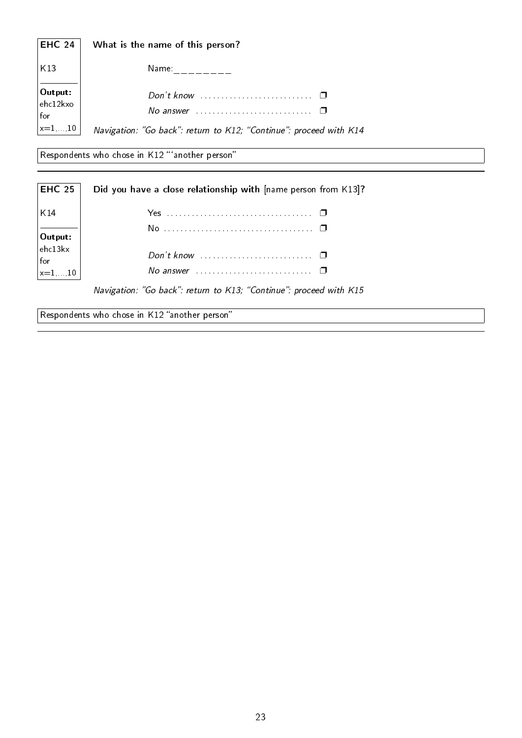| **EHC 24** | **What is the name of this person?** |
|---|---|
| K13 | Name:________ |
| **Output:** ehc12kxo for x=1,...,10 | *Don't know* ❐ <br> *No answer* ❐ |
| | *Navigation: "Go back": return to K12; "Continue": proceed with K14* |

Respondents who chose in K12 "'another person"

---

| **EHC 25** | **Did you have a close relationship with** [name person from K13]**?** |
|---|---|
| K14 | Yes ❐ <br> No ❐ |
| **Output:** ehc13kx for x=1,...,10 | *Don't know* ❐ <br> *No answer* ❐ |
| | *Navigation: "Go back": return to K13; "Continue": proceed with K15* |

Respondents who chose in K12 "another person"

---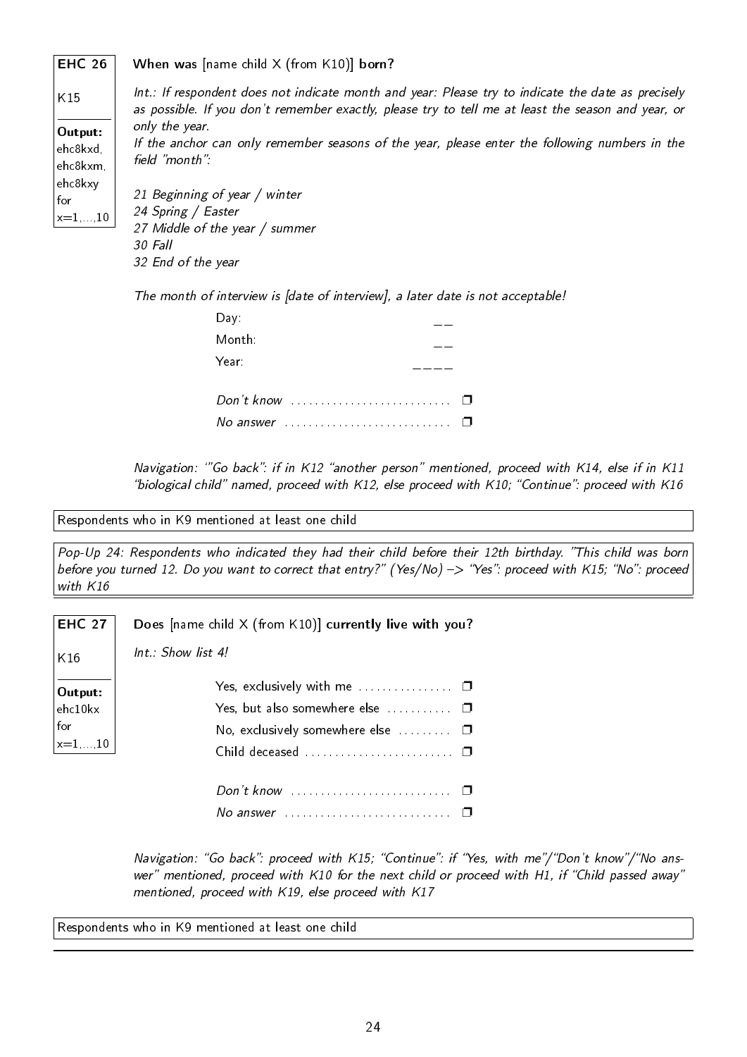**EHC 26**

K15

**Output:** ehc8kxd, ehc8kxm, ehc8kxy for x=1,...,10

**When was** [name child X (from K10)] **born?**

*Int.: If respondent does not indicate month and year: Please try to indicate the date as precisely as possible. If you don't remember exactly, please try to tell me at least the season and year, or only the year.*
*If the anchor can only remember seasons of the year, please enter the following numbers in the field "month":*

*21 Beginning of year / winter*
*24 Spring / Easter*
*27 Middle of the year / summer*
*30 Fall*
*32 End of the year*

*The month of interview is [date of interview], a later date is not acceptable!*

Day: __
Month: __
Year: ____

*Don't know* ❒
*No answer* ❒

*Navigation: '"Go back": if in K12 "another person" mentioned, proceed with K14, else if in K11 "biological child" named, proceed with K12, else proceed with K10; "Continue": proceed with K16*

Respondents who in K9 mentioned at least one child

*Pop-Up 24: Respondents who indicated they had their child before their 12th birthday. "This child was born before you turned 12. Do you want to correct that entry?" (Yes/No) –> "Yes": proceed with K15; "No": proceed with K16*

---

**EHC 27**

K16

**Output:** ehc10kx for x=1,...,10

**Does** [name child X (from K10)] **currently live with you?**

*Int.: Show list 4!*

Yes, exclusively with me ❒
Yes, but also somewhere else ❒
No, exclusively somewhere else ❒
Child deceased ❒

*Don't know* ❒
*No answer* ❒

*Navigation: "Go back": proceed with K15; "Continue": if "Yes, with me"/"Don't know"/"No answer" mentioned, proceed with K10 for the next child or proceed with H1, if "Child passed away" mentioned, proceed with K19, else proceed with K17*

Respondents who in K9 mentioned at least one child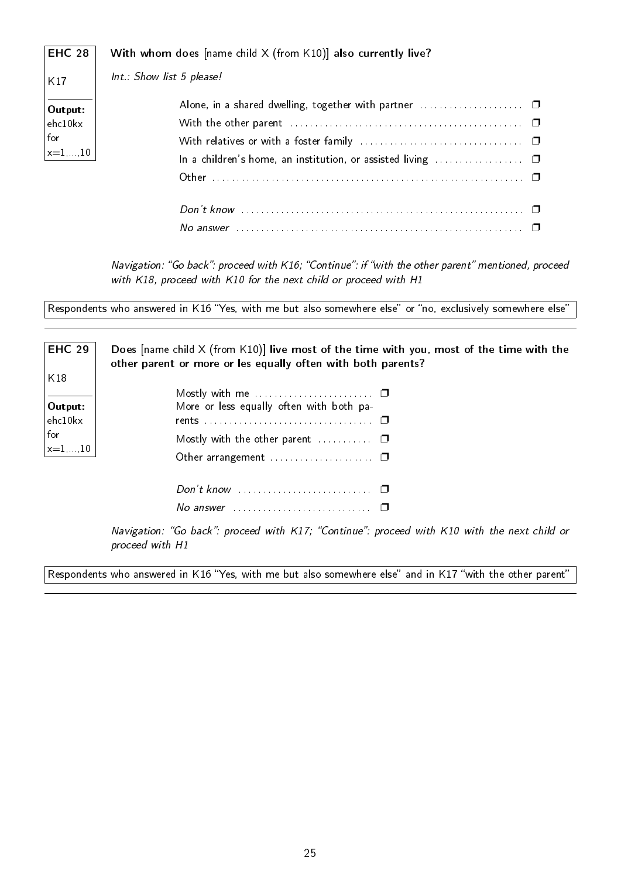**EHC 28**

K17

**Output:** ehc10kx for x=1,...,10

**With whom does** [name child X (from K10)] **also currently live?**

*Int.: Show list 5 please!*

- Alone, in a shared dwelling, together with partner ❐
- With the other parent ❐
- With relatives or with a foster family ❐
- In a children's home, an institution, or assisted living ❐
- Other ❐

- *Don't know* ❐
- *No answer* ❐

*Navigation: "Go back": proceed with K16; "Continue": if "with the other parent" mentioned, proceed with K18, proceed with K10 for the next child or proceed with H1*

Respondents who answered in K16 "Yes, with me but also somewhere else" or "no, exclusively somewhere else"

---

**EHC 29**

K18

**Output:** ehc10kx for x=1,...,10

**Does** [name child X (from K10)] **live most of the time with you, most of the time with the other parent or more or les equally often with both parents?**

- Mostly with me ❐
- More or less equally often with both parents ❐
- Mostly with the other parent ❐
- Other arrangement ❐

- *Don't know* ❐
- *No answer* ❐

*Navigation: "Go back": proceed with K17; "Continue": proceed with K10 with the next child or proceed with H1*

Respondents who answered in K16 "Yes, with me but also somewhere else" and in K17 "with the other parent"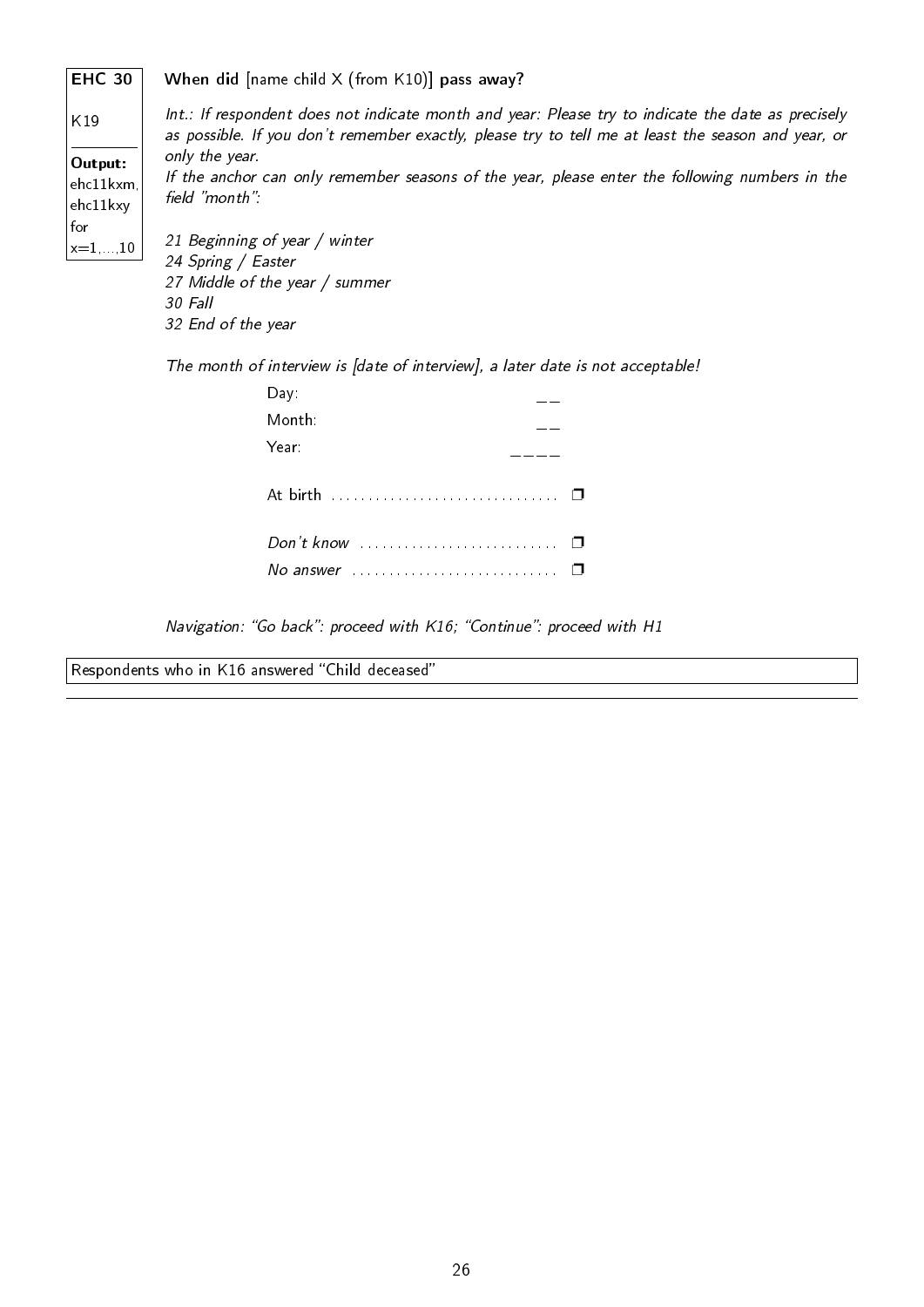**EHC 30**

K19

**Output:** ehc11kxm, ehc11kxy for x=1,...,10

**When did** [name child X (from K10)] **pass away?**

*Int.: If respondent does not indicate month and year: Please try to indicate the date as precisely as possible. If you don't remember exactly, please try to tell me at least the season and year, or only the year.*
*If the anchor can only remember seasons of the year, please enter the following numbers in the field "month":*

*21 Beginning of year / winter*
*24 Spring / Easter*
*27 Middle of the year / summer*
*30 Fall*
*32 End of the year*

*The month of interview is [date of interview], a later date is not acceptable!*

Day: __
Month: __
Year: ____

At birth ................................ ❐

*Don't know* ............................ ❐
*No answer* ............................ ❐

*Navigation: "Go back": proceed with K16; "Continue": proceed with H1*

Respondents who in K16 answered "Child deceased"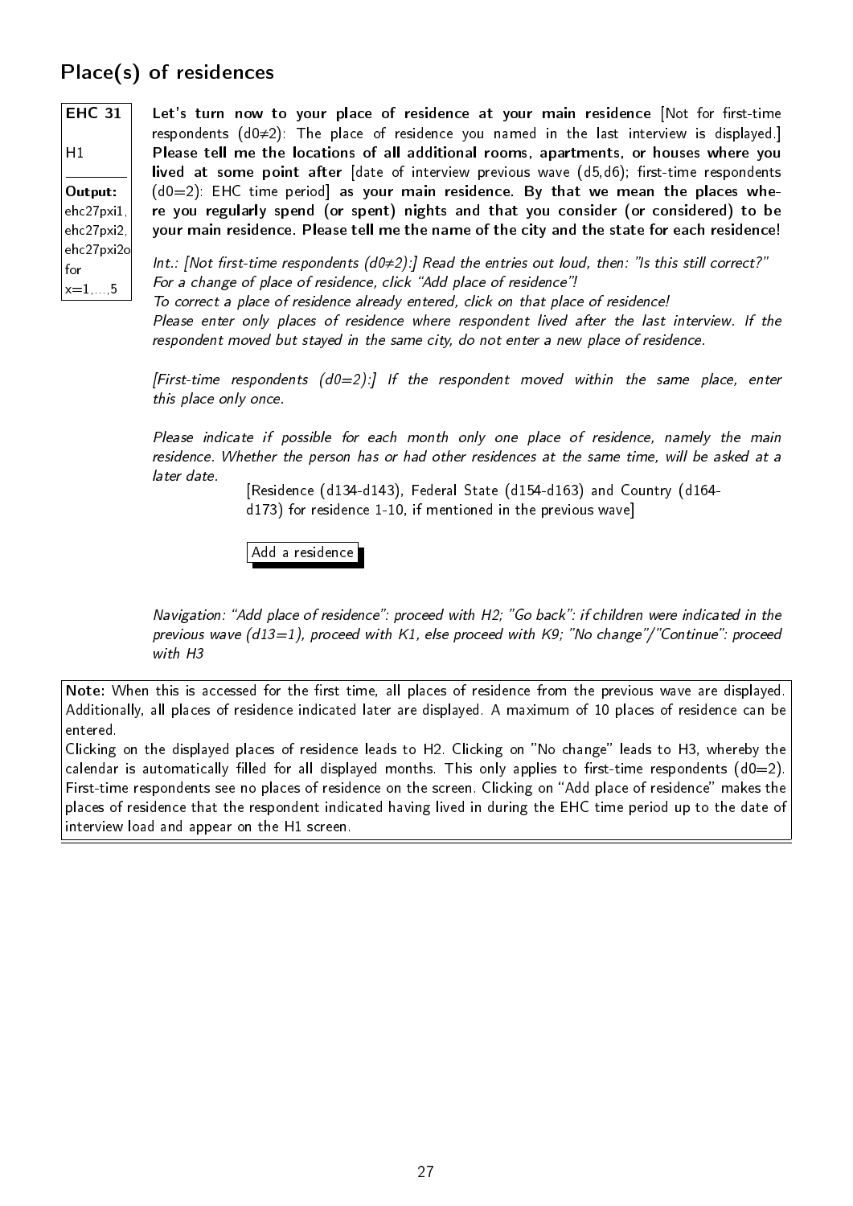## Place(s) of residences

**EHC 31**

H1

**Output:** ehc27pxi1, ehc27pxi2, ehc27pxi2o for x=1,...,5

**Let's turn now to your place of residence at your main residence** [Not for first-time respondents (d0≠2): The place of residence you named in the last interview is displayed.] **Please tell me the locations of all additional rooms, apartments, or houses where you lived at some point after** [date of interview previous wave (d5,d6); first-time respondents (d0=2): EHC time period] **as your main residence. By that we mean the places where you regularly spend (or spent) nights and that you consider (or considered) to be your main residence. Please tell me the name of the city and the state for each residence!**

*Int.: [Not first-time respondents (d0≠2):] Read the entries out loud, then: "Is this still correct?" For a change of place of residence, click "Add place of residence"!*
*To correct a place of residence already entered, click on that place of residence!*
*Please enter only places of residence where respondent lived after the last interview. If the respondent moved but stayed in the same city, do not enter a new place of residence.*

*[First-time respondents (d0=2):] If the respondent moved within the same place, enter this place only once.*

*Please indicate if possible for each month only one place of residence, namely the main residence. Whether the person has or had other residences at the same time, will be asked at a later date.*

[Residence (d134-d143), Federal State (d154-d163) and Country (d164-d173) for residence 1-10, if mentioned in the previous wave]

Add a residence

*Navigation: "Add place of residence": proceed with H2; "Go back": if children were indicated in the previous wave (d13=1), proceed with K1, else proceed with K9; "No change"/"Continue": proceed with H3*

**Note:** When this is accessed for the first time, all places of residence from the previous wave are displayed. Additionally, all places of residence indicated later are displayed. A maximum of 10 places of residence can be entered.
Clicking on the displayed places of residence leads to H2. Clicking on "No change" leads to H3, whereby the calendar is automatically filled for all displayed months. This only applies to first-time respondents (d0=2). First-time respondents see no places of residence on the screen. Clicking on "Add place of residence" makes the places of residence that the respondent indicated having lived in during the EHC time period up to the date of interview load and appear on the H1 screen.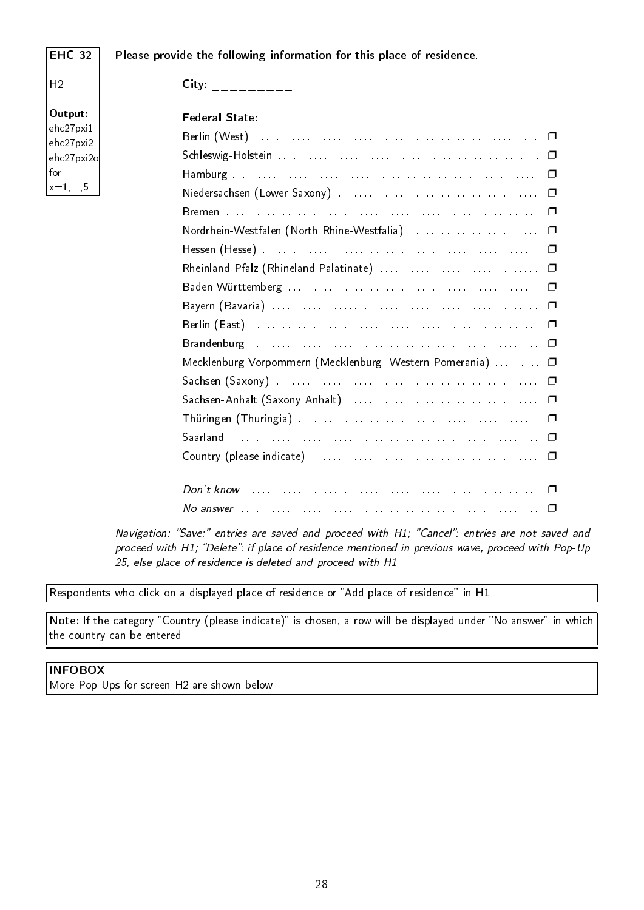**EHC 32**

H2

**Output:** ehc27pxi1, ehc27pxi2, ehc27pxi2o for x=1,...,5

**Please provide the following information for this place of residence.**

**City:** _________

**Federal State:**

- Berlin (West) ❒
- Schleswig-Holstein ❒
- Hamburg ❒
- Niedersachsen (Lower Saxony) ❒
- Bremen ❒
- Nordrhein-Westfalen (North Rhine-Westfalia) ❒
- Hessen (Hesse) ❒
- Rheinland-Pfalz (Rhineland-Palatinate) ❒
- Baden-Württemberg ❒
- Bayern (Bavaria) ❒
- Berlin (East) ❒
- Brandenburg ❒
- Mecklenburg-Vorpommern (Mecklenburg- Western Pomerania) ❒
- Sachsen (Saxony) ❒
- Sachsen-Anhalt (Saxony Anhalt) ❒
- Thüringen (Thuringia) ❒
- Saarland ❒
- Country (please indicate) ❒

- *Don't know* ❒
- *No answer* ❒

*Navigation: "Save:" entries are saved and proceed with H1; "Cancel": entries are not saved and proceed with H1; "Delete": if place of residence mentioned in previous wave, proceed with Pop-Up 25, else place of residence is deleted and proceed with H1*

Respondents who click on a displayed place of residence or "Add place of residence" in H1

**Note:** If the category "Country (please indicate)" is chosen, a row will be displayed under "No answer" in which the country can be entered.

**INFOBOX**
More Pop-Ups for screen H2 are shown below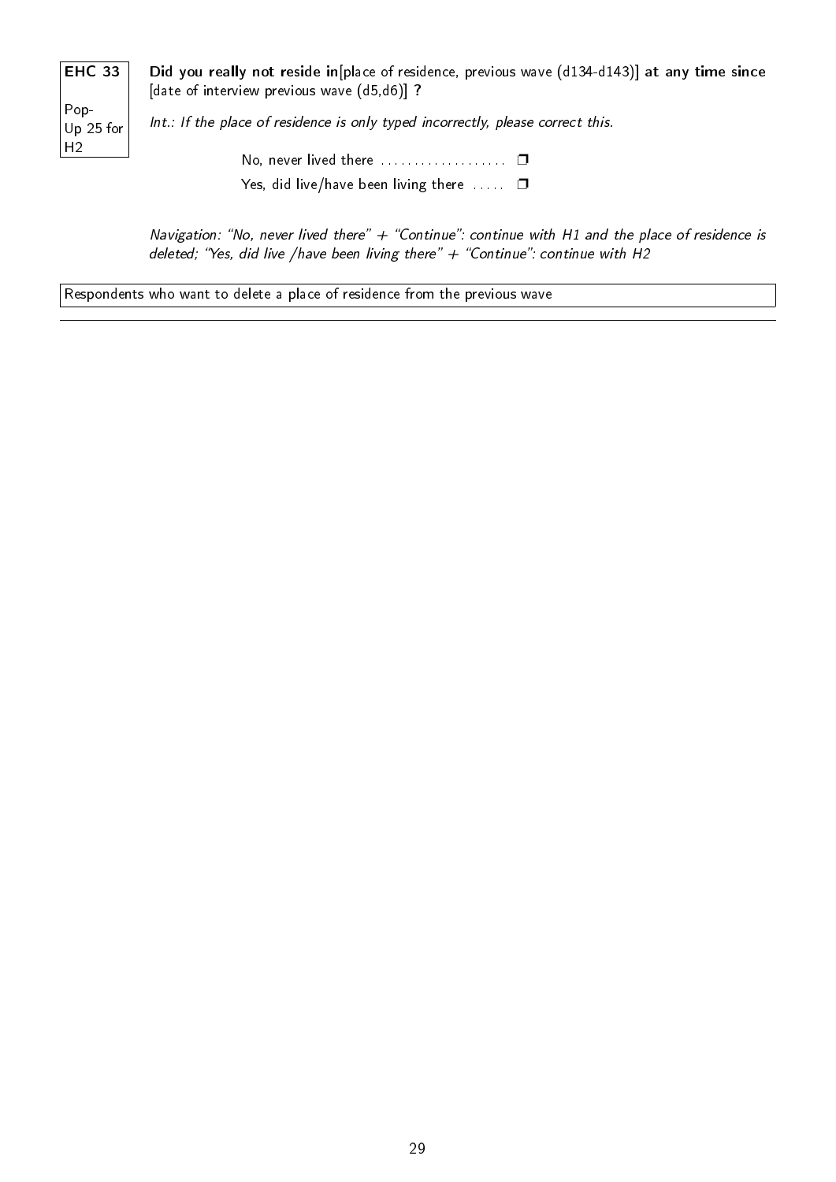**EHC 33**

Pop-Up 25 for H2

**Did you really not reside in**[place of residence, previous wave (d134-d143)] **at any time since** [date of interview previous wave (d5,d6)] **?**

*Int.: If the place of residence is only typed incorrectly, please correct this.*

- No, never lived there ☐
- Yes, did live/have been living there ☐

*Navigation: "No, never lived there" + "Continue": continue with H1 and the place of residence is deleted; "Yes, did live /have been living there" + "Continue": continue with H2*

Respondents who want to delete a place of residence from the previous wave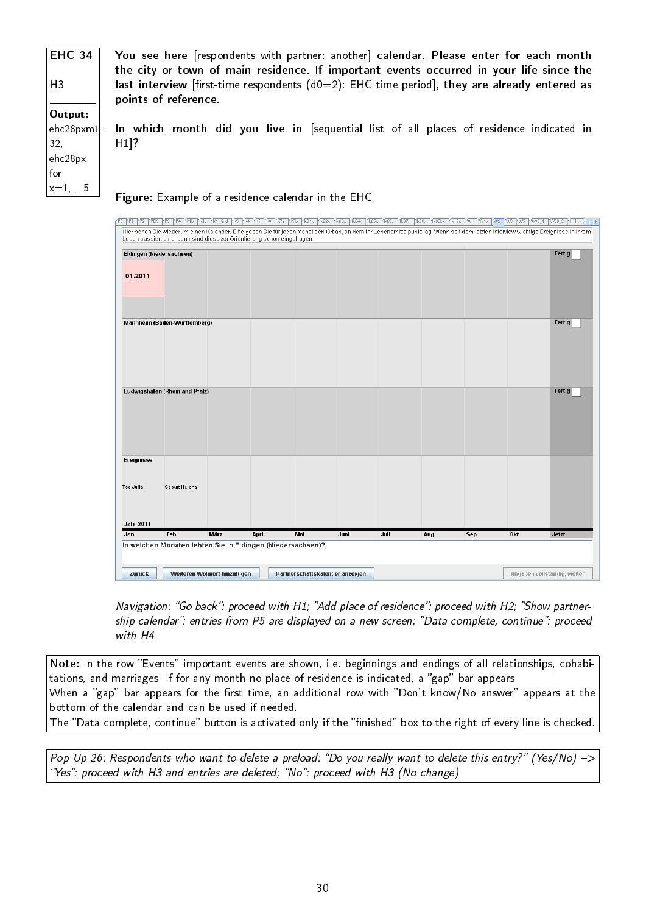**EHC 34**

H3

**Output:** ehc28pxm1-32, ehc28px for x=1,...,5

**You see here** [respondents with partner: another] **calendar. Please enter for each month the city or town of main residence. If important events occurred in your life since the last interview** [first-time respondents (d0=2): EHC time period], **they are already entered as points of reference.**

**In which month did you live in** [sequential list of all places of residence indicated in H1]**?**

**Figure:** Example of a residence calendar in the EHC

*Navigation: "Go back": proceed with H1; "Add place of residence": proceed with H2; "Show partnership calendar": entries from P5 are displayed on a new screen; "Data complete, continue": proceed with H4*

**Note:** In the row "Events" important events are shown, i.e. beginnings and endings of all relationships, cohabitations, and marriages. If for any month no place of residence is indicated, a "gap" bar appears.
When a "gap" bar appears for the first time, an additional row with "Don't know/No answer" appears at the bottom of the calendar and can be used if needed.
The "Data complete, continue" button is activated only if the "finished" box to the right of every line is checked.

*Pop-Up 26: Respondents who want to delete a preload: "Do you really want to delete this entry?" (Yes/No) –> "Yes": proceed with H3 and entries are deleted; "No": proceed with H3 (No change)*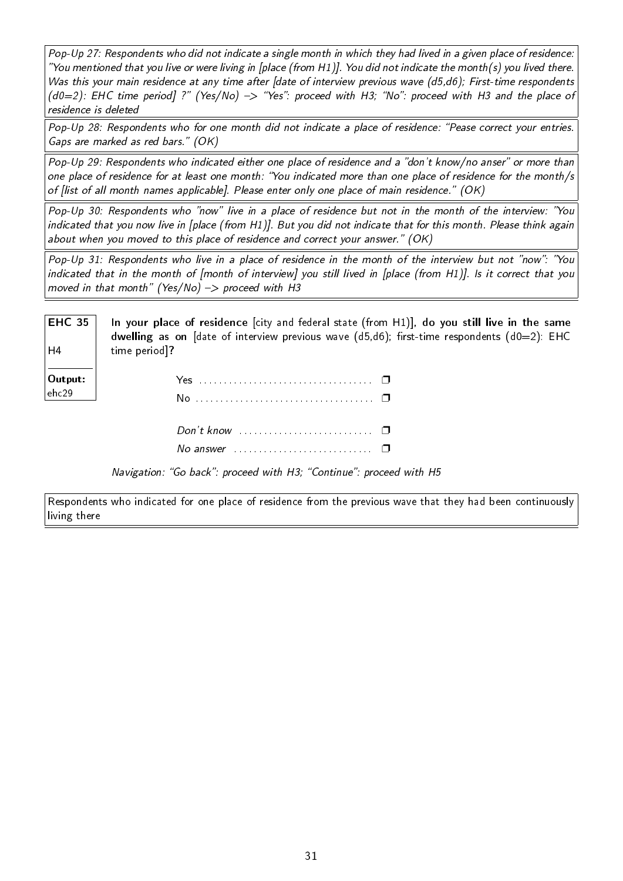*Pop-Up 27: Respondents who did not indicate a single month in which they had lived in a given place of residence: "You mentioned that you live or were living in [place (from H1)]. You did not indicate the month(s) you lived there. Was this your main residence at any time after [date of interview previous wave (d5,d6); First-time respondents (d0=2): EHC time period] ?" (Yes/No) –> "Yes": proceed with H3; "No": proceed with H3 and the place of residence is deleted*

*Pop-Up 28: Respondents who for one month did not indicate a place of residence: "Pease correct your entries. Gaps are marked as red bars." (OK)*

*Pop-Up 29: Respondents who indicated either one place of residence and a "don't know/no anser" or more than one place of residence for at least one month: "You indicated more than one place of residence for the month/s of [list of all month names applicable]. Please enter only one place of main residence." (OK)*

*Pop-Up 30: Respondents who "now" live in a place of residence but not in the month of the interview: "You indicated that you now live in [place (from H1)]. But you did not indicate that for this month. Please think again about when you moved to this place of residence and correct your answer." (OK)*

*Pop-Up 31: Respondents who live in a place of residence in the month of the interview but not "now": "You indicated that in the month of [month of interview] you still lived in [place (from H1)]. Is it correct that you moved in that month" (Yes/No) –> proceed with H3*

---

**EHC 35**

H4

**Output:** ehc29

**In your place of residence** [city and federal state (from H1)], **do you still live in the same dwelling as on** [date of interview previous wave (d5,d6); first-time respondents (d0=2): EHC time period]**?**

- Yes ❒
- No ❒
- *Don't know* ❒
- *No answer* ❒

*Navigation: "Go back": proceed with H3; "Continue": proceed with H5*

Respondents who indicated for one place of residence from the previous wave that they had been continuously living there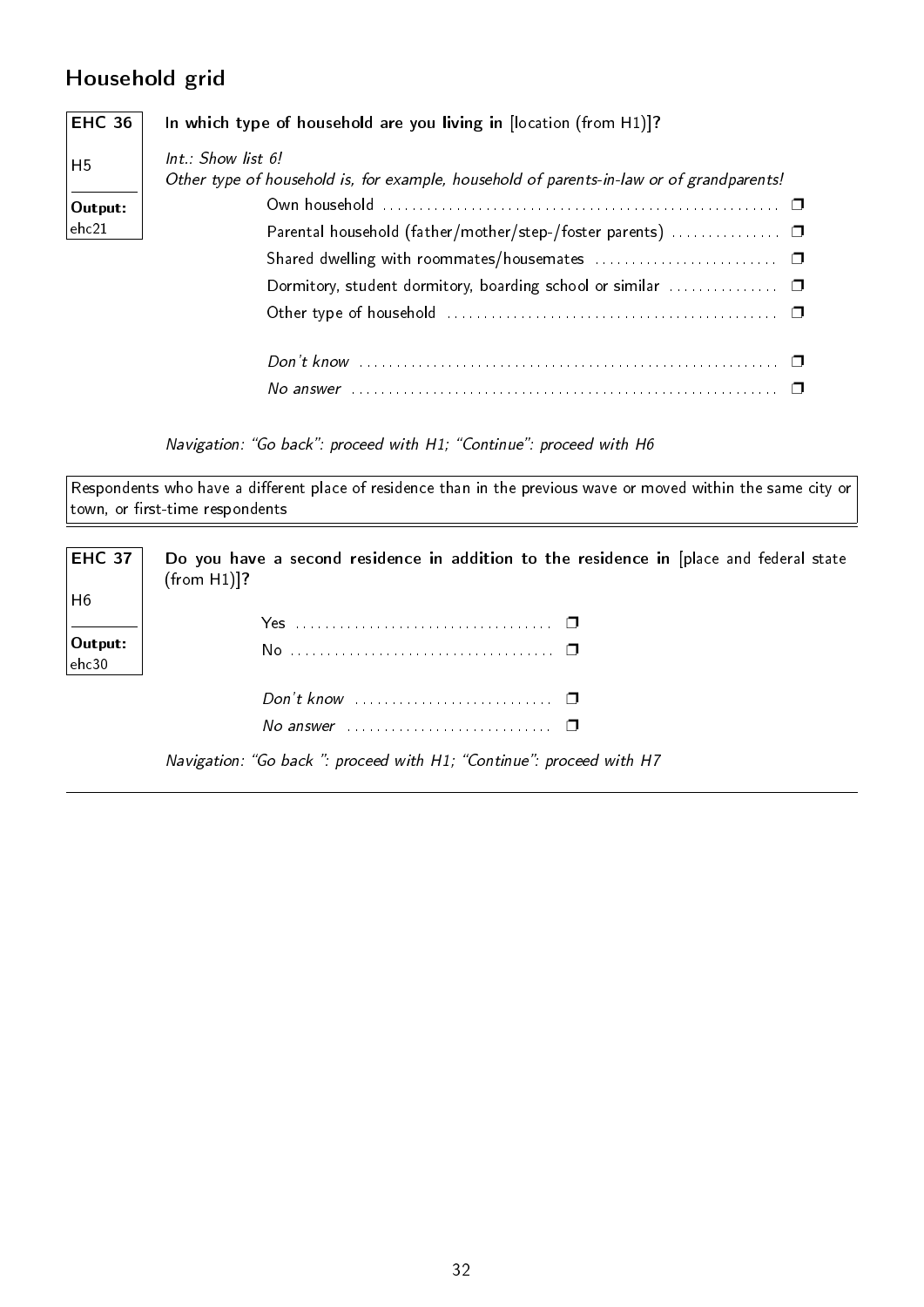## Household grid

**EHC 36**

H5

**Output:** ehc21

**In which type of household are you living in** [location (from H1)]**?**

*Int.: Show list 6!*
*Other type of household is, for example, household of parents-in-law or of grandparents!*

- Own household ❒
- Parental household (father/mother/step-/foster parents) ❒
- Shared dwelling with roommates/housemates ❒
- Dormitory, student dormitory, boarding school or similar ❒
- Other type of household ❒

- *Don't know* ❒
- *No answer* ❒

*Navigation: "Go back": proceed with H1; "Continue": proceed with H6*

---

Respondents who have a different place of residence than in the previous wave or moved within the same city or town, or first-time respondents

---

**EHC 37**

H6

**Output:** ehc30

**Do you have a second residence in addition to the residence in** [place and federal state (from H1)]**?**

- Yes ❒
- No ❒

- *Don't know* ❒
- *No answer* ❒

*Navigation: "Go back ": proceed with H1; "Continue": proceed with H7*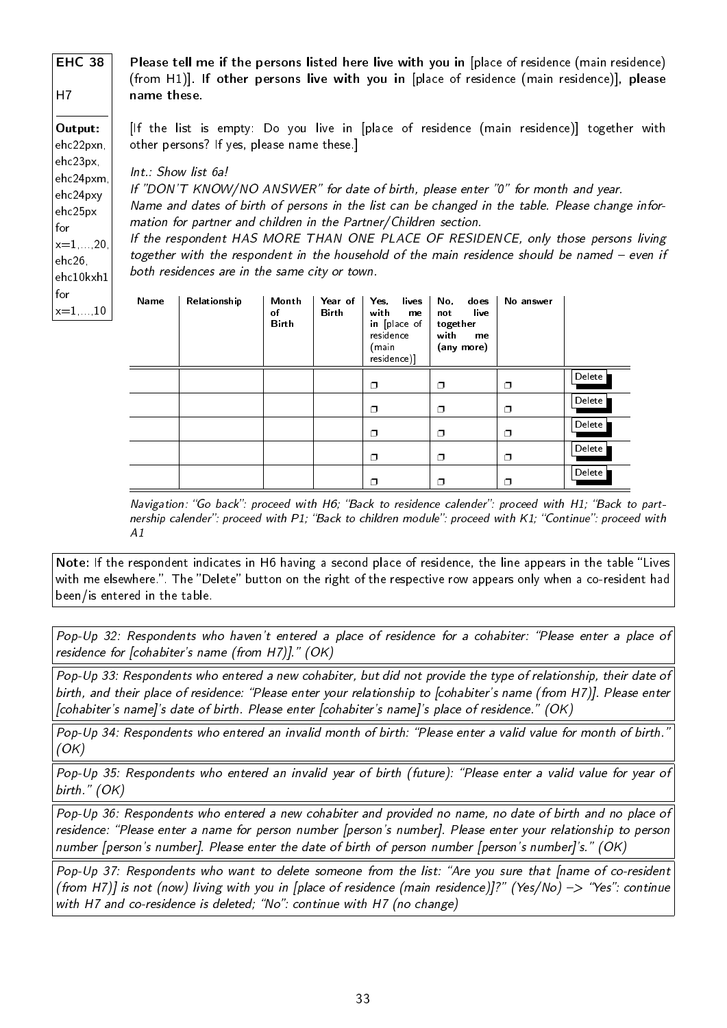**EHC 38**

H7

**Output:** ehc22pxn, ehc23px, ehc24pxm, ehc24pxy ehc25px for x=1,...,20, ehc26, ehc10kxh1 for x=1,...,10

**Please tell me if the persons listed here live with you in** [place of residence (main residence) (from H1)]. **If other persons live with you in** [place of residence (main residence)], **please name these.**

[If the list is empty: Do you live in [place of residence (main residence)] together with other persons? If yes, please name these.]

*Int.: Show list 6a!*
*If "DON'T KNOW/NO ANSWER" for date of birth, please enter "0" for month and year.*
*Name and dates of birth of persons in the list can be changed in the table. Please change information for partner and children in the Partner/Children section.*
*If the respondent HAS MORE THAN ONE PLACE OF RESIDENCE, only those persons living together with the respondent in the household of the main residence should be named – even if both residences are in the same city or town.*

| Name | Relationship | Month of Birth | Year of Birth | Yes, lives with me in [place of residence (main residence)] | No, does not live together with me (any more) | No answer | |
|---|---|---|---|---|---|---|---|
| | | | | ❐ | ❐ | ❐ | Delete |
| | | | | ❐ | ❐ | ❐ | Delete |
| | | | | ❐ | ❐ | ❐ | Delete |
| | | | | ❐ | ❐ | ❐ | Delete |
| | | | | ❐ | ❐ | ❐ | Delete |

*Navigation: "Go back": proceed with H6; "Back to residence calender": proceed with H1; "Back to partnership calender": proceed with P1; "Back to children module": proceed with K1; "Continue": proceed with A1*

**Note:** If the respondent indicates in H6 having a second place of residence, the line appears in the table "Lives with me elsewhere.". The "Delete" button on the right of the respective row appears only when a co-resident had been/is entered in the table.

*Pop-Up 32: Respondents who haven't entered a place of residence for a cohabiter: "Please enter a place of residence for [cohabiter's name (from H7)]." (OK)*

*Pop-Up 33: Respondents who entered a new cohabiter, but did not provide the type of relationship, their date of birth, and their place of residence: "Please enter your relationship to [cohabiter's name (from H7)]. Please enter [cohabiter's name]'s date of birth. Please enter [cohabiter's name]'s place of residence." (OK)*

*Pop-Up 34: Respondents who entered an invalid month of birth: "Please enter a valid value for month of birth." (OK)*

*Pop-Up 35: Respondents who entered an invalid year of birth (future): "Please enter a valid value for year of birth." (OK)*

*Pop-Up 36: Respondents who entered a new cohabiter and provided no name, no date of birth and no place of residence: "Please enter a name for person number [person's number]. Please enter your relationship to person number [person's number]. Please enter the date of birth of person number [person's number]'s." (OK)*

*Pop-Up 37: Respondents who want to delete someone from the list: "Are you sure that [name of co-resident (from H7)] is not (now) living with you in [place of residence (main residence)]?" (Yes/No) –> "Yes": continue with H7 and co-residence is deleted; "No": continue with H7 (no change)*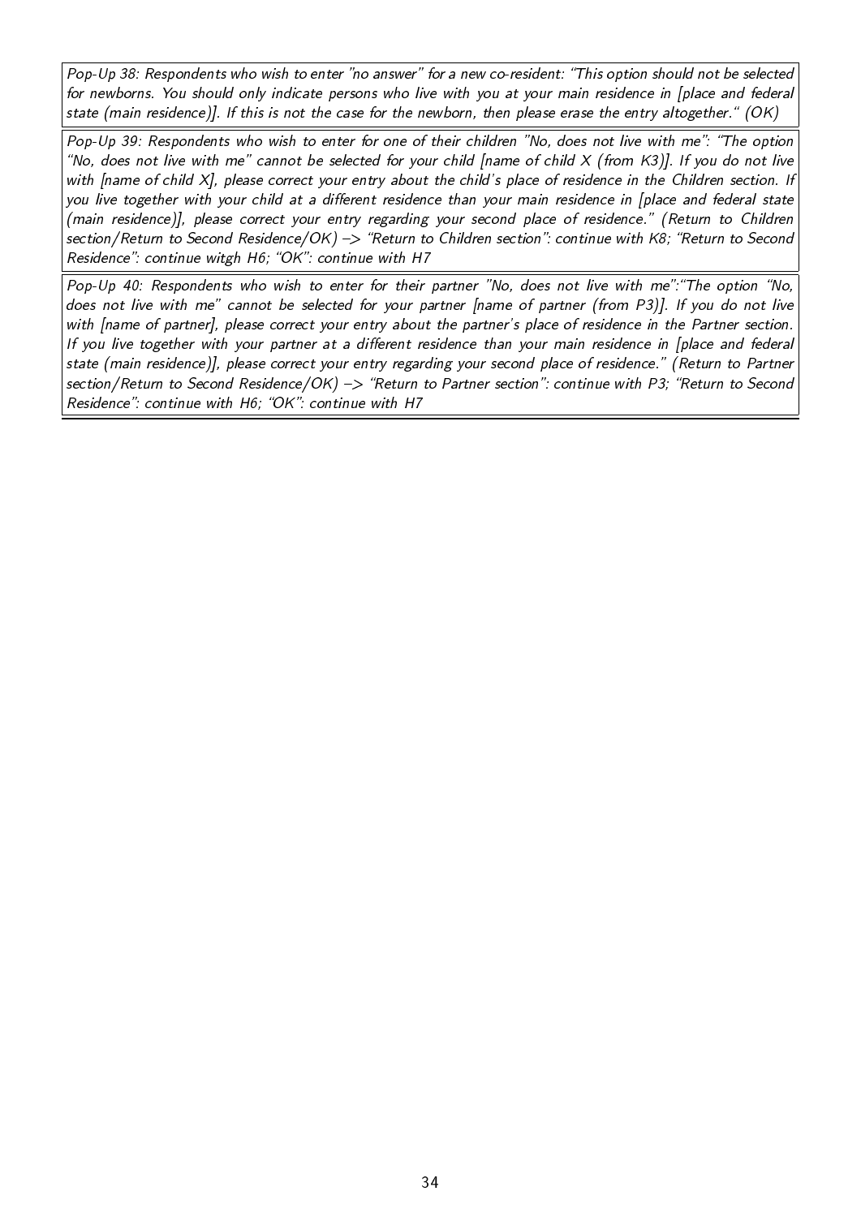*Pop-Up 38: Respondents who wish to enter "no answer" for a new co-resident: "This option should not be selected for newborns. You should only indicate persons who live with you at your main residence in [place and federal state (main residence)]. If this is not the case for the newborn, then please erase the entry altogether." (OK)*

*Pop-Up 39: Respondents who wish to enter for one of their children "No, does not live with me": "The option "No, does not live with me" cannot be selected for your child [name of child X (from K3)]. If you do not live with [name of child X], please correct your entry about the child's place of residence in the Children section. If you live together with your child at a different residence than your main residence in [place and federal state (main residence)], please correct your entry regarding your second place of residence." (Return to Children section/Return to Second Residence/OK) –> "Return to Children section": continue with K8; "Return to Second Residence": continue witgh H6; "OK": continue with H7*

*Pop-Up 40: Respondents who wish to enter for their partner "No, does not live with me":"The option "No, does not live with me" cannot be selected for your partner [name of partner (from P3)]. If you do not live with [name of partner], please correct your entry about the partner's place of residence in the Partner section. If you live together with your partner at a different residence than your main residence in [place and federal state (main residence)], please correct your entry regarding your second place of residence." (Return to Partner section/Return to Second Residence/OK) –> "Return to Partner section": continue with P3; "Return to Second Residence": continue with H6; "OK": continue with H7*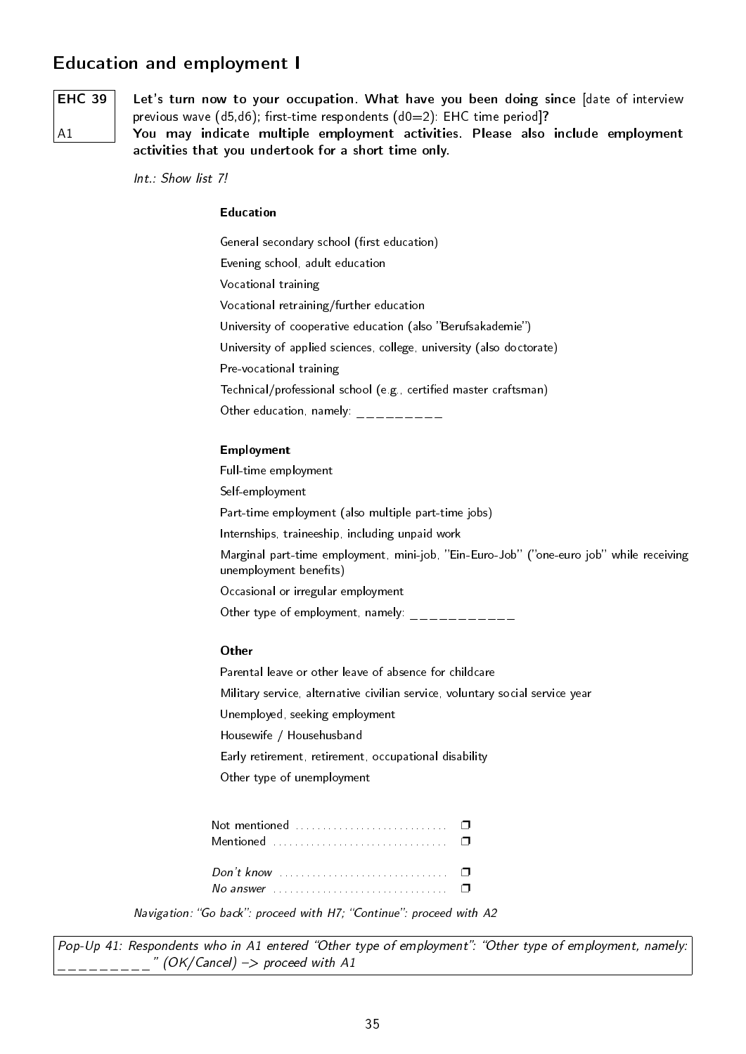## Education and employment I

**EHC 39**

A1

**Let's turn now to your occupation. What have you been doing since** [date of interview previous wave (d5,d6); first-time respondents (d0=2): EHC time period]**?**
**You may indicate multiple employment activities. Please also include employment activities that you undertook for a short time only.**

*Int.: Show list 7!*

**Education**

General secondary school (first education)
Evening school, adult education
Vocational training
Vocational retraining/further education
University of cooperative education (also "Berufsakademie")
University of applied sciences, college, university (also doctorate)
Pre-vocational training
Technical/professional school (e.g., certified master craftsman)
Other education, namely: _________

**Employment**

Full-time employment
Self-employment
Part-time employment (also multiple part-time jobs)
Internships, traineeship, including unpaid work
Marginal part-time employment, mini-job, "Ein-Euro-Job" ("one-euro job" while receiving unemployment benefits)
Occasional or irregular employment
Other type of employment, namely: ___________

**Other**

Parental leave or other leave of absence for childcare
Military service, alternative civilian service, voluntary social service year
Unemployed, seeking employment
Housewife / Househusband
Early retirement, retirement, occupational disability
Other type of unemployment

Not mentioned ❒
Mentioned ❒

*Don't know* ❒
*No answer* ❒

*Navigation: "Go back": proceed with H7; "Continue": proceed with A2*

*Pop-Up 41: Respondents who in A1 entered "Other type of employment": "Other type of employment, namely: _________" (OK/Cancel) –> proceed with A1*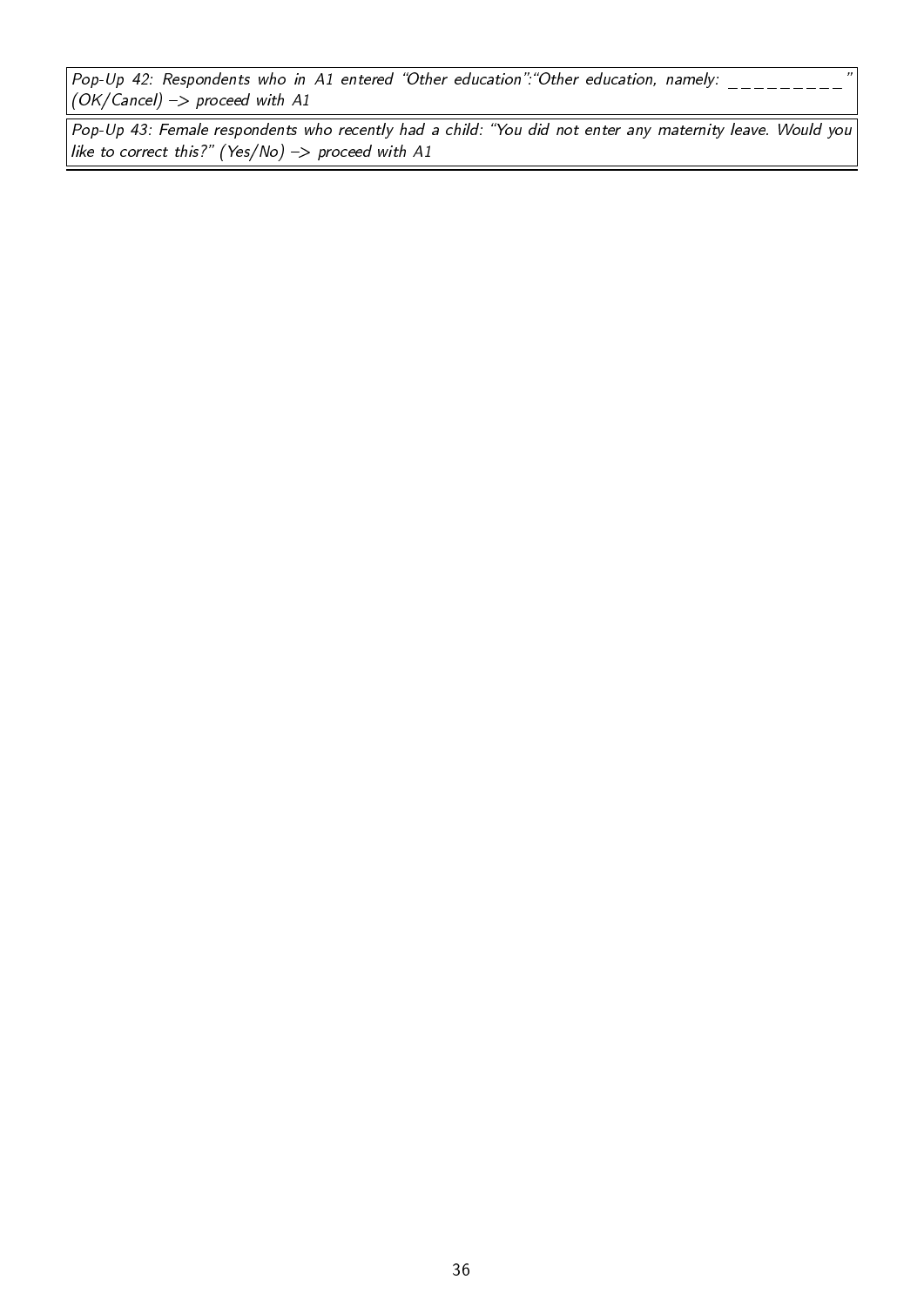*Pop-Up 42: Respondents who in A1 entered "Other education":"Other education, namely: __________" (OK/Cancel) –> proceed with A1*

*Pop-Up 43: Female respondents who recently had a child: "You did not enter any maternity leave. Would you like to correct this?" (Yes/No) –> proceed with A1*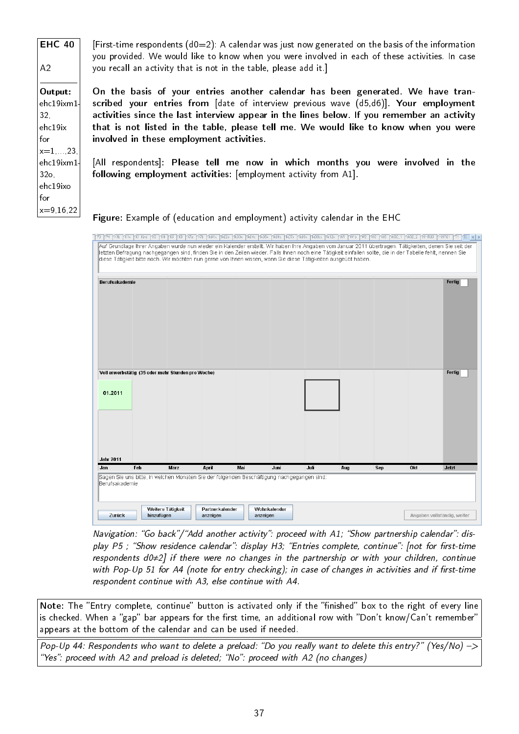| **EHC 40**<br><br>A2<br><br>**Output:** ehc19ixm1-32, ehc19ix for x=1,...,23, ehc19ixm1-32o, ehc19ixo for x=9,16,22 | [First-time respondents (d0=2): A calendar was just now generated on the basis of the information you provided. We would like to know when you were involved in each of these activities. In case you recall an activity that is not in the table, please add it.]<br><br>**On the basis of your entries another calendar has been generated. We have transcribed your entries from** [date of interview previous wave (d5,d6)]**. Your employment activities since the last interview appear in the lines below. If you remember an activity that is not listed in the table, please tell me. We would like to know when you were involved in these employment activities.**<br><br>[All respondents]**: Please tell me now in which months you were involved in the following employment activities:** [employment activity from A1]. |
|---|---|

**Figure:** Example of (education and employment) activity calendar in the EHC

*Navigation: "Go back"/"Add another activity": proceed with A1; "Show partnership calendar": display P5 ; "Show residence calendar": display H3; "Entries complete, continue": [not for first-time respondents d0≠2] if there were no changes in the partnership or with your children, continue with Pop-Up 51 for A4 (note for entry checking); in case of changes in activities and if first-time respondent continue with A3, else continue with A4.*

**Note:** The "Entry complete, continue" button is activated only if the "finished" box to the right of every line is checked. When a "gap" bar appears for the first time, an additional row with "Don't know/Can't remember" appears at the bottom of the calendar and can be used if needed.

*Pop-Up 44: Respondents who want to delete a preload: "Do you really want to delete this entry?" (Yes/No) –> "Yes": proceed with A2 and preload is deleted; "No": proceed with A2 (no changes)*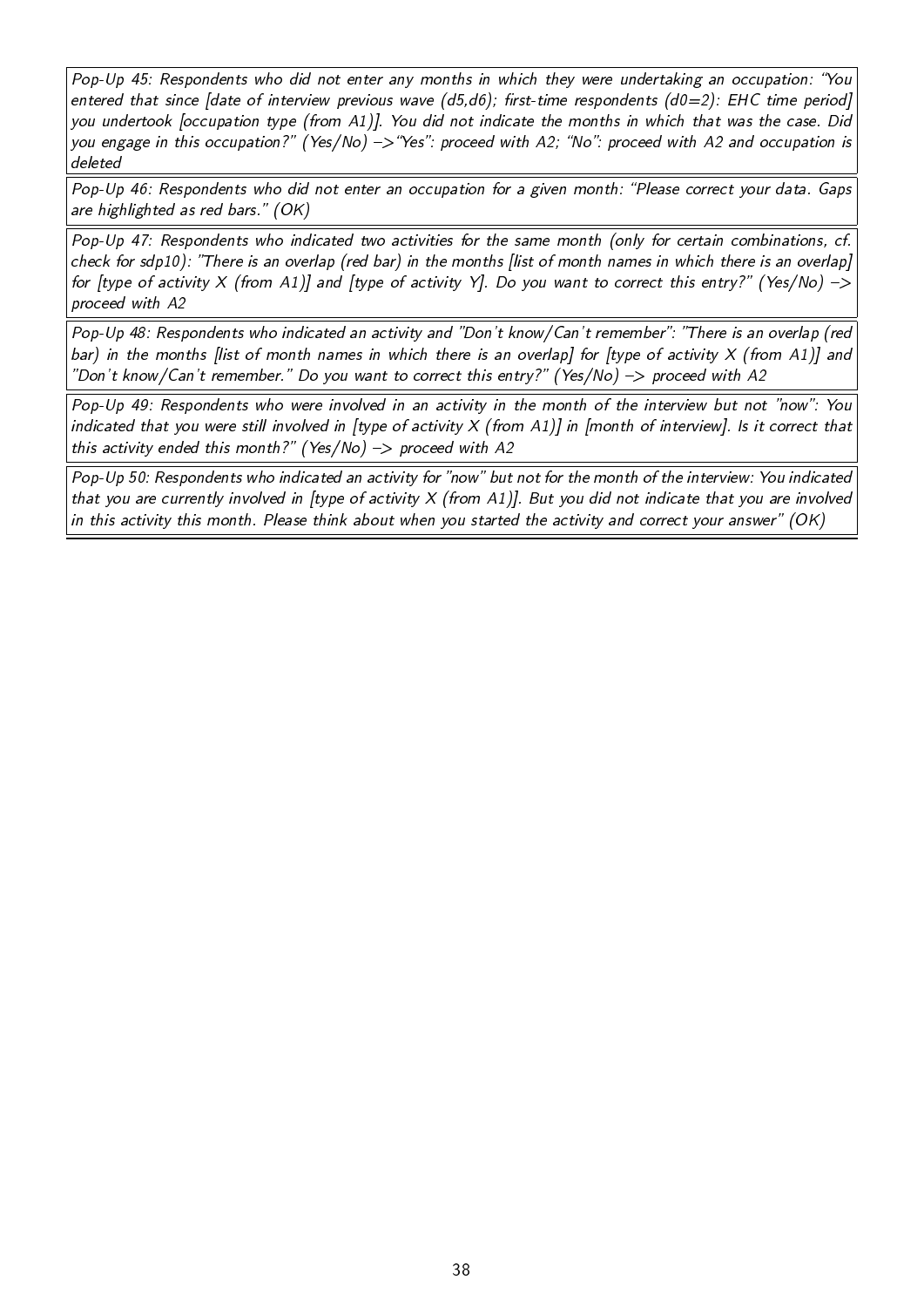*Pop-Up 45: Respondents who did not enter any months in which they were undertaking an occupation: "You entered that since [date of interview previous wave (d5,d6); first-time respondents (d0=2): EHC time period] you undertook [occupation type (from A1)]. You did not indicate the months in which that was the case. Did you engage in this occupation?" (Yes/No) –>"Yes": proceed with A2; "No": proceed with A2 and occupation is deleted*

*Pop-Up 46: Respondents who did not enter an occupation for a given month: "Please correct your data. Gaps are highlighted as red bars." (OK)*

*Pop-Up 47: Respondents who indicated two activities for the same month (only for certain combinations, cf. check for sdp10): "There is an overlap (red bar) in the months [list of month names in which there is an overlap] for [type of activity X (from A1)] and [type of activity Y]. Do you want to correct this entry?" (Yes/No) –> proceed with A2*

*Pop-Up 48: Respondents who indicated an activity and "Don't know/Can't remember": "There is an overlap (red bar) in the months [list of month names in which there is an overlap] for [type of activity X (from A1)] and "Don't know/Can't remember." Do you want to correct this entry?" (Yes/No) –> proceed with A2*

*Pop-Up 49: Respondents who were involved in an activity in the month of the interview but not "now": You indicated that you were still involved in [type of activity X (from A1)] in [month of interview]. Is it correct that this activity ended this month?" (Yes/No) –> proceed with A2*

*Pop-Up 50: Respondents who indicated an activity for "now" but not for the month of the interview: You indicated that you are currently involved in [type of activity X (from A1)]. But you did not indicate that you are involved in this activity this month. Please think about when you started the activity and correct your answer" (OK)*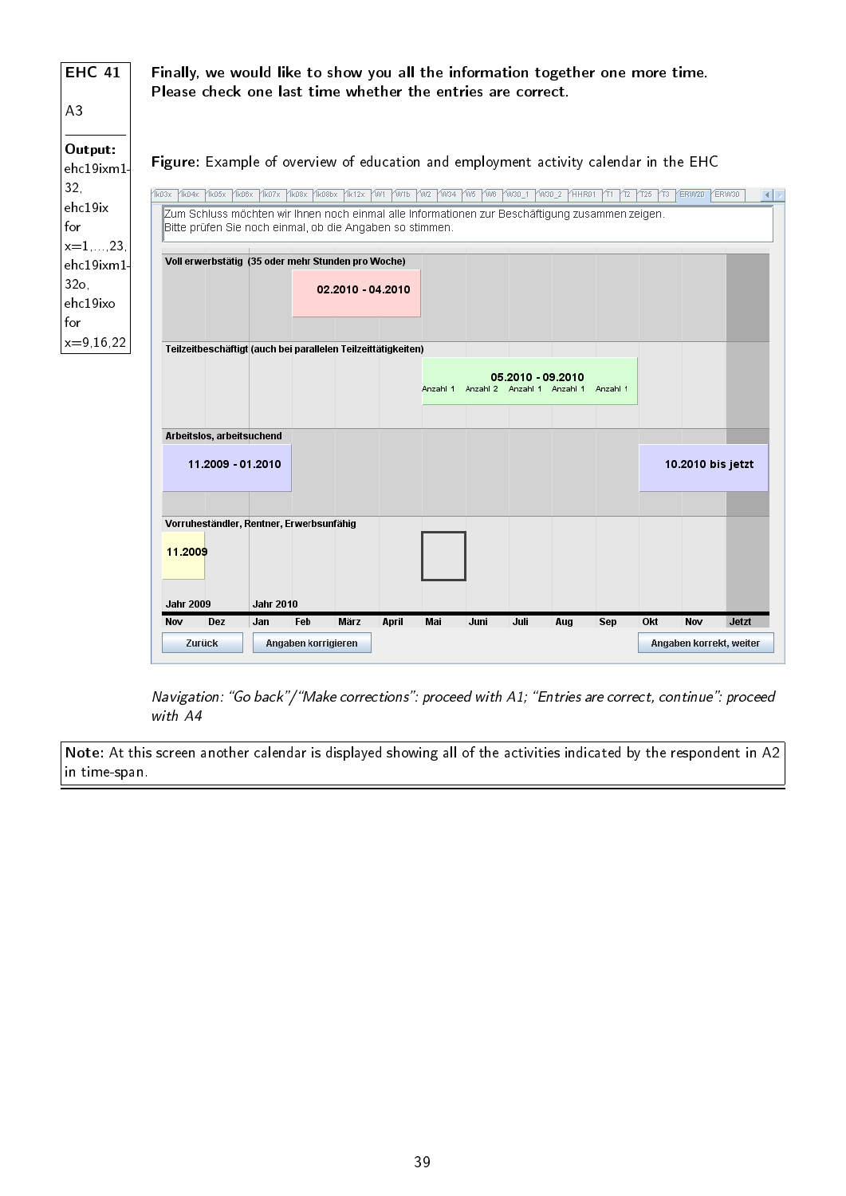**EHC 41**

A3

**Output:** ehc19ixm1-32, ehc19ix for x=1,...,23, ehc19ixm1-32o, ehc19ixo for x=9,16,22

**Finally, we would like to show you all the information together one more time. Please check one last time whether the entries are correct.**

**Figure:** Example of overview of education and employment activity calendar in the EHC

*Navigation: "Go back"/"Make corrections": proceed with A1; "Entries are correct, continue": proceed with A4*

**Note:** At this screen another calendar is displayed showing all of the activities indicated by the respondent in A2 in time-span.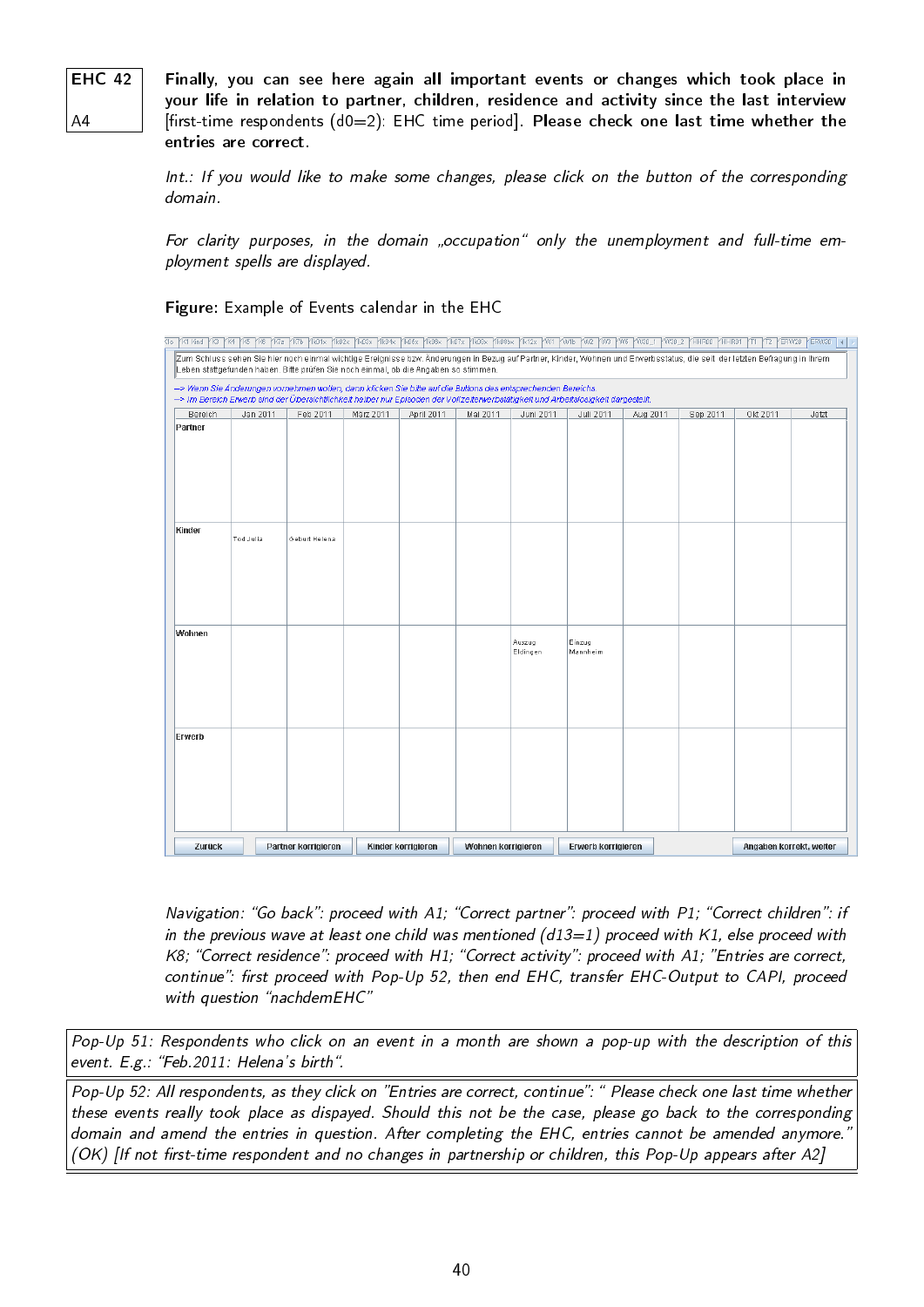| EHC 42 | **Finally, you can see here again all important events or changes which took place in your life in relation to partner, children, residence and activity since the last interview** [first-time respondents (d0=2): EHC time period]. **Please check one last time whether the entries are correct.** |
|---|---|
| A4 | |

*Int.: If you would like to make some changes, please click on the button of the corresponding domain.*

*For clarity purposes, in the domain „occupation" only the unemployment and full-time employment spells are displayed.*

**Figure:** Example of Events calendar in the EHC

Zum Schluss sehen Sie hier noch einmal wichtige Ereignisse bzw. Änderungen in Bezug auf Partner, Kinder, Wohnen und Erwerbsstatus, die seit der letzten Befragung in Ihrem Leben stattgefunden haben. Bitte prüfen Sie noch einmal, ob die Angaben so stimmen.

--> Wenn Sie Änderungen vornehmen wollen, dann klicken Sie bitte auf die Buttons des entsprechenden Bereichs.
--> Im Bereich Erwerb sind der Übersichtlichkeit halber nur Episoden der Vollzeiterwerbstätigkeit und Arbeitslosigkeit dargestellt.

| Bereich | Jan 2011 | Feb 2011 | März 2011 | April 2011 | Mai 2011 | Juni 2011 | Juli 2011 | Aug 2011 | Sep 2011 | Okt 2011 | Jetzt |
|---|---|---|---|---|---|---|---|---|---|---|---|
| Partner | | | | | | | | | | | |
| Kinder | Tod Julia | Geburt Helena | | | | | | | | | |
| Wohnen | | | | | | Auszug Eldingen | Einzug Mannheim | | | | |
| Erwerb | | | | | | | | | | | |

Zurück | Partner korrigieren | Kinder korrigieren | Wohnen korrigieren | Erwerb korrigieren | Angaben korrekt, weiter

*Navigation: "Go back": proceed with A1; "Correct partner": proceed with P1; "Correct children": if in the previous wave at least one child was mentioned (d13=1) proceed with K1, else proceed with K8; "Correct residence": proceed with H1; "Correct activity": proceed with A1; "Entries are correct, continue": first proceed with Pop-Up 52, then end EHC, transfer EHC-Output to CAPI, proceed with question "nachdemEHC"*

*Pop-Up 51: Respondents who click on an event in a month are shown a pop-up with the description of this event. E.g.: "Feb.2011: Helena's birth".*

*Pop-Up 52: All respondents, as they click on "Entries are correct, continue": " Please check one last time whether these events really took place as dispayed. Should this not be the case, please go back to the corresponding domain and amend the entries in question. After completing the EHC, entries cannot be amended anymore." (OK) [If not first-time respondent and no changes in partnership or children, this Pop-Up appears after A2]*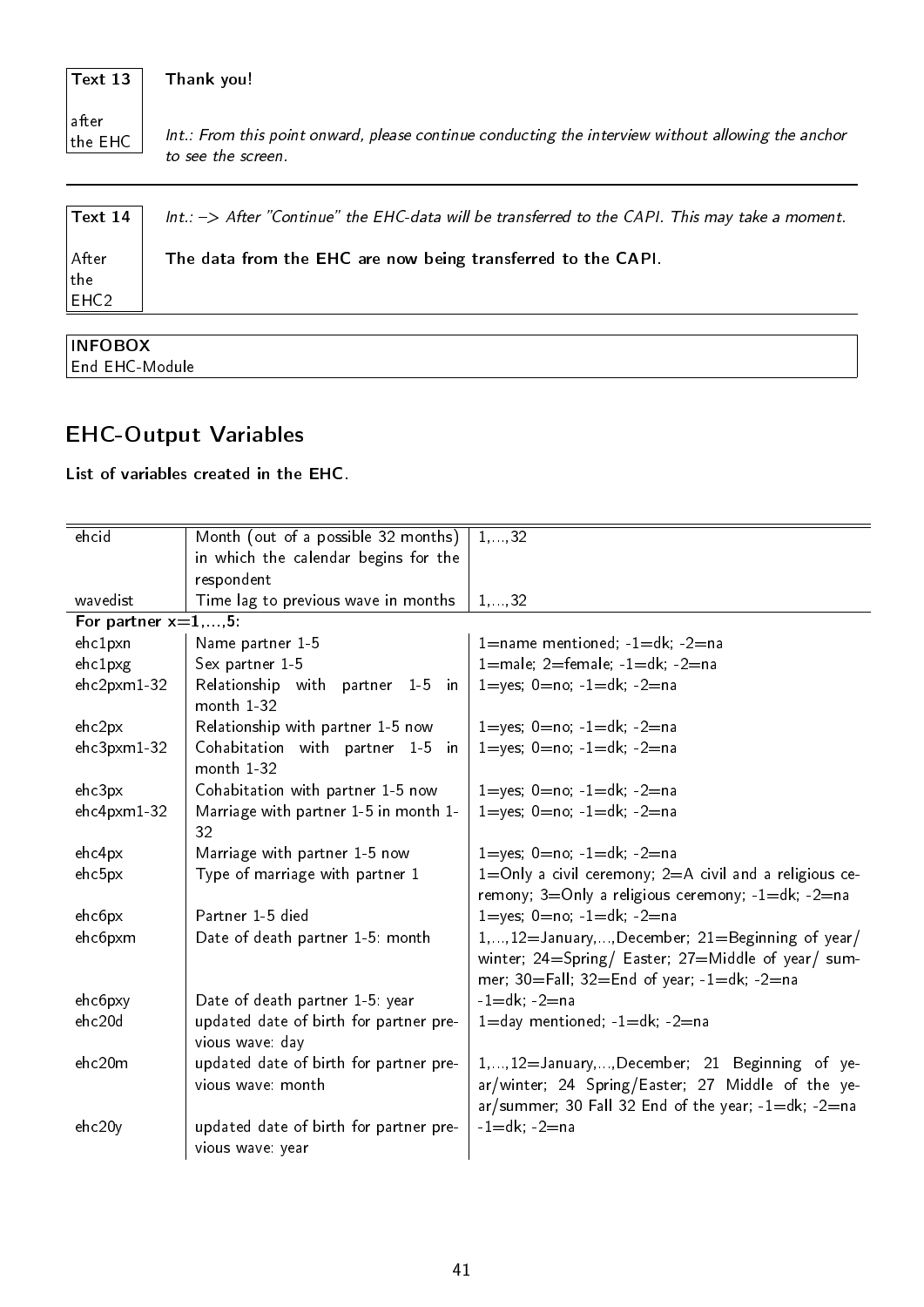| Text 13 after the EHC | **Thank you!** *Int.: From this point onward, please continue conducting the interview without allowing the anchor to see the screen.* |
|---|---|

| Text 14 After the EHC2 | *Int.: –> After "Continue" the EHC-data will be transferred to the CAPI. This may take a moment.* **The data from the EHC are now being transferred to the CAPI.** |
|---|---|

| **INFOBOX** |
|---|
| End EHC-Module |

## EHC-Output Variables

**List of variables created in the EHC.**

| | | |
|---|---|---|
| ehcid | Month (out of a possible 32 months) in which the calendar begins for the respondent | 1,...,32 |
| wavedist | Time lag to previous wave in months | 1,...,32 |
| **For partner x=1,...,5:** | | |
| ehc1pxn | Name partner 1-5 | 1=name mentioned; -1=dk; -2=na |
| ehc1pxg | Sex partner 1-5 | 1=male; 2=female; -1=dk; -2=na |
| ehc2pxm1-32 | Relationship with partner 1-5 in month 1-32 | 1=yes; 0=no; -1=dk; -2=na |
| ehc2px | Relationship with partner 1-5 now | 1=yes; 0=no; -1=dk; -2=na |
| ehc3pxm1-32 | Cohabitation with partner 1-5 in month 1-32 | 1=yes; 0=no; -1=dk; -2=na |
| ehc3px | Cohabitation with partner 1-5 now | 1=yes; 0=no; -1=dk; -2=na |
| ehc4pxm1-32 | Marriage with partner 1-5 in month 1-32 | 1=yes; 0=no; -1=dk; -2=na |
| ehc4px | Marriage with partner 1-5 now | 1=yes; 0=no; -1=dk; -2=na |
| ehc5px | Type of marriage with partner 1 | 1=Only a civil ceremony; 2=A civil and a religious ceremony; 3=Only a religious ceremony; -1=dk; -2=na |
| ehc6px | Partner 1-5 died | 1=yes; 0=no; -1=dk; -2=na |
| ehc6pxm | Date of death partner 1-5: month | 1,...,12=January,...,December; 21=Beginning of year/ winter; 24=Spring/ Easter; 27=Middle of year/ summer; 30=Fall; 32=End of year; -1=dk; -2=na |
| ehc6pxy | Date of death partner 1-5: year | -1=dk; -2=na |
| ehc20d | updated date of birth for partner previous wave: day | 1=day mentioned; -1=dk; -2=na |
| ehc20m | updated date of birth for partner previous wave: month | 1,...,12=January,...,December; 21 Beginning of year/winter; 24 Spring/Easter; 27 Middle of the year/summer; 30 Fall 32 End of the year; -1=dk; -2=na |
| ehc20y | updated date of birth for partner previous wave: year | -1=dk; -2=na |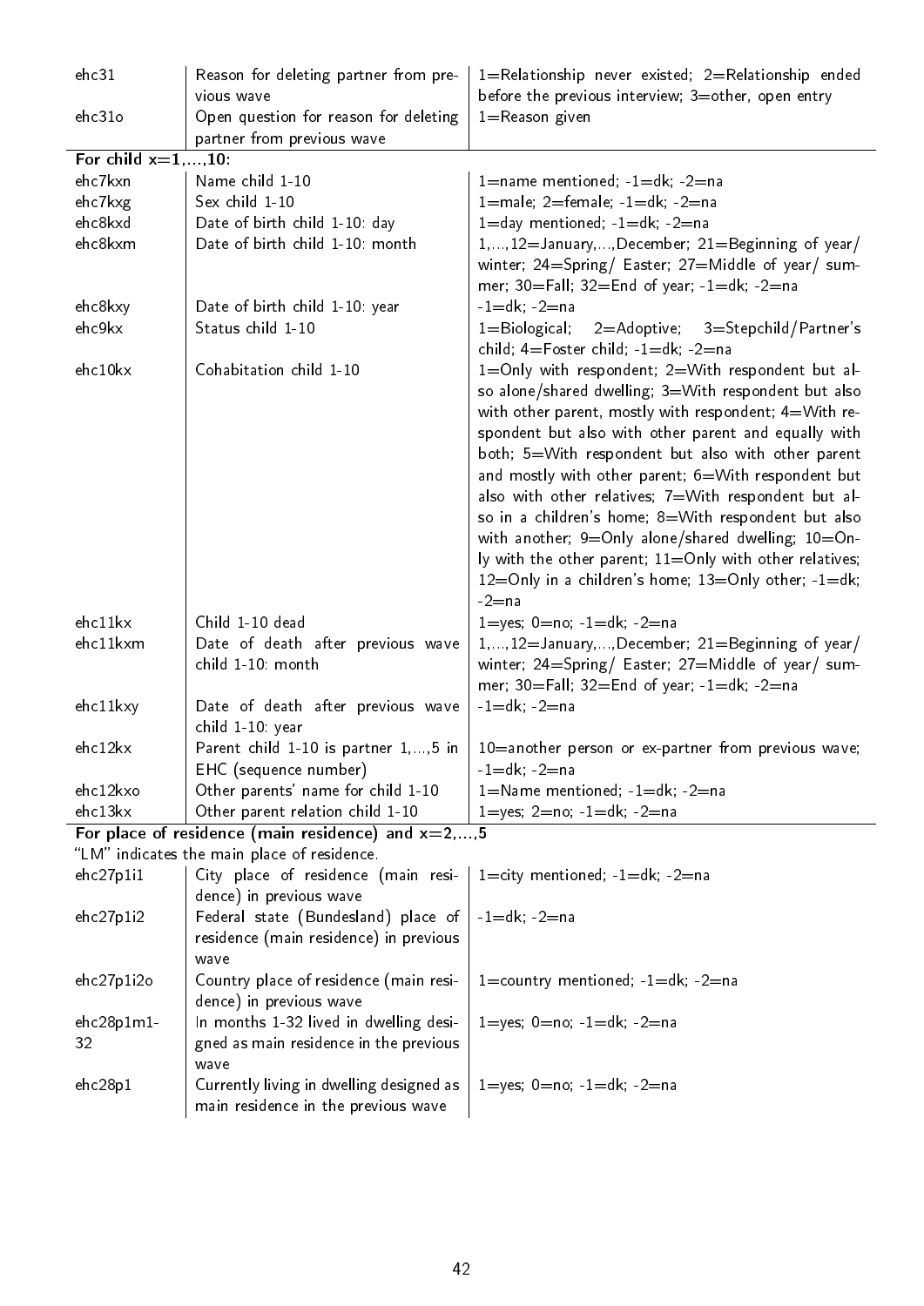| | | |
|---|---|---|
| ehc31 | Reason for deleting partner from previous wave | 1=Relationship never existed; 2=Relationship ended before the previous interview; 3=other, open entry |
| ehc31o | Open question for reason for deleting partner from previous wave | 1=Reason given |
| **For child x=1,...,10:** | | |
| ehc7kxn | Name child 1-10 | 1=name mentioned; -1=dk; -2=na |
| ehc7kxg | Sex child 1-10 | 1=male; 2=female; -1=dk; -2=na |
| ehc8kxd | Date of birth child 1-10: day | 1=day mentioned; -1=dk; -2=na |
| ehc8kxm | Date of birth child 1-10: month | 1,...,12=January,...,December; 21=Beginning of year/ winter; 24=Spring/ Easter; 27=Middle of year/ summer; 30=Fall; 32=End of year; -1=dk; -2=na |
| ehc8kxy | Date of birth child 1-10: year | -1=dk; -2=na |
| ehc9kx | Status child 1-10 | 1=Biological; 2=Adoptive; 3=Stepchild/Partner's child; 4=Foster child; -1=dk; -2=na |
| ehc10kx | Cohabitation child 1-10 | 1=Only with respondent; 2=With respondent but also alone/shared dwelling; 3=With respondent but also with other parent, mostly with respondent; 4=With respondent but also with other parent and equally with both; 5=With respondent but also with other parent and mostly with other parent; 6=With respondent but also with other relatives; 7=With respondent but also in a children's home; 8=With respondent but also with another; 9=Only alone/shared dwelling; 10=Only with the other parent; 11=Only with other relatives; 12=Only in a children's home; 13=Only other; -1=dk; -2=na |
| ehc11kx | Child 1-10 dead | 1=yes; 0=no; -1=dk; -2=na |
| ehc11kxm | Date of death after previous wave child 1-10: month | 1,...,12=January,...,December; 21=Beginning of year/ winter; 24=Spring/ Easter; 27=Middle of year/ summer; 30=Fall; 32=End of year; -1=dk; -2=na |
| ehc11kxy | Date of death after previous wave child 1-10: year | -1=dk; -2=na |
| ehc12kx | Parent child 1-10 is partner 1,...,5 in EHC (sequence number) | 10=another person or ex-partner from previous wave; -1=dk; -2=na |
| ehc12kxo | Other parents' name for child 1-10 | 1=Name mentioned; -1=dk; -2=na |
| ehc13kx | Other parent relation child 1-10 | 1=yes; 2=no; -1=dk; -2=na |
| **For place of residence (main residence) and x=2,...,5** | | |
| "LM" indicates the main place of residence. | | |
| ehc27p1i1 | City place of residence (main residence) in previous wave | 1=city mentioned; -1=dk; -2=na |
| ehc27p1i2 | Federal state (Bundesland) place of residence (main residence) in previous wave | -1=dk; -2=na |
| ehc27p1i2o | Country place of residence (main residence) in previous wave | 1=country mentioned; -1=dk; -2=na |
| ehc28p1m1-32 | In months 1-32 lived in dwelling designed as main residence in the previous wave | 1=yes; 0=no; -1=dk; -2=na |
| ehc28p1 | Currently living in dwelling designed as main residence in the previous wave | 1=yes; 0=no; -1=dk; -2=na |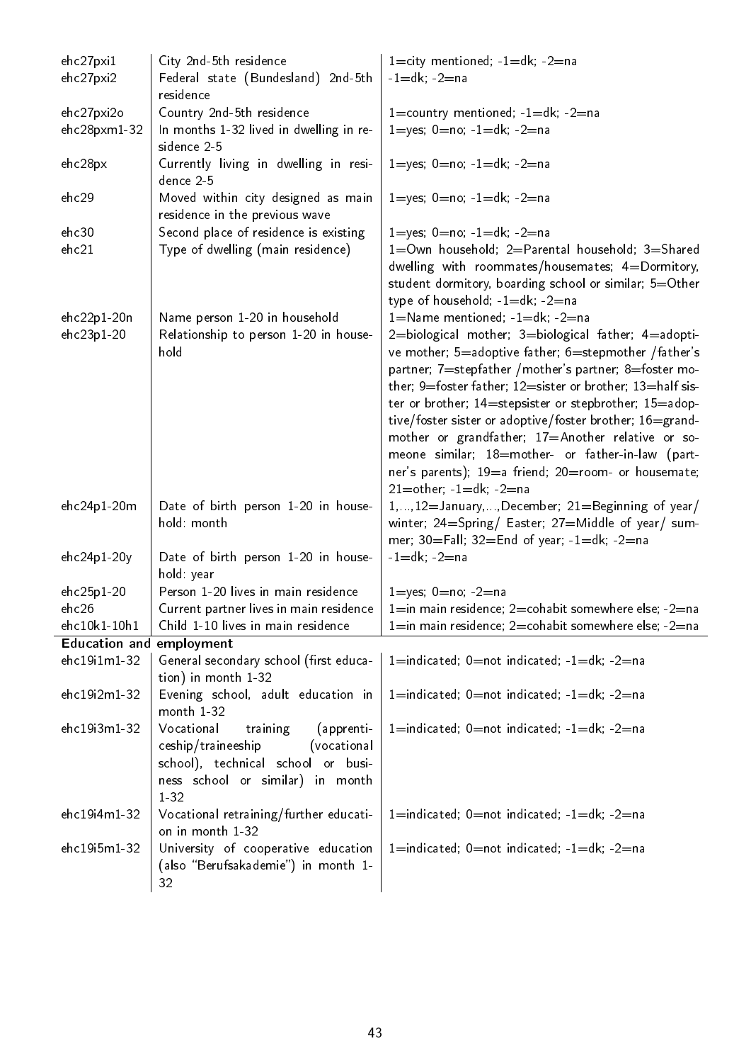| | | |
|---|---|---|
| ehc27pxi1 | City 2nd-5th residence | 1=city mentioned; -1=dk; -2=na |
| ehc27pxi2 | Federal state (Bundesland) 2nd-5th residence | -1=dk; -2=na |
| ehc27pxi2o | Country 2nd-5th residence | 1=country mentioned; -1=dk; -2=na |
| ehc28pxm1-32 | In months 1-32 lived in dwelling in residence 2-5 | 1=yes; 0=no; -1=dk; -2=na |
| ehc28px | Currently living in dwelling in residence 2-5 | 1=yes; 0=no; -1=dk; -2=na |
| ehc29 | Moved within city designed as main residence in the previous wave | 1=yes; 0=no; -1=dk; -2=na |
| ehc30 | Second place of residence is existing | 1=yes; 0=no; -1=dk; -2=na |
| ehc21 | Type of dwelling (main residence) | 1=Own household; 2=Parental household; 3=Shared dwelling with roommates/housemates; 4=Dormitory, student dormitory, boarding school or similar; 5=Other type of household; -1=dk; -2=na |
| ehc22p1-20n | Name person 1-20 in household | 1=Name mentioned; -1=dk; -2=na |
| ehc23p1-20 | Relationship to person 1-20 in household | 2=biological mother; 3=biological father; 4=adoptive mother; 5=adoptive father; 6=stepmother /father's partner; 7=stepfather /mother's partner; 8=foster mother; 9=foster father; 12=sister or brother; 13=half sister or brother; 14=stepsister or stepbrother; 15=adoptive/foster sister or adoptive/foster brother; 16=grandmother or grandfather; 17=Another relative or someone similar; 18=mother- or father-in-law (partner's parents); 19=a friend; 20=room- or housemate; 21=other; -1=dk; -2=na |
| ehc24p1-20m | Date of birth person 1-20 in household: month | 1,...,12=January,...,December; 21=Beginning of year/ winter; 24=Spring/ Easter; 27=Middle of year/ summer; 30=Fall; 32=End of year; -1=dk; -2=na |
| ehc24p1-20y | Date of birth person 1-20 in household: year | -1=dk; -2=na |
| ehc25p1-20 | Person 1-20 lives in main residence | 1=yes; 0=no; -2=na |
| ehc26 | Current partner lives in main residence | 1=in main residence; 2=cohabit somewhere else; -2=na |
| ehc10k1-10h1 | Child 1-10 lives in main residence | 1=in main residence; 2=cohabit somewhere else; -2=na |
| **Education and employment** | | |
| ehc19i1m1-32 | General secondary school (first education) in month 1-32 | 1=indicated; 0=not indicated; -1=dk; -2=na |
| ehc19i2m1-32 | Evening school, adult education in month 1-32 | 1=indicated; 0=not indicated; -1=dk; -2=na |
| ehc19i3m1-32 | Vocational training (apprenticeship/traineeship (vocational school), technical school or business school or similar) in month 1-32 | 1=indicated; 0=not indicated; -1=dk; -2=na |
| ehc19i4m1-32 | Vocational retraining/further education in month 1-32 | 1=indicated; 0=not indicated; -1=dk; -2=na |
| ehc19i5m1-32 | University of cooperative education (also "Berufsakademie") in month 1-32 | 1=indicated; 0=not indicated; -1=dk; -2=na |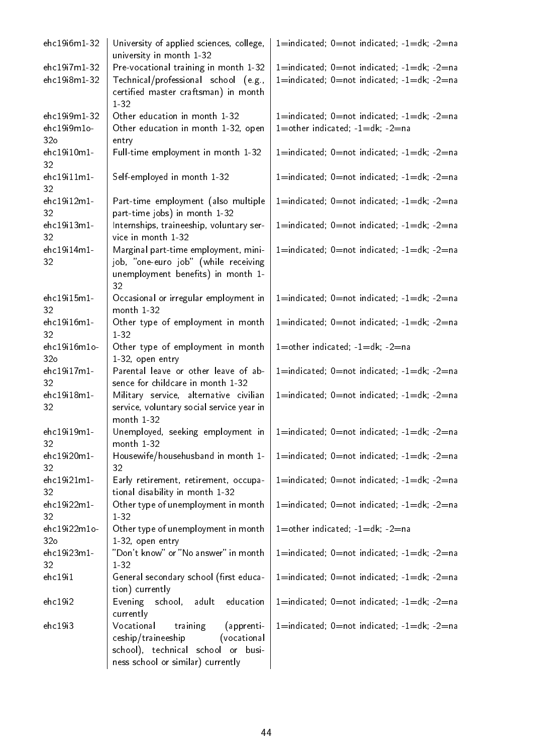| | | |
|---|---|---|
| ehc19i6m1-32 | University of applied sciences, college, university in month 1-32 | 1=indicated; 0=not indicated; -1=dk; -2=na |
| ehc19i7m1-32 | Pre-vocational training in month 1-32 | 1=indicated; 0=not indicated; -1=dk; -2=na |
| ehc19i8m1-32 | Technical/professional school (e.g., certified master craftsman) in month 1-32 | 1=indicated; 0=not indicated; -1=dk; -2=na |
| ehc19i9m1-32 | Other education in month 1-32 | 1=indicated; 0=not indicated; -1=dk; -2=na |
| ehc19i9m1o-32o | Other education in month 1-32, open entry | 1=other indicated; -1=dk; -2=na |
| ehc19i10m1-32 | Full-time employment in month 1-32 | 1=indicated; 0=not indicated; -1=dk; -2=na |
| ehc19i11m1-32 | Self-employed in month 1-32 | 1=indicated; 0=not indicated; -1=dk; -2=na |
| ehc19i12m1-32 | Part-time employment (also multiple part-time jobs) in month 1-32 | 1=indicated; 0=not indicated; -1=dk; -2=na |
| ehc19i13m1-32 | Internships, traineeship, voluntary service in month 1-32 | 1=indicated; 0=not indicated; -1=dk; -2=na |
| ehc19i14m1-32 | Marginal part-time employment, mini-job, "one-euro job" (while receiving unemployment benefits) in month 1-32 | 1=indicated; 0=not indicated; -1=dk; -2=na |
| ehc19i15m1-32 | Occasional or irregular employment in month 1-32 | 1=indicated; 0=not indicated; -1=dk; -2=na |
| ehc19i16m1-32 | Other type of employment in month 1-32 | 1=indicated; 0=not indicated; -1=dk; -2=na |
| ehc19i16m1o-32o | Other type of employment in month 1-32, open entry | 1=other indicated; -1=dk; -2=na |
| ehc19i17m1-32 | Parental leave or other leave of absence for childcare in month 1-32 | 1=indicated; 0=not indicated; -1=dk; -2=na |
| ehc19i18m1-32 | Military service, alternative civilian service, voluntary social service year in month 1-32 | 1=indicated; 0=not indicated; -1=dk; -2=na |
| ehc19i19m1-32 | Unemployed, seeking employment in month 1-32 | 1=indicated; 0=not indicated; -1=dk; -2=na |
| ehc19i20m1-32 | Housewife/househusband in month 1-32 | 1=indicated; 0=not indicated; -1=dk; -2=na |
| ehc19i21m1-32 | Early retirement, retirement, occupational disability in month 1-32 | 1=indicated; 0=not indicated; -1=dk; -2=na |
| ehc19i22m1-32 | Other type of unemployment in month 1-32 | 1=indicated; 0=not indicated; -1=dk; -2=na |
| ehc19i22m1o-32o | Other type of unemployment in month 1-32, open entry | 1=other indicated; -1=dk; -2=na |
| ehc19i23m1-32 | "Don't know" or "No answer" in month 1-32 | 1=indicated; 0=not indicated; -1=dk; -2=na |
| ehc19i1 | General secondary school (first education) currently | 1=indicated; 0=not indicated; -1=dk; -2=na |
| ehc19i2 | Evening school, adult education currently | 1=indicated; 0=not indicated; -1=dk; -2=na |
| ehc19i3 | Vocational training (apprenticeship/traineeship (vocational school), technical school or business school or similar) currently | 1=indicated; 0=not indicated; -1=dk; -2=na |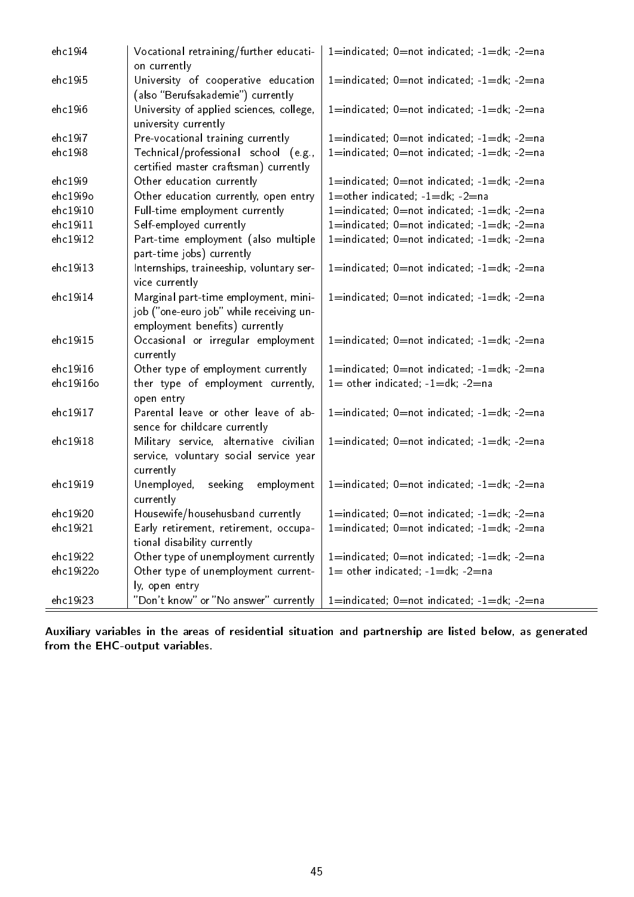| | | |
|---|---|---|
| ehc19i4 | Vocational retraining/further education currently | 1=indicated; 0=not indicated; -1=dk; -2=na |
| ehc19i5 | University of cooperative education (also "Berufsakademie") currently | 1=indicated; 0=not indicated; -1=dk; -2=na |
| ehc19i6 | University of applied sciences, college, university currently | 1=indicated; 0=not indicated; -1=dk; -2=na |
| ehc19i7 | Pre-vocational training currently | 1=indicated; 0=not indicated; -1=dk; -2=na |
| ehc19i8 | Technical/professional school (e.g., certified master craftsman) currently | 1=indicated; 0=not indicated; -1=dk; -2=na |
| ehc19i9 | Other education currently | 1=indicated; 0=not indicated; -1=dk; -2=na |
| ehc19i9o | Other education currently, open entry | 1=other indicated; -1=dk; -2=na |
| ehc19i10 | Full-time employment currently | 1=indicated; 0=not indicated; -1=dk; -2=na |
| ehc19i11 | Self-employed currently | 1=indicated; 0=not indicated; -1=dk; -2=na |
| ehc19i12 | Part-time employment (also multiple part-time jobs) currently | 1=indicated; 0=not indicated; -1=dk; -2=na |
| ehc19i13 | Internships, traineeship, voluntary service currently | 1=indicated; 0=not indicated; -1=dk; -2=na |
| ehc19i14 | Marginal part-time employment, mini-job ("one-euro job" while receiving unemployment benefits) currently | 1=indicated; 0=not indicated; -1=dk; -2=na |
| ehc19i15 | Occasional or irregular employment currently | 1=indicated; 0=not indicated; -1=dk; -2=na |
| ehc19i16 | Other type of employment currently | 1=indicated; 0=not indicated; -1=dk; -2=na |
| ehc19i16o | ther type of employment currently, open entry | 1= other indicated; -1=dk; -2=na |
| ehc19i17 | Parental leave or other leave of absence for childcare currently | 1=indicated; 0=not indicated; -1=dk; -2=na |
| ehc19i18 | Military service, alternative civilian service, voluntary social service year currently | 1=indicated; 0=not indicated; -1=dk; -2=na |
| ehc19i19 | Unemployed, seeking employment currently | 1=indicated; 0=not indicated; -1=dk; -2=na |
| ehc19i20 | Housewife/househusband currently | 1=indicated; 0=not indicated; -1=dk; -2=na |
| ehc19i21 | Early retirement, retirement, occupational disability currently | 1=indicated; 0=not indicated; -1=dk; -2=na |
| ehc19i22 | Other type of unemployment currently | 1=indicated; 0=not indicated; -1=dk; -2=na |
| ehc19i22o | Other type of unemployment currently, open entry | 1= other indicated; -1=dk; -2=na |
| ehc19i23 | "Don't know" or "No answer" currently | 1=indicated; 0=not indicated; -1=dk; -2=na |

**Auxiliary variables in the areas of residential situation and partnership are listed below, as generated from the EHC-output variables.**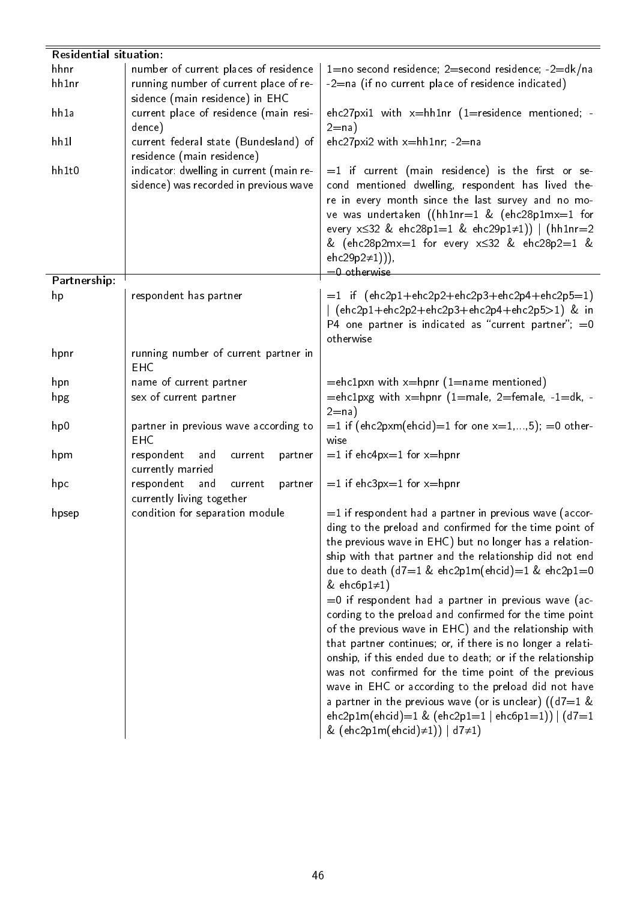| | | |
|---|---|---|
| **Residential situation:** | | |
| hhnr | number of current places of residence | 1=no second residence; 2=second residence; -2=dk/na |
| hh1nr | running number of current place of residence (main residence) in EHC | -2=na (if no current place of residence indicated) |
| hh1a | current place of residence (main residence) | ehc27pxi1 with x=hh1nr (1=residence mentioned; -2=na) |
| hh1l | current federal state (Bundesland) of residence (main residence) | ehc27pxi2 with x=hh1nr; -2=na |
| hh1t0 | indicator: dwelling in current (main residence) was recorded in previous wave | =1 if current (main residence) is the first or second mentioned dwelling, respondent has lived there in every month since the last survey and no move was undertaken ((hh1nr=1 & (ehc28p1mx=1 for every x≤32 & ehc28p1=1 & ehc29p1≠1)) \| (hh1nr=2 & (ehc28p2mx=1 for every x≤32 & ehc28p2=1 & ehc29p2≠1))), =0 otherwise |
| **Partnership:** | | |
| hp | respondent has partner | =1 if (ehc2p1+ehc2p2+ehc2p3+ehc2p4+ehc2p5=1) \| (ehc2p1+ehc2p2+ehc2p3+ehc2p4+ehc2p5>1) & in P4 one partner is indicated as "current partner"; =0 otherwise |
| hpnr | running number of current partner in EHC | |
| hpn | name of current partner | =ehc1pxn with x=hpnr (1=name mentioned) |
| hpg | sex of current partner | =ehc1pxg with x=hpnr (1=male, 2=female, -1=dk, -2=na) |
| hp0 | partner in previous wave according to EHC | =1 if (ehc2pxm(ehcid)=1 for one x=1,...,5); =0 otherwise |
| hpm | respondent and current partner currently married | =1 if ehc4px=1 for x=hpnr |
| hpc | respondent and current partner currently living together | =1 if ehc3px=1 for x=hpnr |
| hpsep | condition for separation module | =1 if respondent had a partner in previous wave (according to the preload and confirmed for the time point of the previous wave in EHC) but no longer has a relationship with that partner and the relationship did not end due to death (d7=1 & ehc2p1m(ehcid)=1 & ehc2p1=0 & ehc6p1≠1)<br>=0 if respondent had a partner in previous wave (according to the preload and confirmed for the time point of the previous wave in EHC) and the relationship with that partner continues; or, if there is no longer a relationship, if this ended due to death; or if the relationship was not confirmed for the time point of the previous wave in EHC or according to the preload did not have a partner in the previous wave (or is unclear) ((d7=1 & ehc2p1m(ehcid)=1 & (ehc2p1=1 \| ehc6p1=1)) \| (d7=1 & (ehc2p1m(ehcid)≠1)) \| d7≠1) |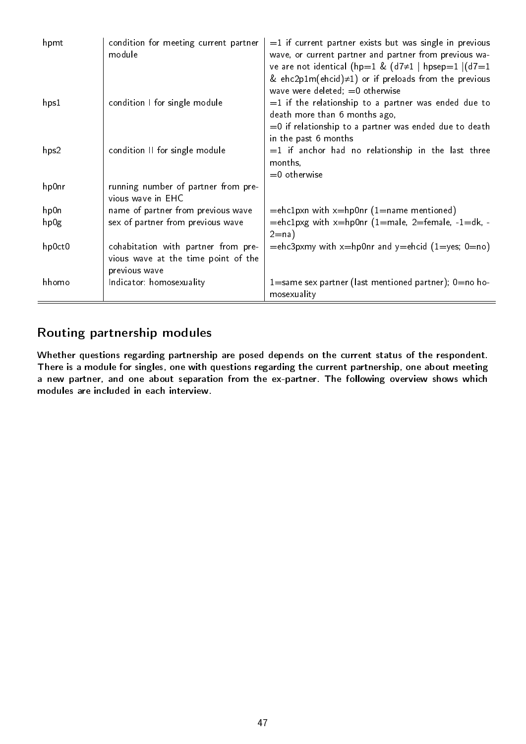| | | |
|---|---|---|
| hpmt | condition for meeting current partner module | =1 if current partner exists but was single in previous wave, or current partner and partner from previous wave are not identical (hp=1 & (d7≠1 \| hpsep=1 \|(d7=1 & ehc2p1m(ehcid)≠1) or if preloads from the previous wave were deleted; =0 otherwise |
| hps1 | condition I for single module | =1 if the relationship to a partner was ended due to death more than 6 months ago,<br>=0 if relationship to a partner was ended due to death in the past 6 months |
| hps2 | condition II for single module | =1 if anchor had no relationship in the last three months,<br>=0 otherwise |
| hp0nr | running number of partner from previous wave in EHC | |
| hp0n | name of partner from previous wave | =ehc1pxn with x=hp0nr (1=name mentioned) |
| hp0g | sex of partner from previous wave | =ehc1pxg with x=hp0nr (1=male, 2=female, -1=dk, -2=na) |
| hp0ct0 | cohabitation with partner from previous wave at the time point of the previous wave | =ehc3pxmy with x=hp0nr and y=ehcid (1=yes; 0=no) |
| hhomo | Indicator: homosexuality | 1=same sex partner (last mentioned partner); 0=no homosexuality |

## Routing partnership modules

**Whether questions regarding partnership are posed depends on the current status of the respondent. There is a module for singles, one with questions regarding the current partnership, one about meeting a new partner, and one about separation from the ex-partner. The following overview shows which modules are included in each interview.**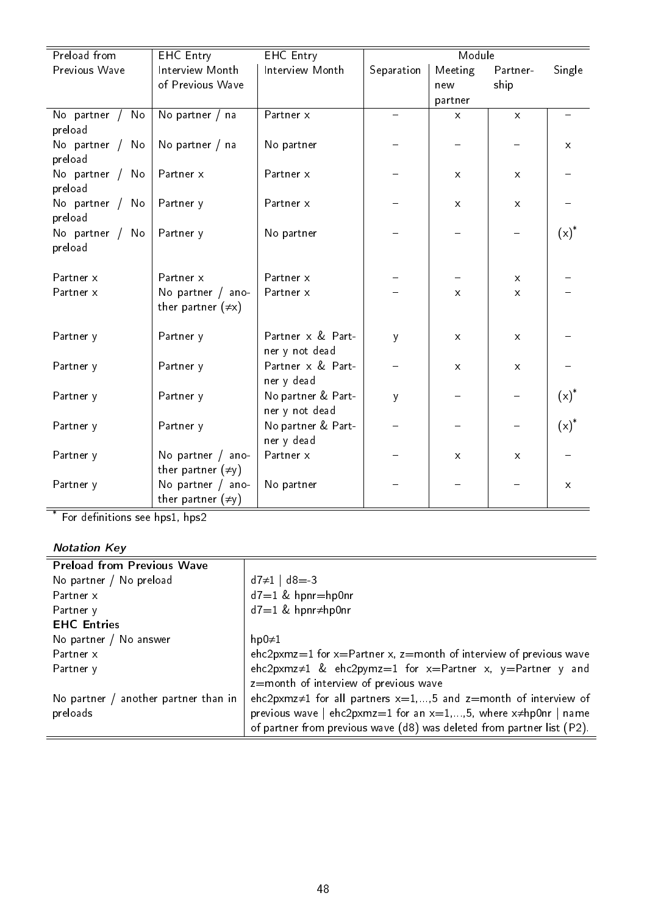| Preload from Previous Wave | EHC Entry Interview Month of Previous Wave | EHC Entry Interview Month | Module | | | |
|---|---|---|---|---|---|---|
| | | | Separation | Meeting new partner | Partner-ship | Single |
| No partner / No preload | No partner / na | Partner x | – | x | x | – |
| No partner / No preload | No partner / na | No partner | – | – | – | x |
| No partner / No preload | Partner x | Partner x | – | x | x | – |
| No partner / No preload | Partner y | Partner x | – | x | x | – |
| No partner / No preload | Partner y | No partner | – | – | – | (x)* |
| Partner x | Partner x | Partner x | – | – | x | – |
| Partner x | No partner / another partner (≠x) | Partner x | – | x | x | – |
| Partner y | Partner y | Partner x & Partner y not dead | y | x | x | – |
| Partner y | Partner y | Partner x & Partner y dead | – | x | x | – |
| Partner y | Partner y | No partner & Partner y not dead | y | – | – | (x)* |
| Partner y | Partner y | No partner & Partner y dead | – | – | – | (x)* |
| Partner y | No partner / another partner (≠y) | Partner x | – | x | x | – |
| Partner y | No partner / another partner (≠y) | No partner | – | – | – | x |

* For definitions see hps1, hps2

*Notation Key*

| **Preload from Previous Wave** | |
|---|---|
| No partner / No preload | d7≠1 \| d8=-3 |
| Partner x | d7=1 & hpnr=hp0nr |
| Partner y | d7=1 & hpnr≠hp0nr |
| **EHC Entries** | |
| No partner / No answer | hp0≠1 |
| Partner x | ehc2pxmz=1 for x=Partner x, z=month of interview of previous wave |
| Partner y | ehc2pxmz≠1 & ehc2pymz=1 for x=Partner x, y=Partner y and z=month of interview of previous wave |
| No partner / another partner than in preloads | ehc2pxmz≠1 for all partners x=1,...,5 and z=month of interview of previous wave \| ehc2pxmz=1 for an x=1,...,5, where x≠hp0nr \| name of partner from previous wave (d8) was deleted from partner list (P2). |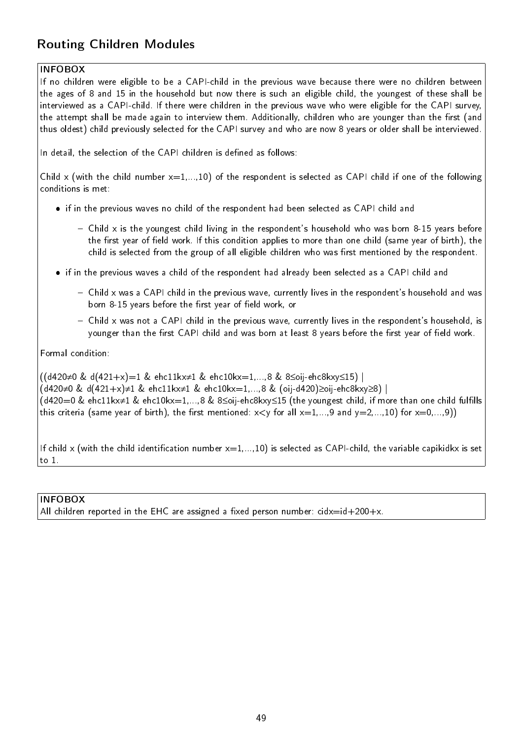## Routing Children Modules

**INFOBOX**

If no children were eligible to be a CAPI-child in the previous wave because there were no children between the ages of 8 and 15 in the household but now there is such an eligible child, the youngest of these shall be interviewed as a CAPI-child. If there were children in the previous wave who were eligible for the CAPI survey, the attempt shall be made again to interview them. Additionally, children who are younger than the first (and thus oldest) child previously selected for the CAPI survey and who are now 8 years or older shall be interviewed.

In detail, the selection of the CAPI children is defined as follows:

Child x (with the child number x=1,...,10) of the respondent is selected as CAPI child if one of the following conditions is met:

- if in the previous waves no child of the respondent had been selected as CAPI child and
  - Child x is the youngest child living in the respondent's household who was born 8-15 years before the first year of field work. If this condition applies to more than one child (same year of birth), the child is selected from the group of all eligible children who was first mentioned by the respondent.
- if in the previous waves a child of the respondent had already been selected as a CAPI child and
  - Child x was a CAPI child in the previous wave, currently lives in the respondent's household and was born 8-15 years before the first year of field work, or
  - Child x was not a CAPI child in the previous wave, currently lives in the respondent's household, is younger than the first CAPI child and was born at least 8 years before the first year of field work.

Formal condition:

((d420≠0 & d(421+x)=1 & ehc11kx≠1 & ehc10kx=1,...,8 & 8≤oij-ehc8kxy≤15) |
(d420≠0 & d(421+x)≠1 & ehc11kx≠1 & ehc10kx=1,...,8 & (oij-d420)≥oij-ehc8kxy≥8) |
(d420=0 & ehc11kx≠1 & ehc10kx=1,...,8 & 8≤oij-ehc8kxy≤15 (the youngest child, if more than one child fulfills this criteria (same year of birth), the first mentioned: x<y for all x=1,...,9 and y=2,...,10) for x=0,...,9))

If child x (with the child identification number x=1,...,10) is selected as CAPI-child, the variable capikidkx is set to 1.

**INFOBOX**

All children reported in the EHC are assigned a fixed person number: cidx=id+200+x.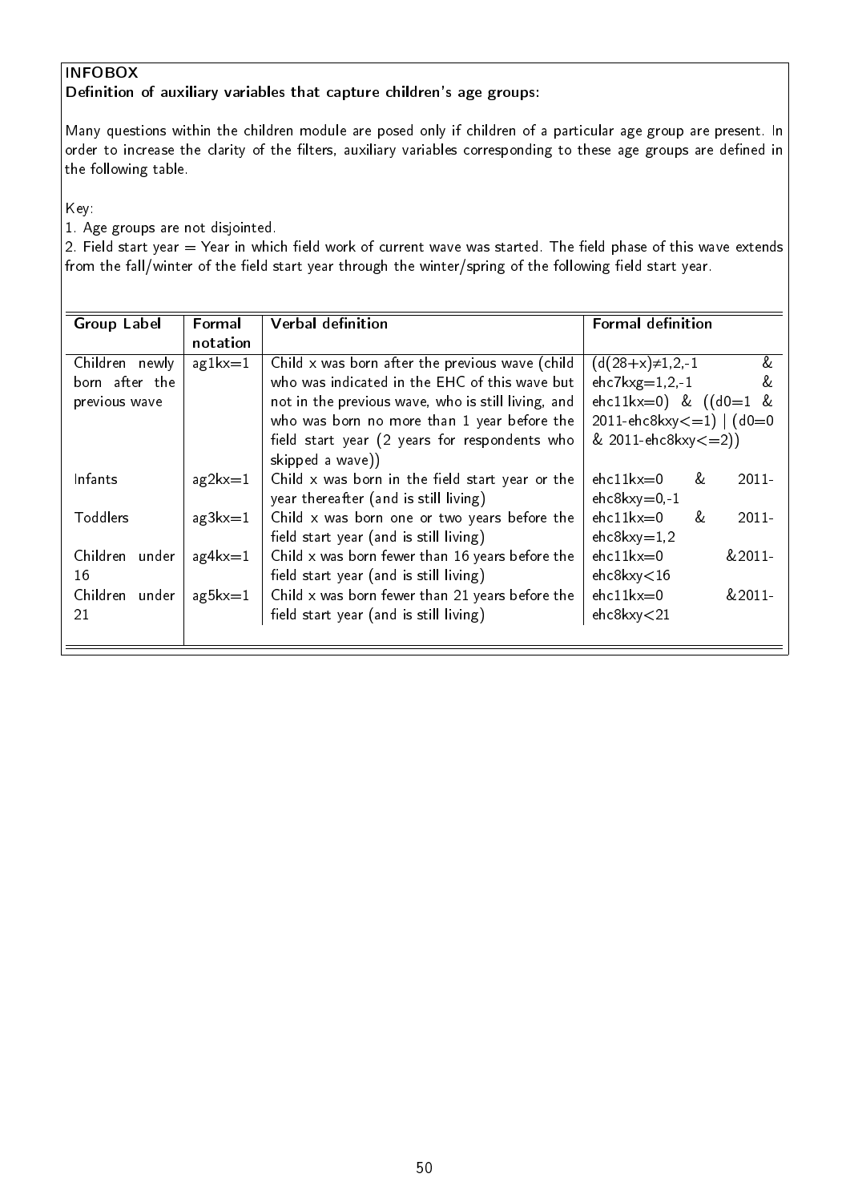**INFOBOX**

**Definition of auxiliary variables that capture children's age groups:**

Many questions within the children module are posed only if children of a particular age group are present. In order to increase the clarity of the filters, auxiliary variables corresponding to these age groups are defined in the following table.

Key:

1. Age groups are not disjointed.
2. Field start year = Year in which field work of current wave was started. The field phase of this wave extends from the fall/winter of the field start year through the winter/spring of the following field start year.

| Group Label | Formal notation | Verbal definition | Formal definition |
|---|---|---|---|
| Children newly born after the previous wave | ag1kx=1 | Child x was born after the previous wave (child who was indicated in the EHC of this wave but not in the previous wave, who is still living, and who was born no more than 1 year before the field start year (2 years for respondents who skipped a wave)) | (d(28+x)≠1,2,-1 & ehc7kxg=1,2,-1 & ehc11kx=0) & ((d0=1 & 2011-ehc8kxy<=1) \| (d0=0 & 2011-ehc8kxy<=2)) |
| Infants | ag2kx=1 | Child x was born in the field start year or the year thereafter (and is still living) | ehc11kx=0 & 2011-ehc8kxy=0,-1 |
| Toddlers | ag3kx=1 | Child x was born one or two years before the field start year (and is still living) | ehc11kx=0 & 2011-ehc8kxy=1,2 |
| Children under 16 | ag4kx=1 | Child x was born fewer than 16 years before the field start year (and is still living) | ehc11kx=0 &2011-ehc8kxy<16 |
| Children under 21 | ag5kx=1 | Child x was born fewer than 21 years before the field start year (and is still living) | ehc11kx=0 &2011-ehc8kxy<21 |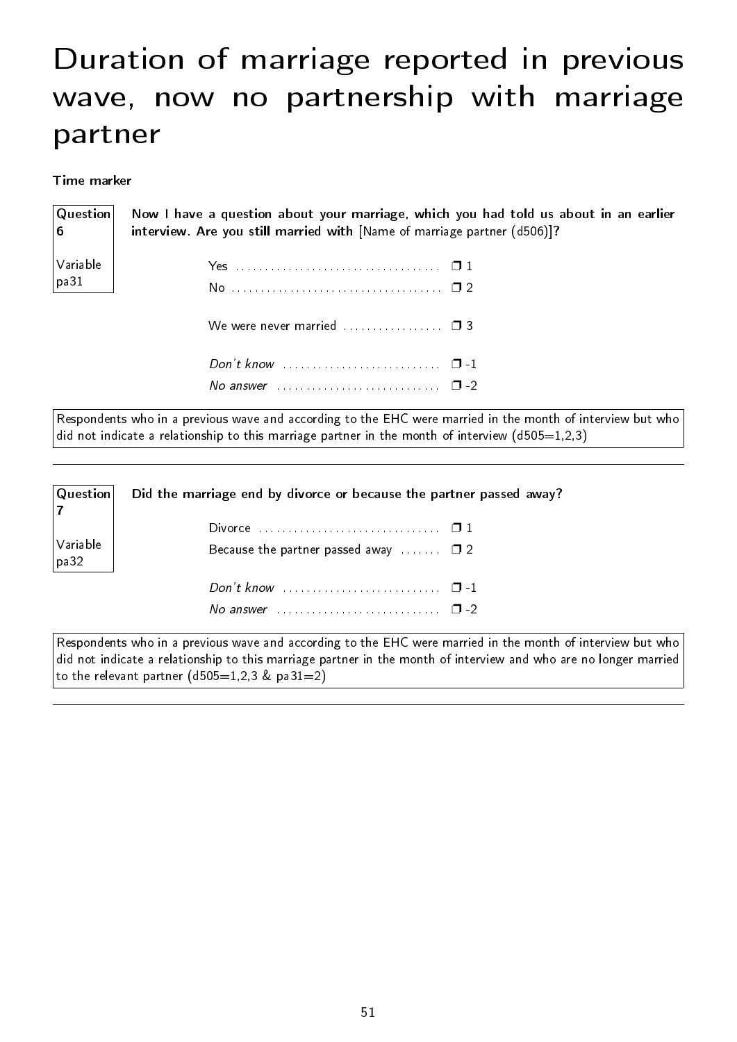# Duration of marriage reported in previous wave, now no partnership with marriage partner

**Time marker**

**Question 6**

Variable pa31

**Now I have a question about your marriage, which you had told us about in an earlier interview. Are you still married with** [Name of marriage partner (d506)]**?**

| | |
|---|---|
| Yes | ❒ 1 |
| No | ❒ 2 |
| We were never married | ❒ 3 |
| *Don't know* | ❒ -1 |
| *No answer* | ❒ -2 |

Respondents who in a previous wave and according to the EHC were married in the month of interview but who did not indicate a relationship to this marriage partner in the month of interview (d505=1,2,3)

---

**Question 7**

Variable pa32

**Did the marriage end by divorce or because the partner passed away?**

| | |
|---|---|
| Divorce | ❒ 1 |
| Because the partner passed away | ❒ 2 |
| *Don't know* | ❒ -1 |
| *No answer* | ❒ -2 |

Respondents who in a previous wave and according to the EHC were married in the month of interview but who did not indicate a relationship to this marriage partner in the month of interview and who are no longer married to the relevant partner (d505=1,2,3 & pa31=2)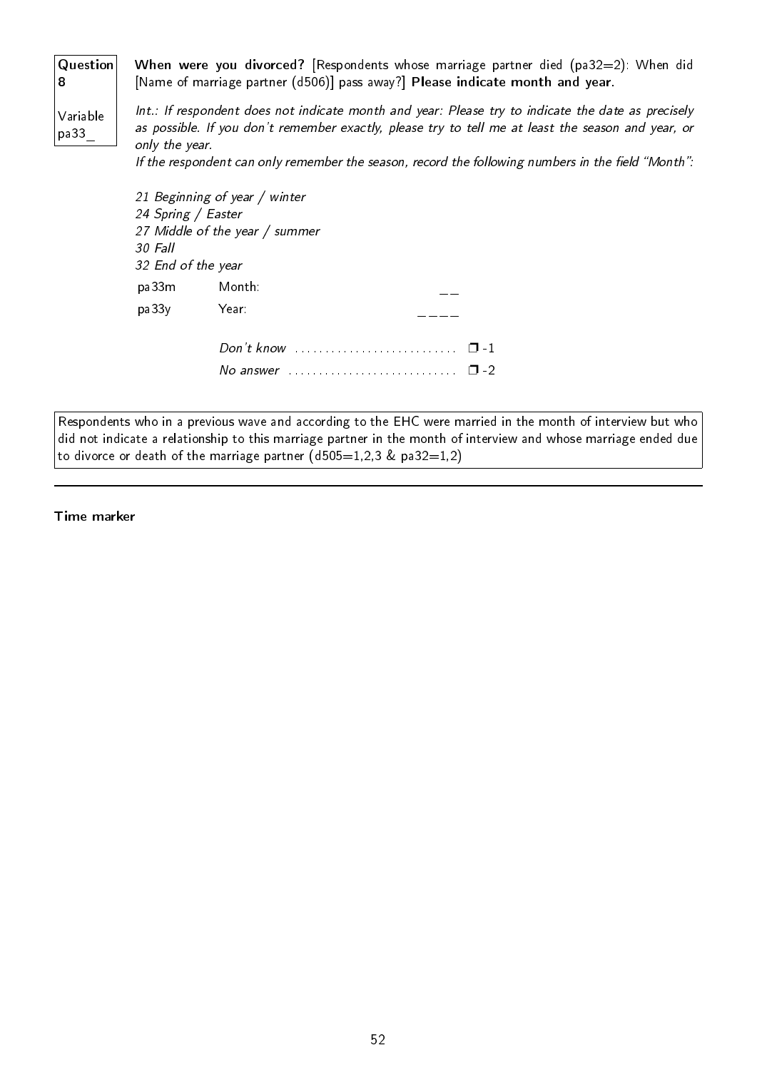| **Question 8** | **When were you divorced?** [Respondents whose marriage partner died (pa32=2): When did [Name of marriage partner (d506)] pass away?] **Please indicate month and year.** |
|---|---|
| Variable pa33_ | |

*Int.: If respondent does not indicate month and year: Please try to indicate the date as precisely as possible. If you don't remember exactly, please try to tell me at least the season and year, or only the year.*
*If the respondent can only remember the season, record the following numbers in the field "Month":*

*21 Beginning of year / winter*
*24 Spring / Easter*
*27 Middle of the year / summer*
*30 Fall*
*32 End of the year*

| | | |
|---|---|---|
| pa33m | Month: | __ |
| pa33y | Year: | ____ |
| | *Don't know* ........................... | ❒ -1 |
| | *No answer* ........................... | ❒ -2 |

Respondents who in a previous wave and according to the EHC were married in the month of interview but who did not indicate a relationship to this marriage partner in the month of interview and whose marriage ended due to divorce or death of the marriage partner (d505=1,2,3 & pa32=1,2)

---

**Time marker**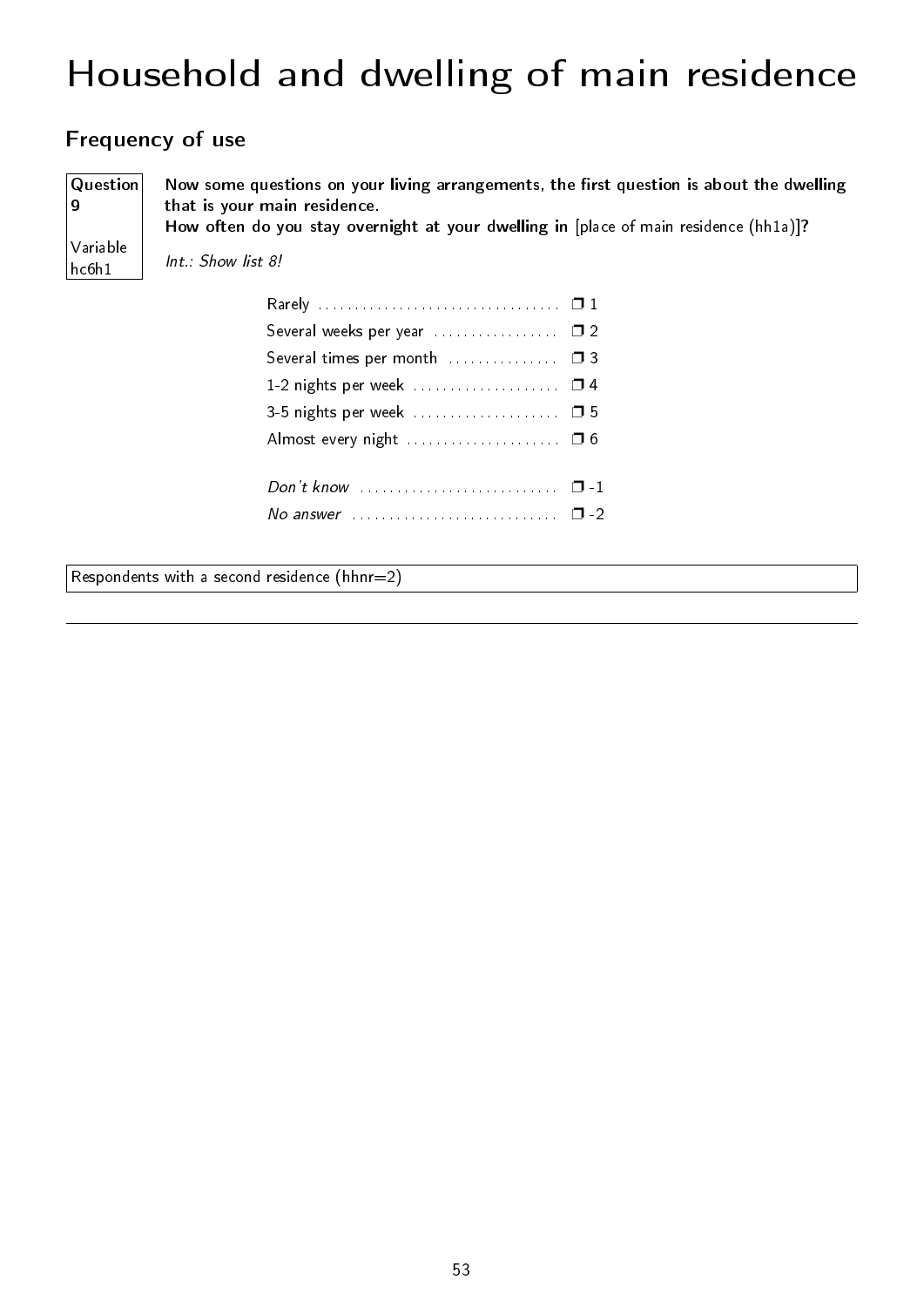# Household and dwelling of main residence

## Frequency of use

**Question 9**

Variable hc6h1

**Now some questions on your living arrangements, the first question is about the dwelling that is your main residence.**
**How often do you stay overnight at your dwelling in** [place of main residence (hh1a)]**?**

*Int.: Show list 8!*

| | |
|---|---|
| Rarely | ❒ 1 |
| Several weeks per year | ❒ 2 |
| Several times per month | ❒ 3 |
| 1-2 nights per week | ❒ 4 |
| 3-5 nights per week | ❒ 5 |
| Almost every night | ❒ 6 |
| *Don't know* | ❒ -1 |
| *No answer* | ❒ -2 |

Respondents with a second residence (hhnr=2)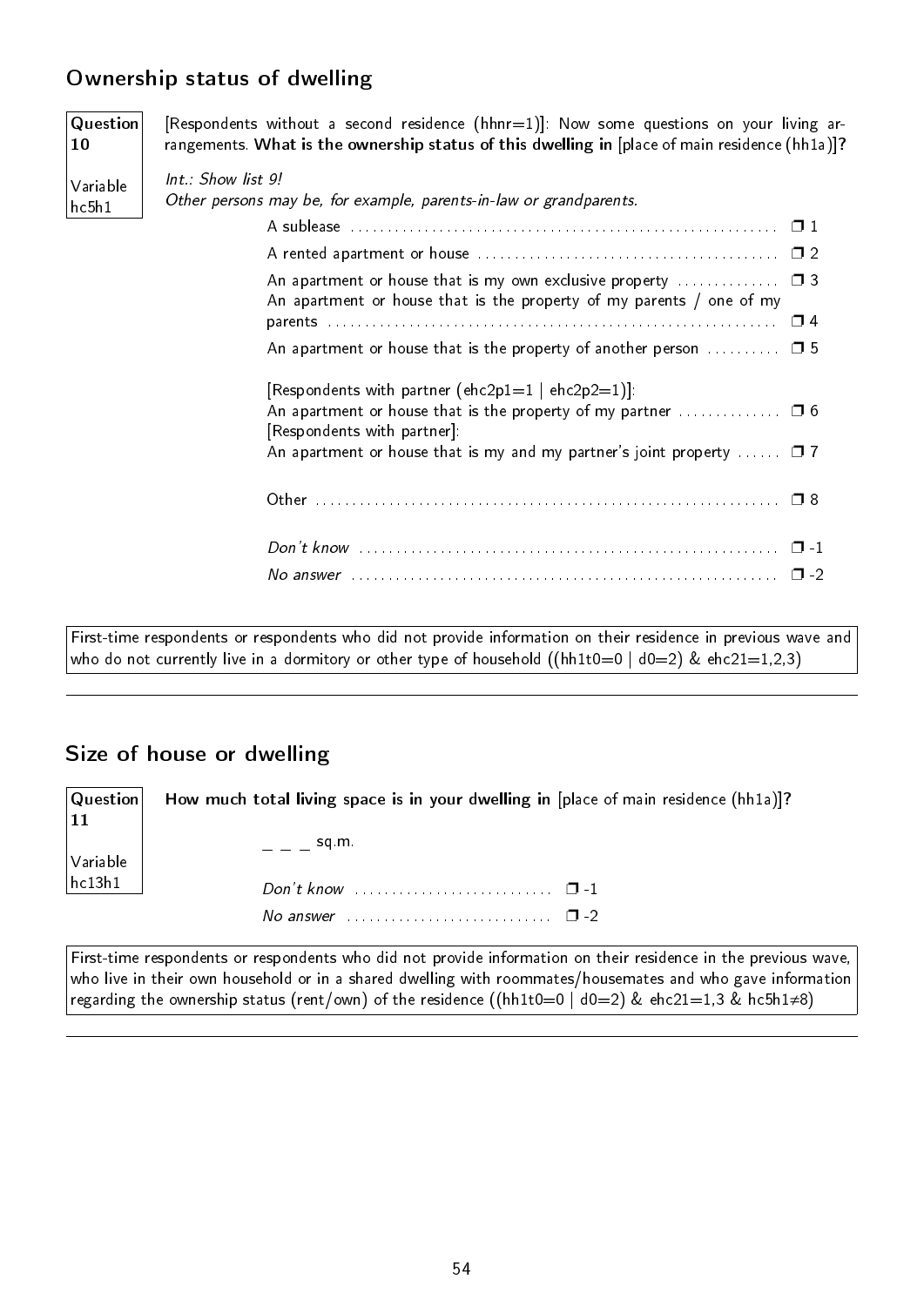## Ownership status of dwelling

**Question 10**

Variable hc5h1

[Respondents without a second residence (hhnr=1)]: Now some questions on your living arrangements. **What is the ownership status of this dwelling in** [place of main residence (hh1a)]**?**

*Int.: Show list 9!*
*Other persons may be, for example, parents-in-law or grandparents.*

- A sublease ❒ 1
- A rented apartment or house ❒ 2
- An apartment or house that is my own exclusive property ❒ 3
- An apartment or house that is the property of my parents / one of my parents ❒ 4
- An apartment or house that is the property of another person ❒ 5

[Respondents with partner (ehc2p1=1 | ehc2p2=1)]:
- An apartment or house that is the property of my partner ❒ 6

[Respondents with partner]:
- An apartment or house that is my and my partner's joint property ❒ 7

- Other ❒ 8

- *Don't know* ❒ -1
- *No answer* ❒ -2

First-time respondents or respondents who did not provide information on their residence in previous wave and who do not currently live in a dormitory or other type of household ((hh1t0=0 | d0=2) & ehc21=1,2,3)

---

## Size of house or dwelling

**Question 11**

Variable hc13h1

**How much total living space is in your dwelling in** [place of main residence (hh1a)]**?**

_ _ _ sq.m.

- *Don't know* ❒ -1
- *No answer* ❒ -2

First-time respondents or respondents who did not provide information on their residence in the previous wave, who live in their own household or in a shared dwelling with roommates/housemates and who gave information regarding the ownership status (rent/own) of the residence ((hh1t0=0 | d0=2) & ehc21=1,3 & hc5h1≠8)

---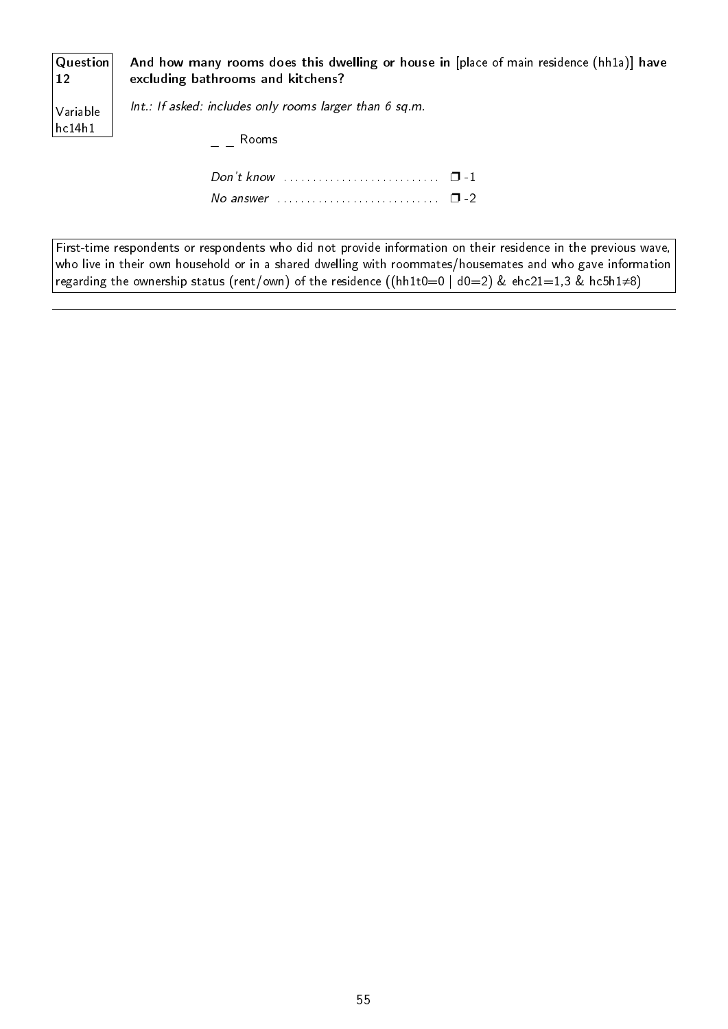**Question 12**

Variable hc14h1

**And how many rooms does this dwelling or house in** [place of main residence (hh1a)] **have excluding bathrooms and kitchens?**

*Int.: If asked: includes only rooms larger than 6 sq.m.*

_ _ Rooms

*Don't know* .............................. ❒ -1

*No answer* .............................. ❒ -2

First-time respondents or respondents who did not provide information on their residence in the previous wave, who live in their own household or in a shared dwelling with roommates/housemates and who gave information regarding the ownership status (rent/own) of the residence ((hh1t0=0 | d0=2) & ehc21=1,3 & hc5h1≠8)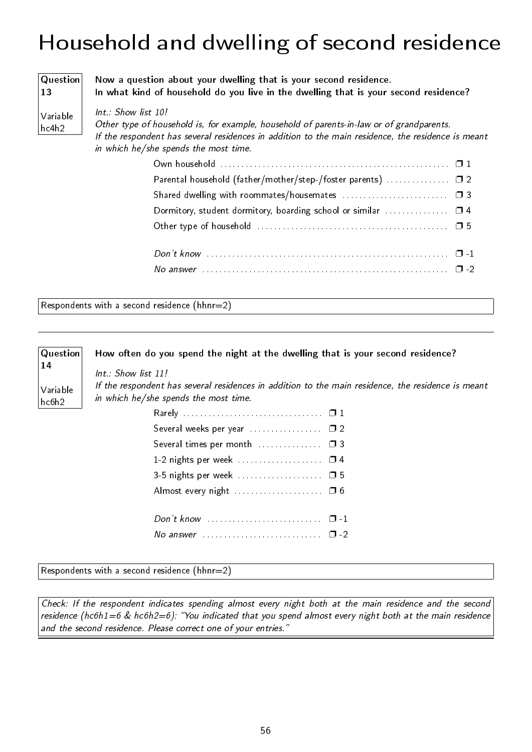# Household and dwelling of second residence

**Question 13**

Variable hc4h2

**Now a question about your dwelling that is your second residence.**
**In what kind of household do you live in the dwelling that is your second residence?**

*Int.: Show list 10!*
*Other type of household is, for example, household of parents-in-law or of grandparents.*
*If the respondent has several residences in addition to the main residence, the residence is meant in which he/she spends the most time.*

| | |
|---|---|
| Own household | ❒ 1 |
| Parental household (father/mother/step-/foster parents) | ❒ 2 |
| Shared dwelling with roommates/housemates | ❒ 3 |
| Dormitory, student dormitory, boarding school or similar | ❒ 4 |
| Other type of household | ❒ 5 |
| *Don't know* | ❒ -1 |
| *No answer* | ❒ -2 |

Respondents with a second residence (hhnr=2)

---

**Question 14**

Variable hc6h2

**How often do you spend the night at the dwelling that is your second residence?**

*Int.: Show list 11!*
*If the respondent has several residences in addition to the main residence, the residence is meant in which he/she spends the most time.*

| | |
|---|---|
| Rarely | ❒ 1 |
| Several weeks per year | ❒ 2 |
| Several times per month | ❒ 3 |
| 1-2 nights per week | ❒ 4 |
| 3-5 nights per week | ❒ 5 |
| Almost every night | ❒ 6 |
| *Don't know* | ❒ -1 |
| *No answer* | ❒ -2 |

Respondents with a second residence (hhnr=2)

*Check: If the respondent indicates spending almost every night both at the main residence and the second residence (hc6h1=6 & hc6h2=6): "You indicated that you spend almost every night both at the main residence and the second residence. Please correct one of your entries."*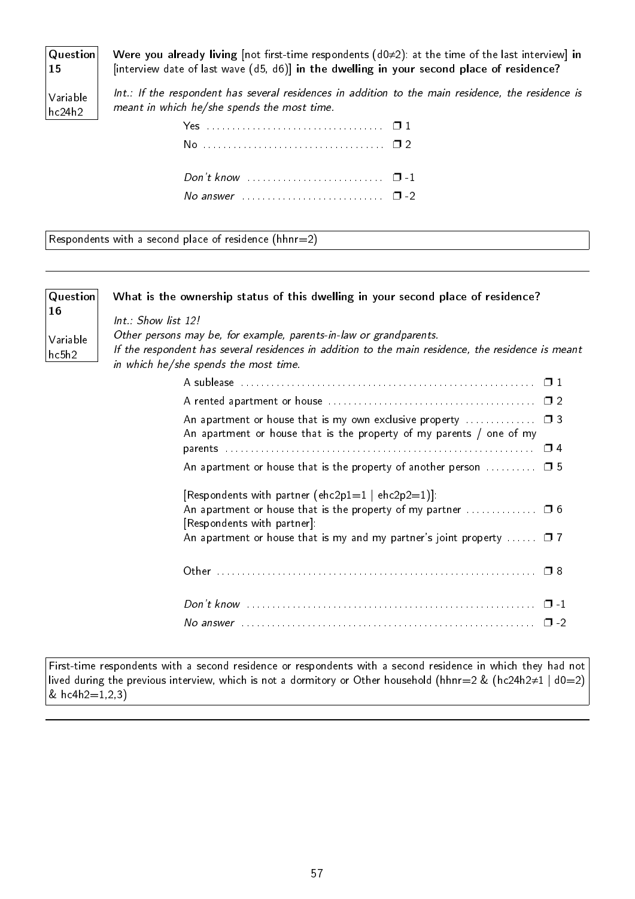**Question 15**

**Variable hc24h2**

**Were you already living** [not first-time respondents (d0≠2): at the time of the last interview] **in** [interview date of last wave (d5, d6)] **in the dwelling in your second place of residence?**

*Int.: If the respondent has several residences in addition to the main residence, the residence is meant in which he/she spends the most time.*

- Yes ❒ 1
- No ❒ 2
- *Don't know* ❒ -1
- *No answer* ❒ -2

Respondents with a second place of residence (hhnr=2)

---

**Question 16**

**Variable hc5h2**

**What is the ownership status of this dwelling in your second place of residence?**

*Int.: Show list 12!*
*Other persons may be, for example, parents-in-law or grandparents.*
*If the respondent has several residences in addition to the main residence, the residence is meant in which he/she spends the most time.*

- A sublease ❒ 1
- A rented apartment or house ❒ 2
- An apartment or house that is my own exclusive property ❒ 3
- An apartment or house that is the property of my parents / one of my parents ❒ 4
- An apartment or house that is the property of another person ❒ 5
- [Respondents with partner (ehc2p1=1 | ehc2p2=1)]: An apartment or house that is the property of my partner ❒ 6
- [Respondents with partner]: An apartment or house that is my and my partner's joint property ❒ 7
- Other ❒ 8
- *Don't know* ❒ -1
- *No answer* ❒ -2

First-time respondents with a second residence or respondents with a second residence in which they had not lived during the previous interview, which is not a dormitory or Other household (hhnr=2 & (hc24h2≠1 | d0=2) & hc4h2=1,2,3)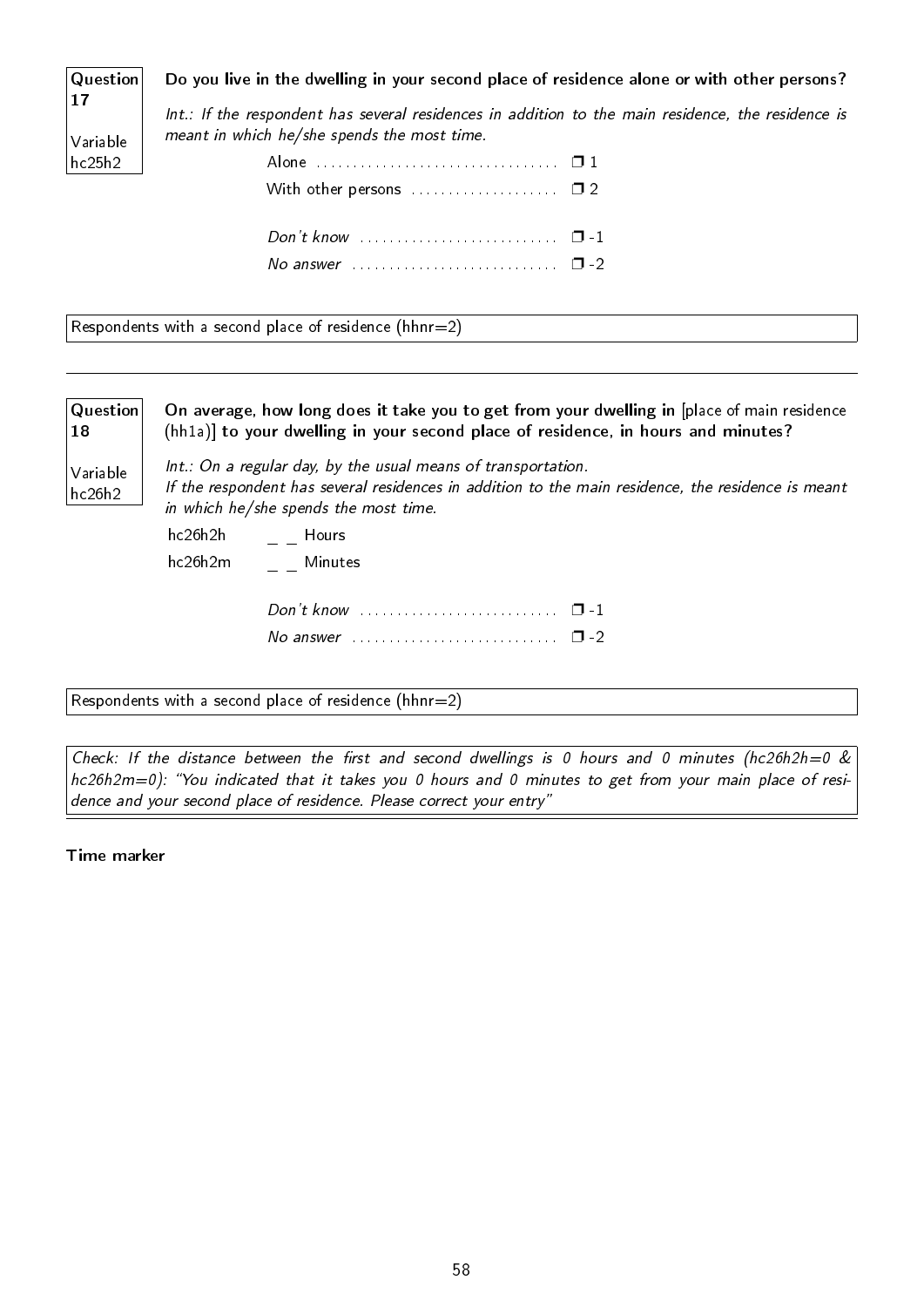**Question 17**

**Variable hc25h2**

**Do you live in the dwelling in your second place of residence alone or with other persons?**

*Int.: If the respondent has several residences in addition to the main residence, the residence is meant in which he/she spends the most time.*

- Alone ................................ ❒ 1
- With other persons .................... ❒ 2
- *Don't know* .......................... ❒ -1
- *No answer* ........................... ❒ -2

Respondents with a second place of residence (hhnr=2)

---

**Question 18**

**Variable hc26h2**

**On average, how long does it take you to get from your dwelling in** [place of main residence (hh1a)] **to your dwelling in your second place of residence, in hours and minutes?**

*Int.: On a regular day, by the usual means of transportation.*
*If the respondent has several residences in addition to the main residence, the residence is meant in which he/she spends the most time.*

hc26h2h _ _ Hours

hc26h2m _ _ Minutes

- *Don't know* .......................... ❒ -1
- *No answer* ........................... ❒ -2

Respondents with a second place of residence (hhnr=2)

*Check: If the distance between the first and second dwellings is 0 hours and 0 minutes (hc26h2h=0 & hc26h2m=0): "You indicated that it takes you 0 hours and 0 minutes to get from your main place of residence and your second place of residence. Please correct your entry"*

**Time marker**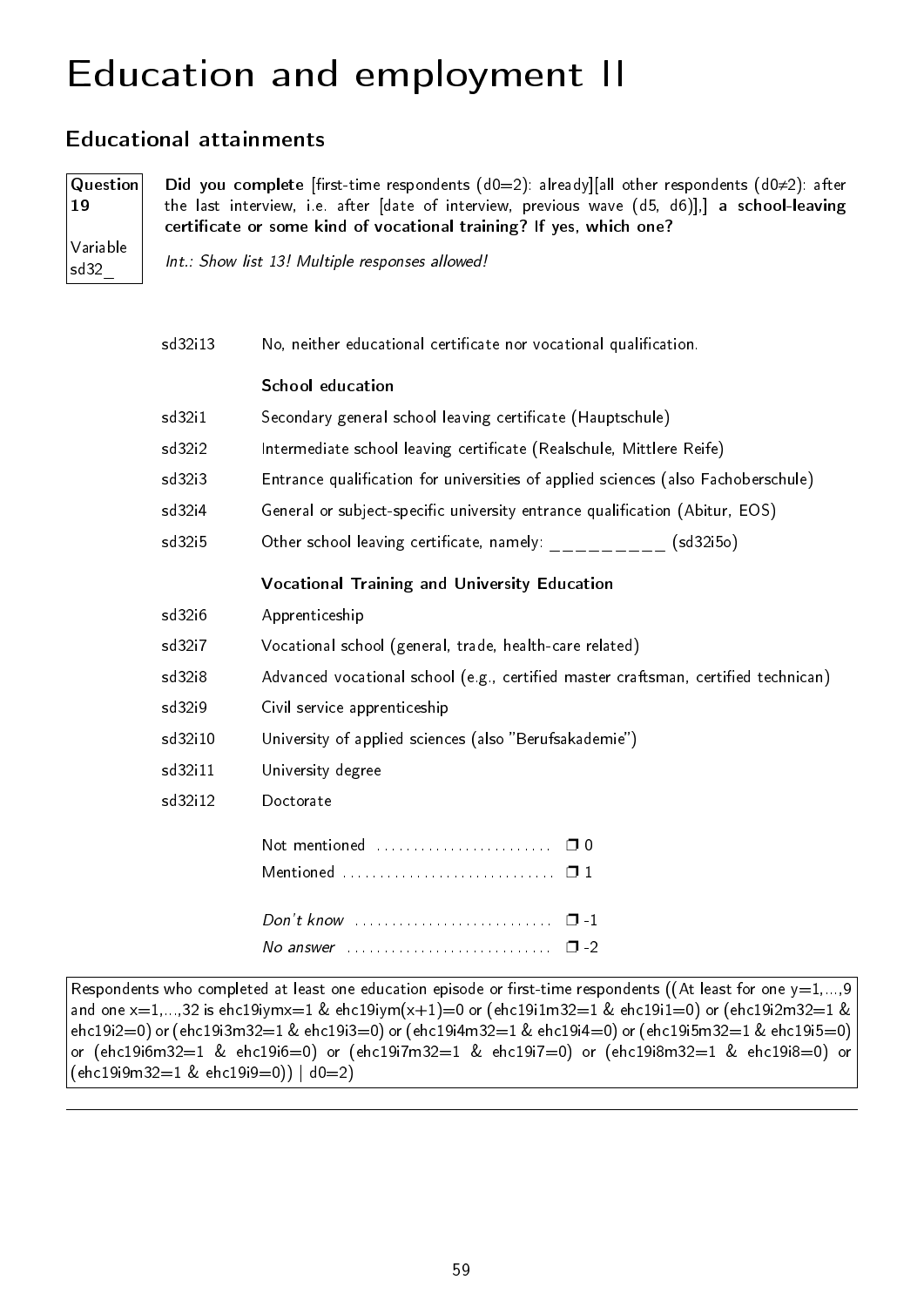# Education and employment II

## Educational attainments

**Question 19**

Variable sd32_

**Did you complete** [first-time respondents (d0=2): already][all other respondents (d0≠2): after the last interview, i.e. after [date of interview, previous wave (d5, d6)],] **a school-leaving certificate or some kind of vocational training? If yes, which one?**

*Int.: Show list 13! Multiple responses allowed!*

| | |
|---|---|
| sd32i13 | No, neither educational certificate nor vocational qualification. |
| | **School education** |
| sd32i1 | Secondary general school leaving certificate (Hauptschule) |
| sd32i2 | Intermediate school leaving certificate (Realschule, Mittlere Reife) |
| sd32i3 | Entrance qualification for universities of applied sciences (also Fachoberschule) |
| sd32i4 | General or subject-specific university entrance qualification (Abitur, EOS) |
| sd32i5 | Other school leaving certificate, namely: __________ (sd32i5o) |
| | **Vocational Training and University Education** |
| sd32i6 | Apprenticeship |
| sd32i7 | Vocational school (general, trade, health-care related) |
| sd32i8 | Advanced vocational school (e.g., certified master craftsman, certified technican) |
| sd32i9 | Civil service apprenticeship |
| sd32i10 | University of applied sciences (also "Berufsakademie") |
| sd32i11 | University degree |
| sd32i12 | Doctorate |

Not mentioned ........................ ❒ 0

Mentioned ............................ ❒ 1

*Don't know* .......................... ❒ -1

*No answer* ........................... ❒ -2

Respondents who completed at least one education episode or first-time respondents ((At least for one y=1,...,9 and one x=1,...,32 is ehc19iymx=1 & ehc19iym(x+1)=0 or (ehc19i1m32=1 & ehc19i1=0) or (ehc19i2m32=1 & ehc19i2=0) or (ehc19i3m32=1 & ehc19i3=0) or (ehc19i4m32=1 & ehc19i4=0) or (ehc19i5m32=1 & ehc19i5=0) or (ehc19i6m32=1 & ehc19i6=0) or (ehc19i7m32=1 & ehc19i7=0) or (ehc19i8m32=1 & ehc19i8=0) or (ehc19i9m32=1 & ehc19i9=0)) | d0=2)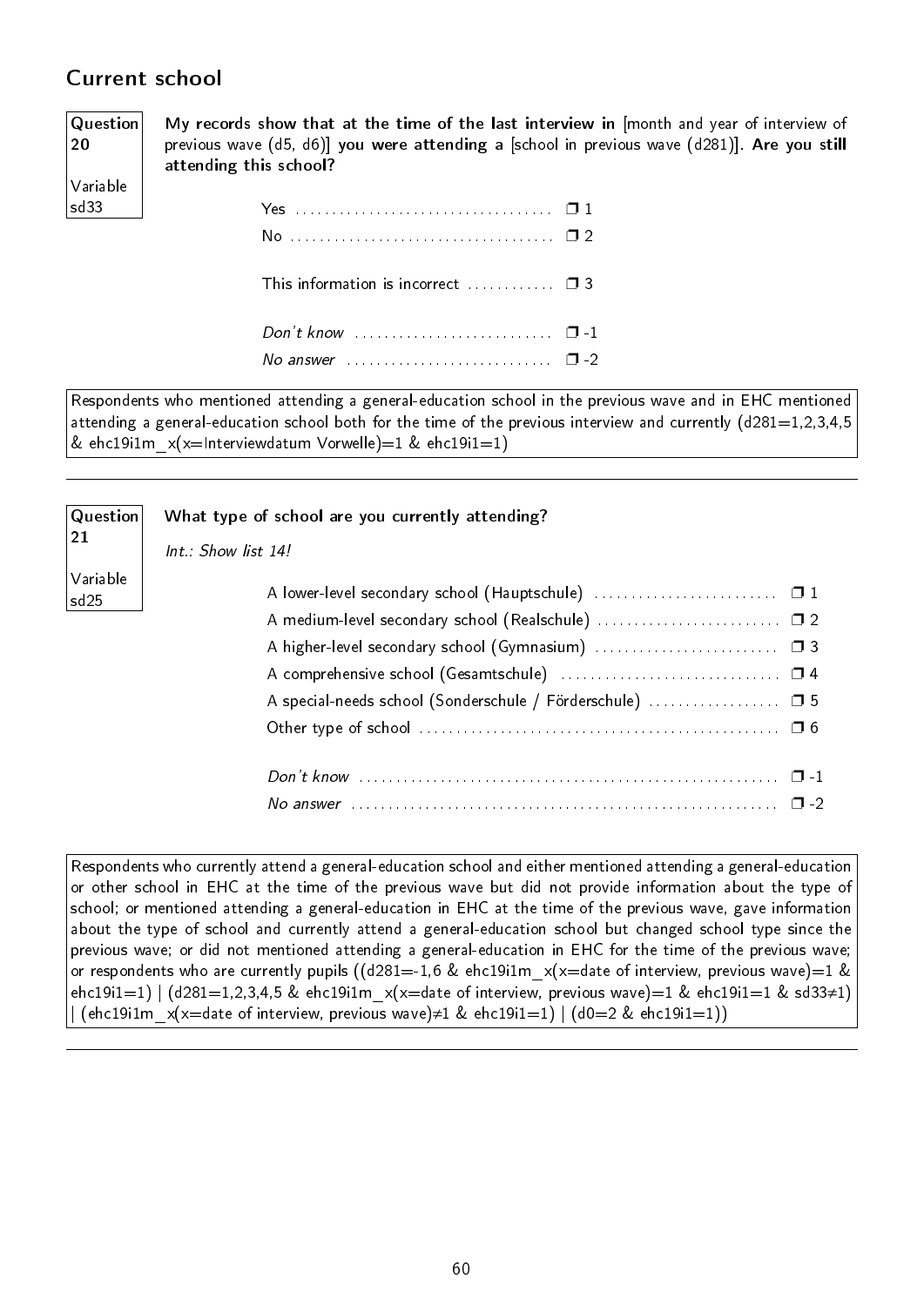## Current school

| Question 20 | Variable sd33 |
|---|---|

**My records show that at the time of the last interview in** [month and year of interview of previous wave (d5, d6)] **you were attending a** [school in previous wave (d281)]**. Are you still attending this school?**

| | |
|---|---|
| Yes | ❒ 1 |
| No | ❒ 2 |
| This information is incorrect | ❒ 3 |
| *Don't know* | ❒ -1 |
| *No answer* | ❒ -2 |

Respondents who mentioned attending a general-education school in the previous wave and in EHC mentioned attending a general-education school both for the time of the previous interview and currently (d281=1,2,3,4,5 & ehc19i1m_x(x=Interviewdatum Vorwelle)=1 & ehc19i1=1)

---

| Question 21 | Variable sd25 |
|---|---|

**What type of school are you currently attending?**

*Int.: Show list 14!*

| | |
|---|---|
| A lower-level secondary school (Hauptschule) | ❒ 1 |
| A medium-level secondary school (Realschule) | ❒ 2 |
| A higher-level secondary school (Gymnasium) | ❒ 3 |
| A comprehensive school (Gesamtschule) | ❒ 4 |
| A special-needs school (Sonderschule / Förderschule) | ❒ 5 |
| Other type of school | ❒ 6 |
| *Don't know* | ❒ -1 |
| *No answer* | ❒ -2 |

Respondents who currently attend a general-education school and either mentioned attending a general-education or other school in EHC at the time of the previous wave but did not provide information about the type of school; or mentioned attending a general-education in EHC at the time of the previous wave, gave information about the type of school and currently attend a general-education school but changed school type since the previous wave; or did not mentioned attending a general-education in EHC for the time of the previous wave; or respondents who are currently pupils ((d281=-1,6 & ehc19i1m_x(x=date of interview, previous wave)=1 & ehc19i1=1) | (d281=1,2,3,4,5 & ehc19i1m_x(x=date of interview, previous wave)=1 & ehc19i1=1 & sd33≠1) | (ehc19i1m_x(x=date of interview, previous wave)≠1 & ehc19i1=1) | (d0=2 & ehc19i1=1))

---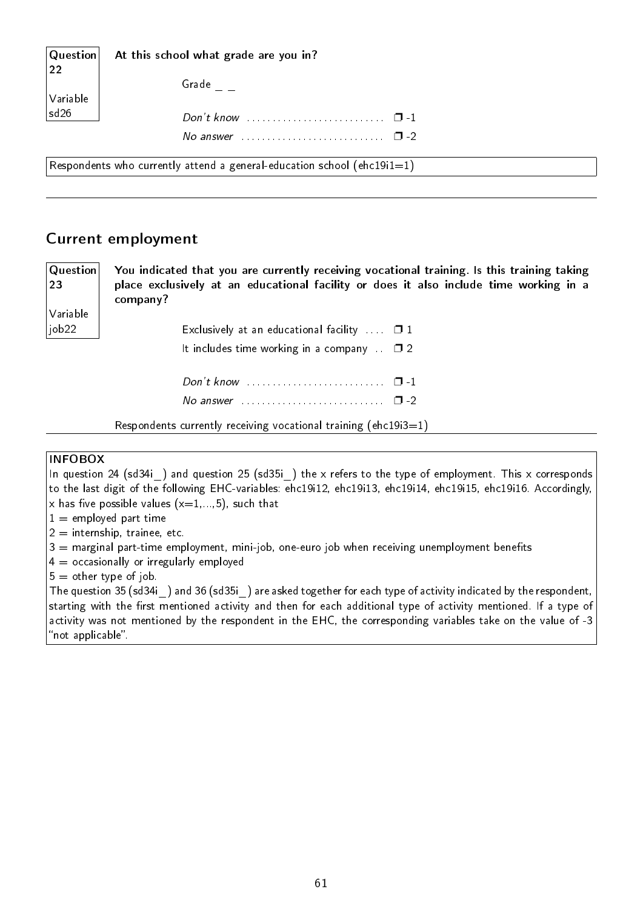**Question 22**

**Variable sd26**

**At this school what grade are you in?**

Grade _ _

*Don't know* ........................... ❐ -1

*No answer* ............................ ❐ -2

Respondents who currently attend a general-education school (ehc19i1=1)

---

## Current employment

**Question 23**

**Variable job22**

**You indicated that you are currently receiving vocational training. Is this training taking place exclusively at an educational facility or does it also include time working in a company?**

Exclusively at an educational facility .... ❐ 1

It includes time working in a company .. ❐ 2

*Don't know* ........................... ❐ -1

*No answer* ............................ ❐ -2

Respondents currently receiving vocational training (ehc19i3=1)

---

**INFOBOX**

In question 24 (sd34i_) and question 25 (sd35i_) the x refers to the type of employment. This x corresponds to the last digit of the following EHC-variables: ehc19i12, ehc19i13, ehc19i14, ehc19i15, ehc19i16. Accordingly, x has five possible values (x=1,...,5), such that

1 = employed part time
2 = internship, trainee, etc.
3 = marginal part-time employment, mini-job, one-euro job when receiving unemployment benefits
4 = occasionally or irregularly employed
5 = other type of job.

The question 35 (sd34i_) and 36 (sd35i_) are asked together for each type of activity indicated by the respondent, starting with the first mentioned activity and then for each additional type of activity mentioned. If a type of activity was not mentioned by the respondent in the EHC, the corresponding variables take on the value of -3 "not applicable".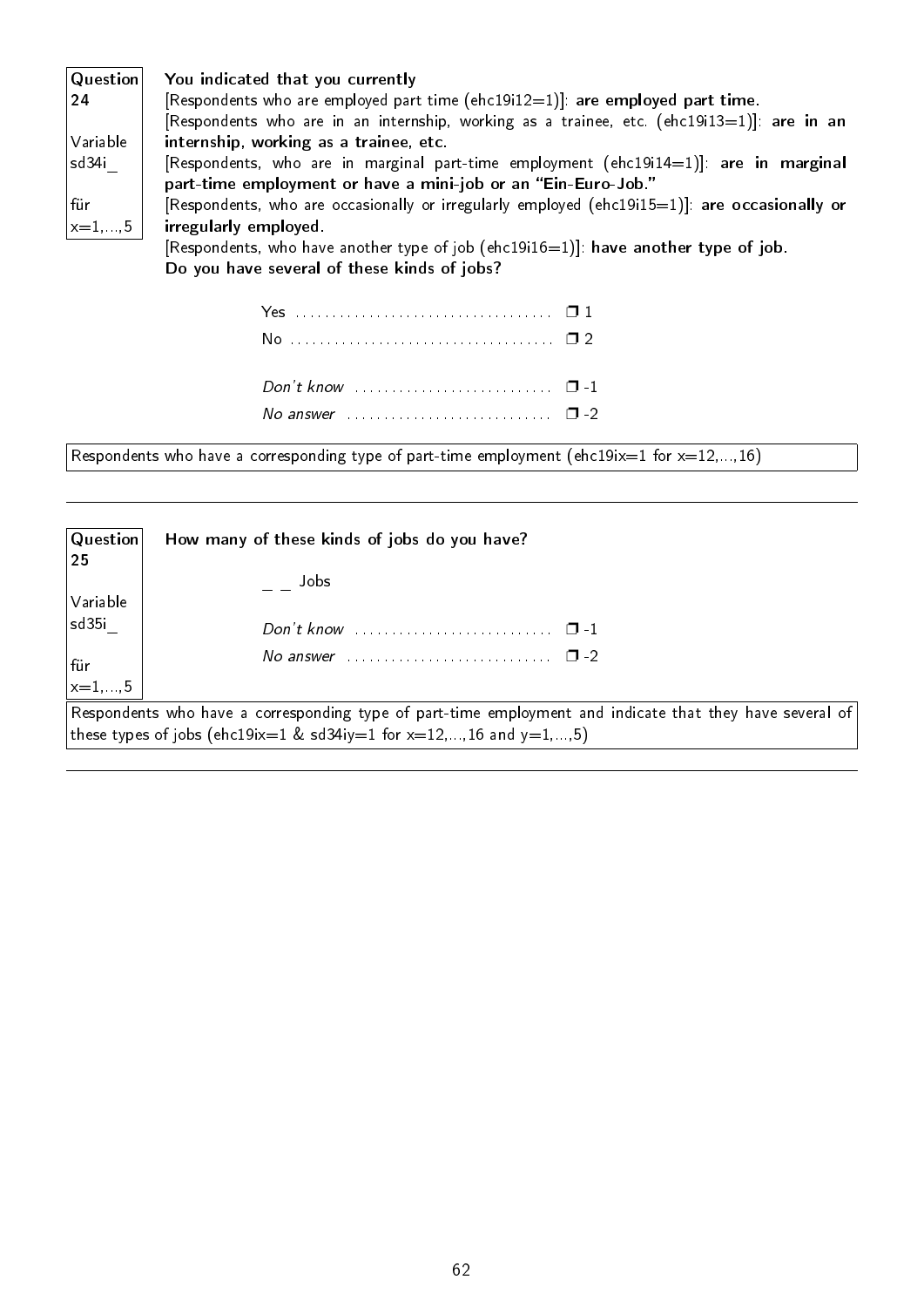**Question 24**

Variable sd34i_

für x=1,...,5

**You indicated that you currently**
[Respondents who are employed part time (ehc19i12=1)]: **are employed part time.**
[Respondents who are in an internship, working as a trainee, etc. (ehc19i13=1)]: **are in an internship, working as a trainee, etc.**
[Respondents, who are in marginal part-time employment (ehc19i14=1)]: **are in marginal part-time employment or have a mini-job or an "Ein-Euro-Job."**
[Respondents, who are occasionally or irregularly employed (ehc19i15=1)]: **are occasionally or irregularly employed.**
[Respondents, who have another type of job (ehc19i16=1)]: **have another type of job.**
**Do you have several of these kinds of jobs?**

Yes .................................... ❒ 1
No ..................................... ❒ 2

*Don't know* ........................... ❒ -1
*No answer* ............................ ❒ -2

Respondents who have a corresponding type of part-time employment (ehc19ix=1 for x=12,...,16)

---

**Question 25**

Variable sd35i_

für x=1,...,5

**How many of these kinds of jobs do you have?**

_ _ Jobs

*Don't know* ........................... ❒ -1
*No answer* ............................ ❒ -2

Respondents who have a corresponding type of part-time employment and indicate that they have several of these types of jobs (ehc19ix=1 & sd34iy=1 for x=12,...,16 and y=1,...,5)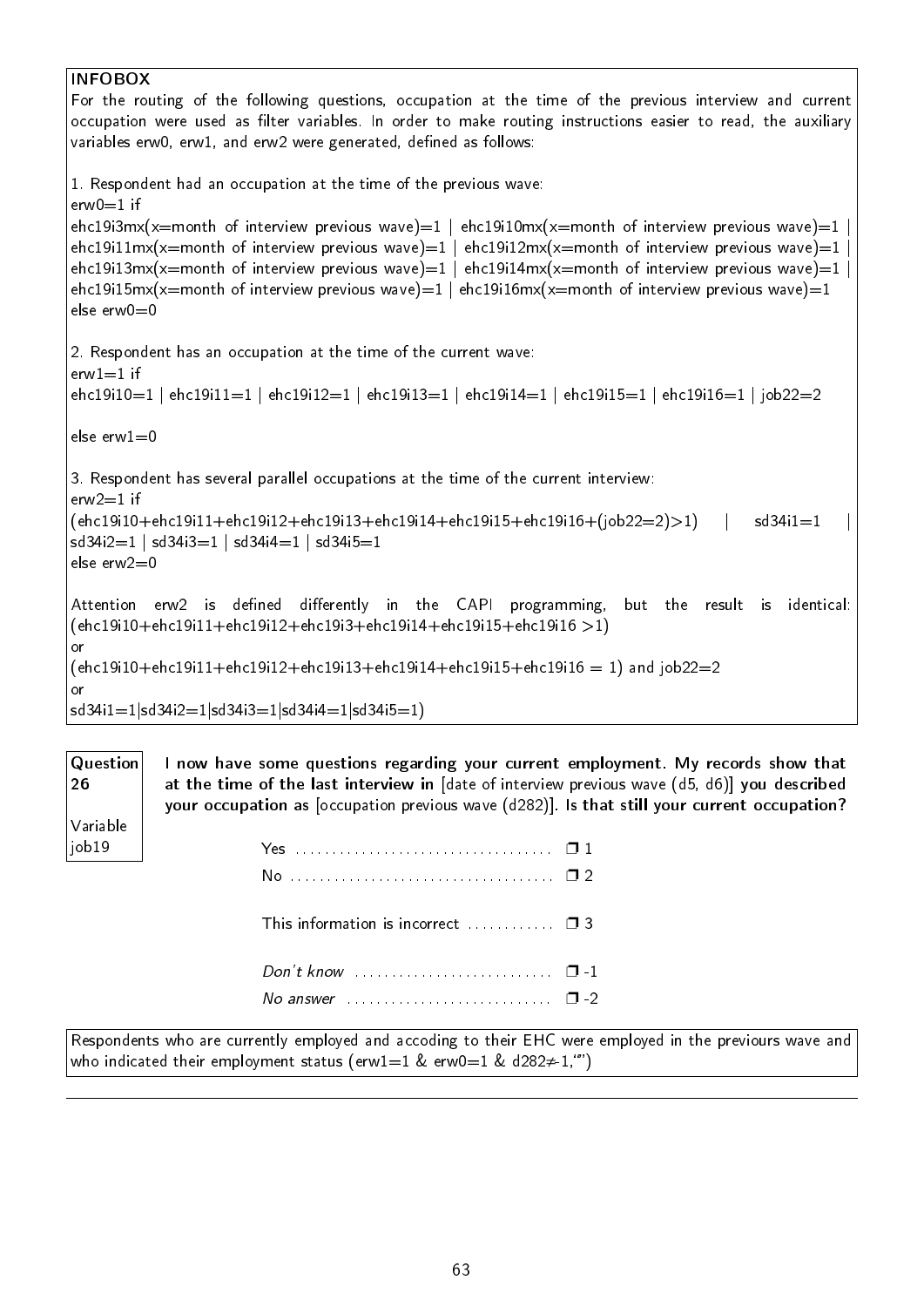**INFOBOX**

For the routing of the following questions, occupation at the time of the previous interview and current occupation were used as filter variables. In order to make routing instructions easier to read, the auxiliary variables erw0, erw1, and erw2 were generated, defined as follows:

1. Respondent had an occupation at the time of the previous wave:
erw0=1 if
ehc19i3mx(x=month of interview previous wave)=1 | ehc19i10mx(x=month of interview previous wave)=1 | ehc19i11mx(x=month of interview previous wave)=1 | ehc19i12mx(x=month of interview previous wave)=1 | ehc19i13mx(x=month of interview previous wave)=1 | ehc19i14mx(x=month of interview previous wave)=1 | ehc19i15mx(x=month of interview previous wave)=1 | ehc19i16mx(x=month of interview previous wave)=1
else erw0=0

2. Respondent has an occupation at the time of the current wave:
erw1=1 if
ehc19i10=1 | ehc19i11=1 | ehc19i12=1 | ehc19i13=1 | ehc19i14=1 | ehc19i15=1 | ehc19i16=1 | job22=2

else erw1=0

3. Respondent has several parallel occupations at the time of the current interview:
erw2=1 if
(ehc19i10+ehc19i11+ehc19i12+ehc19i13+ehc19i14+ehc19i15+ehc19i16+(job22=2)>1) | sd34i1=1 | sd34i2=1 | sd34i3=1 | sd34i4=1 | sd34i5=1
else erw2=0

Attention erw2 is defined differently in the CAPI programming, but the result is identical: (ehc19i10+ehc19i11+ehc19i12+ehc19i3+ehc19i14+ehc19i15+ehc19i16 >1)
or
(ehc19i10+ehc19i11+ehc19i12+ehc19i13+ehc19i14+ehc19i15+ehc19i16 = 1) and job22=2
or
sd34i1=1|sd34i2=1|sd34i3=1|sd34i4=1|sd34i5=1)

**Question 26**

**Variable job19**

**I now have some questions regarding your current employment. My records show that at the time of the last interview in** [date of interview previous wave (d5, d6)] **you described your occupation as** [occupation previous wave (d282)]. **Is that still your current occupation?**

| | |
|---|---|
| Yes | ❒ 1 |
| No | ❒ 2 |
| This information is incorrect | ❒ 3 |
| *Don't know* | ❒ -1 |
| *No answer* | ❒ -2 |

Respondents who are currently employed and accoding to their EHC were employed in the previours wave and who indicated their employment status (erw1=1 & erw0=1 & d282≠-1,"")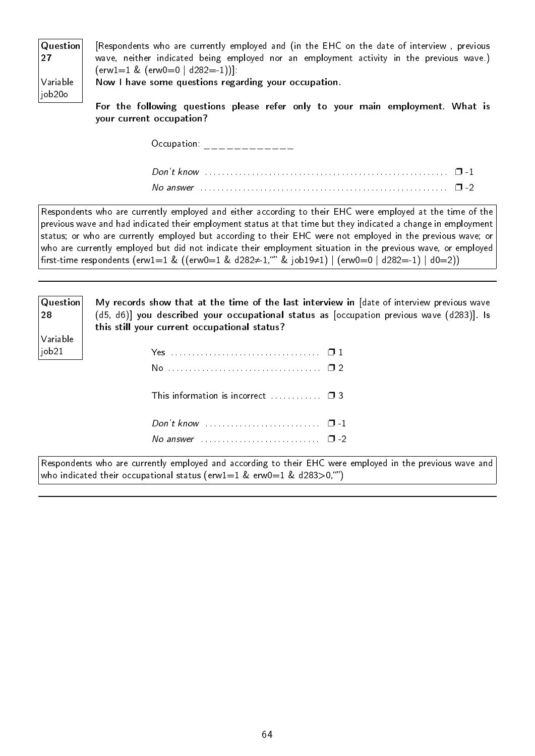**Question 27**

**Variable job20o**

[Respondents who are currently employed and (in the EHC on the date of interview , previous wave, neither indicated being employed nor an employment activity in the previous wave.) (erw1=1 & (erw0=0 | d282=-1))]:

**Now I have some questions regarding your occupation.**

**For the following questions please refer only to your main employment. What is your current occupation?**

Occupation: _____________

*Don't know* ........................................................ ❐ -1
*No answer* ........................................................ ❐ -2

Respondents who are currently employed and either according to their EHC were employed at the time of the previous wave and had indicated their employment status at that time but they indicated a change in employment status; or who are currently employed but according to their EHC were not employed in the previous wave; or who are currently employed but did not indicate their employment situation in the previous wave, or employed first-time respondents (erw1=1 & ((erw0=1 & d282≠-1,"" & job19≠1) | (erw0=0 | d282=-1) | d0=2))

---

**Question 28**

**Variable job21**

**My records show that at the time of the last interview in** [date of interview previous wave (d5, d6)] **you described your occupational status as** [occupation previous wave (d283)]. **Is this still your current occupational status?**

Yes ................................... ❐ 1
No ................................... ❐ 2

This information is incorrect ............ ❐ 3

*Don't know* ........................... ❐ -1
*No answer* ........................... ❐ -2

Respondents who are currently employed and according to their EHC were employed in the previous wave and who indicated their occupational status (erw1=1 & erw0=1 & d283>0,"")

---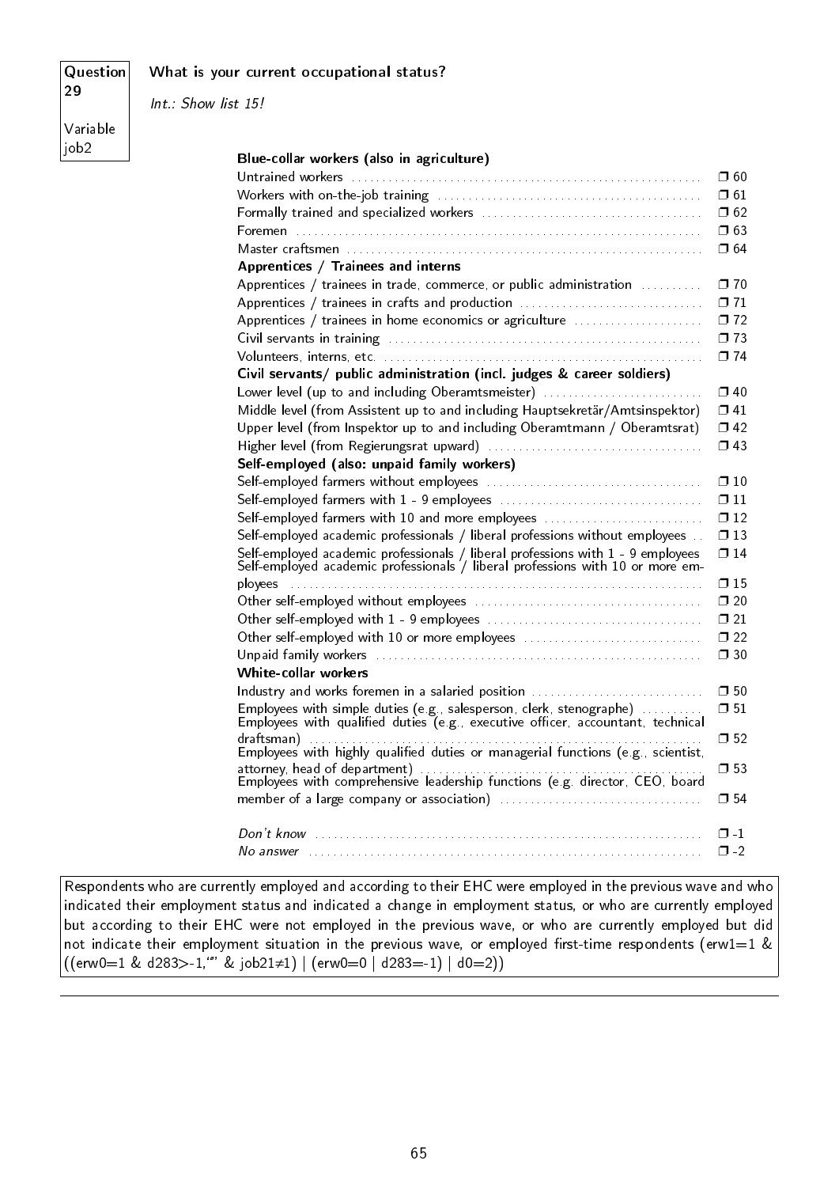**Question 29**

**Variable job2**

**What is your current occupational status?**

*Int.: Show list 15!*

**Blue-collar workers (also in agriculture)**

| | |
|---|---|
| Untrained workers | ❒ 60 |
| Workers with on-the-job training | ❒ 61 |
| Formally trained and specialized workers | ❒ 62 |
| Foremen | ❒ 63 |
| Master craftsmen | ❒ 64 |
| **Apprentices / Trainees and interns** | |
| Apprentices / trainees in trade, commerce, or public administration | ❒ 70 |
| Apprentices / trainees in crafts and production | ❒ 71 |
| Apprentices / trainees in home economics or agriculture | ❒ 72 |
| Civil servants in training | ❒ 73 |
| Volunteers, interns, etc. | ❒ 74 |
| **Civil servants/ public administration (incl. judges & career soldiers)** | |
| Lower level (up to and including Oberamtsmeister) | ❒ 40 |
| Middle level (from Assistent up to and including Hauptsekretär/Amtsinspektor) | ❒ 41 |
| Upper level (from Inspektor up to and including Oberamtmann / Oberamtsrat) | ❒ 42 |
| Higher level (from Regierungsrat upward) | ❒ 43 |
| **Self-employed (also: unpaid family workers)** | |
| Self-employed farmers without employees | ❒ 10 |
| Self-employed farmers with 1 - 9 employees | ❒ 11 |
| Self-employed farmers with 10 and more employees | ❒ 12 |
| Self-employed academic professionals / liberal professions without employees | ❒ 13 |
| Self-employed academic professionals / liberal professions with 1 - 9 employees | ❒ 14 |
| Self-employed academic professionals / liberal professions with 10 or more employees | ❒ 15 |
| Other self-employed without employees | ❒ 20 |
| Other self-employed with 1 - 9 employees | ❒ 21 |
| Other self-employed with 10 or more employees | ❒ 22 |
| Unpaid family workers | ❒ 30 |
| **White-collar workers** | |
| Industry and works foremen in a salaried position | ❒ 50 |
| Employees with simple duties (e.g., salesperson, clerk, stenographe) | ❒ 51 |
| Employees with qualified duties (e.g., executive officer, accountant, technical draftsman) | ❒ 52 |
| Employees with highly qualified duties or managerial functions (e.g., scientist, attorney, head of department) | ❒ 53 |
| Employees with comprehensive leadership functions (e.g. director, CEO, board member of a large company or association) | ❒ 54 |
| | |
| *Don't know* | ❒ -1 |
| *No answer* | ❒ -2 |

Respondents who are currently employed and according to their EHC were employed in the previous wave and who indicated their employment status and indicated a change in employment status, or who are currently employed but according to their EHC were not employed in the previous wave, or who are currently employed but did not indicate their employment situation in the previous wave, or employed first-time respondents (erw1=1 & ((erw0=1 & d283>-1,"" & job21≠1) | (erw0=0 | d283=-1) | d0=2))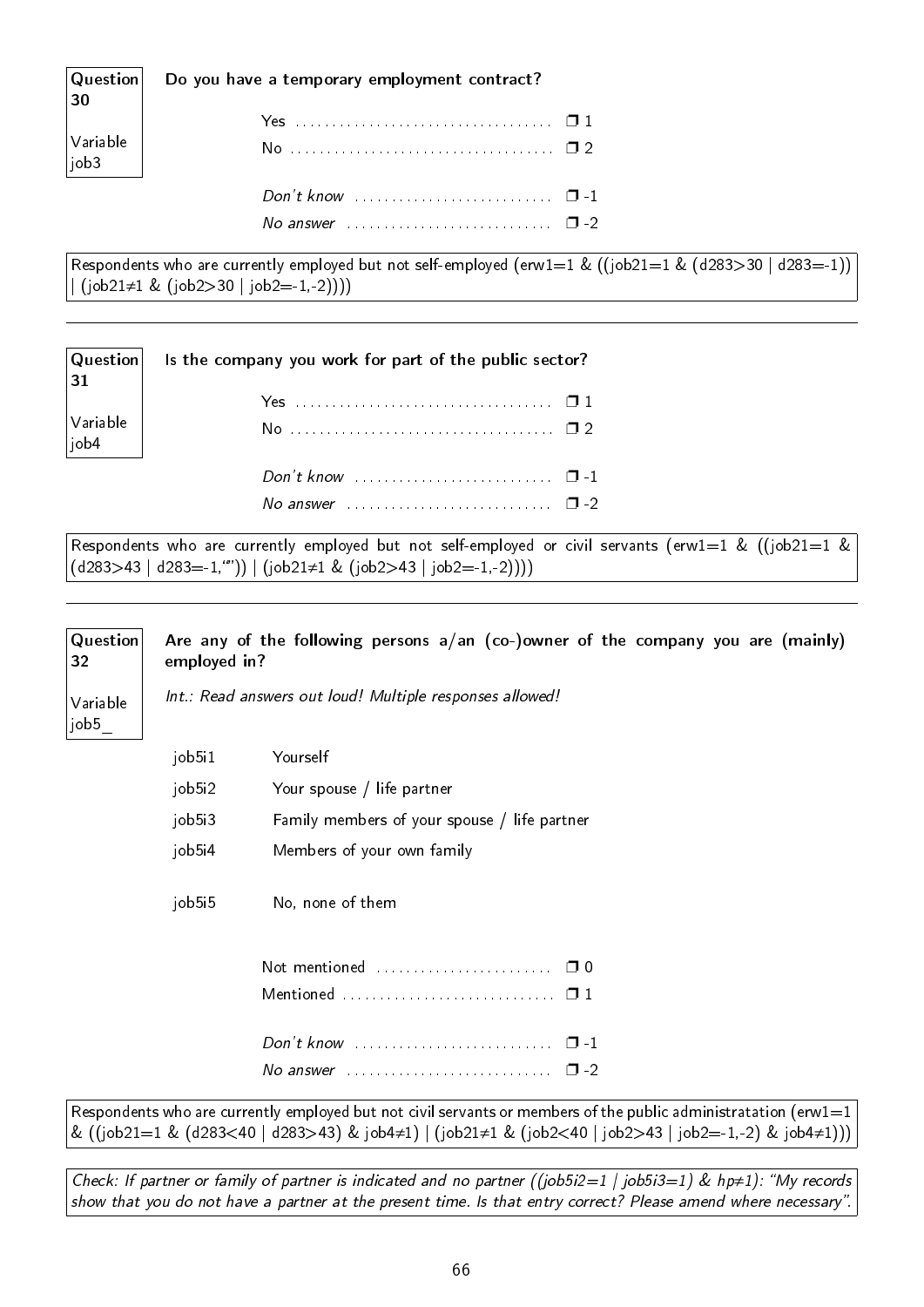**Question 30**

Variable job3

**Do you have a temporary employment contract?**

Yes .................................... ❒ 1
No .................................... ❒ 2

*Don't know* ........................... ❒ -1
*No answer* ............................ ❒ -2

Respondents who are currently employed but not self-employed (erw1=1 & ((job21=1 & (d283>30 | d283=-1)) | (job21≠1 & (job2>30 | job2=-1,-2))))

---

**Question 31**

Variable job4

**Is the company you work for part of the public sector?**

Yes .................................... ❒ 1
No .................................... ❒ 2

*Don't know* ........................... ❒ -1
*No answer* ............................ ❒ -2

Respondents who are currently employed but not self-employed or civil servants (erw1=1 & ((job21=1 & (d283>43 | d283=-1,"")) | (job21≠1 & (job2>43 | job2=-1,-2))))

---

**Question 32**

Variable job5_

**Are any of the following persons a/an (co-)owner of the company you are (mainly) employed in?**

*Int.: Read answers out loud! Multiple responses allowed!*

| | |
|---|---|
| job5i1 | Yourself |
| job5i2 | Your spouse / life partner |
| job5i3 | Family members of your spouse / life partner |
| job5i4 | Members of your own family |
| job5i5 | No, none of them |

Not mentioned ........................ ❒ 0
Mentioned ............................. ❒ 1

*Don't know* ........................... ❒ -1
*No answer* ............................ ❒ -2

Respondents who are currently employed but not civil servants or members of the public administratation (erw1=1 & ((job21=1 & (d283<40 | d283>43) & job4≠1) | (job21≠1 & (job2<40 | job2>43 | job2=-1,-2) & job4≠1)))

*Check: If partner or family of partner is indicated and no partner ((job5i2=1 | job5i3=1) & hp≠1): "My records show that you do not have a partner at the present time. Is that entry correct? Please amend where necessary".*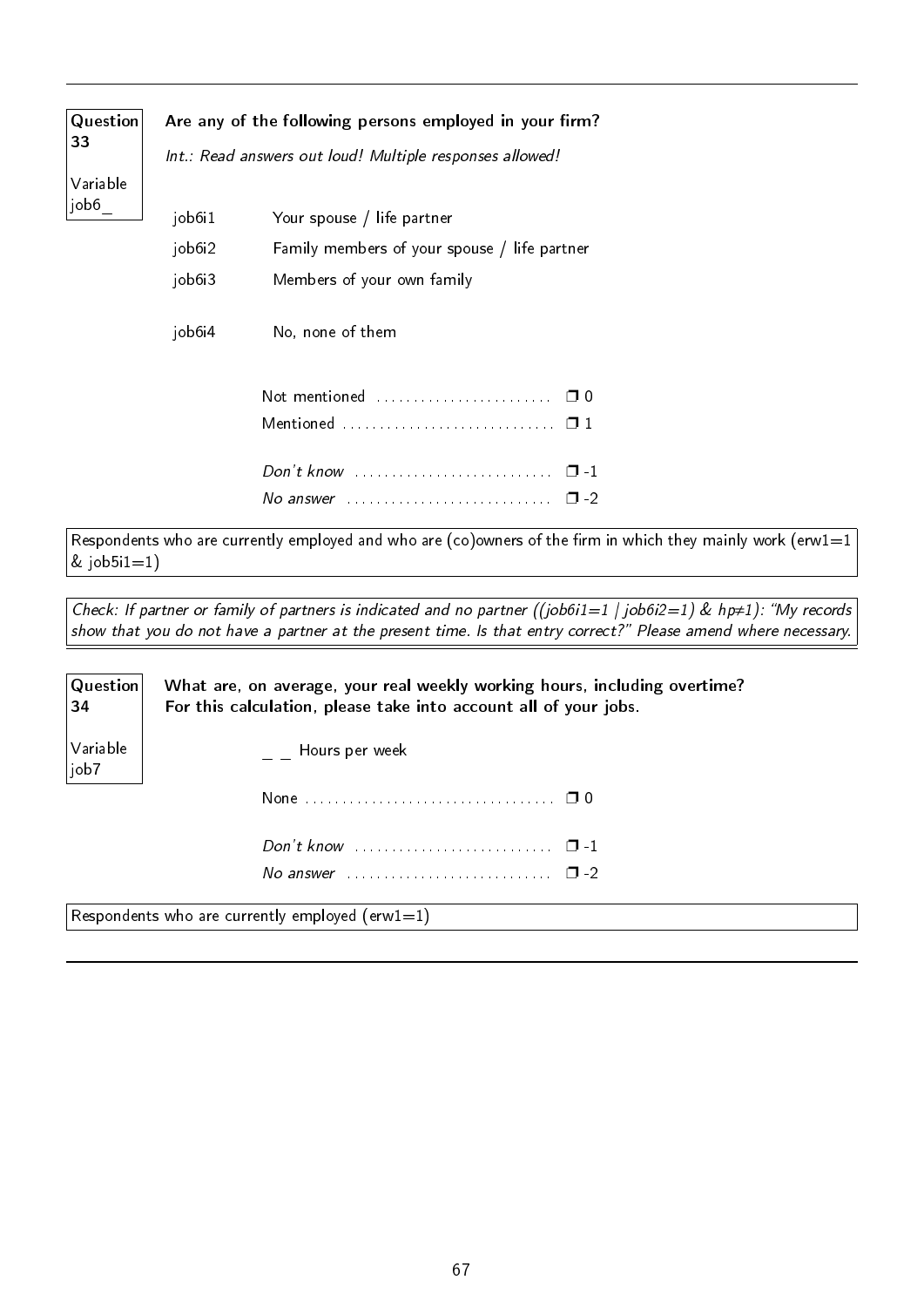**Question 33**

Variable job6_

**Are any of the following persons employed in your firm?**

*Int.: Read answers out loud! Multiple responses allowed!*

| | |
|---|---|
| job6i1 | Your spouse / life partner |
| job6i2 | Family members of your spouse / life partner |
| job6i3 | Members of your own family |
| job6i4 | No, none of them |

Not mentioned ........................ ❐ 0
Mentioned ............................ ❐ 1

*Don't know* ........................... ❐ -1
*No answer* ............................ ❐ -2

Respondents who are currently employed and who are (co)owners of the firm in which they mainly work (erw1=1 & job5i1=1)

*Check: If partner or family of partners is indicated and no partner ((job6i1=1 | job6i2=1) & hp≠1): "My records show that you do not have a partner at the present time. Is that entry correct?" Please amend where necessary.*

---

**Question 34**

Variable job7

**What are, on average, your real weekly working hours, including overtime? For this calculation, please take into account all of your jobs.**

_ _ Hours per week

None ................................. ❐ 0

*Don't know* ........................... ❐ -1
*No answer* ............................ ❐ -2

Respondents who are currently employed (erw1=1)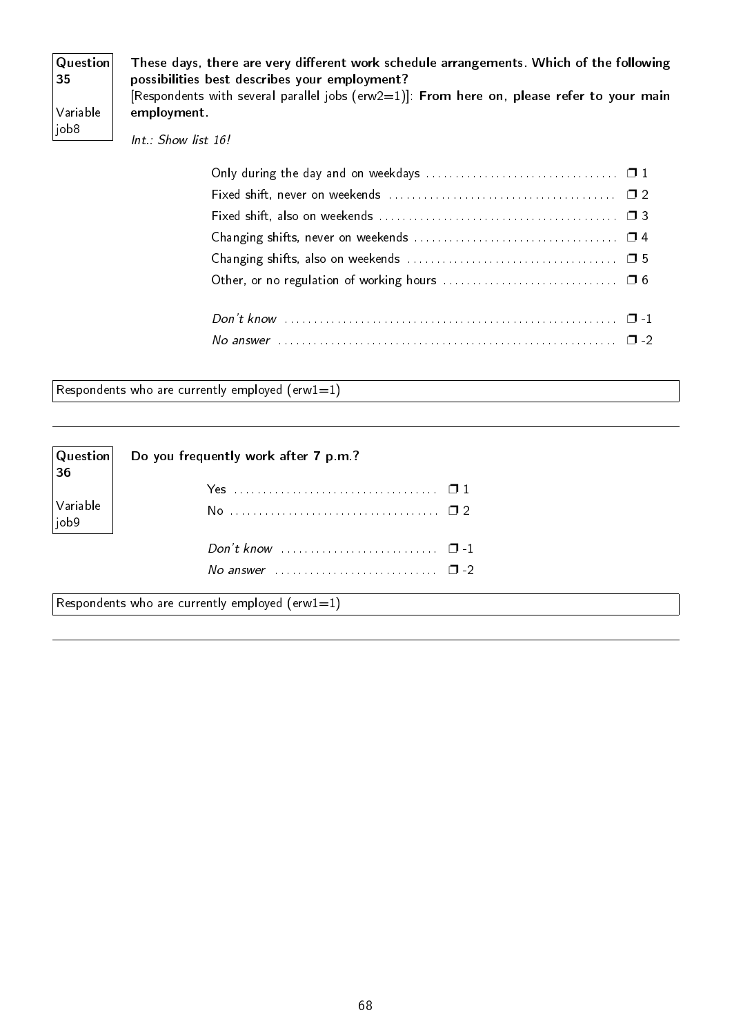**Question 35**

Variable job8

**These days, there are very different work schedule arrangements. Which of the following possibilities best describes your employment?**
[Respondents with several parallel jobs (erw2=1)]: **From here on, please refer to your main employment.**

*Int.: Show list 16!*

| | |
|---|---|
| Only during the day and on weekdays | ❐ 1 |
| Fixed shift, never on weekends | ❐ 2 |
| Fixed shift, also on weekends | ❐ 3 |
| Changing shifts, never on weekends | ❐ 4 |
| Changing shifts, also on weekends | ❐ 5 |
| Other, or no regulation of working hours | ❐ 6 |
| *Don't know* | ❐ -1 |
| *No answer* | ❐ -2 |

Respondents who are currently employed (erw1=1)

---

**Question 36**

Variable job9

**Do you frequently work after 7 p.m.?**

| | |
|---|---|
| Yes | ❐ 1 |
| No | ❐ 2 |
| *Don't know* | ❐ -1 |
| *No answer* | ❐ -2 |

Respondents who are currently employed (erw1=1)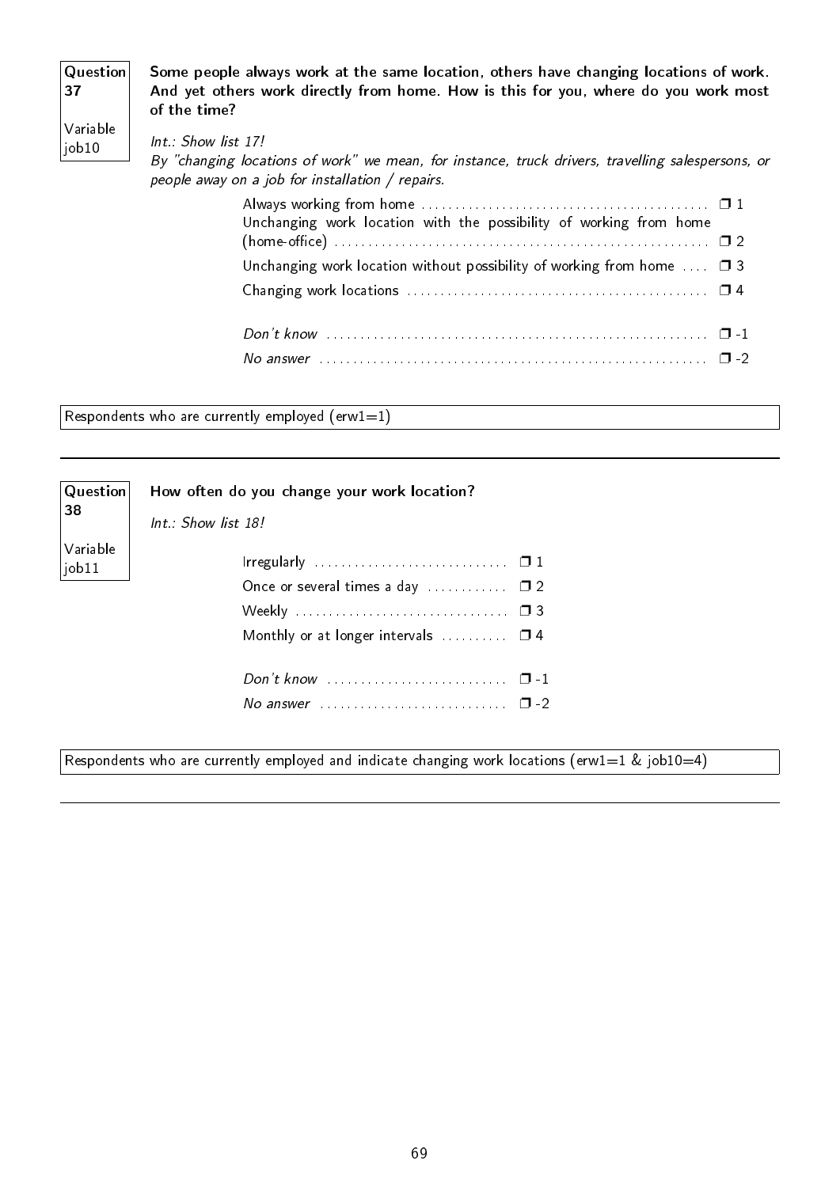**Question 37**

**Variable job10**

**Some people always work at the same location, others have changing locations of work. And yet others work directly from home. How is this for you, where do you work most of the time?**

*Int.: Show list 17!*
*By "changing locations of work" we mean, for instance, truck drivers, travelling salespersons, or people away on a job for installation / repairs.*

| | |
|---|---|
| Always working from home | ❐ 1 |
| Unchanging work location with the possibility of working from home (home-office) | ❐ 2 |
| Unchanging work location without possibility of working from home | ❐ 3 |
| Changing work locations | ❐ 4 |
| *Don't know* | ❐ -1 |
| *No answer* | ❐ -2 |

Respondents who are currently employed (erw1=1)

---

**Question 38**

**Variable job11**

**How often do you change your work location?**

*Int.: Show list 18!*

| | |
|---|---|
| Irregularly | ❐ 1 |
| Once or several times a day | ❐ 2 |
| Weekly | ❐ 3 |
| Monthly or at longer intervals | ❐ 4 |
| *Don't know* | ❐ -1 |
| *No answer* | ❐ -2 |

Respondents who are currently employed and indicate changing work locations (erw1=1 & job10=4)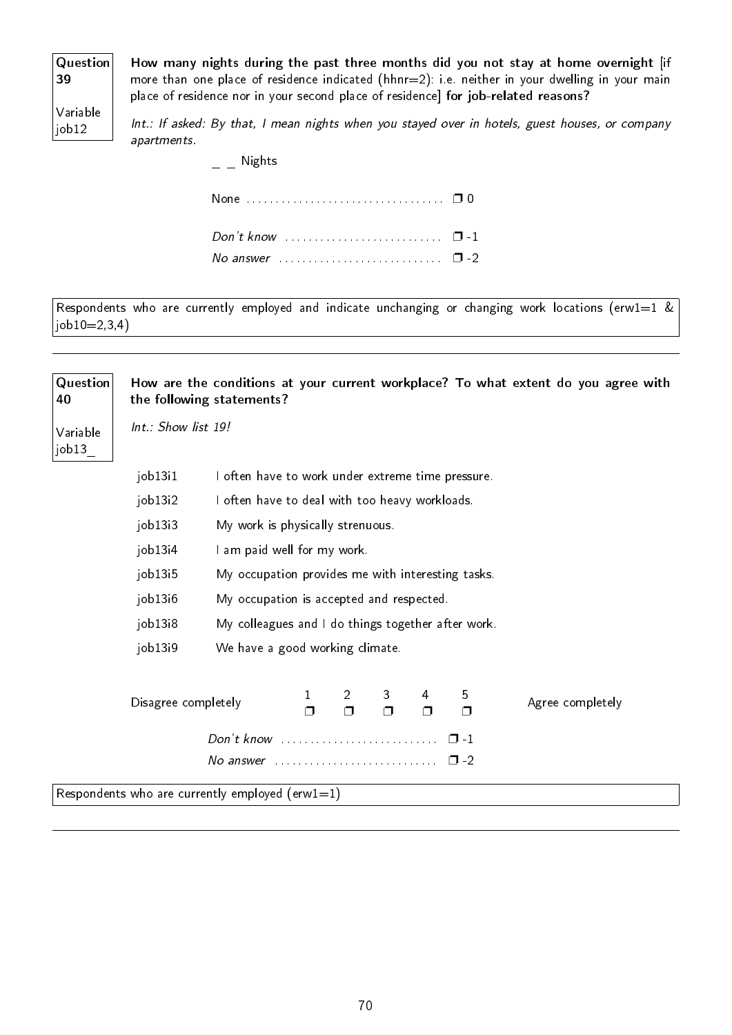**Question 39**

Variable job12

**How many nights during the past three months did you not stay at home overnight** [if more than one place of residence indicated (hhnr=2): i.e. neither in your dwelling in your main place of residence nor in your second place of residence] **for job-related reasons?**

*Int.: If asked: By that, I mean nights when you stayed over in hotels, guest houses, or company apartments.*

_ _ Nights

None ................................. ❒ 0

*Don't know* .......................... ❒ -1
*No answer* ........................... ❒ -2

Respondents who are currently employed and indicate unchanging or changing work locations (erw1=1 & job10=2,3,4)

---

**Question 40**

Variable job13_

**How are the conditions at your current workplace? To what extent do you agree with the following statements?**

*Int.: Show list 19!*

| | |
|---|---|
| job13i1 | I often have to work under extreme time pressure. |
| job13i2 | I often have to deal with too heavy workloads. |
| job13i3 | My work is physically strenuous. |
| job13i4 | I am paid well for my work. |
| job13i5 | My occupation provides me with interesting tasks. |
| job13i6 | My occupation is accepted and respected. |
| job13i8 | My colleagues and I do things together after work. |
| job13i9 | We have a good working climate. |

| | 1 | 2 | 3 | 4 | 5 | |
|---|---|---|---|---|---|---|
| Disagree completely | ❒ | ❒ | ❒ | ❒ | ❒ | Agree completely |

*Don't know* .......................... ❒ -1
*No answer* ........................... ❒ -2

Respondents who are currently employed (erw1=1)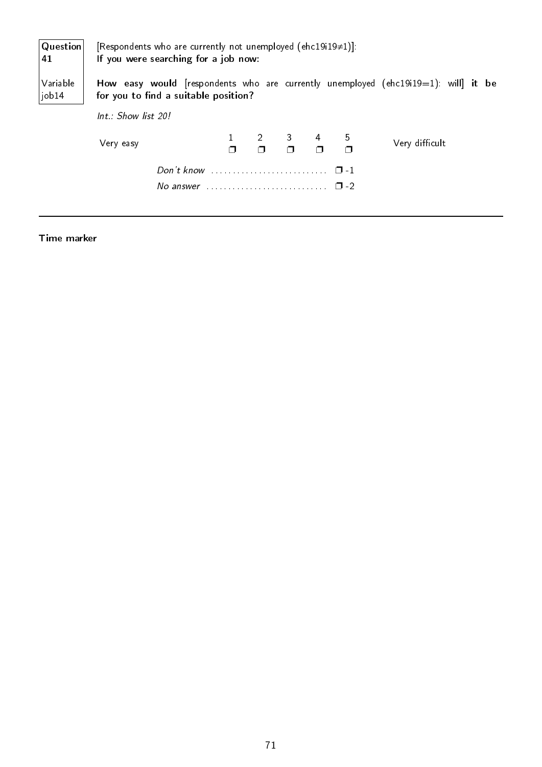**Question 41**

**Variable job14**

[Respondents who are currently not unemployed (ehc19i19≠1)]:
**If you were searching for a job now:**

**How easy would** [respondents who are currently unemployed (ehc19i19=1): will] **it be for you to find a suitable position?**

*Int.: Show list 20!*

| Very easy | 1 ❐ | 2 ❐ | 3 ❐ | 4 ❐ | 5 ❐ | Very difficult |
|---|---|---|---|---|---|---|

*Don't know* ........................... ❐ -1

*No answer* ........................... ❐ -2

---

**Time marker**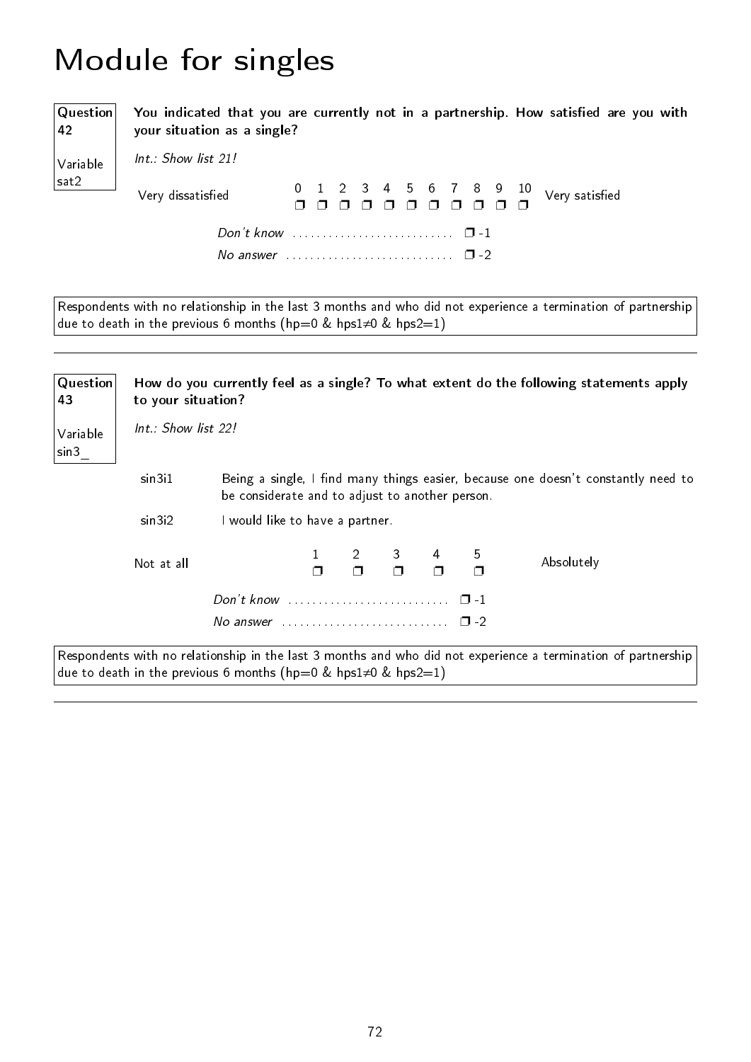# Module for singles

**Question 42**

Variable sat2

**You indicated that you are currently not in a partnership. How satisfied are you with your situation as a single?**

*Int.: Show list 21!*

| Very dissatisfied | 0 | 1 | 2 | 3 | 4 | 5 | 6 | 7 | 8 | 9 | 10 | Very satisfied |
|---|---|---|---|---|---|---|---|---|---|---|---|---|
| | ❒ | ❒ | ❒ | ❒ | ❒ | ❒ | ❒ | ❒ | ❒ | ❒ | ❒ | |

*Don't know* ........................... ❒ -1

*No answer* ............................ ❒ -2

Respondents with no relationship in the last 3 months and who did not experience a termination of partnership due to death in the previous 6 months (hp=0 & hps1≠0 & hps2=1)

---

**Question 43**

Variable sin3_

**How do you currently feel as a single? To what extent do the following statements apply to your situation?**

*Int.: Show list 22!*

sin3i1 Being a single, I find many things easier, because one doesn't constantly need to be considerate and to adjust to another person.

sin3i2 I would like to have a partner.

| Not at all | 1 | 2 | 3 | 4 | 5 | Absolutely |
|---|---|---|---|---|---|---|
| | ❒ | ❒ | ❒ | ❒ | ❒ | |

*Don't know* ........................... ❒ -1

*No answer* ............................ ❒ -2

Respondents with no relationship in the last 3 months and who did not experience a termination of partnership due to death in the previous 6 months (hp=0 & hps1≠0 & hps2=1)

---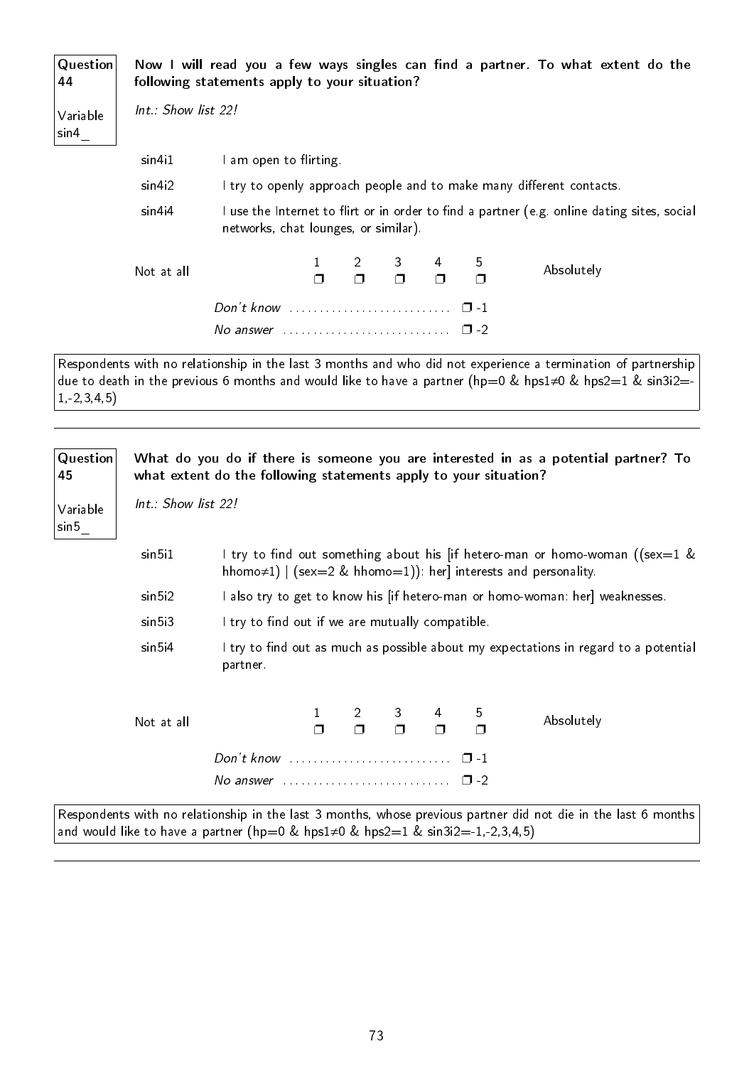**Question 44**

**Variable sin4_**

**Now I will read you a few ways singles can find a partner. To what extent do the following statements apply to your situation?**

*Int.: Show list 22!*

| | |
|---|---|
| sin4i1 | I am open to flirting. |
| sin4i2 | I try to openly approach people and to make many different contacts. |
| sin4i4 | I use the Internet to flirt or in order to find a partner (e.g. online dating sites, social networks, chat lounges, or similar). |

| Not at all | 1 | 2 | 3 | 4 | 5 | Absolutely |
|---|---|---|---|---|---|---|
| | ❒ | ❒ | ❒ | ❒ | ❒ | |

*Don't know* .......................... ❒ -1

*No answer* .......................... ❒ -2

Respondents with no relationship in the last 3 months and who did not experience a termination of partnership due to death in the previous 6 months and would like to have a partner (hp=0 & hps1≠0 & hps2=1 & sin3i2=-1,-2,3,4,5)

---

**Question 45**

**Variable sin5_**

**What do you do if there is someone you are interested in as a potential partner? To what extent do the following statements apply to your situation?**

*Int.: Show list 22!*

| | |
|---|---|
| sin5i1 | I try to find out something about his [if hetero-man or homo-woman ((sex=1 & hhomo≠1) \| (sex=2 & hhomo=1)): her] interests and personality. |
| sin5i2 | I also try to get to know his [if hetero-man or homo-woman: her] weaknesses. |
| sin5i3 | I try to find out if we are mutually compatible. |
| sin5i4 | I try to find out as much as possible about my expectations in regard to a potential partner. |

| Not at all | 1 | 2 | 3 | 4 | 5 | Absolutely |
|---|---|---|---|---|---|---|
| | ❒ | ❒ | ❒ | ❒ | ❒ | |

*Don't know* .......................... ❒ -1

*No answer* .......................... ❒ -2

Respondents with no relationship in the last 3 months, whose previous partner did not die in the last 6 months and would like to have a partner (hp=0 & hps1≠0 & hps2=1 & sin3i2=-1,-2,3,4,5)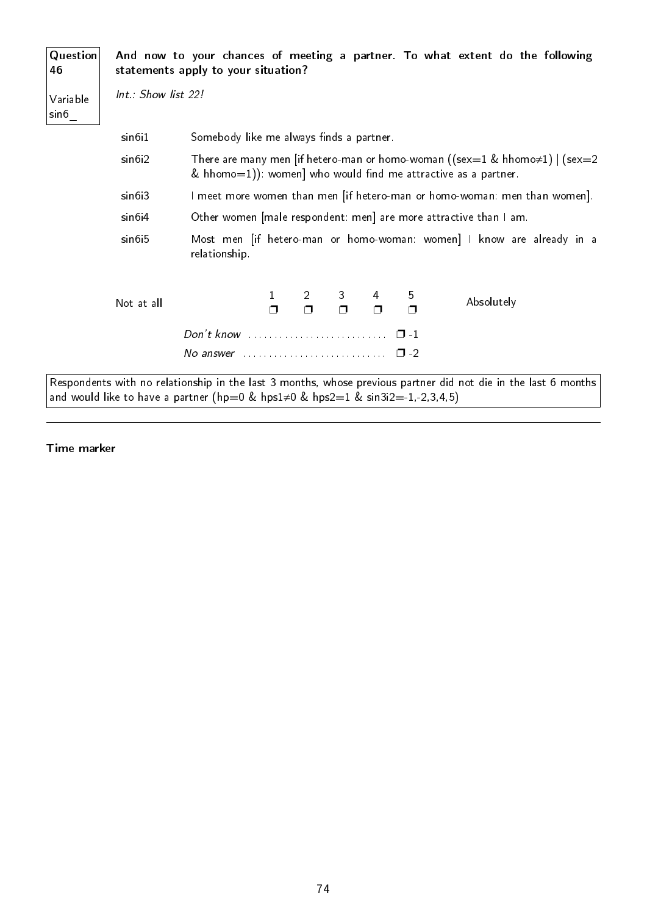**Question 46**

Variable sin6_

**And now to your chances of meeting a partner. To what extent do the following statements apply to your situation?**

*Int.: Show list 22!*

| | |
|---|---|
| sin6i1 | Somebody like me always finds a partner. |
| sin6i2 | There are many men [if hetero-man or homo-woman ((sex=1 & hhomo≠1) \| (sex=2 & hhomo=1)): women] who would find me attractive as a partner. |
| sin6i3 | I meet more women than men [if hetero-man or homo-woman: men than women]. |
| sin6i4 | Other women [male respondent: men] are more attractive than I am. |
| sin6i5 | Most men [if hetero-man or homo-woman: women] I know are already in a relationship. |

| Not at all | 1 | 2 | 3 | 4 | 5 | Absolutely |
|---|---|---|---|---|---|---|
| | ❐ | ❐ | ❐ | ❐ | ❐ | |

*Don't know* ............................ ❐ -1

*No answer* ............................ ❐ -2

Respondents with no relationship in the last 3 months, whose previous partner did not die in the last 6 months and would like to have a partner (hp=0 & hps1≠0 & hps2=1 & sin3i2=-1,-2,3,4,5)

---

**Time marker**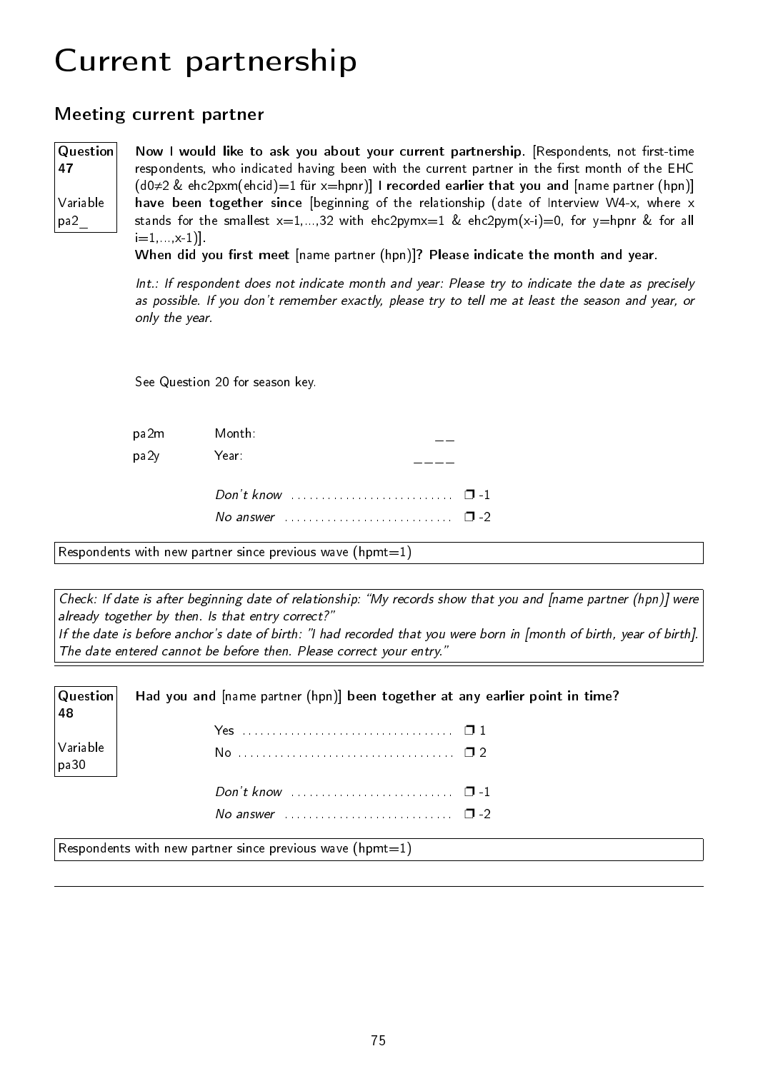# Current partnership

## Meeting current partner

**Question 47**

Variable pa2_

**Now I would like to ask you about your current partnership.** [Respondents, not first-time respondents, who indicated having been with the current partner in the first month of the EHC ($d0 \neq 2$ & ehc2pxm(ehcid)=1 für x=hpnr)] **I recorded earlier that you and** [name partner (hpn)] **have been together since** [beginning of the relationship (date of Interview W4-x, where x stands for the smallest x=1,...,32 with ehc2pymx=1 & ehc2pym(x-i)=0, for y=hpnr & for all i=1,...,x-1)].
**When did you first meet** [name partner (hpn)]**? Please indicate the month and year.**

*Int.: If respondent does not indicate month and year: Please try to indicate the date as precisely as possible. If you don't remember exactly, please try to tell me at least the season and year, or only the year.*

See Question 20 for season key.

| | | |
|---|---|---|
| pa2m | Month: | __ |
| pa2y | Year: | ____ |
| | *Don't know* | ❒ -1 |
| | *No answer* | ❒ -2 |

Respondents with new partner since previous wave (hpmt=1)

*Check: If date is after beginning date of relationship: "My records show that you and [name partner (hpn)] were already together by then. Is that entry correct?"*
*If the date is before anchor's date of birth: "I had recorded that you were born in [month of birth, year of birth]. The date entered cannot be before then. Please correct your entry."*

**Question 48**

Variable pa30

**Had you and** [name partner (hpn)] **been together at any earlier point in time?**

| | |
|---|---|
| Yes | ❒ 1 |
| No | ❒ 2 |
| *Don't know* | ❒ -1 |
| *No answer* | ❒ -2 |

Respondents with new partner since previous wave (hpmt=1)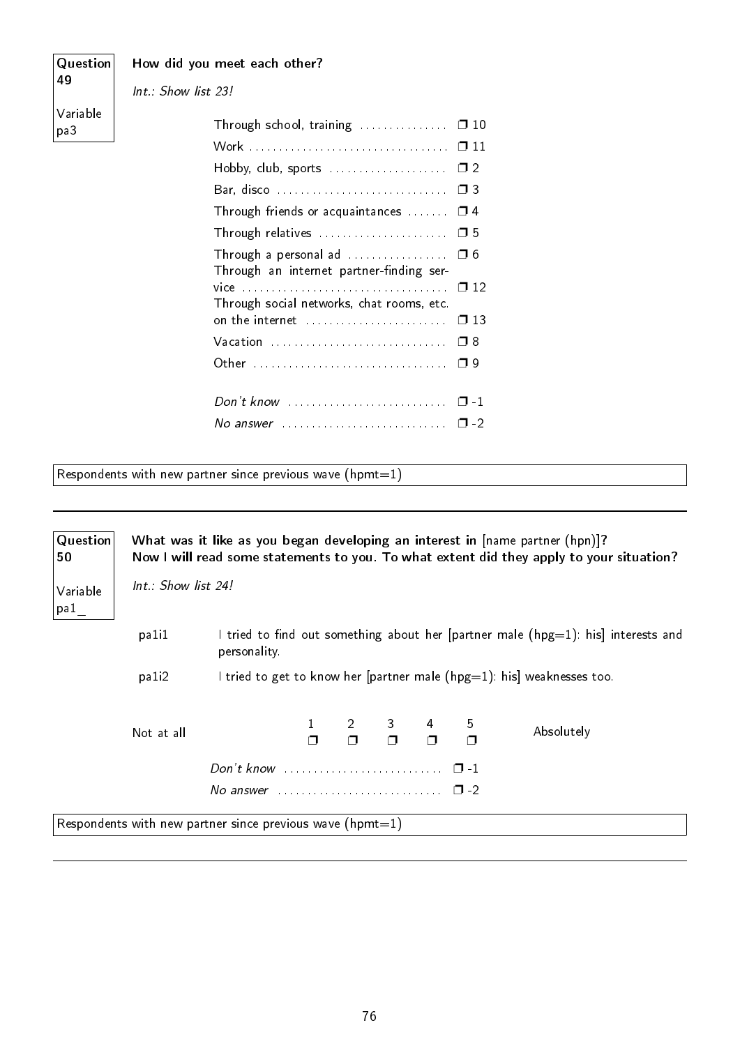**Question 49**

**Variable pa3**

**How did you meet each other?**

*Int.: Show list 23!*

| | |
|---|---|
| Through school, training | ❐ 10 |
| Work | ❐ 11 |
| Hobby, club, sports | ❐ 2 |
| Bar, disco | ❐ 3 |
| Through friends or acquaintances | ❐ 4 |
| Through relatives | ❐ 5 |
| Through a personal ad | ❐ 6 |
| Through an internet partner-finding service | ❐ 12 |
| Through social networks, chat rooms, etc. on the internet | ❐ 13 |
| Vacation | ❐ 8 |
| Other | ❐ 9 |
| *Don't know* | ❐ -1 |
| *No answer* | ❐ -2 |

Respondents with new partner since previous wave (hpmt=1)

---

**Question 50**

**Variable pa1_**

**What was it like as you began developing an interest in** [name partner (hpn)]**?**
**Now I will read some statements to you. To what extent did they apply to your situation?**

*Int.: Show list 24!*

pa1i1 I tried to find out something about her [partner male (hpg=1): his] interests and personality.

pa1i2 I tried to get to know her [partner male (hpg=1): his] weaknesses too.

| Not at all | 1 | 2 | 3 | 4 | 5 | Absolutely |
|---|---|---|---|---|---|---|
| | ❐ | ❐ | ❐ | ❐ | ❐ | |

| | |
|---|---|
| *Don't know* | ❐ -1 |
| *No answer* | ❐ -2 |

Respondents with new partner since previous wave (hpmt=1)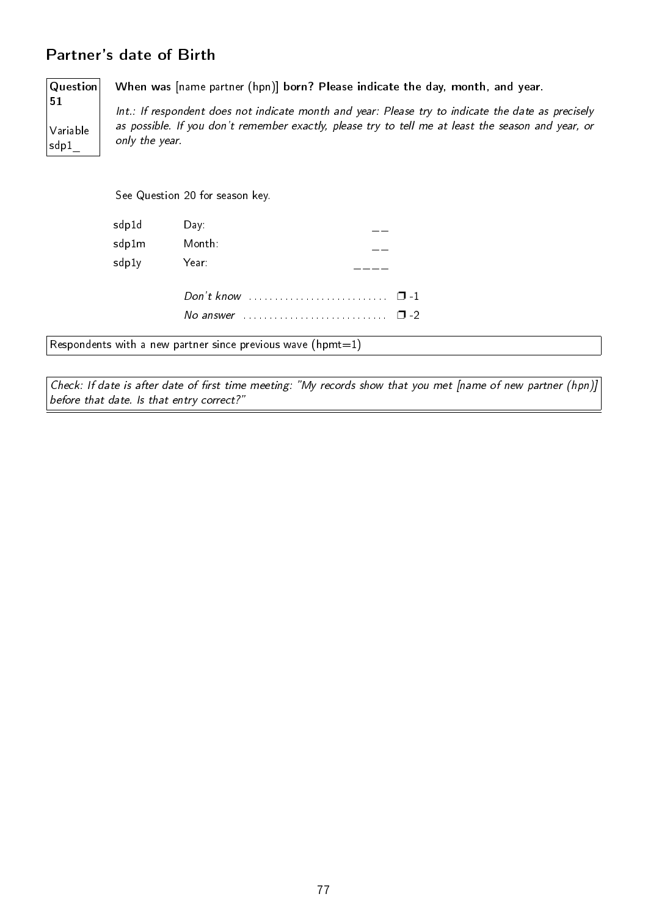## Partner's date of Birth

**Question 51**

Variable sdp1_

**When was** [name partner (hpn)] **born? Please indicate the day, month, and year.**

*Int.: If respondent does not indicate month and year: Please try to indicate the date as precisely as possible. If you don't remember exactly, please try to tell me at least the season and year, or only the year.*

See Question 20 for season key.

| | | |
|---|---|---|
| sdp1d | Day: | __ |
| sdp1m | Month: | __ |
| sdp1y | Year: | ____ |

*Don't know* ........................... ❐ -1

*No answer* ............................ ❐ -2

Respondents with a new partner since previous wave (hpmt=1)

*Check: If date is after date of first time meeting: "My records show that you met [name of new partner (hpn)] before that date. Is that entry correct?"*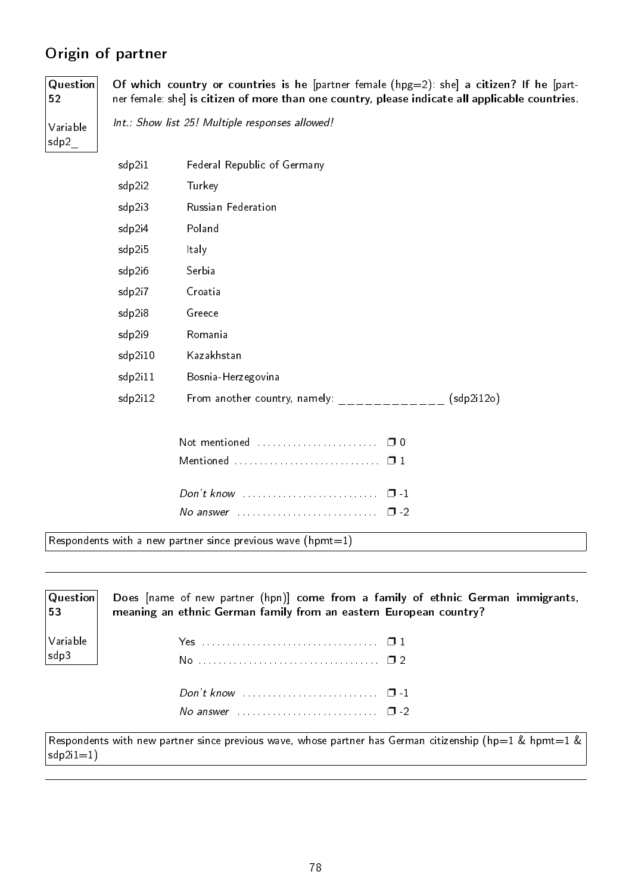## Origin of partner

**Question 52**

Variable sdp2_

**Of which country or countries is he** [partner female (hpg=2): she] **a citizen? If he** [partner female: she] **is citizen of more than one country, please indicate all applicable countries.**

*Int.: Show list 25! Multiple responses allowed!*

| | |
|---|---|
| sdp2i1 | Federal Republic of Germany |
| sdp2i2 | Turkey |
| sdp2i3 | Russian Federation |
| sdp2i4 | Poland |
| sdp2i5 | Italy |
| sdp2i6 | Serbia |
| sdp2i7 | Croatia |
| sdp2i8 | Greece |
| sdp2i9 | Romania |
| sdp2i10 | Kazakhstan |
| sdp2i11 | Bosnia-Herzegovina |
| sdp2i12 | From another country, namely: _____________ (sdp2i12o) |

Not mentioned ........................ ❒ 0
Mentioned ............................ ❒ 1

*Don't know* .......................... ❒ -1
*No answer* ........................... ❒ -2

Respondents with a new partner since previous wave (hpmt=1)

---

**Question 53**

Variable sdp3

**Does** [name of new partner (hpn)] **come from a family of ethnic German immigrants, meaning an ethnic German family from an eastern European country?**

Yes .................................. ❒ 1
No ................................... ❒ 2

*Don't know* .......................... ❒ -1
*No answer* ........................... ❒ -2

Respondents with new partner since previous wave, whose partner has German citizenship (hp=1 & hpmt=1 & sdp2i1=1)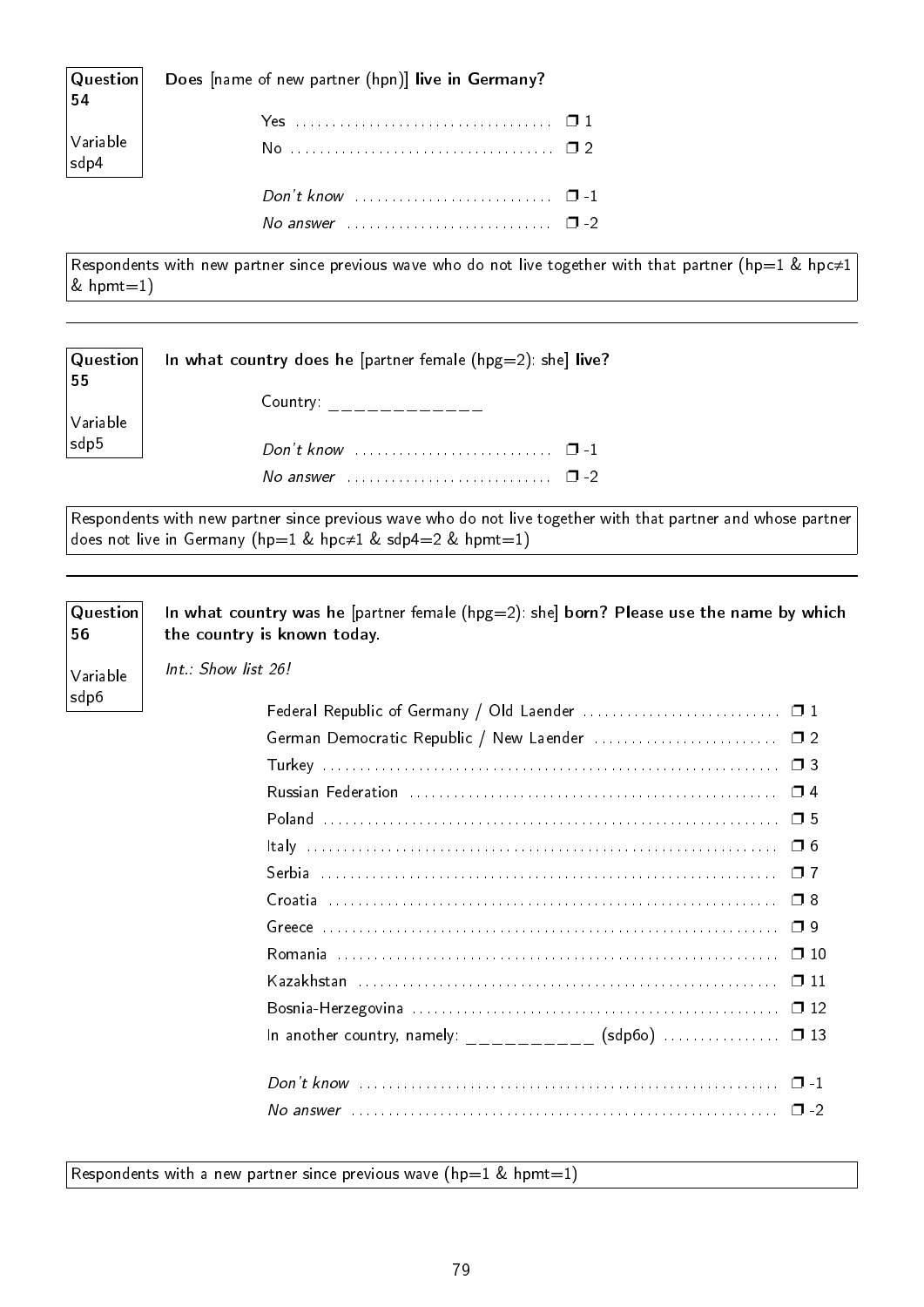**Question 54**

**Variable sdp4**

**Does** [name of new partner (hpn)] **live in Germany?**

Yes ❒ 1
No ❒ 2

*Don't know* ❒ -1
*No answer* ❒ -2

Respondents with new partner since previous wave who do not live together with that partner (hp=1 & hpc≠1 & hpmt=1)

---

**Question 55**

**Variable sdp5**

**In what country does he** [partner female (hpg=2): she] **live?**

Country: ____________

*Don't know* ❒ -1
*No answer* ❒ -2

Respondents with new partner since previous wave who do not live together with that partner and whose partner does not live in Germany (hp=1 & hpc≠1 & sdp4=2 & hpmt=1)

---

**Question 56**

**Variable sdp6**

**In what country was he** [partner female (hpg=2): she] **born? Please use the name by which the country is known today.**

*Int.: Show list 26!*

Federal Republic of Germany / Old Laender ❒ 1
German Democratic Republic / New Laender ❒ 2
Turkey ❒ 3
Russian Federation ❒ 4
Poland ❒ 5
Italy ❒ 6
Serbia ❒ 7
Croatia ❒ 8
Greece ❒ 9
Romania ❒ 10
Kazakhstan ❒ 11
Bosnia-Herzegovina ❒ 12
In another country, namely: __________ (sdp6o) ❒ 13

*Don't know* ❒ -1
*No answer* ❒ -2

Respondents with a new partner since previous wave (hp=1 & hpmt=1)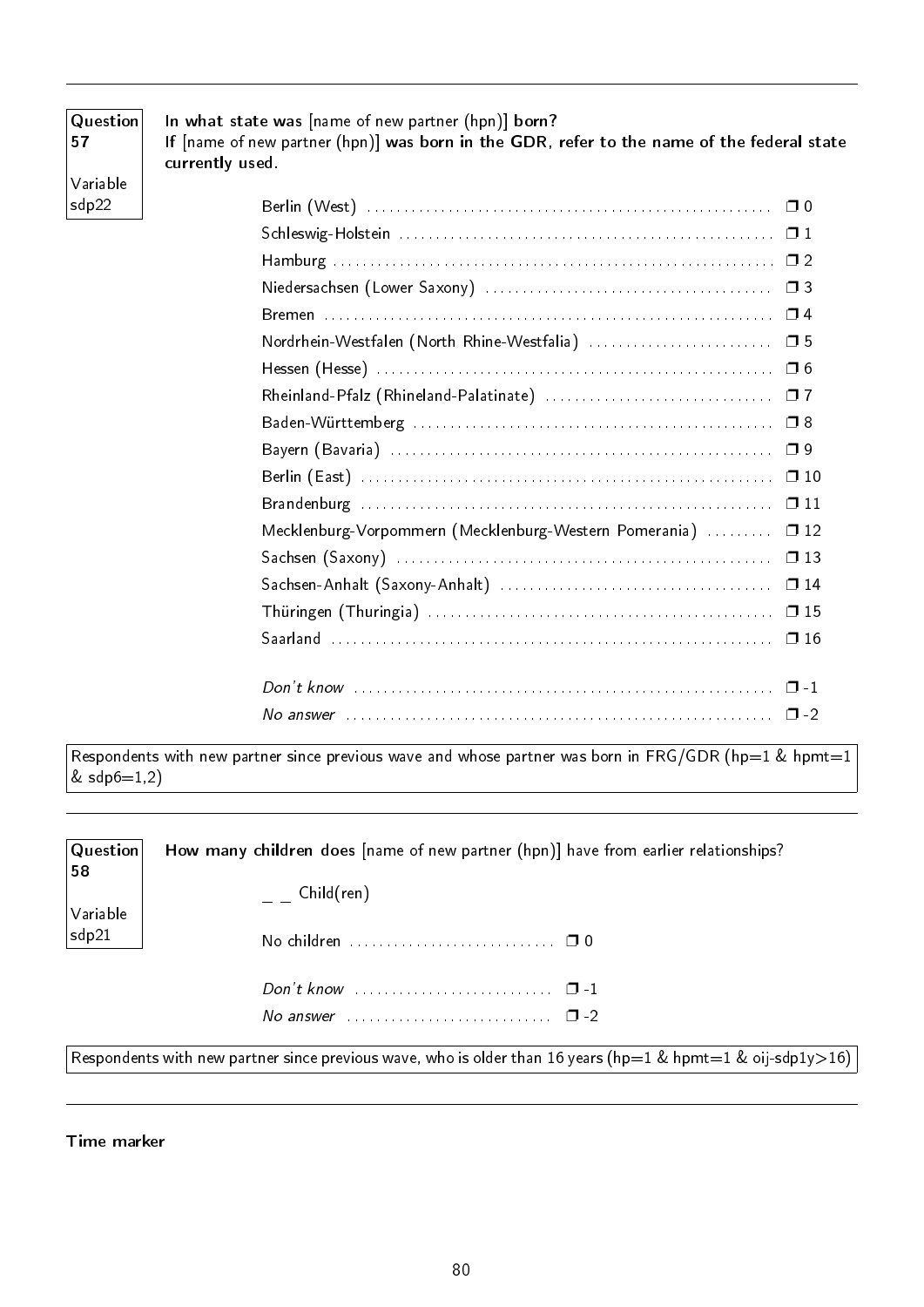---

**Question 57**

Variable sdp22

**In what state was** [name of new partner (hpn)] **born?**
**If** [name of new partner (hpn)] **was born in the GDR, refer to the name of the federal state currently used.**

| | |
|---|---|
| Berlin (West) | ❒ 0 |
| Schleswig-Holstein | ❒ 1 |
| Hamburg | ❒ 2 |
| Niedersachsen (Lower Saxony) | ❒ 3 |
| Bremen | ❒ 4 |
| Nordrhein-Westfalen (North Rhine-Westfalia) | ❒ 5 |
| Hessen (Hesse) | ❒ 6 |
| Rheinland-Pfalz (Rhineland-Palatinate) | ❒ 7 |
| Baden-Württemberg | ❒ 8 |
| Bayern (Bavaria) | ❒ 9 |
| Berlin (East) | ❒ 10 |
| Brandenburg | ❒ 11 |
| Mecklenburg-Vorpommern (Mecklenburg-Western Pomerania) | ❒ 12 |
| Sachsen (Saxony) | ❒ 13 |
| Sachsen-Anhalt (Saxony-Anhalt) | ❒ 14 |
| Thüringen (Thuringia) | ❒ 15 |
| Saarland | ❒ 16 |
| *Don't know* | ❒ -1 |
| *No answer* | ❒ -2 |

Respondents with new partner since previous wave and whose partner was born in FRG/GDR (hp=1 & hpmt=1 & sdp6=1,2)

---

**Question 58**

Variable sdp21

**How many children does** [name of new partner (hpn)] have from earlier relationships?

_ _ Child(ren)

| | |
|---|---|
| No children | ❒ 0 |
| *Don't know* | ❒ -1 |
| *No answer* | ❒ -2 |

Respondents with new partner since previous wave, who is older than 16 years (hp=1 & hpmt=1 & oij-sdp1y>16)

---

**Time marker**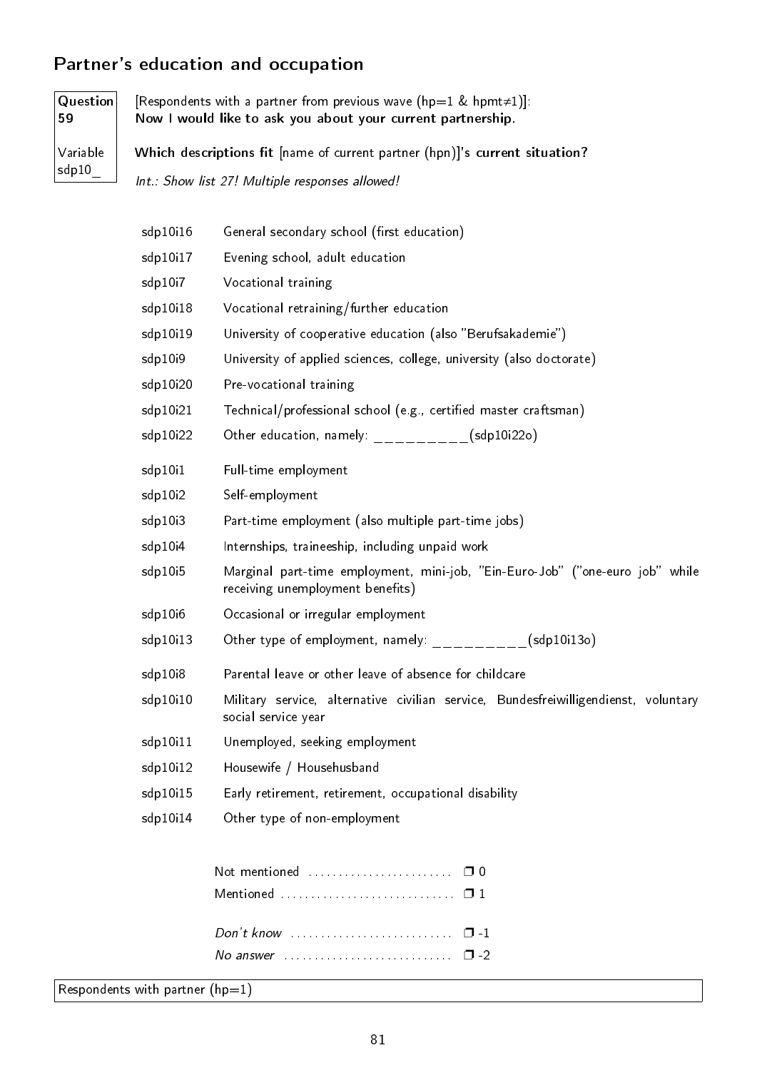## Partner's education and occupation

**Question 59**

Variable sdp10_

[Respondents with a partner from previous wave (hp=1 & hpmt≠1)]:
**Now I would like to ask you about your current partnership.**

**Which descriptions fit** [name of current partner (hpn)]**'s current situation?**

*Int.: Show list 27! Multiple responses allowed!*

| | |
|---|---|
| sdp10i16 | General secondary school (first education) |
| sdp10i17 | Evening school, adult education |
| sdp10i7 | Vocational training |
| sdp10i18 | Vocational retraining/further education |
| sdp10i19 | University of cooperative education (also "Berufsakademie") |
| sdp10i9 | University of applied sciences, college, university (also doctorate) |
| sdp10i20 | Pre-vocational training |
| sdp10i21 | Technical/professional school (e.g., certified master craftsman) |
| sdp10i22 | Other education, namely: __________(sdp10i22o) |
| sdp10i1 | Full-time employment |
| sdp10i2 | Self-employment |
| sdp10i3 | Part-time employment (also multiple part-time jobs) |
| sdp10i4 | Internships, traineeship, including unpaid work |
| sdp10i5 | Marginal part-time employment, mini-job, "Ein-Euro-Job" ("one-euro job" while receiving unemployment benefits) |
| sdp10i6 | Occasional or irregular employment |
| sdp10i13 | Other type of employment, namely: __________(sdp10i13o) |
| sdp10i8 | Parental leave or other leave of absence for childcare |
| sdp10i10 | Military service, alternative civilian service, Bundesfreiwilligendienst, voluntary social service year |
| sdp10i11 | Unemployed, seeking employment |
| sdp10i12 | Housewife / Househusband |
| sdp10i15 | Early retirement, retirement, occupational disability |
| sdp10i14 | Other type of non-employment |

Not mentioned ........................ ❐ 0
Mentioned ............................ ❐ 1

*Don't know* .......................... ❐ -1
*No answer* ........................... ❐ -2

Respondents with partner (hp=1)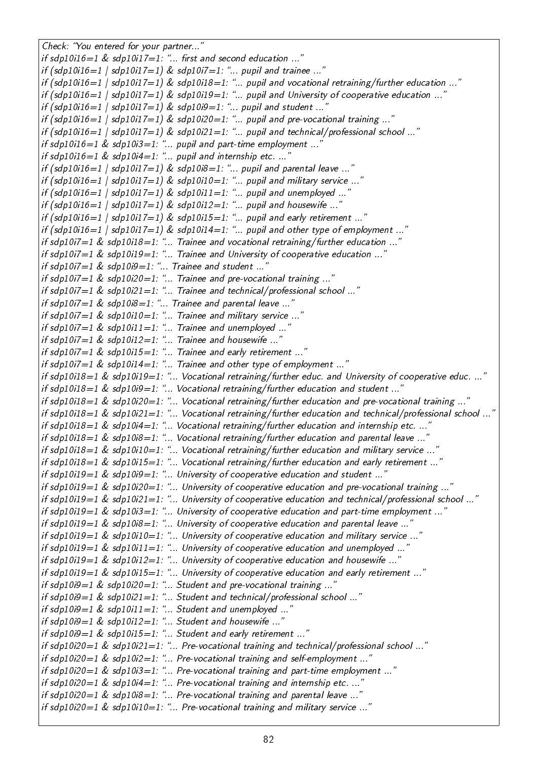*Check: "You entered for your partner..."*
*if sdp10i16=1 & sdp10i17=1: "... first and second education ..."*
*if (sdp10i16=1 | sdp10i17=1) & sdp10i7=1: "... pupil and trainee ..."*
*if (sdp10i16=1 | sdp10i17=1) & sdp10i18=1: "... pupil and vocational retraining/further education ..."*
*if (sdp10i16=1 | sdp10i17=1) & sdp10i19=1: "... pupil and University of cooperative education ..."*
*if (sdp10i16=1 | sdp10i17=1) & sdp10i9=1: "... pupil and student ..."*
*if (sdp10i16=1 | sdp10i17=1) & sdp10i20=1: "... pupil and pre-vocational training ..."*
*if (sdp10i16=1 | sdp10i17=1) & sdp10i21=1: "... pupil and technical/professional school ..."*
*if sdp10i16=1 & sdp10i3=1: "... pupil and part-time employment ..."*
*if sdp10i16=1 & sdp10i4=1: "... pupil and internship etc. ..."*
*if (sdp10i16=1 | sdp10i17=1) & sdp10i8=1: "... pupil and parental leave ..."*
*if (sdp10i16=1 | sdp10i17=1) & sdp10i10=1: "... pupil and military service ..."*
*if (sdp10i16=1 | sdp10i17=1) & sdp10i11=1: "... pupil and unemployed ..."*
*if (sdp10i16=1 | sdp10i17=1) & sdp10i12=1: "... pupil and housewife ..."*
*if (sdp10i16=1 | sdp10i17=1) & sdp10i15=1: "... pupil and early retirement ..."*
*if (sdp10i16=1 | sdp10i17=1) & sdp10i14=1: "... pupil and other type of employment ..."*
*if sdp10i7=1 & sdp10i18=1: "... Trainee and vocational retraining/further education ..."*
*if sdp10i7=1 & sdp10i19=1: "... Trainee and University of cooperative education ..."*
*if sdp10i7=1 & sdp10i9=1: "... Trainee and student ..."*
*if sdp10i7=1 & sdp10i20=1: "... Trainee and pre-vocational training ..."*
*if sdp10i7=1 & sdp10i21=1: "... Trainee and technical/professional school ..."*
*if sdp10i7=1 & sdp10i8=1: "... Trainee and parental leave ..."*
*if sdp10i7=1 & sdp10i10=1: "... Trainee and military service ..."*
*if sdp10i7=1 & sdp10i11=1: "... Trainee and unemployed ..."*
*if sdp10i7=1 & sdp10i12=1: "... Trainee and housewife ..."*
*if sdp10i7=1 & sdp10i15=1: "... Trainee and early retirement ..."*
*if sdp10i7=1 & sdp10i14=1: "... Trainee and other type of employment ..."*
*if sdp10i18=1 & sdp10i19=1: "... Vocational retraining/further educ. and University of cooperative educ. ..."*
*if sdp10i18=1 & sdp10i9=1: "... Vocational retraining/further education and student ..."*
*if sdp10i18=1 & sdp10i20=1: "... Vocational retraining/further education and pre-vocational training ..."*
*if sdp10i18=1 & sdp10i21=1: "... Vocational retraining/further education and technical/professional school ..."*
*if sdp10i18=1 & sdp10i4=1: "... Vocational retraining/further education and internship etc. ..."*
*if sdp10i18=1 & sdp10i8=1: "... Vocational retraining/further education and parental leave ..."*
*if sdp10i18=1 & sdp10i10=1: "... Vocational retraining/further education and military service ..."*
*if sdp10i18=1 & sdp10i15=1: "... Vocational retraining/further education and early retirement ..."*
*if sdp10i19=1 & sdp10i9=1: "... University of cooperative education and student ..."*
*if sdp10i19=1 & sdp10i20=1: "... University of cooperative education and pre-vocational training ..."*
*if sdp10i19=1 & sdp10i21=1: "... University of cooperative education and technical/professional school ..."*
*if sdp10i19=1 & sdp10i3=1: "... University of cooperative education and part-time employment ..."*
*if sdp10i19=1 & sdp10i8=1: "... University of cooperative education and parental leave ..."*
*if sdp10i19=1 & sdp10i10=1: "... University of cooperative education and military service ..."*
*if sdp10i19=1 & sdp10i11=1: "... University of cooperative education and unemployed ..."*
*if sdp10i19=1 & sdp10i12=1: "... University of cooperative education and housewife ..."*
*if sdp10i19=1 & sdp10i15=1: "... University of cooperative education and early retirement ..."*
*if sdp10i9=1 & sdp10i20=1: "... Student and pre-vocational training ..."*
*if sdp10i9=1 & sdp10i21=1: "... Student and technical/professional school ..."*
*if sdp10i9=1 & sdp10i11=1: "... Student and unemployed ..."*
*if sdp10i9=1 & sdp10i12=1: "... Student and housewife ..."*
*if sdp10i9=1 & sdp10i15=1: "... Student and early retirement ..."*
*if sdp10i20=1 & sdp10i21=1: "... Pre-vocational training and technical/professional school ..."*
*if sdp10i20=1 & sdp10i2=1: "... Pre-vocational training and self-employment ..."*
*if sdp10i20=1 & sdp10i3=1: "... Pre-vocational training and part-time employment ..."*
*if sdp10i20=1 & sdp10i4=1: "... Pre-vocational training and internship etc. ..."*
*if sdp10i20=1 & sdp10i8=1: "... Pre-vocational training and parental leave ..."*
*if sdp10i20=1 & sdp10i10=1: "... Pre-vocational training and military service ..."*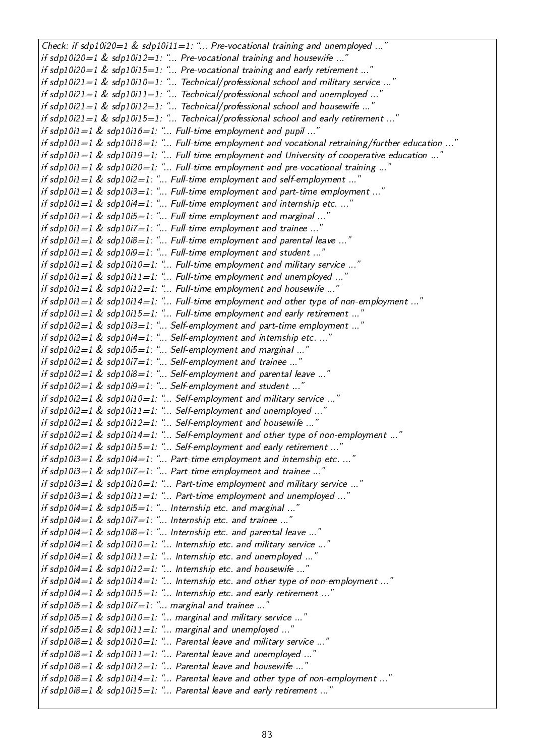*Check: if sdp10i20=1 & sdp10i11=1: "... Pre-vocational training and unemployed ..."*
*if sdp10i20=1 & sdp10i12=1: "... Pre-vocational training and housewife ..."*
*if sdp10i20=1 & sdp10i15=1: "... Pre-vocational training and early retirement ..."*
*if sdp10i21=1 & sdp10i10=1: "... Technical/professional school and military service ..."*
*if sdp10i21=1 & sdp10i11=1: "... Technical/professional school and unemployed ..."*
*if sdp10i21=1 & sdp10i12=1: "... Technical/professional school and housewife ..."*
*if sdp10i21=1 & sdp10i15=1: "... Technical/professional school and early retirement ..."*
*if sdp10i1=1 & sdp10i16=1: "... Full-time employment and pupil ..."*
*if sdp10i1=1 & sdp10i18=1: "... Full-time employment and vocational retraining/further education ..."*
*if sdp10i1=1 & sdp10i19=1: "... Full-time employment and University of cooperative education ..."*
*if sdp10i1=1 & sdp10i20=1: "... Full-time employment and pre-vocational training ..."*
*if sdp10i1=1 & sdp10i2=1: "... Full-time employment and self-employment ..."*
*if sdp10i1=1 & sdp10i3=1: "... Full-time employment and part-time employment ..."*
*if sdp10i1=1 & sdp10i4=1: "... Full-time employment and internship etc. ..."*
*if sdp10i1=1 & sdp10i5=1: "... Full-time employment and marginal ..."*
*if sdp10i1=1 & sdp10i7=1: "... Full-time employment and trainee ..."*
*if sdp10i1=1 & sdp10i8=1: "... Full-time employment and parental leave ..."*
*if sdp10i1=1 & sdp10i9=1: "... Full-time employment and student ..."*
*if sdp10i1=1 & sdp10i10=1: "... Full-time employment and military service ..."*
*if sdp10i1=1 & sdp10i11=1: "... Full-time employment and unemployed ..."*
*if sdp10i1=1 & sdp10i12=1: "... Full-time employment and housewife ..."*
*if sdp10i1=1 & sdp10i14=1: "... Full-time employment and other type of non-employment ..."*
*if sdp10i1=1 & sdp10i15=1: "... Full-time employment and early retirement ..."*
*if sdp10i2=1 & sdp10i3=1: "... Self-employment and part-time employment ..."*
*if sdp10i2=1 & sdp10i4=1: "... Self-employment and internship etc. ..."*
*if sdp10i2=1 & sdp10i5=1: "... Self-employment and marginal ..."*
*if sdp10i2=1 & sdp10i7=1: "... Self-employment and trainee ..."*
*if sdp10i2=1 & sdp10i8=1: "... Self-employment and parental leave ..."*
*if sdp10i2=1 & sdp10i9=1: "... Self-employment and student ..."*
*if sdp10i2=1 & sdp10i10=1: "... Self-employment and military service ..."*
*if sdp10i2=1 & sdp10i11=1: "... Self-employment and unemployed ..."*
*if sdp10i2=1 & sdp10i12=1: "... Self-employment and housewife ..."*
*if sdp10i2=1 & sdp10i14=1: "... Self-employment and other type of non-employment ..."*
*if sdp10i2=1 & sdp10i15=1: "... Self-employment and early retirement ..."*
*if sdp10i3=1 & sdp10i4=1: "... Part-time employment and internship etc. ..."*
*if sdp10i3=1 & sdp10i7=1: "... Part-time employment and trainee ..."*
*if sdp10i3=1 & sdp10i10=1: "... Part-time employment and military service ..."*
*if sdp10i3=1 & sdp10i11=1: "... Part-time employment and unemployed ..."*
*if sdp10i4=1 & sdp10i5=1: "... Internship etc. and marginal ..."*
*if sdp10i4=1 & sdp10i7=1: "... Internship etc. and trainee ..."*
*if sdp10i4=1 & sdp10i8=1: "... Internship etc. and parental leave ..."*
*if sdp10i4=1 & sdp10i10=1: "... Internship etc. and military service ..."*
*if sdp10i4=1 & sdp10i11=1: "... Internship etc. and unemployed ..."*
*if sdp10i4=1 & sdp10i12=1: "... Internship etc. and housewife ..."*
*if sdp10i4=1 & sdp10i14=1: "... Internship etc. and other type of non-employment ..."*
*if sdp10i4=1 & sdp10i15=1: "... Internship etc. and early retirement ..."*
*if sdp10i5=1 & sdp10i7=1: "... marginal and trainee ..."*
*if sdp10i5=1 & sdp10i10=1: "... marginal and military service ..."*
*if sdp10i5=1 & sdp10i11=1: "... marginal and unemployed ..."*
*if sdp10i8=1 & sdp10i10=1: "... Parental leave and military service ..."*
*if sdp10i8=1 & sdp10i11=1: "... Parental leave and unemployed ..."*
*if sdp10i8=1 & sdp10i12=1: "... Parental leave and housewife ..."*
*if sdp10i8=1 & sdp10i14=1: "... Parental leave and other type of non-employment ..."*
*if sdp10i8=1 & sdp10i15=1: "... Parental leave and early retirement ..."*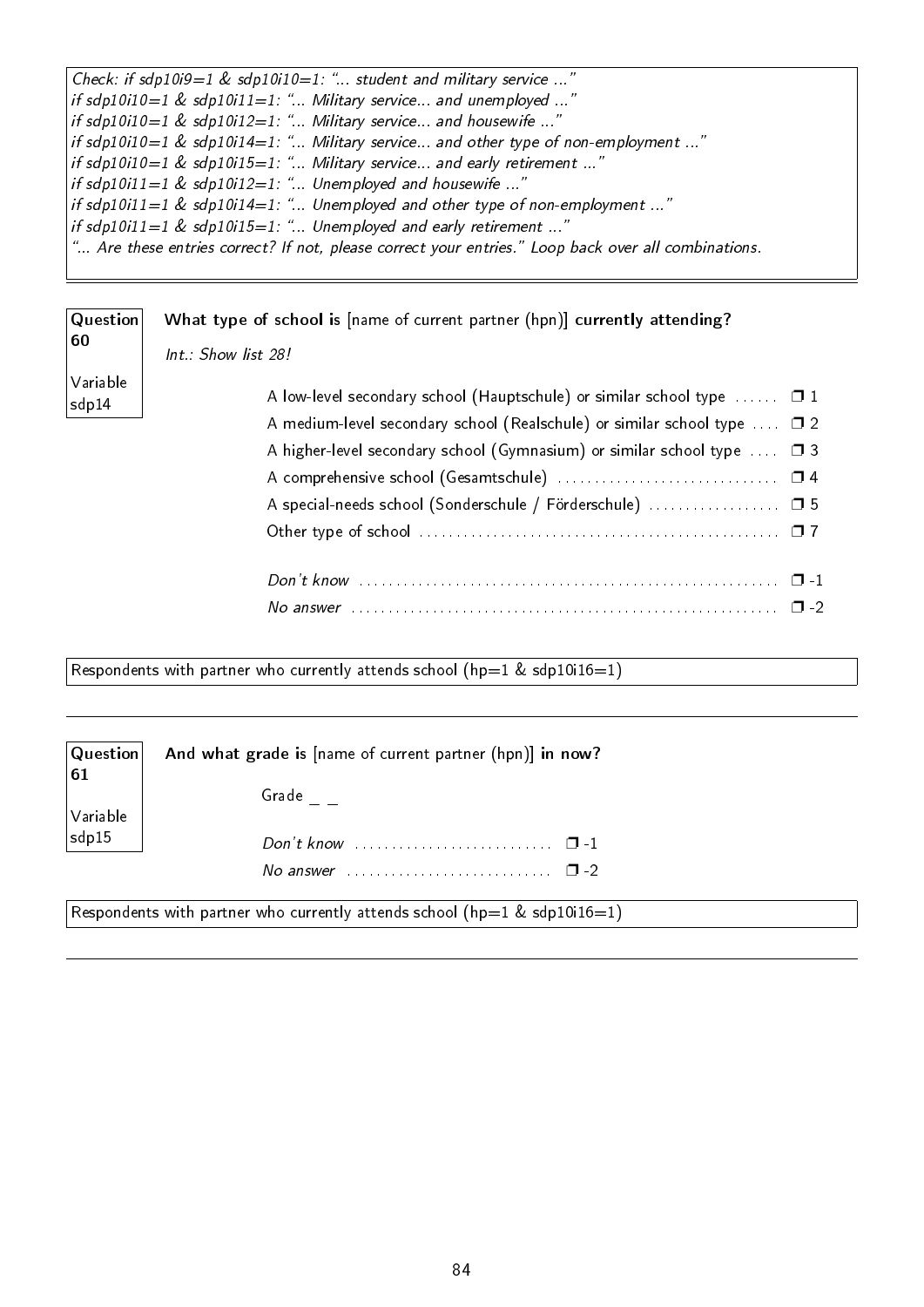*Check: if sdp10i9=1 & sdp10i10=1: "... student and military service ..."*
*if sdp10i10=1 & sdp10i11=1: "... Military service... and unemployed ..."*
*if sdp10i10=1 & sdp10i12=1: "... Military service... and housewife ..."*
*if sdp10i10=1 & sdp10i14=1: "... Military service... and other type of non-employment ..."*
*if sdp10i10=1 & sdp10i15=1: "... Military service... and early retirement ..."*
*if sdp10i11=1 & sdp10i12=1: "... Unemployed and housewife ..."*
*if sdp10i11=1 & sdp10i14=1: "... Unemployed and other type of non-employment ..."*
*if sdp10i11=1 & sdp10i15=1: "... Unemployed and early retirement ..."*
*"... Are these entries correct? If not, please correct your entries." Loop back over all combinations.*

---

**Question 60**

Variable sdp14

**What type of school is** [name of current partner (hpn)] **currently attending?**

*Int.: Show list 28!*

| | |
|---|---|
| A low-level secondary school (Hauptschule) or similar school type | ❒ 1 |
| A medium-level secondary school (Realschule) or similar school type | ❒ 2 |
| A higher-level secondary school (Gymnasium) or similar school type | ❒ 3 |
| A comprehensive school (Gesamtschule) | ❒ 4 |
| A special-needs school (Sonderschule / Förderschule) | ❒ 5 |
| Other type of school | ❒ 7 |
| *Don't know* | ❒ -1 |
| *No answer* | ❒ -2 |

Respondents with partner who currently attends school (hp=1 & sdp10i16=1)

---

**Question 61**

Variable sdp15

**And what grade is** [name of current partner (hpn)] **in now?**

Grade _ _

| | |
|---|---|
| *Don't know* | ❒ -1 |
| *No answer* | ❒ -2 |

Respondents with partner who currently attends school (hp=1 & sdp10i16=1)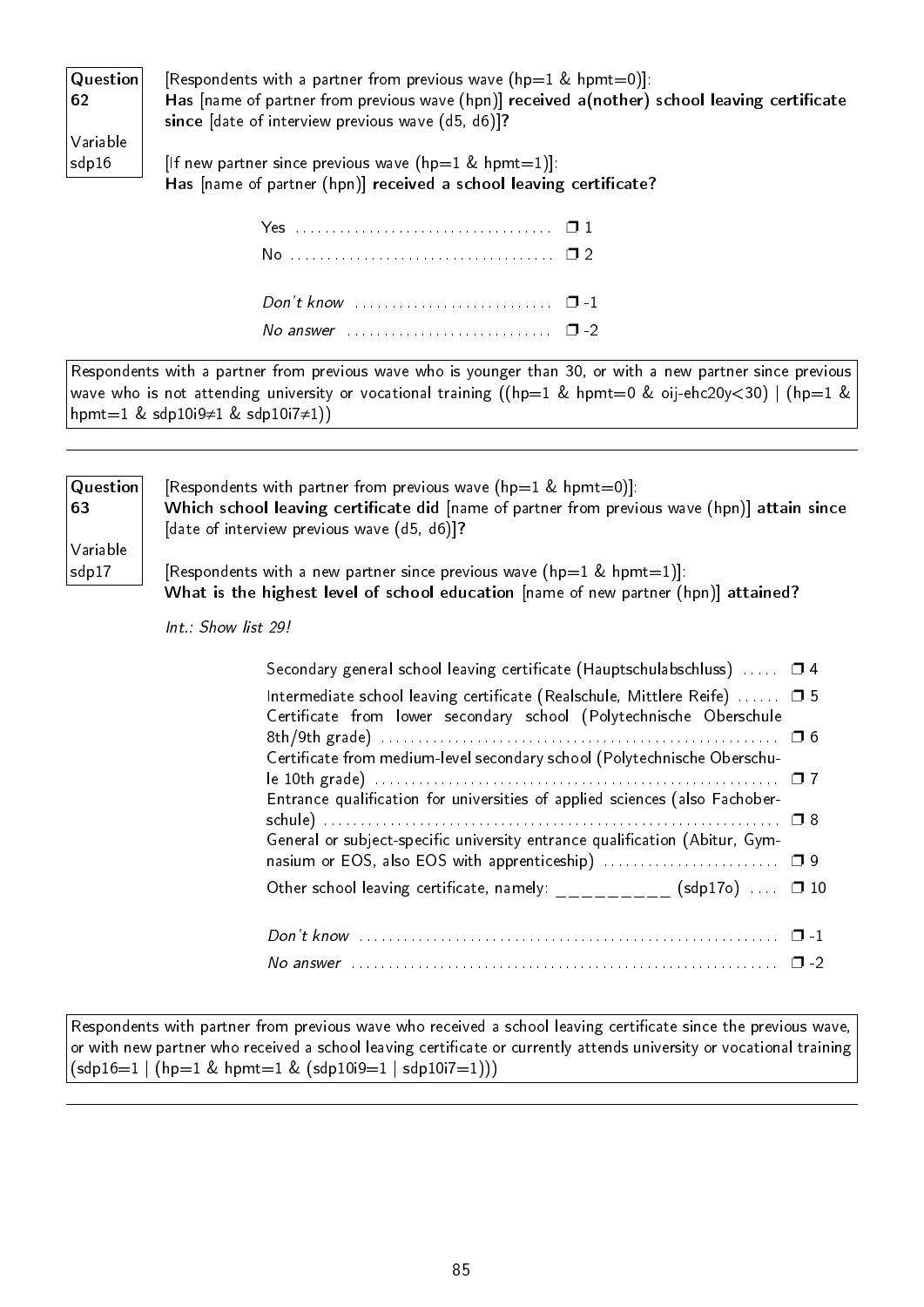**Question 62**

**Variable sdp16**

[Respondents with a partner from previous wave (hp=1 & hpmt=0)]:
**Has** [name of partner from previous wave (hpn)] **received a(nother) school leaving certificate since** [date of interview previous wave (d5, d6)]**?**

[If new partner since previous wave (hp=1 & hpmt=1)]:
**Has** [name of partner (hpn)] **received a school leaving certificate?**

- Yes ... ❒ 1
- No ... ❒ 2
- *Don't know* ... ❒ -1
- *No answer* ... ❒ -2

Respondents with a partner from previous wave who is younger than 30, or with a new partner since previous wave who is not attending university or vocational training ((hp=1 & hpmt=0 & oij-ehc20y<30) | (hp=1 & hpmt=1 & sdp10i9≠1 & sdp10i7≠1))

---

**Question 63**

**Variable sdp17**

[Respondents with partner from previous wave (hp=1 & hpmt=0)]:
**Which school leaving certificate did** [name of partner from previous wave (hpn)] **attain since** [date of interview previous wave (d5, d6)]**?**

[Respondents with a new partner since previous wave (hp=1 & hpmt=1)]:
**What is the highest level of school education** [name of new partner (hpn)] **attained?**

*Int.: Show list 29!*

- Secondary general school leaving certificate (Hauptschulabschluss) ... ❒ 4
- Intermediate school leaving certificate (Realschule, Mittlere Reife) ... ❒ 5
- Certificate from lower secondary school (Polytechnische Oberschule 8th/9th grade) ... ❒ 6
- Certificate from medium-level secondary school (Polytechnische Oberschule 10th grade) ... ❒ 7
- Entrance qualification for universities of applied sciences (also Fachoberschule) ... ❒ 8
- General or subject-specific university entrance qualification (Abitur, Gymnasium or EOS, also EOS with apprenticeship) ... ❒ 9
- Other school leaving certificate, namely: _________ (sdp17o) ... ❒ 10
- *Don't know* ... ❒ -1
- *No answer* ... ❒ -2

Respondents with partner from previous wave who received a school leaving certificate since the previous wave, or with new partner who received a school leaving certificate or currently attends university or vocational training (sdp16=1 | (hp=1 & hpmt=1 & (sdp10i9=1 | sdp10i7=1)))

---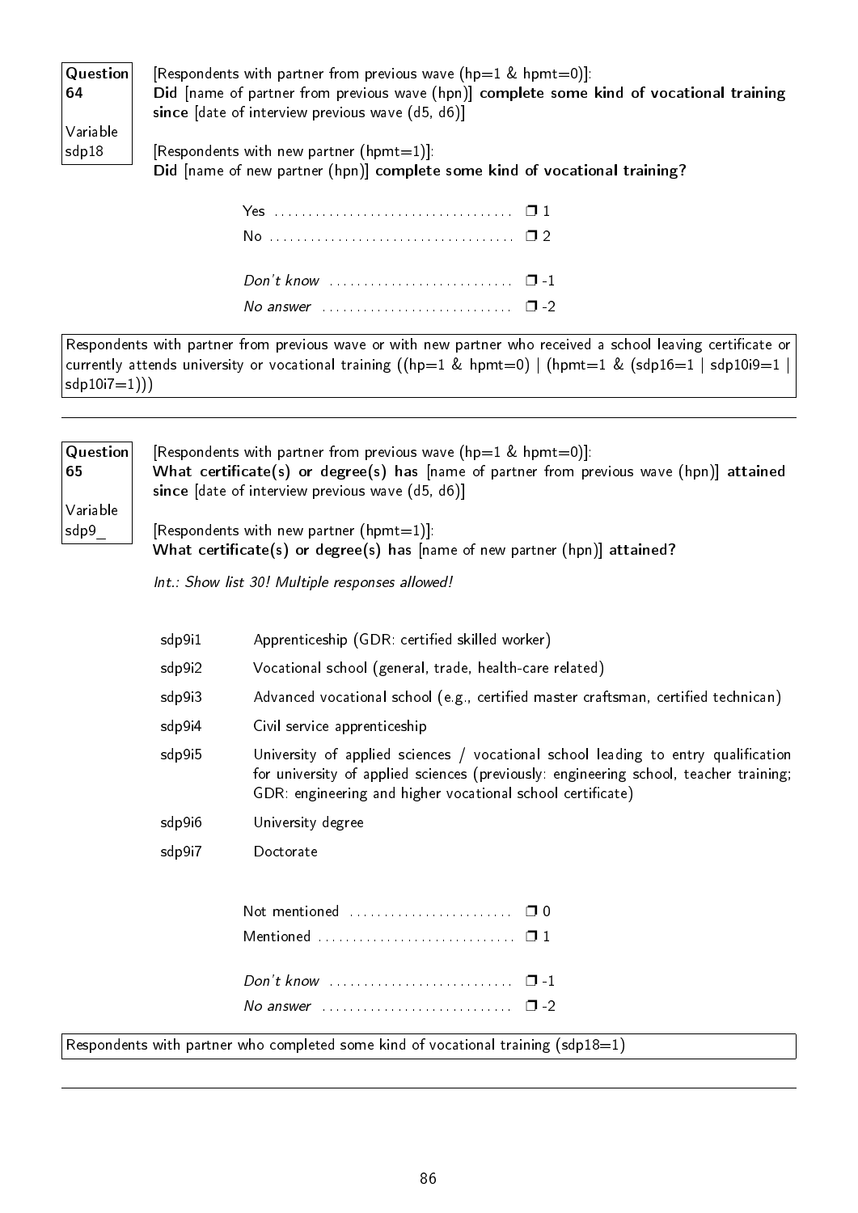**Question 64**

Variable sdp18

[Respondents with partner from previous wave (hp=1 & hpmt=0)]:
**Did** [name of partner from previous wave (hpn)] **complete some kind of vocational training since** [date of interview previous wave (d5, d6)]

[Respondents with new partner (hpmt=1)]:
**Did** [name of new partner (hpn)] **complete some kind of vocational training?**

| | |
|---|---|
| Yes | ❒ 1 |
| No | ❒ 2 |
| *Don't know* | ❒ -1 |
| *No answer* | ❒ -2 |

Respondents with partner from previous wave or with new partner who received a school leaving certificate or currently attends university or vocational training ((hp=1 & hpmt=0) | (hpmt=1 & (sdp16=1 | sdp10i9=1 | sdp10i7=1)))

---

**Question 65**

Variable sdp9_

[Respondents with partner from previous wave (hp=1 & hpmt=0)]:
**What certificate(s) or degree(s) has** [name of partner from previous wave (hpn)] **attained since** [date of interview previous wave (d5, d6)]

[Respondents with new partner (hpmt=1)]:
**What certificate(s) or degree(s) has** [name of new partner (hpn)] **attained?**

*Int.: Show list 30! Multiple responses allowed!*

| | |
|---|---|
| sdp9i1 | Apprenticeship (GDR: certified skilled worker) |
| sdp9i2 | Vocational school (general, trade, health-care related) |
| sdp9i3 | Advanced vocational school (e.g., certified master craftsman, certified technican) |
| sdp9i4 | Civil service apprenticeship |
| sdp9i5 | University of applied sciences / vocational school leading to entry qualification for university of applied sciences (previously: engineering school, teacher training; GDR: engineering and higher vocational school certificate) |
| sdp9i6 | University degree |
| sdp9i7 | Doctorate |

| | |
|---|---|
| Not mentioned | ❒ 0 |
| Mentioned | ❒ 1 |
| *Don't know* | ❒ -1 |
| *No answer* | ❒ -2 |

Respondents with partner who completed some kind of vocational training (sdp18=1)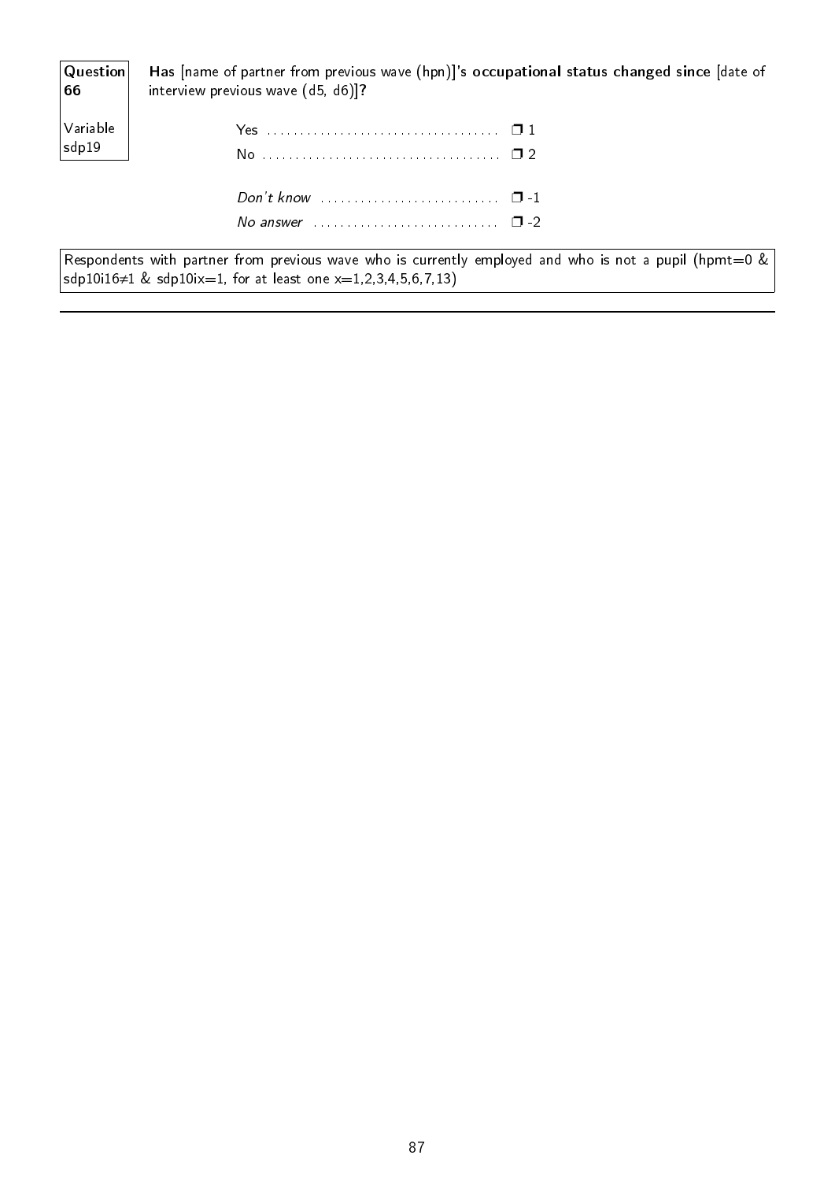**Question 66**

Variable sdp19

**Has** [name of partner from previous wave (hpn)]**'s occupational status changed since** [date of interview previous wave (d5, d6)]**?**

Yes ................................... ❒ 1
No .................................... ❒ 2

*Don't know* ........................... ❒ -1
*No answer* ............................ ❒ -2

Respondents with partner from previous wave who is currently employed and who is not a pupil (hpmt=0 & sdp10i16≠1 & sdp10ix=1, for at least one x=1,2,3,4,5,6,7,13)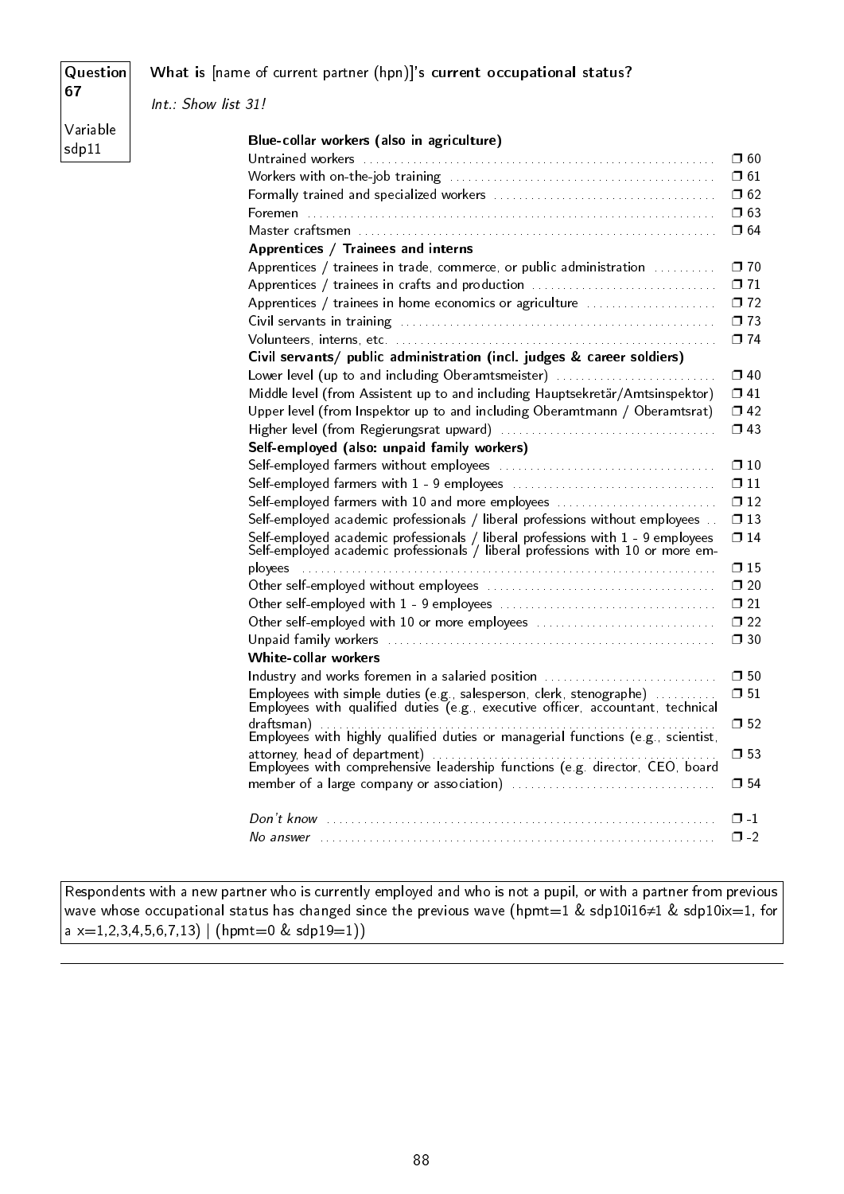**Question 67**

Variable sdp11

**What is** [name of current partner (hpn)]**'s current occupational status?**

*Int.: Show list 31!*

**Blue-collar workers (also in agriculture)**

| | |
|---|---|
| Untrained workers | ❐ 60 |
| Workers with on-the-job training | ❐ 61 |
| Formally trained and specialized workers | ❐ 62 |
| Foremen | ❐ 63 |
| Master craftsmen | ❐ 64 |

**Apprentices / Trainees and interns**

| | |
|---|---|
| Apprentices / trainees in trade, commerce, or public administration | ❐ 70 |
| Apprentices / trainees in crafts and production | ❐ 71 |
| Apprentices / trainees in home economics or agriculture | ❐ 72 |
| Civil servants in training | ❐ 73 |
| Volunteers, interns, etc. | ❐ 74 |

**Civil servants/ public administration (incl. judges & career soldiers)**

| | |
|---|---|
| Lower level (up to and including Oberamtsmeister) | ❐ 40 |
| Middle level (from Assistent up to and including Hauptsekretär/Amtsinspektor) | ❐ 41 |
| Upper level (from Inspektor up to and including Oberamtmann / Oberamtsrat) | ❐ 42 |
| Higher level (from Regierungsrat upward) | ❐ 43 |

**Self-employed (also: unpaid family workers)**

| | |
|---|---|
| Self-employed farmers without employees | ❐ 10 |
| Self-employed farmers with 1 - 9 employees | ❐ 11 |
| Self-employed farmers with 10 and more employees | ❐ 12 |
| Self-employed academic professionals / liberal professions without employees | ❐ 13 |
| Self-employed academic professionals / liberal professions with 1 - 9 employees | ❐ 14 |
| Self-employed academic professionals / liberal professions with 10 or more employees | ❐ 15 |
| Other self-employed without employees | ❐ 20 |
| Other self-employed with 1 - 9 employees | ❐ 21 |
| Other self-employed with 10 or more employees | ❐ 22 |
| Unpaid family workers | ❐ 30 |

**White-collar workers**

| | |
|---|---|
| Industry and works foremen in a salaried position | ❐ 50 |
| Employees with simple duties (e.g., salesperson, clerk, stenographe) | ❐ 51 |
| Employees with qualified duties (e.g., executive officer, accountant, technical draftsman) | ❐ 52 |
| Employees with highly qualified duties or managerial functions (e.g., scientist, attorney, head of department) | ❐ 53 |
| Employees with comprehensive leadership functions (e.g. director, CEO, board member of a large company or association) | ❐ 54 |

| | |
|---|---|
| *Don't know* | ❐ -1 |
| *No answer* | ❐ -2 |

Respondents with a new partner who is currently employed and who is not a pupil, or with a partner from previous wave whose occupational status has changed since the previous wave (hpmt=1 & sdp10i16≠1 & sdp10ix=1, for a x=1,2,3,4,5,6,7,13) | (hpmt=0 & sdp19=1))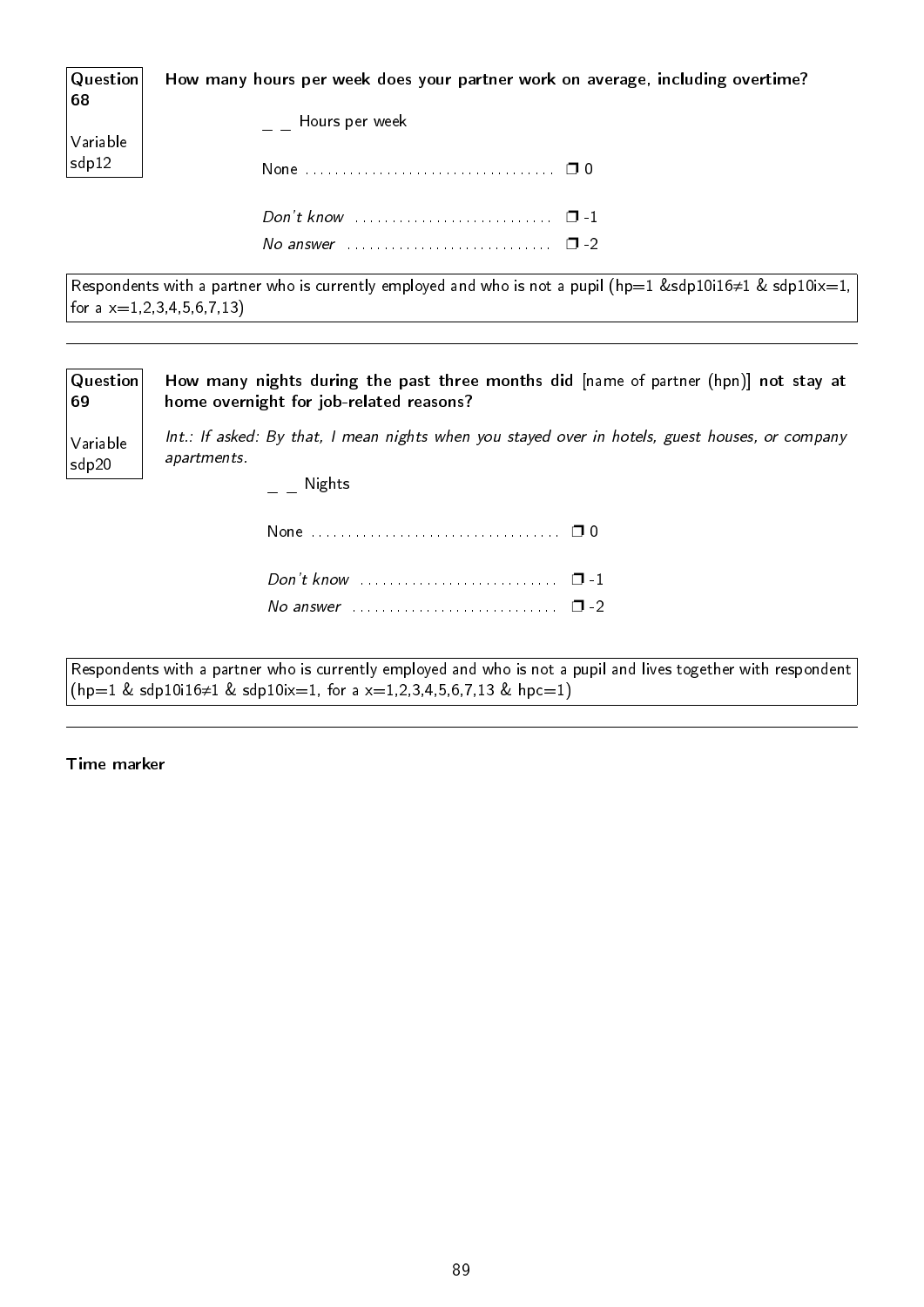**Question 68**

Variable sdp12

**How many hours per week does your partner work on average, including overtime?**

_ _ Hours per week

None .................................. ❐ 0

*Don't know* ........................... ❐ -1

*No answer* ............................ ❐ -2

Respondents with a partner who is currently employed and who is not a pupil (hp=1 &sdp10i16≠1 & sdp10ix=1, for a x=1,2,3,4,5,6,7,13)

---

**Question 69**

Variable sdp20

**How many nights during the past three months did** [name of partner (hpn)] **not stay at home overnight for job-related reasons?**

*Int.: If asked: By that, I mean nights when you stayed over in hotels, guest houses, or company apartments.*

_ _ Nights

None .................................. ❐ 0

*Don't know* ........................... ❐ -1

*No answer* ............................ ❐ -2

Respondents with a partner who is currently employed and who is not a pupil and lives together with respondent (hp=1 & sdp10i16≠1 & sdp10ix=1, for a x=1,2,3,4,5,6,7,13 & hpc=1)

---

**Time marker**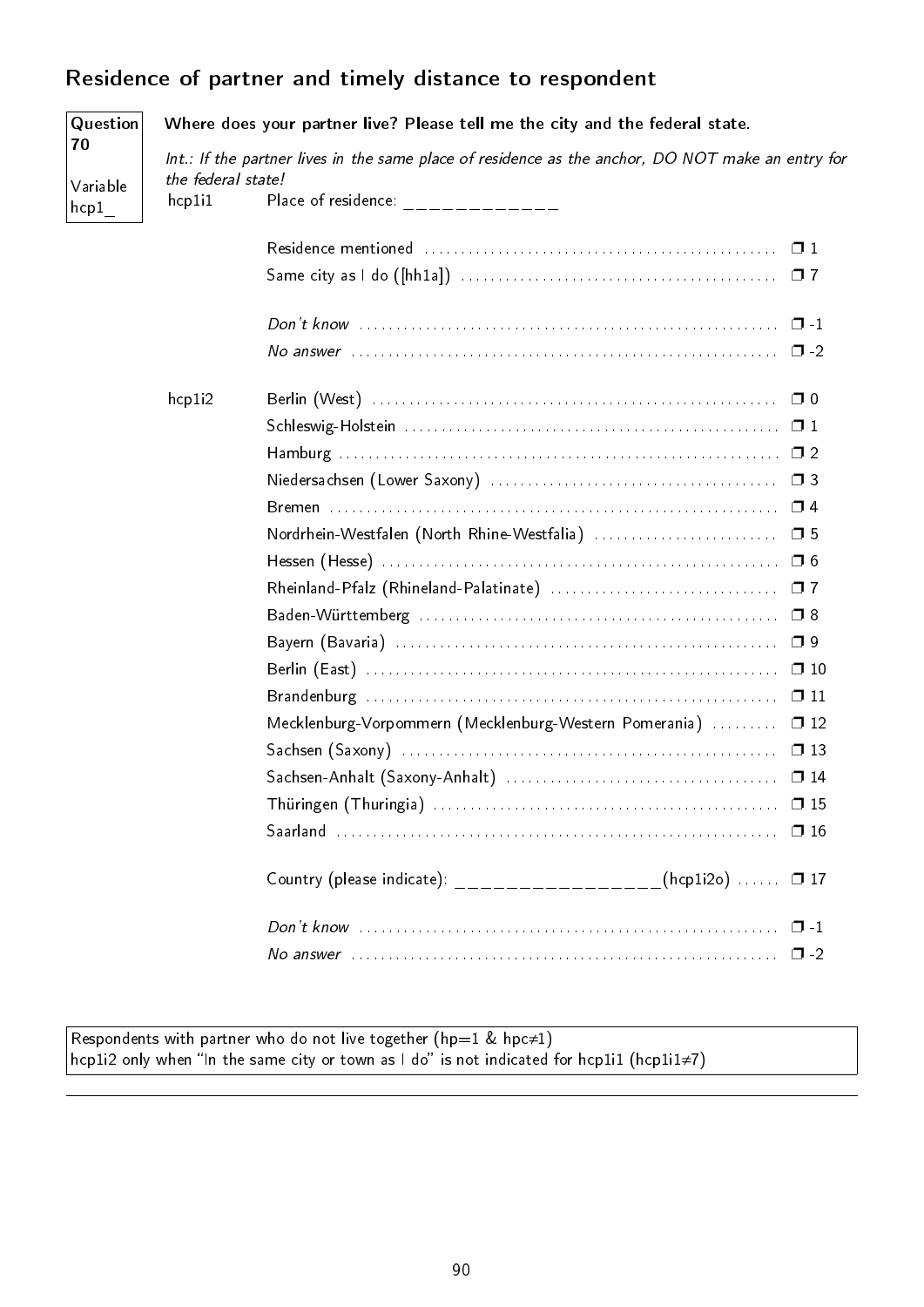## Residence of partner and timely distance to respondent

**Question 70**

Variable hcp1_

**Where does your partner live? Please tell me the city and the federal state.**

*Int.: If the partner lives in the same place of residence as the anchor, DO NOT make an entry for the federal state!*

hcp1i1 Place of residence: ____________

| | |
|---|---|
| Residence mentioned | ❒ 1 |
| Same city as I do ([hh1a]) | ❒ 7 |
| *Don't know* | ❒ -1 |
| *No answer* | ❒ -2 |

hcp1i2

| | |
|---|---|
| Berlin (West) | ❒ 0 |
| Schleswig-Holstein | ❒ 1 |
| Hamburg | ❒ 2 |
| Niedersachsen (Lower Saxony) | ❒ 3 |
| Bremen | ❒ 4 |
| Nordrhein-Westfalen (North Rhine-Westfalia) | ❒ 5 |
| Hessen (Hesse) | ❒ 6 |
| Rheinland-Pfalz (Rhineland-Palatinate) | ❒ 7 |
| Baden-Württemberg | ❒ 8 |
| Bayern (Bavaria) | ❒ 9 |
| Berlin (East) | ❒ 10 |
| Brandenburg | ❒ 11 |
| Mecklenburg-Vorpommern (Mecklenburg-Western Pomerania) | ❒ 12 |
| Sachsen (Saxony) | ❒ 13 |
| Sachsen-Anhalt (Saxony-Anhalt) | ❒ 14 |
| Thüringen (Thuringia) | ❒ 15 |
| Saarland | ❒ 16 |
| Country (please indicate): ________________(hcp1i2o) | ❒ 17 |
| *Don't know* | ❒ -1 |
| *No answer* | ❒ -2 |

Respondents with partner who do not live together (hp=1 & hpc≠1)
hcp1i2 only when "In the same city or town as I do" is not indicated for hcp1i1 (hcp1i1≠7)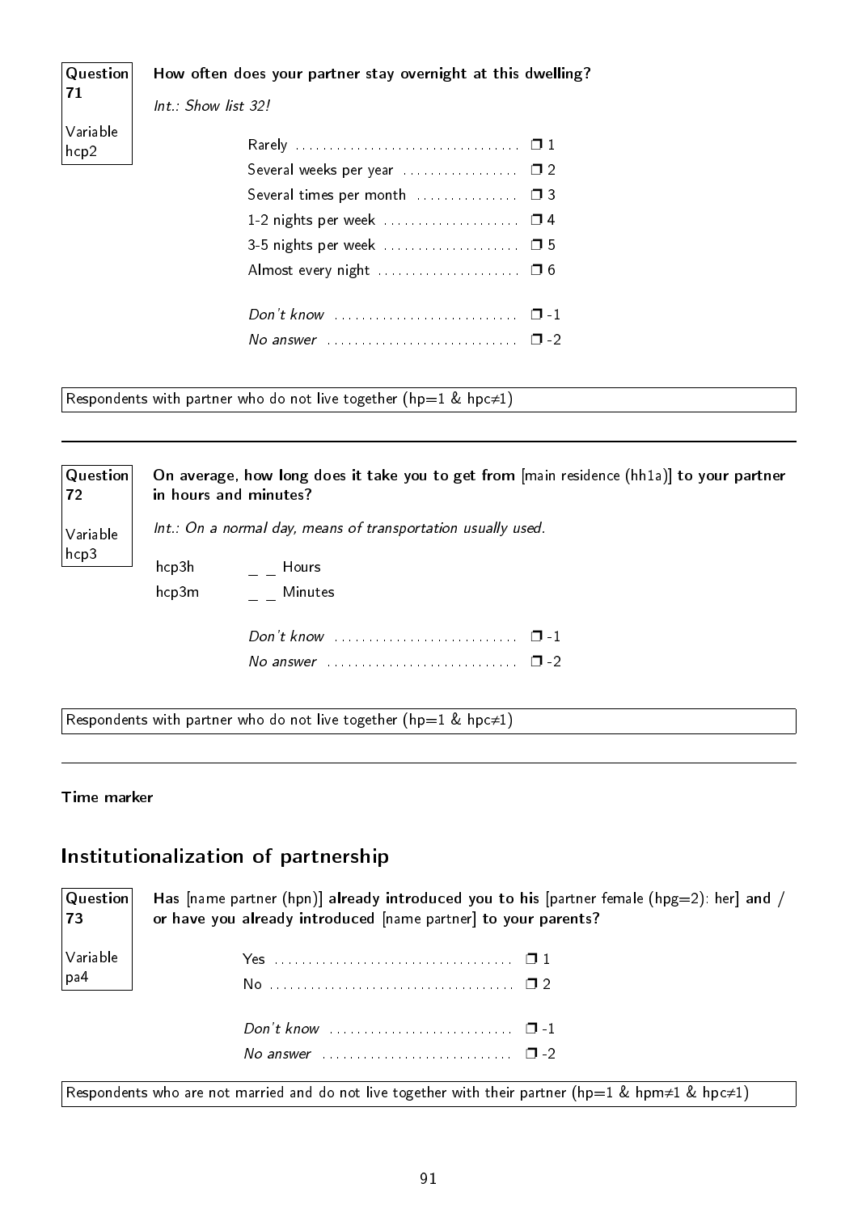**Question 71**

**Variable hcp2**

**How often does your partner stay overnight at this dwelling?**

*Int.: Show list 32!*

- Rarely ........ ❒ 1
- Several weeks per year ........ ❒ 2
- Several times per month ........ ❒ 3
- 1-2 nights per week ........ ❒ 4
- 3-5 nights per week ........ ❒ 5
- Almost every night ........ ❒ 6

- *Don't know* ........ ❒ -1
- *No answer* ........ ❒ -2

Respondents with partner who do not live together (hp=1 & hpc≠1)

---

**Question 72**

**Variable hcp3**

**On average, how long does it take you to get from** [main residence (hh1a)] **to your partner in hours and minutes?**

*Int.: On a normal day, means of transportation usually used.*

hcp3h _ _ Hours

hcp3m _ _ Minutes

- *Don't know* ........ ❒ -1
- *No answer* ........ ❒ -2

Respondents with partner who do not live together (hp=1 & hpc≠1)

---

**Time marker**

## Institutionalization of partnership

**Question 73**

**Variable pa4**

**Has** [name partner (hpn)] **already introduced you to his** [partner female (hpg=2): her] **and / or have you already introduced** [name partner] **to your parents?**

- Yes ........ ❒ 1
- No ........ ❒ 2

- *Don't know* ........ ❒ -1
- *No answer* ........ ❒ -2

Respondents who are not married and do not live together with their partner (hp=1 & hpm≠1 & hpc≠1)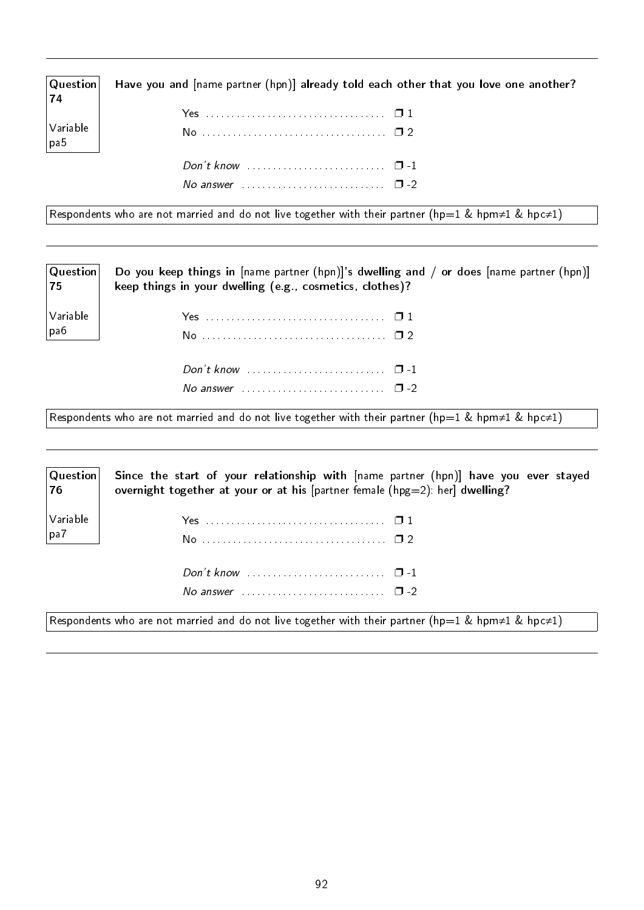---

**Question 74**

Variable pa5

**Have you and** [name partner (hpn)] **already told each other that you love one another?**

Yes ........................................ ❒ 1
No ........................................ ❒ 2

*Don't know* ............................ ❒ -1
*No answer* ............................ ❒ -2

Respondents who are not married and do not live together with their partner (hp=1 & hpm≠1 & hpc≠1)

---

**Question 75**

Variable pa6

**Do you keep things in** [name partner (hpn)]**'s dwelling and / or does** [name partner (hpn)] **keep things in your dwelling (e.g., cosmetics, clothes)?**

Yes ........................................ ❒ 1
No ........................................ ❒ 2

*Don't know* ............................ ❒ -1
*No answer* ............................ ❒ -2

Respondents who are not married and do not live together with their partner (hp=1 & hpm≠1 & hpc≠1)

---

**Question 76**

Variable pa7

**Since the start of your relationship with** [name partner (hpn)] **have you ever stayed overnight together at your or at his** [partner female (hpg=2): her] **dwelling?**

Yes ........................................ ❒ 1
No ........................................ ❒ 2

*Don't know* ............................ ❒ -1
*No answer* ............................ ❒ -2

Respondents who are not married and do not live together with their partner (hp=1 & hpm≠1 & hpc≠1)

---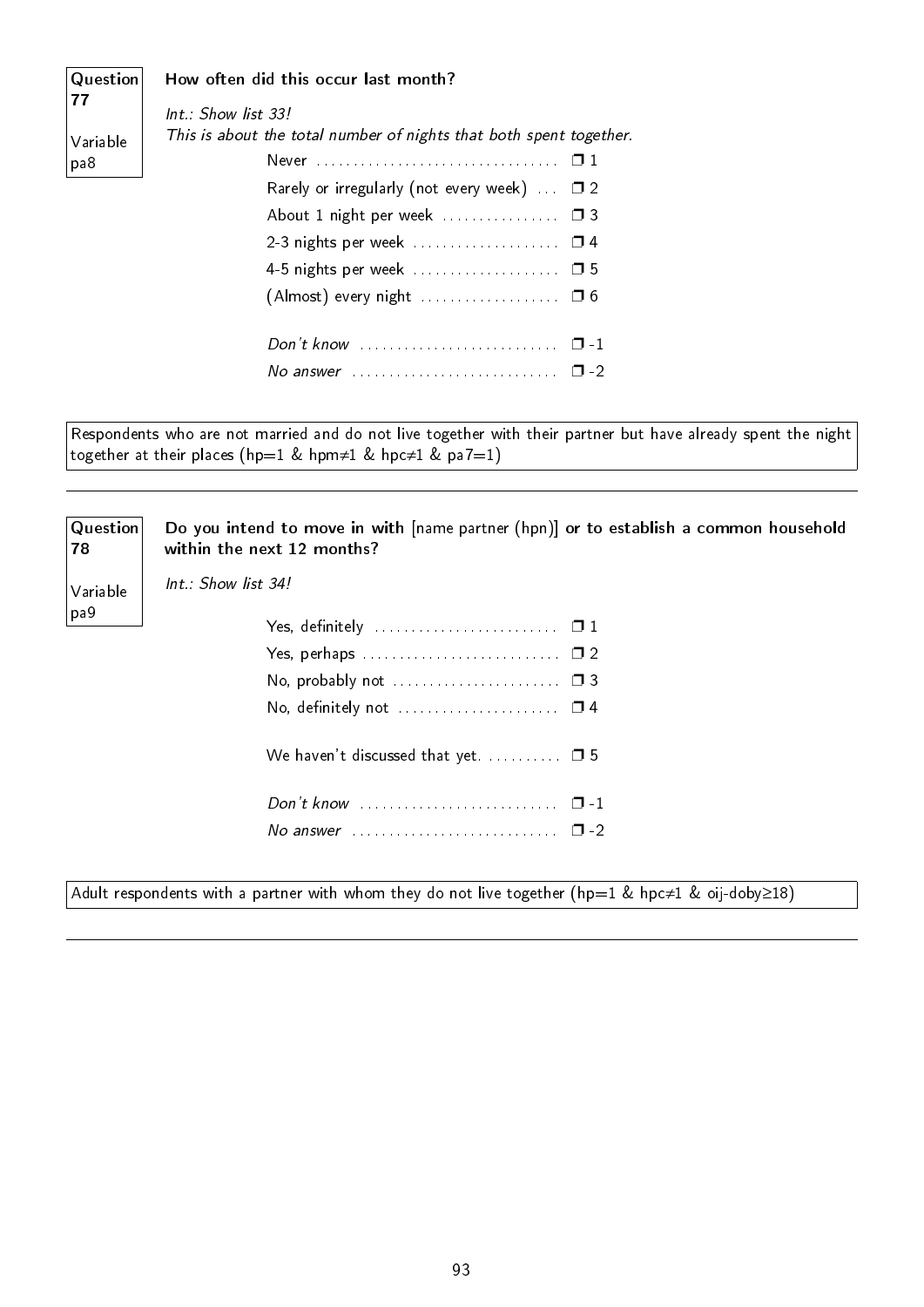**Question 77**

Variable pa8

**How often did this occur last month?**

*Int.: Show list 33!*
*This is about the total number of nights that both spent together.*

| | |
|---|---|
| Never | ❒ 1 |
| Rarely or irregularly (not every week) | ❒ 2 |
| About 1 night per week | ❒ 3 |
| 2-3 nights per week | ❒ 4 |
| 4-5 nights per week | ❒ 5 |
| (Almost) every night | ❒ 6 |
| *Don't know* | ❒ -1 |
| *No answer* | ❒ -2 |

Respondents who are not married and do not live together with their partner but have already spent the night together at their places (hp=1 & hpm≠1 & hpc≠1 & pa7=1)

---

**Question 78**

Variable pa9

**Do you intend to move in with** [name partner (hpn)] **or to establish a common household within the next 12 months?**

*Int.: Show list 34!*

| | |
|---|---|
| Yes, definitely | ❒ 1 |
| Yes, perhaps | ❒ 2 |
| No, probably not | ❒ 3 |
| No, definitely not | ❒ 4 |
| We haven't discussed that yet. | ❒ 5 |
| *Don't know* | ❒ -1 |
| *No answer* | ❒ -2 |

Adult respondents with a partner with whom they do not live together (hp=1 & hpc≠1 & oij-doby≥18)

---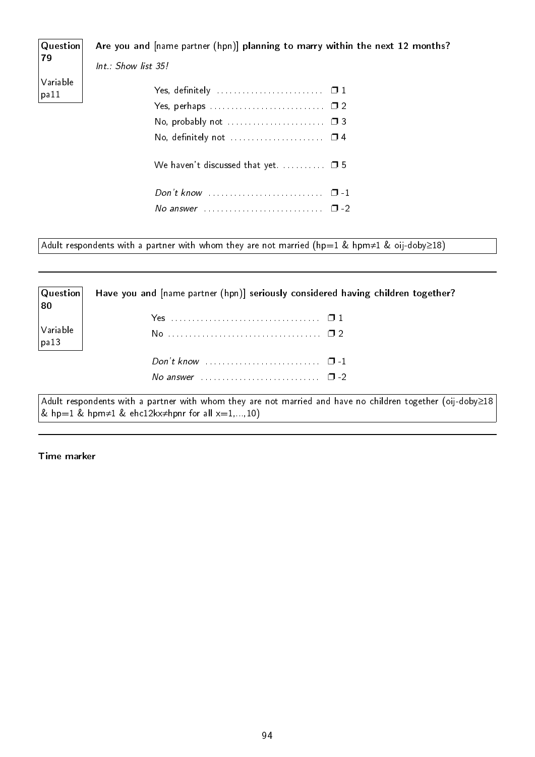**Question 79**

Variable pa11

**Are you and** [name partner (hpn)] **planning to marry within the next 12 months?**

*Int.: Show list 35!*

Yes, definitely ❒ 1
Yes, perhaps ❒ 2
No, probably not ❒ 3
No, definitely not ❒ 4

We haven't discussed that yet. ❒ 5

*Don't know* ❒ -1
*No answer* ❒ -2

Adult respondents with a partner with whom they are not married (hp=1 & hpm≠1 & oij-doby≥18)

---

**Question 80**

Variable pa13

**Have you and** [name partner (hpn)] **seriously considered having children together?**

Yes ❒ 1
No ❒ 2

*Don't know* ❒ -1
*No answer* ❒ -2

Adult respondents with a partner with whom they are not married and have no children together (oij-doby≥18 & hp=1 & hpm≠1 & ehc12kx≠hpnr for all x=1,...,10)

---

**Time marker**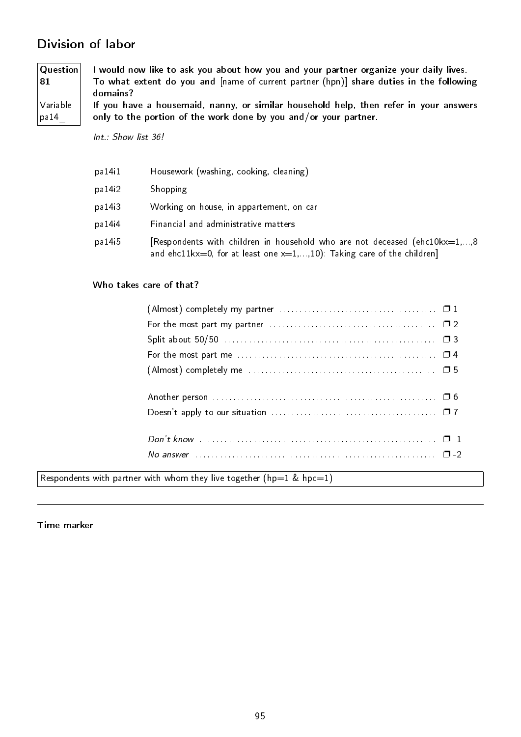## Division of labor

**Question 81**

**Variable pa14_**

**I would now like to ask you about how you and your partner organize your daily lives. To what extent do you and** [name of current partner (hpn)] **share duties in the following domains?**
**If you have a housemaid, nanny, or similar household help, then refer in your answers only to the portion of the work done by you and/or your partner.**

*Int.: Show list 36!*

| | |
|---|---|
| pa14i1 | Housework (washing, cooking, cleaning) |
| pa14i2 | Shopping |
| pa14i3 | Working on house, in appartement, on car |
| pa14i4 | Financial and administrative matters |
| pa14i5 | [Respondents with children in household who are not deceased (ehc10kx=1,...,8 and ehc11kx=0, for at least one x=1,...,10): Taking care of the children] |

**Who takes care of that?**

| | |
|---|---|
| (Almost) completely my partner | ❒ 1 |
| For the most part my partner | ❒ 2 |
| Split about 50/50 | ❒ 3 |
| For the most part me | ❒ 4 |
| (Almost) completely me | ❒ 5 |
| Another person | ❒ 6 |
| Doesn't apply to our situation | ❒ 7 |
| *Don't know* | ❒ -1 |
| *No answer* | ❒ -2 |

Respondents with partner with whom they live together (hp=1 & hpc=1)

---

**Time marker**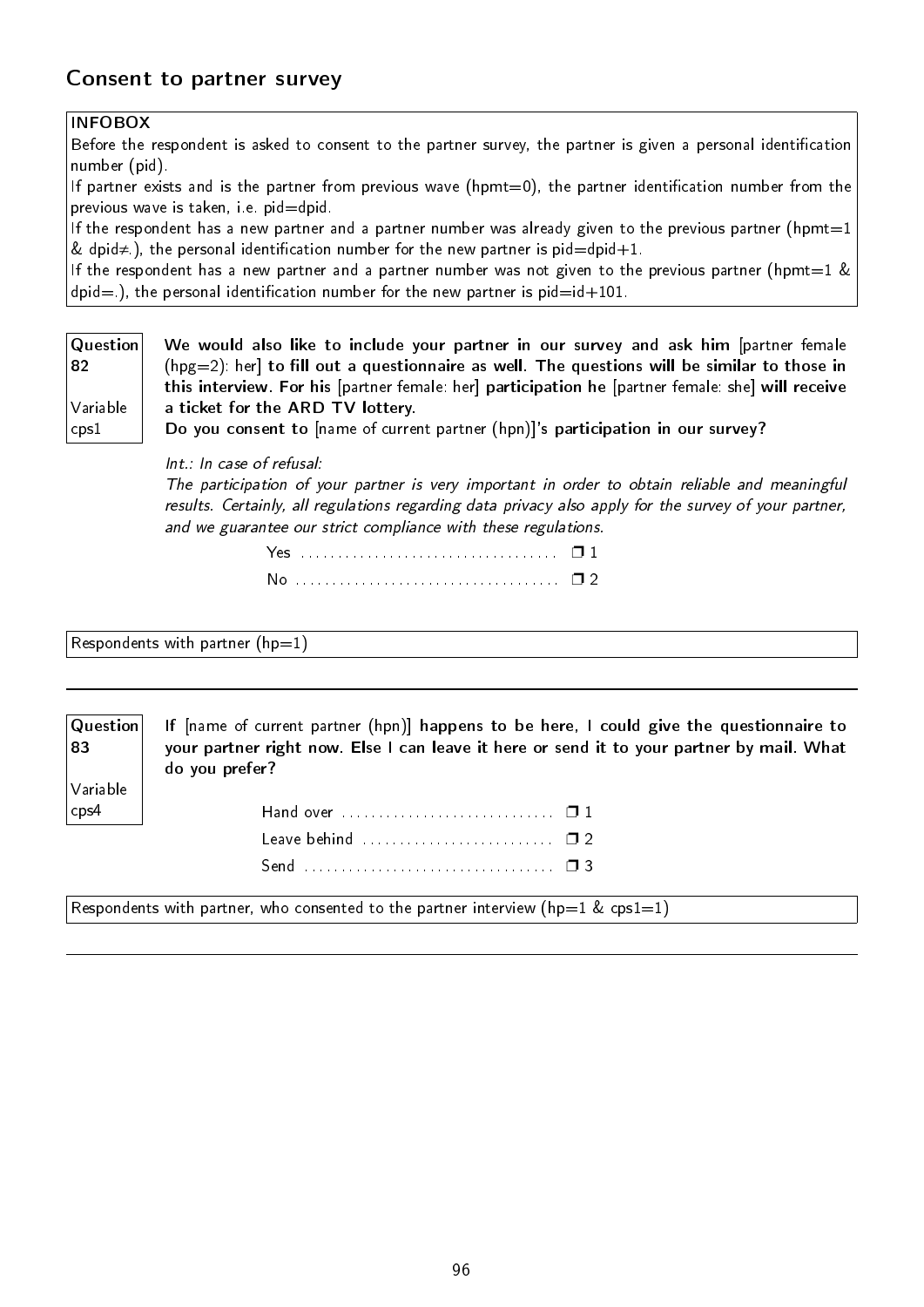## Consent to partner survey

**INFOBOX**

Before the respondent is asked to consent to the partner survey, the partner is given a personal identification number (pid).

If partner exists and is the partner from previous wave (hpmt=0), the partner identification number from the previous wave is taken, i.e. pid=dpid.

If the respondent has a new partner and a partner number was already given to the previous partner (hpmt=1 & dpid≠.), the personal identification number for the new partner is pid=dpid+1.

If the respondent has a new partner and a partner number was not given to the previous partner (hpmt=1 & dpid=.), the personal identification number for the new partner is pid=id+101.

**Question 82**

**Variable cps1**

**We would also like to include your partner in our survey and ask him** [partner female (hpg=2): her] **to fill out a questionnaire as well. The questions will be similar to those in this interview. For his** [partner female: her] **participation he** [partner female: she] **will receive a ticket for the ARD TV lottery.**

**Do you consent to** [name of current partner (hpn)]**'s participation in our survey?**

*Int.: In case of refusal:*

*The participation of your partner is very important in order to obtain reliable and meaningful results. Certainly, all regulations regarding data privacy also apply for the survey of your partner, and we guarantee our strict compliance with these regulations.*

- Yes .................................... ❐ 1
- No ..................................... ❐ 2

Respondents with partner (hp=1)

---

**Question 83**

**Variable cps4**

**If** [name of current partner (hpn)] **happens to be here, I could give the questionnaire to your partner right now. Else I can leave it here or send it to your partner by mail. What do you prefer?**

- Hand over ............................. ❐ 1
- Leave behind .......................... ❐ 2
- Send .................................. ❐ 3

Respondents with partner, who consented to the partner interview (hp=1 & cps1=1)

---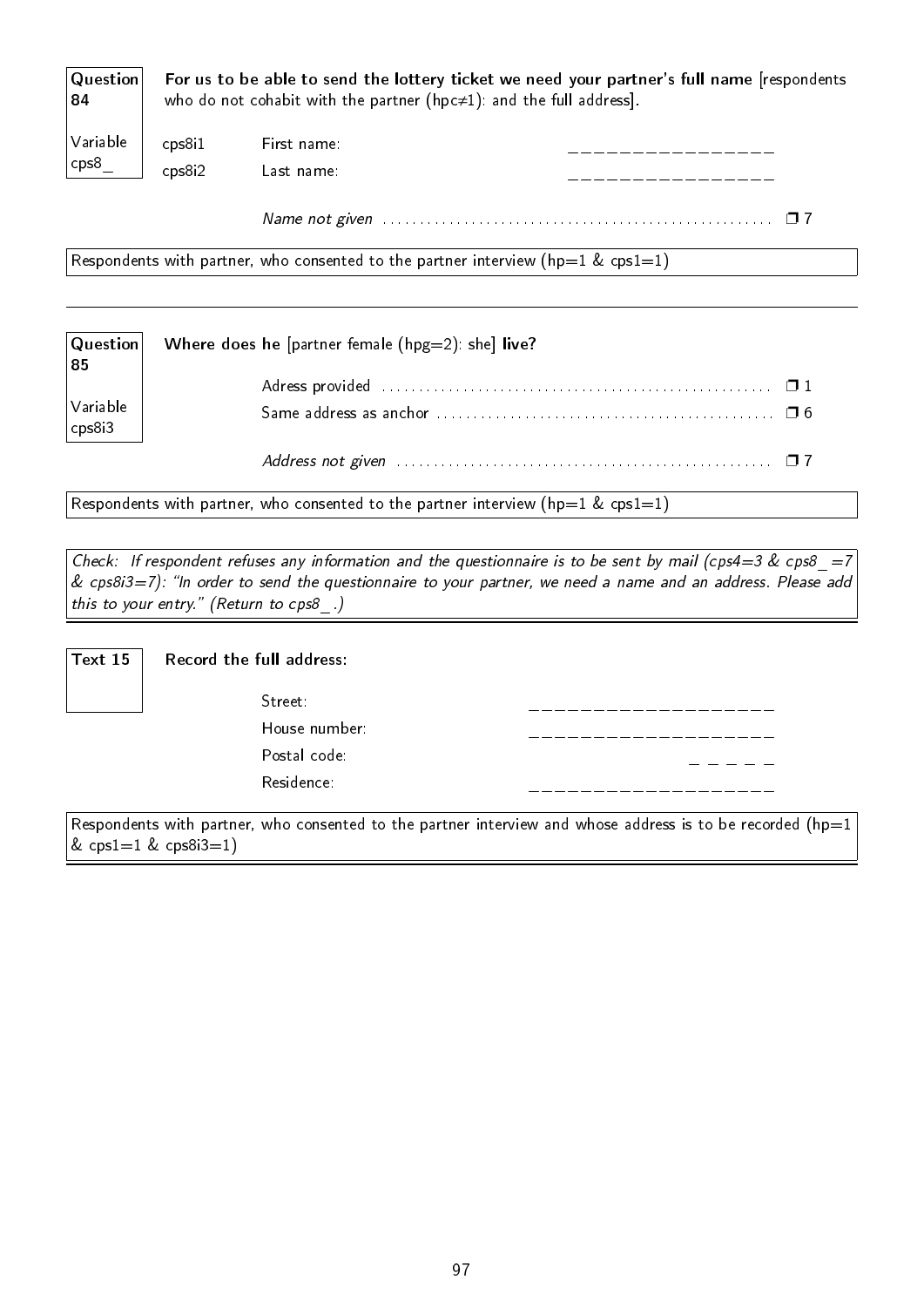**Question 84** | **Variable cps8_**

**For us to be able to send the lottery ticket we need your partner's full name** [respondents who do not cohabit with the partner (hpc≠1): and the full address].

| | | |
|---|---|---|
| cps8i1 | First name: | _______________ |
| cps8i2 | Last name: | _______________ |
| | *Name not given* | ❐ 7 |

Respondents with partner, who consented to the partner interview (hp=1 & cps1=1)

---

**Question 85** | **Variable cps8i3**

**Where does he** [partner female (hpg=2): she] **live?**

| | |
|---|---|
| Adress provided | ❐ 1 |
| Same address as anchor | ❐ 6 |
| *Address not given* | ❐ 7 |

Respondents with partner, who consented to the partner interview (hp=1 & cps1=1)

*Check: If respondent refuses any information and the questionnaire is to be sent by mail (cps4=3 & cps8_=7 & cps8i3=7): "In order to send the questionnaire to your partner, we need a name and an address. Please add this to your entry." (Return to cps8_.)*

---

**Text 15**

**Record the full address:**

| | |
|---|---|
| Street: | __________________ |
| House number: | __________________ |
| Postal code: | _ _ _ _ _ |
| Residence: | __________________ |

Respondents with partner, who consented to the partner interview and whose address is to be recorded (hp=1 & cps1=1 & cps8i3=1)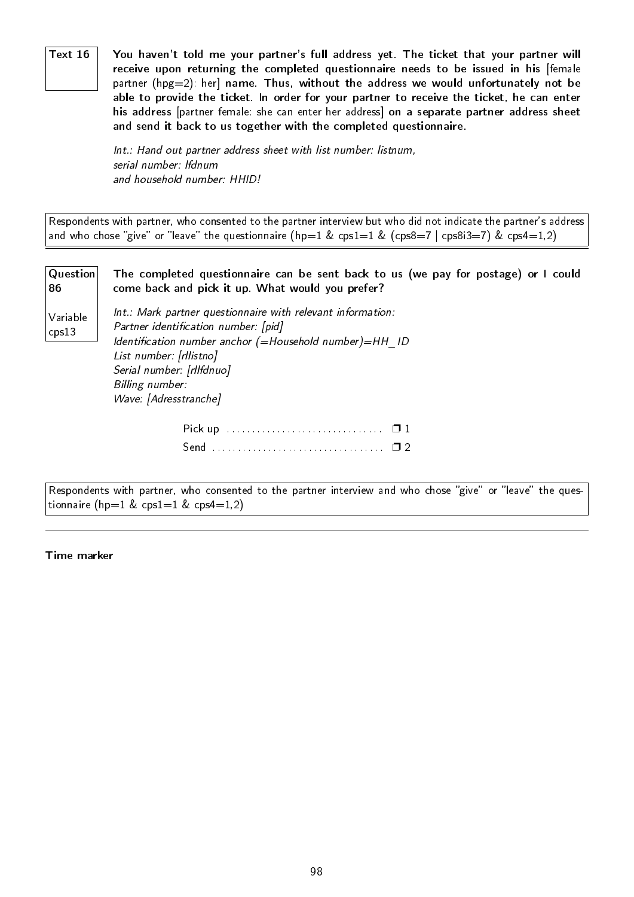**Text 16**

**You haven't told me your partner's full address yet. The ticket that your partner will receive upon returning the completed questionnaire needs to be issued in his** [female partner (hpg=2): her] **name. Thus, without the address we would unfortunately not be able to provide the ticket. In order for your partner to receive the ticket, he can enter his address** [partner female: she can enter her address] **on a separate partner address sheet and send it back to us together with the completed questionnaire.**

*Int.: Hand out partner address sheet with list number: listnum,*
*serial number: lfdnum*
*and household number: HHID!*

Respondents with partner, who consented to the partner interview but who did not indicate the partner's address and who chose "give" or "leave" the questionnaire (hp=1 & cps1=1 & (cps8=7 | cps8i3=7) & cps4=1,2)

---

**Question 86**

Variable cps13

**The completed questionnaire can be sent back to us (we pay for postage) or I could come back and pick it up. What would you prefer?**

*Int.: Mark partner questionnaire with relevant information:*
*Partner identification number: [pid]*
*Identification number anchor (=Household number)=HH_ID*
*List number: [rllistno]*
*Serial number: [rllfdnuo]*
*Billing number:*
*Wave: [Adresstranche]*

Pick up .............................. ❐ 1
Send .................................. ❐ 2

Respondents with partner, who consented to the partner interview and who chose "give" or "leave" the questionnaire (hp=1 & cps1=1 & cps4=1,2)

---

**Time marker**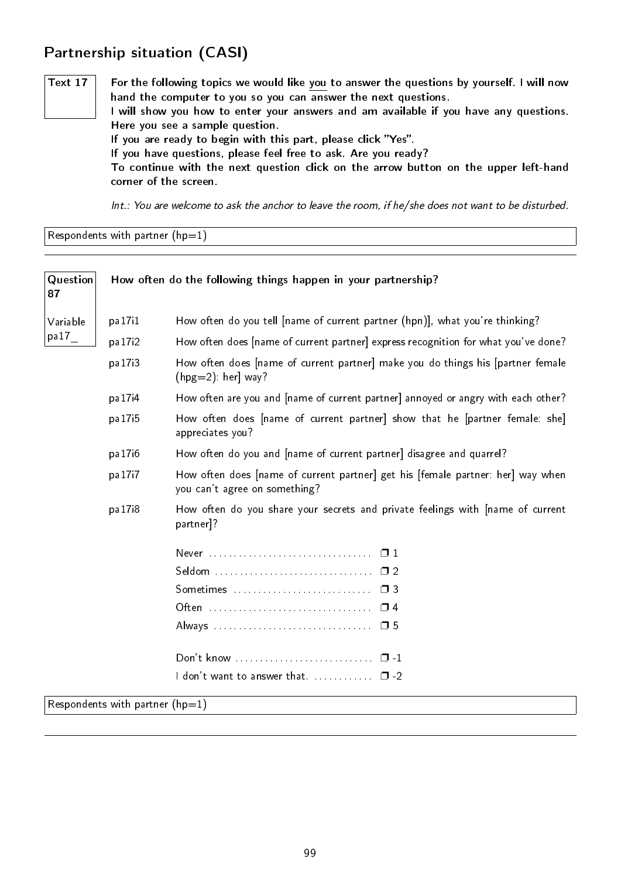## Partnership situation (CASI)

**Text 17**

**For the following topics we would like you to answer the questions by yourself. I will now hand the computer to you so you can answer the next questions.**
**I will show you how to enter your answers and am available if you have any questions. Here you see a sample question.**
**If you are ready to begin with this part, please click "Yes".**
**If you have questions, please feel free to ask. Are you ready?**
**To continue with the next question click on the arrow button on the upper left-hand corner of the screen.**

*Int.: You are welcome to ask the anchor to leave the room, if he/she does not want to be disturbed.*

Respondents with partner (hp=1)

---

**Question 87**

Variable pa17_

**How often do the following things happen in your partnership?**

| | |
|---|---|
| pa17i1 | How often do you tell [name of current partner (hpn)], what you're thinking? |
| pa17i2 | How often does [name of current partner] express recognition for what you've done? |
| pa17i3 | How often does [name of current partner] make you do things his [partner female (hpg=2): her] way? |
| pa17i4 | How often are you and [name of current partner] annoyed or angry with each other? |
| pa17i5 | How often does [name of current partner] show that he [partner female: she] appreciates you? |
| pa17i6 | How often do you and [name of current partner] disagree and quarrel? |
| pa17i7 | How often does [name of current partner] get his [female partner: her] way when you can't agree on something? |
| pa17i8 | How often do you share your secrets and private feelings with [name of current partner]? |

- Never ❒ 1
- Seldom ❒ 2
- Sometimes ❒ 3
- Often ❒ 4
- Always ❒ 5

- Don't know ❒ -1
- I don't want to answer that. ❒ -2

Respondents with partner (hp=1)

---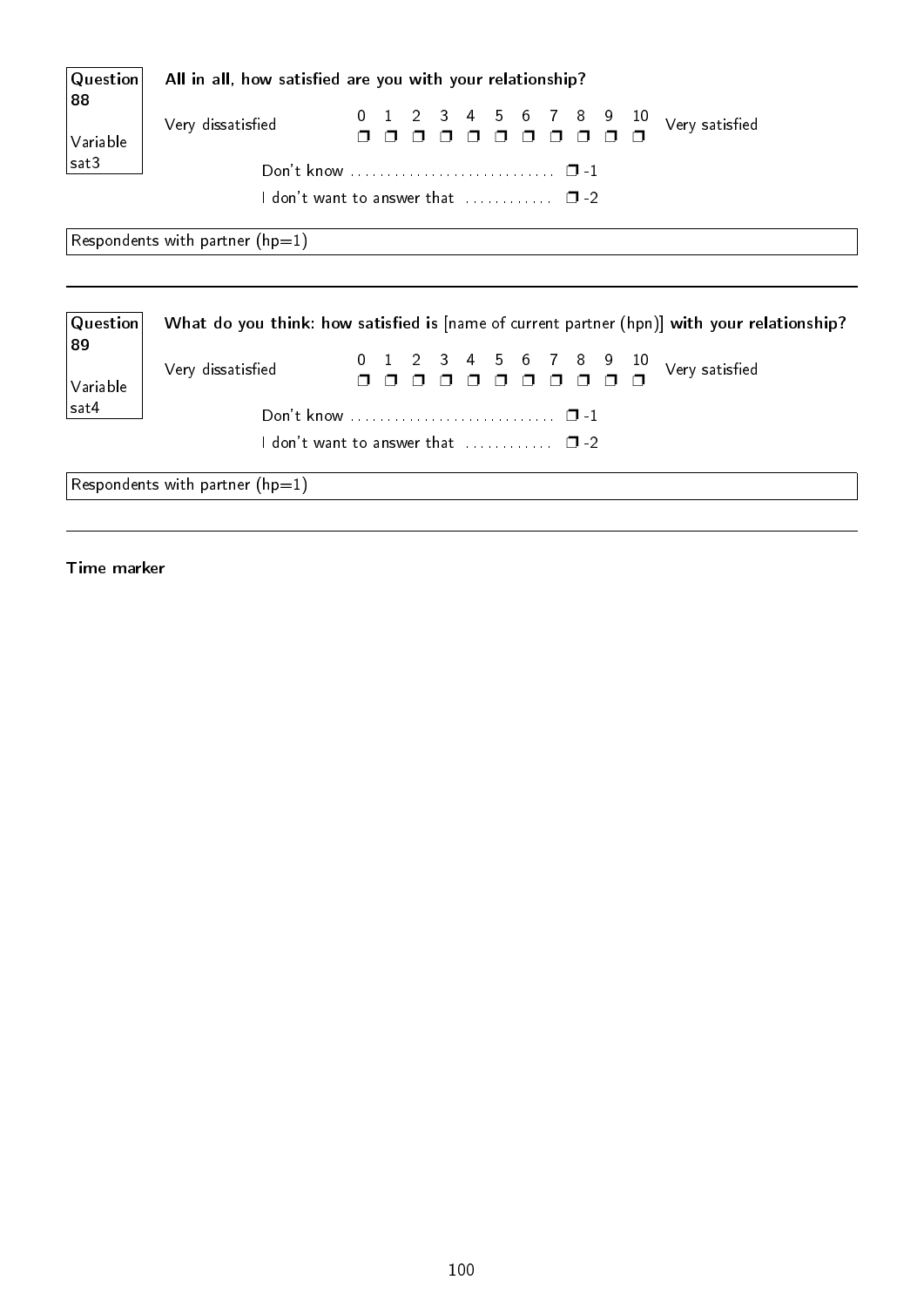**Question 88**

**Variable sat3**

**All in all, how satisfied are you with your relationship?**

| Very dissatisfied | 0 | 1 | 2 | 3 | 4 | 5 | 6 | 7 | 8 | 9 | 10 | Very satisfied |
|---|---|---|---|---|---|---|---|---|---|---|---|---|
| | ❐ | ❐ | ❐ | ❐ | ❐ | ❐ | ❐ | ❐ | ❐ | ❐ | ❐ | |

Don't know ............................ ❐ -1

I don't want to answer that ............ ❐ -2

Respondents with partner (hp=1)

---

**Question 89**

**Variable sat4**

**What do you think: how satisfied is** [name of current partner (hpn)] **with your relationship?**

| Very dissatisfied | 0 | 1 | 2 | 3 | 4 | 5 | 6 | 7 | 8 | 9 | 10 | Very satisfied |
|---|---|---|---|---|---|---|---|---|---|---|---|---|
| | ❐ | ❐ | ❐ | ❐ | ❐ | ❐ | ❐ | ❐ | ❐ | ❐ | ❐ | |

Don't know ............................ ❐ -1

I don't want to answer that ............ ❐ -2

Respondents with partner (hp=1)

---

**Time marker**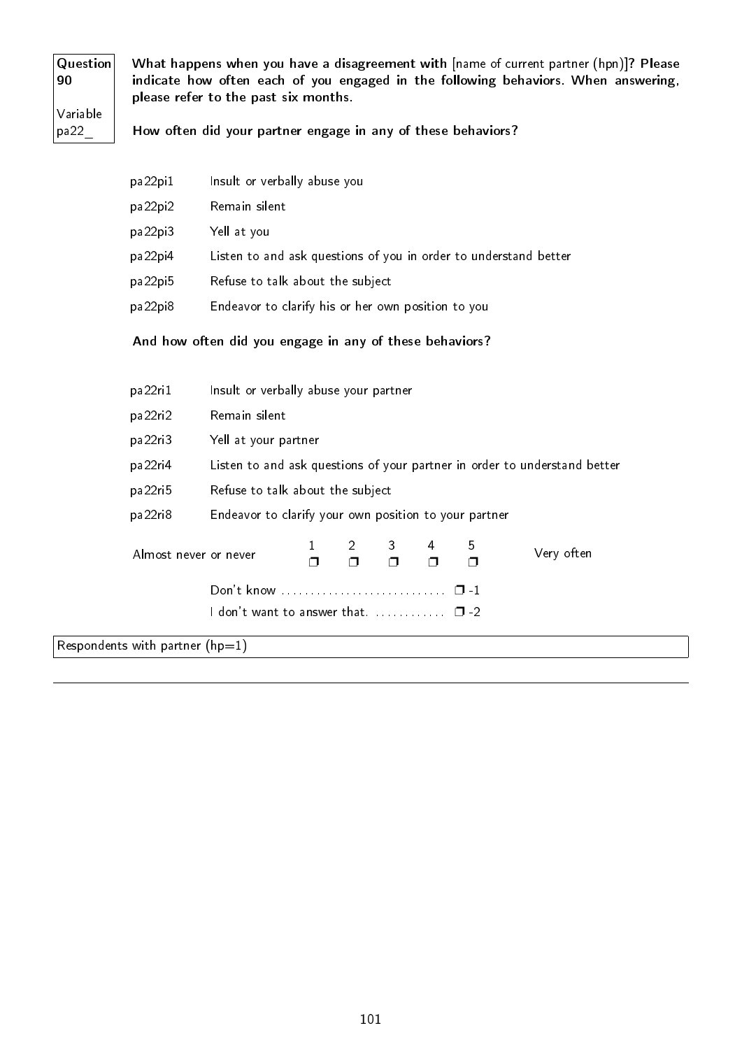| Question 90 | **What happens when you have a disagreement with** [name of current partner (hpn)]**? Please indicate how often each of you engaged in the following behaviors. When answering, please refer to the past six months.** |
|---|---|
| Variable pa22_ | **How often did your partner engage in any of these behaviors?** |

| | |
|---|---|
| pa22pi1 | Insult or verbally abuse you |
| pa22pi2 | Remain silent |
| pa22pi3 | Yell at you |
| pa22pi4 | Listen to and ask questions of you in order to understand better |
| pa22pi5 | Refuse to talk about the subject |
| pa22pi8 | Endeavor to clarify his or her own position to you |

**And how often did you engage in any of these behaviors?**

| | |
|---|---|
| pa22ri1 | Insult or verbally abuse your partner |
| pa22ri2 | Remain silent |
| pa22ri3 | Yell at your partner |
| pa22ri4 | Listen to and ask questions of your partner in order to understand better |
| pa22ri5 | Refuse to talk about the subject |
| pa22ri8 | Endeavor to clarify your own position to your partner |

| Almost never or never | 1 ❐ | 2 ❐ | 3 ❐ | 4 ❐ | 5 ❐ | Very often |
|---|---|---|---|---|---|---|

Don't know ............................ ❐ -1

I don't want to answer that. ............ ❐ -2

Respondents with partner (hp=1)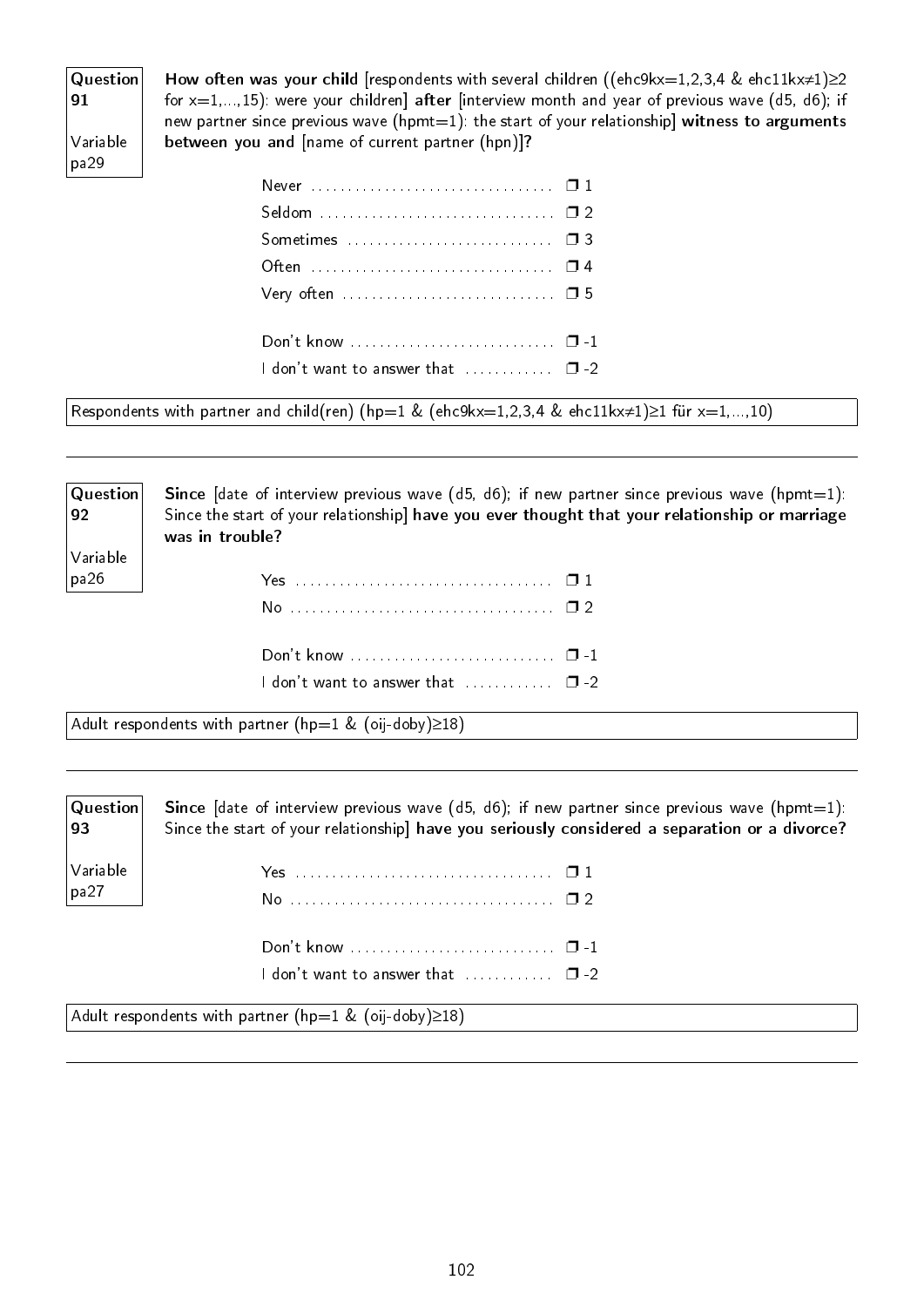**Question 91**

**Variable pa29**

**How often was your child** [respondents with several children ((ehc9kx=1,2,3,4 & ehc11kx≠1)≥2 for x=1,...,15): were your children] **after** [interview month and year of previous wave (d5, d6); if new partner since previous wave (hpmt=1): the start of your relationship] **witness to arguments between you and** [name of current partner (hpn)]**?**

- Never ❒ 1
- Seldom ❒ 2
- Sometimes ❒ 3
- Often ❒ 4
- Very often ❒ 5

- Don't know ❒ -1
- I don't want to answer that ❒ -2

Respondents with partner and child(ren) (hp=1 & (ehc9kx=1,2,3,4 & ehc11kx≠1)≥1 für x=1,...,10)

---

**Question 92**

**Variable pa26**

**Since** [date of interview previous wave (d5, d6); if new partner since previous wave (hpmt=1): Since the start of your relationship] **have you ever thought that your relationship or marriage was in trouble?**

- Yes ❒ 1
- No ❒ 2

- Don't know ❒ -1
- I don't want to answer that ❒ -2

Adult respondents with partner (hp=1 & (oij-doby)≥18)

---

**Question 93**

**Variable pa27**

**Since** [date of interview previous wave (d5, d6); if new partner since previous wave (hpmt=1): Since the start of your relationship] **have you seriously considered a separation or a divorce?**

- Yes ❒ 1
- No ❒ 2

- Don't know ❒ -1
- I don't want to answer that ❒ -2

Adult respondents with partner (hp=1 & (oij-doby)≥18)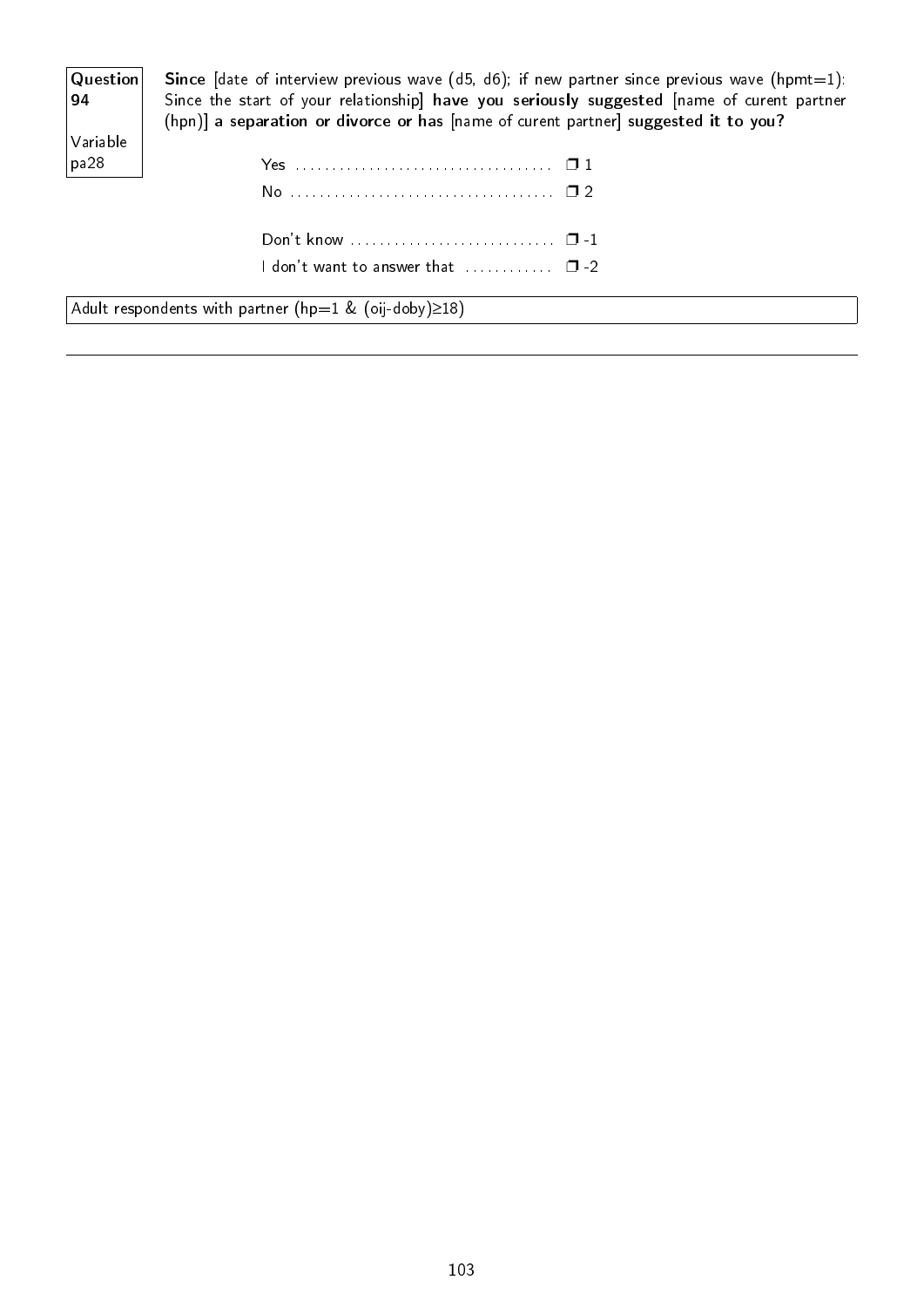**Question 94**

Variable pa28

**Since** [date of interview previous wave (d5, d6); if new partner since previous wave (hpmt=1): Since the start of your relationship] **have you seriously suggested** [name of curent partner (hpn)] **a separation or divorce or has** [name of curent partner] **suggested it to you?**

| | |
|---|---|
| Yes | ❐ 1 |
| No | ❐ 2 |
| Don't know | ❐ -1 |
| I don't want to answer that | ❐ -2 |

Adult respondents with partner (hp=1 & (oij-doby)≥18)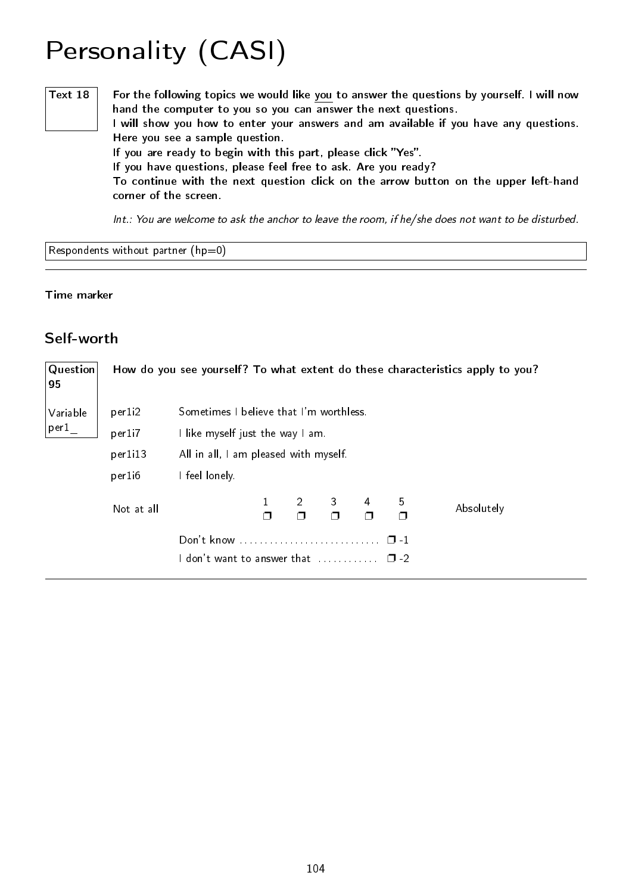# Personality (CASI)

**Text 18**

**For the following topics we would like you to answer the questions by yourself. I will now hand the computer to you so you can answer the next questions.**
**I will show you how to enter your answers and am available if you have any questions. Here you see a sample question.**
**If you are ready to begin with this part, please click "Yes".**
**If you have questions, please feel free to ask. Are you ready?**
**To continue with the next question click on the arrow button on the upper left-hand corner of the screen.**

*Int.: You are welcome to ask the anchor to leave the room, if he/she does not want to be disturbed.*

Respondents without partner (hp=0)

---

**Time marker**

## Self-worth

**Question 95**

Variable per1_

**How do you see yourself? To what extent do these characteristics apply to you?**

| | |
|---|---|
| per1i2 | Sometimes I believe that I'm worthless. |
| per1i7 | I like myself just the way I am. |
| per1i13 | All in all, I am pleased with myself. |
| per1i6 | I feel lonely. |

| Not at all | 1 | 2 | 3 | 4 | 5 | Absolutely |
|---|---|---|---|---|---|---|
| | ❒ | ❒ | ❒ | ❒ | ❒ | |

Don't know ............................ ❒ -1

I don't want to answer that ............ ❒ -2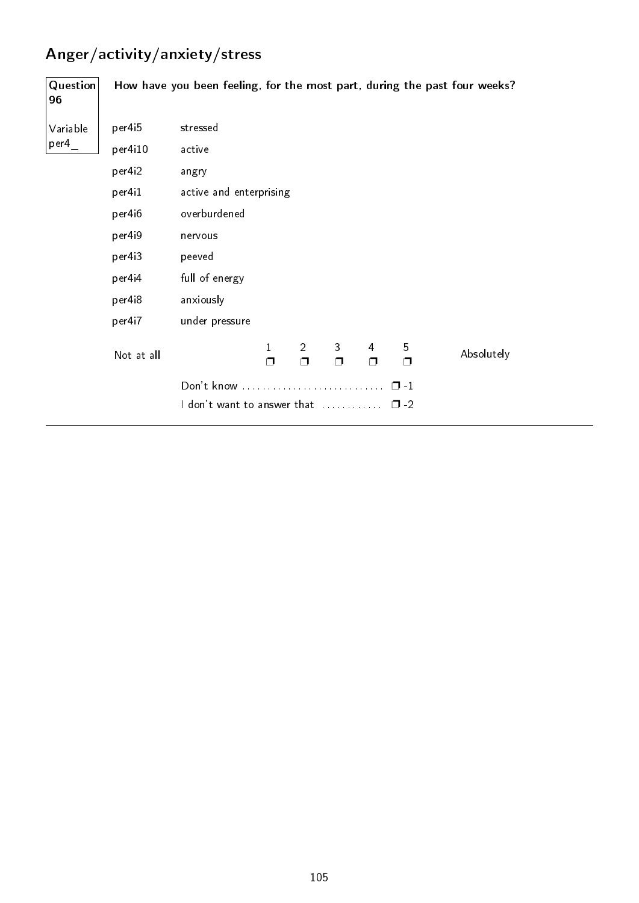## Anger/activity/anxiety/stress

**Question 96**

**How have you been feeling, for the most part, during the past four weeks?**

Variable per4_

| | |
|---|---|
| per4i5 | stressed |
| per4i10 | active |
| per4i2 | angry |
| per4i1 | active and enterprising |
| per4i6 | overburdened |
| per4i9 | nervous |
| per4i3 | peeved |
| per4i4 | full of energy |
| per4i8 | anxiously |
| per4i7 | under pressure |

| Not at all | 1 | 2 | 3 | 4 | 5 | Absolutely |
|---|---|---|---|---|---|---|
| | ❐ | ❐ | ❐ | ❐ | ❐ | |

Don't know ............................ ❐ -1

I don't want to answer that ............ ❐ -2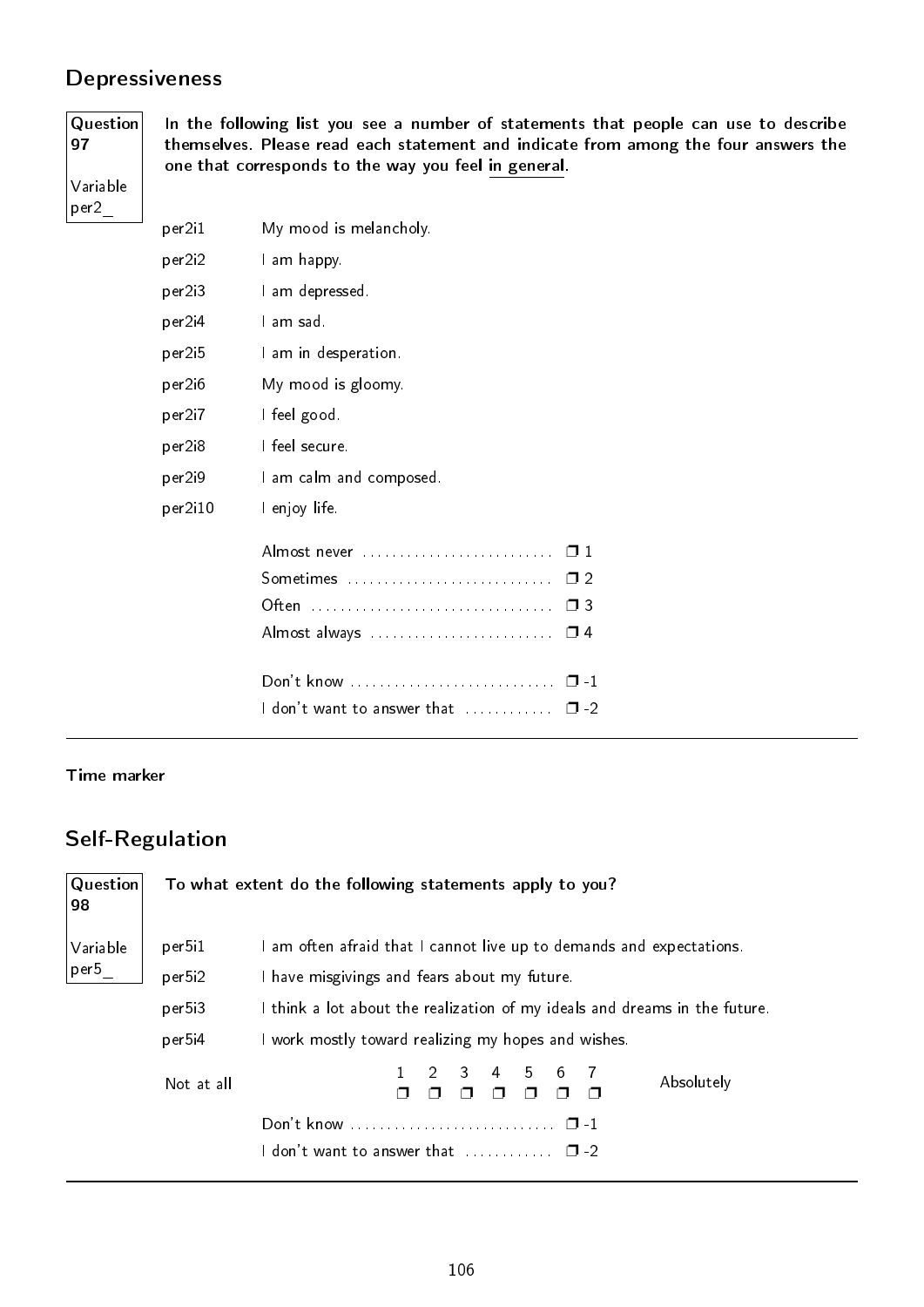## Depressiveness

**Question 97**

Variable per2_

**In the following list you see a number of statements that people can use to describe themselves. Please read each statement and indicate from among the four answers the one that corresponds to the way you feel <u>in general</u>.**

| | |
|---|---|
| per2i1 | My mood is melancholy. |
| per2i2 | I am happy. |
| per2i3 | I am depressed. |
| per2i4 | I am sad. |
| per2i5 | I am in desperation. |
| per2i6 | My mood is gloomy. |
| per2i7 | I feel good. |
| per2i8 | I feel secure. |
| per2i9 | I am calm and composed. |
| per2i10 | I enjoy life. |

- Almost never .......................... ❐ 1
- Sometimes ........................... ❐ 2
- Often ................................ ❐ 3
- Almost always ......................... ❐ 4

- Don't know ........................... ❐ -1
- I don't want to answer that ............ ❐ -2

---

**Time marker**

## Self-Regulation

**Question 98**

Variable per5_

**To what extent do the following statements apply to you?**

| | |
|---|---|
| per5i1 | I am often afraid that I cannot live up to demands and expectations. |
| per5i2 | I have misgivings and fears about my future. |
| per5i3 | I think a lot about the realization of my ideals and dreams in the future. |
| per5i4 | I work mostly toward realizing my hopes and wishes. |

| Not at all | 1 | 2 | 3 | 4 | 5 | 6 | 7 | Absolutely |
|---|---|---|---|---|---|---|---|---|
| | ❐ | ❐ | ❐ | ❐ | ❐ | ❐ | ❐ | |

- Don't know ........................... ❐ -1
- I don't want to answer that ............ ❐ -2

---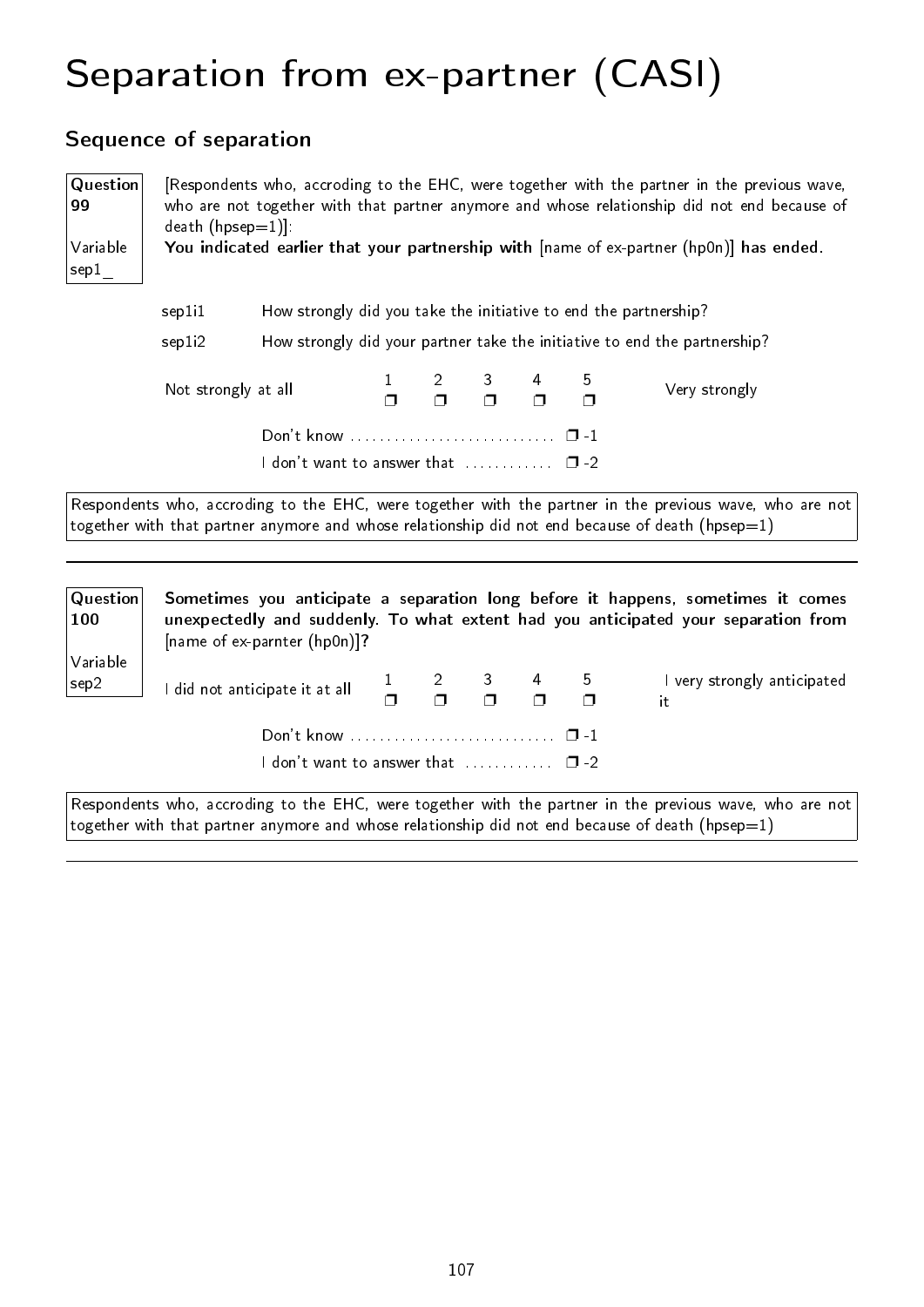# Separation from ex-partner (CASI)

## Sequence of separation

**Question 99**

Variable sep1_

[Respondents who, accroding to the EHC, were together with the partner in the previous wave, who are not together with that partner anymore and whose relationship did not end because of death (hpsep=1)]:

**You indicated earlier that your partnership with** [name of ex-partner (hp0n)] **has ended.**

| | |
|---|---|
| sep1i1 | How strongly did you take the initiative to end the partnership? |
| sep1i2 | How strongly did your partner take the initiative to end the partnership? |

| Not strongly at all | 1 | 2 | 3 | 4 | 5 | Very strongly |
|---|---|---|---|---|---|---|
| | ❐ | ❐ | ❐ | ❐ | ❐ | |

Don't know ............................ ❐ -1

I don't want to answer that ............ ❐ -2

Respondents who, accroding to the EHC, were together with the partner in the previous wave, who are not together with that partner anymore and whose relationship did not end because of death (hpsep=1)

---

**Question 100**

Variable sep2

**Sometimes you anticipate a separation long before it happens, sometimes it comes unexpectedly and suddenly. To what extent had you anticipated your separation from** [name of ex-parnter (hp0n)]**?**

| I did not anticipate it at all | 1 | 2 | 3 | 4 | 5 | I very strongly anticipated it |
|---|---|---|---|---|---|---|
| | ❐ | ❐ | ❐ | ❐ | ❐ | |

Don't know ............................ ❐ -1

I don't want to answer that ............ ❐ -2

Respondents who, accroding to the EHC, were together with the partner in the previous wave, who are not together with that partner anymore and whose relationship did not end because of death (hpsep=1)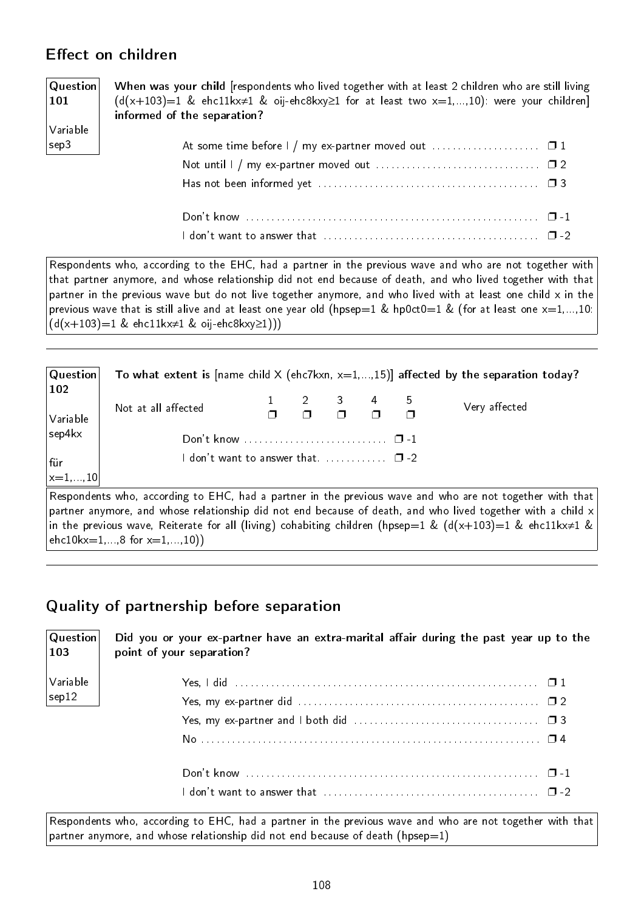## Effect on children

**Question 101**

Variable sep3

**When was your child** [respondents who lived together with at least 2 children who are still living (d(x+103)=1 & ehc11kx≠1 & oij-ehc8kxy≥1 for at least two x=1,...,10): were your children] **informed of the separation?**

- At some time before I / my ex-partner moved out ❒ 1
- Not until I / my ex-partner moved out ❒ 2
- Has not been informed yet ❒ 3

- Don't know ❒ -1
- I don't want to answer that ❒ -2

Respondents who, according to the EHC, had a partner in the previous wave and who are not together with that partner anymore, and whose relationship did not end because of death, and who lived together with that partner in the previous wave but do not live together anymore, and who lived with at least one child x in the previous wave that is still alive and at least one year old (hpsep=1 & hp0ct0=1 & (for at least one x=1,...,10: (d(x+103)=1 & ehc11kx≠1 & oij-ehc8kxy≥1)))

---

**Question 102**

Variable sep4kx

für x=1,...,10

**To what extent is** [name child X (ehc7kxn, x=1,...,15)] **affected by the separation today?**

| Not at all affected | 1 | 2 | 3 | 4 | 5 | Very affected |
|---|---|---|---|---|---|---|
| | ❒ | ❒ | ❒ | ❒ | ❒ | |

- Don't know ❒ -1
- I don't want to answer that. ❒ -2

Respondents who, according to EHC, had a partner in the previous wave and who are not together with that partner anymore, and whose relationship did not end because of death, and who lived together with a child x in the previous wave, Reiterate for all (living) cohabiting children (hpsep=1 & (d(x+103)=1 & ehc11kx≠1 & ehc10kx=1,...,8 for x=1,...,10))

---

## Quality of partnership before separation

**Question 103**

Variable sep12

**Did you or your ex-partner have an extra-marital affair during the past year up to the point of your separation?**

- Yes, I did ❒ 1
- Yes, my ex-partner did ❒ 2
- Yes, my ex-partner and I both did ❒ 3
- No ❒ 4

- Don't know ❒ -1
- I don't want to answer that ❒ -2

Respondents who, according to EHC, had a partner in the previous wave and who are not together with that partner anymore, and whose relationship did not end because of death (hpsep=1)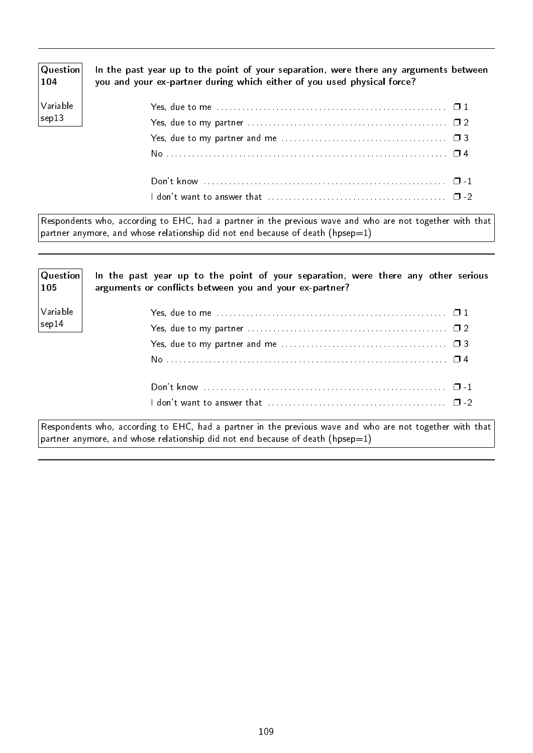**Question 104**

**Variable sep13**

**In the past year up to the point of your separation, were there any arguments between you and your ex-partner during which either of you used physical force?**

| Answer | Code |
|---|---|
| Yes, due to me | ❒ 1 |
| Yes, due to my partner | ❒ 2 |
| Yes, due to my partner and me | ❒ 3 |
| No | ❒ 4 |
| Don't know | ❒ -1 |
| I don't want to answer that | ❒ -2 |

Respondents who, according to EHC, had a partner in the previous wave and who are not together with that partner anymore, and whose relationship did not end because of death (hpsep=1)

---

**Question 105**

**Variable sep14**

**In the past year up to the point of your separation, were there any other serious arguments or conflicts between you and your ex-partner?**

| Answer | Code |
|---|---|
| Yes, due to me | ❒ 1 |
| Yes, due to my partner | ❒ 2 |
| Yes, due to my partner and me | ❒ 3 |
| No | ❒ 4 |
| Don't know | ❒ -1 |
| I don't want to answer that | ❒ -2 |

Respondents who, according to EHC, had a partner in the previous wave and who are not together with that partner anymore, and whose relationship did not end because of death (hpsep=1)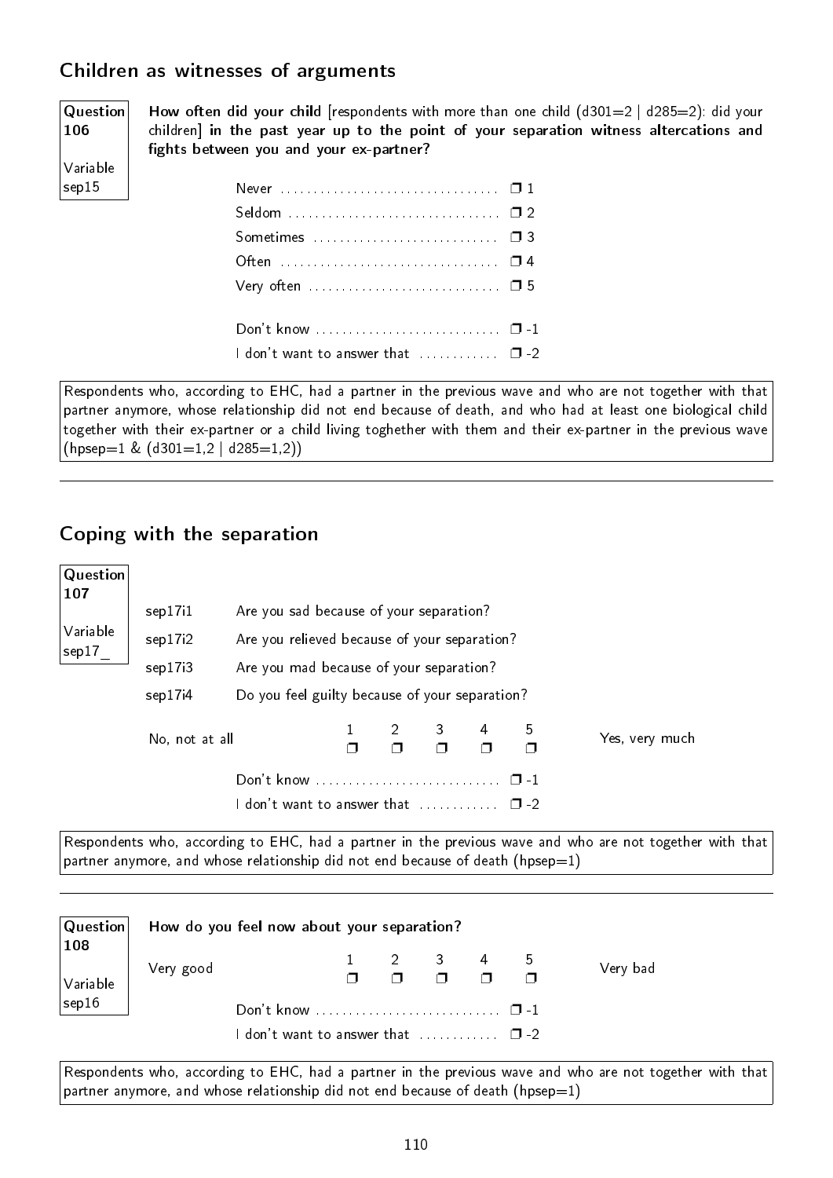## Children as witnesses of arguments

**Question 106**

Variable sep15

**How often did your child** [respondents with more than one child (d301=2 | d285=2): did your children] **in the past year up to the point of your separation witness altercations and fights between you and your ex-partner?**

- Never ❐ 1
- Seldom ❐ 2
- Sometimes ❐ 3
- Often ❐ 4
- Very often ❐ 5

- Don't know ❐ -1
- I don't want to answer that ❐ -2

> Respondents who, according to EHC, had a partner in the previous wave and who are not together with that partner anymore, whose relationship did not end because of death, and who had at least one biological child together with their ex-partner or a child living toghether with them and their ex-partner in the previous wave (hpsep=1 & (d301=1,2 | d285=1,2))

---

## Coping with the separation

**Question 107**

Variable sep17_

| | |
|---|---|
| sep17i1 | Are you sad because of your separation? |
| sep17i2 | Are you relieved because of your separation? |
| sep17i3 | Are you mad because of your separation? |
| sep17i4 | Do you feel guilty because of your separation? |

| | 1 | 2 | 3 | 4 | 5 | |
|---|---|---|---|---|---|---|
| No, not at all | ❐ | ❐ | ❐ | ❐ | ❐ | Yes, very much |

- Don't know ❐ -1
- I don't want to answer that ❐ -2

> Respondents who, according to EHC, had a partner in the previous wave and who are not together with that partner anymore, and whose relationship did not end because of death (hpsep=1)

---

**Question 108**

Variable sep16

**How do you feel now about your separation?**

| | 1 | 2 | 3 | 4 | 5 | |
|---|---|---|---|---|---|---|
| Very good | ❐ | ❐ | ❐ | ❐ | ❐ | Very bad |

- Don't know ❐ -1
- I don't want to answer that ❐ -2

> Respondents who, according to EHC, had a partner in the previous wave and who are not together with that partner anymore, and whose relationship did not end because of death (hpsep=1)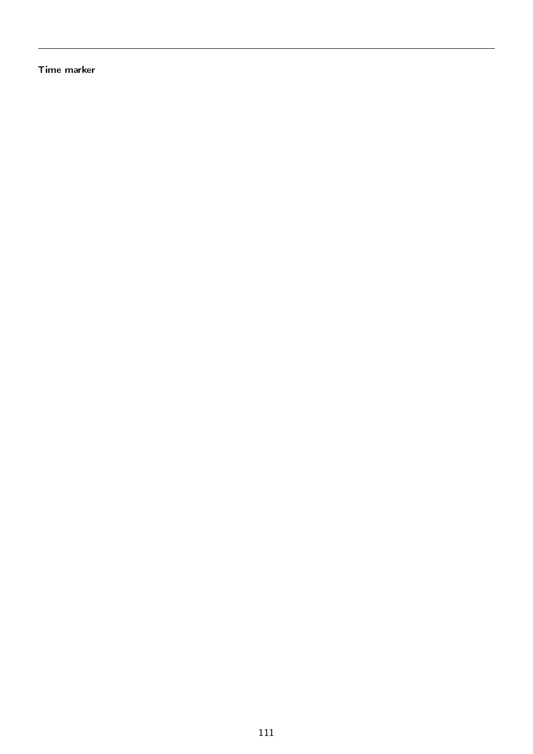**Time marker**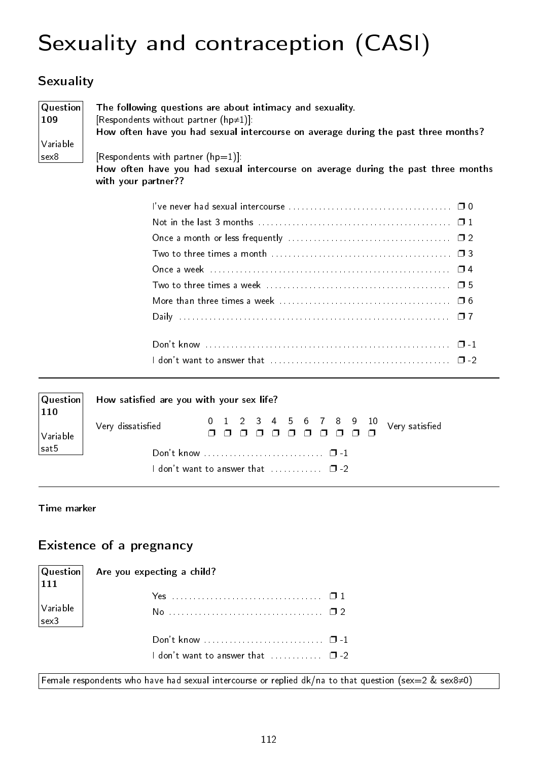# Sexuality and contraception (CASI)

## Sexuality

**Question 109**

Variable sex8

**The following questions are about intimacy and sexuality.**
[Respondents without partner (hp≠1)]:
**How often have you had sexual intercourse on average during the past three months?**

[Respondents with partner (hp=1)]:
**How often have you had sexual intercourse on average during the past three months with your partner??**

- I've never had sexual intercourse ❒ 0
- Not in the last 3 months ❒ 1
- Once a month or less frequently ❒ 2
- Two to three times a month ❒ 3
- Once a week ❒ 4
- Two to three times a week ❒ 5
- More than three times a week ❒ 6
- Daily ❒ 7

- Don't know ❒ -1
- I don't want to answer that ❒ -2

---

**Question 110**

Variable sat5

**How satisfied are you with your sex life?**

| Very dissatisfied | 0 | 1 | 2 | 3 | 4 | 5 | 6 | 7 | 8 | 9 | 10 | Very satisfied |
|---|---|---|---|---|---|---|---|---|---|---|---|---|
| | ❒ | ❒ | ❒ | ❒ | ❒ | ❒ | ❒ | ❒ | ❒ | ❒ | ❒ | |

- Don't know ❒ -1
- I don't want to answer that ❒ -2

---

**Time marker**

## Existence of a pregnancy

**Question 111**

Variable sex3

**Are you expecting a child?**

- Yes ❒ 1
- No ❒ 2

- Don't know ❒ -1
- I don't want to answer that ❒ -2

Female respondents who have had sexual intercourse or replied dk/na to that question (sex=2 & sex8≠0)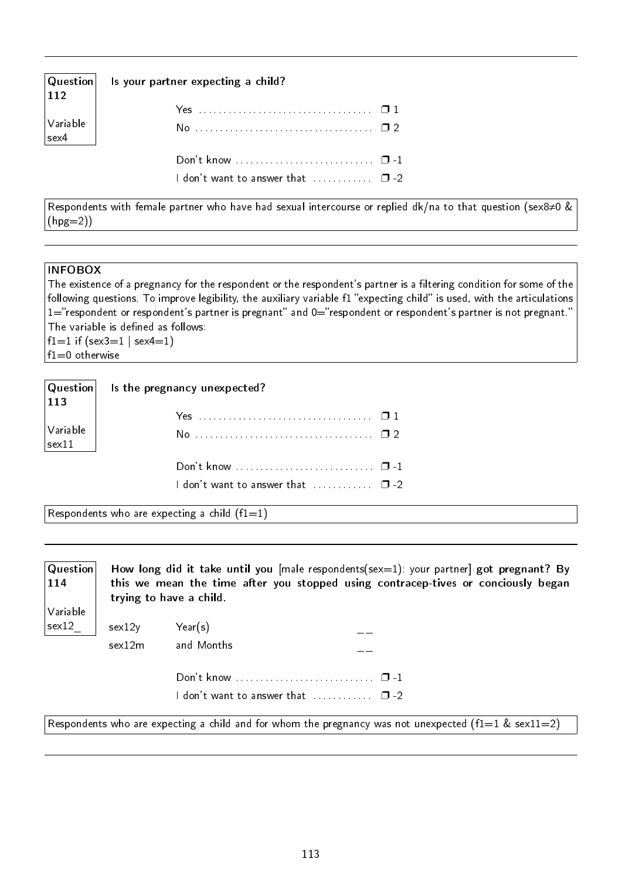---

**Question 112**

**Variable sex4**

**Is your partner expecting a child?**

- Yes .................................... ❐ 1
- No .................................... ❐ 2

- Don't know ............................ ❐ -1
- I don't want to answer that ............ ❐ -2

Respondents with female partner who have had sexual intercourse or replied dk/na to that question (sex8≠0 & (hpg=2))

---

**INFOBOX**

The existence of a pregnancy for the respondent or the respondent's partner is a filtering condition for some of the following questions. To improve legibility, the auxiliary variable f1 "expecting child" is used, with the articulations 1="respondent or respondent's partner is pregnant" and 0="respondent or respondent's partner is not pregnant." The variable is defined as follows:
f1=1 if (sex3=1 | sex4=1)
f1=0 otherwise

**Question 113**

**Variable sex11**

**Is the pregnancy unexpected?**

- Yes .................................... ❐ 1
- No .................................... ❐ 2

- Don't know ............................ ❐ -1
- I don't want to answer that ............ ❐ -2

Respondents who are expecting a child (f1=1)

---

**Question 114**

**Variable sex12_**

**How long did it take until you** [male respondents(sex=1): your partner] **got pregnant? By this we mean the time after you stopped using contracep-tives or conciously began trying to have a child.**

| | | |
|---|---|---|
| sex12y | Year(s) | __ |
| sex12m | and Months | __ |

- Don't know ............................ ❐ -1
- I don't want to answer that ............ ❐ -2

Respondents who are expecting a child and for whom the pregnancy was not unexpected (f1=1 & sex11=2)

---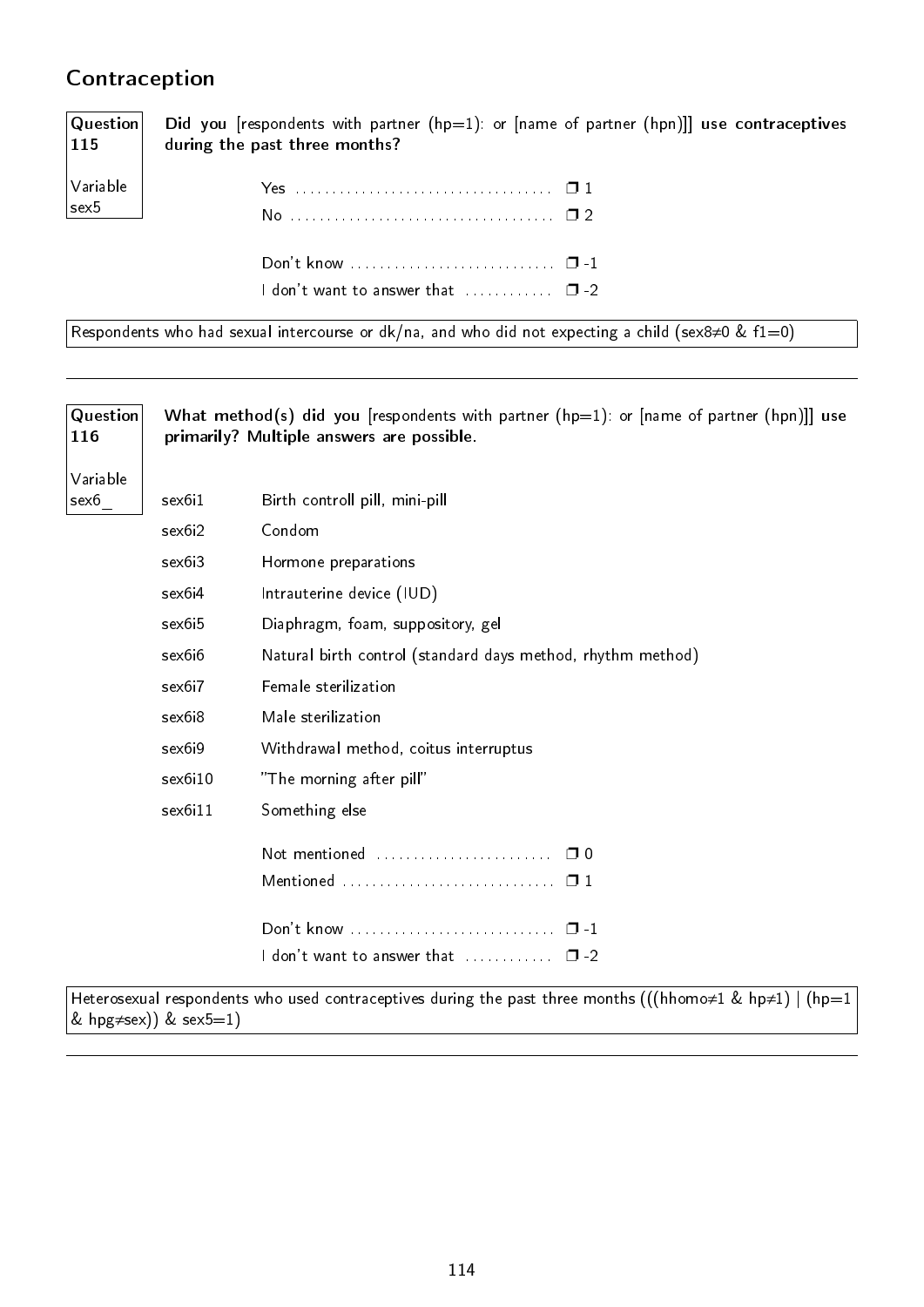## Contraception

**Question 115**

Variable sex5

**Did you** [respondents with partner (hp=1): or [name of partner (hpn)]] **use contraceptives during the past three months?**

| | |
|---|---|
| Yes | ❒ 1 |
| No | ❒ 2 |
| Don't know | ❒ -1 |
| I don't want to answer that | ❒ -2 |

Respondents who had sexual intercourse or dk/na, and who did not expecting a child (sex8≠0 & f1=0)

---

**Question 116**

Variable sex6_

**What method(s) did you** [respondents with partner (hp=1): or [name of partner (hpn)]] **use primarily? Multiple answers are possible.**

| | |
|---|---|
| sex6i1 | Birth controll pill, mini-pill |
| sex6i2 | Condom |
| sex6i3 | Hormone preparations |
| sex6i4 | Intrauterine device (IUD) |
| sex6i5 | Diaphragm, foam, suppository, gel |
| sex6i6 | Natural birth control (standard days method, rhythm method) |
| sex6i7 | Female sterilization |
| sex6i8 | Male sterilization |
| sex6i9 | Withdrawal method, coitus interruptus |
| sex6i10 | "The morning after pill" |
| sex6i11 | Something else |

| | |
|---|---|
| Not mentioned | ❒ 0 |
| Mentioned | ❒ 1 |
| Don't know | ❒ -1 |
| I don't want to answer that | ❒ -2 |

Heterosexual respondents who used contraceptives during the past three months (((hhomo≠1 & hp≠1) | (hp=1 & hpg≠sex)) & sex5=1)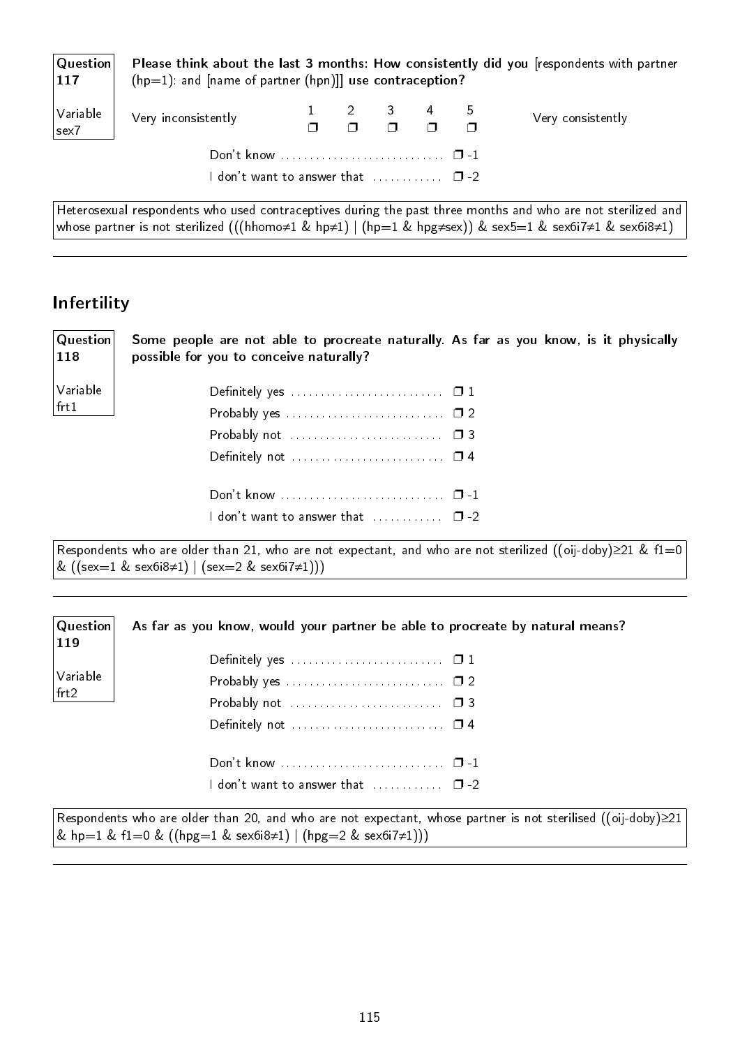**Question 117**

**Variable sex7**

**Please think about the last 3 months: How consistently did you** [respondents with partner (hp=1): and [name of partner (hpn)]] **use contraception?**

| Very inconsistently | 1 | 2 | 3 | 4 | 5 | Very consistently |
|---|---|---|---|---|---|---|
| | ❐ | ❐ | ❐ | ❐ | ❐ | |

Don't know ❐ -1

I don't want to answer that ❐ -2

Heterosexual respondents who used contraceptives during the past three months and who are not sterilized and whose partner is not sterilized (((hhomo≠1 & hp≠1) | (hp=1 & hpg≠sex)) & sex5=1 & sex6i7≠1 & sex6i8≠1)

---

## Infertility

**Question 118**

**Variable frt1**

**Some people are not able to procreate naturally. As far as you know, is it physically possible for you to conceive naturally?**

Definitely yes ❐ 1

Probably yes ❐ 2

Probably not ❐ 3

Definitely not ❐ 4

Don't know ❐ -1

I don't want to answer that ❐ -2

Respondents who are older than 21, who are not expectant, and who are not sterilized ((oij-doby)≥21 & f1=0 & ((sex=1 & sex6i8≠1) | (sex=2 & sex6i7≠1)))

---

**Question 119**

**Variable frt2**

**As far as you know, would your partner be able to procreate by natural means?**

Definitely yes ❐ 1

Probably yes ❐ 2

Probably not ❐ 3

Definitely not ❐ 4

Don't know ❐ -1

I don't want to answer that ❐ -2

Respondents who are older than 20, and who are not expectant, whose partner is not sterilised ((oij-doby)≥21 & hp=1 & f1=0 & ((hpg=1 & sex6i8≠1) | (hpg=2 & sex6i7≠1)))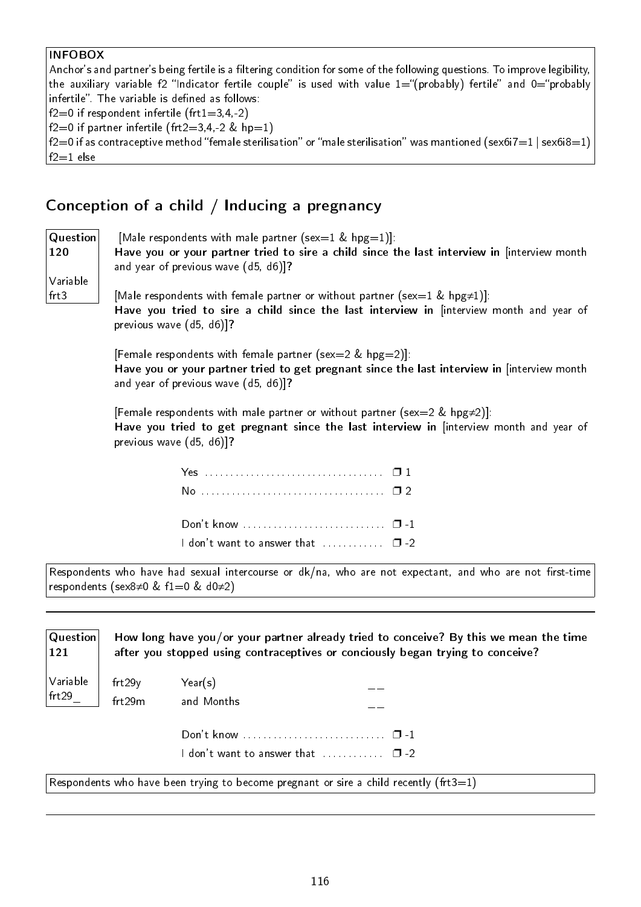**INFOBOX**

Anchor's and partner's being fertile is a filtering condition for some of the following questions. To improve legibility, the auxiliary variable f2 "Indicator fertile couple" is used with value 1="(probably) fertile" and 0="probably infertile". The variable is defined as follows:
f2=0 if respondent infertile (frt1=3,4,-2)
f2=0 if partner infertile (frt2=3,4,-2 & hp=1)
f2=0 if as contraceptive method "female sterilisation" or "male sterilisation" was mantioned (sex6i7=1 | sex6i8=1)
f2=1 else

## Conception of a child / Inducing a pregnancy

**Question 120**
Variable frt3

[Male respondents with male partner (sex=1 & hpg=1)]:
**Have you or your partner tried to sire a child since the last interview in** [interview month and year of previous wave (d5, d6)]**?**

[Male respondents with female partner or without partner (sex=1 & hpg≠1)]:
**Have you tried to sire a child since the last interview in** [interview month and year of previous wave (d5, d6)]**?**

[Female respondents with female partner (sex=2 & hpg=2)]:
**Have you or your partner tried to get pregnant since the last interview in** [interview month and year of previous wave (d5, d6)]**?**

[Female respondents with male partner or without partner (sex=2 & hpg≠2)]:
**Have you tried to get pregnant since the last interview in** [interview month and year of previous wave (d5, d6)]**?**

- Yes .................................... ❐ 1
- No .................................... ❐ 2
- Don't know .................................... ❐ -1
- I don't want to answer that .................................... ❐ -2

Respondents who have had sexual intercourse or dk/na, who are not expectant, and who are not first-time respondents (sex8≠0 & f1=0 & d0≠2)

---

**Question 121**
Variable frt29_

**How long have you/or your partner already tried to conceive? By this we mean the time after you stopped using contraceptives or conciously began trying to conceive?**

- frt29y Year(s) __
- frt29m and Months __
- Don't know .................................... ❐ -1
- I don't want to answer that .................................... ❐ -2

Respondents who have been trying to become pregnant or sire a child recently (frt3=1)

---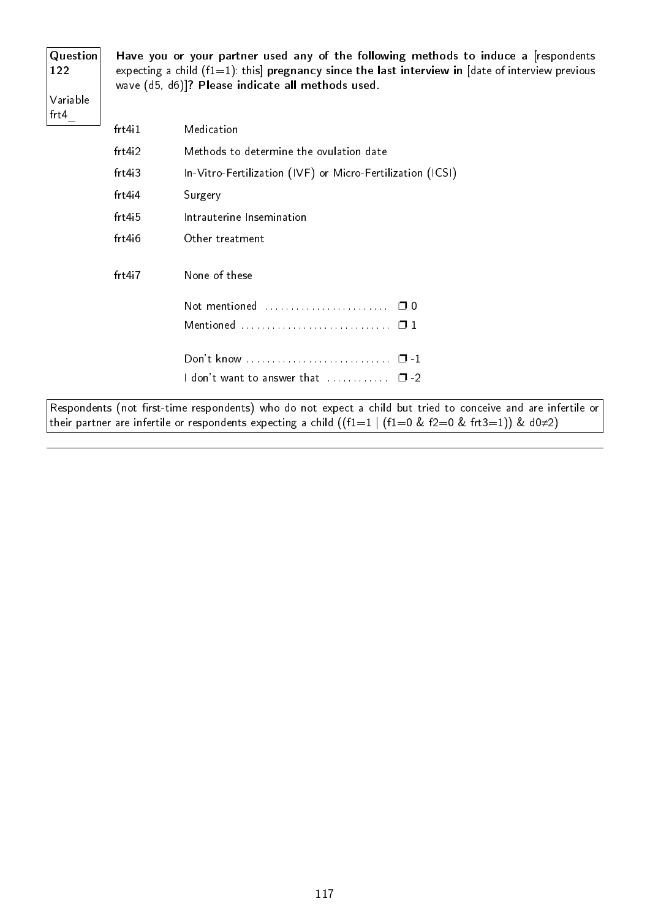**Question 122**

Variable frt4_

**Have you or your partner used any of the following methods to induce a** [respondents expecting a child (f1=1): this] **pregnancy since the last interview in** [date of interview previous wave (d5, d6)]**? Please indicate all methods used.**

| | |
|---|---|
| frt4i1 | Medication |
| frt4i2 | Methods to determine the ovulation date |
| frt4i3 | In-Vitro-Fertilization (IVF) or Micro-Fertilization (ICSI) |
| frt4i4 | Surgery |
| frt4i5 | Intrauterine Insemination |
| frt4i6 | Other treatment |
| frt4i7 | None of these |

Not mentioned ........................ ❒ 0
Mentioned ............................ ❒ 1

Don't know ............................ ❒ -1
I don't want to answer that ............ ❒ -2

Respondents (not first-time respondents) who do not expect a child but tried to conceive and are infertile or their partner are infertile or respondents expecting a child ((f1=1 | (f1=0 & f2=0 & frt3=1)) & d0≠2)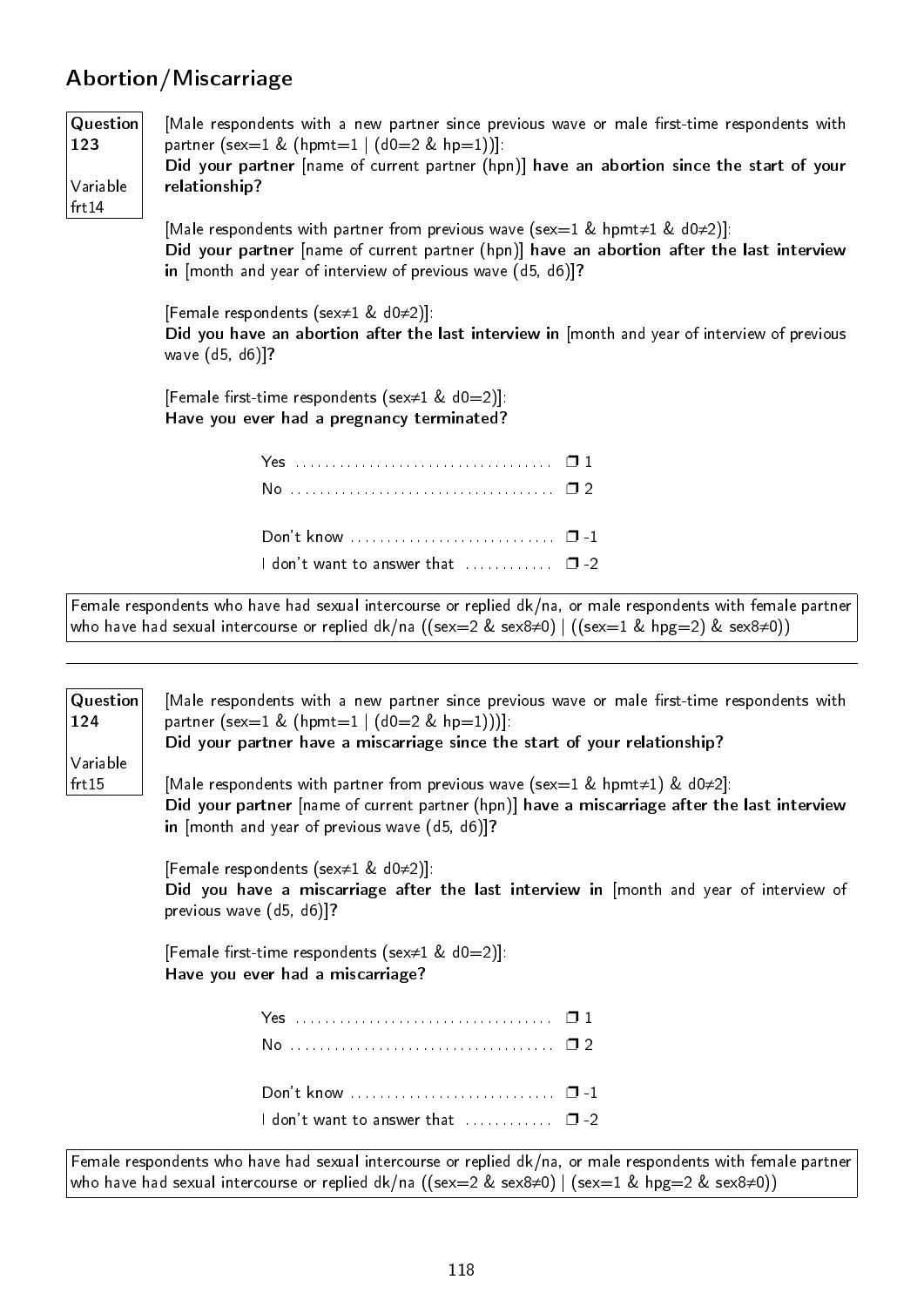## Abortion/Miscarriage

**Question 123**

Variable frt14

[Male respondents with a new partner since previous wave or male first-time respondents with partner (sex=1 & (hpmt=1 | (d0=2 & hp=1))]:
**Did your partner** [name of current partner (hpn)] **have an abortion since the start of your relationship?**

[Male respondents with partner from previous wave (sex=1 & hpmt≠1 & d0≠2)]:
**Did your partner** [name of current partner (hpn)] **have an abortion after the last interview in** [month and year of interview of previous wave (d5, d6)]**?**

[Female respondents (sex≠1 & d0≠2)]:
**Did you have an abortion after the last interview in** [month and year of interview of previous wave (d5, d6)]**?**

[Female first-time respondents (sex≠1 & d0=2)]:
**Have you ever had a pregnancy terminated?**

- Yes .................................... ❒ 1
- No .................................... ❒ 2
- Don't know ............................ ❒ -1
- I don't want to answer that ............ ❒ -2

Female respondents who have had sexual intercourse or replied dk/na, or male respondents with female partner who have had sexual intercourse or replied dk/na ((sex=2 & sex8≠0) | ((sex=1 & hpg=2) & sex8≠0))

---

**Question 124**

Variable frt15

[Male respondents with a new partner since previous wave or male first-time respondents with partner (sex=1 & (hpmt=1 | (d0=2 & hp=1)))]:
**Did your partner have a miscarriage since the start of your relationship?**

[Male respondents with partner from previous wave (sex=1 & hpmt≠1) & d0≠2]:
**Did your partner** [name of current partner (hpn)] **have a miscarriage after the last interview in** [month and year of previous wave (d5, d6)]**?**

[Female respondents (sex≠1 & d0≠2)]:
**Did you have a miscarriage after the last interview in** [month and year of interview of previous wave (d5, d6)]**?**

[Female first-time respondents (sex≠1 & d0=2)]:
**Have you ever had a miscarriage?**

- Yes .................................... ❒ 1
- No .................................... ❒ 2
- Don't know ............................ ❒ -1
- I don't want to answer that ............ ❒ -2

Female respondents who have had sexual intercourse or replied dk/na, or male respondents with female partner who have had sexual intercourse or replied dk/na ((sex=2 & sex8≠0) | (sex=1 & hpg=2 & sex8≠0))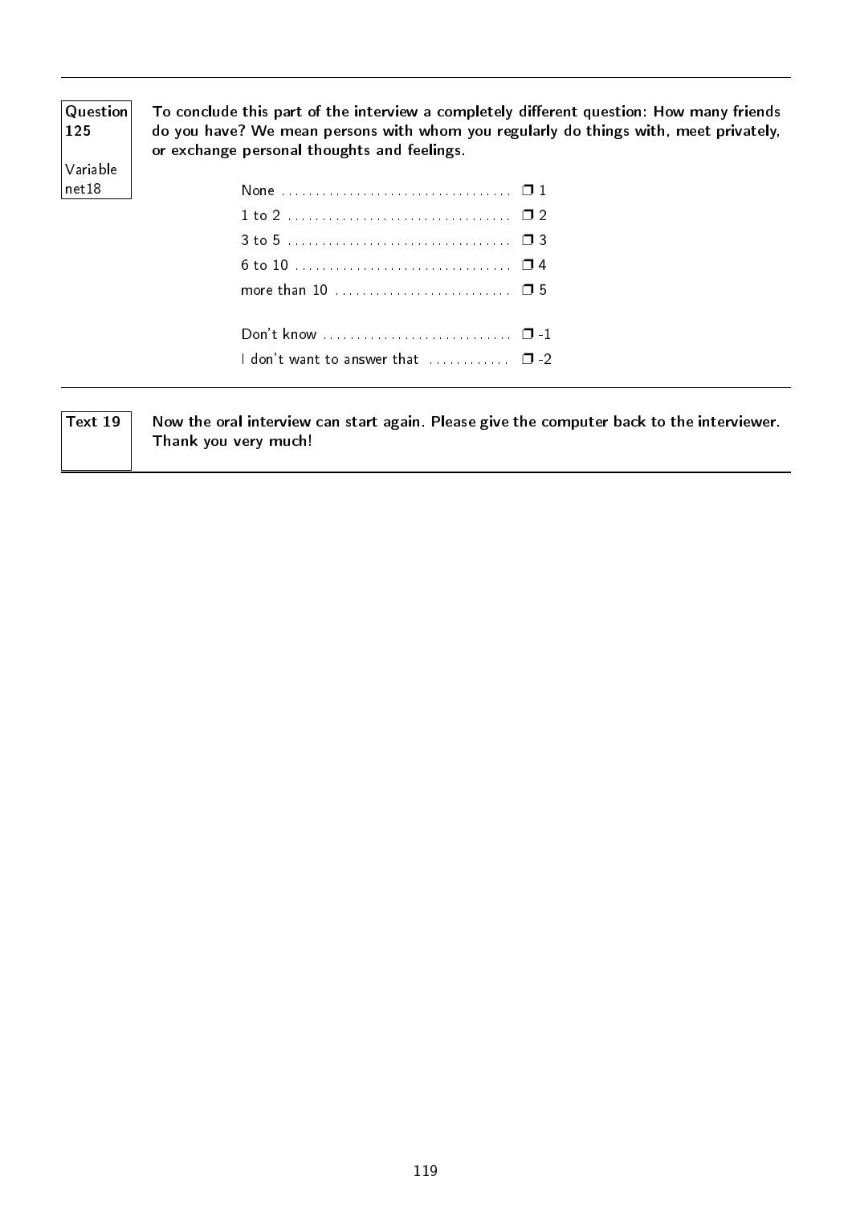**Question 125**

Variable net18

**To conclude this part of the interview a completely different question: How many friends do you have? We mean persons with whom you regularly do things with, meet privately, or exchange personal thoughts and feelings.**

- None .................................. ❒ 1
- 1 to 2 .................................. ❒ 2
- 3 to 5 .................................. ❒ 3
- 6 to 10 .................................. ❒ 4
- more than 10 .......................... ❒ 5

- Don't know ............................ ❒ -1
- I don't want to answer that ............ ❒ -2

---

**Text 19**

**Now the oral interview can start again. Please give the computer back to the interviewer. Thank you very much!**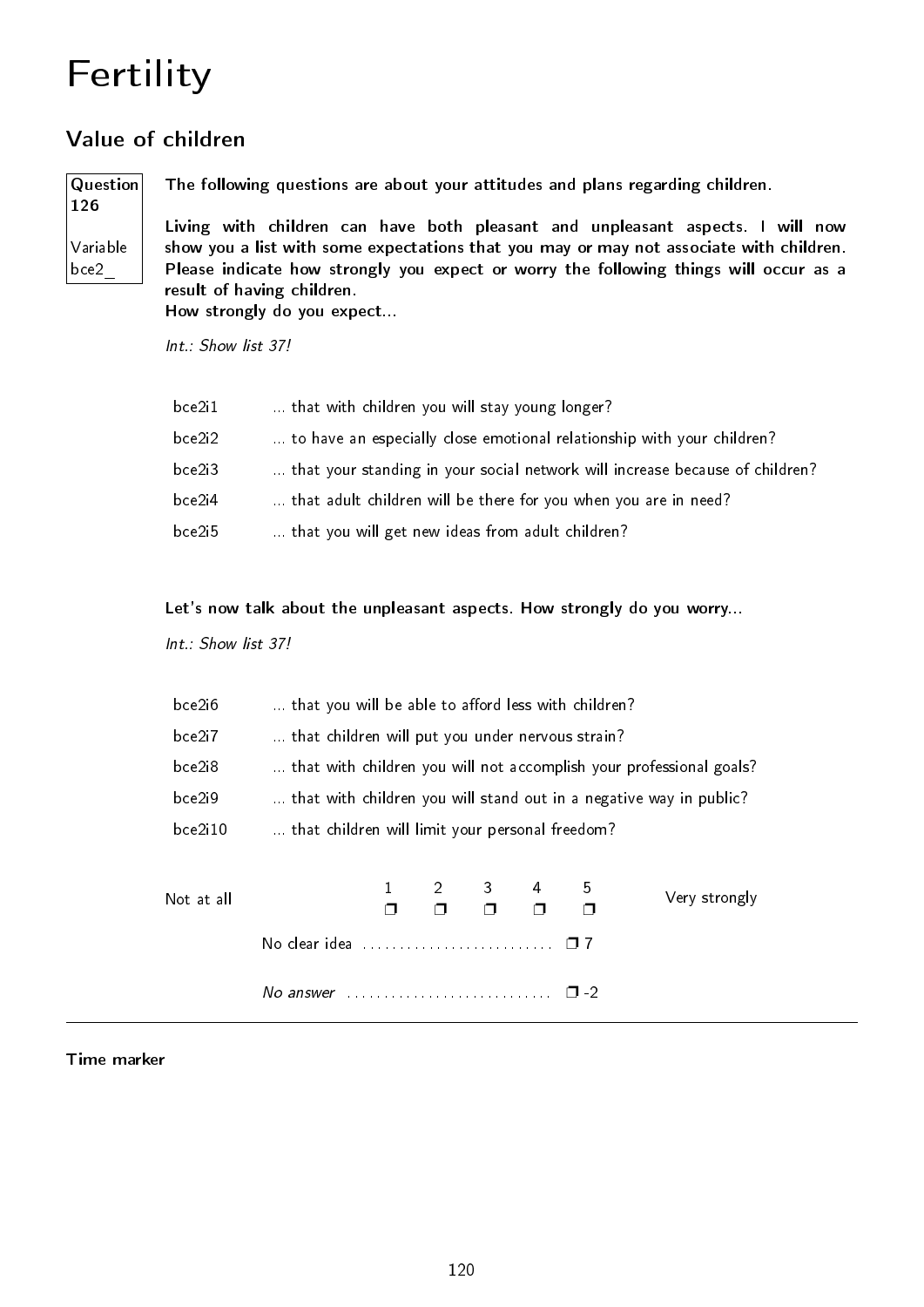# Fertility

## Value of children

**Question 126**

Variable bce2_

**The following questions are about your attitudes and plans regarding children.**

**Living with children can have both pleasant and unpleasant aspects. I will now show you a list with some expectations that you may or may not associate with children. Please indicate how strongly you expect or worry the following things will occur as a result of having children.**
**How strongly do you expect...**

*Int.: Show list 37!*

| | |
|---|---|
| bce2i1 | ... that with children you will stay young longer? |
| bce2i2 | ... to have an especially close emotional relationship with your children? |
| bce2i3 | ... that your standing in your social network will increase because of children? |
| bce2i4 | ... that adult children will be there for you when you are in need? |
| bce2i5 | ... that you will get new ideas from adult children? |

**Let's now talk about the unpleasant aspects. How strongly do you worry...**

*Int.: Show list 37!*

| | |
|---|---|
| bce2i6 | ... that you will be able to afford less with children? |
| bce2i7 | ... that children will put you under nervous strain? |
| bce2i8 | ... that with children you will not accomplish your professional goals? |
| bce2i9 | ... that with children you will stand out in a negative way in public? |
| bce2i10 | ... that children will limit your personal freedom? |

| Not at all | 1 | 2 | 3 | 4 | 5 | Very strongly |
|---|---|---|---|---|---|---|
| | ❐ | ❐ | ❐ | ❐ | ❐ | |

No clear idea .......................... ❐ 7

*No answer* ............................ ❐ -2

**Time marker**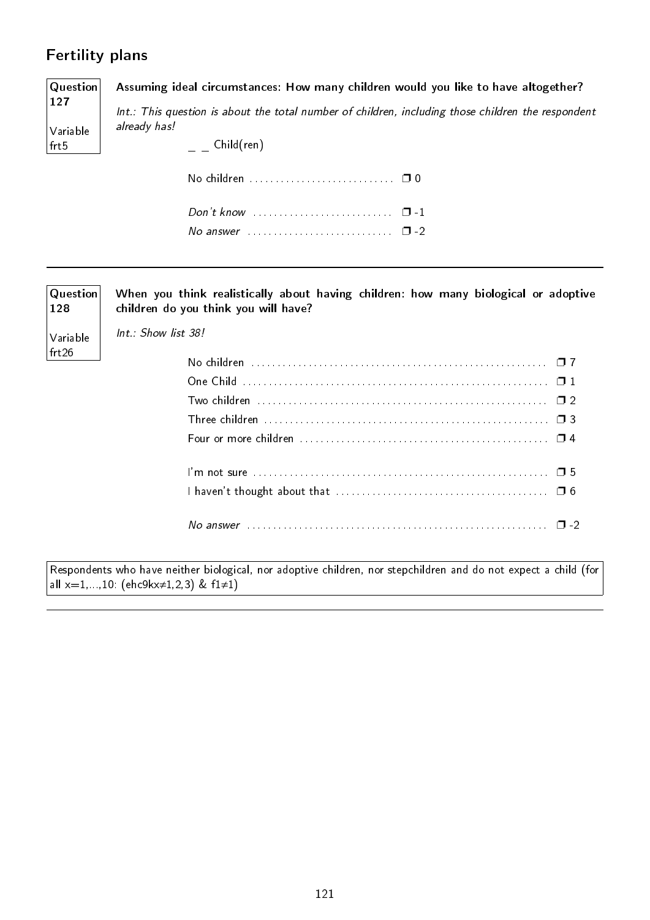## Fertility plans

**Question 127**

Variable frt5

**Assuming ideal circumstances: How many children would you like to have altogether?**

*Int.: This question is about the total number of children, including those children the respondent already has!*

_ _ Child(ren)

No children ............................ ❐ 0

*Don't know* ........................... ❐ -1
*No answer* ............................ ❐ -2

---

**Question 128**

Variable frt26

**When you think realistically about having children: how many biological or adoptive children do you think you will have?**

*Int.: Show list 38!*

No children ........................................................ ❐ 7
One Child ........................................................... ❐ 1
Two children ........................................................ ❐ 2
Three children ...................................................... ❐ 3
Four or more children ............................................... ❐ 4

I'm not sure ........................................................ ❐ 5
I haven't thought about that ........................................ ❐ 6

*No answer* ......................................................... ❐ -2

Respondents who have neither biological, nor adoptive children, nor stepchildren and do not expect a child (for all x=1,...,10: (ehc9kx≠1,2,3) & f1≠1)

---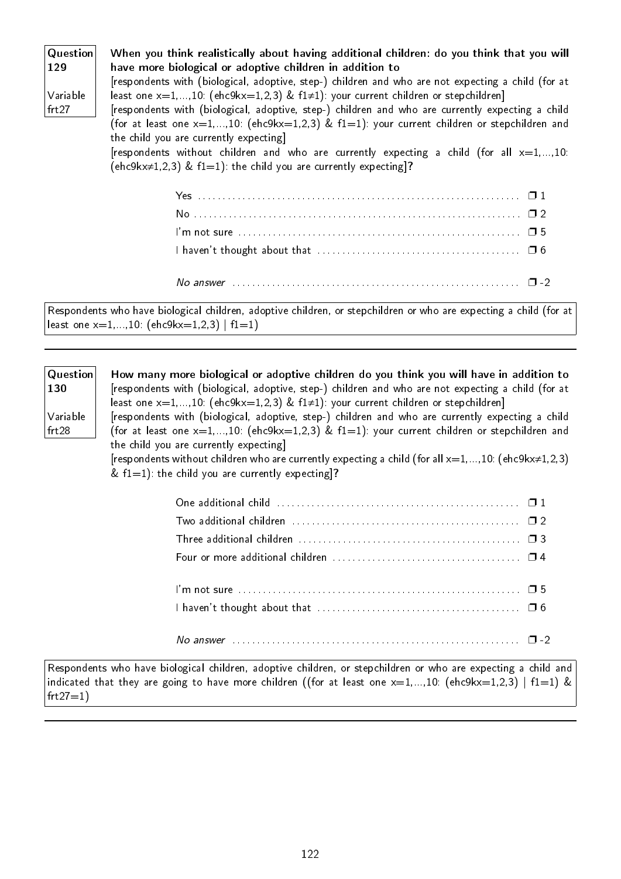**Question 129**

**Variable frt27**

**When you think realistically about having additional children: do you think that you will have more biological or adoptive children in addition to**
[respondents with (biological, adoptive, step-) children and who are not expecting a child (for at least one x=1,...,10: (ehc9kx=1,2,3) & f1≠1): your current children or stepchildren]
[respondents with (biological, adoptive, step-) children and who are currently expecting a child (for at least one x=1,...,10: (ehc9kx=1,2,3) & f1=1): your current children or stepchildren and the child you are currently expecting]
[respondents without children and who are currently expecting a child (for all x=1,...,10: (ehc9kx≠1,2,3) & f1=1): the child you are currently expecting]**?**

- Yes ........ ❒ 1
- No ........ ❒ 2
- I'm not sure ........ ❒ 5
- I haven't thought about that ........ ❒ 6
- *No answer* ........ ❒ -2

Respondents who have biological children, adoptive children, or stepchildren or who are expecting a child (for at least one x=1,...,10: (ehc9kx=1,2,3) | f1=1)

---

**Question 130**

**Variable frt28**

**How many more biological or adoptive children do you think you will have in addition to**
[respondents with (biological, adoptive, step-) children and who are not expecting a child (for at least one x=1,...,10: (ehc9kx=1,2,3) & f1≠1): your current children or stepchildren]
[respondents with (biological, adoptive, step-) children and who are currently expecting a child (for at least one x=1,...,10: (ehc9kx=1,2,3) & f1=1): your current children or stepchildren and the child you are currently expecting]
[respondents without children who are currently expecting a child (for all x=1,...,10: (ehc9kx≠1,2,3) & f1=1): the child you are currently expecting]**?**

- One additional child ........ ❒ 1
- Two additional children ........ ❒ 2
- Three additional children ........ ❒ 3
- Four or more additional children ........ ❒ 4
- I'm not sure ........ ❒ 5
- I haven't thought about that ........ ❒ 6
- *No answer* ........ ❒ -2

Respondents who have biological children, adoptive children, or stepchildren or who are expecting a child and indicated that they are going to have more children ((for at least one x=1,...,10: (ehc9kx=1,2,3) | f1=1) & frt27=1)

---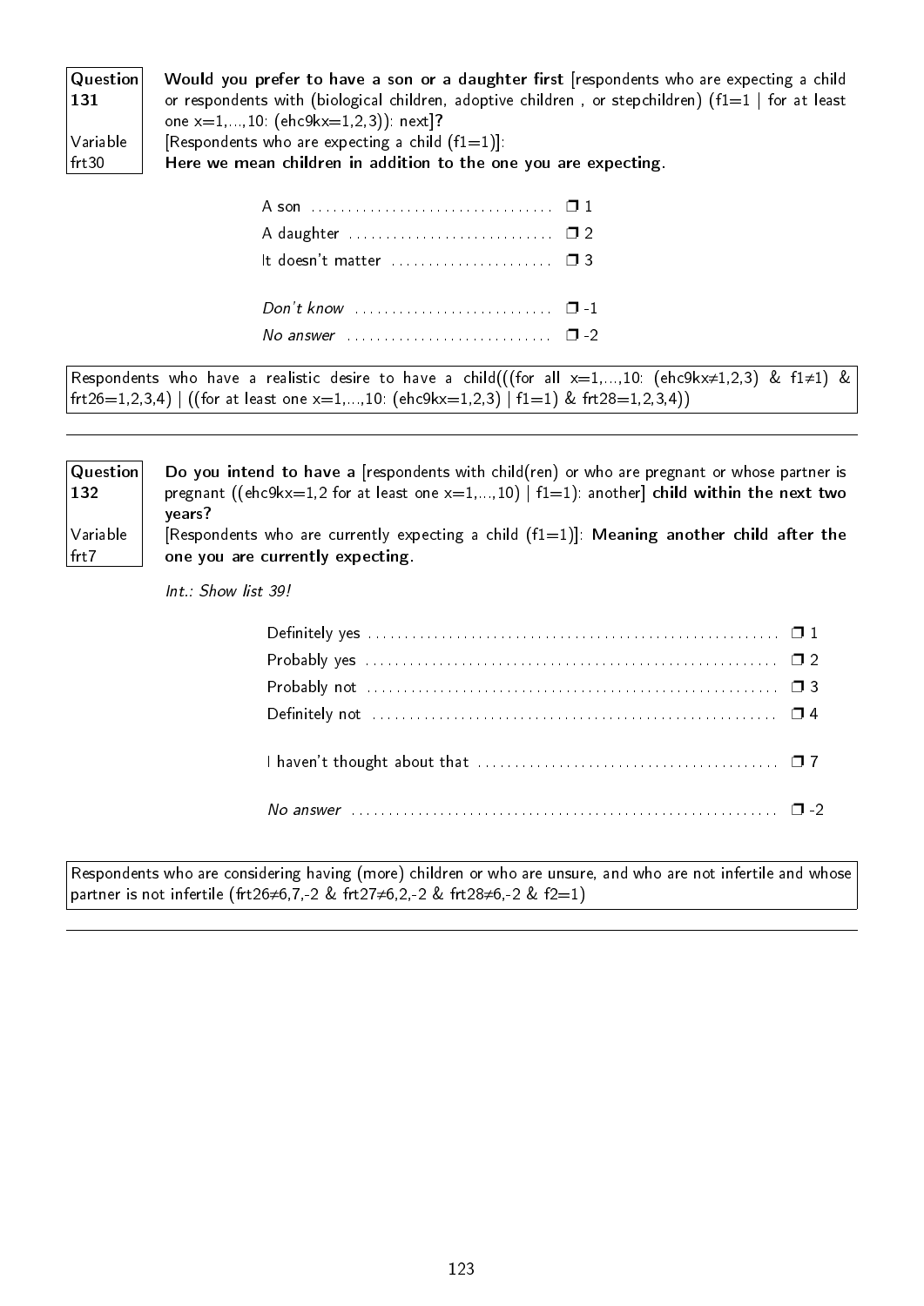**Question 131**
Variable frt30

**Would you prefer to have a son or a daughter first** [respondents who are expecting a child or respondents with (biological children, adoptive children , or stepchildren) (f1=1 | for at least one x=1,...,10: (ehc9kx=1,2,3)): next]**?**
[Respondents who are expecting a child (f1=1)]:
**Here we mean children in addition to the one you are expecting.**

- A son ❒ 1
- A daughter ❒ 2
- It doesn't matter ❒ 3

- *Don't know* ❒ -1
- *No answer* ❒ -2

Respondents who have a realistic desire to have a child(((for all x=1,...,10: (ehc9kx≠1,2,3) & f1≠1) & frt26=1,2,3,4) | ((for at least one x=1,...,10: (ehc9kx=1,2,3) | f1=1) & frt28=1,2,3,4))

---

**Question 132**
Variable frt7

**Do you intend to have a** [respondents with child(ren) or who are pregnant or whose partner is pregnant ((ehc9kx=1,2 for at least one x=1,...,10) | f1=1): another] **child within the next two years?**
[Respondents who are currently expecting a child (f1=1)]: **Meaning another child after the one you are currently expecting.**

*Int.: Show list 39!*

- Definitely yes ❒ 1
- Probably yes ❒ 2
- Probably not ❒ 3
- Definitely not ❒ 4

- I haven't thought about that ❒ 7

- *No answer* ❒ -2

Respondents who are considering having (more) children or who are unsure, and who are not infertile and whose partner is not infertile (frt26≠6,7,-2 & frt27≠6,2,-2 & frt28≠6,-2 & f2=1)

---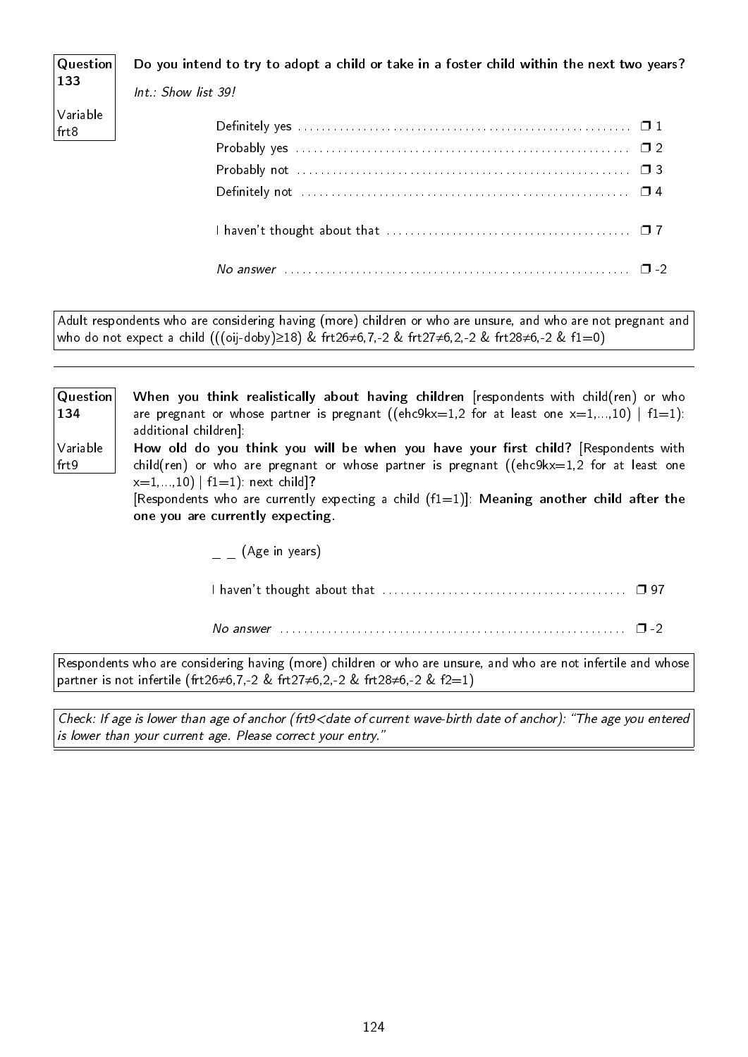**Question 133**

Variable frt8

**Do you intend to try to adopt a child or take in a foster child within the next two years?**

*Int.: Show list 39!*

| | |
|---|---|
| Definitely yes | ❒ 1 |
| Probably yes | ❒ 2 |
| Probably not | ❒ 3 |
| Definitely not | ❒ 4 |
| I haven't thought about that | ❒ 7 |
| *No answer* | ❒ -2 |

Adult respondents who are considering having (more) children or who are unsure, and who are not pregnant and who do not expect a child (((oij-doby)≥18) & frt26≠6,7,-2 & frt27≠6,2,-2 & frt28≠6,-2 & f1=0)

---

**Question 134**

Variable frt9

**When you think realistically about having children** [respondents with child(ren) or who are pregnant or whose partner is pregnant ((ehc9kx=1,2 for at least one x=1,...,10) | f1=1): additional children]:
**How old do you think you will be when you have your first child?** [Respondents with child(ren) or who are pregnant or whose partner is pregnant ((ehc9kx=1,2 for at least one x=1,...,10) | f1=1): next child]**?**
[Respondents who are currently expecting a child (f1=1)]: **Meaning another child after the one you are currently expecting.**

_ _ (Age in years)

| | |
|---|---|
| I haven't thought about that | ❒ 97 |
| *No answer* | ❒ -2 |

Respondents who are considering having (more) children or who are unsure, and who are not infertile and whose partner is not infertile (frt26≠6,7,-2 & frt27≠6,2,-2 & frt28≠6,-2 & f2=1)

*Check: If age is lower than age of anchor (frt9<date of current wave-birth date of anchor): "The age you entered is lower than your current age. Please correct your entry."*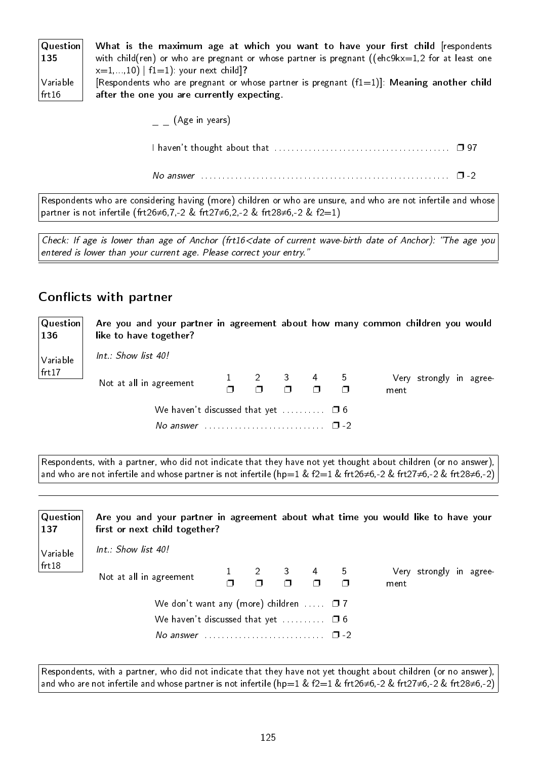**Question 135**

**Variable frt16**

**What is the maximum age at which you want to have your first child** [respondents with child(ren) or who are pregnant or whose partner is pregnant ((ehc9kx=1,2 for at least one x=1,...,10) | f1=1): your next child]**?**
[Respondents who are pregnant or whose partner is pregnant (f1=1)]: **Meaning another child after the one you are currently expecting.**

_ _ (Age in years)

I haven't thought about that ........................................ ❒ 97

*No answer* ........................................................ ❒ -2

Respondents who are considering having (more) children or who are unsure, and who are not infertile and whose partner is not infertile (frt26≠6,7,-2 & frt27≠6,2,-2 & frt28≠6,-2 & f2=1)

*Check: If age is lower than age of Anchor (frt16<date of current wave-birth date of Anchor): "The age you entered is lower than your current age. Please correct your entry."*

## Conflicts with partner

**Question 136**

**Variable frt17**

**Are you and your partner in agreement about how many common children you would like to have together?**

*Int.: Show list 40!*

| Not at all in agreement | 1 | 2 | 3 | 4 | 5 | Very strongly in agreement |
|---|---|---|---|---|---|---|
| | ❒ | ❒ | ❒ | ❒ | ❒ | |

We haven't discussed that yet .......... ❒ 6

*No answer* ............................ ❒ -2

Respondents, with a partner, who did not indicate that they have not yet thought about children (or no answer), and who are not infertile and whose partner is not infertile (hp=1 & f2=1 & frt26≠6,-2 & frt27≠6,-2 & frt28≠6,-2)

---

**Question 137**

**Variable frt18**

**Are you and your partner in agreement about what time you would like to have your first or next child together?**

*Int.: Show list 40!*

| Not at all in agreement | 1 | 2 | 3 | 4 | 5 | Very strongly in agreement |
|---|---|---|---|---|---|---|
| | ❒ | ❒ | ❒ | ❒ | ❒ | |

We don't want any (more) children ..... ❒ 7

We haven't discussed that yet .......... ❒ 6

*No answer* ............................ ❒ -2

Respondents, with a partner, who did not indicate that they have not yet thought about children (or no answer), and who are not infertile and whose partner is not infertile (hp=1 & f2=1 & frt26≠6,-2 & frt27≠6,-2 & frt28≠6,-2)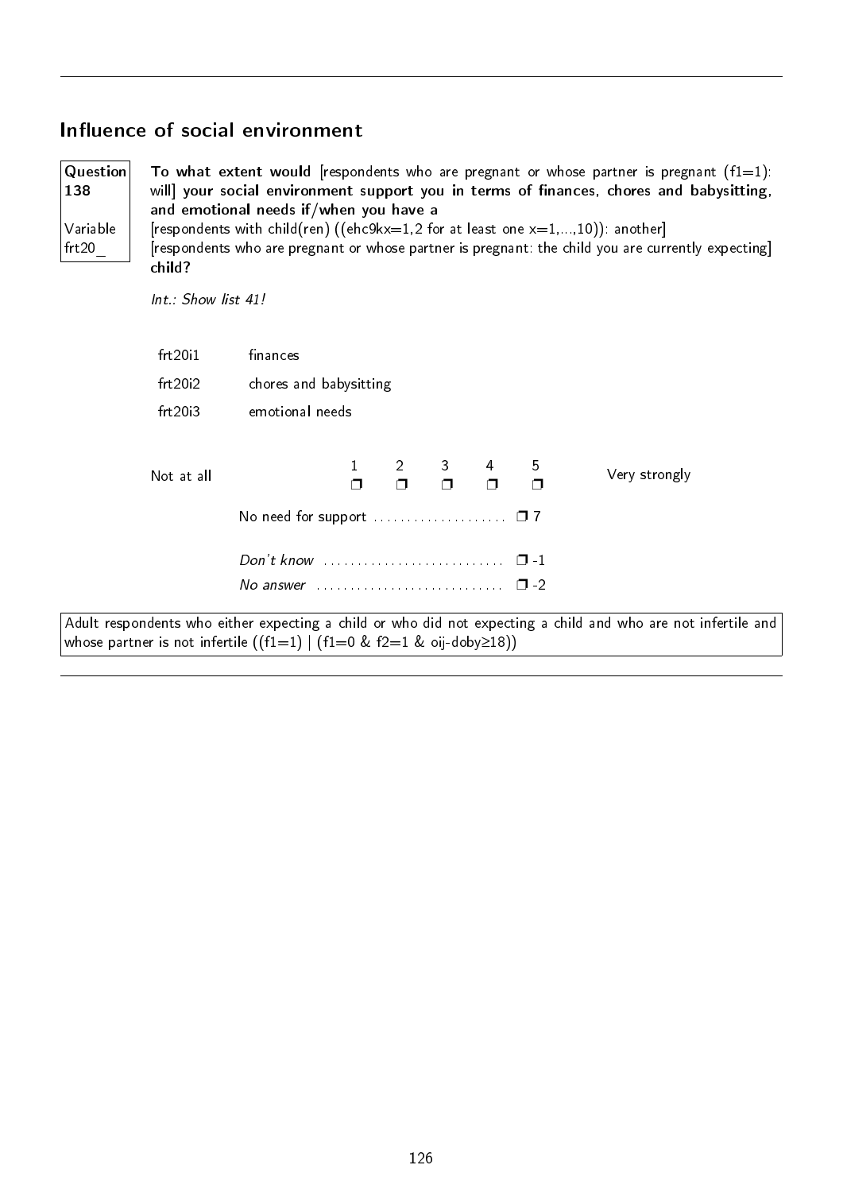## Influence of social environment

**Question 138**

Variable frt20_

**To what extent would** [respondents who are pregnant or whose partner is pregnant (f1=1): will] **your social environment support you in terms of finances, chores and babysitting, and emotional needs if/when you have a**
[respondents with child(ren) ((ehc9kx=1,2 for at least one x=1,...,10)): another]
[respondents who are pregnant or whose partner is pregnant: the child you are currently expecting]
**child?**

*Int.: Show list 41!*

| | |
|---|---|
| frt20i1 | finances |
| frt20i2 | chores and babysitting |
| frt20i3 | emotional needs |

Not at all ❒ 1 ❒ 2 ❒ 3 ❒ 4 ❒ 5 Very strongly

No need for support .................... ❒ 7

*Don't know* ........................... ❒ -1

*No answer* ............................ ❒ -2

Adult respondents who either expecting a child or who did not expecting a child and who are not infertile and whose partner is not infertile ((f1=1) | (f1=0 & f2=1 & oij-doby≥18))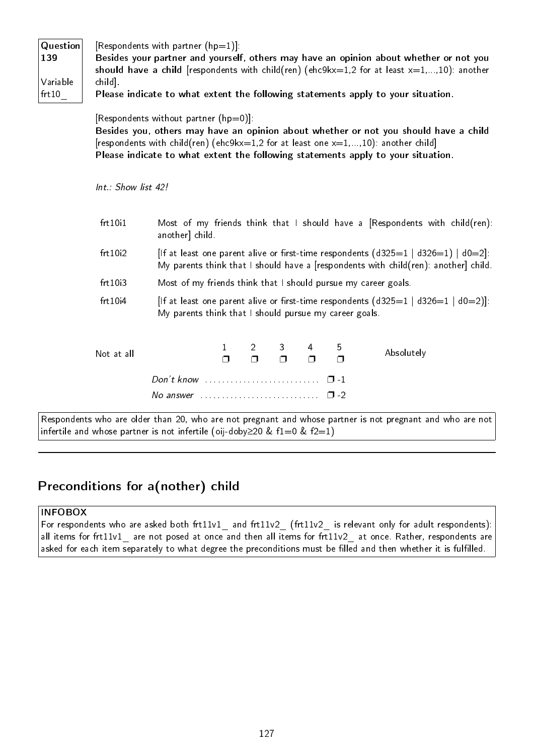**Question 139**

**Variable frt10_**

[Respondents with partner (hp=1)]:
**Besides your partner and yourself, others may have an opinion about whether or not you should have a child** [respondents with child(ren) (ehc9kx=1,2 for at least x=1,...,10): another child]**.**
**Please indicate to what extent the following statements apply to your situation.**

[Respondents without partner (hp=0)]:
**Besides you, others may have an opinion about whether or not you should have a child** [respondents with child(ren) (ehc9kx=1,2 for at least one x=1,...,10): another child]
**Please indicate to what extent the following statements apply to your situation.**

*Int.: Show list 42!*

| | |
|---|---|
| frt10i1 | Most of my friends think that I should have a [Respondents with child(ren): another] child. |
| frt10i2 | [If at least one parent alive or first-time respondents (d325=1 \| d326=1) \| d0=2]: My parents think that I should have a [respondents with child(ren): another] child. |
| frt10i3 | Most of my friends think that I should pursue my career goals. |
| frt10i4 | [If at least one parent alive or first-time respondents (d325=1 \| d326=1 \| d0=2)]: My parents think that I should pursue my career goals. |

| Not at all | 1 | 2 | 3 | 4 | 5 | Absolutely |
|---|---|---|---|---|---|---|
| | ❒ | ❒ | ❒ | ❒ | ❒ | |

*Don't know* ............................ ❒ -1
*No answer* ............................ ❒ -2

Respondents who are older than 20, who are not pregnant and whose partner is not pregnant and who are not infertile and whose partner is not infertile (oij-doby≥20 & f1=0 & f2=1)

---

## Preconditions for a(nother) child

**INFOBOX**
For respondents who are asked both frt11v1_ and frt11v2_ (frt11v2_ is relevant only for adult respondents): all items for frt11v1_ are not posed at once and then all items for frt11v2_ at once. Rather, respondents are asked for each item separately to what degree the preconditions must be filled and then whether it is fulfilled.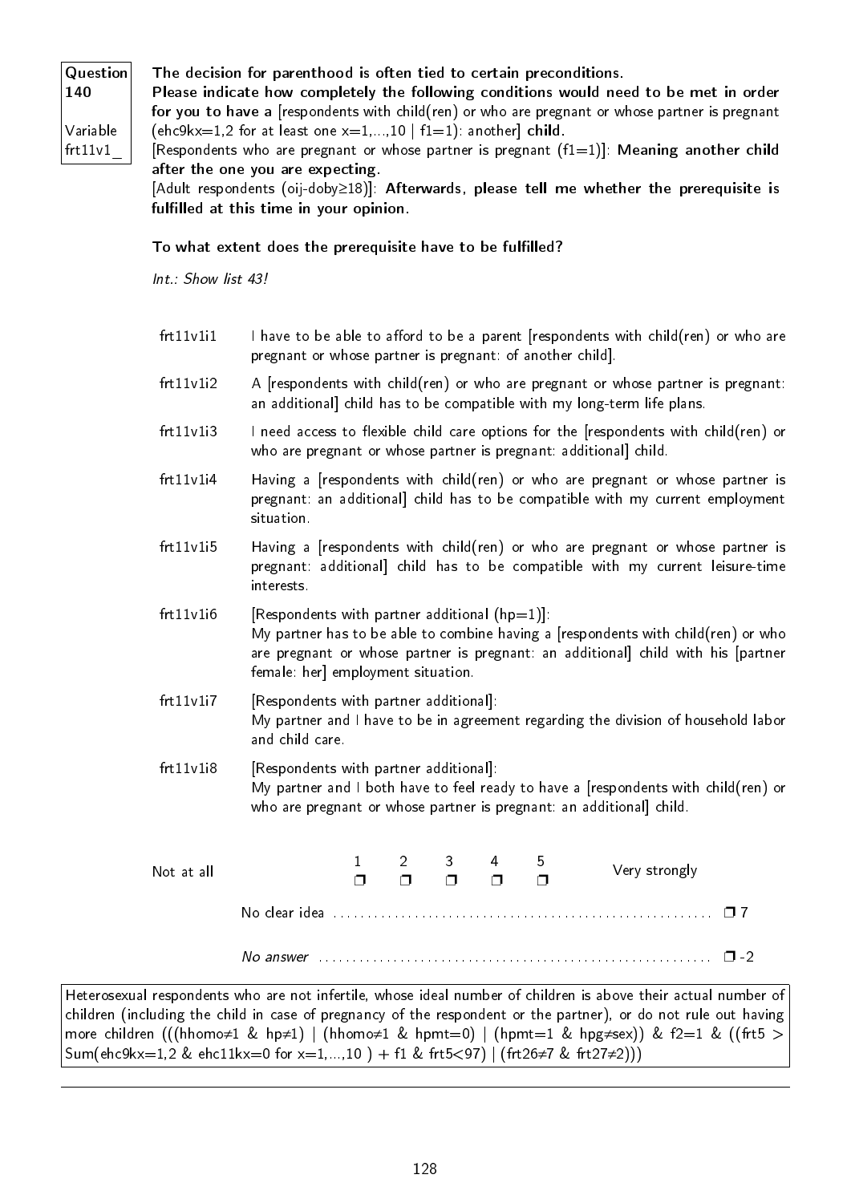**Question 140**

**Variable frt11v1_**

**The decision for parenthood is often tied to certain preconditions.**
**Please indicate how completely the following conditions would need to be met in order for you to have a** [respondents with child(ren) or who are pregnant or whose partner is pregnant (ehc9kx=1,2 for at least one x=1,...,10 | f1=1): another] **child.**
[Respondents who are pregnant or whose partner is pregnant (f1=1)]: **Meaning another child after the one you are expecting.**
[Adult respondents (oij-doby≥18)]: **Afterwards, please tell me whether the prerequisite is fulfilled at this time in your opinion.**

**To what extent does the prerequisite have to be fulfilled?**

*Int.: Show list 43!*

| | |
|---|---|
| frt11v1i1 | I have to be able to afford to be a parent [respondents with child(ren) or who are pregnant or whose partner is pregnant: of another child]. |
| frt11v1i2 | A [respondents with child(ren) or who are pregnant or whose partner is pregnant: an additional] child has to be compatible with my long-term life plans. |
| frt11v1i3 | I need access to flexible child care options for the [respondents with child(ren) or who are pregnant or whose partner is pregnant: additional] child. |
| frt11v1i4 | Having a [respondents with child(ren) or who are pregnant or whose partner is pregnant: an additional] child has to be compatible with my current employment situation. |
| frt11v1i5 | Having a [respondents with child(ren) or who are pregnant or whose partner is pregnant: additional] child has to be compatible with my current leisure-time interests. |
| frt11v1i6 | [Respondents with partner additional (hp=1)]: My partner has to be able to combine having a [respondents with child(ren) or who are pregnant or whose partner is pregnant: an additional] child with his [partner female: her] employment situation. |
| frt11v1i7 | [Respondents with partner additional]: My partner and I have to be in agreement regarding the division of household labor and child care. |
| frt11v1i8 | [Respondents with partner additional]: My partner and I both have to feel ready to have a [respondents with child(ren) or who are pregnant or whose partner is pregnant: an additional] child. |

| Not at all | 1 | 2 | 3 | 4 | 5 | Very strongly |
|---|---|---|---|---|---|---|
| | ❒ | ❒ | ❒ | ❒ | ❒ | |

No clear idea ........................................................ ❒ 7

*No answer* ........................................................ ❒ -2

Heterosexual respondents who are not infertile, whose ideal number of children is above their actual number of children (including the child in case of pregnancy of the respondent or the partner), or do not rule out having more children (((hhomo≠1 & hp≠1) | (hhomo≠1 & hpmt=0) | (hpmt=1 & hpg≠sex)) & f2=1 & ((frt5 > Sum(ehc9kx=1,2 & ehc11kx=0 for x=1,...,10 ) + f1 & frt5<97) | (frt26≠7 & frt27≠2)))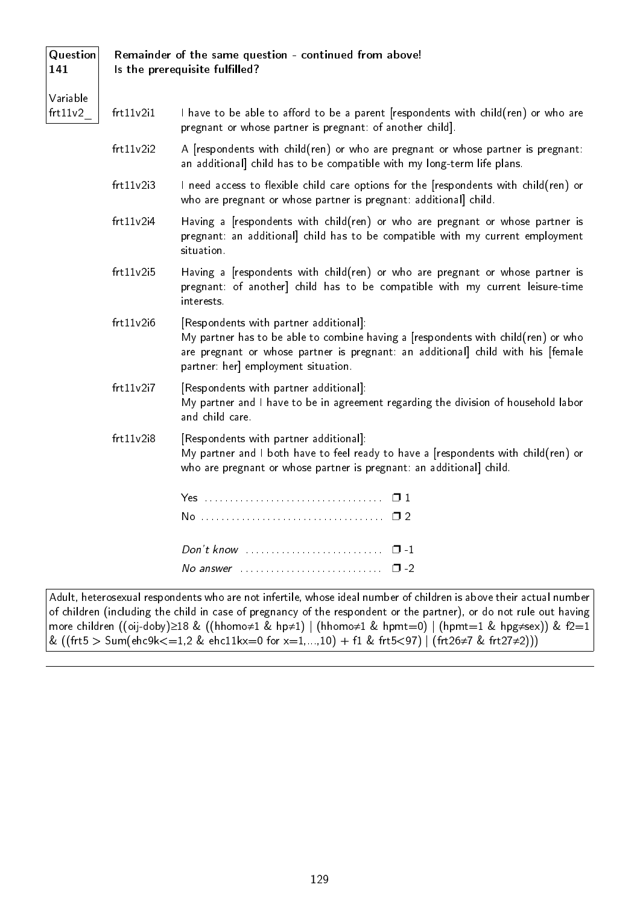**Question 141**

**Variable** frt11v2_

**Remainder of the same question - continued from above!**
**Is the prerequisite fulfilled?**

frt11v2i1 I have to be able to afford to be a parent [respondents with child(ren) or who are pregnant or whose partner is pregnant: of another child].

frt11v2i2 A [respondents with child(ren) or who are pregnant or whose partner is pregnant: an additional] child has to be compatible with my long-term life plans.

frt11v2i3 I need access to flexible child care options for the [respondents with child(ren) or who are pregnant or whose partner is pregnant: additional] child.

frt11v2i4 Having a [respondents with child(ren) or who are pregnant or whose partner is pregnant: an additional] child has to be compatible with my current employment situation.

frt11v2i5 Having a [respondents with child(ren) or who are pregnant or whose partner is pregnant: of another] child has to be compatible with my current leisure-time interests.

frt11v2i6 [Respondents with partner additional]:
My partner has to be able to combine having a [respondents with child(ren) or who are pregnant or whose partner is pregnant: an additional] child with his [female partner: her] employment situation.

frt11v2i7 [Respondents with partner additional]:
My partner and I have to be in agreement regarding the division of household labor and child care.

frt11v2i8 [Respondents with partner additional]:
My partner and I both have to feel ready to have a [respondents with child(ren) or who are pregnant or whose partner is pregnant: an additional] child.

Yes .................................... ❒ 1
No .................................... ❒ 2

*Don't know* ........................... ❒ -1
*No answer* ........................... ❒ -2

Adult, heterosexual respondents who are not infertile, whose ideal number of children is above their actual number of children (including the child in case of pregnancy of the respondent or the partner), or do not rule out having more children ((oij-doby)≥18 & ((hhomo≠1 & hp≠1) | (hhomo≠1 & hpmt=0) | (hpmt=1 & hpg≠sex)) & f2=1 & ((frt5 > Sum(ehc9k<=1,2 & ehc11kx=0 for x=1,...,10) + f1 & frt5<97) | (frt26≠7 & frt27≠2)))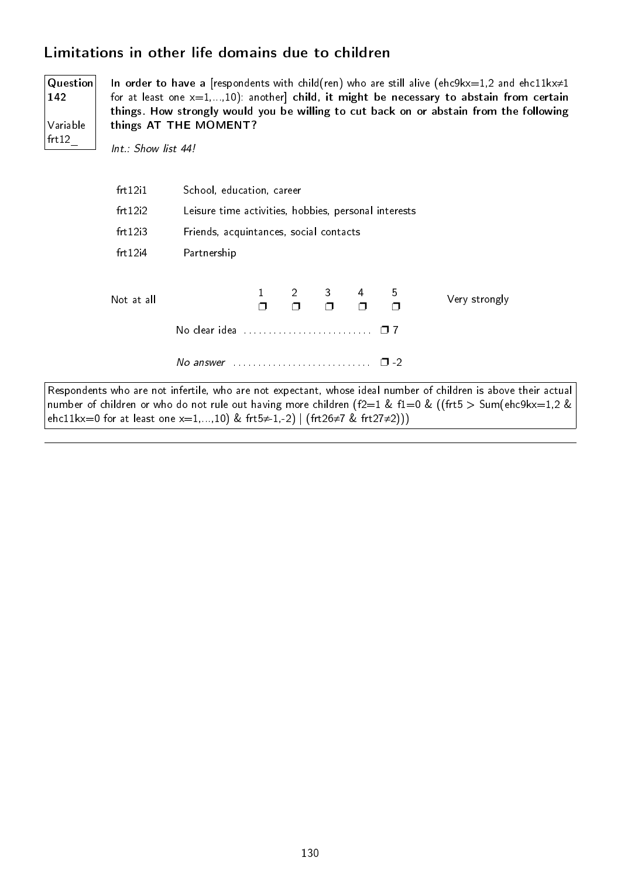## Limitations in other life domains due to children

**Question 142**

Variable frt12_

**In order to have a** [respondents with child(ren) who are still alive (ehc9kx=1,2 and ehc11kx≠1 for at least one x=1,...,10): another] **child, it might be necessary to abstain from certain things. How strongly would you be willing to cut back on or abstain from the following things AT THE MOMENT?**

*Int.: Show list 44!*

| | |
|---|---|
| frt12i1 | School, education, career |
| frt12i2 | Leisure time activities, hobbies, personal interests |
| frt12i3 | Friends, acquintances, social contacts |
| frt12i4 | Partnership |

| Not at all | 1 | 2 | 3 | 4 | 5 | Very strongly |
|---|---|---|---|---|---|---|
| | ❐ | ❐ | ❐ | ❐ | ❐ | |

No clear idea .......................... ❐ 7

*No answer* ............................ ❐ -2

Respondents who are not infertile, who are not expectant, whose ideal number of children is above their actual number of children or who do not rule out having more children (f2=1 & f1=0 & ((frt5 > Sum(ehc9kx=1,2 & ehc11kx=0 for at least one x=1,...,10) & frt5≠-1,-2) | (frt26≠7 & frt27≠2)))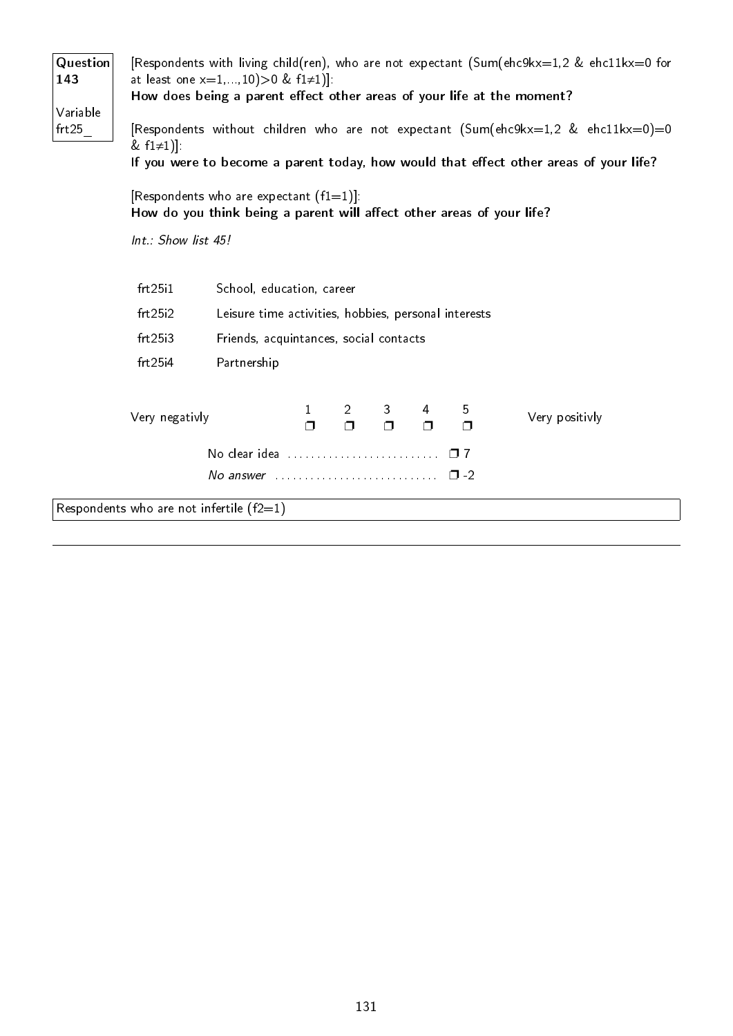**Question 143**

Variable frt25_

[Respondents with living child(ren), who are not expectant (Sum(ehc9kx=1,2 & ehc11kx=0 for at least one x=1,...,10)>0 & f1≠1)]:

**How does being a parent effect other areas of your life at the moment?**

[Respondents without children who are not expectant (Sum(ehc9kx=1,2 & ehc11kx=0)=0 & f1≠1)]:

**If you were to become a parent today, how would that effect other areas of your life?**

[Respondents who are expectant (f1=1)]:

**How do you think being a parent will affect other areas of your life?**

*Int.: Show list 45!*

| | |
|---|---|
| frt25i1 | School, education, career |
| frt25i2 | Leisure time activities, hobbies, personal interests |
| frt25i3 | Friends, acquintances, social contacts |
| frt25i4 | Partnership |

| Very negativly | 1 | 2 | 3 | 4 | 5 | Very positivly |
|---|---|---|---|---|---|---|
| | ❒ | ❒ | ❒ | ❒ | ❒ | |

No clear idea .......................... ❒ 7

*No answer* ............................ ❒ -2

Respondents who are not infertile (f2=1)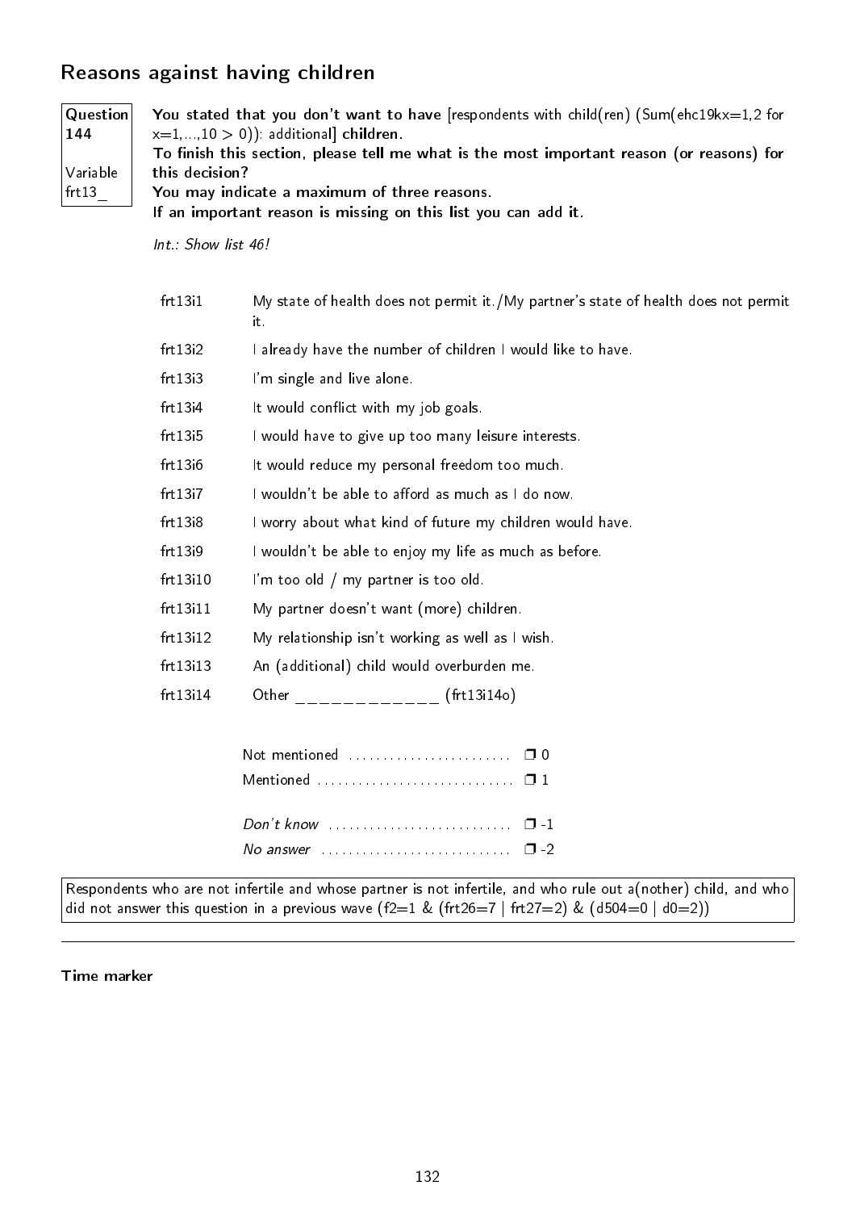## Reasons against having children

| Question 144 | |
|---|---|
| Variable frt13_ | |

**You stated that you don't want to have** [respondents with child(ren) (Sum(ehc19kx=1,2 for x=1,...,10 > 0)): additional] **children.**
**To finish this section, please tell me what is the most important reason (or reasons) for this decision?**
**You may indicate a maximum of three reasons.**
**If an important reason is missing on this list you can add it.**

*Int.: Show list 46!*

| | |
|---|---|
| frt13i1 | My state of health does not permit it./My partner's state of health does not permit it. |
| frt13i2 | I already have the number of children I would like to have. |
| frt13i3 | I'm single and live alone. |
| frt13i4 | It would conflict with my job goals. |
| frt13i5 | I would have to give up too many leisure interests. |
| frt13i6 | It would reduce my personal freedom too much. |
| frt13i7 | I wouldn't be able to afford as much as I do now. |
| frt13i8 | I worry about what kind of future my children would have. |
| frt13i9 | I wouldn't be able to enjoy my life as much as before. |
| frt13i10 | I'm too old / my partner is too old. |
| frt13i11 | My partner doesn't want (more) children. |
| frt13i12 | My relationship isn't working as well as I wish. |
| frt13i13 | An (additional) child would overburden me. |
| frt13i14 | Other _____________ (frt13i14o) |

Not mentioned ........................ ❒ 0
Mentioned ............................ ❒ 1

*Don't know* .......................... ❒ -1
*No answer* ........................... ❒ -2

Respondents who are not infertile and whose partner is not infertile, and who rule out a(nother) child, and who did not answer this question in a previous wave (f2=1 & (frt26=7 | frt27=2) & (d504=0 | d0=2))

---

**Time marker**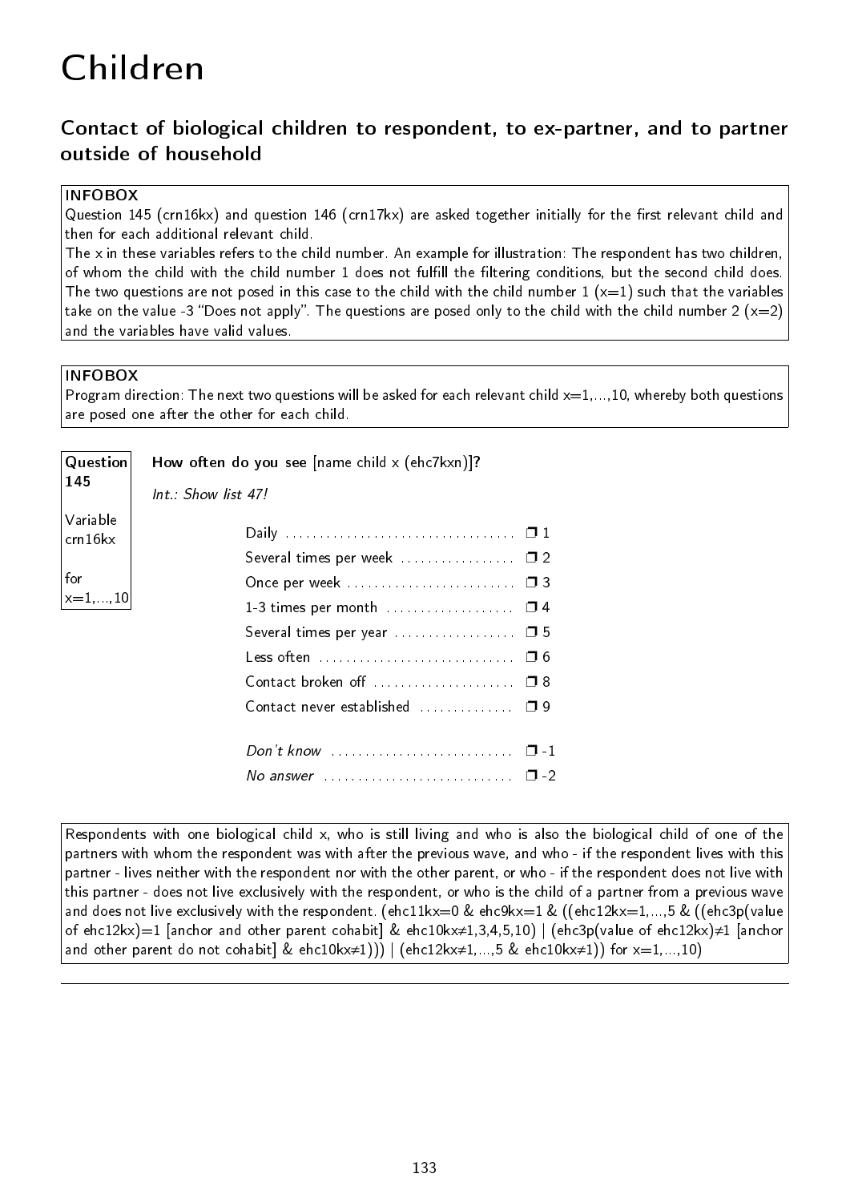# Children

## Contact of biological children to respondent, to ex-partner, and to partner outside of household

**INFOBOX**

Question 145 (crn16kx) and question 146 (crn17kx) are asked together initially for the first relevant child and then for each additional relevant child.

The x in these variables refers to the child number. An example for illustration: The respondent has two children, of whom the child with the child number 1 does not fulfill the filtering conditions, but the second child does. The two questions are not posed in this case to the child with the child number 1 (x=1) such that the variables take on the value -3 "Does not apply". The questions are posed only to the child with the child number 2 (x=2) and the variables have valid values.

**INFOBOX**

Program direction: The next two questions will be asked for each relevant child x=1,...,10, whereby both questions are posed one after the other for each child.

**Question 145**

Variable crn16kx

for x=1,...,10

**How often do you see** [name child x (ehc7kxn)]**?**

*Int.: Show list 47!*

| | |
|---|---|
| Daily | ❒ 1 |
| Several times per week | ❒ 2 |
| Once per week | ❒ 3 |
| 1-3 times per month | ❒ 4 |
| Several times per year | ❒ 5 |
| Less often | ❒ 6 |
| Contact broken off | ❒ 8 |
| Contact never established | ❒ 9 |
| *Don't know* | ❒ -1 |
| *No answer* | ❒ -2 |

Respondents with one biological child x, who is still living and who is also the biological child of one of the partners with whom the respondent was with after the previous wave, and who - if the respondent lives with this partner - lives neither with the respondent nor with the other parent, or who - if the respondent does not live with this partner - does not live exclusively with the respondent, or who is the child of a partner from a previous wave and does not live exclusively with the respondent. (ehc11kx=0 & ehc9kx=1 & ((ehc12kx=1,...,5 & ((ehc3p(value of ehc12kx)=1 [anchor and other parent cohabit] & ehc10kx≠1,3,4,5,10) | (ehc3p(value of ehc12kx)≠1 [anchor and other parent do not cohabit] & ehc10kx≠1))) | (ehc12kx≠1,...,5 & ehc10kx≠1)) for x=1,...,10)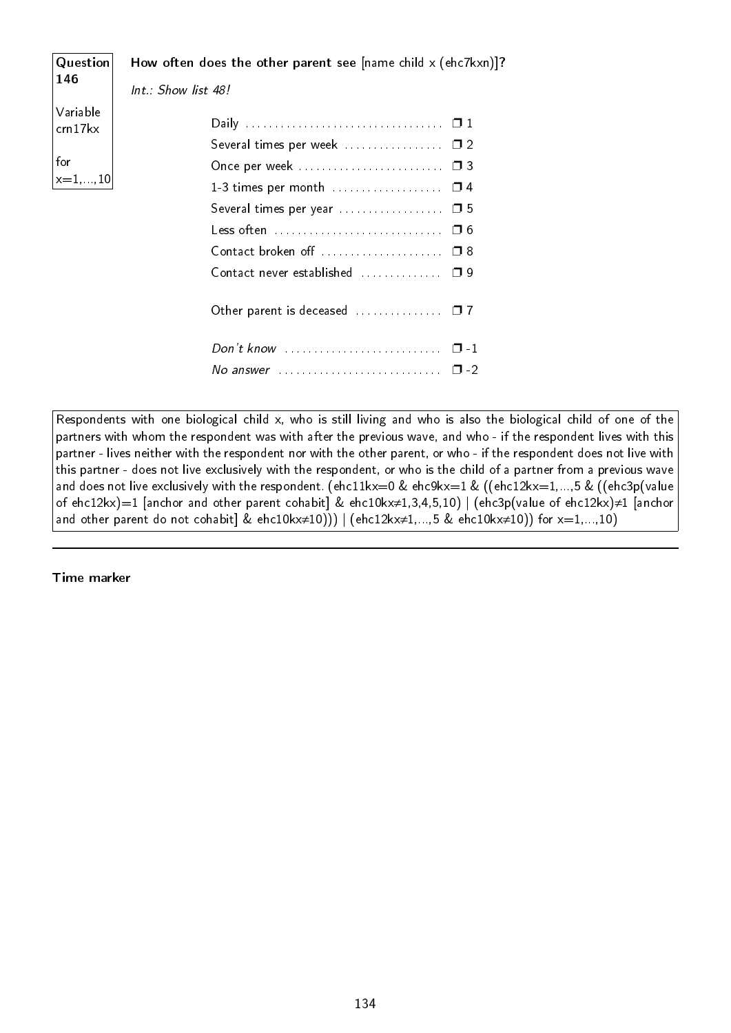**Question 146**

Variable crn17kx

for x=1,...,10

**How often does the other parent see** [name child x (ehc7kxn)]**?**

*Int.: Show list 48!*

| | |
|---|---|
| Daily | ❒ 1 |
| Several times per week | ❒ 2 |
| Once per week | ❒ 3 |
| 1-3 times per month | ❒ 4 |
| Several times per year | ❒ 5 |
| Less often | ❒ 6 |
| Contact broken off | ❒ 8 |
| Contact never established | ❒ 9 |
| Other parent is deceased | ❒ 7 |
| *Don't know* | ❒ -1 |
| *No answer* | ❒ -2 |

Respondents with one biological child x, who is still living and who is also the biological child of one of the partners with whom the respondent was with after the previous wave, and who - if the respondent lives with this partner - lives neither with the respondent nor with the other parent, or who - if the respondent does not live with this partner - does not live exclusively with the respondent, or who is the child of a partner from a previous wave and does not live exclusively with the respondent. (ehc11kx=0 & ehc9kx=1 & ((ehc12kx=1,...,5 & ((ehc3p(value of ehc12kx)=1 [anchor and other parent cohabit] & ehc10kx≠1,3,4,5,10) | (ehc3p(value of ehc12kx)≠1 [anchor and other parent do not cohabit] & ehc10kx≠10))) | (ehc12kx≠1,...,5 & ehc10kx≠10)) for x=1,...,10)

---

**Time marker**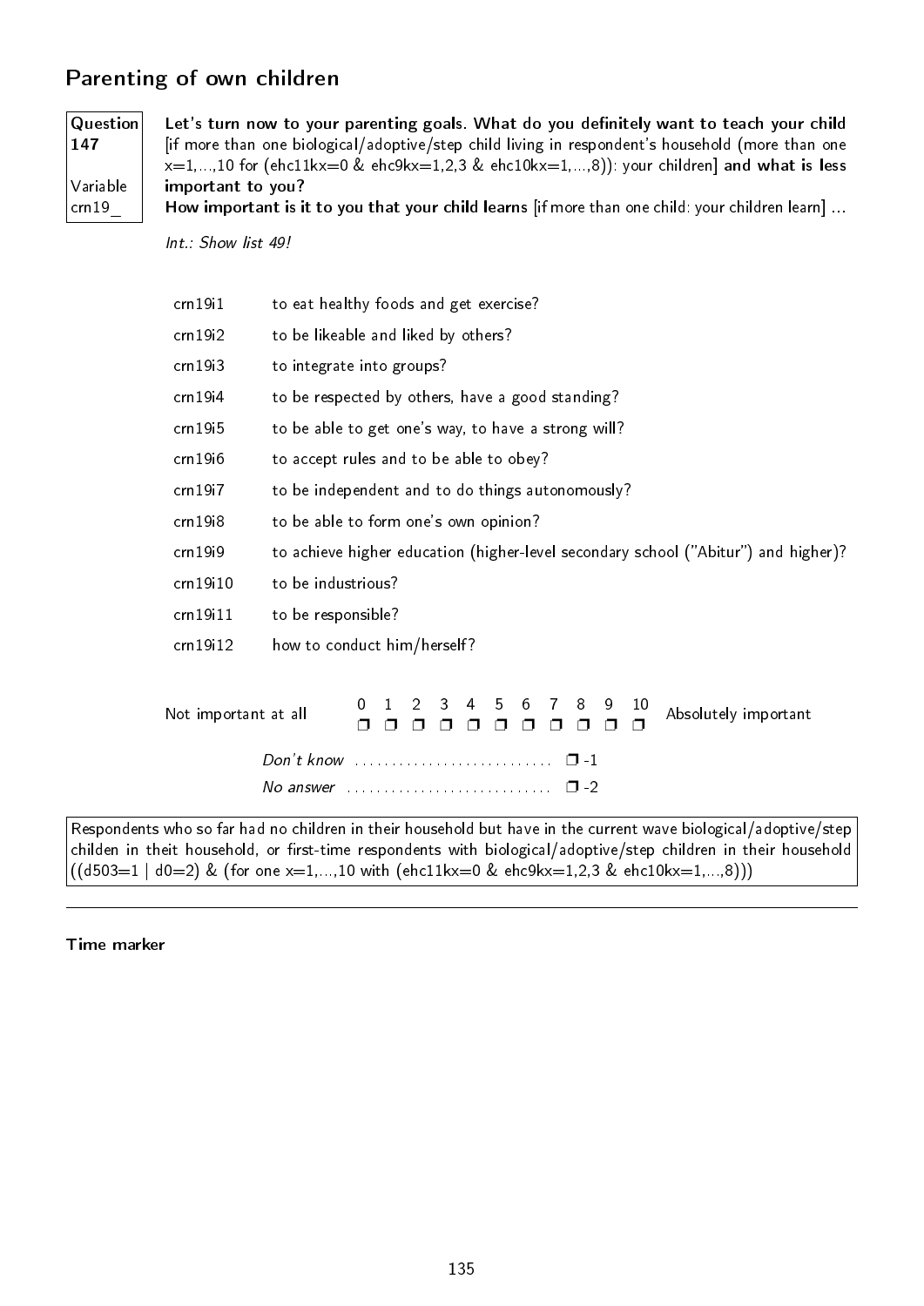## Parenting of own children

**Question 147**

**Variable crn19_**

**Let's turn now to your parenting goals. What do you definitely want to teach your child** [if more than one biological/adoptive/step child living in respondent's household (more than one x=1,...,10 for (ehc11kx=0 & ehc9kx=1,2,3 & ehc10kx=1,...,8)): your children] **and what is less important to you?**
**How important is it to you that your child learns** [if more than one child: your children learn] **...**

*Int.: Show list 49!*

| | |
|---|---|
| crn19i1 | to eat healthy foods and get exercise? |
| crn19i2 | to be likeable and liked by others? |
| crn19i3 | to integrate into groups? |
| crn19i4 | to be respected by others, have a good standing? |
| crn19i5 | to be able to get one's way, to have a strong will? |
| crn19i6 | to accept rules and to be able to obey? |
| crn19i7 | to be independent and to do things autonomously? |
| crn19i8 | to be able to form one's own opinion? |
| crn19i9 | to achieve higher education (higher-level secondary school ("Abitur") and higher)? |
| crn19i10 | to be industrious? |
| crn19i11 | to be responsible? |
| crn19i12 | how to conduct him/herself? |

Not important at all 0 ❐ 1 ❐ 2 ❐ 3 ❐ 4 ❐ 5 ❐ 6 ❐ 7 ❐ 8 ❐ 9 ❐ 10 ❐ Absolutely important

*Don't know* ........................... ❐ -1
*No answer* ........................... ❐ -2

Respondents who so far had no children in their household but have in the current wave biological/adoptive/step childen in theit household, or first-time respondents with biological/adoptive/step children in their household ((d503=1 | d0=2) & (for one x=1,...,10 with (ehc11kx=0 & ehc9kx=1,2,3 & ehc10kx=1,...,8)))

---

**Time marker**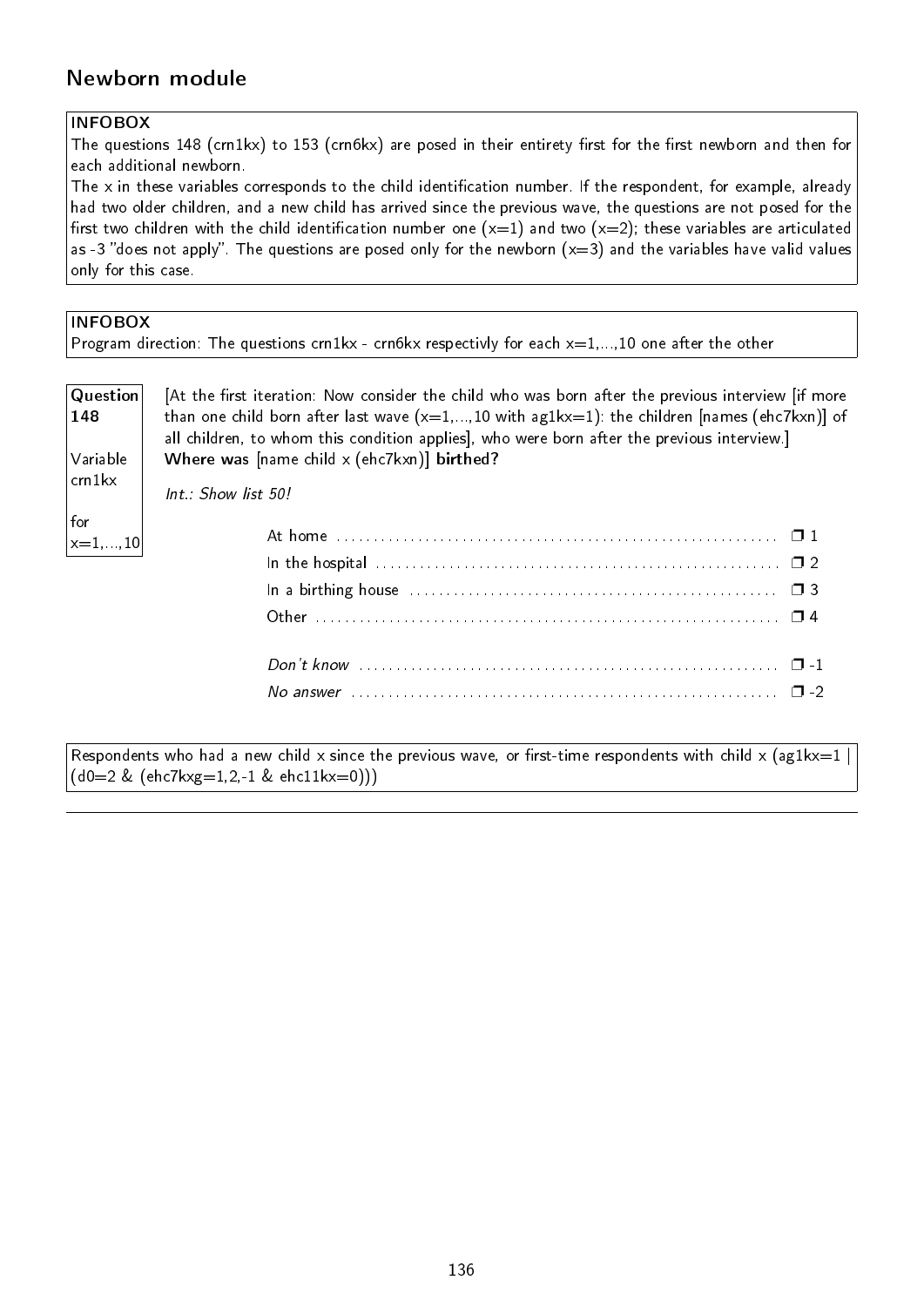## Newborn module

**INFOBOX**
The questions 148 (crn1kx) to 153 (crn6kx) are posed in their entirety first for the first newborn and then for each additional newborn.
The x in these variables corresponds to the child identification number. If the respondent, for example, already had two older children, and a new child has arrived since the previous wave, the questions are not posed for the first two children with the child identification number one (x=1) and two (x=2); these variables are articulated as -3 "does not apply". The questions are posed only for the newborn (x=3) and the variables have valid values only for this case.

**INFOBOX**
Program direction: The questions crn1kx - crn6kx respectivly for each x=1,...,10 one after the other

**Question 148**

Variable crn1kx

for x=1,...,10

[At the first iteration: Now consider the child who was born after the previous interview [if more than one child born after last wave (x=1,...,10 with ag1kx=1): the children [names (ehc7kxn)] of all children, to whom this condition applies], who were born after the previous interview.]
**Where was** [name child x (ehc7kxn)] **birthed?**

*Int.: Show list 50!*

| | |
|---|---|
| At home | ❒ 1 |
| In the hospital | ❒ 2 |
| In a birthing house | ❒ 3 |
| Other | ❒ 4 |
| *Don't know* | ❒ -1 |
| *No answer* | ❒ -2 |

Respondents who had a new child x since the previous wave, or first-time respondents with child x (ag1kx=1 | (d0=2 & (ehc7kxg=1,2,-1 & ehc11kx=0)))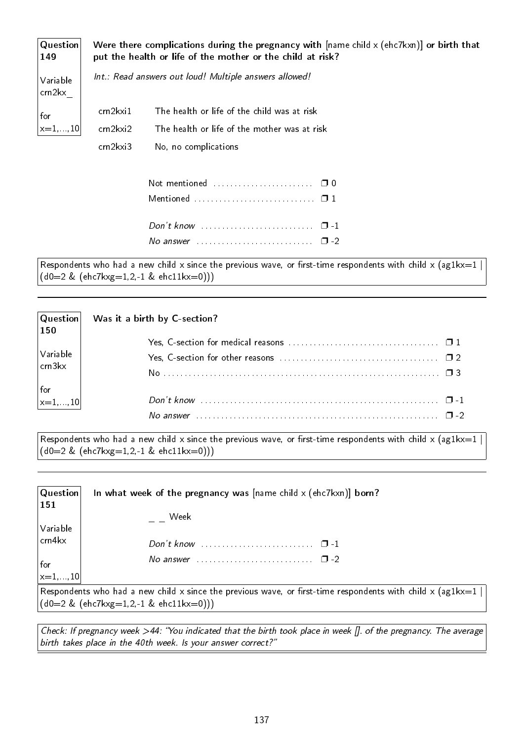**Question 149**

Variable crn2kx_

for x=1,...,10

**Were there complications during the pregnancy with** [name child x (ehc7kxn)] **or birth that put the health or life of the mother or the child at risk?**

*Int.: Read answers out loud! Multiple answers allowed!*

| | |
|---|---|
| crn2kxi1 | The health or life of the child was at risk |
| crn2kxi2 | The health or life of the mother was at risk |
| crn2kxi3 | No, no complications |

Not mentioned ........................ ❐ 0
Mentioned ............................ ❐ 1

*Don't know* .......................... ❐ -1
*No answer* ........................... ❐ -2

Respondents who had a new child x since the previous wave, or first-time respondents with child x (ag1kx=1 | (d0=2 & (ehc7kxg=1,2,-1 & ehc11kx=0)))

---

**Question 150**

Variable crn3kx

for x=1,...,10

**Was it a birth by C-section?**

Yes, C-section for medical reasons .................................. ❐ 1
Yes, C-section for other reasons ..................................... ❐ 2
No ................................................................ ❐ 3

*Don't know* ........................................................ ❐ -1
*No answer* ......................................................... ❐ -2

Respondents who had a new child x since the previous wave, or first-time respondents with child x (ag1kx=1 | (d0=2 & (ehc7kxg=1,2,-1 & ehc11kx=0)))

---

**Question 151**

Variable crn4kx

for x=1,...,10

**In what week of the pregnancy was** [name child x (ehc7kxn)] **born?**

_ _ Week

*Don't know* .......................... ❐ -1
*No answer* ........................... ❐ -2

Respondents who had a new child x since the previous wave, or first-time respondents with child x (ag1kx=1 | (d0=2 & (ehc7kxg=1,2,-1 & ehc11kx=0)))

*Check: If pregnancy week >44: "You indicated that the birth took place in week []. of the pregnancy. The average birth takes place in the 40th week. Is your answer correct?"*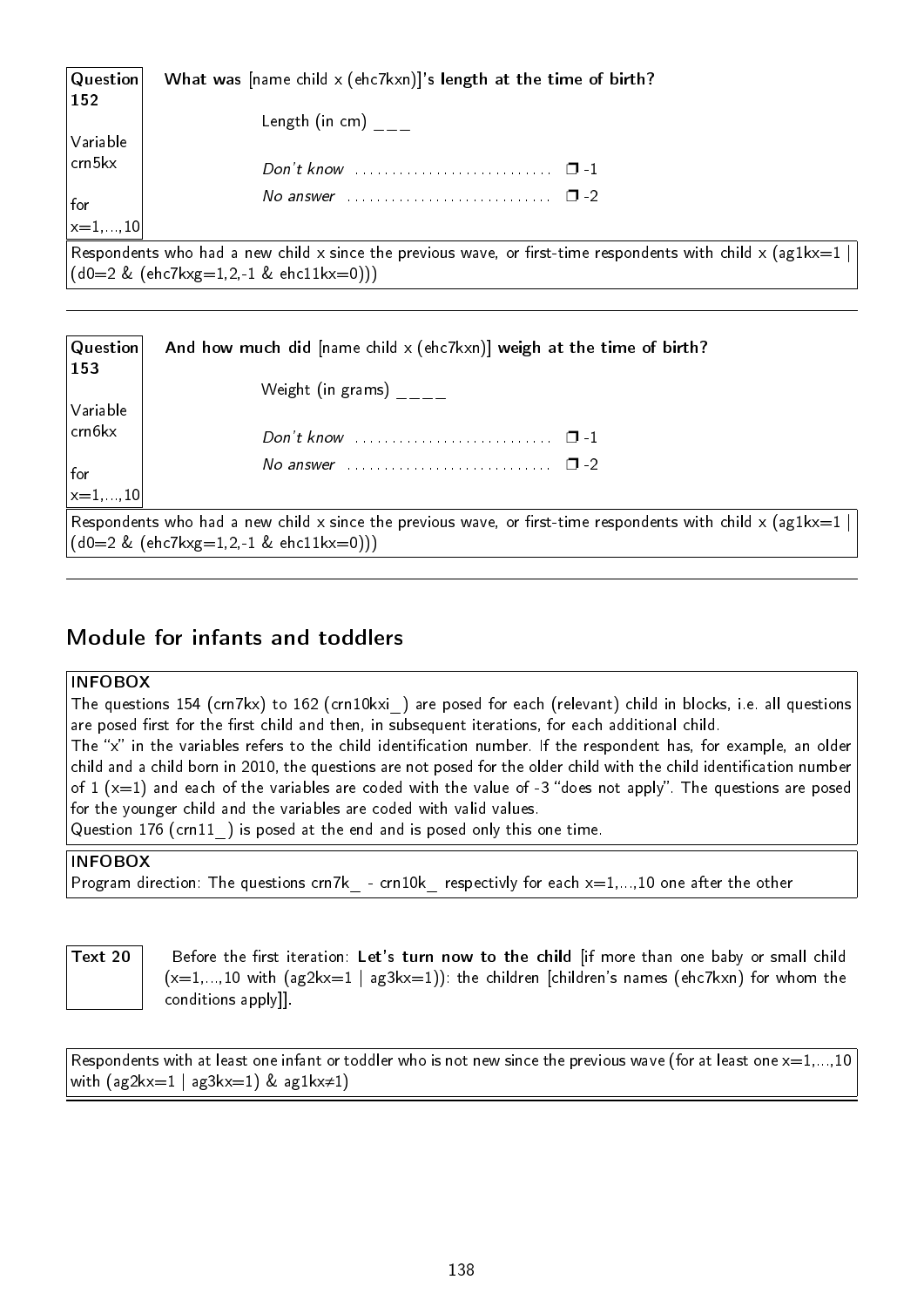| Question 152 | **What was** [name child x (ehc7kxn)]**'s length at the time of birth?** |
|---|---|
| Variable crn5kx | Length (in cm) ___ |
| | *Don't know* ........................... ❐ -1 |
| for x=1,...,10 | *No answer* ........................... ❐ -2 |

Respondents who had a new child x since the previous wave, or first-time respondents with child x (ag1kx=1 | (d0=2 & (ehc7kxg=1,2,-1 & ehc11kx=0)))

---

| Question 153 | **And how much did** [name child x (ehc7kxn)] **weigh at the time of birth?** |
|---|---|
| Variable crn6kx | Weight (in grams) ____ |
| | *Don't know* ........................... ❐ -1 |
| for x=1,...,10 | *No answer* ........................... ❐ -2 |

Respondents who had a new child x since the previous wave, or first-time respondents with child x (ag1kx=1 | (d0=2 & (ehc7kxg=1,2,-1 & ehc11kx=0)))

---

## Module for infants and toddlers

**INFOBOX**
The questions 154 (crn7kx) to 162 (crn10kxi_) are posed for each (relevant) child in blocks, i.e. all questions are posed first for the first child and then, in subsequent iterations, for each additional child.
The "x" in the variables refers to the child identification number. If the respondent has, for example, an older child and a child born in 2010, the questions are not posed for the older child with the child identification number of 1 (x=1) and each of the variables are coded with the value of -3 "does not apply". The questions are posed for the younger child and the variables are coded with valid values.
Question 176 (crn11_) is posed at the end and is posed only this one time.

**INFOBOX**
Program direction: The questions crn7k_ - crn10k_ respectivly for each x=1,...,10 one after the other

| Text 20 | Before the first iteration: **Let's turn now to the child** [if more than one baby or small child (x=1,...,10 with (ag2kx=1 \| ag3kx=1)): the children [children's names (ehc7kxn) for whom the conditions apply]]. |
|---|---|

Respondents with at least one infant or toddler who is not new since the previous wave (for at least one x=1,...,10 with (ag2kx=1 | ag3kx=1) & ag1kx≠1)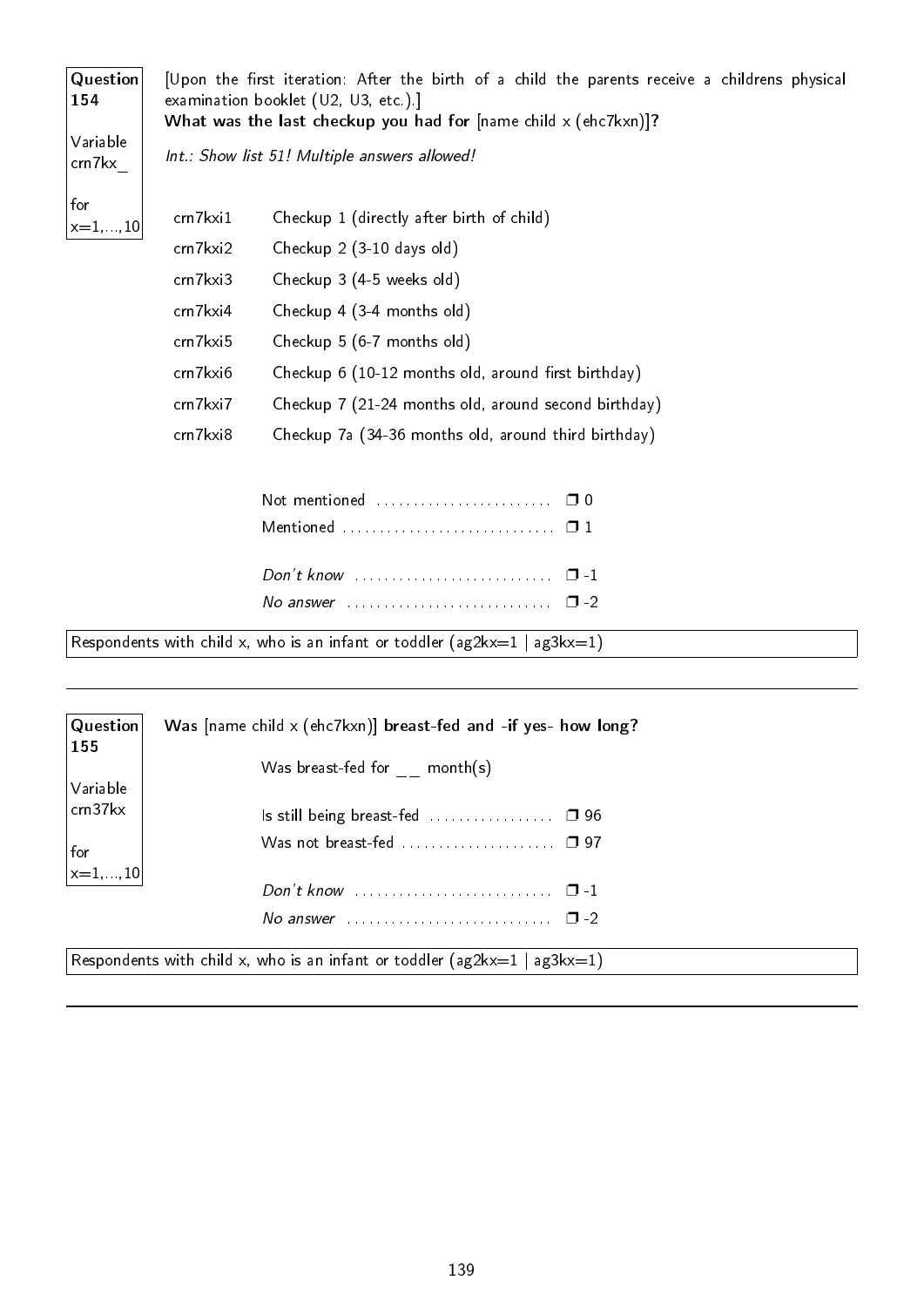**Question 154**

Variable crn7kx_

for x=1,...,10

[Upon the first iteration: After the birth of a child the parents receive a childrens physical examination booklet (U2, U3, etc.).]
**What was the last checkup you had for** [name child x (ehc7kxn)]**?**

*Int.: Show list 51! Multiple answers allowed!*

| | |
|---|---|
| crn7kxi1 | Checkup 1 (directly after birth of child) |
| crn7kxi2 | Checkup 2 (3-10 days old) |
| crn7kxi3 | Checkup 3 (4-5 weeks old) |
| crn7kxi4 | Checkup 4 (3-4 months old) |
| crn7kxi5 | Checkup 5 (6-7 months old) |
| crn7kxi6 | Checkup 6 (10-12 months old, around first birthday) |
| crn7kxi7 | Checkup 7 (21-24 months old, around second birthday) |
| crn7kxi8 | Checkup 7a (34-36 months old, around third birthday) |

Not mentioned ........................ ❐ 0
Mentioned ............................ ❐ 1

*Don't know* ........................... ❐ -1
*No answer* ............................ ❐ -2

Respondents with child x, who is an infant or toddler (ag2kx=1 | ag3kx=1)

---

**Question 155**

Variable crn37kx

for x=1,...,10

**Was** [name child x (ehc7kxn)] **breast-fed and -if yes- how long?**

Was breast-fed for __ month(s)

Is still being breast-fed ................. ❐ 96
Was not breast-fed ..................... ❐ 97

*Don't know* ........................... ❐ -1
*No answer* ............................ ❐ -2

Respondents with child x, who is an infant or toddler (ag2kx=1 | ag3kx=1)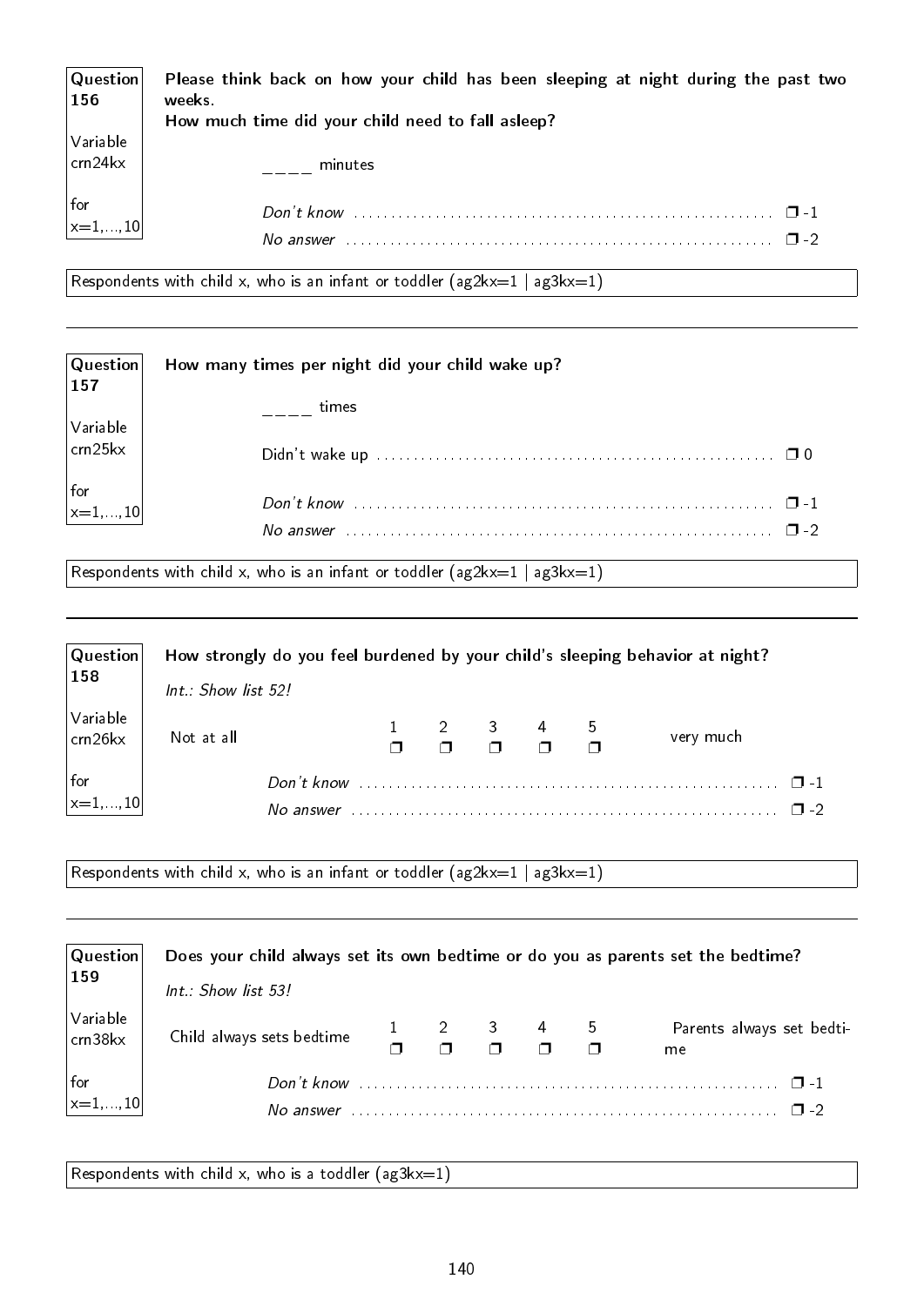**Question 156**

Variable crn24kx

for x=1,...,10

**Please think back on how your child has been sleeping at night during the past two weeks.**
**How much time did your child need to fall asleep?**

____ minutes

*Don't know* ........................................................ ❐ -1
*No answer* ........................................................ ❐ -2

Respondents with child x, who is an infant or toddler (ag2kx=1 | ag3kx=1)

---

**Question 157**

Variable crn25kx

for x=1,...,10

**How many times per night did your child wake up?**

____ times

Didn't wake up ........................................................ ❐ 0

*Don't know* ........................................................ ❐ -1
*No answer* ........................................................ ❐ -2

Respondents with child x, who is an infant or toddler (ag2kx=1 | ag3kx=1)

---

**Question 158**

Variable crn26kx

for x=1,...,10

**How strongly do you feel burdened by your child's sleeping behavior at night?**

*Int.: Show list 52!*

| Not at all | 1 | 2 | 3 | 4 | 5 | very much |
|---|---|---|---|---|---|---|
| | ❐ | ❐ | ❐ | ❐ | ❐ | |

*Don't know* ........................................................ ❐ -1
*No answer* ........................................................ ❐ -2

Respondents with child x, who is an infant or toddler (ag2kx=1 | ag3kx=1)

---

**Question 159**

Variable crn38kx

for x=1,...,10

**Does your child always set its own bedtime or do you as parents set the bedtime?**

*Int.: Show list 53!*

| Child always sets bedtime | 1 | 2 | 3 | 4 | 5 | Parents always set bedtime |
|---|---|---|---|---|---|---|
| | ❐ | ❐ | ❐ | ❐ | ❐ | |

*Don't know* ........................................................ ❐ -1
*No answer* ........................................................ ❐ -2

Respondents with child x, who is a toddler (ag3kx=1)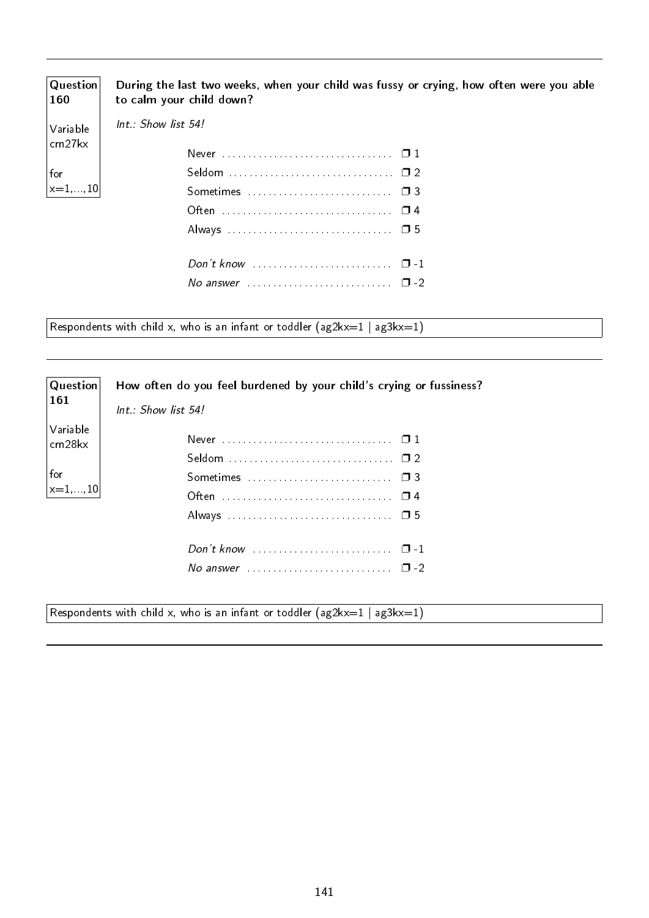---

**Question 160**

Variable crn27kx

for x=1,...,10

**During the last two weeks, when your child was fussy or crying, how often were you able to calm your child down?**

*Int.: Show list 54!*

| | |
|---|---|
| Never | ❒ 1 |
| Seldom | ❒ 2 |
| Sometimes | ❒ 3 |
| Often | ❒ 4 |
| Always | ❒ 5 |
| *Don't know* | ❒ -1 |
| *No answer* | ❒ -2 |

Respondents with child x, who is an infant or toddler (ag2kx=1 | ag3kx=1)

---

**Question 161**

Variable crn28kx

for x=1,...,10

**How often do you feel burdened by your child's crying or fussiness?**

*Int.: Show list 54!*

| | |
|---|---|
| Never | ❒ 1 |
| Seldom | ❒ 2 |
| Sometimes | ❒ 3 |
| Often | ❒ 4 |
| Always | ❒ 5 |
| *Don't know* | ❒ -1 |
| *No answer* | ❒ -2 |

Respondents with child x, who is an infant or toddler (ag2kx=1 | ag3kx=1)

---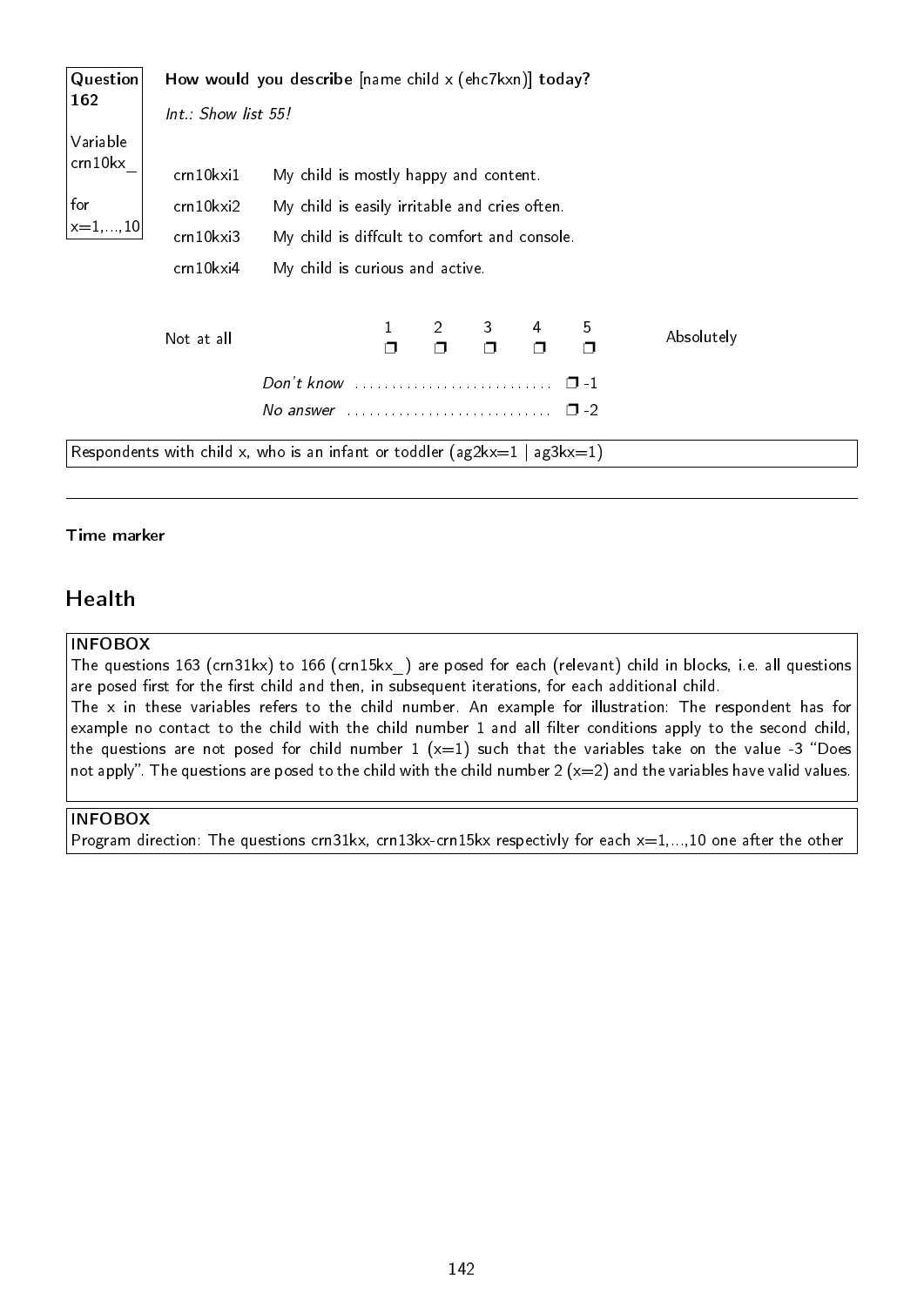**Question 162**

Variable crn10kx_

for x=1,...,10

**How would you describe** [name child x (ehc7kxn)] **today?**

*Int.: Show list 55!*

| | |
|---|---|
| crn10kxi1 | My child is mostly happy and content. |
| crn10kxi2 | My child is easily irritable and cries often. |
| crn10kxi3 | My child is diffcult to comfort and console. |
| crn10kxi4 | My child is curious and active. |

| Not at all | 1 | 2 | 3 | 4 | 5 | Absolutely |
|---|---|---|---|---|---|---|
| | ❐ | ❐ | ❐ | ❐ | ❐ | |

*Don't know* ........................... ❐ -1

*No answer* ............................ ❐ -2

Respondents with child x, who is an infant or toddler (ag2kx=1 | ag3kx=1)

---

**Time marker**

## Health

**INFOBOX**

The questions 163 (crn31kx) to 166 (crn15kx_) are posed for each (relevant) child in blocks, i.e. all questions are posed first for the first child and then, in subsequent iterations, for each additional child.

The x in these variables refers to the child number. An example for illustration: The respondent has for example no contact to the child with the child number 1 and all filter conditions apply to the second child, the questions are not posed for child number 1 (x=1) such that the variables take on the value -3 "Does not apply". The questions are posed to the child with the child number 2 (x=2) and the variables have valid values.

**INFOBOX**

Program direction: The questions crn31kx, crn13kx-crn15kx respectivly for each x=1,...,10 one after the other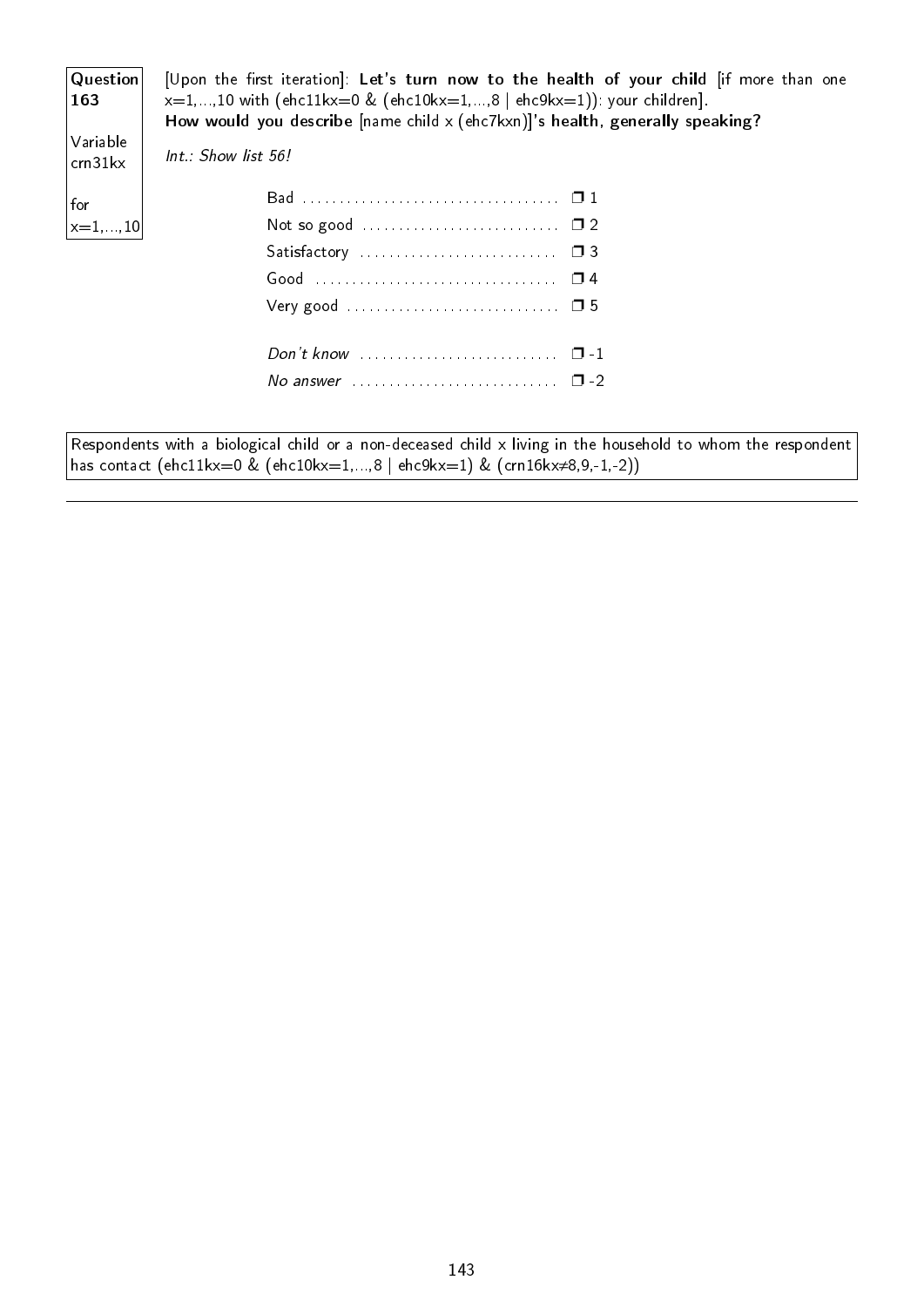**Question 163**

Variable crn31kx

for x=1,...,10

[Upon the first iteration]: **Let's turn now to the health of your child** [if more than one x=1,...,10 with (ehc11kx=0 & (ehc10kx=1,...,8 | ehc9kx=1)): your children].
**How would you describe** [name child x (ehc7kxn)]**'s health, generally speaking?**

*Int.: Show list 56!*

| | |
|---|---|
| Bad | ❒ 1 |
| Not so good | ❒ 2 |
| Satisfactory | ❒ 3 |
| Good | ❒ 4 |
| Very good | ❒ 5 |
| *Don't know* | ❒ -1 |
| *No answer* | ❒ -2 |

Respondents with a biological child or a non-deceased child x living in the household to whom the respondent has contact (ehc11kx=0 & (ehc10kx=1,...,8 | ehc9kx=1) & (crn16kx≠8,9,-1,-2))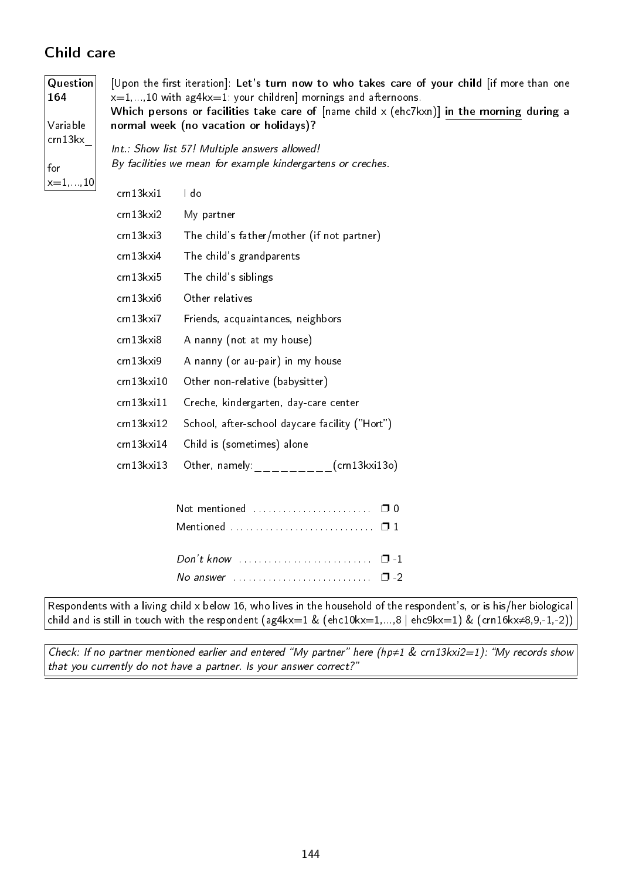## Child care

**Question 164**

Variable crn13kx_

for x=1,...,10

[Upon the first iteration]: **Let's turn now to who takes care of your child** [if more than one x=1,...,10 with ag4kx=1: your children] mornings and afternoons.
**Which persons or facilities take care of** [name child x (ehc7kxn)] **in the morning during a normal week (no vacation or holidays)?**

*Int.: Show list 57! Multiple answers allowed!*
*By facilities we mean for example kindergartens or creches.*

| | |
|---|---|
| crn13kxi1 | I do |
| crn13kxi2 | My partner |
| crn13kxi3 | The child's father/mother (if not partner) |
| crn13kxi4 | The child's grandparents |
| crn13kxi5 | The child's siblings |
| crn13kxi6 | Other relatives |
| crn13kxi7 | Friends, acquaintances, neighbors |
| crn13kxi8 | A nanny (not at my house) |
| crn13kxi9 | A nanny (or au-pair) in my house |
| crn13kxi10 | Other non-relative (babysitter) |
| crn13kxi11 | Creche, kindergarten, day-care center |
| crn13kxi12 | School, after-school daycare facility ("Hort") |
| crn13kxi14 | Child is (sometimes) alone |
| crn13kxi13 | Other, namely:_________(crn13kxi13o) |

Not mentioned ........................ ❒ 0
Mentioned ............................ ❒ 1

*Don't know* .......................... ❒ -1
*No answer* ........................... ❒ -2

Respondents with a living child x below 16, who lives in the household of the respondent's, or is his/her biological child and is still in touch with the respondent (ag4kx=1 & (ehc10kx=1,...,8 | ehc9kx=1) & (crn16kx≠8,9,-1,-2))

*Check: If no partner mentioned earlier and entered "My partner" here (hp≠1 & crn13kxi2=1): "My records show that you currently do not have a partner. Is your answer correct?"*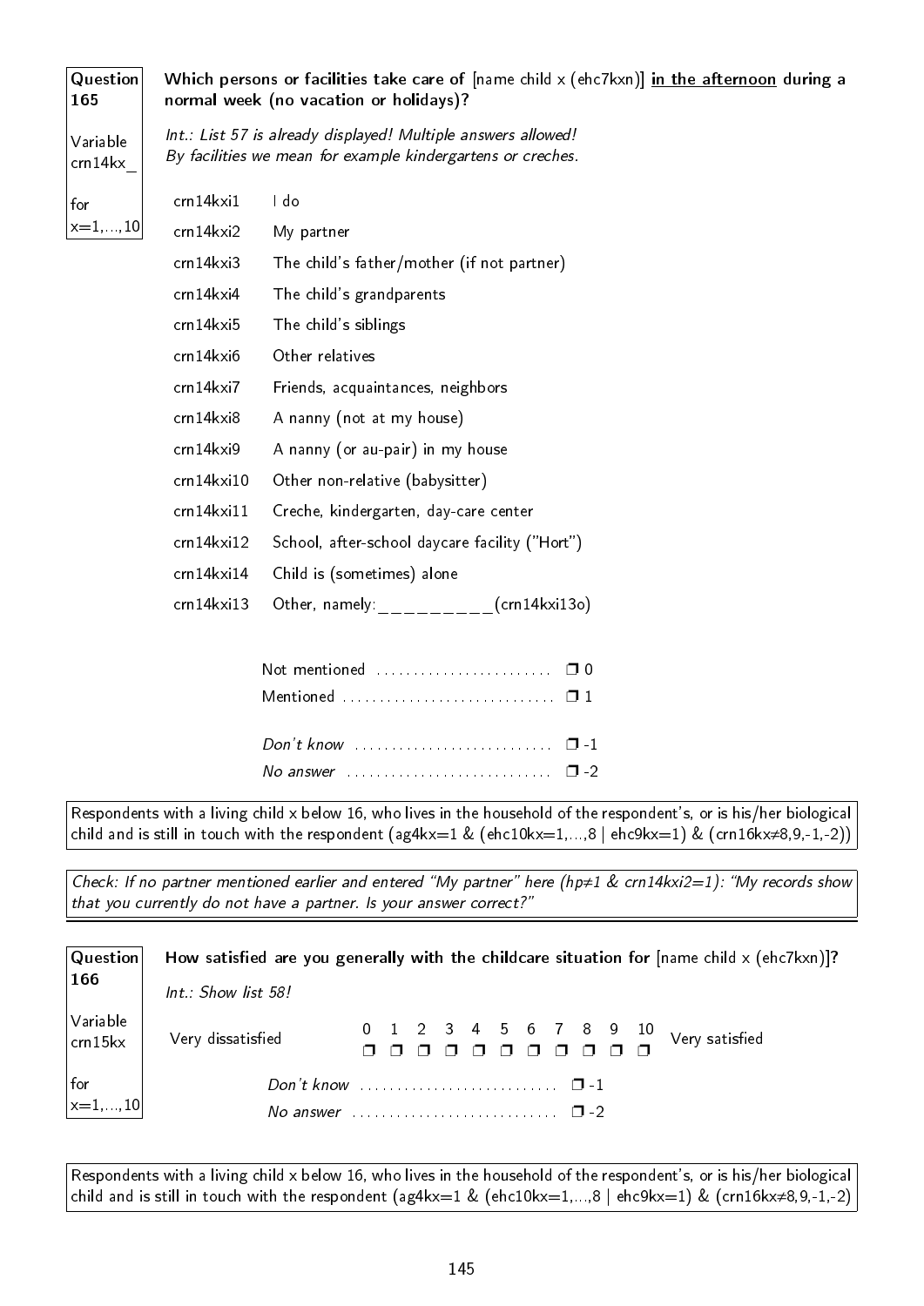**Question 165**

**Variable crn14kx_**

**for x=1,...,10**

**Which persons or facilities take care of** [name child x (ehc7kxn)] **<u>in the afternoon</u> during a normal week (no vacation or holidays)?**

*Int.: List 57 is already displayed! Multiple answers allowed!*
*By facilities we mean for example kindergartens or creches.*

| | |
|---|---|
| crn14kxi1 | I do |
| crn14kxi2 | My partner |
| crn14kxi3 | The child's father/mother (if not partner) |
| crn14kxi4 | The child's grandparents |
| crn14kxi5 | The child's siblings |
| crn14kxi6 | Other relatives |
| crn14kxi7 | Friends, acquaintances, neighbors |
| crn14kxi8 | A nanny (not at my house) |
| crn14kxi9 | A nanny (or au-pair) in my house |
| crn14kxi10 | Other non-relative (babysitter) |
| crn14kxi11 | Creche, kindergarten, day-care center |
| crn14kxi12 | School, after-school daycare facility ("Hort") |
| crn14kxi14 | Child is (sometimes) alone |
| crn14kxi13 | Other, namely:_________(crn14kxi13o) |

Not mentioned ........................ ❒ 0
Mentioned ............................ ❒ 1

*Don't know* .......................... ❒ -1
*No answer* ........................... ❒ -2

Respondents with a living child x below 16, who lives in the household of the respondent's, or is his/her biological child and is still in touch with the respondent (ag4kx=1 & (ehc10kx=1,...,8 | ehc9kx=1) & (crn16kx≠8,9,-1,-2))

*Check: If no partner mentioned earlier and entered "My partner" here (hp≠1 & crn14kxi2=1): "My records show that you currently do not have a partner. Is your answer correct?"*

---

**Question 166**

**Variable crn15kx**

**for x=1,...,10**

**How satisfied are you generally with the childcare situation for** [name child x (ehc7kxn)]**?**

*Int.: Show list 58!*

| | 0 | 1 | 2 | 3 | 4 | 5 | 6 | 7 | 8 | 9 | 10 | |
|---|---|---|---|---|---|---|---|---|---|---|---|---|
| Very dissatisfied | ❒ | ❒ | ❒ | ❒ | ❒ | ❒ | ❒ | ❒ | ❒ | ❒ | ❒ | Very satisfied |

*Don't know* .......................... ❒ -1
*No answer* ........................... ❒ -2

Respondents with a living child x below 16, who lives in the household of the respondent's, or is his/her biological child and is still in touch with the respondent (ag4kx=1 & (ehc10kx=1,...,8 | ehc9kx=1) & (crn16kx≠8,9,-1,-2)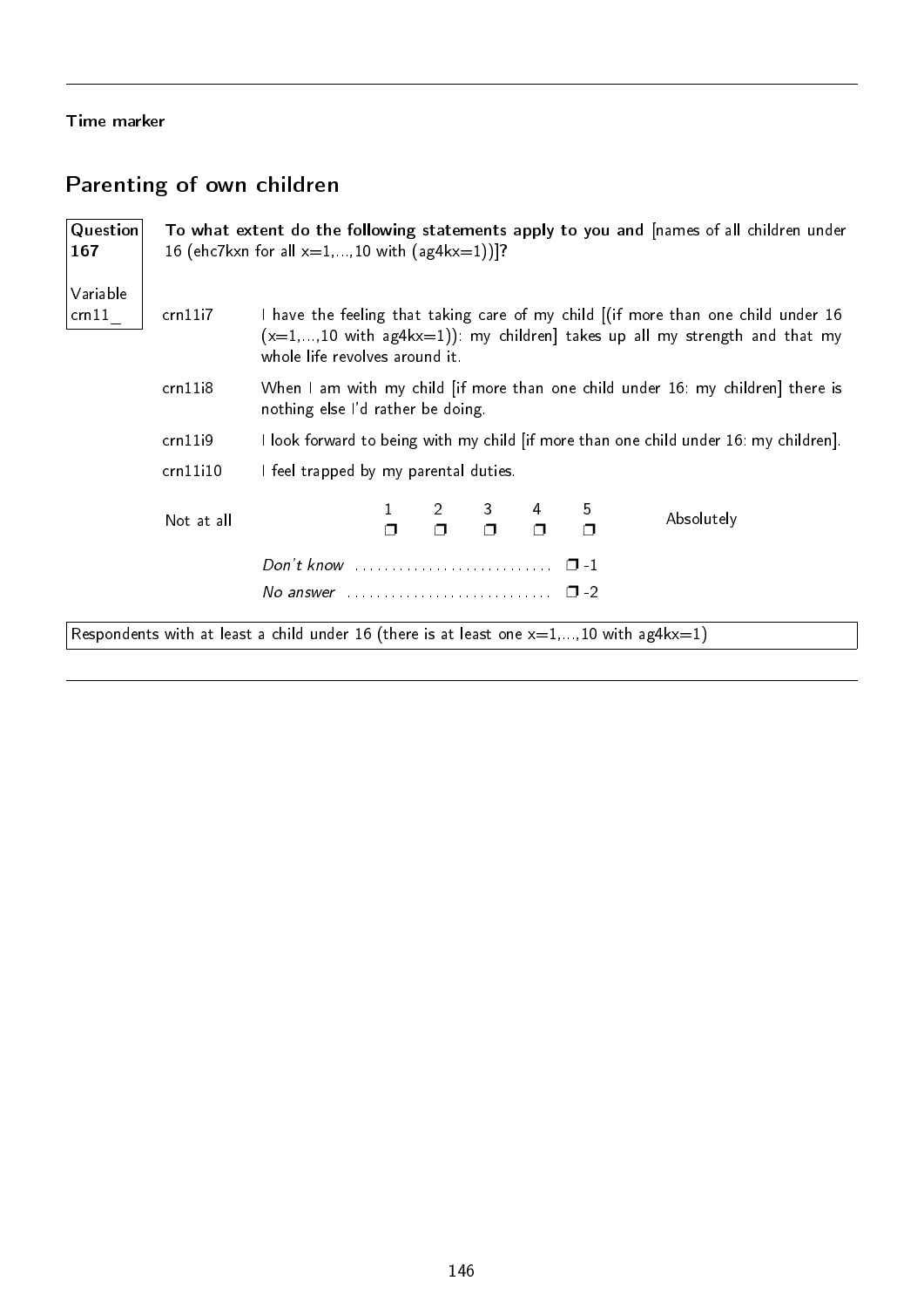**Time marker**

## Parenting of own children

**Question 167**

Variable crn11_

**To what extent do the following statements apply to you and** [names of all children under 16 (ehc7kxn for all x=1,...,10 with (ag4kx=1))]**?**

| | |
|---|---|
| crn11i7 | I have the feeling that taking care of my child [(if more than one child under 16 (x=1,...,10 with ag4kx=1)): my children] takes up all my strength and that my whole life revolves around it. |
| crn11i8 | When I am with my child [if more than one child under 16: my children] there is nothing else I'd rather be doing. |
| crn11i9 | I look forward to being with my child [if more than one child under 16: my children]. |
| crn11i10 | I feel trapped by my parental duties. |

| Not at all | 1 | 2 | 3 | 4 | 5 | Absolutely |
|---|---|---|---|---|---|---|
| | ❐ | ❐ | ❐ | ❐ | ❐ | |

*Don't know* ............................ ❐ -1

*No answer* ............................ ❐ -2

Respondents with at least a child under 16 (there is at least one x=1,...,10 with ag4kx=1)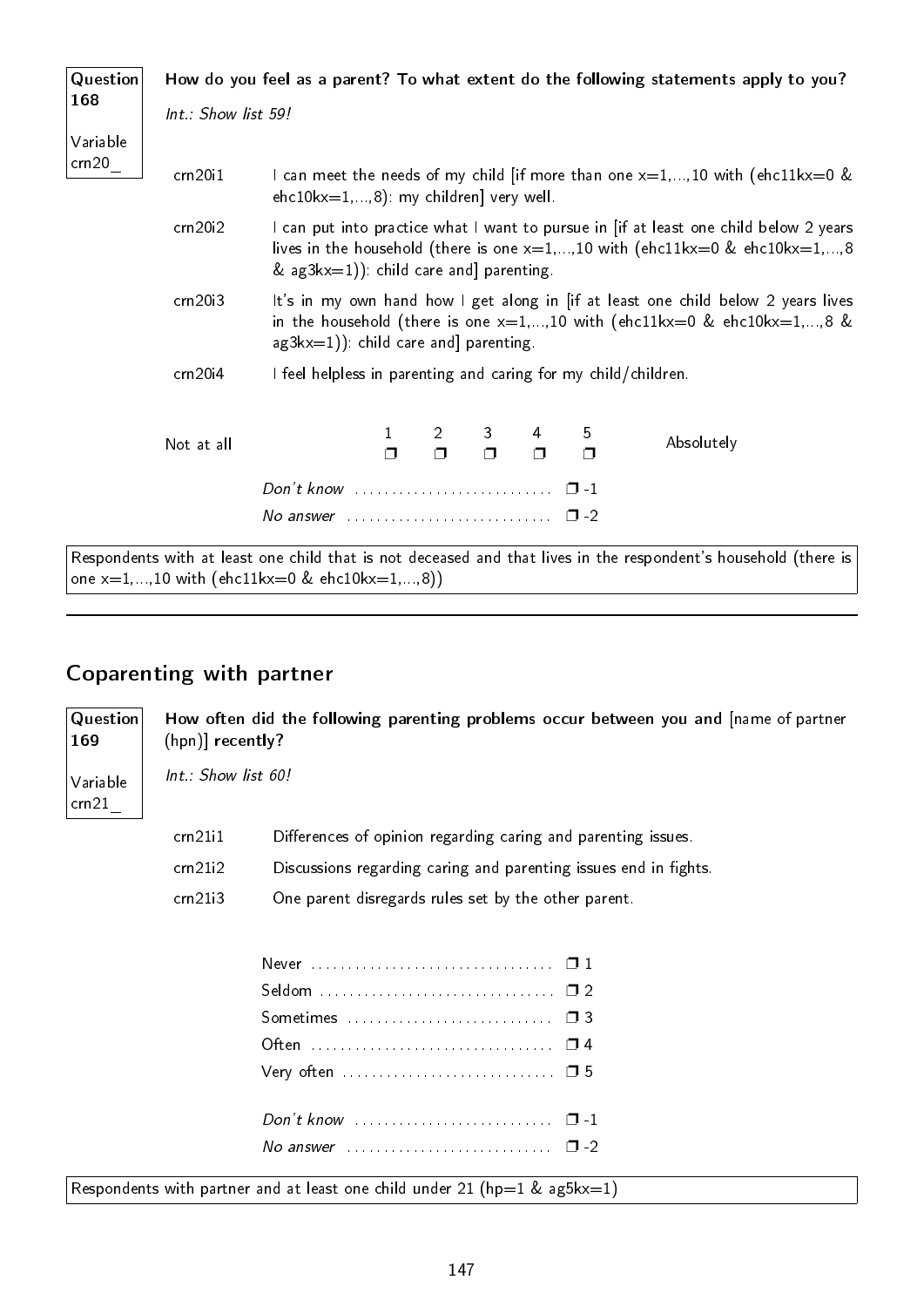**Question 168**

Variable crn20_

**How do you feel as a parent? To what extent do the following statements apply to you?**

*Int.: Show list 59!*

| | |
|---|---|
| crn20i1 | I can meet the needs of my child [if more than one x=1,...,10 with (ehc11kx=0 & ehc10kx=1,...,8): my children] very well. |
| crn20i2 | I can put into practice what I want to pursue in [if at least one child below 2 years lives in the household (there is one x=1,...,10 with (ehc11kx=0 & ehc10kx=1,...,8 & ag3kx=1)): child care and] parenting. |
| crn20i3 | It's in my own hand how I get along in [if at least one child below 2 years lives in the household (there is one x=1,...,10 with (ehc11kx=0 & ehc10kx=1,...,8 & ag3kx=1)): child care and] parenting. |
| crn20i4 | I feel helpless in parenting and caring for my child/children. |

| Not at all | 1 ❐ | 2 ❐ | 3 ❐ | 4 ❐ | 5 ❐ | Absolutely |
|---|---|---|---|---|---|---|

*Don't know* ❐ -1

*No answer* ❐ -2

Respondents with at least one child that is not deceased and that lives in the respondent's household (there is one x=1,...,10 with (ehc11kx=0 & ehc10kx=1,...,8))

---

## Coparenting with partner

**Question 169**

Variable crn21_

**How often did the following parenting problems occur between you and** [name of partner (hpn)] **recently?**

*Int.: Show list 60!*

| | |
|---|---|
| crn21i1 | Differences of opinion regarding caring and parenting issues. |
| crn21i2 | Discussions regarding caring and parenting issues end in fights. |
| crn21i3 | One parent disregards rules set by the other parent. |

Never ❐ 1
Seldom ❐ 2
Sometimes ❐ 3
Often ❐ 4
Very often ❐ 5

*Don't know* ❐ -1
*No answer* ❐ -2

Respondents with partner and at least one child under 21 (hp=1 & ag5kx=1)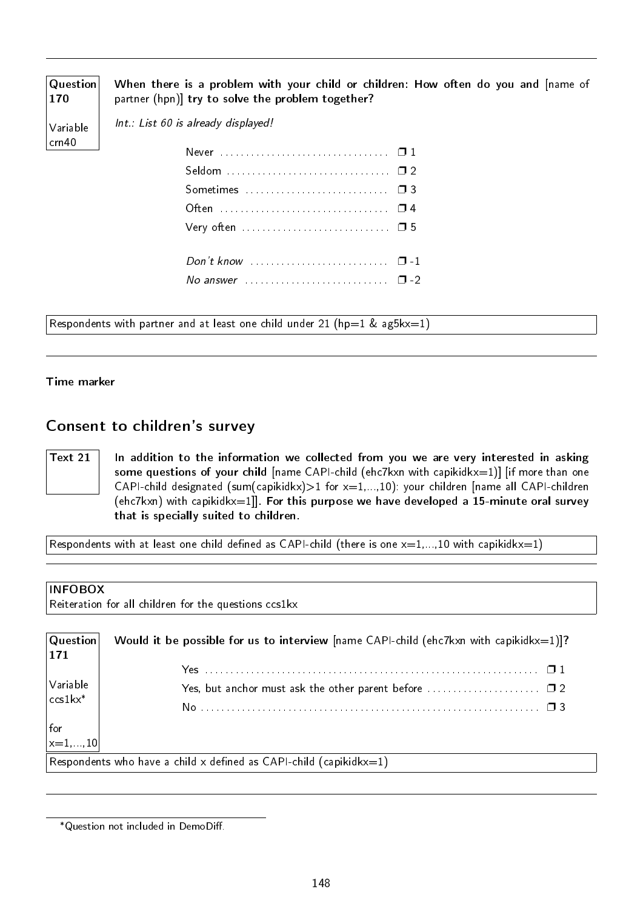**Question 170**

**Variable crn40**

**When there is a problem with your child or children: How often do you and** [name of partner (hpn)] **try to solve the problem together?**

*Int.: List 60 is already displayed!*

Never ................................. ❒ 1
Seldom ............................... ❒ 2
Sometimes ........................... ❒ 3
Often ................................. ❒ 4
Very often ............................ ❒ 5

*Don't know* .......................... ❒ -1
*No answer* ........................... ❒ -2

Respondents with partner and at least one child under 21 (hp=1 & ag5kx=1)

---

**Time marker**

## Consent to children's survey

**Text 21**

**In addition to the information we collected from you we are very interested in asking some questions of your child** [name CAPI-child (ehc7kxn with capikidkx=1)] [if more than one CAPI-child designated (sum(capikidkx)>1 for x=1,...,10): your children [name all CAPI-children (ehc7kxn) with capikidkx=1]]. **For this purpose we have developed a 15-minute oral survey that is specially suited to children.**

Respondents with at least one child defined as CAPI-child (there is one x=1,...,10 with capikidkx=1)

---

**INFOBOX**
Reiteration for all children for the questions ccs1kx

**Question 171**

**Variable ccs1kx***

**for x=1,...,10**

**Would it be possible for us to interview** [name CAPI-child (ehc7kxn with capikidkx=1)]**?**

Yes ................................................................ ❒ 1
Yes, but anchor must ask the other parent before ...................... ❒ 2
No ................................................................. ❒ 3

Respondents who have a child x defined as CAPI-child (capikidkx=1)

---

*Question not included in DemoDiff.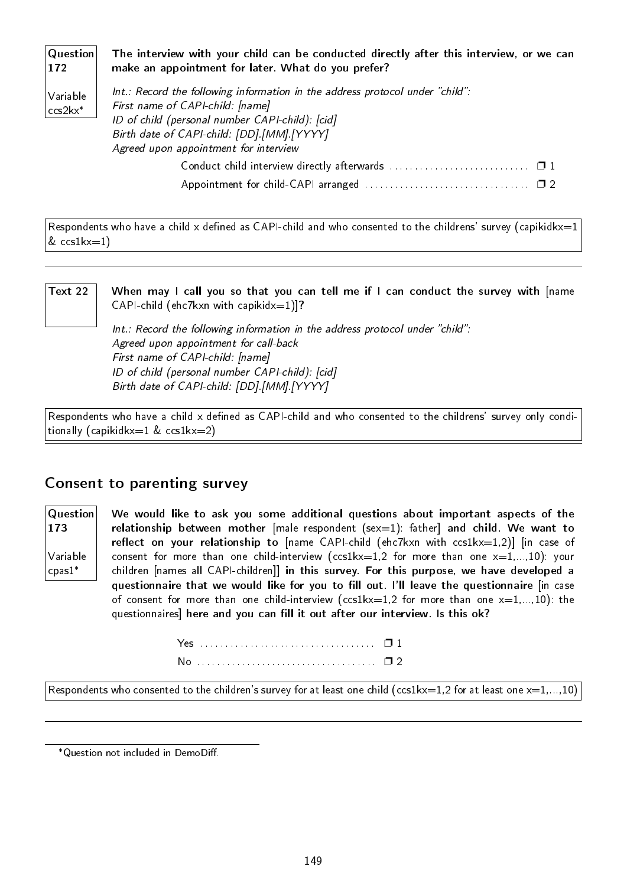**Question 172**

**Variable ccs2kx***

**The interview with your child can be conducted directly after this interview, or we can make an appointment for later. What do you prefer?**

*Int.: Record the following information in the address protocol under "child":*
*First name of CAPI-child: [name]*
*ID of child (personal number CAPI-child): [cid]*
*Birth date of CAPI-child: [DD].[MM].[YYYY]*
*Agreed upon appointment for interview*

Conduct child interview directly afterwards ............................ ❒ 1
Appointment for child-CAPI arranged ................................ ❒ 2

Respondents who have a child x defined as CAPI-child and who consented to the childrens' survey (capikidkx=1 & ccs1kx=1)

---

**Text 22**

**When may I call you so that you can tell me if I can conduct the survey with** [name CAPI-child (ehc7kxn with capikidx=1)]**?**

*Int.: Record the following information in the address protocol under "child":*
*Agreed upon appointment for call-back*
*First name of CAPI-child: [name]*
*ID of child (personal number CAPI-child): [cid]*
*Birth date of CAPI-child: [DD].[MM].[YYYY]*

Respondents who have a child x defined as CAPI-child and who consented to the childrens' survey only conditionally (capikidkx=1 & ccs1kx=2)

## Consent to parenting survey

**Question 173**

**Variable cpas1***

**We would like to ask you some additional questions about important aspects of the relationship between mother** [male respondent (sex=1): father] **and child. We want to reflect on your relationship to** [name CAPI-child (ehc7kxn with ccs1kx=1,2)] [in case of consent for more than one child-interview (ccs1kx=1,2 for more than one x=1,...,10): your children [names all CAPI-children]] **in this survey. For this purpose, we have developed a questionnaire that we would like for you to fill out. I'll leave the questionnaire** [in case of consent for more than one child-interview (ccs1kx=1,2 for more than one x=1,...,10): the questionnaires] **here and you can fill it out after our interview. Is this ok?**

Yes .................................... ❒ 1
No .................................... ❒ 2

Respondents who consented to the children's survey for at least one child (ccs1kx=1,2 for at least one x=1,...,10)

---

*Question not included in DemoDiff.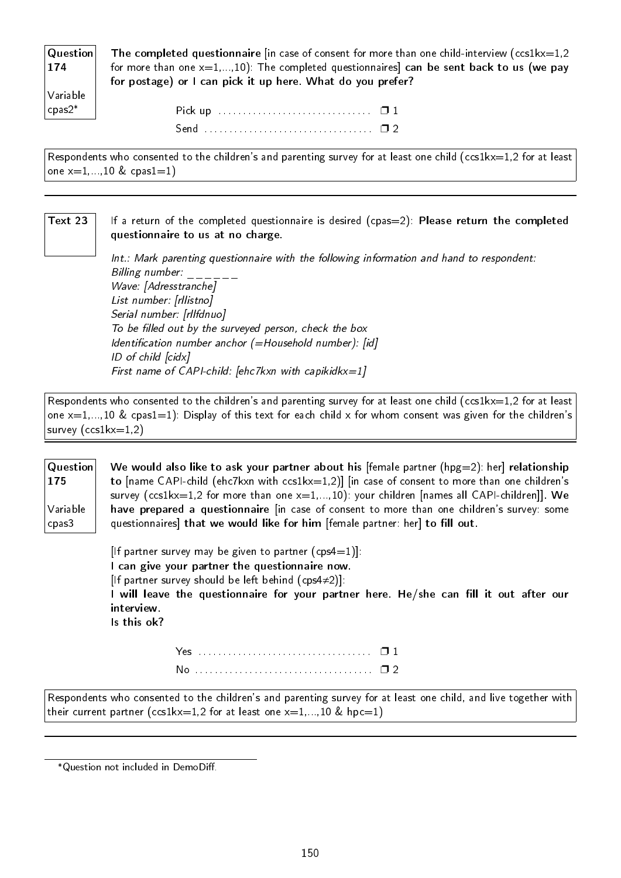**Question 174**

**Variable cpas2***

**The completed questionnaire** [in case of consent for more than one child-interview (ccs1kx=1,2 for more than one x=1,...,10): The completed questionnaires] **can be sent back to us (we pay for postage) or I can pick it up here. What do you prefer?**

Pick up .............................. ❒ 1
Send .................................. ❒ 2

Respondents who consented to the children's and parenting survey for at least one child (ccs1kx=1,2 for at least one x=1,...,10 & cpas1=1)

---

**Text 23**

If a return of the completed questionnaire is desired (cpas=2): **Please return the completed questionnaire to us at no charge.**

*Int.: Mark parenting questionnaire with the following information and hand to respondent:*
*Billing number: _ _ _ _ _ _*
*Wave: [Adresstranche]*
*List number: [rllistno]*
*Serial number: [rllfdnuo]*
*To be filled out by the surveyed person, check the box*
*Identification number anchor (=Household number): [id]*
*ID of child [cidx]*
*First name of CAPI-child: [ehc7kxn with capikidkx=1]*

Respondents who consented to the children's and parenting survey for at least one child (ccs1kx=1,2 for at least one x=1,...,10 & cpas1=1): Display of this text for each child x for whom consent was given for the children's survey (ccs1kx=1,2)

---

**Question 175**

**Variable cpas3**

**We would also like to ask your partner about his** [female partner (hpg=2): her] **relationship to** [name CAPI-child (ehc7kxn with ccs1kx=1,2)] [in case of consent to more than one children's survey (ccs1kx=1,2 for more than one x=1,...,10): your children [names all CAPI-children]]. **We have prepared a questionnaire** [in case of consent to more than one children's survey: some questionnaires] **that we would like for him** [female partner: her] **to fill out.**

[If partner survey may be given to partner (cps4=1)]:
**I can give your partner the questionnaire now.**
[If partner survey should be left behind (cps4≠2)]:
**I will leave the questionnaire for your partner here. He/she can fill it out after our interview.**
**Is this ok?**

Yes .................................. ❒ 1
No ................................... ❒ 2

Respondents who consented to the children's and parenting survey for at least one child, and live together with their current partner (ccs1kx=1,2 for at least one x=1,...,10 & hpc=1)

---

*Question not included in DemoDiff.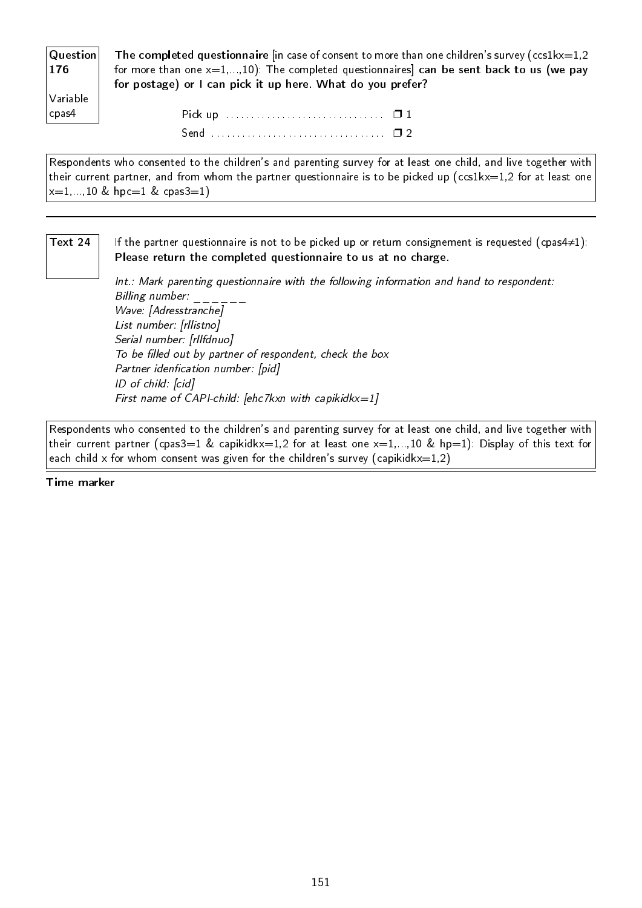**Question 176**

Variable cpas4

**The completed questionnaire** [in case of consent to more than one children's survey (ccs1kx=1,2 for more than one x=1,...,10): The completed questionnaires] **can be sent back to us (we pay for postage) or I can pick it up here. What do you prefer?**

Pick up .............................. ❒ 1

Send .................................. ❒ 2

Respondents who consented to the children's and parenting survey for at least one child, and live together with their current partner, and from whom the partner questionnaire is to be picked up (ccs1kx=1,2 for at least one x=1,...,10 & hpc=1 & cpas3=1)

---

**Text 24**

If the partner questionnaire is not to be picked up or return consignement is requested (cpas4≠1): **Please return the completed questionnaire to us at no charge.**

*Int.: Mark parenting questionnaire with the following information and hand to respondent:*
*Billing number: _ _ _ _ _ _*
*Wave: [Adresstranche]*
*List number: [rllistno]*
*Serial number: [rllfdnuo]*
*To be filled out by partner of respondent, check the box*
*Partner idenfication number: [pid]*
*ID of child: [cid]*
*First name of CAPI-child: [ehc7kxn with capikidkx=1]*

Respondents who consented to the children's and parenting survey for at least one child, and live together with their current partner (cpas3=1 & capikidkx=1,2 for at least one x=1,...,10 & hp=1): Display of this text for each child x for whom consent was given for the children's survey (capikidkx=1,2)

**Time marker**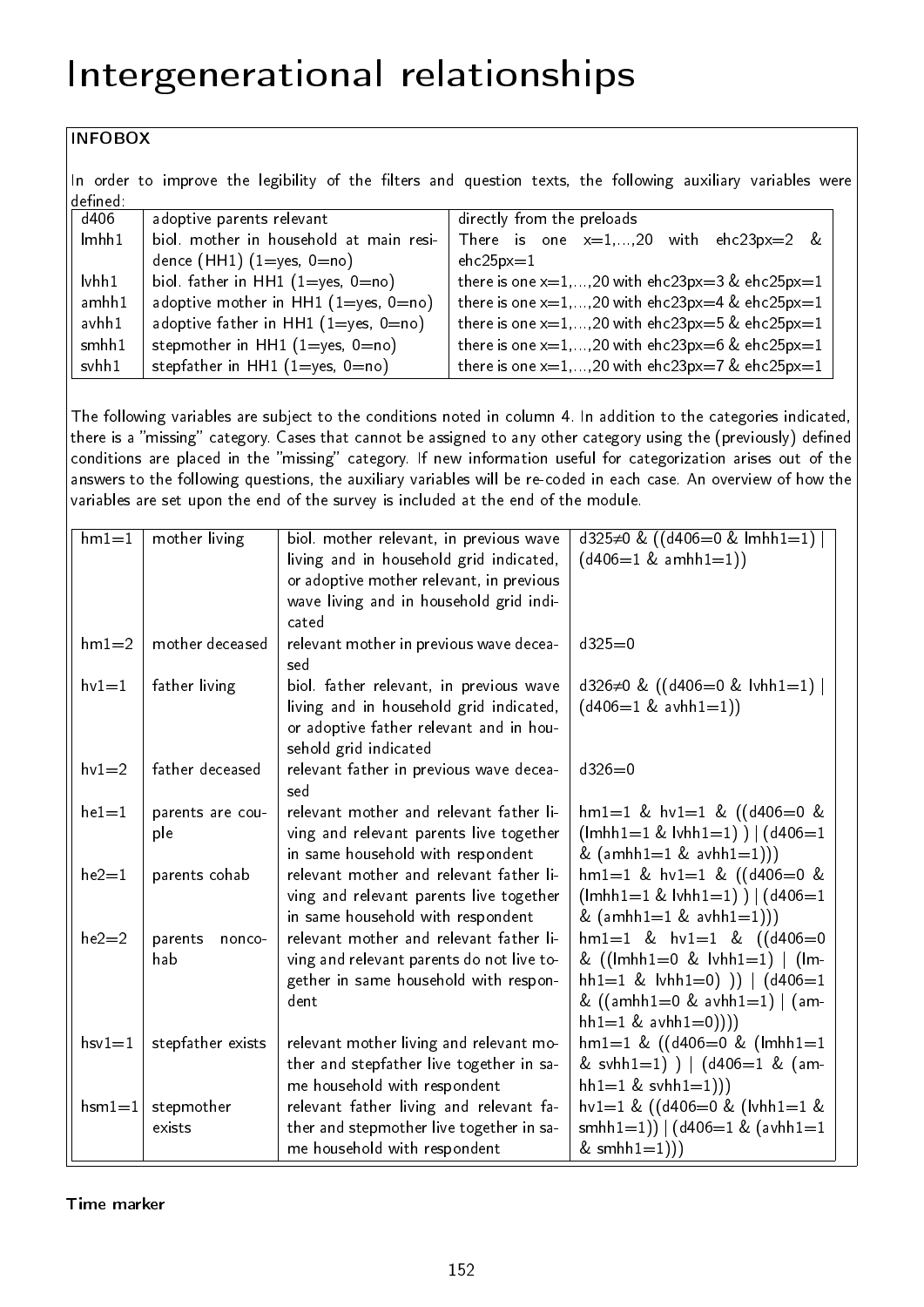# Intergenerational relationships

**INFOBOX**

In order to improve the legibility of the filters and question texts, the following auxiliary variables were defined:

| | | |
|---|---|---|
| d406 | adoptive parents relevant | directly from the preloads |
| lmhh1 | biol. mother in household at main residence (HH1) (1=yes, 0=no) | There is one x=1,...,20 with ehc23px=2 & ehc25px=1 |
| lvhh1 | biol. father in HH1 (1=yes, 0=no) | there is one x=1,...,20 with ehc23px=3 & ehc25px=1 |
| amhh1 | adoptive mother in HH1 (1=yes, 0=no) | there is one x=1,...,20 with ehc23px=4 & ehc25px=1 |
| avhh1 | adoptive father in HH1 (1=yes, 0=no) | there is one x=1,...,20 with ehc23px=5 & ehc25px=1 |
| smhh1 | stepmother in HH1 (1=yes, 0=no) | there is one x=1,...,20 with ehc23px=6 & ehc25px=1 |
| svhh1 | stepfather in HH1 (1=yes, 0=no) | there is one x=1,...,20 with ehc23px=7 & ehc25px=1 |

The following variables are subject to the conditions noted in column 4. In addition to the categories indicated, there is a "missing" category. Cases that cannot be assigned to any other category using the (previously) defined conditions are placed in the "missing" category. If new information useful for categorization arises out of the answers to the following questions, the auxiliary variables will be re-coded in each case. An overview of how the variables are set upon the end of the survey is included at the end of the module.

| | | | |
|---|---|---|---|
| hm1=1 | mother living | biol. mother relevant, in previous wave living and in household grid indicated, or adoptive mother relevant, in previous wave living and in household grid indicated | d325≠0 & ((d406=0 & lmhh1=1) \| (d406=1 & amhh1=1)) |
| hm1=2 | mother deceased | relevant mother in previous wave deceased | d325=0 |
| hv1=1 | father living | biol. father relevant, in previous wave living and in household grid indicated, or adoptive father relevant and in household grid indicated | d326≠0 & ((d406=0 & lvhh1=1) \| (d406=1 & avhh1=1)) |
| hv1=2 | father deceased | relevant father in previous wave deceased | d326=0 |
| he1=1 | parents are couple | relevant mother and relevant father living and relevant parents live together in same household with respondent | hm1=1 & hv1=1 & ((d406=0 & (lmhh1=1 & lvhh1=1) ) \| (d406=1 & (amhh1=1 & avhh1=1))) |
| he2=1 | parents cohab | relevant mother and relevant father living and relevant parents live together in same household with respondent | hm1=1 & hv1=1 & ((d406=0 & (lmhh1=1 & lvhh1=1) ) \| (d406=1 & (amhh1=1 & avhh1=1))) |
| he2=2 | parents noncohab | relevant mother and relevant father living and relevant parents do not live together in same household with respondent | hm1=1 & hv1=1 & ((d406=0 & ((lmhh1=0 & lvhh1=1) \| (lmhh1=1 & lvhh1=0) )) \| (d406=1 & ((amhh1=0 & avhh1=1) \| (amhh1=1 & avhh1=0)))) |
| hsv1=1 | stepfather exists | relevant mother living and relevant mother and stepfather live together in same household with respondent | hm1=1 & ((d406=0 & (lmhh1=1 & svhh1=1) ) \| (d406=1 & (amhh1=1 & svhh1=1))) |
| hsm1=1 | stepmother exists | relevant father living and relevant father and stepmother live together in same household with respondent | hv1=1 & ((d406=0 & (lvhh1=1 & smhh1=1)) \| (d406=1 & (avhh1=1 & smhh1=1))) |

**Time marker**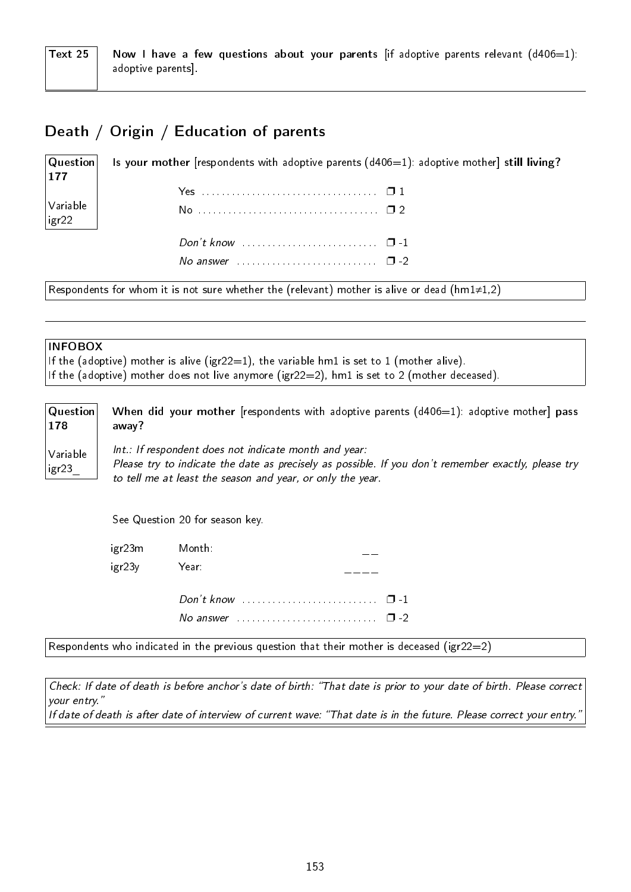**Text 25** **Now I have a few questions about your parents** [if adoptive parents relevant (d406=1): adoptive parents].

---

## Death / Origin / Education of parents

**Question 177**
Variable igr22

**Is your mother** [respondents with adoptive parents (d406=1): adoptive mother] **still living?**

Yes .................................... ❐ 1
No .................................... ❐ 2

*Don't know* ............................ ❐ -1
*No answer* ............................ ❐ -2

Respondents for whom it is not sure whether the (relevant) mother is alive or dead (hm1≠1,2)

---

**INFOBOX**
If the (adoptive) mother is alive (igr22=1), the variable hm1 is set to 1 (mother alive).
If the (adoptive) mother does not live anymore (igr22=2), hm1 is set to 2 (mother deceased).

**Question 178**
Variable igr23_

**When did your mother** [respondents with adoptive parents (d406=1): adoptive mother] **pass away?**

*Int.: If respondent does not indicate month and year:*
*Please try to indicate the date as precisely as possible. If you don't remember exactly, please try to tell me at least the season and year, or only the year.*

See Question 20 for season key.

igr23m Month: __
igr23y Year: ____

*Don't know* ............................ ❐ -1
*No answer* ............................ ❐ -2

Respondents who indicated in the previous question that their mother is deceased (igr22=2)

*Check: If date of death is before anchor's date of birth: "That date is prior to your date of birth. Please correct your entry."*
*If date of death is after date of interview of current wave: "That date is in the future. Please correct your entry."*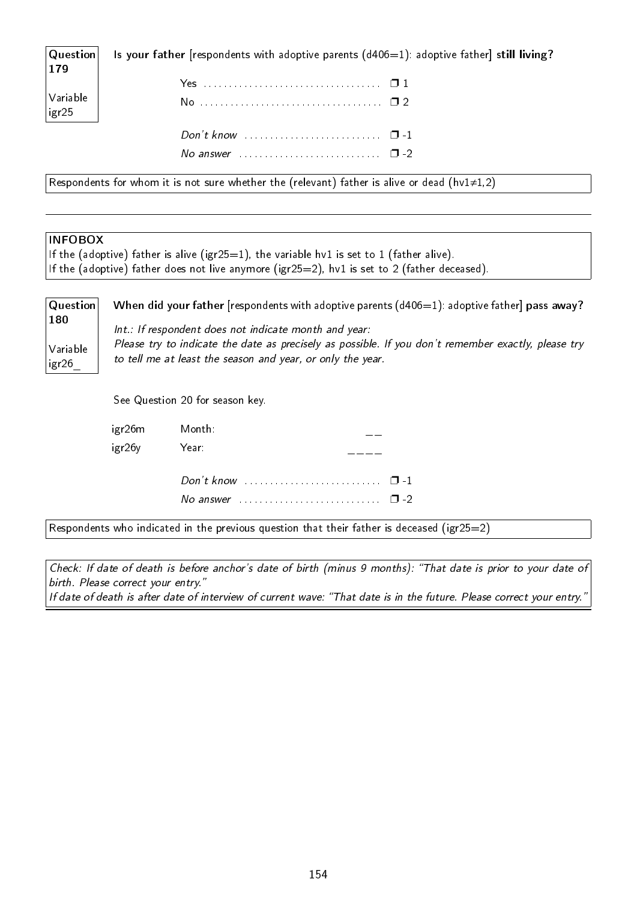**Question 179**

Variable igr25

**Is your father** [respondents with adoptive parents (d406=1): adoptive father] **still living?**

Yes .................................... ❒ 1
No .................................... ❒ 2

*Don't know* .......................... ❒ -1
*No answer* ........................... ❒ -2

Respondents for whom it is not sure whether the (relevant) father is alive or dead (hv1≠1,2)

---

**INFOBOX**
If the (adoptive) father is alive (igr25=1), the variable hv1 is set to 1 (father alive).
If the (adoptive) father does not live anymore (igr25=2), hv1 is set to 2 (father deceased).

**Question 180**

Variable igr26_

**When did your father** [respondents with adoptive parents (d406=1): adoptive father] **pass away?**

*Int.: If respondent does not indicate month and year:*
*Please try to indicate the date as precisely as possible. If you don't remember exactly, please try to tell me at least the season and year, or only the year.*

See Question 20 for season key.

igr26m Month: __
igr26y Year: ____

*Don't know* .......................... ❒ -1
*No answer* ........................... ❒ -2

Respondents who indicated in the previous question that their father is deceased (igr25=2)

*Check: If date of death is before anchor's date of birth (minus 9 months): "That date is prior to your date of birth. Please correct your entry."*
*If date of death is after date of interview of current wave: "That date is in the future. Please correct your entry."*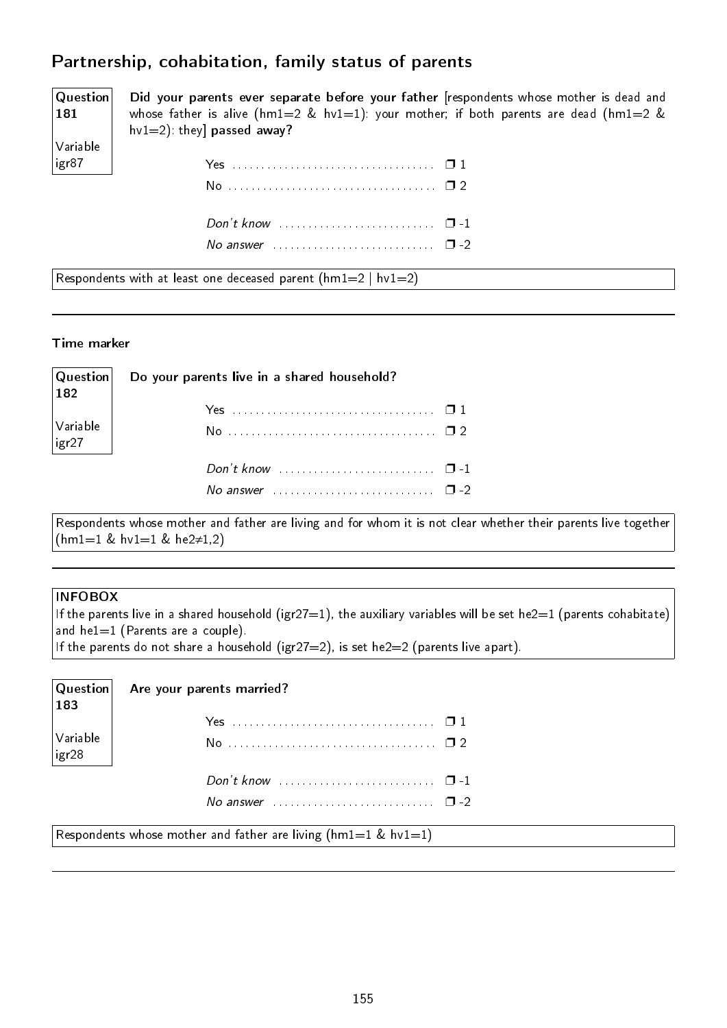## Partnership, cohabitation, family status of parents

**Question 181**

Variable igr87

**Did your parents ever separate before your father** [respondents whose mother is dead and whose father is alive (hm1=2 & hv1=1): your mother; if both parents are dead (hm1=2 & hv1=2): they] **passed away?**

- Yes ❒ 1
- No ❒ 2
- *Don't know* ❒ -1
- *No answer* ❒ -2

Respondents with at least one deceased parent (hm1=2 | hv1=2)

---

**Time marker**

**Question 182**

Variable igr27

**Do your parents live in a shared household?**

- Yes ❒ 1
- No ❒ 2
- *Don't know* ❒ -1
- *No answer* ❒ -2

Respondents whose mother and father are living and for whom it is not clear whether their parents live together (hm1=1 & hv1=1 & he2≠1,2)

---

**INFOBOX**
If the parents live in a shared household (igr27=1), the auxiliary variables will be set he2=1 (parents cohabitate) and he1=1 (Parents are a couple).
If the parents do not share a household (igr27=2), is set he2=2 (parents live apart).

**Question 183**

Variable igr28

**Are your parents married?**

- Yes ❒ 1
- No ❒ 2
- *Don't know* ❒ -1
- *No answer* ❒ -2

Respondents whose mother and father are living (hm1=1 & hv1=1)

---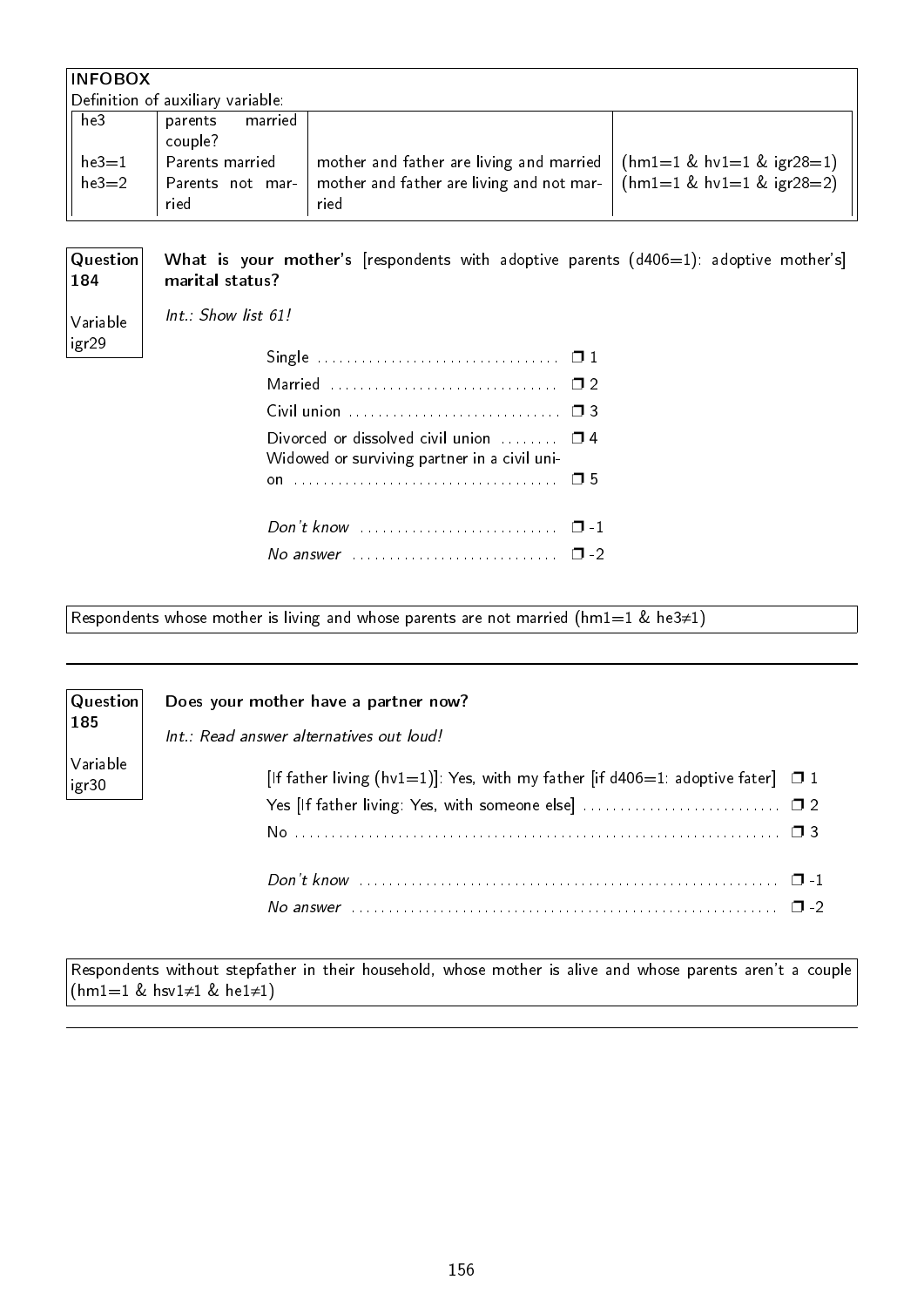**INFOBOX**

Definition of auxiliary variable:

| he3 | parents married couple? | | |
|---|---|---|---|
| he3=1 | Parents married | mother and father are living and married | (hm1=1 & hv1=1 & igr28=1) |
| he3=2 | Parents not married | mother and father are living and not married | (hm1=1 & hv1=1 & igr28=2) |

**Question 184**

Variable igr29

**What is your mother's** [respondents with adoptive parents (d406=1): adoptive mother's] **marital status?**

*Int.: Show list 61!*

- Single ❒ 1
- Married ❒ 2
- Civil union ❒ 3
- Divorced or dissolved civil union ❒ 4
- Widowed or surviving partner in a civil union ❒ 5
- *Don't know* ❒ -1
- *No answer* ❒ -2

Respondents whose mother is living and whose parents are not married (hm1=1 & he3≠1)

---

**Question 185**

Variable igr30

**Does your mother have a partner now?**

*Int.: Read answer alternatives out loud!*

- [If father living (hv1=1)]: Yes, with my father [if d406=1: adoptive fater] ❒ 1
- Yes [If father living: Yes, with someone else] ❒ 2
- No ❒ 3
- *Don't know* ❒ -1
- *No answer* ❒ -2

Respondents without stepfather in their household, whose mother is alive and whose parents aren't a couple (hm1=1 & hsv1≠1 & he1≠1)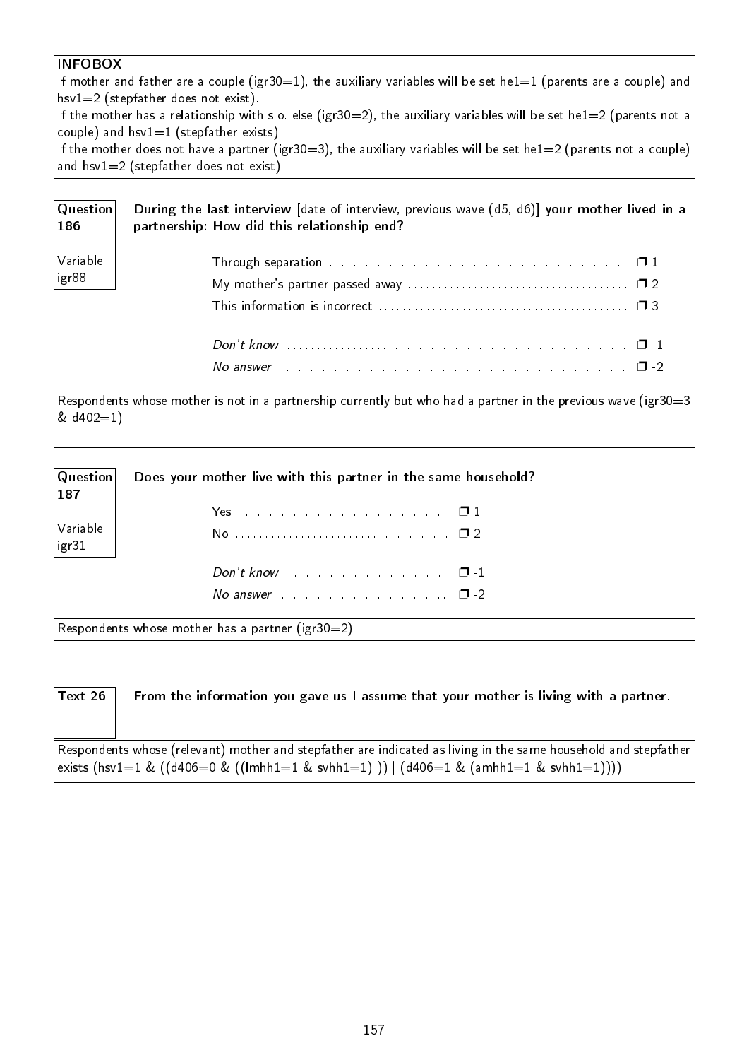**INFOBOX**

If mother and father are a couple (igr30=1), the auxiliary variables will be set he1=1 (parents are a couple) and hsv1=2 (stepfather does not exist).
If the mother has a relationship with s.o. else (igr30=2), the auxiliary variables will be set he1=2 (parents not a couple) and hsv1=1 (stepfather exists).
If the mother does not have a partner (igr30=3), the auxiliary variables will be set he1=2 (parents not a couple) and hsv1=2 (stepfather does not exist).

---

**Question 186**

Variable igr88

**During the last interview** [date of interview, previous wave (d5, d6)] **your mother lived in a partnership: How did this relationship end?**

- Through separation ........ ❐ 1
- My mother's partner passed away ........ ❐ 2
- This information is incorrect ........ ❐ 3
- *Don't know* ........ ❐ -1
- *No answer* ........ ❐ -2

Respondents whose mother is not in a partnership currently but who had a partner in the previous wave (igr30=3 & d402=1)

---

**Question 187**

Variable igr31

**Does your mother live with this partner in the same household?**

- Yes ........ ❐ 1
- No ........ ❐ 2
- *Don't know* ........ ❐ -1
- *No answer* ........ ❐ -2

Respondents whose mother has a partner (igr30=2)

---

**Text 26**

**From the information you gave us I assume that your mother is living with a partner.**

Respondents whose (relevant) mother and stepfather are indicated as living in the same household and stepfather exists (hsv1=1 & ((d406=0 & ((lmhh1=1 & svhh1=1) )) | (d406=1 & (amhh1=1 & svhh1=1))))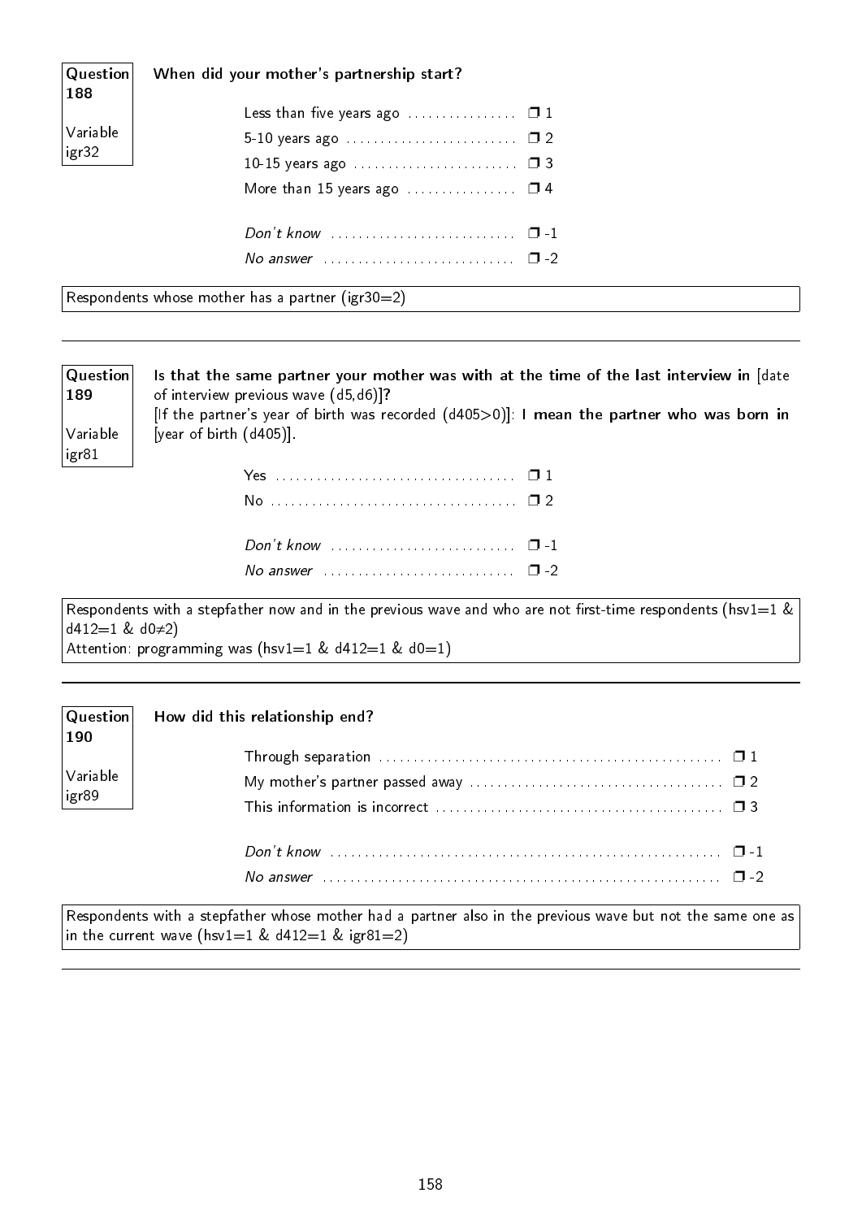**Question 188**

Variable igr32

**When did your mother's partnership start?**

| | |
|---|---|
| Less than five years ago | ❒ 1 |
| 5-10 years ago | ❒ 2 |
| 10-15 years ago | ❒ 3 |
| More than 15 years ago | ❒ 4 |
| *Don't know* | ❒ -1 |
| *No answer* | ❒ -2 |

Respondents whose mother has a partner (igr30=2)

---

**Question 189**

Variable igr81

**Is that the same partner your mother was with at the time of the last interview in** [date of interview previous wave (d5,d6)]**?**
[If the partner's year of birth was recorded (d405>0)]: **I mean the partner who was born in** [year of birth (d405)].

| | |
|---|---|
| Yes | ❒ 1 |
| No | ❒ 2 |
| *Don't know* | ❒ -1 |
| *No answer* | ❒ -2 |

Respondents with a stepfather now and in the previous wave and who are not first-time respondents (hsv1=1 & d412=1 & d0≠2)
Attention: programming was (hsv1=1 & d412=1 & d0=1)

---

**Question 190**

Variable igr89

**How did this relationship end?**

| | |
|---|---|
| Through separation | ❒ 1 |
| My mother's partner passed away | ❒ 2 |
| This information is incorrect | ❒ 3 |
| *Don't know* | ❒ -1 |
| *No answer* | ❒ -2 |

Respondents with a stepfather whose mother had a partner also in the previous wave but not the same one as in the current wave (hsv1=1 & d412=1 & igr81=2)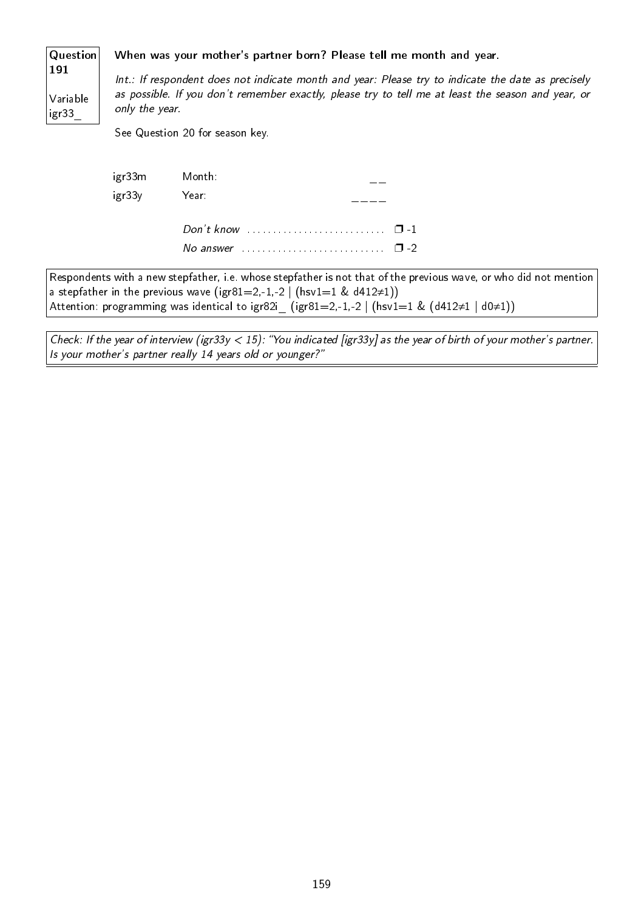**Question 191**

**Variable igr33_**

**When was your mother's partner born? Please tell me month and year.**

*Int.: If respondent does not indicate month and year: Please try to indicate the date as precisely as possible. If you don't remember exactly, please try to tell me at least the season and year, or only the year.*

See Question 20 for season key.

| | | |
|---|---|---|
| igr33m | Month: | __ |
| igr33y | Year: | ____ |
| | *Don't know* | ❐ -1 |
| | *No answer* | ❐ -2 |

Respondents with a new stepfather, i.e. whose stepfather is not that of the previous wave, or who did not mention a stepfather in the previous wave (igr81=2,-1,-2 | (hsv1=1 & d412≠1))
Attention: programming was identical to igr82i_ (igr81=2,-1,-2 | (hsv1=1 & (d412≠1 | d0≠1))

*Check: If the year of interview (igr33y < 15): "You indicated [igr33y] as the year of birth of your mother's partner. Is your mother's partner really 14 years old or younger?"*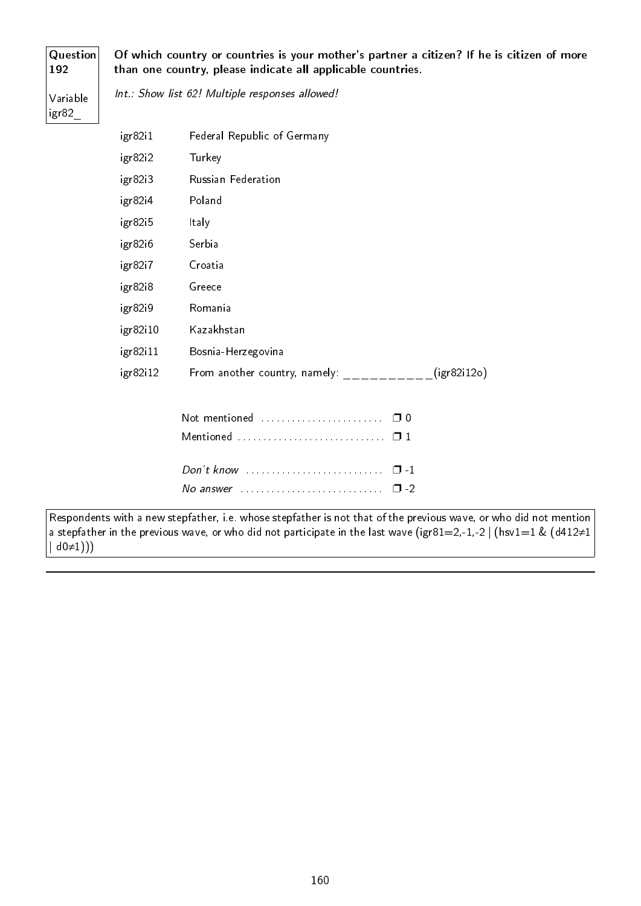**Question 192**

Variable igr82_

**Of which country or countries is your mother's partner a citizen? If he is citizen of more than one country, please indicate all applicable countries.**

*Int.: Show list 62! Multiple responses allowed!*

| | |
|---|---|
| igr82i1 | Federal Republic of Germany |
| igr82i2 | Turkey |
| igr82i3 | Russian Federation |
| igr82i4 | Poland |
| igr82i5 | Italy |
| igr82i6 | Serbia |
| igr82i7 | Croatia |
| igr82i8 | Greece |
| igr82i9 | Romania |
| igr82i10 | Kazakhstan |
| igr82i11 | Bosnia-Herzegovina |
| igr82i12 | From another country, namely: __________(igr82i12o) |

Not mentioned ........................ ❒ 0
Mentioned ............................ ❒ 1

*Don't know* ........................... ❒ -1
*No answer* ............................ ❒ -2

Respondents with a new stepfather, i.e. whose stepfather is not that of the previous wave, or who did not mention a stepfather in the previous wave, or who did not participate in the last wave (igr81=2,-1,-2 | (hsv1=1 & (d412≠1 | d0≠1)))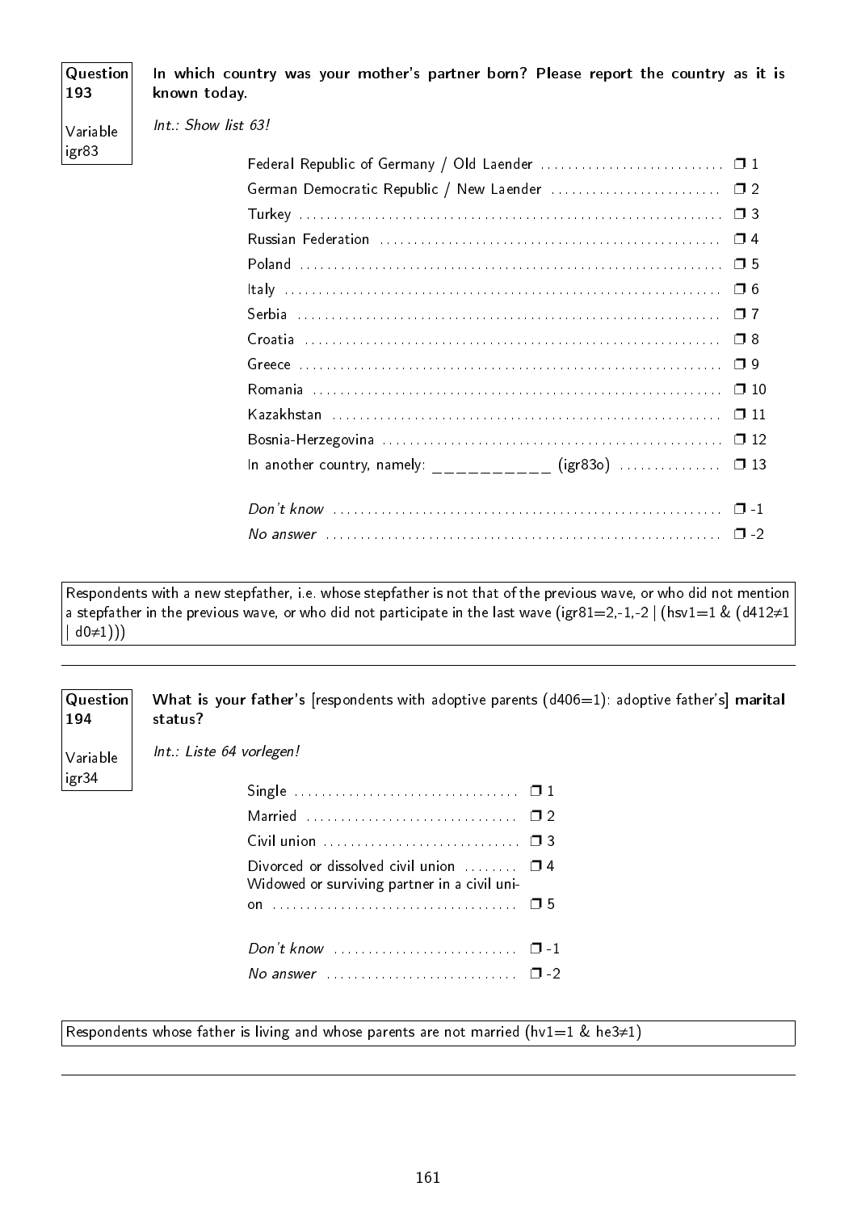**Question 193**

**Variable igr83**

**In which country was your mother's partner born? Please report the country as it is known today.**

*Int.: Show list 63!*

- Federal Republic of Germany / Old Laender .......... ❐ 1
- German Democratic Republic / New Laender .......... ❐ 2
- Turkey .......... ❐ 3
- Russian Federation .......... ❐ 4
- Poland .......... ❐ 5
- Italy .......... ❐ 6
- Serbia .......... ❐ 7
- Croatia .......... ❐ 8
- Greece .......... ❐ 9
- Romania .......... ❐ 10
- Kazakhstan .......... ❐ 11
- Bosnia-Herzegovina .......... ❐ 12
- In another country, namely: ___________ (igr83o) .......... ❐ 13

- *Don't know* .......... ❐ -1
- *No answer* .......... ❐ -2

Respondents with a new stepfather, i.e. whose stepfather is not that of the previous wave, or who did not mention a stepfather in the previous wave, or who did not participate in the last wave (igr81=2,-1,-2 | (hsv1=1 & (d412≠1 | d0≠1)))

---

**Question 194**

**Variable igr34**

**What is your father's** [respondents with adoptive parents (d406=1): adoptive father's] **marital status?**

*Int.: Liste 64 vorlegen!*

- Single .......... ❐ 1
- Married .......... ❐ 2
- Civil union .......... ❐ 3
- Divorced or dissolved civil union .......... ❐ 4
- Widowed or surviving partner in a civil union .......... ❐ 5

- *Don't know* .......... ❐ -1
- *No answer* .......... ❐ -2

Respondents whose father is living and whose parents are not married (hv1=1 & he3≠1)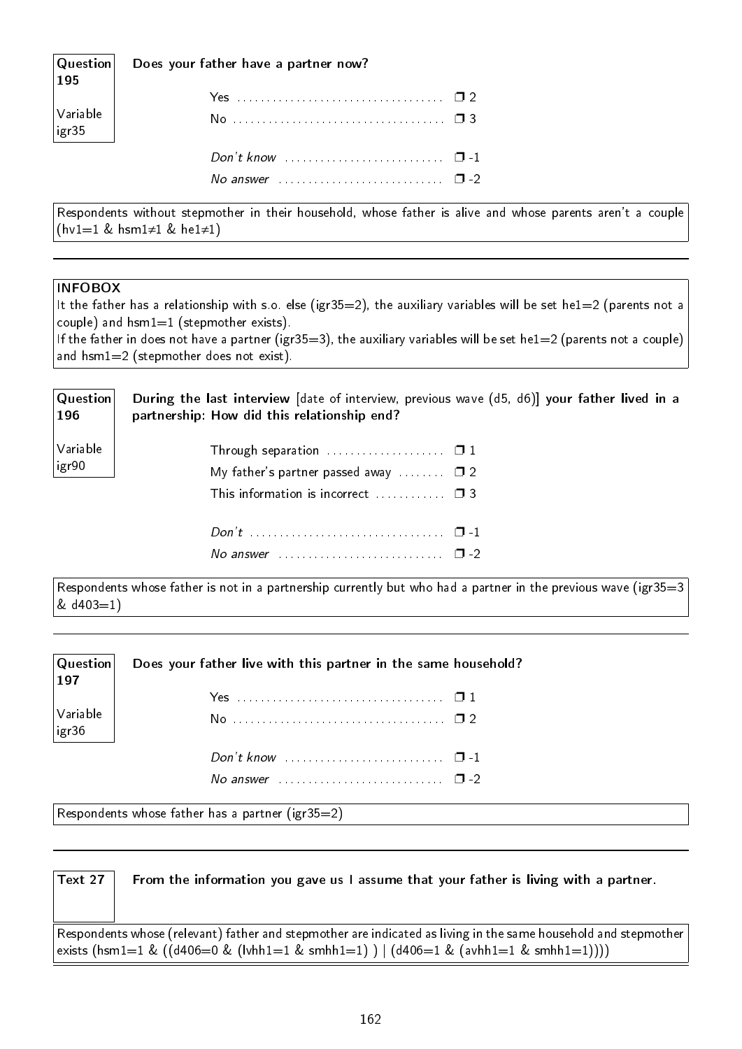**Question 195**

Variable igr35

**Does your father have a partner now?**

- Yes .................................... ❐ 2
- No .................................... ❐ 3

- *Don't know* ........................... ❐ -1
- *No answer* ............................ ❐ -2

Respondents without stepmother in their household, whose father is alive and whose parents aren't a couple (hv1=1 & hsm1≠1 & he1≠1)

---

**INFOBOX**

It the father has a relationship with s.o. else (igr35=2), the auxiliary variables will be set he1=2 (parents not a couple) and hsm1=1 (stepmother exists).
If the father in does not have a partner (igr35=3), the auxiliary variables will be set he1=2 (parents not a couple) and hsm1=2 (stepmother does not exist).

**Question 196**

Variable igr90

**During the last interview** [date of interview, previous wave (d5, d6)] **your father lived in a partnership: How did this relationship end?**

- Through separation .................... ❐ 1
- My father's partner passed away ........ ❐ 2
- This information is incorrect ............ ❐ 3

- *Don't* ................................ ❐ -1
- *No answer* ............................ ❐ -2

Respondents whose father is not in a partnership currently but who had a partner in the previous wave (igr35=3 & d403=1)

---

**Question 197**

Variable igr36

**Does your father live with this partner in the same household?**

- Yes .................................... ❐ 1
- No .................................... ❐ 2

- *Don't know* ........................... ❐ -1
- *No answer* ............................ ❐ -2

Respondents whose father has a partner (igr35=2)

---

**Text 27**

**From the information you gave us I assume that your father is living with a partner.**

Respondents whose (relevant) father and stepmother are indicated as living in the same household and stepmother exists (hsm1=1 & ((d406=0 & (lvhh1=1 & smhh1=1) ) | (d406=1 & (avhh1=1 & smhh1=1))))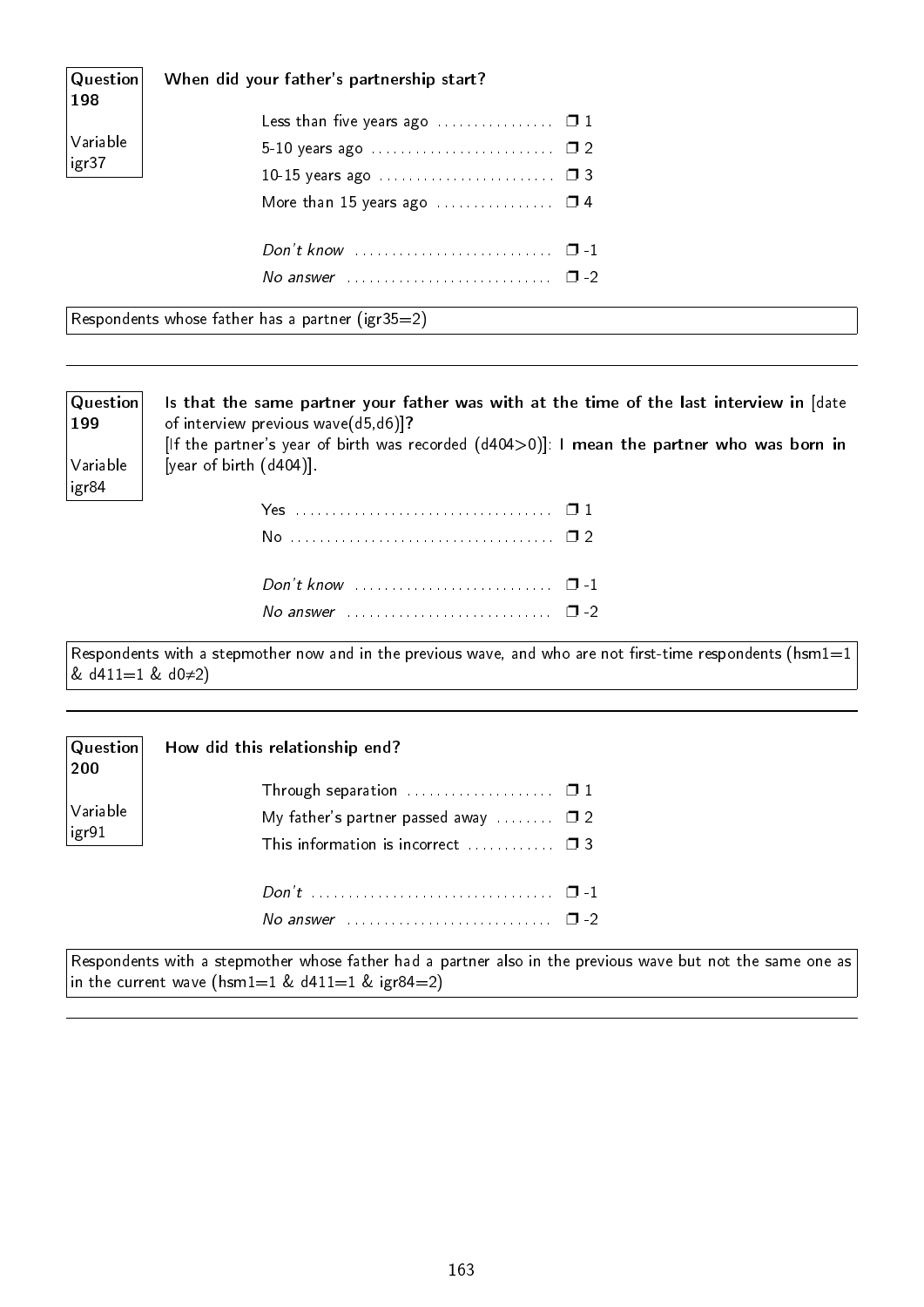**Question 198**

Variable igr37

**When did your father's partnership start?**

| | |
|---|---|
| Less than five years ago | ❒ 1 |
| 5-10 years ago | ❒ 2 |
| 10-15 years ago | ❒ 3 |
| More than 15 years ago | ❒ 4 |
| *Don't know* | ❒ -1 |
| *No answer* | ❒ -2 |

Respondents whose father has a partner (igr35=2)

---

**Question 199**

Variable igr84

**Is that the same partner your father was with at the time of the last interview in** [date of interview previous wave(d5,d6)]**?**
[If the partner's year of birth was recorded (d404>0)]: **I mean the partner who was born in** [year of birth (d404)].

| | |
|---|---|
| Yes | ❒ 1 |
| No | ❒ 2 |
| *Don't know* | ❒ -1 |
| *No answer* | ❒ -2 |

Respondents with a stepmother now and in the previous wave, and who are not first-time respondents (hsm1=1 & d411=1 & d0≠2)

---

**Question 200**

Variable igr91

**How did this relationship end?**

| | |
|---|---|
| Through separation | ❒ 1 |
| My father's partner passed away | ❒ 2 |
| This information is incorrect | ❒ 3 |
| *Don't* | ❒ -1 |
| *No answer* | ❒ -2 |

Respondents with a stepmother whose father had a partner also in the previous wave but not the same one as in the current wave (hsm1=1 & d411=1 & igr84=2)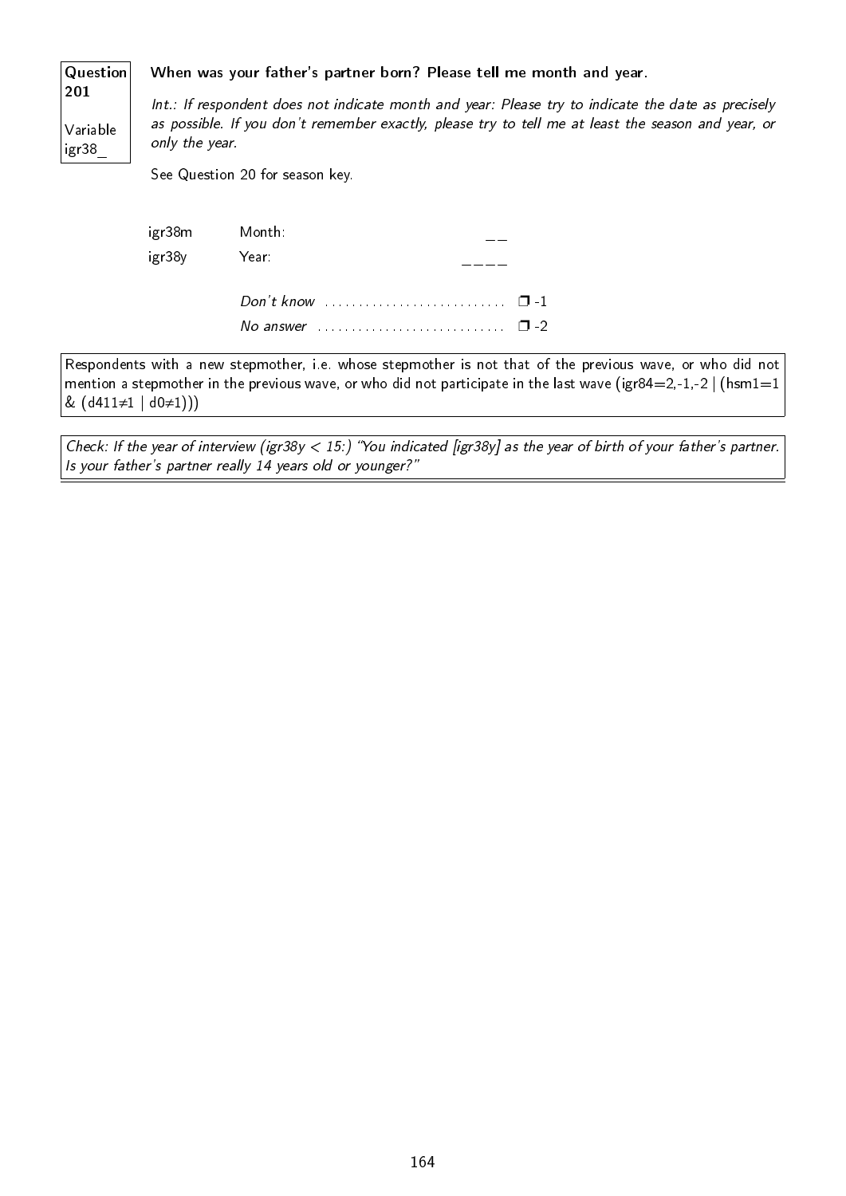**Question 201**

Variable igr38_

**When was your father's partner born? Please tell me month and year.**

*Int.: If respondent does not indicate month and year: Please try to indicate the date as precisely as possible. If you don't remember exactly, please try to tell me at least the season and year, or only the year.*

See Question 20 for season key.

| | | |
|---|---|---|
| igr38m | Month: | __ |
| igr38y | Year: | ____ |
| | *Don't know* | ❒ -1 |
| | *No answer* | ❒ -2 |

Respondents with a new stepmother, i.e. whose stepmother is not that of the previous wave, or who did not mention a stepmother in the previous wave, or who did not participate in the last wave (igr84=2,-1,-2 | (hsm1=1 & (d411≠1 | d0≠1)))

*Check: If the year of interview (igr38y < 15:) "You indicated [igr38y] as the year of birth of your father's partner. Is your father's partner really 14 years old or younger?"*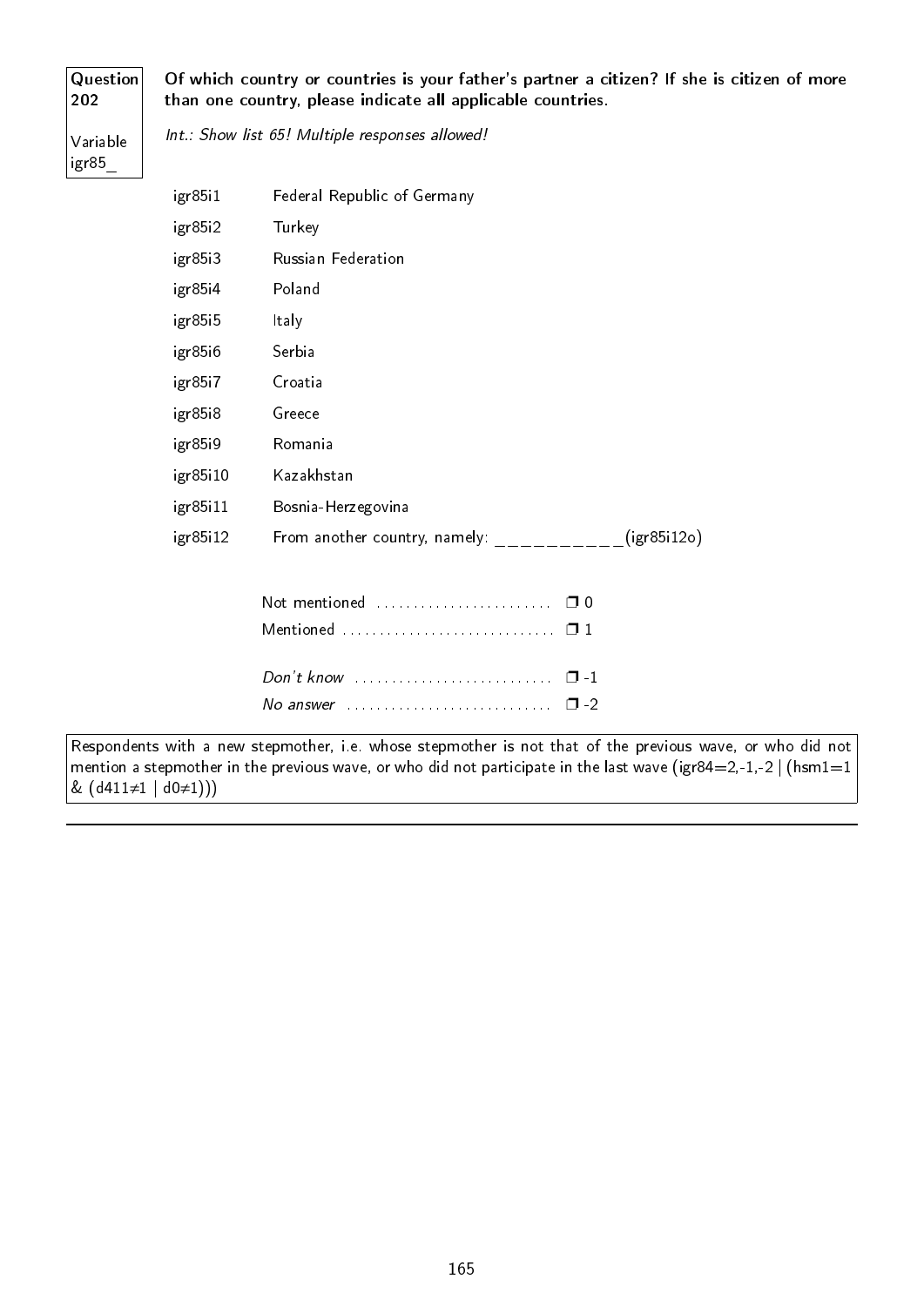**Question 202**

**Variable igr85_**

**Of which country or countries is your father's partner a citizen? If she is citizen of more than one country, please indicate all applicable countries.**

*Int.: Show list 65! Multiple responses allowed!*

| | |
|---|---|
| igr85i1 | Federal Republic of Germany |
| igr85i2 | Turkey |
| igr85i3 | Russian Federation |
| igr85i4 | Poland |
| igr85i5 | Italy |
| igr85i6 | Serbia |
| igr85i7 | Croatia |
| igr85i8 | Greece |
| igr85i9 | Romania |
| igr85i10 | Kazakhstan |
| igr85i11 | Bosnia-Herzegovina |
| igr85i12 | From another country, namely: __________(igr85i12o) |

Not mentioned ........................ ❐ 0
Mentioned ............................ ❐ 1

*Don't know* .......................... ❐ -1
*No answer* ........................... ❐ -2

Respondents with a new stepmother, i.e. whose stepmother is not that of the previous wave, or who did not mention a stepmother in the previous wave, or who did not participate in the last wave (igr84=2,-1,-2 | (hsm1=1 & (d411≠1 | d0≠1)))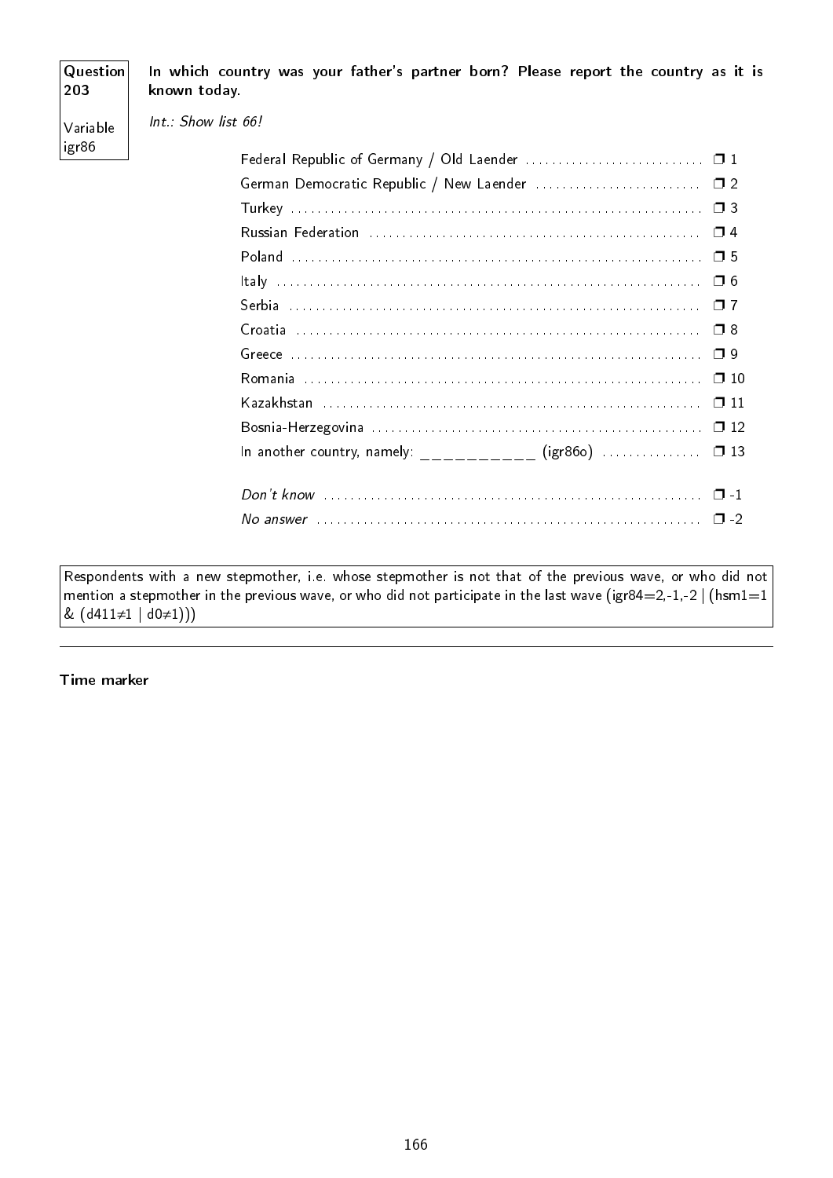**Question 203**

**Variable igr86**

**In which country was your father's partner born? Please report the country as it is known today.**

*Int.: Show list 66!*

| | |
|---|---|
| Federal Republic of Germany / Old Laender | ❐ 1 |
| German Democratic Republic / New Laender | ❐ 2 |
| Turkey | ❐ 3 |
| Russian Federation | ❐ 4 |
| Poland | ❐ 5 |
| Italy | ❐ 6 |
| Serbia | ❐ 7 |
| Croatia | ❐ 8 |
| Greece | ❐ 9 |
| Romania | ❐ 10 |
| Kazakhstan | ❐ 11 |
| Bosnia-Herzegovina | ❐ 12 |
| In another country, namely: __________ (igr86o) | ❐ 13 |
| *Don't know* | ❐ -1 |
| *No answer* | ❐ -2 |

Respondents with a new stepmother, i.e. whose stepmother is not that of the previous wave, or who did not mention a stepmother in the previous wave, or who did not participate in the last wave (igr84=2,-1,-2 | (hsm1=1 & (d411≠1 | d0≠1)))

---

**Time marker**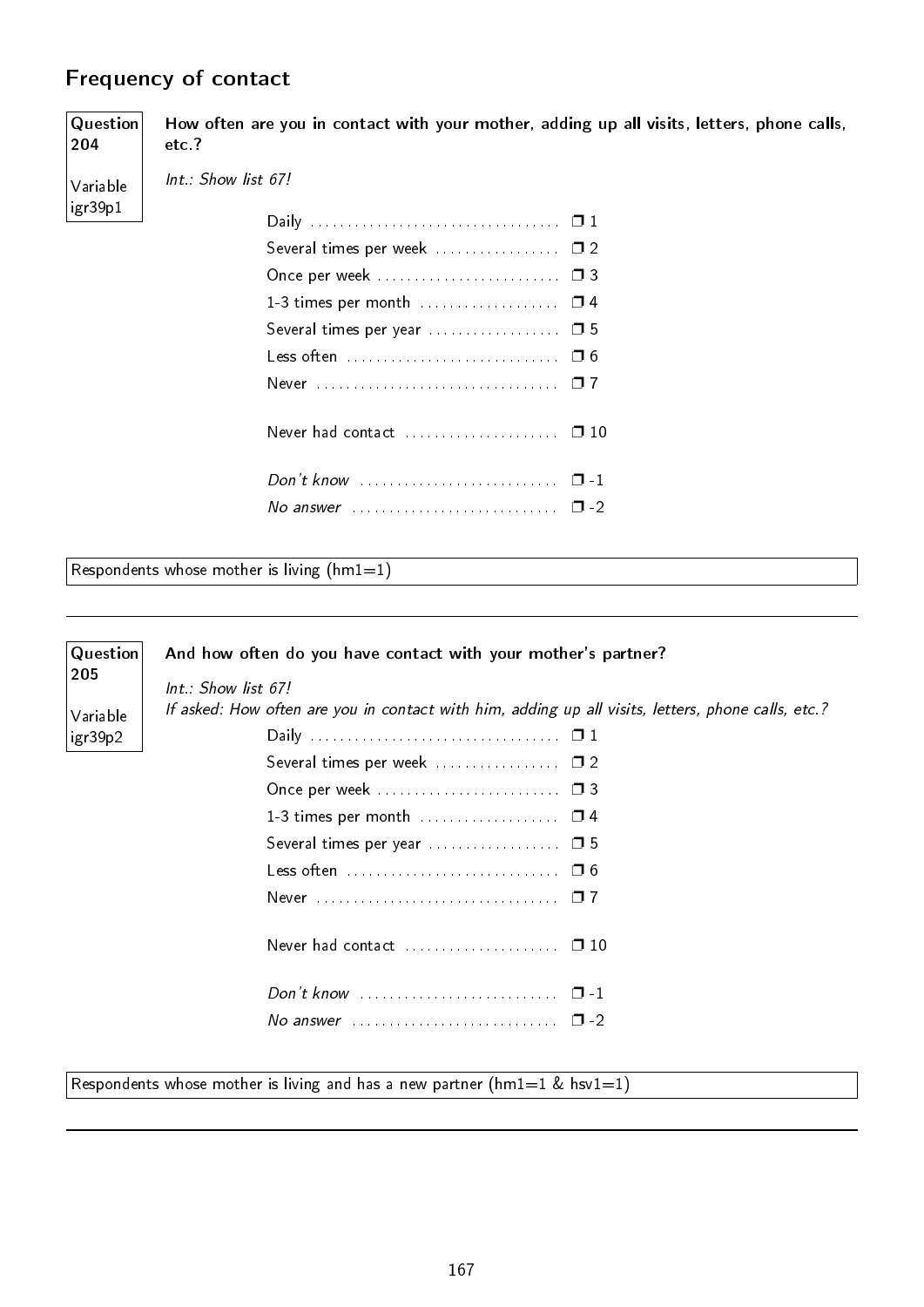## Frequency of contact

**Question 204**

Variable igr39p1

**How often are you in contact with your mother, adding up all visits, letters, phone calls, etc.?**

*Int.: Show list 67!*

| | |
|---|---|
| Daily | ❒ 1 |
| Several times per week | ❒ 2 |
| Once per week | ❒ 3 |
| 1-3 times per month | ❒ 4 |
| Several times per year | ❒ 5 |
| Less often | ❒ 6 |
| Never | ❒ 7 |
| Never had contact | ❒ 10 |
| *Don't know* | ❒ -1 |
| *No answer* | ❒ -2 |

Respondents whose mother is living (hm1=1)

---

**Question 205**

Variable igr39p2

**And how often do you have contact with your mother's partner?**

*Int.: Show list 67!*
*If asked: How often are you in contact with him, adding up all visits, letters, phone calls, etc.?*

| | |
|---|---|
| Daily | ❒ 1 |
| Several times per week | ❒ 2 |
| Once per week | ❒ 3 |
| 1-3 times per month | ❒ 4 |
| Several times per year | ❒ 5 |
| Less often | ❒ 6 |
| Never | ❒ 7 |
| Never had contact | ❒ 10 |
| *Don't know* | ❒ -1 |
| *No answer* | ❒ -2 |

Respondents whose mother is living and has a new partner (hm1=1 & hsv1=1)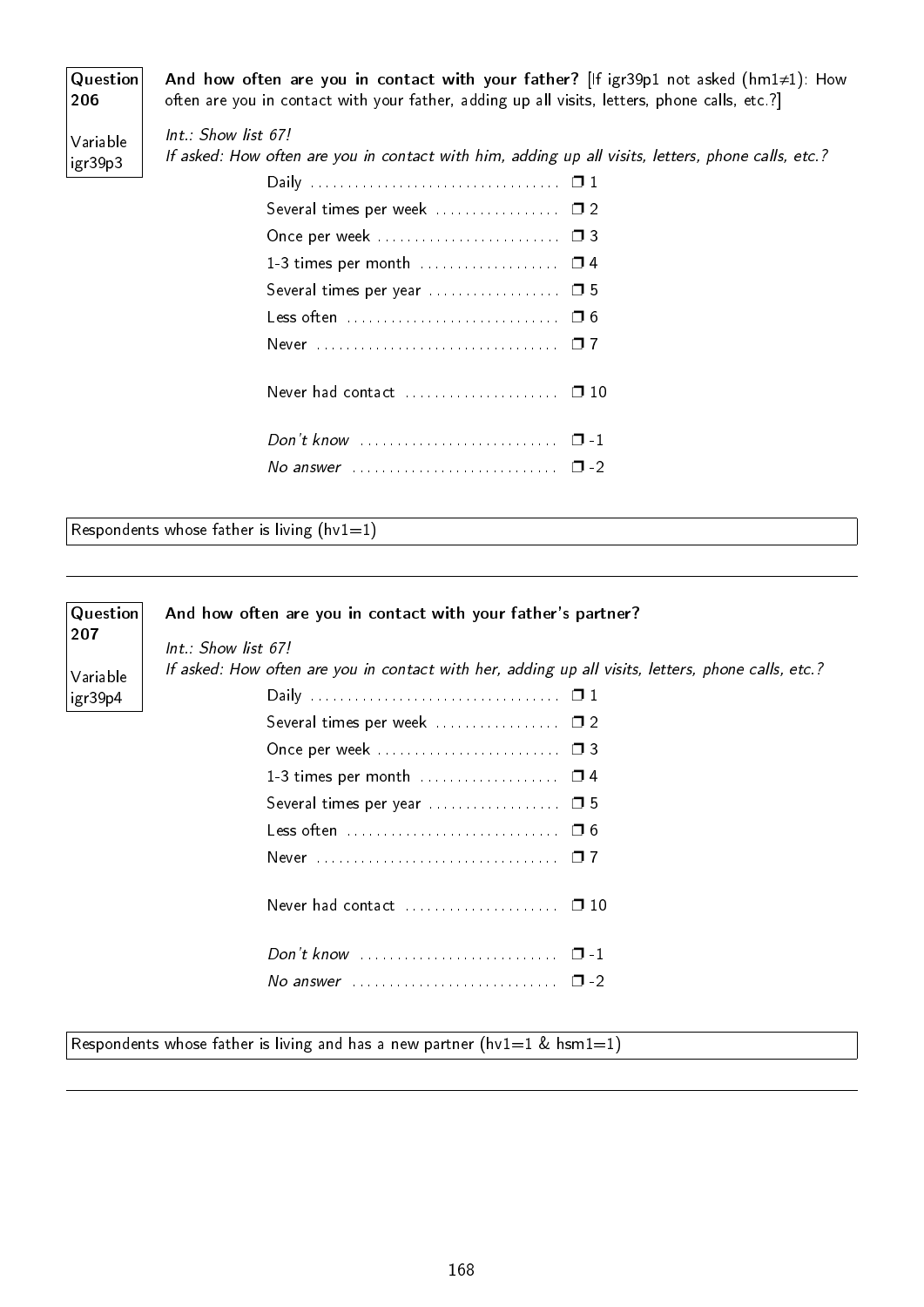**Question 206**

**Variable igr39p3**

**And how often are you in contact with your father?** [If igr39p1 not asked ($hm1 \neq 1$): How often are you in contact with your father, adding up all visits, letters, phone calls, etc.?]

*Int.: Show list 67!*
*If asked: How often are you in contact with him, adding up all visits, letters, phone calls, etc.?*

| | |
|---|---|
| Daily | ❒ 1 |
| Several times per week | ❒ 2 |
| Once per week | ❒ 3 |
| 1-3 times per month | ❒ 4 |
| Several times per year | ❒ 5 |
| Less often | ❒ 6 |
| Never | ❒ 7 |
| Never had contact | ❒ 10 |
| *Don't know* | ❒ -1 |
| *No answer* | ❒ -2 |

Respondents whose father is living (hv1=1)

---

**Question 207**

**Variable igr39p4**

**And how often are you in contact with your father's partner?**

*Int.: Show list 67!*
*If asked: How often are you in contact with her, adding up all visits, letters, phone calls, etc.?*

| | |
|---|---|
| Daily | ❒ 1 |
| Several times per week | ❒ 2 |
| Once per week | ❒ 3 |
| 1-3 times per month | ❒ 4 |
| Several times per year | ❒ 5 |
| Less often | ❒ 6 |
| Never | ❒ 7 |
| Never had contact | ❒ 10 |
| *Don't know* | ❒ -1 |
| *No answer* | ❒ -2 |

Respondents whose father is living and has a new partner (hv1=1 & hsm1=1)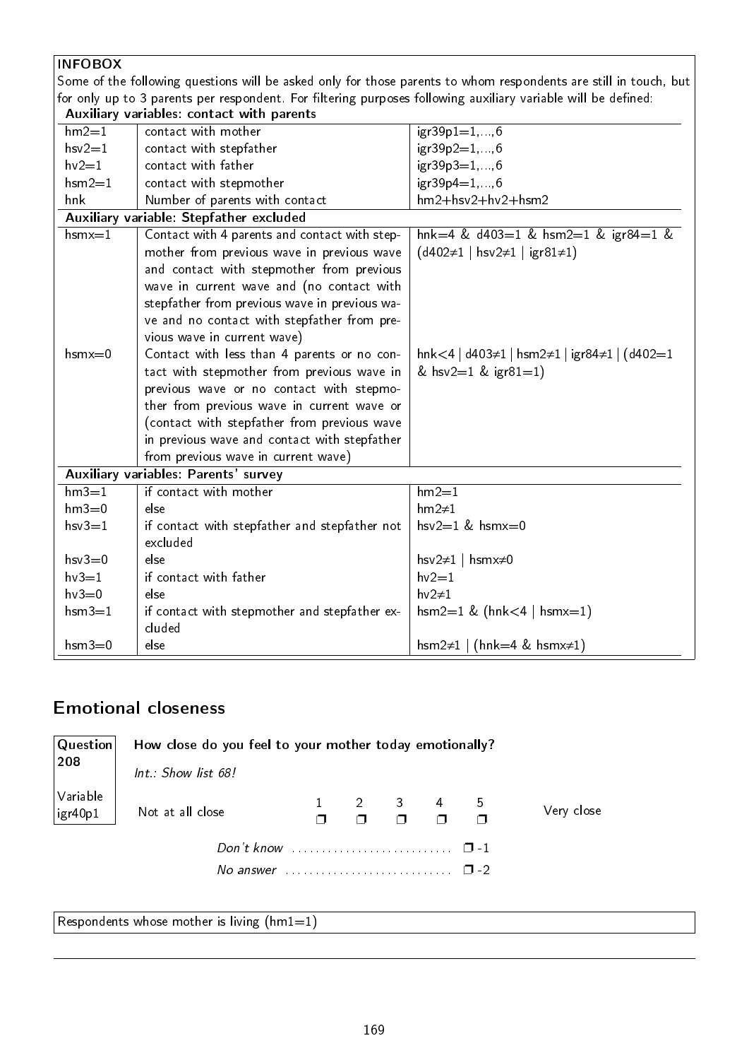**INFOBOX**

Some of the following questions will be asked only for those parents to whom respondents are still in touch, but for only up to 3 parents per respondent. For filtering purposes following auxiliary variable will be defined:

| **Auxiliary variables: contact with parents** | | |
|---|---|---|
| hm2=1 | contact with mother | igr39p1=1,...,6 |
| hsv2=1 | contact with stepfather | igr39p2=1,...,6 |
| hv2=1 | contact with father | igr39p3=1,...,6 |
| hsm2=1 | contact with stepmother | igr39p4=1,...,6 |
| hnk | Number of parents with contact | hm2+hsv2+hv2+hsm2 |
| **Auxiliary variable: Stepfather excluded** | | |
| hsmx=1 | Contact with 4 parents and contact with stepmother from previous wave in previous wave and contact with stepmother from previous wave in current wave and (no contact with stepfather from previous wave in previous wave and no contact with stepfather from previous wave in current wave) | hnk=4 & d403=1 & hsm2=1 & igr84=1 & (d402≠1 \| hsv2≠1 \| igr81≠1) |
| hsmx=0 | Contact with less than 4 parents or no contact with stepmother from previous wave in previous wave or no contact with stepmother from previous wave in current wave or (contact with stepfather from previous wave in previous wave and contact with stepfather from previous wave in current wave) | hnk<4 \| d403≠1 \| hsm2≠1 \| igr84≠1 \| (d402=1 & hsv2=1 & igr81=1) |
| **Auxiliary variables: Parents' survey** | | |
| hm3=1 | if contact with mother | hm2=1 |
| hm3=0 | else | hm2≠1 |
| hsv3=1 | if contact with stepfather and stepfather not excluded | hsv2=1 & hsmx=0 |
| hsv3=0 | else | hsv2≠1 \| hsmx≠0 |
| hv3=1 | if contact with father | hv2=1 |
| hv3=0 | else | hv2≠1 |
| hsm3=1 | if contact with stepmother and stepfather excluded | hsm2=1 & (hnk<4 \| hsmx=1) |
| hsm3=0 | else | hsm2≠1 \| (hnk=4 & hsmx≠1) |

## Emotional closeness

**Question 208**

**Variable igr40p1**

**How close do you feel to your mother today emotionally?**

*Int.: Show list 68!*

| Not at all close | 1 ❒ | 2 ❒ | 3 ❒ | 4 ❒ | 5 ❒ | Very close |
|---|---|---|---|---|---|---|

*Don't know* .......................... ❒ -1

*No answer* .......................... ❒ -2

Respondents whose mother is living (hm1=1)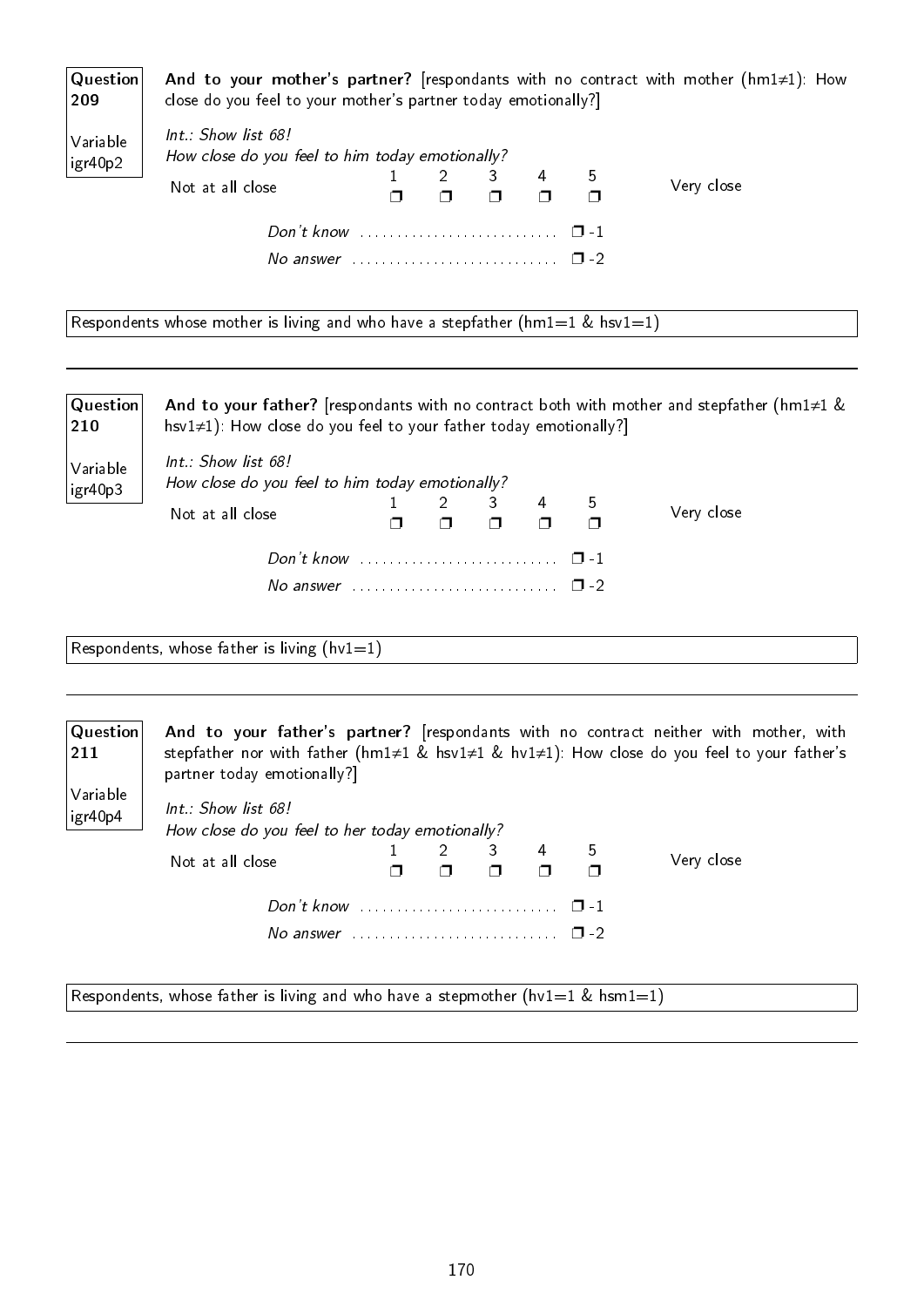**Question 209**

Variable igr40p2

**And to your mother's partner?** [respondants with no contract with mother (hm1≠1): How close do you feel to your mother's partner today emotionally?]

*Int.: Show list 68!*
*How close do you feel to him today emotionally?*

| Not at all close | 1 ❒ | 2 ❒ | 3 ❒ | 4 ❒ | 5 ❒ | Very close |
|---|---|---|---|---|---|---|

*Don't know* ........................... ❒ -1
*No answer* ........................... ❒ -2

Respondents whose mother is living and who have a stepfather (hm1=1 & hsv1=1)

---

**Question 210**

Variable igr40p3

**And to your father?** [respondants with no contract both with mother and stepfather (hm1≠1 & hsv1≠1): How close do you feel to your father today emotionally?]

*Int.: Show list 68!*
*How close do you feel to him today emotionally?*

| Not at all close | 1 ❒ | 2 ❒ | 3 ❒ | 4 ❒ | 5 ❒ | Very close |
|---|---|---|---|---|---|---|

*Don't know* ........................... ❒ -1
*No answer* ........................... ❒ -2

Respondents, whose father is living (hv1=1)

---

**Question 211**

Variable igr40p4

**And to your father's partner?** [respondants with no contract neither with mother, with stepfather nor with father (hm1≠1 & hsv1≠1 & hv1≠1): How close do you feel to your father's partner today emotionally?]

*Int.: Show list 68!*
*How close do you feel to her today emotionally?*

| Not at all close | 1 ❒ | 2 ❒ | 3 ❒ | 4 ❒ | 5 ❒ | Very close |
|---|---|---|---|---|---|---|

*Don't know* ........................... ❒ -1
*No answer* ........................... ❒ -2

Respondents, whose father is living and who have a stepmother (hv1=1 & hsm1=1)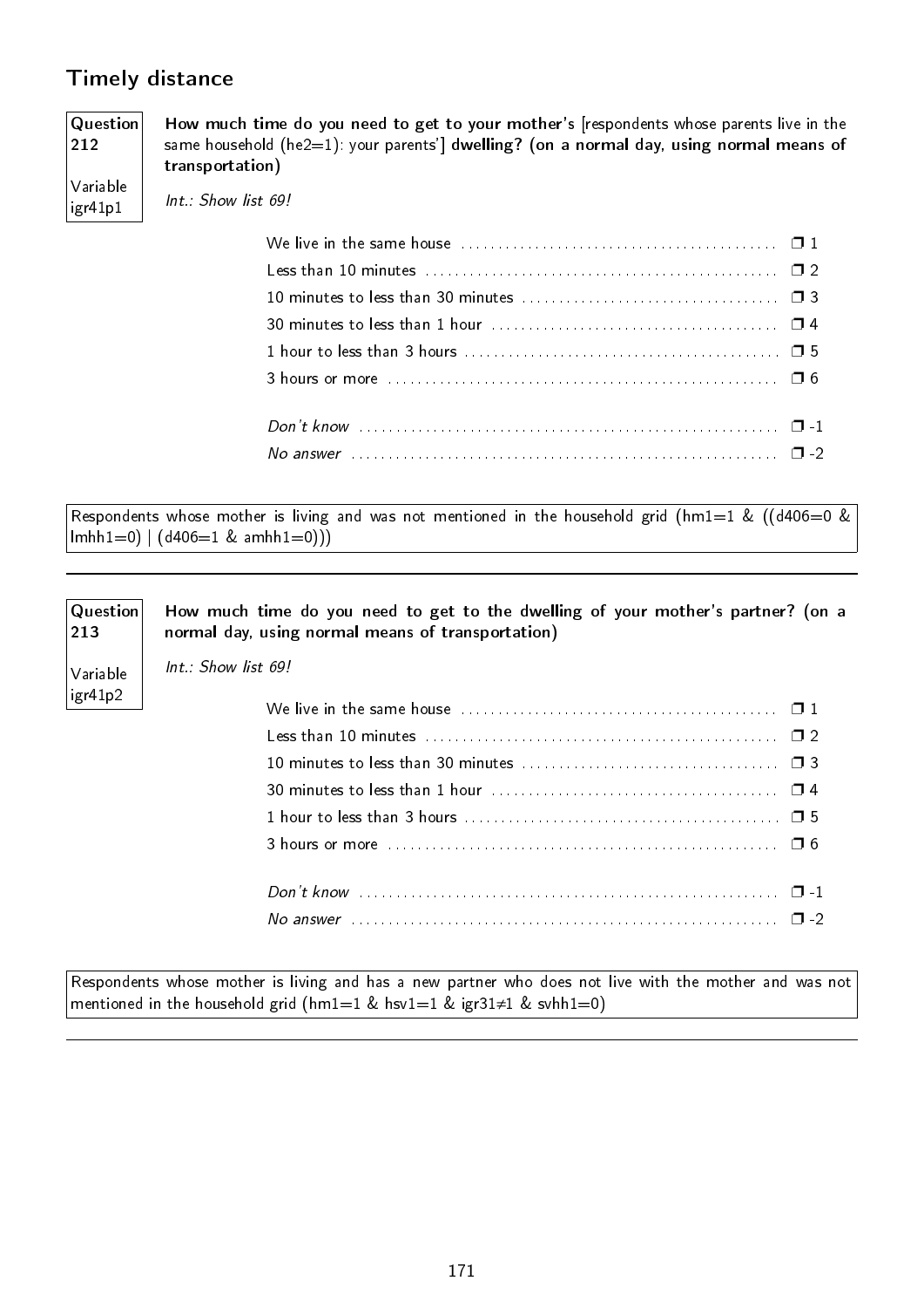## Timely distance

**Question 212**

Variable igr41p1

**How much time do you need to get to your mother's** [respondents whose parents live in the same household (he2=1): your parents'] **dwelling? (on a normal day, using normal means of transportation)**

*Int.: Show list 69!*

- We live in the same house ❒ 1
- Less than 10 minutes ❒ 2
- 10 minutes to less than 30 minutes ❒ 3
- 30 minutes to less than 1 hour ❒ 4
- 1 hour to less than 3 hours ❒ 5
- 3 hours or more ❒ 6
- *Don't know* ❒ -1
- *No answer* ❒ -2

Respondents whose mother is living and was not mentioned in the household grid (hm1=1 & ((d406=0 & lmhh1=0) | (d406=1 & amhh1=0)))

---

**Question 213**

Variable igr41p2

**How much time do you need to get to the dwelling of your mother's partner? (on a normal day, using normal means of transportation)**

*Int.: Show list 69!*

- We live in the same house ❒ 1
- Less than 10 minutes ❒ 2
- 10 minutes to less than 30 minutes ❒ 3
- 30 minutes to less than 1 hour ❒ 4
- 1 hour to less than 3 hours ❒ 5
- 3 hours or more ❒ 6
- *Don't know* ❒ -1
- *No answer* ❒ -2

Respondents whose mother is living and has a new partner who does not live with the mother and was not mentioned in the household grid (hm1=1 & hsv1=1 & igr31≠1 & svhh1=0)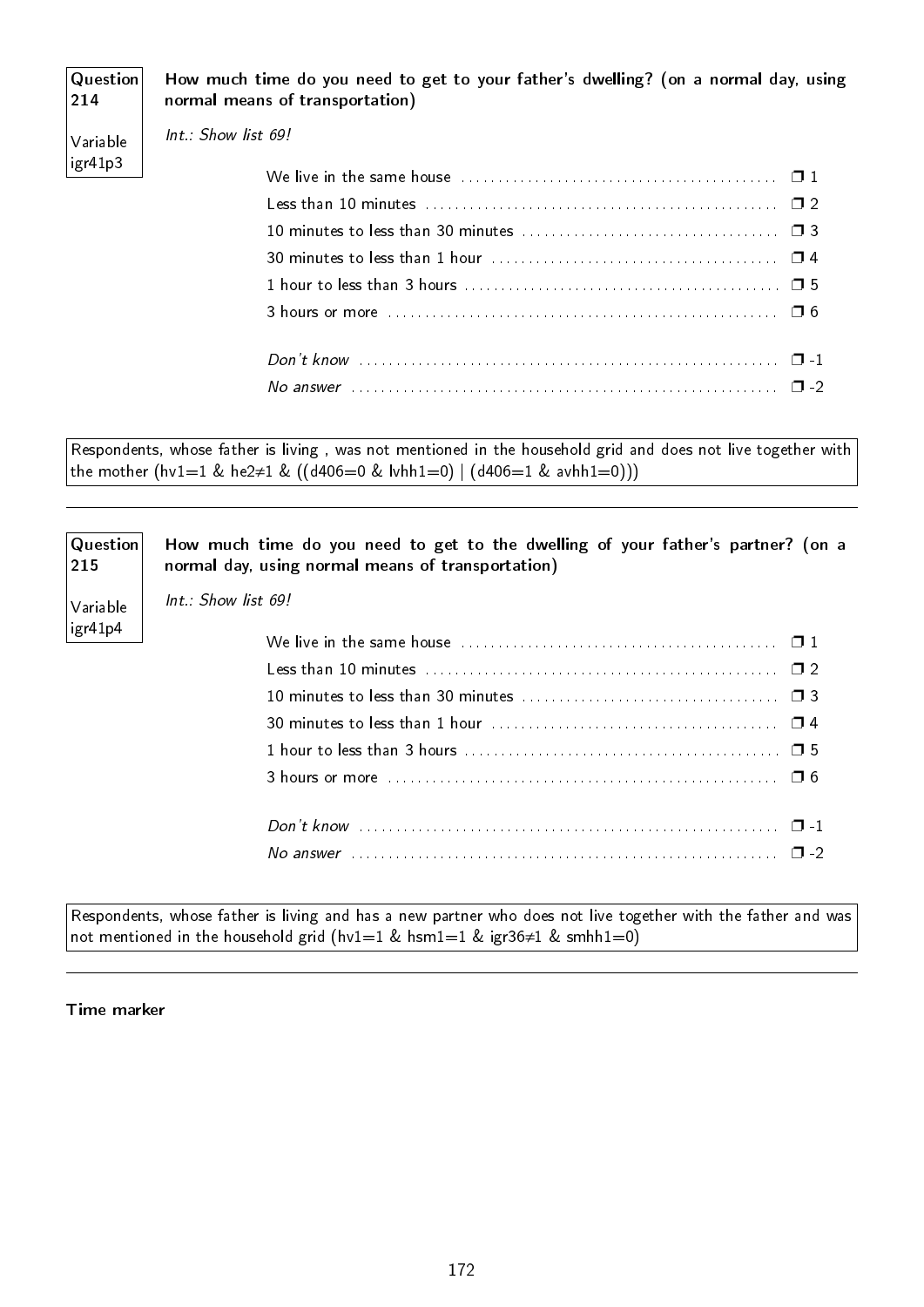**Question 214**

Variable igr41p3

**How much time do you need to get to your father's dwelling? (on a normal day, using normal means of transportation)**

*Int.: Show list 69!*

| | |
|---|---|
| We live in the same house | ❒ 1 |
| Less than 10 minutes | ❒ 2 |
| 10 minutes to less than 30 minutes | ❒ 3 |
| 30 minutes to less than 1 hour | ❒ 4 |
| 1 hour to less than 3 hours | ❒ 5 |
| 3 hours or more | ❒ 6 |
| *Don't know* | ❒ -1 |
| *No answer* | ❒ -2 |

Respondents, whose father is living , was not mentioned in the household grid and does not live together with the mother (hv1=1 & he2≠1 & ((d406=0 & lvhh1=0) | (d406=1 & avhh1=0)))

---

**Question 215**

Variable igr41p4

**How much time do you need to get to the dwelling of your father's partner? (on a normal day, using normal means of transportation)**

*Int.: Show list 69!*

| | |
|---|---|
| We live in the same house | ❒ 1 |
| Less than 10 minutes | ❒ 2 |
| 10 minutes to less than 30 minutes | ❒ 3 |
| 30 minutes to less than 1 hour | ❒ 4 |
| 1 hour to less than 3 hours | ❒ 5 |
| 3 hours or more | ❒ 6 |
| *Don't know* | ❒ -1 |
| *No answer* | ❒ -2 |

Respondents, whose father is living and has a new partner who does not live together with the father and was not mentioned in the household grid (hv1=1 & hsm1=1 & igr36≠1 & smhh1=0)

---

**Time marker**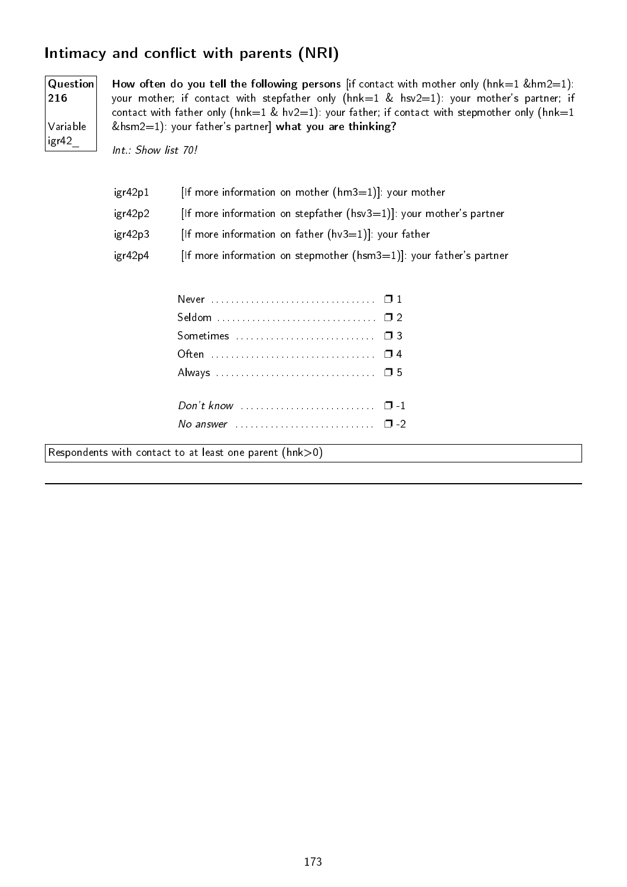## Intimacy and conflict with parents (NRI)

**Question 216**

Variable igr42_

**How often do you tell the following persons** [if contact with mother only (hnk=1 &hm2=1): your mother; if contact with stepfather only (hnk=1 & hsv2=1): your mother's partner; if contact with father only (hnk=1 & hv2=1): your father; if contact with stepmother only (hnk=1 &hsm2=1): your father's partner] **what you are thinking?**

*Int.: Show list 70!*

| | |
|---|---|
| igr42p1 | [If more information on mother (hm3=1)]: your mother |
| igr42p2 | [If more information on stepfather (hsv3=1)]: your mother's partner |
| igr42p3 | [If more information on father (hv3=1)]: your father |
| igr42p4 | [If more information on stepmother (hsm3=1)]: your father's partner |

| | |
|---|---|
| Never | ❒ 1 |
| Seldom | ❒ 2 |
| Sometimes | ❒ 3 |
| Often | ❒ 4 |
| Always | ❒ 5 |
| *Don't know* | ❒ -1 |
| *No answer* | ❒ -2 |

Respondents with contact to at least one parent (hnk>0)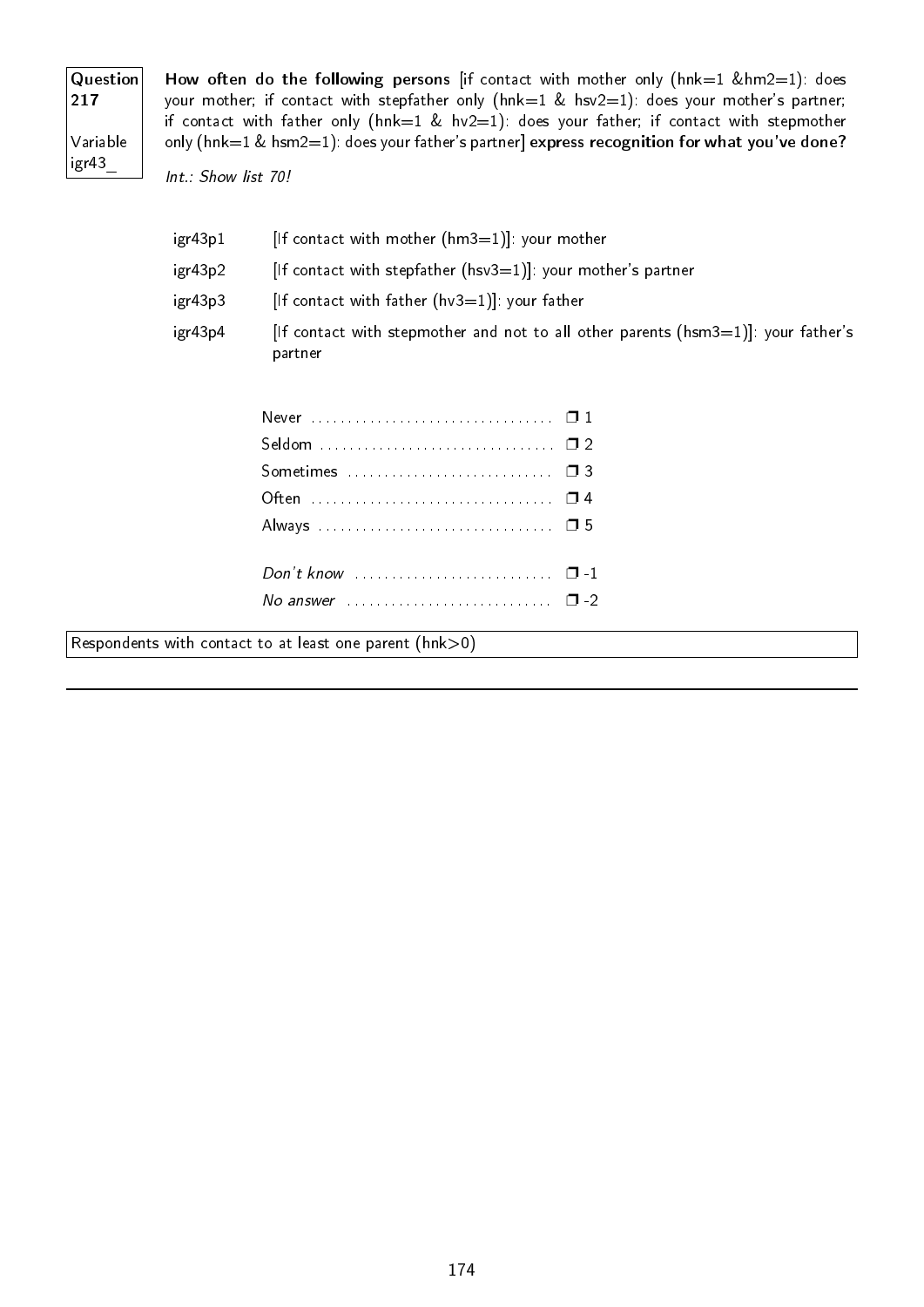**Question 217**

Variable igr43_

**How often do the following persons** [if contact with mother only (hnk=1 &hm2=1): does your mother; if contact with stepfather only (hnk=1 & hsv2=1): does your mother's partner; if contact with father only (hnk=1 & hv2=1): does your father; if contact with stepmother only (hnk=1 & hsm2=1): does your father's partner] **express recognition for what you've done?**

*Int.: Show list 70!*

| | |
|---|---|
| igr43p1 | [If contact with mother (hm3=1)]: your mother |
| igr43p2 | [If contact with stepfather (hsv3=1)]: your mother's partner |
| igr43p3 | [If contact with father (hv3=1)]: your father |
| igr43p4 | [If contact with stepmother and not to all other parents (hsm3=1)]: your father's partner |

| | |
|---|---|
| Never | ❒ 1 |
| Seldom | ❒ 2 |
| Sometimes | ❒ 3 |
| Often | ❒ 4 |
| Always | ❒ 5 |
| *Don't know* | ❒ -1 |
| *No answer* | ❒ -2 |

Respondents with contact to at least one parent (hnk>0)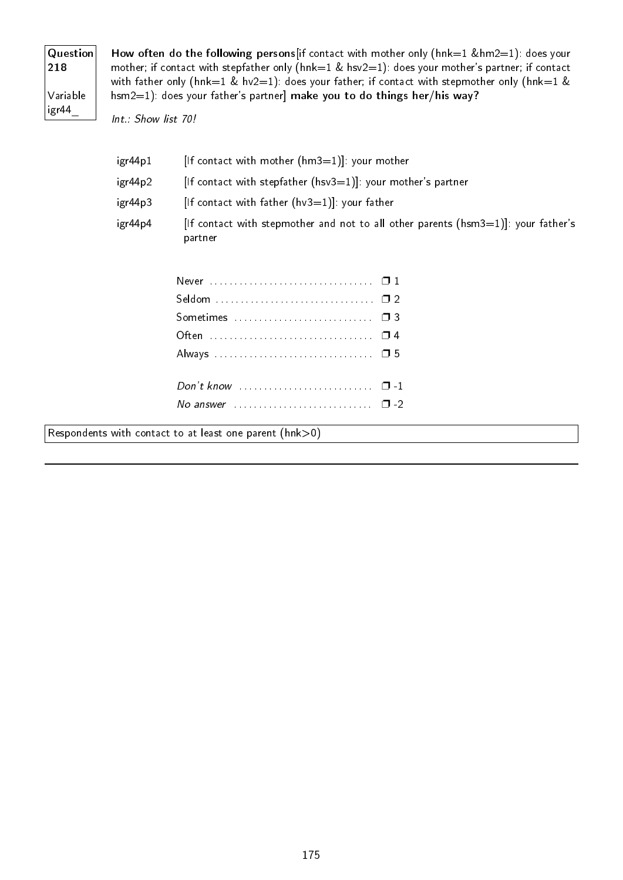**Question 218**

Variable igr44_

**How often do the following persons**[if contact with mother only (hnk=1 &hm2=1): does your mother; if contact with stepfather only (hnk=1 & hsv2=1): does your mother's partner; if contact with father only (hnk=1 & hv2=1): does your father; if contact with stepmother only (hnk=1 & hsm2=1): does your father's partner] **make you to do things her/his way?**

*Int.: Show list 70!*

| | |
|---|---|
| igr44p1 | [If contact with mother (hm3=1)]: your mother |
| igr44p2 | [If contact with stepfather (hsv3=1)]: your mother's partner |
| igr44p3 | [If contact with father (hv3=1)]: your father |
| igr44p4 | [If contact with stepmother and not to all other parents (hsm3=1)]: your father's partner |

- Never ................................ ❒ 1
- Seldom ................................ ❒ 2
- Sometimes ................................ ❒ 3
- Often ................................ ❒ 4
- Always ................................ ❒ 5

- *Don't know* ................................ ❒ -1
- *No answer* ................................ ❒ -2

Respondents with contact to at least one parent (hnk>0)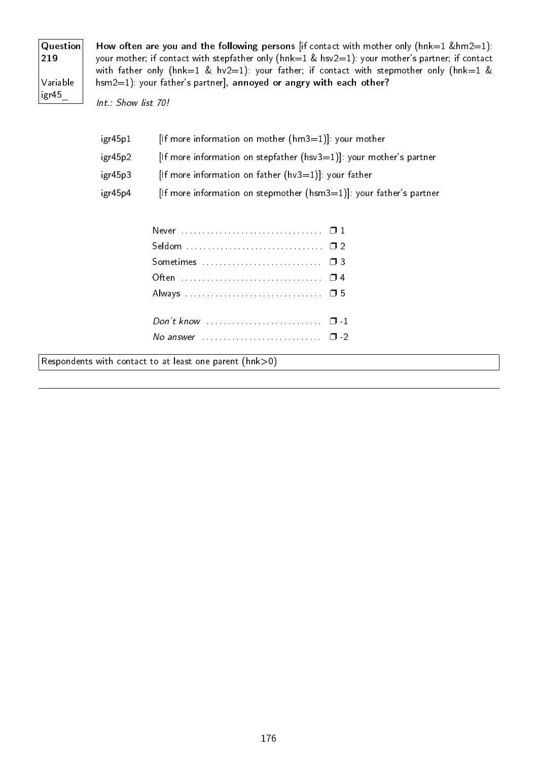**Question 219**

Variable igr45_

**How often are you and the following persons** [if contact with mother only (hnk=1 &hm2=1): your mother; if contact with stepfather only (hnk=1 & hsv2=1): your mother's partner; if contact with father only (hnk=1 & hv2=1): your father; if contact with stepmother only (hnk=1 & hsm2=1): your father's partner], **annoyed or angry with each other?**

*Int.: Show list 70!*

| | |
|---|---|
| igr45p1 | [If more information on mother (hm3=1)]: your mother |
| igr45p2 | [If more information on stepfather (hsv3=1)]: your mother's partner |
| igr45p3 | [If more information on father (hv3=1)]: your father |
| igr45p4 | [If more information on stepmother (hsm3=1)]: your father's partner |

| | |
|---|---|
| Never | ❒ 1 |
| Seldom | ❒ 2 |
| Sometimes | ❒ 3 |
| Often | ❒ 4 |
| Always | ❒ 5 |
| *Don't know* | ❒ -1 |
| *No answer* | ❒ -2 |

Respondents with contact to at least one parent (hnk>0)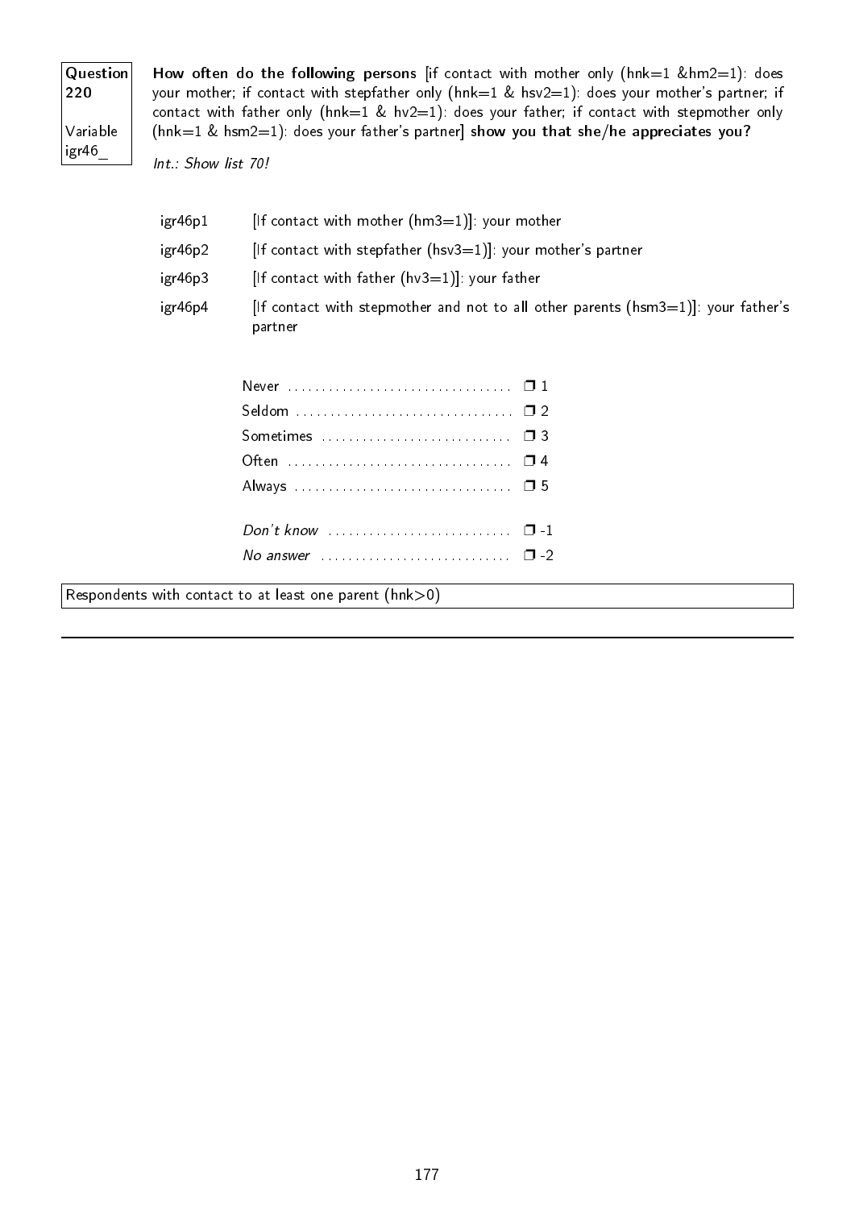**Question 220**

Variable igr46_

**How often do the following persons** [if contact with mother only (hnk=1 &hm2=1): does your mother; if contact with stepfather only (hnk=1 & hsv2=1): does your mother's partner; if contact with father only (hnk=1 & hv2=1): does your father; if contact with stepmother only (hnk=1 & hsm2=1): does your father's partner] **show you that she/he appreciates you?**

*Int.: Show list 70!*

| | |
|---|---|
| igr46p1 | [If contact with mother (hm3=1)]: your mother |
| igr46p2 | [If contact with stepfather (hsv3=1)]: your mother's partner |
| igr46p3 | [If contact with father (hv3=1)]: your father |
| igr46p4 | [If contact with stepmother and not to all other parents (hsm3=1)]: your father's partner |

| | |
|---|---|
| Never | ❐ 1 |
| Seldom | ❐ 2 |
| Sometimes | ❐ 3 |
| Often | ❐ 4 |
| Always | ❐ 5 |
| *Don't know* | ❐ -1 |
| *No answer* | ❐ -2 |

Respondents with contact to at least one parent (hnk>0)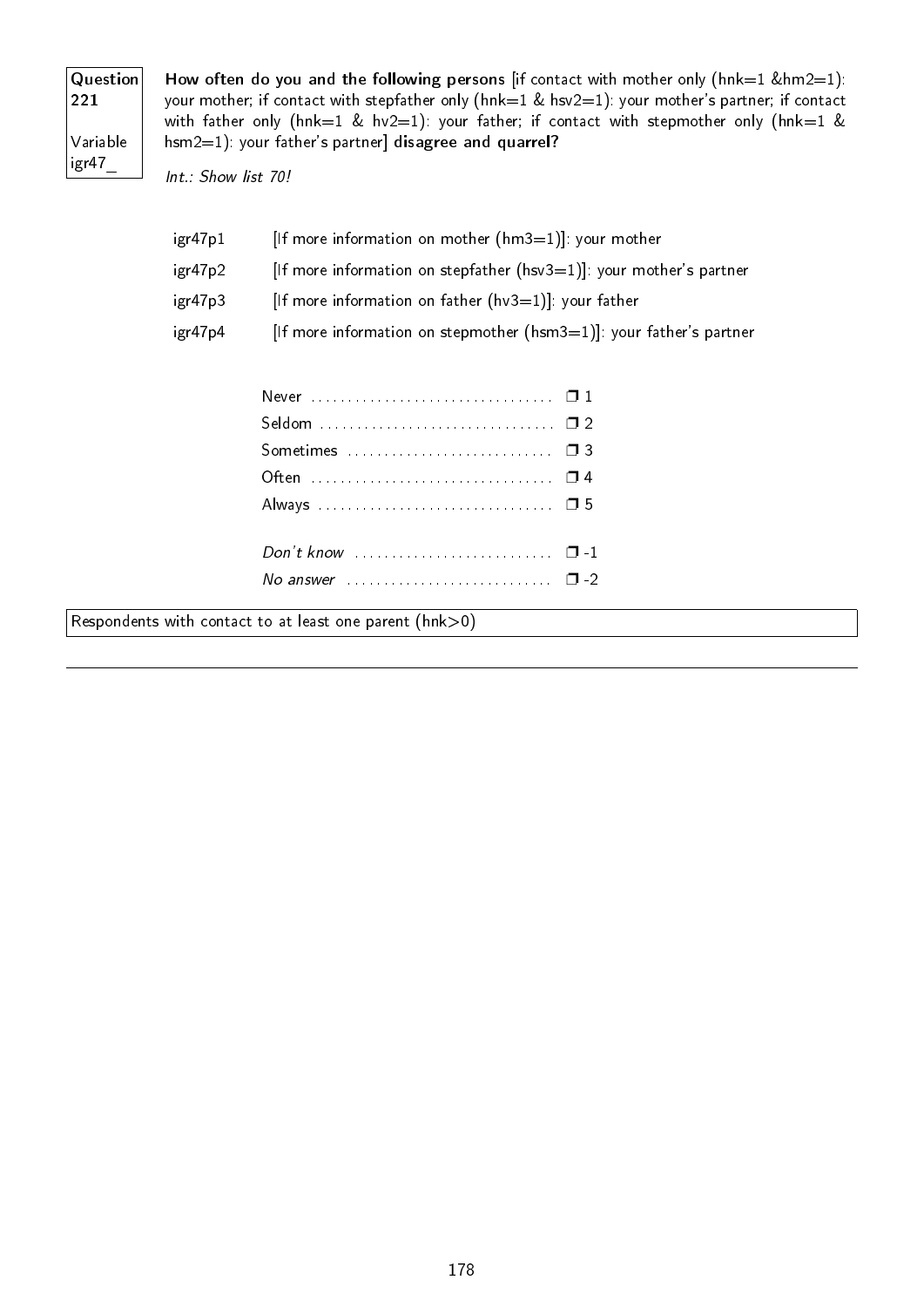**Question 221**

**Variable igr47_**

**How often do you and the following persons** [if contact with mother only (hnk=1 &hm2=1): your mother; if contact with stepfather only (hnk=1 & hsv2=1): your mother's partner; if contact with father only (hnk=1 & hv2=1): your father; if contact with stepmother only (hnk=1 & hsm2=1): your father's partner] **disagree and quarrel?**

*Int.: Show list 70!*

| | |
|---|---|
| igr47p1 | [If more information on mother (hm3=1)]: your mother |
| igr47p2 | [If more information on stepfather (hsv3=1)]: your mother's partner |
| igr47p3 | [If more information on father (hv3=1)]: your father |
| igr47p4 | [If more information on stepmother (hsm3=1)]: your father's partner |

| | |
|---|---|
| Never | ❐ 1 |
| Seldom | ❐ 2 |
| Sometimes | ❐ 3 |
| Often | ❐ 4 |
| Always | ❐ 5 |
| *Don't know* | ❐ -1 |
| *No answer* | ❐ -2 |

Respondents with contact to at least one parent (hnk>0)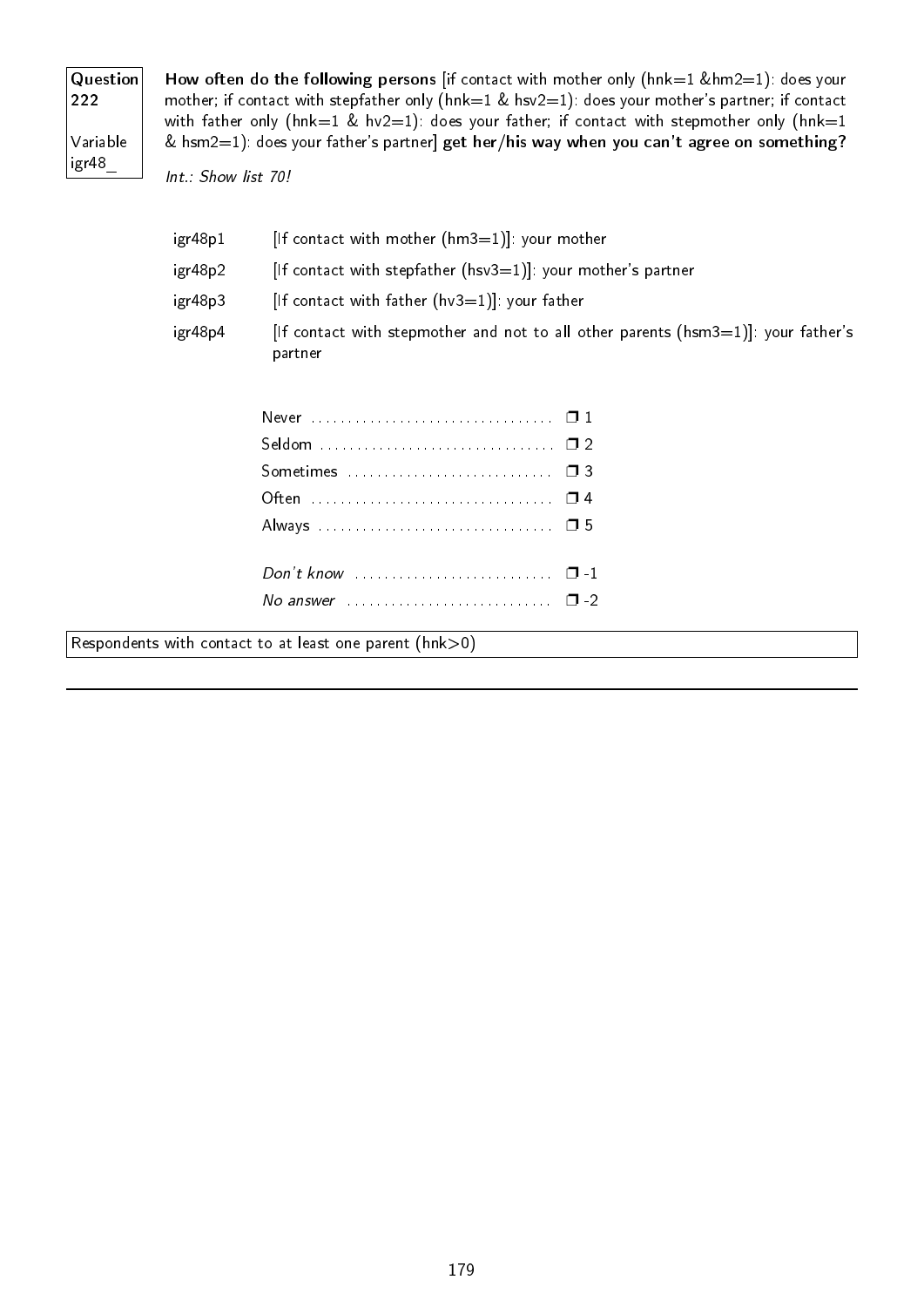**Question 222**

**Variable igr48_**

**How often do the following persons** [if contact with mother only (hnk=1 &hm2=1): does your mother; if contact with stepfather only (hnk=1 & hsv2=1): does your mother's partner; if contact with father only (hnk=1 & hv2=1): does your father; if contact with stepmother only (hnk=1 & hsm2=1): does your father's partner] **get her/his way when you can't agree on something?**

*Int.: Show list 70!*

| | |
|---|---|
| igr48p1 | [If contact with mother (hm3=1)]: your mother |
| igr48p2 | [If contact with stepfather (hsv3=1)]: your mother's partner |
| igr48p3 | [If contact with father (hv3=1)]: your father |
| igr48p4 | [If contact with stepmother and not to all other parents (hsm3=1)]: your father's partner |

| | |
|---|---|
| Never | ❐ 1 |
| Seldom | ❐ 2 |
| Sometimes | ❐ 3 |
| Often | ❐ 4 |
| Always | ❐ 5 |
| *Don't know* | ❐ -1 |
| *No answer* | ❐ -2 |

Respondents with contact to at least one parent (hnk>0)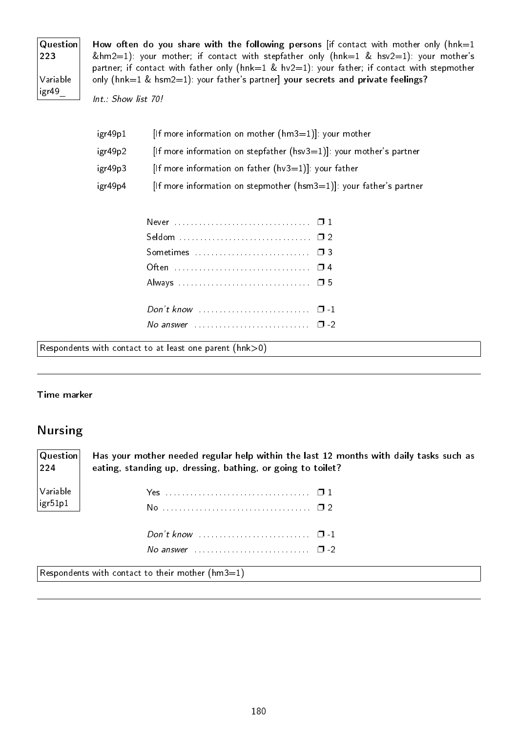**Question 223**

**Variable igr49_**

**How often do you share with the following persons** [if contact with mother only (hnk=1 &hm2=1): your mother; if contact with stepfather only (hnk=1 & hsv2=1): your mother's partner; if contact with father only (hnk=1 & hv2=1): your father; if contact with stepmother only (hnk=1 & hsm2=1): your father's partner] **your secrets and private feelings?**

*Int.: Show list 70!*

| | |
|---|---|
| igr49p1 | [If more information on mother (hm3=1)]: your mother |
| igr49p2 | [If more information on stepfather (hsv3=1)]: your mother's partner |
| igr49p3 | [If more information on father (hv3=1)]: your father |
| igr49p4 | [If more information on stepmother (hsm3=1)]: your father's partner |

- Never ❒ 1
- Seldom ❒ 2
- Sometimes ❒ 3
- Often ❒ 4
- Always ❒ 5

- *Don't know* ❒ -1
- *No answer* ❒ -2

Respondents with contact to at least one parent (hnk>0)

---

**Time marker**

## Nursing

**Question 224**

**Variable igr51p1**

**Has your mother needed regular help within the last 12 months with daily tasks such as eating, standing up, dressing, bathing, or going to toilet?**

- Yes ❒ 1
- No ❒ 2

- *Don't know* ❒ -1
- *No answer* ❒ -2

Respondents with contact to their mother (hm3=1)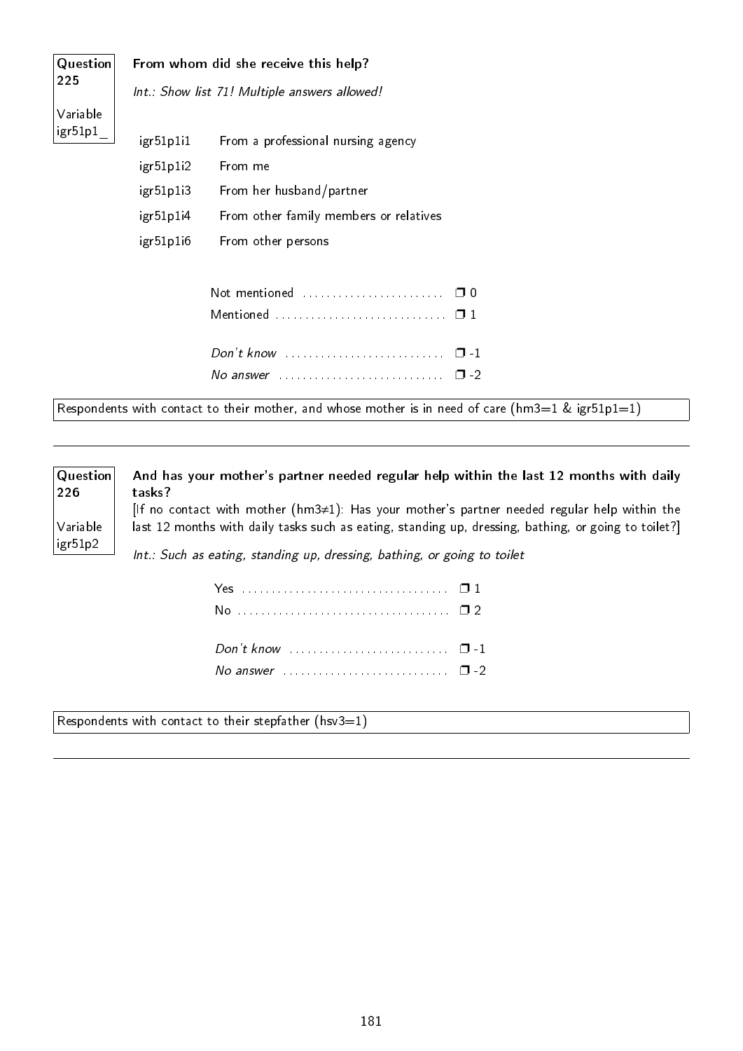**Question 225**

**Variable igr51p1_**

**From whom did she receive this help?**

*Int.: Show list 71! Multiple answers allowed!*

| | |
|---|---|
| igr51p1i1 | From a professional nursing agency |
| igr51p1i2 | From me |
| igr51p1i3 | From her husband/partner |
| igr51p1i4 | From other family members or relatives |
| igr51p1i6 | From other persons |

- Not mentioned ........................ ❐ 0
- Mentioned ............................ ❐ 1
- *Don't know* ........................... ❐ -1
- *No answer* ............................ ❐ -2

Respondents with contact to their mother, and whose mother is in need of care (hm3=1 & igr51p1=1)

---

**Question 226**

**Variable igr51p2**

**And has your mother's partner needed regular help within the last 12 months with daily tasks?**

[If no contact with mother (hm3≠1): Has your mother's partner needed regular help within the last 12 months with daily tasks such as eating, standing up, dressing, bathing, or going to toilet?]

*Int.: Such as eating, standing up, dressing, bathing, or going to toilet*

- Yes .................................. ❐ 1
- No ................................... ❐ 2
- *Don't know* .......................... ❐ -1
- *No answer* ........................... ❐ -2

Respondents with contact to their stepfather (hsv3=1)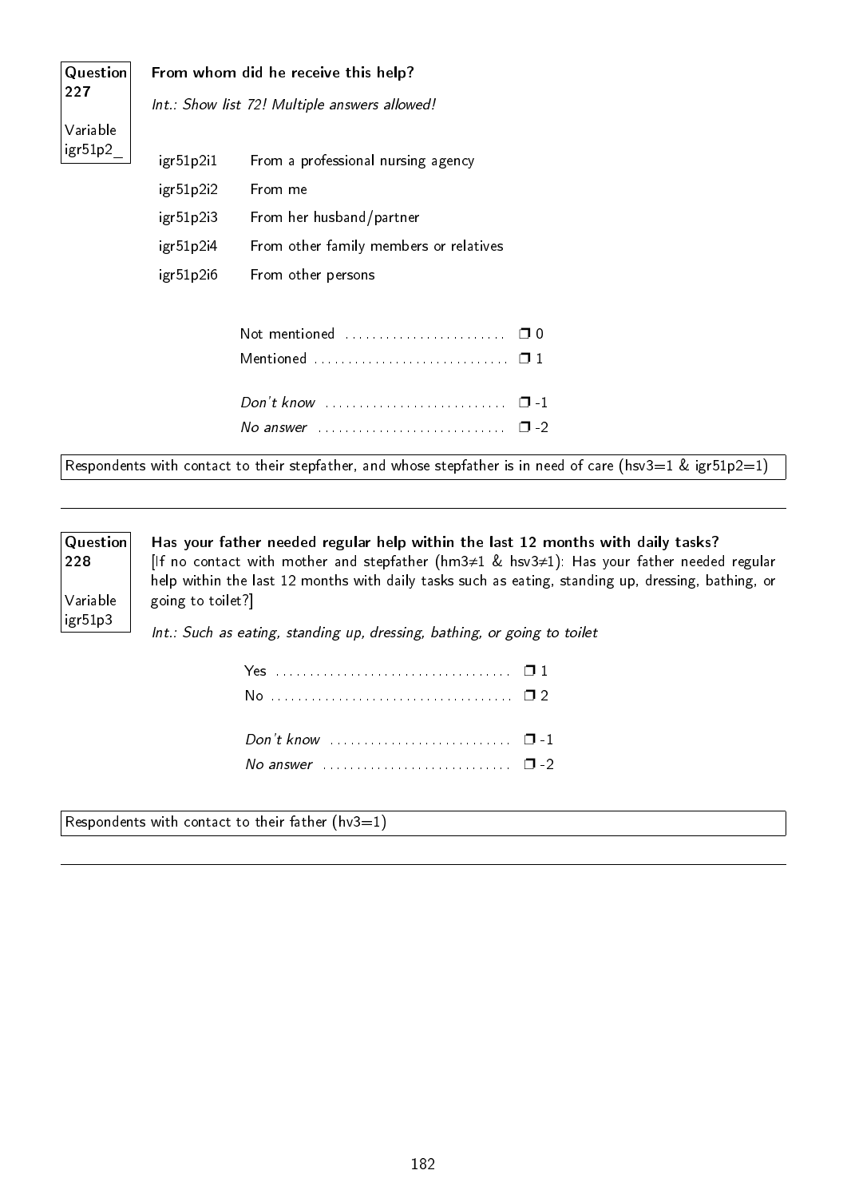**Question 227**

Variable igr51p2_

**From whom did he receive this help?**

*Int.: Show list 72! Multiple answers allowed!*

| | |
|---|---|
| igr51p2i1 | From a professional nursing agency |
| igr51p2i2 | From me |
| igr51p2i3 | From her husband/partner |
| igr51p2i4 | From other family members or relatives |
| igr51p2i6 | From other persons |

Not mentioned ........................ ❐ 0
Mentioned ............................ ❐ 1

*Don't know* .......................... ❐ -1
*No answer* ........................... ❐ -2

Respondents with contact to their stepfather, and whose stepfather is in need of care (hsv3=1 & igr51p2=1)

---

**Question 228**

Variable igr51p3

**Has your father needed regular help within the last 12 months with daily tasks?**
[If no contact with mother and stepfather (hm3≠1 & hsv3≠1): Has your father needed regular help within the last 12 months with daily tasks such as eating, standing up, dressing, bathing, or going to toilet?]

*Int.: Such as eating, standing up, dressing, bathing, or going to toilet*

Yes .................................. ❐ 1
No ................................... ❐ 2

*Don't know* .......................... ❐ -1
*No answer* ........................... ❐ -2

Respondents with contact to their father (hv3=1)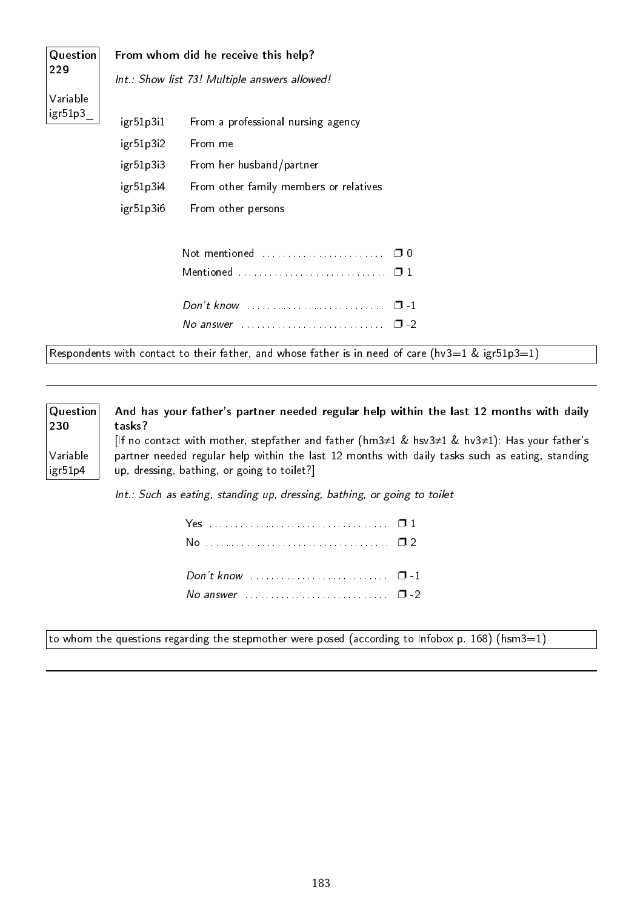**Question 229**

**Variable igr51p3_**

**From whom did he receive this help?**

*Int.: Show list 73! Multiple answers allowed!*

| | |
|---|---|
| igr51p3i1 | From a professional nursing agency |
| igr51p3i2 | From me |
| igr51p3i3 | From her husband/partner |
| igr51p3i4 | From other family members or relatives |
| igr51p3i6 | From other persons |

Not mentioned ........................ ❒ 0
Mentioned ............................ ❒ 1

*Don't know* .......................... ❒ -1
*No answer* ........................... ❒ -2

Respondents with contact to their father, and whose father is in need of care (hv3=1 & igr51p3=1)

---

**Question 230**

**Variable igr51p4**

**And has your father's partner needed regular help within the last 12 months with daily tasks?**
[If no contact with mother, stepfather and father (hm3≠1 & hsv3≠1 & hv3≠1): Has your father's partner needed regular help within the last 12 months with daily tasks such as eating, standing up, dressing, bathing, or going to toilet?]

*Int.: Such as eating, standing up, dressing, bathing, or going to toilet*

Yes .................................. ❒ 1
No ................................... ❒ 2

*Don't know* .......................... ❒ -1
*No answer* ........................... ❒ -2

to whom the questions regarding the stepmother were posed (according to Infobox p. 168) (hsm3=1)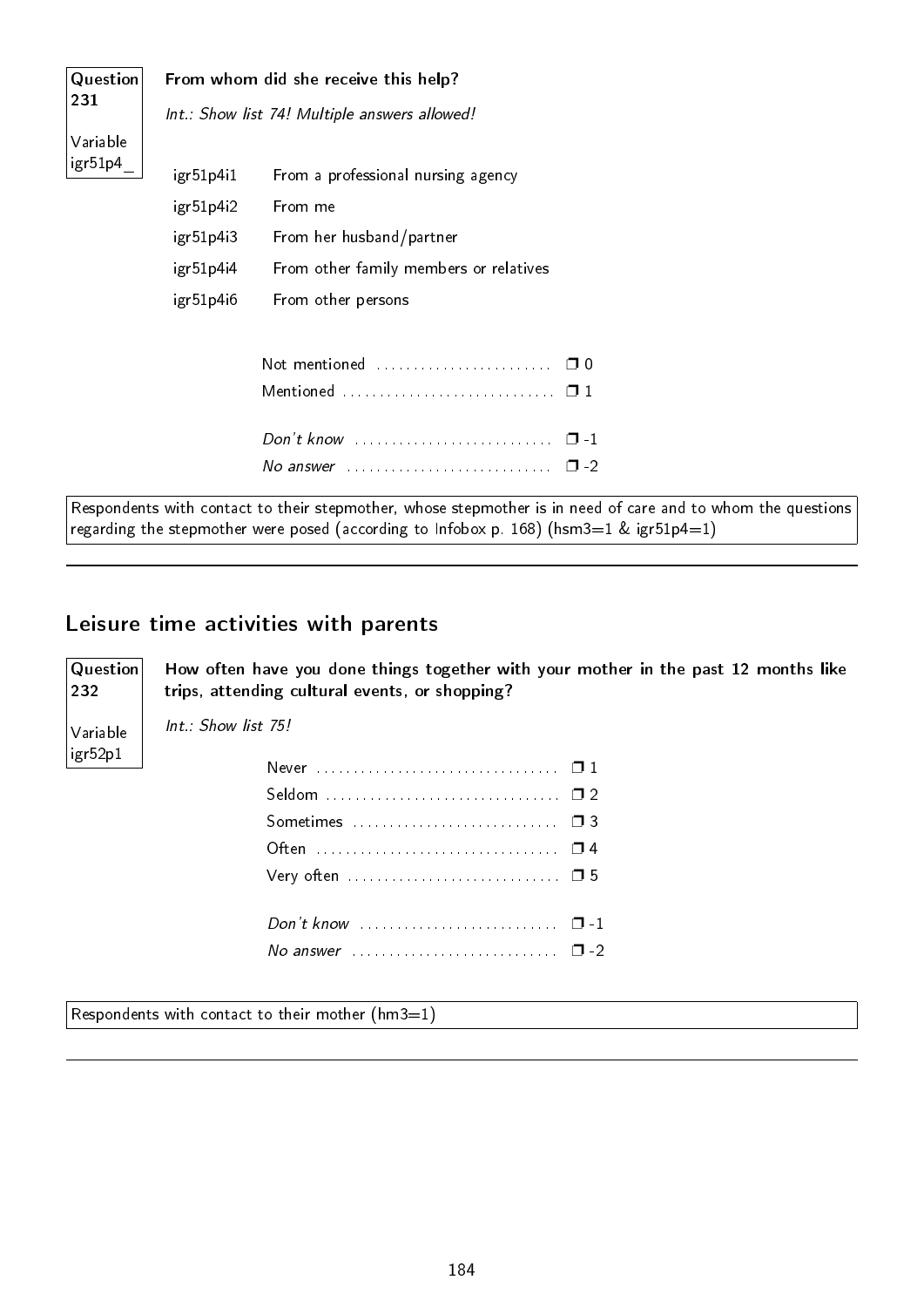**Question 231**

**Variable igr51p4_**

**From whom did she receive this help?**

*Int.: Show list 74! Multiple answers allowed!*

| | |
|---|---|
| igr51p4i1 | From a professional nursing agency |
| igr51p4i2 | From me |
| igr51p4i3 | From her husband/partner |
| igr51p4i4 | From other family members or relatives |
| igr51p4i6 | From other persons |

Not mentioned ........................ ❒ 0
Mentioned ............................ ❒ 1

*Don't know* .......................... ❒ -1
*No answer* ........................... ❒ -2

Respondents with contact to their stepmother, whose stepmother is in need of care and to whom the questions regarding the stepmother were posed (according to Infobox p. 168) (hsm3=1 & igr51p4=1)

---

## Leisure time activities with parents

**Question 232**

**Variable igr52p1**

**How often have you done things together with your mother in the past 12 months like trips, attending cultural events, or shopping?**

*Int.: Show list 75!*

Never ................................ ❒ 1
Seldom ............................... ❒ 2
Sometimes ........................... ❒ 3
Often ................................ ❒ 4
Very often ............................ ❒ 5

*Don't know* .......................... ❒ -1
*No answer* ........................... ❒ -2

Respondents with contact to their mother (hm3=1)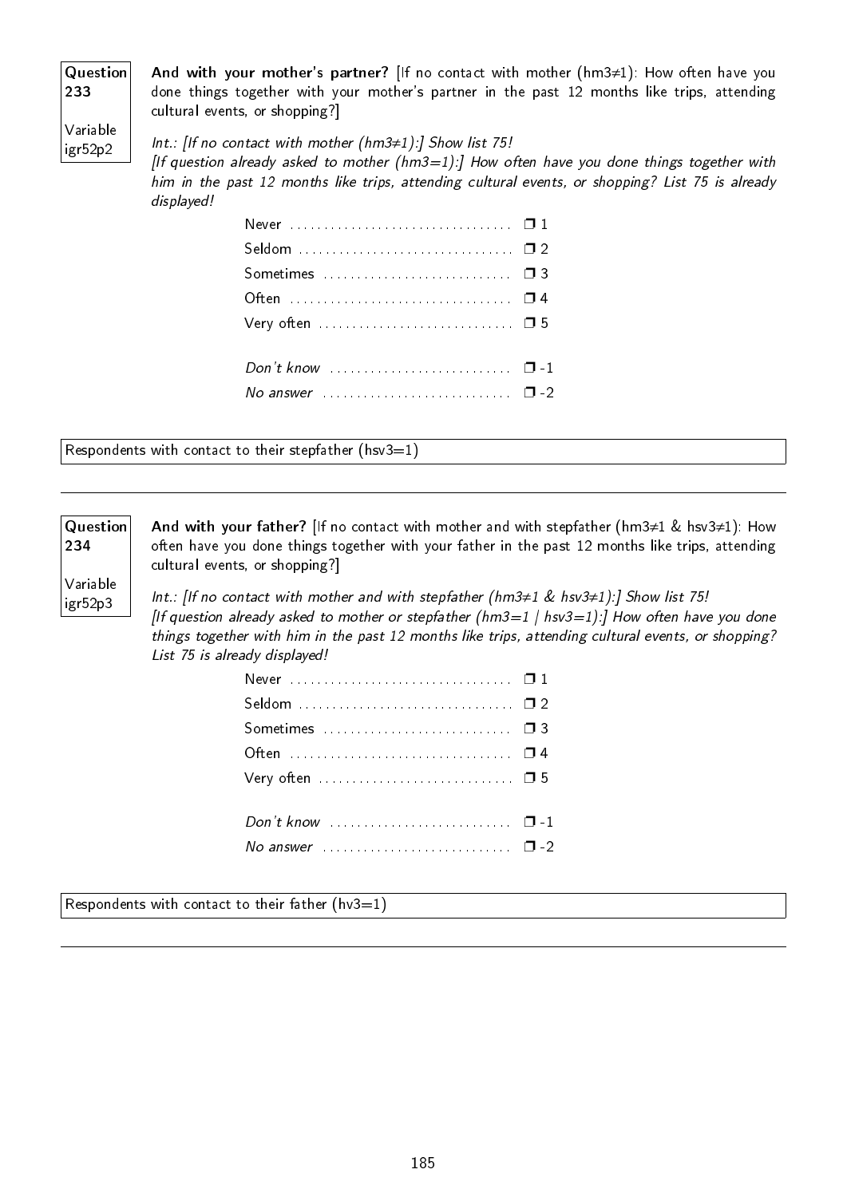**Question 233**

**Variable igr52p2**

**And with your mother's partner?** [If no contact with mother (hm3≠1): How often have you done things together with your mother's partner in the past 12 months like trips, attending cultural events, or shopping?]

*Int.: [If no contact with mother (hm3≠1):] Show list 75!*
*[If question already asked to mother (hm3=1):] How often have you done things together with him in the past 12 months like trips, attending cultural events, or shopping? List 75 is already displayed!*

| | |
|---|---|
| Never | ❒ 1 |
| Seldom | ❒ 2 |
| Sometimes | ❒ 3 |
| Often | ❒ 4 |
| Very often | ❒ 5 |
| *Don't know* | ❒ -1 |
| *No answer* | ❒ -2 |

Respondents with contact to their stepfather (hsv3=1)

---

**Question 234**

**Variable igr52p3**

**And with your father?** [If no contact with mother and with stepfather (hm3≠1 & hsv3≠1): How often have you done things together with your father in the past 12 months like trips, attending cultural events, or shopping?]

*Int.: [If no contact with mother and with stepfather (hm3≠1 & hsv3≠1):] Show list 75!*
*[If question already asked to mother or stepfather (hm3=1 | hsv3=1):] How often have you done things together with him in the past 12 months like trips, attending cultural events, or shopping? List 75 is already displayed!*

| | |
|---|---|
| Never | ❒ 1 |
| Seldom | ❒ 2 |
| Sometimes | ❒ 3 |
| Often | ❒ 4 |
| Very often | ❒ 5 |
| *Don't know* | ❒ -1 |
| *No answer* | ❒ -2 |

Respondents with contact to their father (hv3=1)

---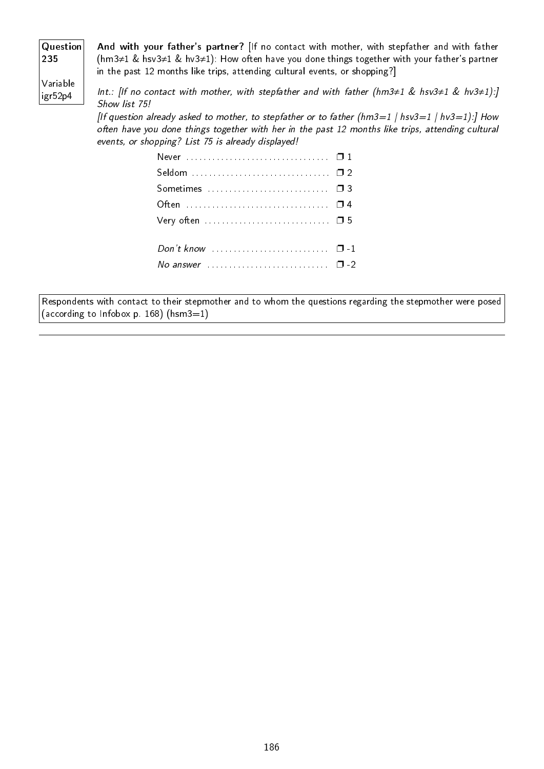**Question 235**

**Variable igr52p4**

**And with your father's partner?** [If no contact with mother, with stepfather and with father (hm3≠1 & hsv3≠1 & hv3≠1): How often have you done things together with your father's partner in the past 12 months like trips, attending cultural events, or shopping?]

*Int.: [If no contact with mother, with stepfather and with father (hm3≠1 & hsv3≠1 & hv3≠1):] Show list 75!*

*[If question already asked to mother, to stepfather or to father (hm3=1 | hsv3=1 | hv3=1):] How often have you done things together with her in the past 12 months like trips, attending cultural events, or shopping? List 75 is already displayed!*

| | |
|---|---|
| Never | ❐ 1 |
| Seldom | ❐ 2 |
| Sometimes | ❐ 3 |
| Often | ❐ 4 |
| Very often | ❐ 5 |
| *Don't know* | ❐ -1 |
| *No answer* | ❐ -2 |

Respondents with contact to their stepmother and to whom the questions regarding the stepmother were posed (according to Infobox p. 168) (hsm3=1)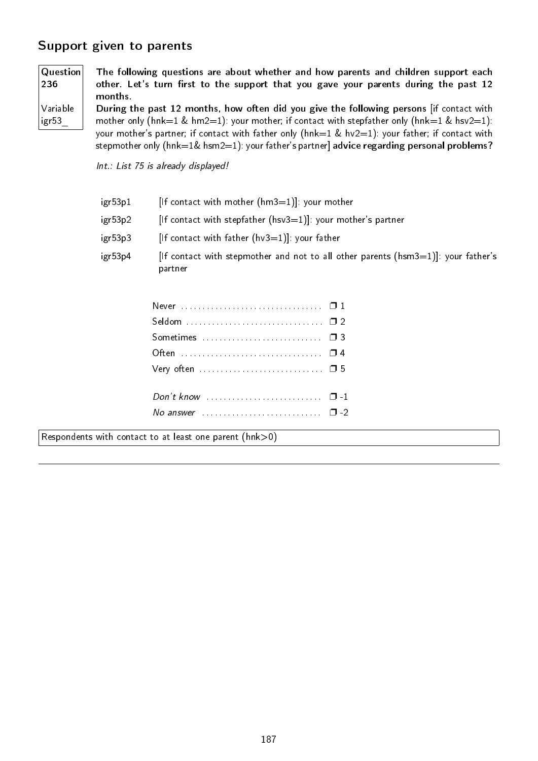## Support given to parents

**Question 236**

Variable igr53_

**The following questions are about whether and how parents and children support each other. Let's turn first to the support that you gave your parents during the past 12 months.**
**During the past 12 months, how often did you give the following persons** [if contact with mother only (hnk=1 & hm2=1): your mother; if contact with stepfather only (hnk=1 & hsv2=1): your mother's partner; if contact with father only (hnk=1 & hv2=1): your father; if contact with stepmother only (hnk=1& hsm2=1): your father's partner] **advice regarding personal problems?**

*Int.: List 75 is already displayed!*

| | |
|---|---|
| igr53p1 | [If contact with mother (hm3=1)]: your mother |
| igr53p2 | [If contact with stepfather (hsv3=1)]: your mother's partner |
| igr53p3 | [If contact with father (hv3=1)]: your father |
| igr53p4 | [If contact with stepmother and not to all other parents (hsm3=1)]: your father's partner |

- Never ❒ 1
- Seldom ❒ 2
- Sometimes ❒ 3
- Often ❒ 4
- Very often ❒ 5

- *Don't know* ❒ -1
- *No answer* ❒ -2

Respondents with contact to at least one parent (hnk>0)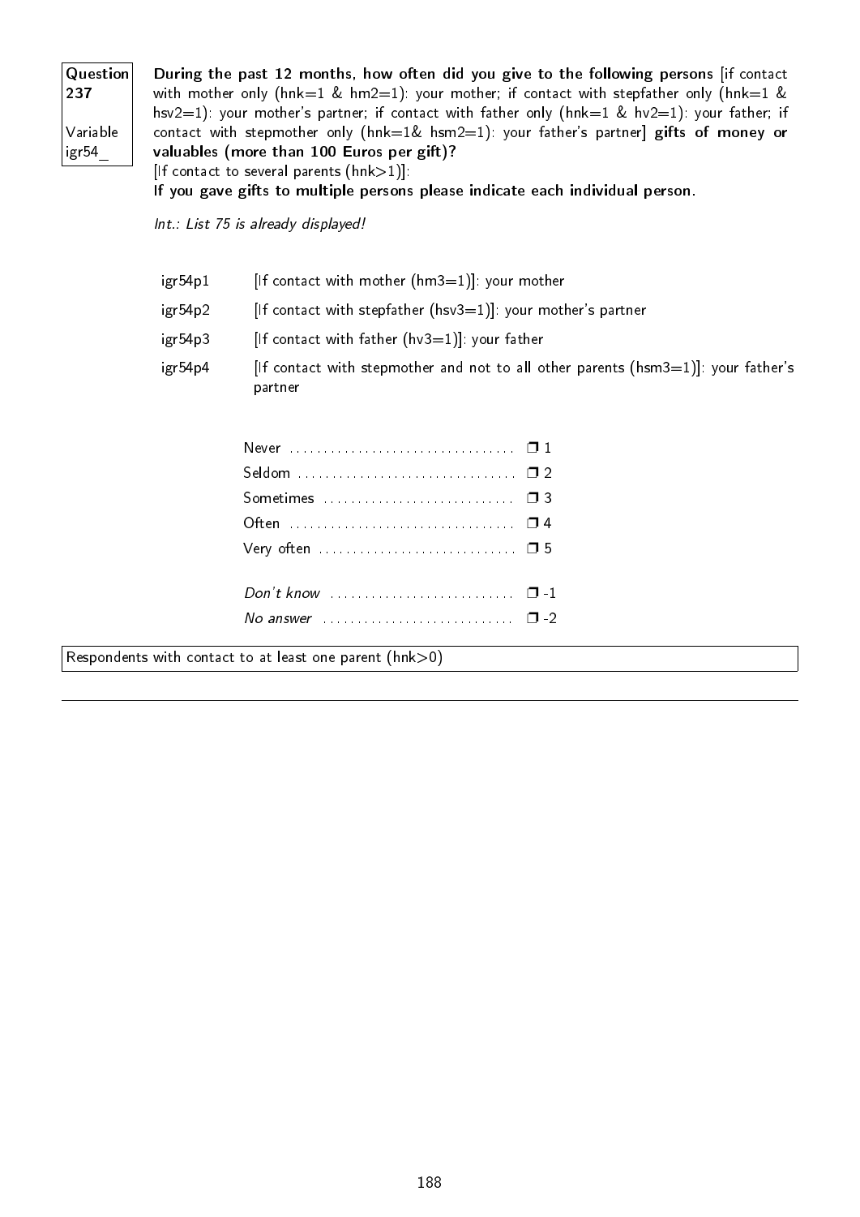**Question 237**

**Variable igr54_**

**During the past 12 months, how often did you give to the following persons** [if contact with mother only (hnk=1 & hm2=1): your mother; if contact with stepfather only (hnk=1 & hsv2=1): your mother's partner; if contact with father only (hnk=1 & hv2=1): your father; if contact with stepmother only (hnk=1& hsm2=1): your father's partner] **gifts of money or valuables (more than 100 Euros per gift)?**
[If contact to several parents (hnk>1)]:
**If you gave gifts to multiple persons please indicate each individual person.**

*Int.: List 75 is already displayed!*

| | |
|---|---|
| igr54p1 | [If contact with mother (hm3=1)]: your mother |
| igr54p2 | [If contact with stepfather (hsv3=1)]: your mother's partner |
| igr54p3 | [If contact with father (hv3=1)]: your father |
| igr54p4 | [If contact with stepmother and not to all other parents (hsm3=1)]: your father's partner |

| | |
|---|---|
| Never | ❒ 1 |
| Seldom | ❒ 2 |
| Sometimes | ❒ 3 |
| Often | ❒ 4 |
| Very often | ❒ 5 |
| *Don't know* | ❒ -1 |
| *No answer* | ❒ -2 |

Respondents with contact to at least one parent (hnk>0)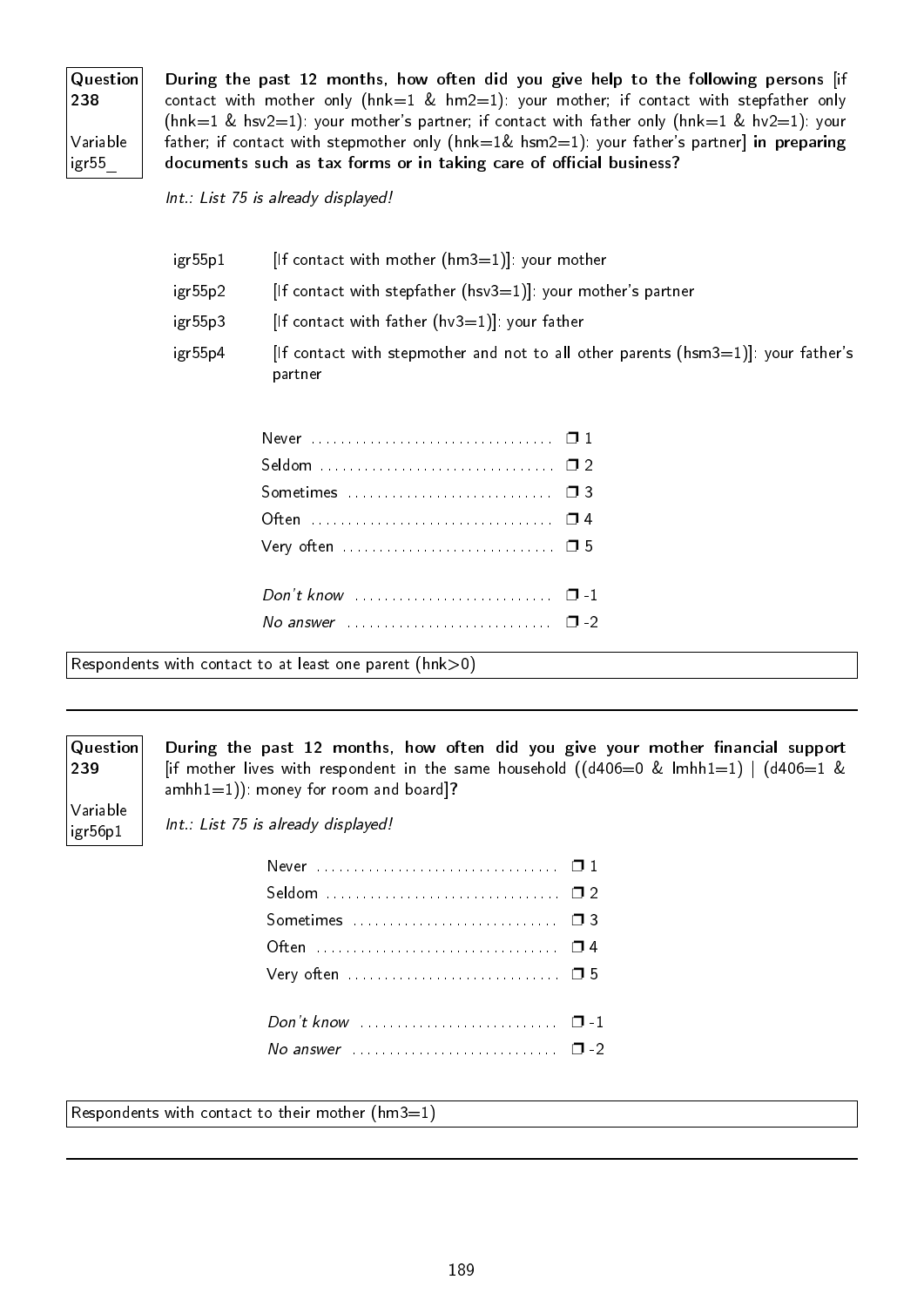**Question 238**

**Variable igr55_**

**During the past 12 months, how often did you give help to the following persons** [if contact with mother only (hnk=1 & hm2=1): your mother; if contact with stepfather only (hnk=1 & hsv2=1): your mother's partner; if contact with father only (hnk=1 & hv2=1): your father; if contact with stepmother only (hnk=1& hsm2=1): your father's partner] **in preparing documents such as tax forms or in taking care of official business?**

*Int.: List 75 is already displayed!*

| | |
|---|---|
| igr55p1 | [If contact with mother (hm3=1)]: your mother |
| igr55p2 | [If contact with stepfather (hsv3=1)]: your mother's partner |
| igr55p3 | [If contact with father (hv3=1)]: your father |
| igr55p4 | [If contact with stepmother and not to all other parents (hsm3=1)]: your father's partner |

- Never ❒ 1
- Seldom ❒ 2
- Sometimes ❒ 3
- Often ❒ 4
- Very often ❒ 5

- *Don't know* ❒ -1
- *No answer* ❒ -2

Respondents with contact to at least one parent (hnk>0)

---

**Question 239**

**Variable igr56p1**

**During the past 12 months, how often did you give your mother financial support** [if mother lives with respondent in the same household ((d406=0 & lmhh1=1) | (d406=1 & amhh1=1)): money for room and board]**?**

*Int.: List 75 is already displayed!*

- Never ❒ 1
- Seldom ❒ 2
- Sometimes ❒ 3
- Often ❒ 4
- Very often ❒ 5

- *Don't know* ❒ -1
- *No answer* ❒ -2

Respondents with contact to their mother (hm3=1)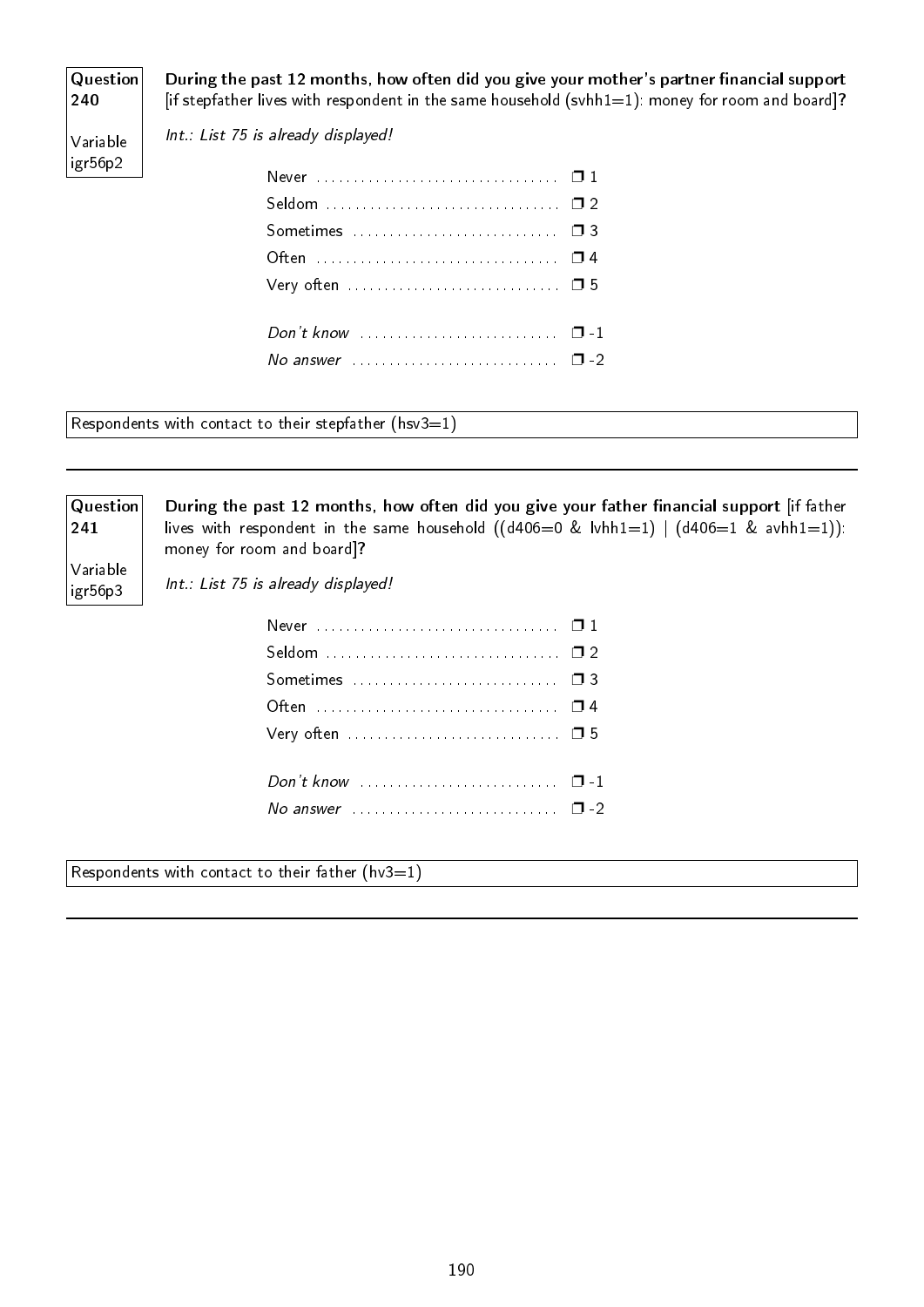**Question 240**

**Variable igr56p2**

**During the past 12 months, how often did you give your mother's partner financial support** [if stepfather lives with respondent in the same household (svhh1=1): money for room and board]**?**

*Int.: List 75 is already displayed!*

| | |
|---|---|
| Never | ❐ 1 |
| Seldom | ❐ 2 |
| Sometimes | ❐ 3 |
| Often | ❐ 4 |
| Very often | ❐ 5 |
| *Don't know* | ❐ -1 |
| *No answer* | ❐ -2 |

Respondents with contact to their stepfather (hsv3=1)

---

**Question 241**

**Variable igr56p3**

**During the past 12 months, how often did you give your father financial support** [if father lives with respondent in the same household ((d406=0 & lvhh1=1) | (d406=1 & avhh1=1)): money for room and board]**?**

*Int.: List 75 is already displayed!*

| | |
|---|---|
| Never | ❐ 1 |
| Seldom | ❐ 2 |
| Sometimes | ❐ 3 |
| Often | ❐ 4 |
| Very often | ❐ 5 |
| *Don't know* | ❐ -1 |
| *No answer* | ❐ -2 |

Respondents with contact to their father (hv3=1)

---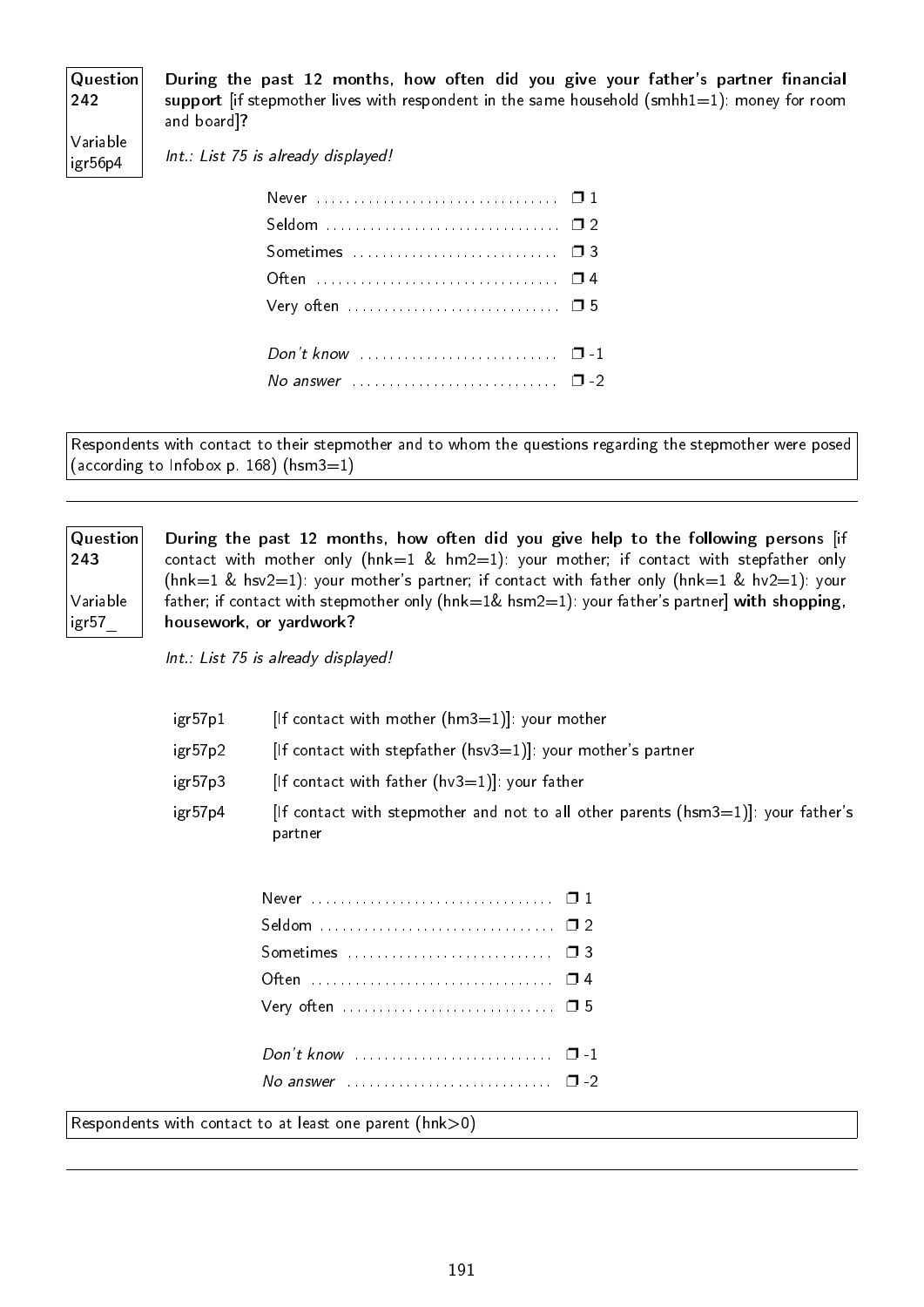**Question 242**

**Variable igr56p4**

**During the past 12 months, how often did you give your father's partner financial support** [if stepmother lives with respondent in the same household (smhh1=1): money for room and board]**?**

*Int.: List 75 is already displayed!*

| | |
|---|---|
| Never | ❒ 1 |
| Seldom | ❒ 2 |
| Sometimes | ❒ 3 |
| Often | ❒ 4 |
| Very often | ❒ 5 |
| *Don't know* | ❒ -1 |
| *No answer* | ❒ -2 |

Respondents with contact to their stepmother and to whom the questions regarding the stepmother were posed (according to Infobox p. 168) (hsm3=1)

---

**Question 243**

**Variable igr57_**

**During the past 12 months, how often did you give help to the following persons** [if contact with mother only (hnk=1 & hm2=1): your mother; if contact with stepfather only (hnk=1 & hsv2=1): your mother's partner; if contact with father only (hnk=1 & hv2=1): your father; if contact with stepmother only (hnk=1& hsm2=1): your father's partner] **with shopping, housework, or yardwork?**

*Int.: List 75 is already displayed!*

| | |
|---|---|
| igr57p1 | [If contact with mother (hm3=1)]: your mother |
| igr57p2 | [If contact with stepfather (hsv3=1)]: your mother's partner |
| igr57p3 | [If contact with father (hv3=1)]: your father |
| igr57p4 | [If contact with stepmother and not to all other parents (hsm3=1)]: your father's partner |

| | |
|---|---|
| Never | ❒ 1 |
| Seldom | ❒ 2 |
| Sometimes | ❒ 3 |
| Often | ❒ 4 |
| Very often | ❒ 5 |
| *Don't know* | ❒ -1 |
| *No answer* | ❒ -2 |

Respondents with contact to at least one parent (hnk>0)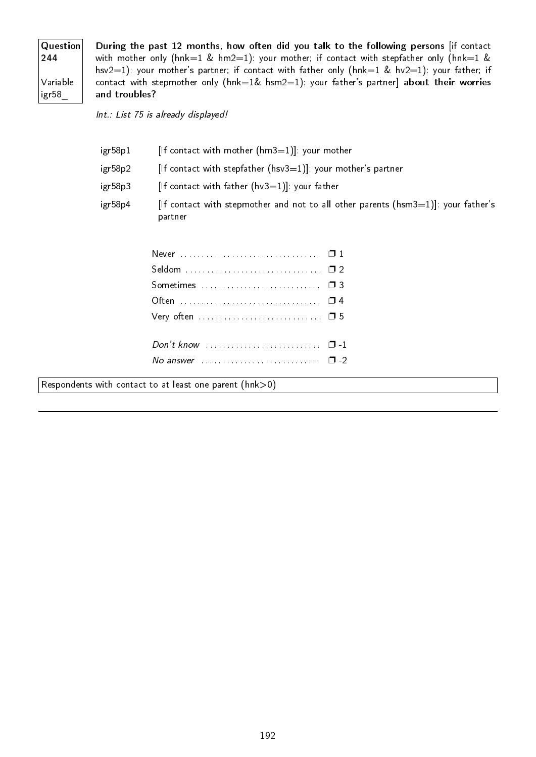**Question 244**

Variable igr58_

**During the past 12 months, how often did you talk to the following persons** [if contact with mother only (hnk=1 & hm2=1): your mother; if contact with stepfather only (hnk=1 & hsv2=1): your mother's partner; if contact with father only (hnk=1 & hv2=1): your father; if contact with stepmother only (hnk=1& hsm2=1): your father's partner] **about their worries and troubles?**

*Int.: List 75 is already displayed!*

| | |
|---|---|
| igr58p1 | [If contact with mother (hm3=1)]: your mother |
| igr58p2 | [If contact with stepfather (hsv3=1)]: your mother's partner |
| igr58p3 | [If contact with father (hv3=1)]: your father |
| igr58p4 | [If contact with stepmother and not to all other parents (hsm3=1)]: your father's partner |

- Never ❒ 1
- Seldom ❒ 2
- Sometimes ❒ 3
- Often ❒ 4
- Very often ❒ 5

- *Don't know* ❒ -1
- *No answer* ❒ -2

Respondents with contact to at least one parent (hnk>0)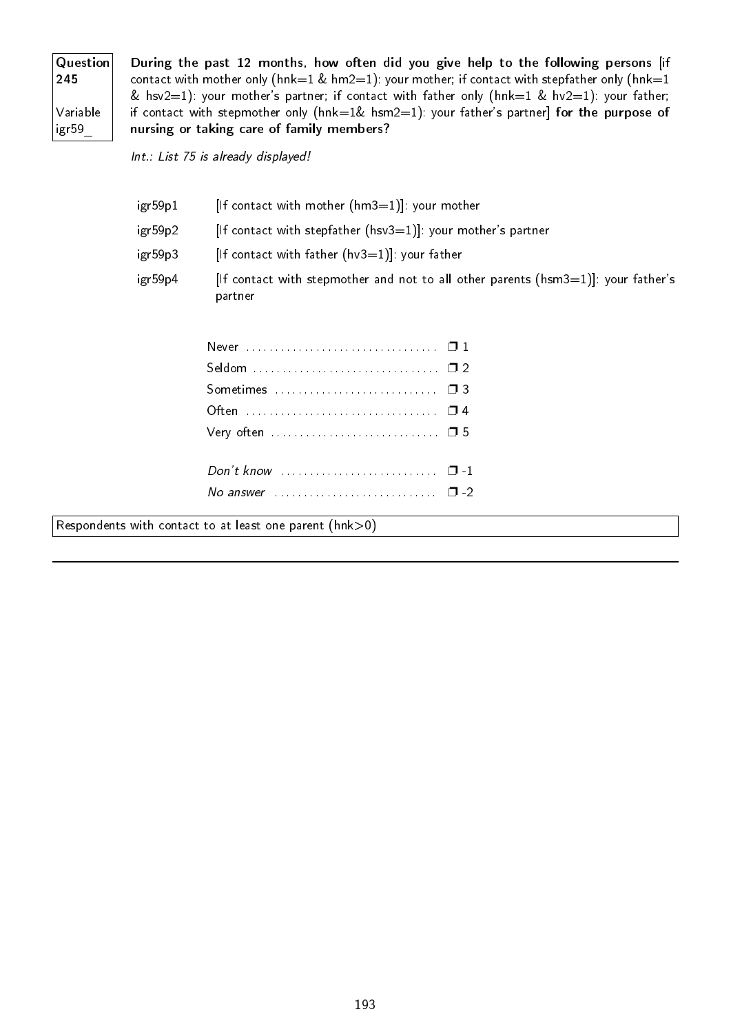**Question 245**

**Variable igr59_**

**During the past 12 months, how often did you give help to the following persons** [if contact with mother only (hnk=1 & hm2=1): your mother; if contact with stepfather only (hnk=1 & hsv2=1): your mother's partner; if contact with father only (hnk=1 & hv2=1): your father; if contact with stepmother only (hnk=1& hsm2=1): your father's partner] **for the purpose of nursing or taking care of family members?**

*Int.: List 75 is already displayed!*

| | |
|---|---|
| igr59p1 | [If contact with mother (hm3=1)]: your mother |
| igr59p2 | [If contact with stepfather (hsv3=1)]: your mother's partner |
| igr59p3 | [If contact with father (hv3=1)]: your father |
| igr59p4 | [If contact with stepmother and not to all other parents (hsm3=1)]: your father's partner |

| | |
|---|---|
| Never | ❒ 1 |
| Seldom | ❒ 2 |
| Sometimes | ❒ 3 |
| Often | ❒ 4 |
| Very often | ❒ 5 |
| *Don't know* | ❒ -1 |
| *No answer* | ❒ -2 |

Respondents with contact to at least one parent (hnk>0)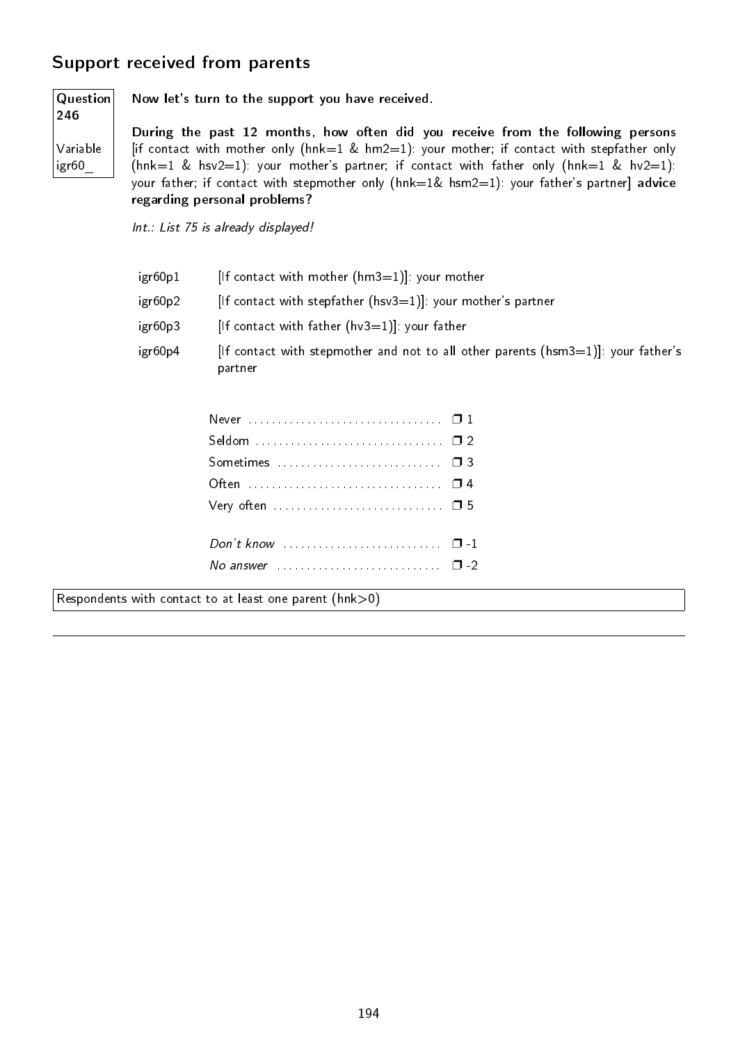## Support received from parents

| Question 246 | Variable igr60_ |
|---|---|

**Now let's turn to the support you have received.**

**During the past 12 months, how often did you receive from the following persons** [if contact with mother only (hnk=1 & hm2=1): your mother; if contact with stepfather only (hnk=1 & hsv2=1): your mother's partner; if contact with father only (hnk=1 & hv2=1): your father; if contact with stepmother only (hnk=1& hsm2=1): your father's partner] **advice regarding personal problems?**

*Int.: List 75 is already displayed!*

| | |
|---|---|
| igr60p1 | [If contact with mother (hm3=1)]: your mother |
| igr60p2 | [If contact with stepfather (hsv3=1)]: your mother's partner |
| igr60p3 | [If contact with father (hv3=1)]: your father |
| igr60p4 | [If contact with stepmother and not to all other parents (hsm3=1)]: your father's partner |

| | |
|---|---|
| Never | ❐ 1 |
| Seldom | ❐ 2 |
| Sometimes | ❐ 3 |
| Often | ❐ 4 |
| Very often | ❐ 5 |
| *Don't know* | ❐ -1 |
| *No answer* | ❐ -2 |

Respondents with contact to at least one parent (hnk>0)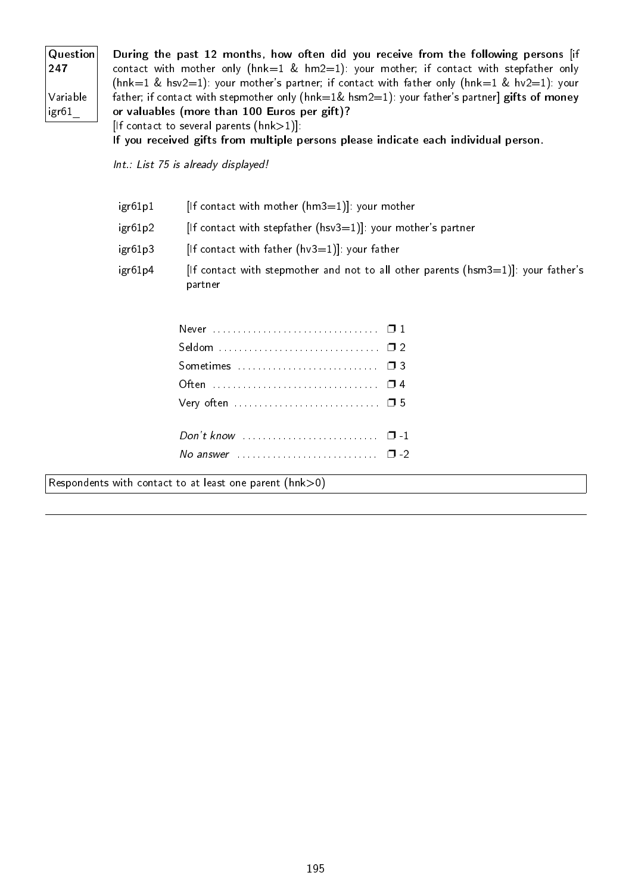**Question 247**

Variable igr61_

**During the past 12 months, how often did you receive from the following persons** [if contact with mother only (hnk=1 & hm2=1): your mother; if contact with stepfather only (hnk=1 & hsv2=1): your mother's partner; if contact with father only (hnk=1 & hv2=1): your father; if contact with stepmother only (hnk=1& hsm2=1): your father's partner] **gifts of money or valuables (more than 100 Euros per gift)?**

[If contact to several parents (hnk>1)]:

**If you received gifts from multiple persons please indicate each individual person.**

*Int.: List 75 is already displayed!*

| | |
|---|---|
| igr61p1 | [If contact with mother (hm3=1)]: your mother |
| igr61p2 | [If contact with stepfather (hsv3=1)]: your mother's partner |
| igr61p3 | [If contact with father (hv3=1)]: your father |
| igr61p4 | [If contact with stepmother and not to all other parents (hsm3=1)]: your father's partner |

| | |
|---|---|
| Never | ❒ 1 |
| Seldom | ❒ 2 |
| Sometimes | ❒ 3 |
| Often | ❒ 4 |
| Very often | ❒ 5 |
| *Don't know* | ❒ -1 |
| *No answer* | ❒ -2 |

Respondents with contact to at least one parent (hnk>0)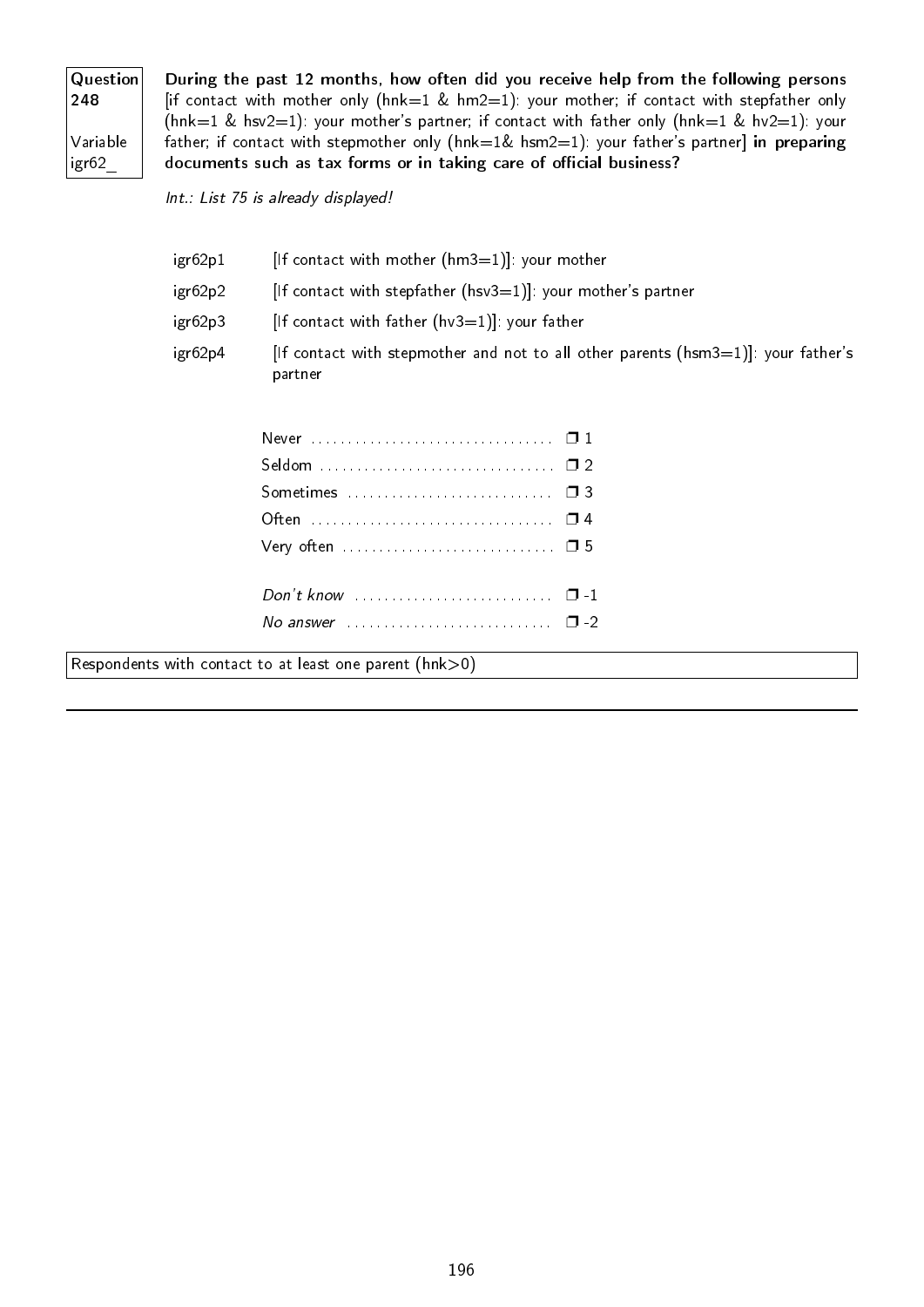**Question 248**

**Variable igr62_**

**During the past 12 months, how often did you receive help from the following persons** [if contact with mother only (hnk=1 & hm2=1): your mother; if contact with stepfather only (hnk=1 & hsv2=1): your mother's partner; if contact with father only (hnk=1 & hv2=1): your father; if contact with stepmother only (hnk=1& hsm2=1): your father's partner] **in preparing documents such as tax forms or in taking care of official business?**

*Int.: List 75 is already displayed!*

| | |
|---|---|
| igr62p1 | [If contact with mother (hm3=1)]: your mother |
| igr62p2 | [If contact with stepfather (hsv3=1)]: your mother's partner |
| igr62p3 | [If contact with father (hv3=1)]: your father |
| igr62p4 | [If contact with stepmother and not to all other parents (hsm3=1)]: your father's partner |

| | |
|---|---|
| Never | ❐ 1 |
| Seldom | ❐ 2 |
| Sometimes | ❐ 3 |
| Often | ❐ 4 |
| Very often | ❐ 5 |
| *Don't know* | ❐ -1 |
| *No answer* | ❐ -2 |

Respondents with contact to at least one parent (hnk>0)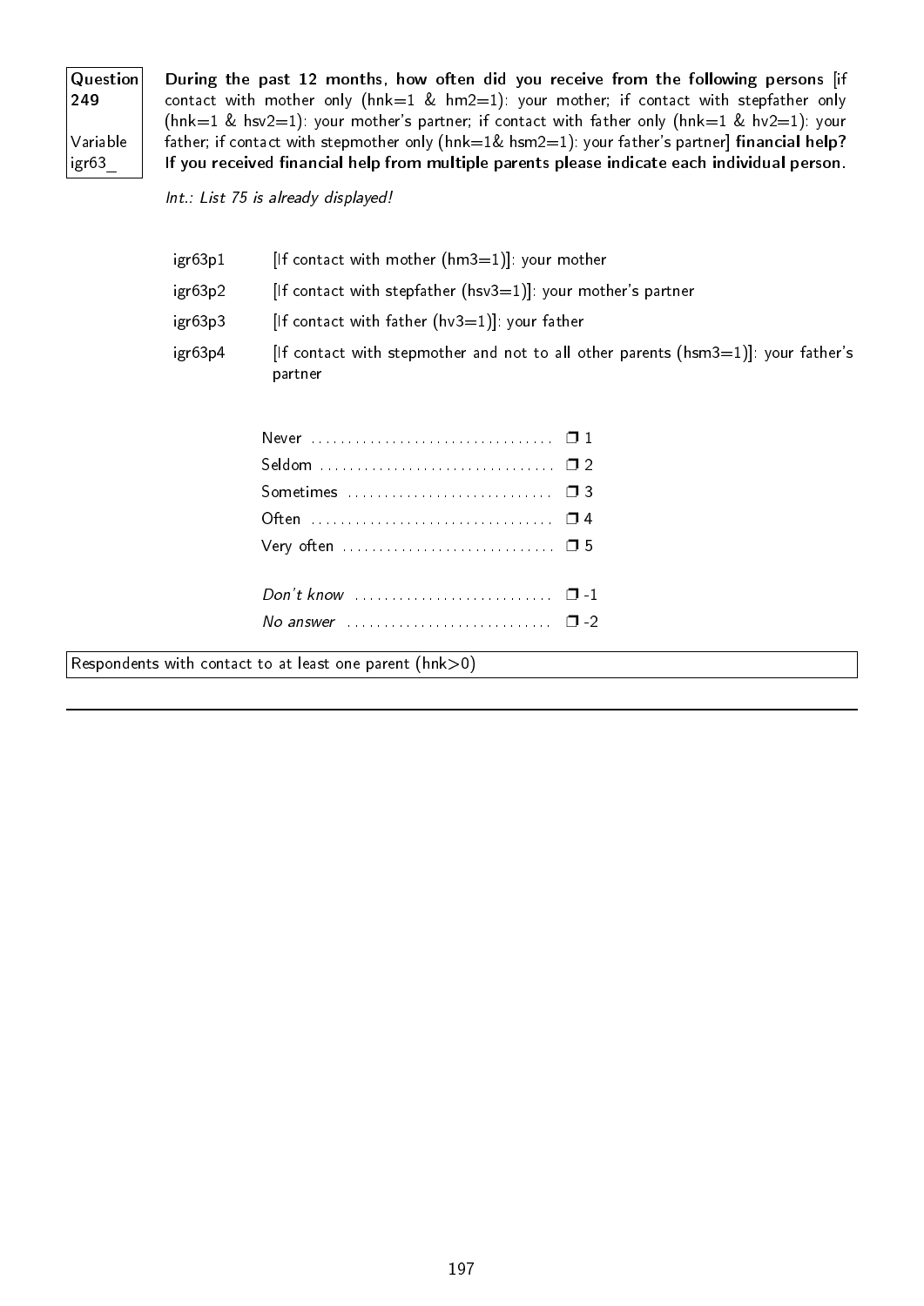**Question 249**

**Variable igr63_**

**During the past 12 months, how often did you receive from the following persons** [if contact with mother only (hnk=1 & hm2=1): your mother; if contact with stepfather only (hnk=1 & hsv2=1): your mother's partner; if contact with father only (hnk=1 & hv2=1): your father; if contact with stepmother only (hnk=1& hsm2=1): your father's partner] **financial help? If you received financial help from multiple parents please indicate each individual person.**

*Int.: List 75 is already displayed!*

| | |
|---|---|
| igr63p1 | [If contact with mother (hm3=1)]: your mother |
| igr63p2 | [If contact with stepfather (hsv3=1)]: your mother's partner |
| igr63p3 | [If contact with father (hv3=1)]: your father |
| igr63p4 | [If contact with stepmother and not to all other parents (hsm3=1)]: your father's partner |

| | |
|---|---|
| Never | ❒ 1 |
| Seldom | ❒ 2 |
| Sometimes | ❒ 3 |
| Often | ❒ 4 |
| Very often | ❒ 5 |
| *Don't know* | ❒ -1 |
| *No answer* | ❒ -2 |

Respondents with contact to at least one parent (hnk>0)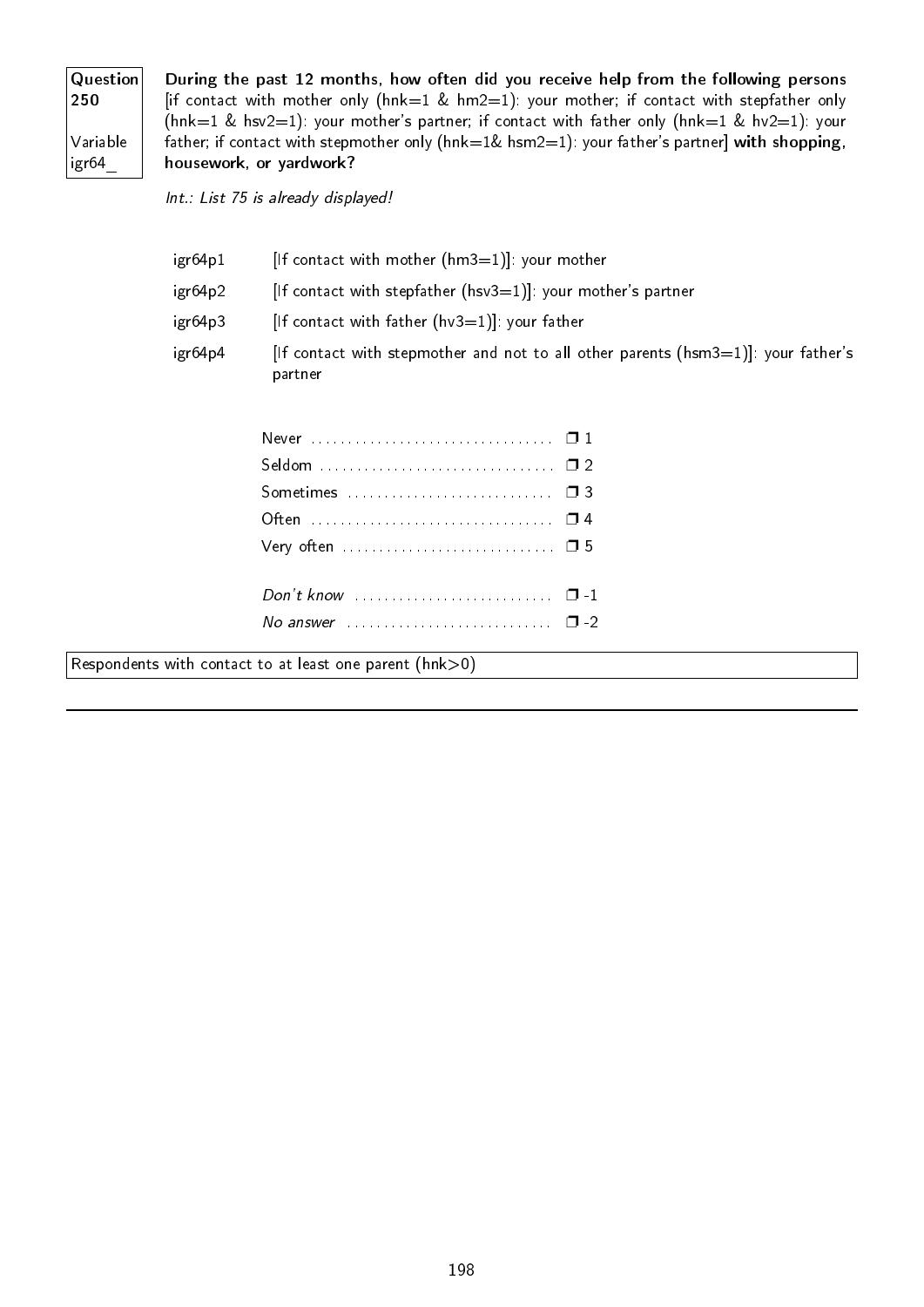**Question 250**

**Variable igr64_**

**During the past 12 months, how often did you receive help from the following persons** [if contact with mother only (hnk=1 & hm2=1): your mother; if contact with stepfather only (hnk=1 & hsv2=1): your mother's partner; if contact with father only (hnk=1 & hv2=1): your father; if contact with stepmother only (hnk=1& hsm2=1): your father's partner] **with shopping, housework, or yardwork?**

*Int.: List 75 is already displayed!*

| | |
|---|---|
| igr64p1 | [If contact with mother (hm3=1)]: your mother |
| igr64p2 | [If contact with stepfather (hsv3=1)]: your mother's partner |
| igr64p3 | [If contact with father (hv3=1)]: your father |
| igr64p4 | [If contact with stepmother and not to all other parents (hsm3=1)]: your father's partner |

| | |
|---|---|
| Never | ❐ 1 |
| Seldom | ❐ 2 |
| Sometimes | ❐ 3 |
| Often | ❐ 4 |
| Very often | ❐ 5 |
| *Don't know* | ❐ -1 |
| *No answer* | ❐ -2 |

Respondents with contact to at least one parent (hnk>0)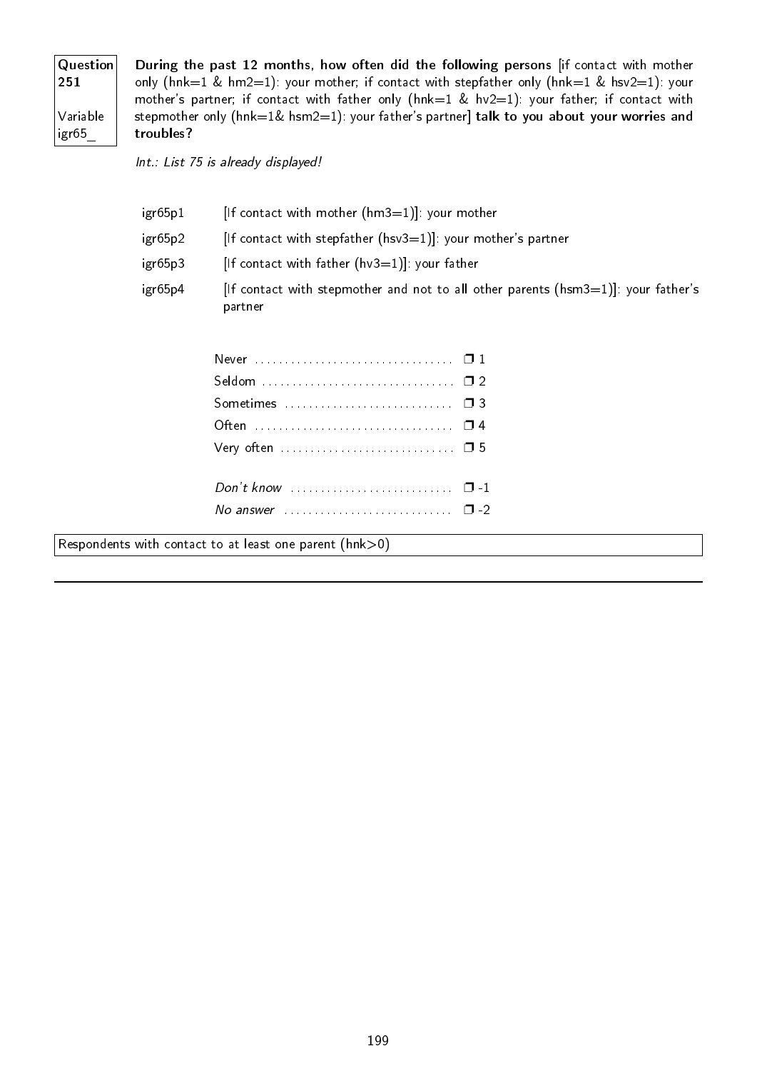**Question 251**

Variable igr65_

**During the past 12 months, how often did the following persons** [if contact with mother only (hnk=1 & hm2=1): your mother; if contact with stepfather only (hnk=1 & hsv2=1): your mother's partner; if contact with father only (hnk=1 & hv2=1): your father; if contact with stepmother only (hnk=1& hsm2=1): your father's partner] **talk to you about your worries and troubles?**

*Int.: List 75 is already displayed!*

| | |
|---|---|
| igr65p1 | [If contact with mother (hm3=1)]: your mother |
| igr65p2 | [If contact with stepfather (hsv3=1)]: your mother's partner |
| igr65p3 | [If contact with father (hv3=1)]: your father |
| igr65p4 | [If contact with stepmother and not to all other parents (hsm3=1)]: your father's partner |

| | |
|---|---|
| Never | ❐ 1 |
| Seldom | ❐ 2 |
| Sometimes | ❐ 3 |
| Often | ❐ 4 |
| Very often | ❐ 5 |
| *Don't know* | ❐ -1 |
| *No answer* | ❐ -2 |

Respondents with contact to at least one parent (hnk>0)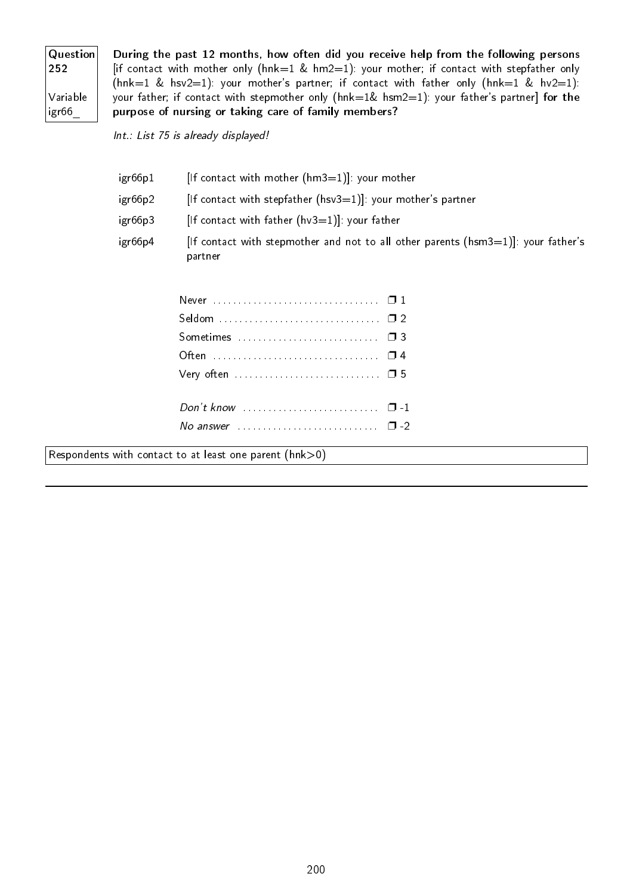**Question 252**

**Variable igr66_**

**During the past 12 months, how often did you receive help from the following persons** [if contact with mother only (hnk=1 & hm2=1): your mother; if contact with stepfather only (hnk=1 & hsv2=1): your mother's partner; if contact with father only (hnk=1 & hv2=1): your father; if contact with stepmother only (hnk=1& hsm2=1): your father's partner] **for the purpose of nursing or taking care of family members?**

*Int.: List 75 is already displayed!*

| | |
|---|---|
| igr66p1 | [If contact with mother (hm3=1)]: your mother |
| igr66p2 | [If contact with stepfather (hsv3=1)]: your mother's partner |
| igr66p3 | [If contact with father (hv3=1)]: your father |
| igr66p4 | [If contact with stepmother and not to all other parents (hsm3=1)]: your father's partner |

| | |
|---|---|
| Never | ❐ 1 |
| Seldom | ❐ 2 |
| Sometimes | ❐ 3 |
| Often | ❐ 4 |
| Very often | ❐ 5 |
| *Don't know* | ❐ -1 |
| *No answer* | ❐ -2 |

Respondents with contact to at least one parent (hnk>0)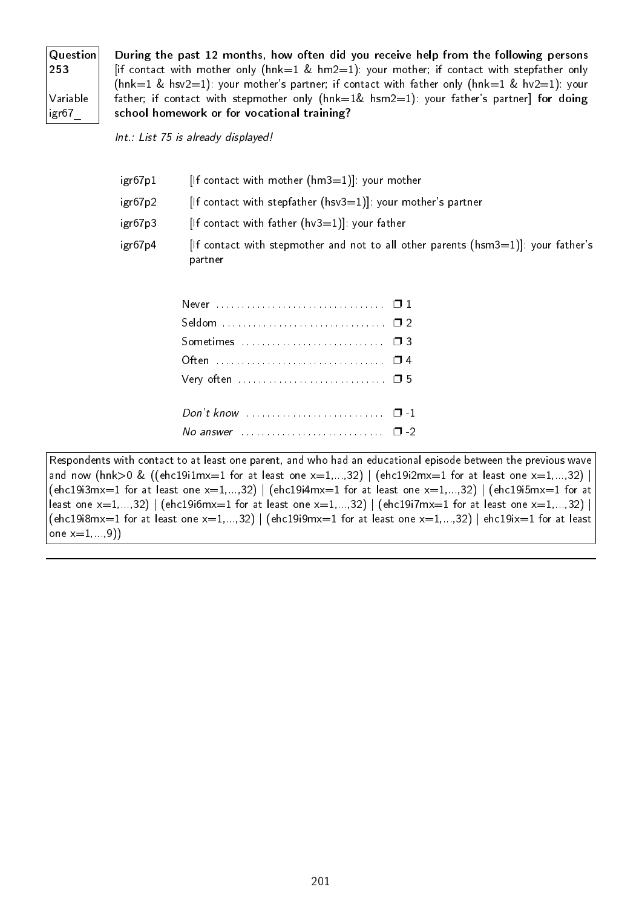**Question 253**

**Variable igr67_**

**During the past 12 months, how often did you receive help from the following persons** [if contact with mother only (hnk=1 & hm2=1): your mother; if contact with stepfather only (hnk=1 & hsv2=1): your mother's partner; if contact with father only (hnk=1 & hv2=1): your father; if contact with stepmother only (hnk=1& hsm2=1): your father's partner] **for doing school homework or for vocational training?**

*Int.: List 75 is already displayed!*

| | |
|---|---|
| igr67p1 | [If contact with mother (hm3=1)]: your mother |
| igr67p2 | [If contact with stepfather (hsv3=1)]: your mother's partner |
| igr67p3 | [If contact with father (hv3=1)]: your father |
| igr67p4 | [If contact with stepmother and not to all other parents (hsm3=1)]: your father's partner |

| | |
|---|---|
| Never | ❐ 1 |
| Seldom | ❐ 2 |
| Sometimes | ❐ 3 |
| Often | ❐ 4 |
| Very often | ❐ 5 |
| *Don't know* | ❐ -1 |
| *No answer* | ❐ -2 |

Respondents with contact to at least one parent, and who had an educational episode between the previous wave and now (hnk>0 & ((ehc19i1mx=1 for at least one x=1,...,32) | (ehc19i2mx=1 for at least one x=1,...,32) | (ehc19i3mx=1 for at least one x=1,...,32) | (ehc19i4mx=1 for at least one x=1,...,32) | (ehc19i5mx=1 for at least one x=1,...,32) | (ehc19i6mx=1 for at least one x=1,...,32) | (ehc19i7mx=1 for at least one x=1,...,32) | (ehc19i8mx=1 for at least one x=1,...,32) | (ehc19i9mx=1 for at least one x=1,...,32) | ehc19ix=1 for at least one x=1,...,9))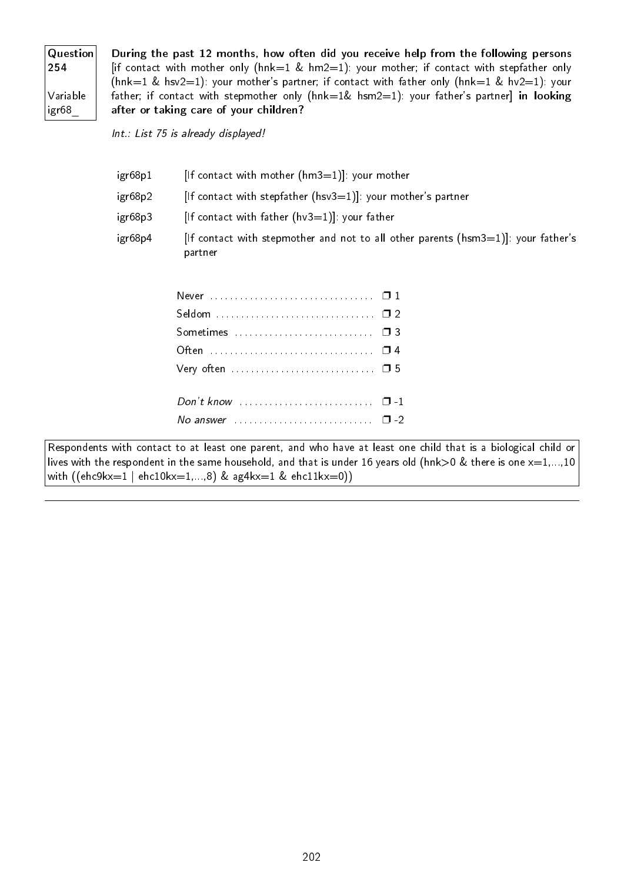| Question 254 | **During the past 12 months, how often did you receive help from the following persons** [if contact with mother only (hnk=1 & hm2=1): your mother; if contact with stepfather only (hnk=1 & hsv2=1): your mother's partner; if contact with father only (hnk=1 & hv2=1): your father; if contact with stepmother only (hnk=1& hsm2=1): your father's partner] **in looking after or taking care of your children?** |
|---|---|
| Variable igr68_ | |

*Int.: List 75 is already displayed!*

| | |
|---|---|
| igr68p1 | [If contact with mother (hm3=1)]: your mother |
| igr68p2 | [If contact with stepfather (hsv3=1)]: your mother's partner |
| igr68p3 | [If contact with father (hv3=1)]: your father |
| igr68p4 | [If contact with stepmother and not to all other parents (hsm3=1)]: your father's partner |

| | |
|---|---|
| Never | ❒ 1 |
| Seldom | ❒ 2 |
| Sometimes | ❒ 3 |
| Often | ❒ 4 |
| Very often | ❒ 5 |
| *Don't know* | ❒ -1 |
| *No answer* | ❒ -2 |

Respondents with contact to at least one parent, and who have at least one child that is a biological child or lives with the respondent in the same household, and that is under 16 years old (hnk>0 & there is one x=1,...,10 with ((ehc9kx=1 | ehc10kx=1,...,8) & ag4kx=1 & ehc11kx=0))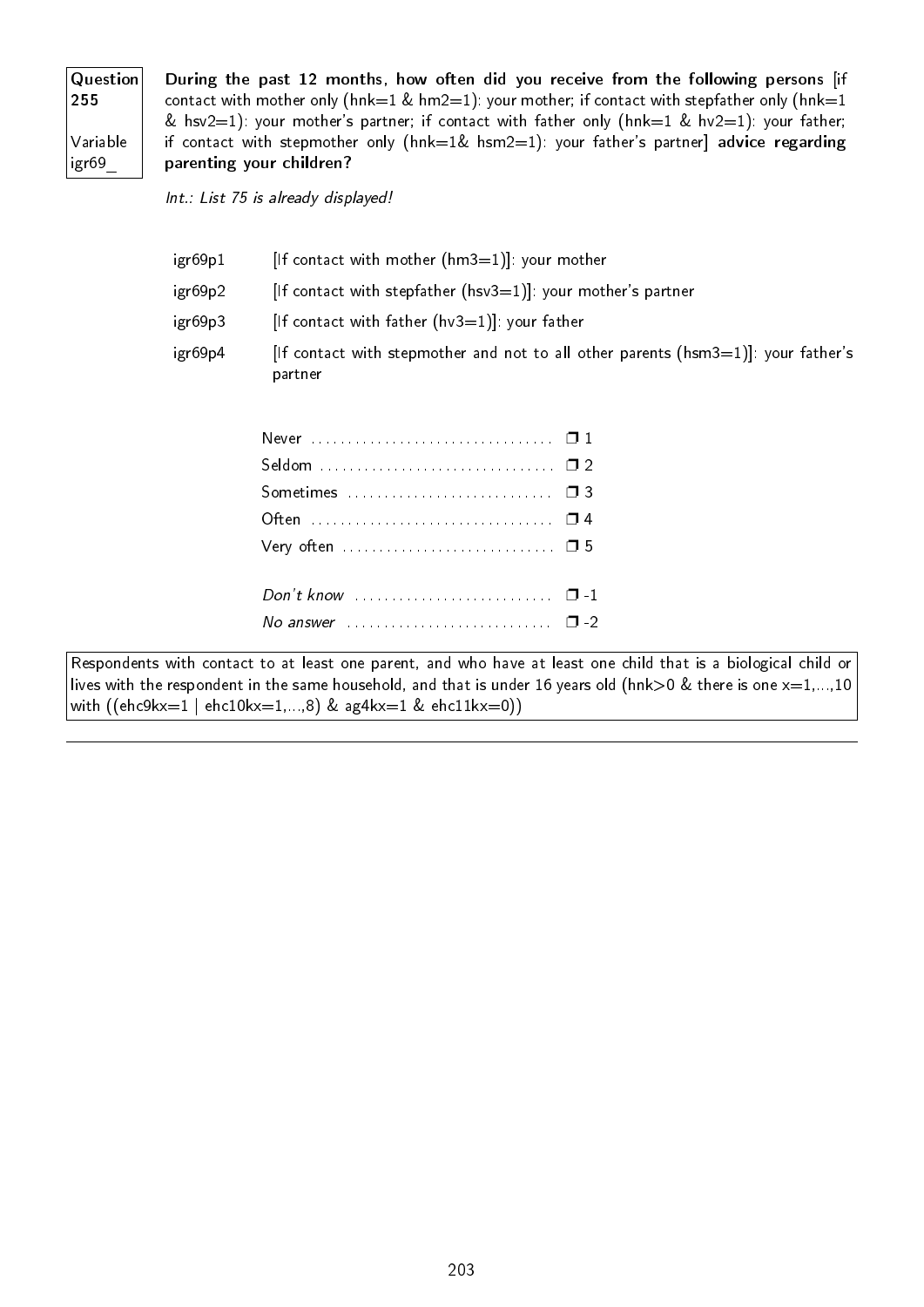**Question 255**

**Variable igr69_**

**During the past 12 months, how often did you receive from the following persons** [if contact with mother only (hnk=1 & hm2=1): your mother; if contact with stepfather only (hnk=1 & hsv2=1): your mother's partner; if contact with father only (hnk=1 & hv2=1): your father; if contact with stepmother only (hnk=1& hsm2=1): your father's partner] **advice regarding parenting your children?**

*Int.: List 75 is already displayed!*

| | |
|---|---|
| igr69p1 | [If contact with mother (hm3=1)]: your mother |
| igr69p2 | [If contact with stepfather (hsv3=1)]: your mother's partner |
| igr69p3 | [If contact with father (hv3=1)]: your father |
| igr69p4 | [If contact with stepmother and not to all other parents (hsm3=1)]: your father's partner |

- Never .................................. ❒ 1
- Seldom ................................ ❒ 2
- Sometimes ........................... ❒ 3
- Often .................................. ❒ 4
- Very often ............................ ❒ 5

- *Don't know* ........................... ❒ -1
- *No answer* ............................ ❒ -2

Respondents with contact to at least one parent, and who have at least one child that is a biological child or lives with the respondent in the same household, and that is under 16 years old (hnk>0 & there is one x=1,...,10 with ((ehc9kx=1 | ehc10kx=1,...,8) & ag4kx=1 & ehc11kx=0))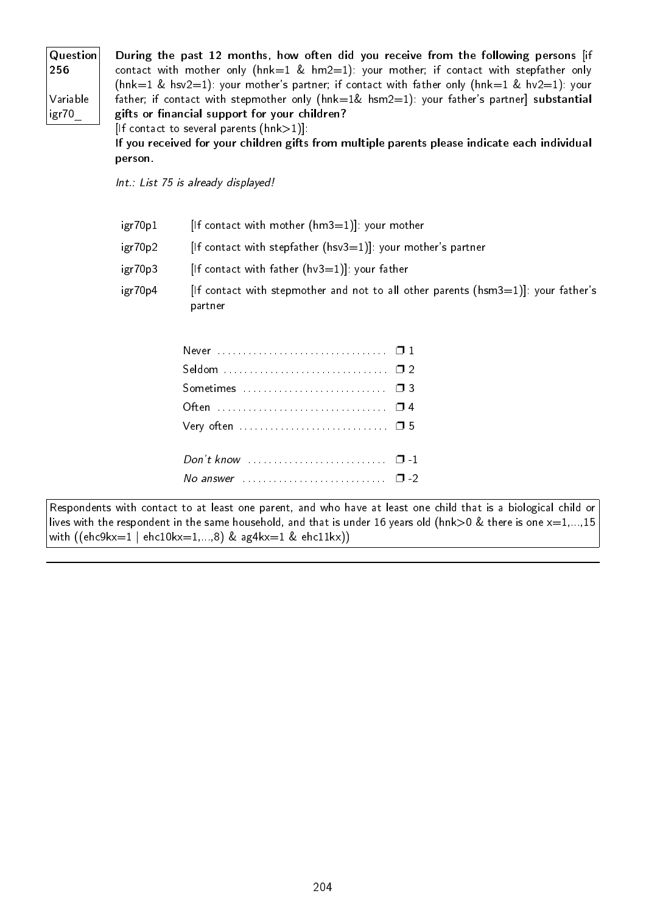| Question 256 | **During the past 12 months, how often did you receive from the following persons** [if contact with mother only (hnk=1 & hm2=1): your mother; if contact with stepfather only (hnk=1 & hsv2=1): your mother's partner; if contact with father only (hnk=1 & hv2=1): your father; if contact with stepmother only (hnk=1& hsm2=1): your father's partner] **substantial gifts or financial support for your children?** |
|---|---|
| Variable igr70_ | |

[If contact to several parents (hnk>1)]:

**If you received for your children gifts from multiple parents please indicate each individual person.**

*Int.: List 75 is already displayed!*

| | |
|---|---|
| igr70p1 | [If contact with mother (hm3=1)]: your mother |
| igr70p2 | [If contact with stepfather (hsv3=1)]: your mother's partner |
| igr70p3 | [If contact with father (hv3=1)]: your father |
| igr70p4 | [If contact with stepmother and not to all other parents (hsm3=1)]: your father's partner |

| | |
|---|---|
| Never | ❐ 1 |
| Seldom | ❐ 2 |
| Sometimes | ❐ 3 |
| Often | ❐ 4 |
| Very often | ❐ 5 |
| *Don't know* | ❐ -1 |
| *No answer* | ❐ -2 |

Respondents with contact to at least one parent, and who have at least one child that is a biological child or lives with the respondent in the same household, and that is under 16 years old (hnk>0 & there is one x=1,...,15 with ((ehc9kx=1 | ehc10kx=1,...,8) & ag4kx=1 & ehc11kx))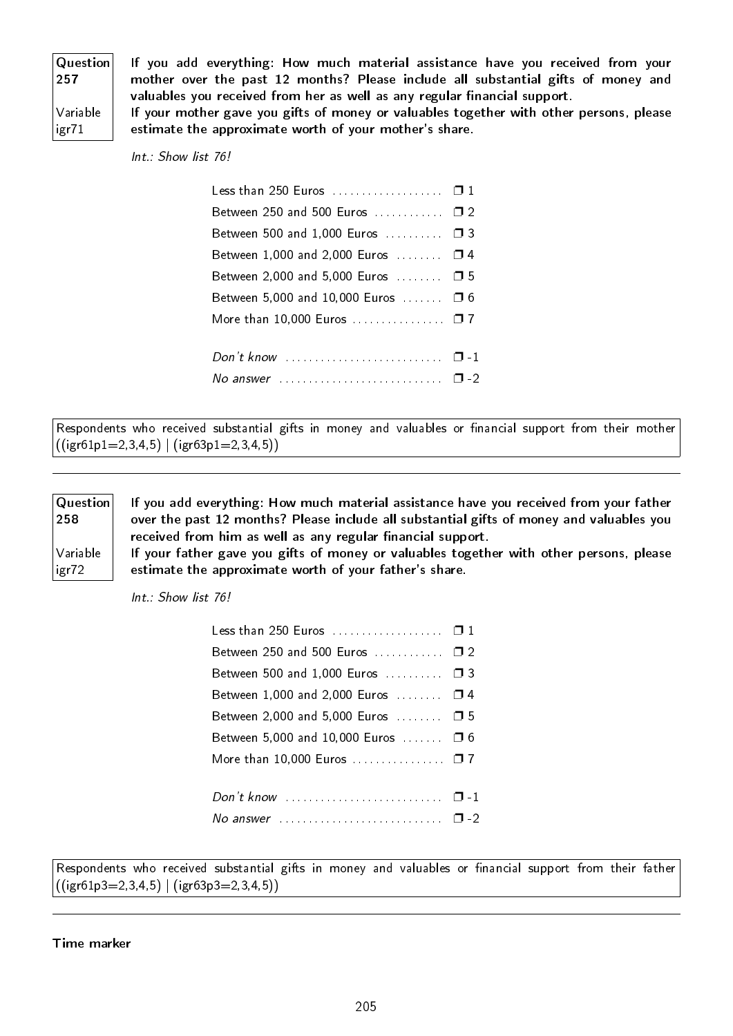**Question 257**

Variable igr71

**If you add everything: How much material assistance have you received from your mother over the past 12 months? Please include all substantial gifts of money and valuables you received from her as well as any regular financial support.**
**If your mother gave you gifts of money or valuables together with other persons, please estimate the approximate worth of your mother's share.**

*Int.: Show list 76!*

- Less than 250 Euros .................. ❒ 1
- Between 250 and 500 Euros ........... ❒ 2
- Between 500 and 1,000 Euros .......... ❒ 3
- Between 1,000 and 2,000 Euros ........ ❒ 4
- Between 2,000 and 5,000 Euros ........ ❒ 5
- Between 5,000 and 10,000 Euros ....... ❒ 6
- More than 10,000 Euros ................ ❒ 7

- *Don't know* .......................... ❒ -1
- *No answer* ............................ ❒ -2

Respondents who received substantial gifts in money and valuables or financial support from their mother ((igr61p1=2,3,4,5) | (igr63p1=2,3,4,5))

---

**Question 258**

Variable igr72

**If you add everything: How much material assistance have you received from your father over the past 12 months? Please include all substantial gifts of money and valuables you received from him as well as any regular financial support.**
**If your father gave you gifts of money or valuables together with other persons, please estimate the approximate worth of your father's share.**

*Int.: Show list 76!*

- Less than 250 Euros .................. ❒ 1
- Between 250 and 500 Euros ........... ❒ 2
- Between 500 and 1,000 Euros .......... ❒ 3
- Between 1,000 and 2,000 Euros ........ ❒ 4
- Between 2,000 and 5,000 Euros ........ ❒ 5
- Between 5,000 and 10,000 Euros ....... ❒ 6
- More than 10,000 Euros ................ ❒ 7

- *Don't know* .......................... ❒ -1
- *No answer* ............................ ❒ -2

Respondents who received substantial gifts in money and valuables or financial support from their father ((igr61p3=2,3,4,5) | (igr63p3=2,3,4,5))

---

**Time marker**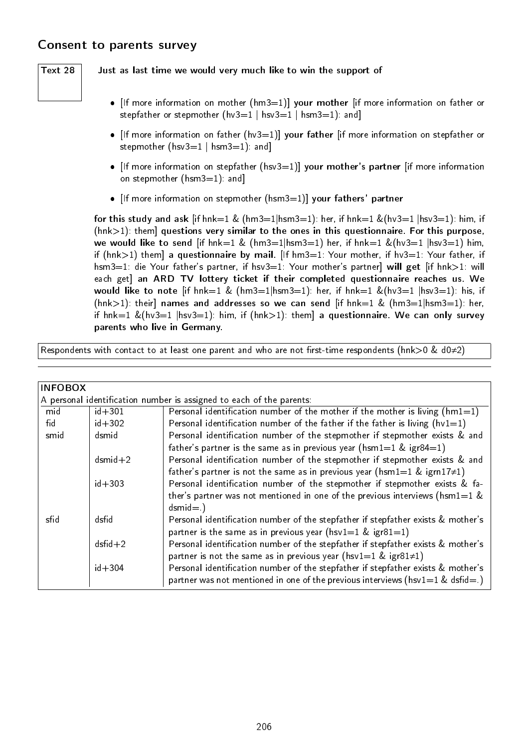## Consent to parents survey

| Text 28 |
|---|

**Just as last time we would very much like to win the support of**

- [If more information on mother (hm3=1)] **your mother** [if more information on father or stepfather or stepmother (hv3=1 | hsv3=1 | hsm3=1): and]
- [If more information on father (hv3=1)] **your father** [if more information on stepfather or stepmother (hsv3=1 | hsm3=1): and]
- [If more information on stepfather (hsv3=1)] **your mother's partner** [if more information on stepmother (hsm3=1): and]
- [If more information on stepmother (hsm3=1)] **your fathers' partner**

**for this study and ask** [if hnk=1 & (hm3=1|hsm3=1): her, if hnk=1 &(hv3=1 |hsv3=1): him, if (hnk>1): them] **questions very similar to the ones in this questionnaire. For this purpose, we would like to send** [if hnk=1 & (hm3=1|hsm3=1) her, if hnk=1 &(hv3=1 |hsv3=1) him, if (hnk>1) them] **a questionnaire by mail.** [If hm3=1: Your mother, if hv3=1: Your father, if hsm3=1: die Your father's partner, if hsv3=1: Your mother's partner] **will get** [if hnk>1: will each get] **an ARD TV lottery ticket if their completed questionnaire reaches us. We would like to note** [if hnk=1 & (hm3=1|hsm3=1): her, if hnk=1 &(hv3=1 |hsv3=1): his, if (hnk>1): their] **names and addresses so we can send** [if hnk=1 & (hm3=1|hsm3=1): her, if hnk=1 &(hv3=1 |hsv3=1): him, if (hnk>1): them] **a questionnaire. We can only survey parents who live in Germany.**

Respondents with contact to at least one parent and who are not first-time respondents (hnk>0 & d0≠2)

---

**INFOBOX**

A personal identification number is assigned to each of the parents:

| | | |
|---|---|---|
| mid | id+301 | Personal identification number of the mother if the mother is living (hm1=1) |
| fid | id+302 | Personal identification number of the father if the father is living (hv1=1) |
| smid | dsmid | Personal identification number of the stepmother if stepmother exists & and father's partner is the same as in previous year (hsm1=1 & igr84=1) |
| | dsmid+2 | Personal identification number of the stepmother if stepmother exists & and father's partner is not the same as in previous year (hsm1=1 & igrn17≠1) |
| | id+303 | Personal identification number of the stepmother if stepmother exists & father's partner was not mentioned in one of the previous interviews (hsm1=1 & dsmid=.) |
| sfid | dsfid | Personal identification number of the stepfather if stepfather exists & mother's partner is the same as in previous year (hsv1=1 & igr81=1) |
| | dsfid+2 | Personal identification number of the stepfather if stepfather exists & mother's partner is not the same as in previous year (hsv1=1 & igr81≠1) |
| | id+304 | Personal identification number of the stepfather if stepfather exists & mother's partner was not mentioned in one of the previous interviews (hsv1=1 & dsfid=.) |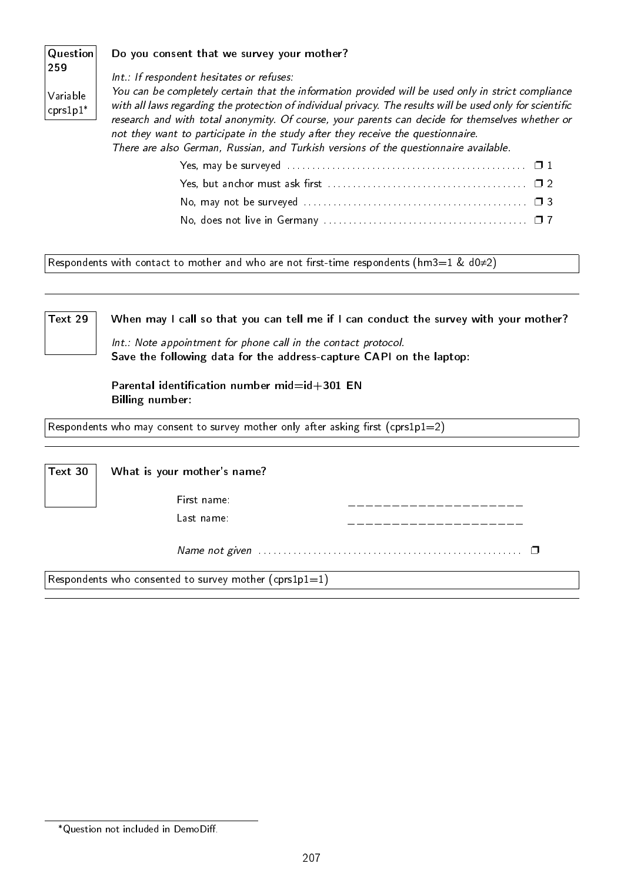**Question 259**

Variable cprs1p1*

**Do you consent that we survey your mother?**

*Int.: If respondent hesitates or refuses:*
*You can be completely certain that the information provided will be used only in strict compliance with all laws regarding the protection of individual privacy. The results will be used only for scientific research and with total anonymity. Of course, your parents can decide for themselves whether or not they want to participate in the study after they receive the questionnaire.*
*There are also German, Russian, and Turkish versions of the questionnaire available.*

- Yes, may be surveyed ❒ 1
- Yes, but anchor must ask first ❒ 2
- No, may not be surveyed ❒ 3
- No, does not live in Germany ❒ 7

Respondents with contact to mother and who are not first-time respondents (hm3=1 & d0≠2)

---

**Text 29**

**When may I call so that you can tell me if I can conduct the survey with your mother?**

*Int.: Note appointment for phone call in the contact protocol.*
**Save the following data for the address-capture CAPI on the laptop:**

**Parental identification number mid=id+301 EN**
**Billing number:**

Respondents who may consent to survey mother only after asking first (cprs1p1=2)

---

**Text 30**

**What is your mother's name?**

First name: ____________________

Last name: ____________________

*Name not given* ❒

Respondents who consented to survey mother (cprs1p1=1)

---

*Question not included in DemoDiff.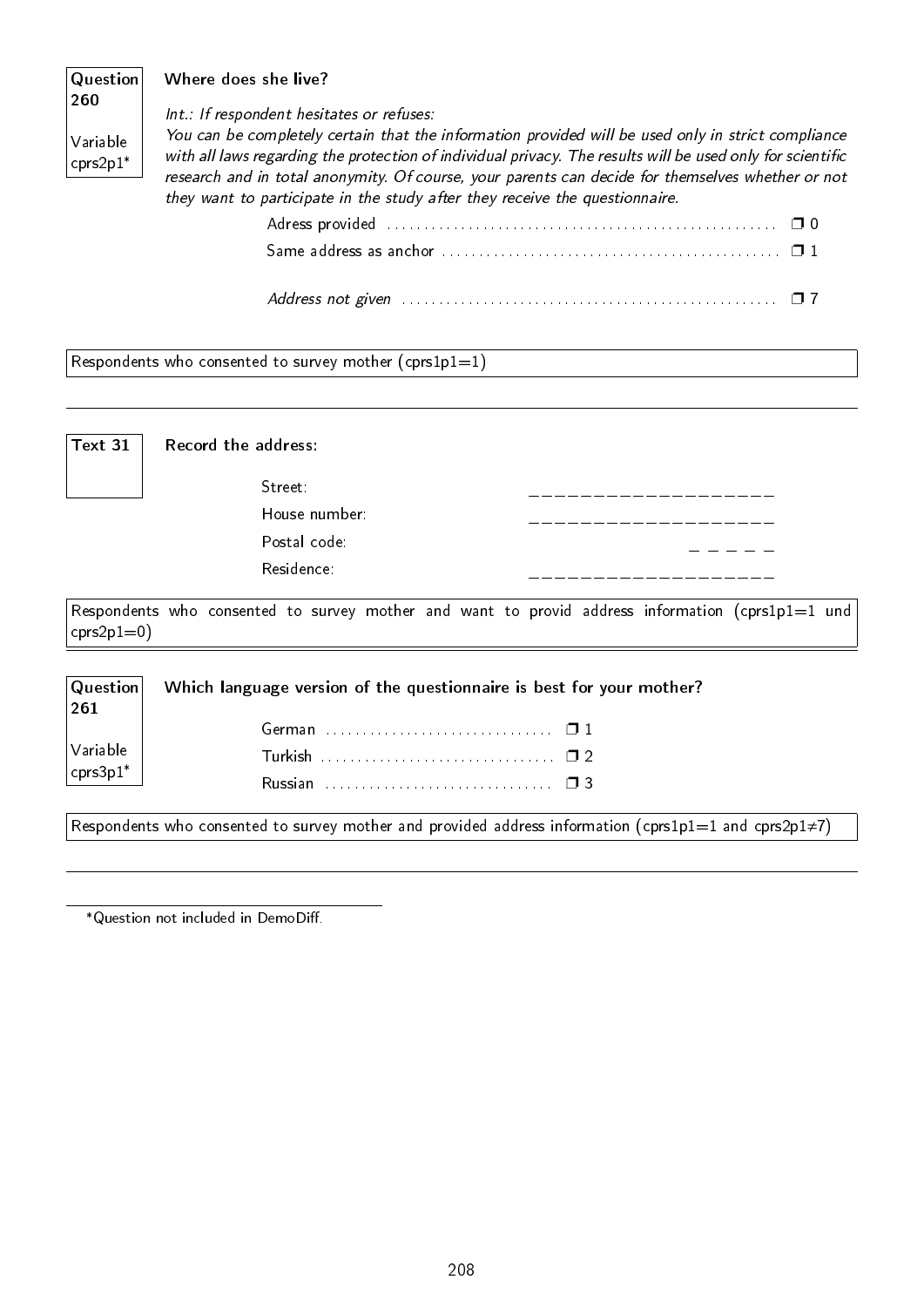**Question 260**

Variable cprs2p1*

**Where does she live?**

*Int.: If respondent hesitates or refuses:*
*You can be completely certain that the information provided will be used only in strict compliance with all laws regarding the protection of individual privacy. The results will be used only for scientific research and in total anonymity. Of course, your parents can decide for themselves whether or not they want to participate in the study after they receive the questionnaire.*

Adress provided .................................................... ❒ 0
Same address as anchor ............................................. ❒ 1

*Address not given* .................................................. ❒ 7

Respondents who consented to survey mother (cprs1p1=1)

---

**Text 31**

**Record the address:**

Street: ____________________
House number: ____________________
Postal code: _ _ _ _ _
Residence: ____________________

Respondents who consented to survey mother and want to provid address information (cprs1p1=1 und cprs2p1=0)

---

**Question 261**

Variable cprs3p1*

**Which language version of the questionnaire is best for your mother?**

German ............................... ❒ 1
Turkish ................................ ❒ 2
Russian ............................... ❒ 3

Respondents who consented to survey mother and provided address information (cprs1p1=1 and cprs2p1≠7)

---

*Question not included in DemoDiff.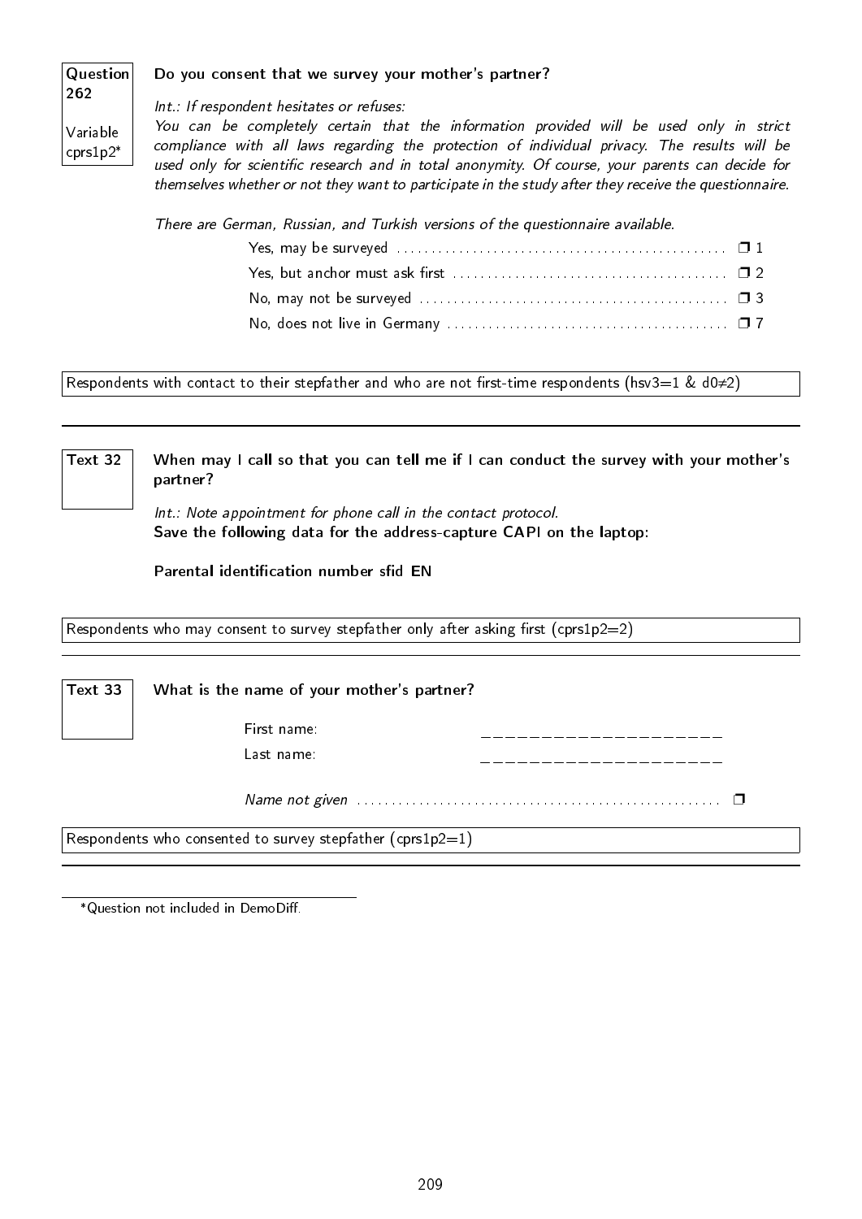**Question 262**

Variable cprs1p2*

**Do you consent that we survey your mother's partner?**

*Int.: If respondent hesitates or refuses:*
*You can be completely certain that the information provided will be used only in strict compliance with all laws regarding the protection of individual privacy. The results will be used only for scientific research and in total anonymity. Of course, your parents can decide for themselves whether or not they want to participate in the study after they receive the questionnaire.*

*There are German, Russian, and Turkish versions of the questionnaire available.*

- Yes, may be surveyed ❒ 1
- Yes, but anchor must ask first ❒ 2
- No, may not be surveyed ❒ 3
- No, does not live in Germany ❒ 7

Respondents with contact to their stepfather and who are not first-time respondents (hsv3=1 & d0≠2)

---

**Text 32**

**When may I call so that you can tell me if I can conduct the survey with your mother's partner?**

*Int.: Note appointment for phone call in the contact protocol.*
**Save the following data for the address-capture CAPI on the laptop:**

**Parental identification number sfid_EN**

Respondents who may consent to survey stepfather only after asking first (cprs1p2=2)

---

**Text 33**

**What is the name of your mother's partner?**

First name: ____________________

Last name: ____________________

*Name not given* ❒

Respondents who consented to survey stepfather (cprs1p2=1)

---

*Question not included in DemoDiff.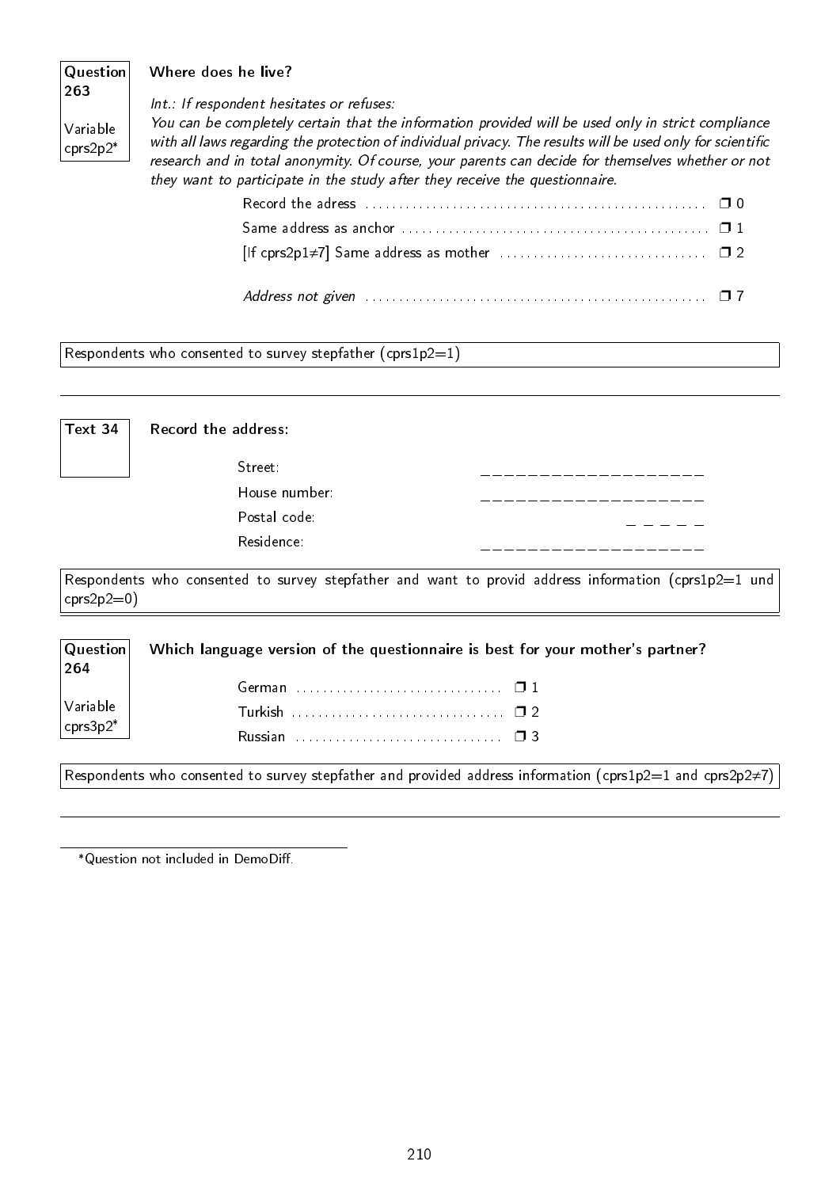**Question 263**

**Variable cprs2p2***

**Where does he live?**

*Int.: If respondent hesitates or refuses:*
*You can be completely certain that the information provided will be used only in strict compliance with all laws regarding the protection of individual privacy. The results will be used only for scientific research and in total anonymity. Of course, your parents can decide for themselves whether or not they want to participate in the study after they receive the questionnaire.*

- Record the adress ❒ 0
- Same address as anchor ❒ 1
- [If cprs2p1≠7] Same address as mother ❒ 2
- *Address not given* ❒ 7

Respondents who consented to survey stepfather (cprs1p2=1)

---

**Text 34**

**Record the address:**

| | |
|---|---|
| Street: | ___________________ |
| House number: | ___________________ |
| Postal code: | _ _ _ _ _ |
| Residence: | ___________________ |

Respondents who consented to survey stepfather and want to provid address information (cprs1p2=1 und cprs2p2=0)

---

**Question 264**

**Variable cprs3p2***

**Which language version of the questionnaire is best for your mother's partner?**

- German ❒ 1
- Turkish ❒ 2
- Russian ❒ 3

Respondents who consented to survey stepfather and provided address information (cprs1p2=1 and cprs2p2≠7)

---

*Question not included in DemoDiff.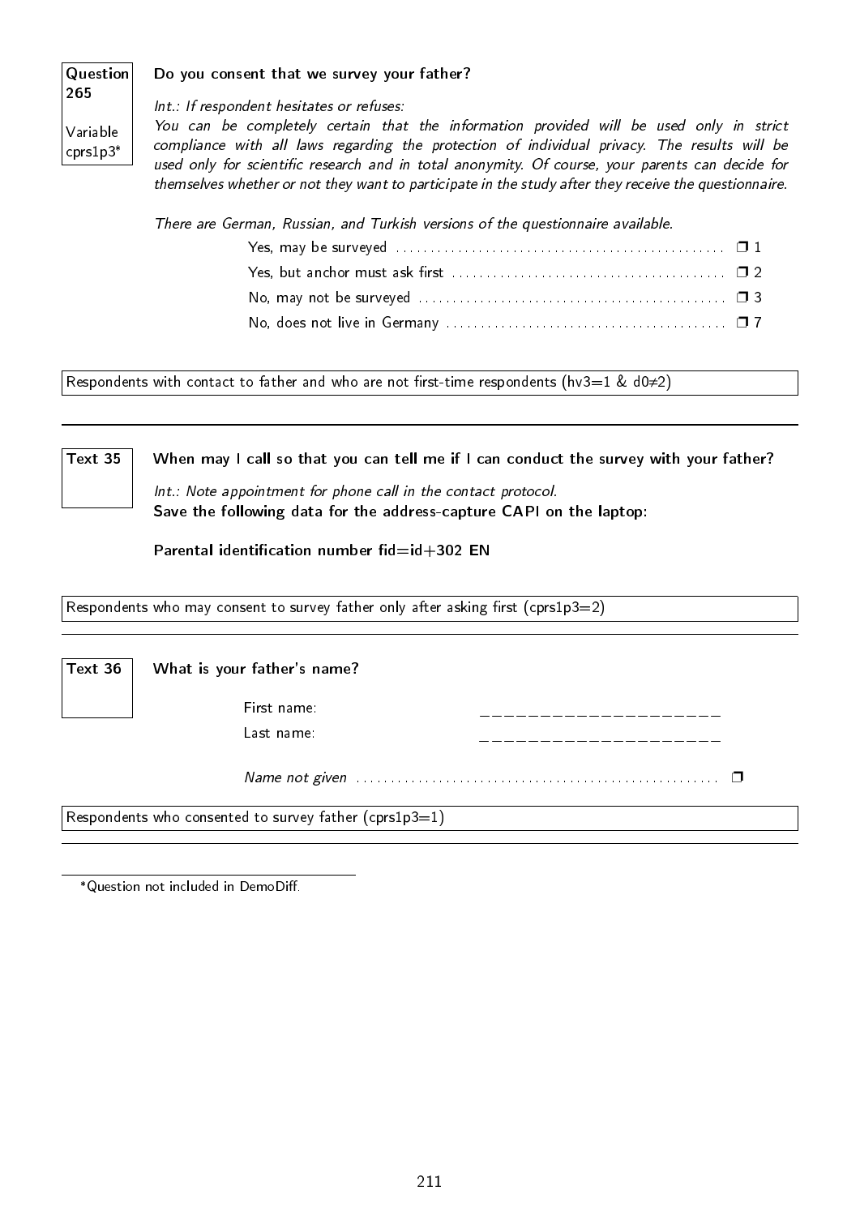**Question 265**

Variable cprs1p3*

**Do you consent that we survey your father?**

*Int.: If respondent hesitates or refuses:*
*You can be completely certain that the information provided will be used only in strict compliance with all laws regarding the protection of individual privacy. The results will be used only for scientific research and in total anonymity. Of course, your parents can decide for themselves whether or not they want to participate in the study after they receive the questionnaire.*

*There are German, Russian, and Turkish versions of the questionnaire available.*

- Yes, may be surveyed ❐ 1
- Yes, but anchor must ask first ❐ 2
- No, may not be surveyed ❐ 3
- No, does not live in Germany ❐ 7

Respondents with contact to father and who are not first-time respondents (hv3=1 & d0≠2)

---

**Text 35**

**When may I call so that you can tell me if I can conduct the survey with your father?**

*Int.: Note appointment for phone call in the contact protocol.*
**Save the following data for the address-capture CAPI on the laptop:**

**Parental identification number fid=id+302 EN**

Respondents who may consent to survey father only after asking first (cprs1p3=2)

---

**Text 36**

**What is your father's name?**

First name: ____________________
Last name: ____________________

*Name not given* ❐

Respondents who consented to survey father (cprs1p3=1)

---

*Question not included in DemoDiff.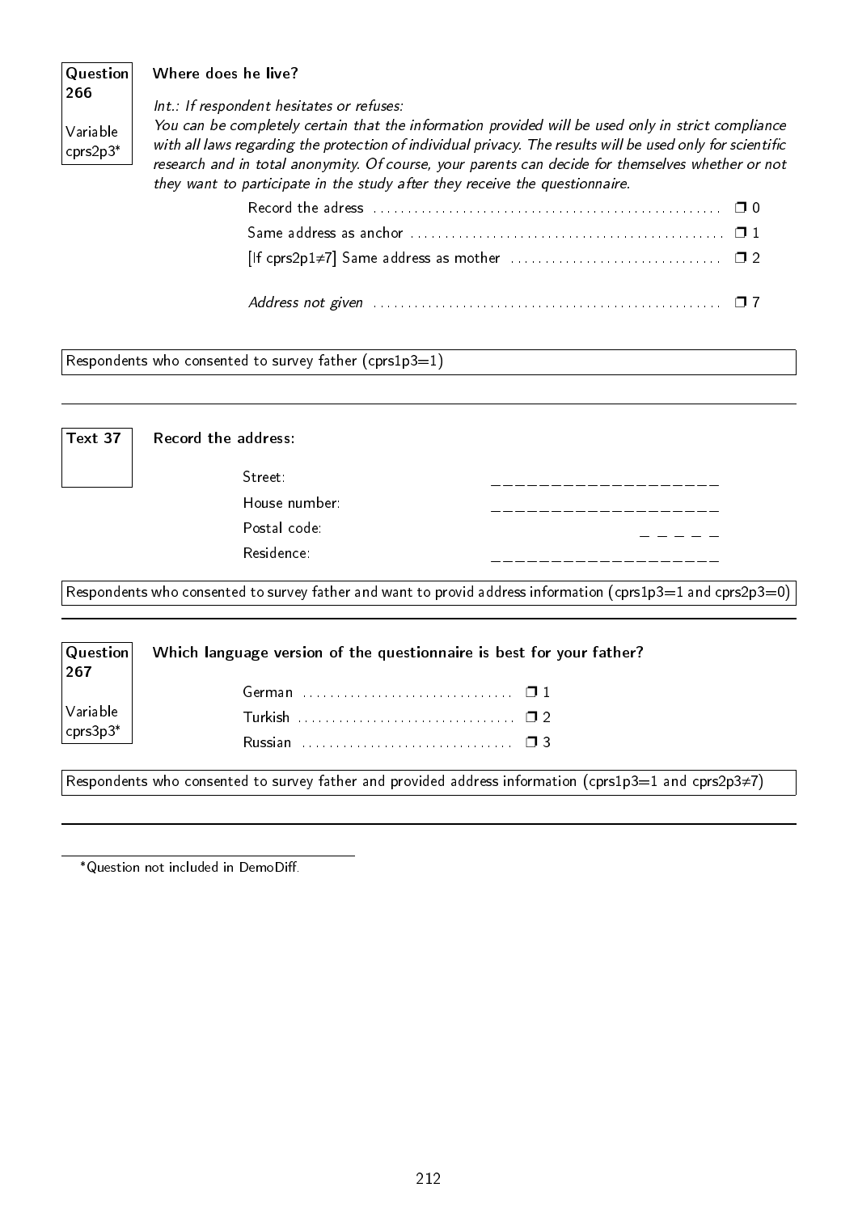**Question 266**

**Variable cprs2p3***

**Where does he live?**

*Int.: If respondent hesitates or refuses:*
*You can be completely certain that the information provided will be used only in strict compliance with all laws regarding the protection of individual privacy. The results will be used only for scientific research and in total anonymity. Of course, your parents can decide for themselves whether or not they want to participate in the study after they receive the questionnaire.*

- Record the adress ........ ❒ 0
- Same address as anchor ........ ❒ 1
- [If cprs2p1≠7] Same address as mother ........ ❒ 2
- *Address not given* ........ ❒ 7

Respondents who consented to survey father (cprs1p3=1)

---

**Text 37**

**Record the address:**

- Street: ____________________
- House number: ____________________
- Postal code: _ _ _ _ _
- Residence: ____________________

Respondents who consented to survey father and want to provid address information (cprs1p3=1 and cprs2p3=0)

---

**Question 267**

**Variable cprs3p3***

**Which language version of the questionnaire is best for your father?**

- German ........ ❒ 1
- Turkish ........ ❒ 2
- Russian ........ ❒ 3

Respondents who consented to survey father and provided address information (cprs1p3=1 and cprs2p3≠7)

---

*Question not included in DemoDiff.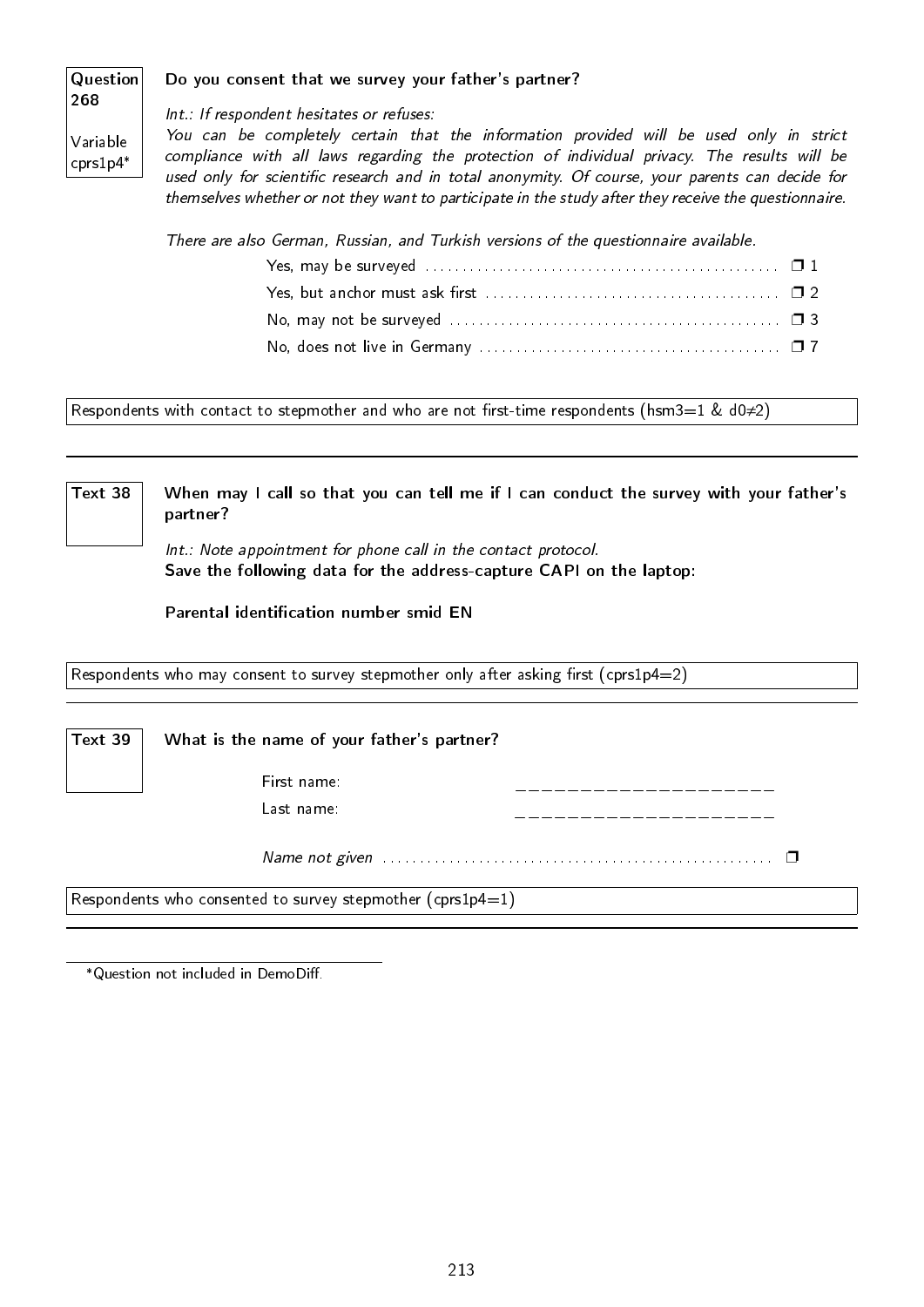**Question 268**

**Variable cprs1p4***

**Do you consent that we survey your father's partner?**

*Int.: If respondent hesitates or refuses:*
*You can be completely certain that the information provided will be used only in strict compliance with all laws regarding the protection of individual privacy. The results will be used only for scientific research and in total anonymity. Of course, your parents can decide for themselves whether or not they want to participate in the study after they receive the questionnaire.*

*There are also German, Russian, and Turkish versions of the questionnaire available.*

- Yes, may be surveyed ❒ 1
- Yes, but anchor must ask first ❒ 2
- No, may not be surveyed ❒ 3
- No, does not live in Germany ❒ 7

Respondents with contact to stepmother and who are not first-time respondents (hsm3=1 & d0≠2)

---

**Text 38**

**When may I call so that you can tell me if I can conduct the survey with your father's partner?**

*Int.: Note appointment for phone call in the contact protocol.*
**Save the following data for the address-capture CAPI on the laptop:**

**Parental identification number smid EN**

Respondents who may consent to survey stepmother only after asking first (cprs1p4=2)

---

**Text 39**

**What is the name of your father's partner?**

First name: ____________________

Last name: ____________________

*Name not given* ❒

Respondents who consented to survey stepmother (cprs1p4=1)

---

*Question not included in DemoDiff.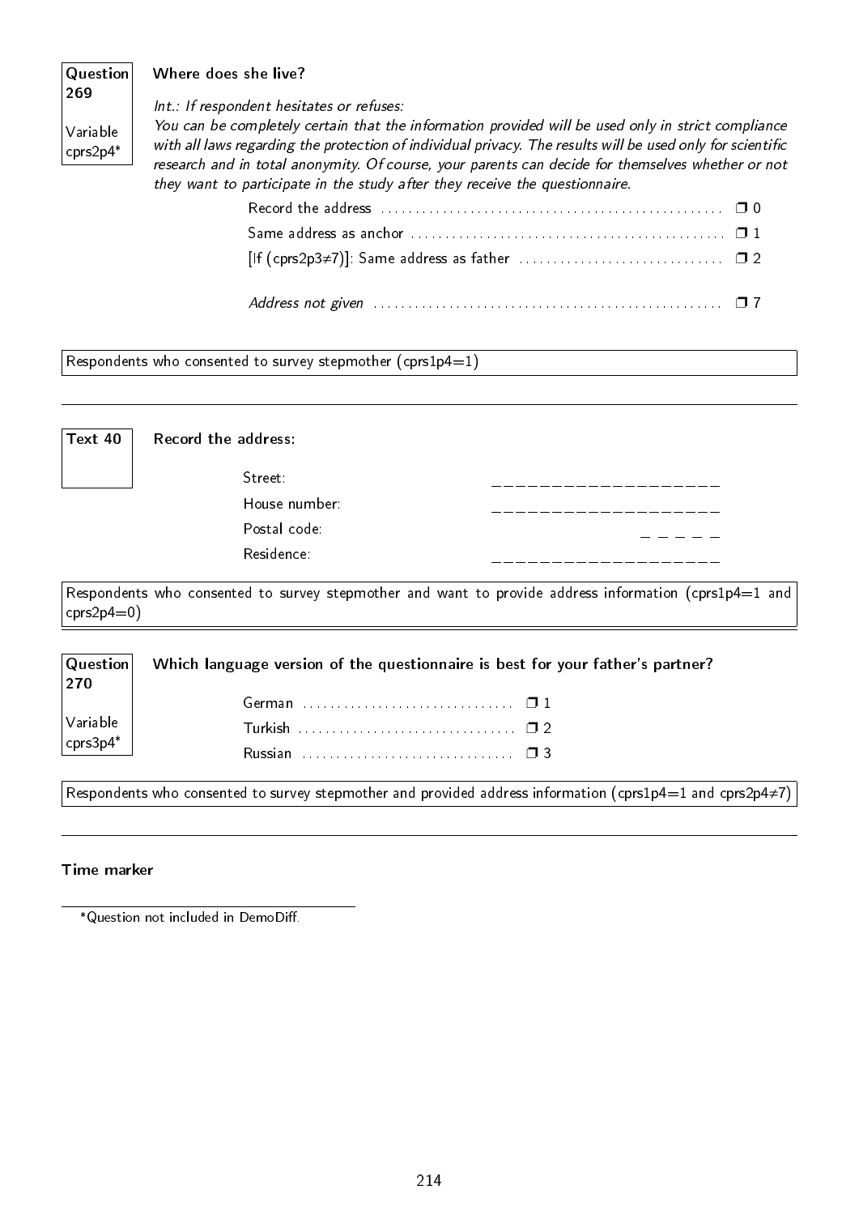**Question 269**

Variable cprs2p4*

**Where does she live?**

*Int.: If respondent hesitates or refuses:*
*You can be completely certain that the information provided will be used only in strict compliance with all laws regarding the protection of individual privacy. The results will be used only for scientific research and in total anonymity. Of course, your parents can decide for themselves whether or not they want to participate in the study after they receive the questionnaire.*

| | |
|---|---|
| Record the address | ❒ 0 |
| Same address as anchor | ❒ 1 |
| [If (cprs2p3≠7)]: Same address as father | ❒ 2 |
| *Address not given* | ❒ 7 |

Respondents who consented to survey stepmother (cprs1p4=1)

---

**Text 40**

**Record the address:**

Street: ____________________

House number: ____________________

Postal code: _ _ _ _ _

Residence: ____________________

Respondents who consented to survey stepmother and want to provide address information (cprs1p4=1 and cprs2p4=0)

---

**Question 270**

Variable cprs3p4*

**Which language version of the questionnaire is best for your father's partner?**

| | |
|---|---|
| German | ❒ 1 |
| Turkish | ❒ 2 |
| Russian | ❒ 3 |

Respondents who consented to survey stepmother and provided address information (cprs1p4=1 and cprs2p4≠7)

---

**Time marker**

*Question not included in DemoDiff.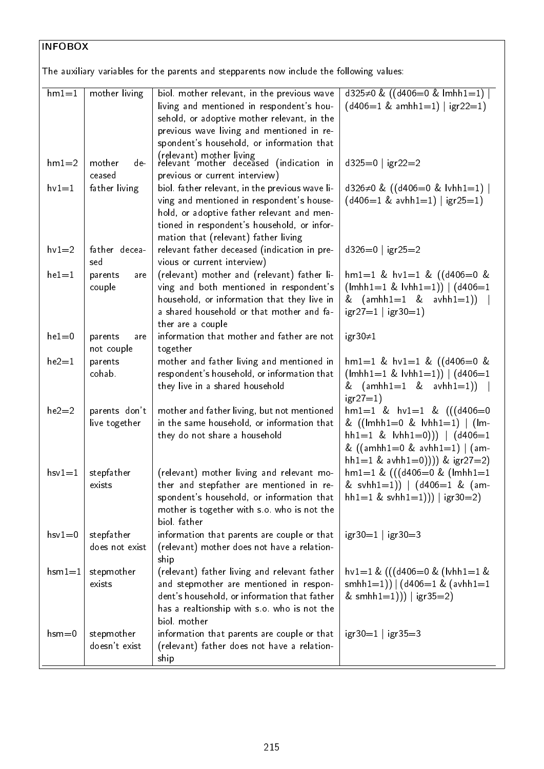INFOBOX

The auxiliary variables for the parents and stepparents now include the following values:

| | | | |
|---|---|---|---|
| hm1=1 | mother living | biol. mother relevant, in the previous wave living and mentioned in respondent's household, or adoptive mother relevant, in the previous wave living and mentioned in respondent's household, or information that (relevant) mother living | d325≠0 & ((d406=0 & lmhh1=1) \| (d406=1 & amhh1=1) \| igr22=1) |
| hm1=2 | mother deceased | relevant mother deceased (indication in previous or current interview) | d325=0 \| igr22=2 |
| hv1=1 | father living | biol. father relevant, in the previous wave living and mentioned in respondent's household, or adoptive father relevant and mentioned in respondent's household, or information that (relevant) father living | d326≠0 & ((d406=0 & lvhh1=1) \| (d406=1 & avhh1=1) \| igr25=1) |
| hv1=2 | father deceased | relevant father deceased (indication in previous or current interview) | d326=0 \| igr25=2 |
| he1=1 | parents are couple | (relevant) mother and (relevant) father living and both mentioned in respondent's household, or information that they live in a shared household or that mother and father are a couple | hm1=1 & hv1=1 & ((d406=0 & (lmhh1=1 & lvhh1=1)) \| (d406=1 & (amhh1=1 & avhh1=1)) \| igr27=1 \| igr30=1) |
| he1=0 | parents are not couple | information that mother and father are not together | igr30≠1 |
| he2=1 | parents cohab. | mother and father living and mentioned in respondent's household, or information that they live in a shared household | hm1=1 & hv1=1 & ((d406=0 & (lmhh1=1 & lvhh1=1)) \| (d406=1 & (amhh1=1 & avhh1=1)) \| igr27=1) |
| he2=2 | parents don't live together | mother and father living, but not mentioned in the same household, or information that they do not share a household | hm1=1 & hv1=1 & (((d406=0 & ((lmhh1=0 & lvhh1=1) \| (lmhh1=1 & lvhh1=0))) \| (d406=1 & ((amhh1=0 & avhh1=1) \| (amhh1=1 & avhh1=0)))) & igr27=2) |
| hsv1=1 | stepfather exists | (relevant) mother living and relevant mother and stepfather are mentioned in respondent's household, or information that mother is together with s.o. who is not the biol. father | hm1=1 & (((d406=0 & (lmhh1=1 & svhh1=1)) \| (d406=1 & (amhh1=1 & svhh1=1))) \| igr30=2) |
| hsv1=0 | stepfather does not exist | information that parents are couple or that (relevant) mother does not have a relationship | igr30=1 \| igr30=3 |
| hsm1=1 | stepmother exists | (relevant) father living and relevant father and stepmother are mentioned in respondent's household, or information that father has a realtionship with s.o. who is not the biol. mother | hv1=1 & (((d406=0 & (lvhh1=1 & smhh1=1)) \| (d406=1 & (avhh1=1 & smhh1=1))) \| igr35=2) |
| hsm=0 | stepmother doesn't exist | information that parents are couple or that (relevant) father does not have a relationship | igr30=1 \| igr35=3 |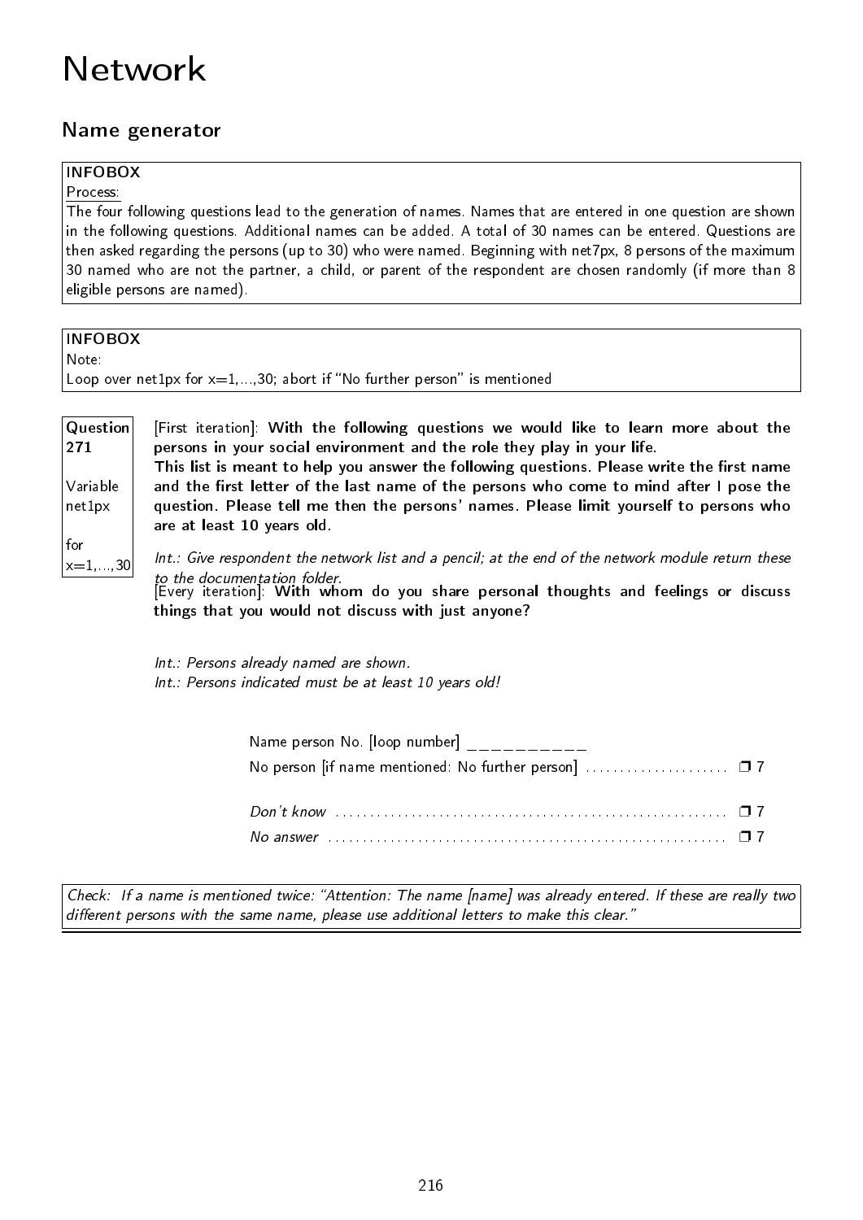# Network

## Name generator

**INFOBOX**

Process:

The four following questions lead to the generation of names. Names that are entered in one question are shown in the following questions. Additional names can be added. A total of 30 names can be entered. Questions are then asked regarding the persons (up to 30) who were named. Beginning with net7px, 8 persons of the maximum 30 named who are not the partner, a child, or parent of the respondent are chosen randomly (if more than 8 eligible persons are named).

**INFOBOX**

Note:

Loop over net1px for x=1,...,30; abort if "No further person" is mentioned

**Question 271**

Variable net1px

for x=1,...,30

[First iteration]: **With the following questions we would like to learn more about the persons in your social environment and the role they play in your life.**
**This list is meant to help you answer the following questions. Please write the first name and the first letter of the last name of the persons who come to mind after I pose the question. Please tell me then the persons' names. Please limit yourself to persons who are at least 10 years old.**

*Int.: Give respondent the network list and a pencil; at the end of the network module return these to the documentation folder.*

[Every iteration]: **With whom do you share personal thoughts and feelings or discuss things that you would not discuss with just anyone?**

*Int.: Persons already named are shown.*
*Int.: Persons indicated must be at least 10 years old!*

Name person No. [loop number] __________

No person [if name mentioned: No further person] ❒ 7

*Don't know* ❒ 7

*No answer* ❒ 7

*Check: If a name is mentioned twice: "Attention: The name [name] was already entered. If these are really two different persons with the same name, please use additional letters to make this clear."*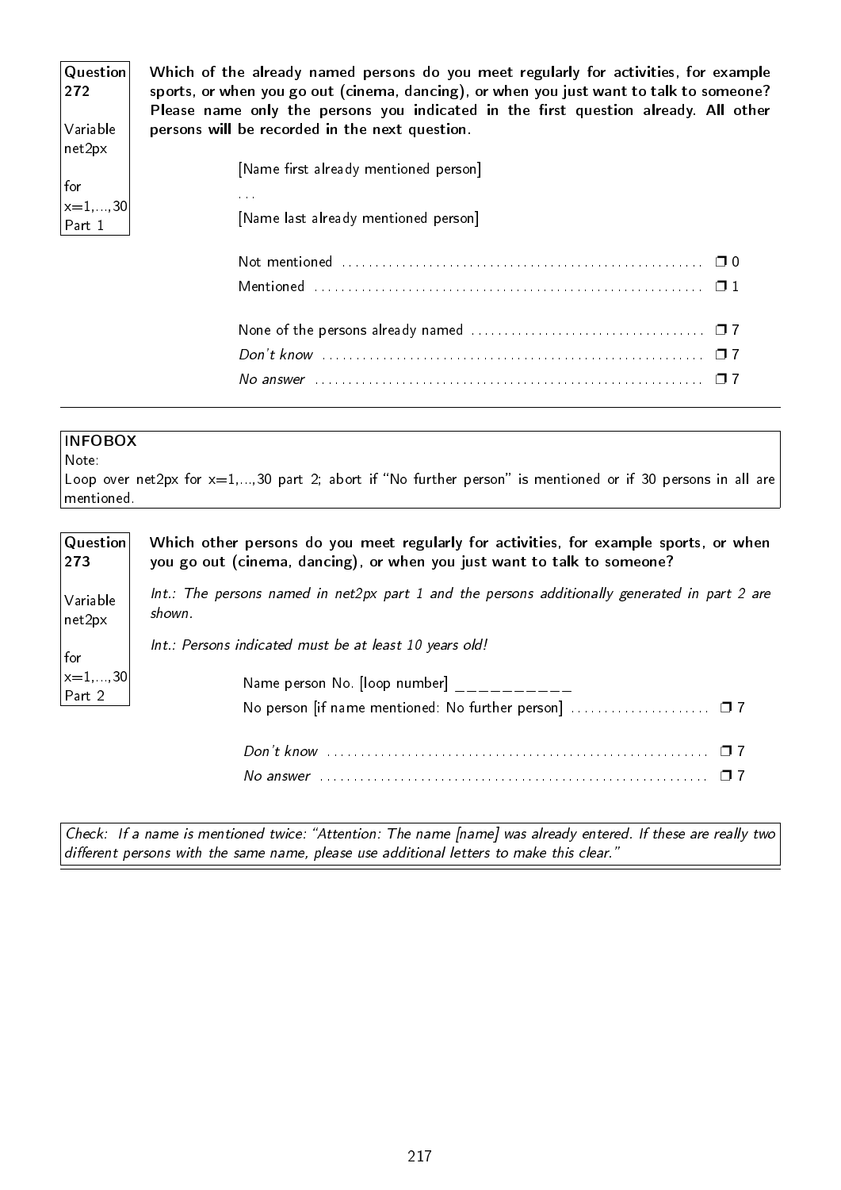**Question 272**

Variable net2px

for x=1,...,30 Part 1

**Which of the already named persons do you meet regularly for activities, for example sports, or when you go out (cinema, dancing), or when you just want to talk to someone? Please name only the persons you indicated in the first question already. All other persons will be recorded in the next question.**

[Name first already mentioned person]

...

[Name last already mentioned person]

- Not mentioned .................................................... ❐ 0
- Mentioned .................................................... ❐ 1

- None of the persons already named .................................... ❐ 7
- *Don't know* .................................................... ❐ 7
- *No answer* .................................................... ❐ 7

---

**INFOBOX**

Note:

Loop over net2px for x=1,...,30 part 2; abort if "No further person" is mentioned or if 30 persons in all are mentioned.

---

**Question 273**

Variable net2px

for x=1,...,30 Part 2

**Which other persons do you meet regularly for activities, for example sports, or when you go out (cinema, dancing), or when you just want to talk to someone?**

*Int.: The persons named in net2px part 1 and the persons additionally generated in part 2 are shown.*

*Int.: Persons indicated must be at least 10 years old!*

Name person No. [loop number] __________

- No person [if name mentioned: No further person] ..................... ❐ 7

- *Don't know* .................................................... ❐ 7
- *No answer* .................................................... ❐ 7

*Check: If a name is mentioned twice: "Attention: The name [name] was already entered. If these are really two different persons with the same name, please use additional letters to make this clear."*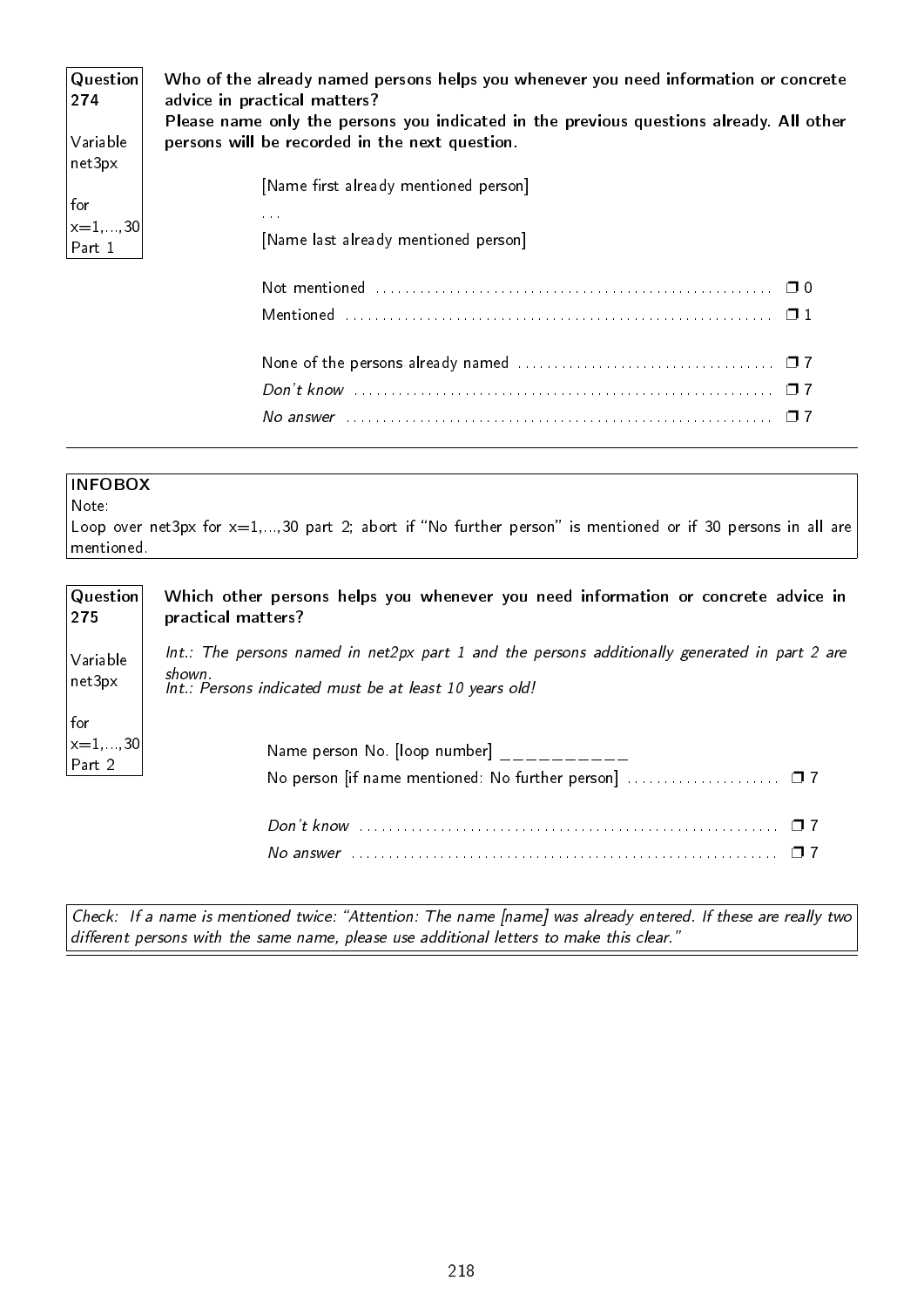**Question 274**

Variable net3px

for x=1,...,30 Part 1

**Who of the already named persons helps you whenever you need information or concrete advice in practical matters?**
**Please name only the persons you indicated in the previous questions already. All other persons will be recorded in the next question.**

[Name first already mentioned person]

...

[Name last already mentioned person]

Not mentioned ........................................................ ❒ 0
Mentioned ........................................................ ❒ 1

None of the persons already named .................................. ❒ 7
*Don't know* ........................................................ ❒ 7
*No answer* ........................................................ ❒ 7

---

**INFOBOX**
Note:
Loop over net3px for x=1,...,30 part 2; abort if "No further person" is mentioned or if 30 persons in all are mentioned.

**Question 275**

Variable net3px

for x=1,...,30 Part 2

**Which other persons helps you whenever you need information or concrete advice in practical matters?**

*Int.: The persons named in net2px part 1 and the persons additionally generated in part 2 are shown.*
*Int.: Persons indicated must be at least 10 years old!*

Name person No. [loop number] __________
No person [if name mentioned: No further person] ..................... ❒ 7

*Don't know* ........................................................ ❒ 7
*No answer* ........................................................ ❒ 7

*Check: If a name is mentioned twice: "Attention: The name [name] was already entered. If these are really two different persons with the same name, please use additional letters to make this clear."*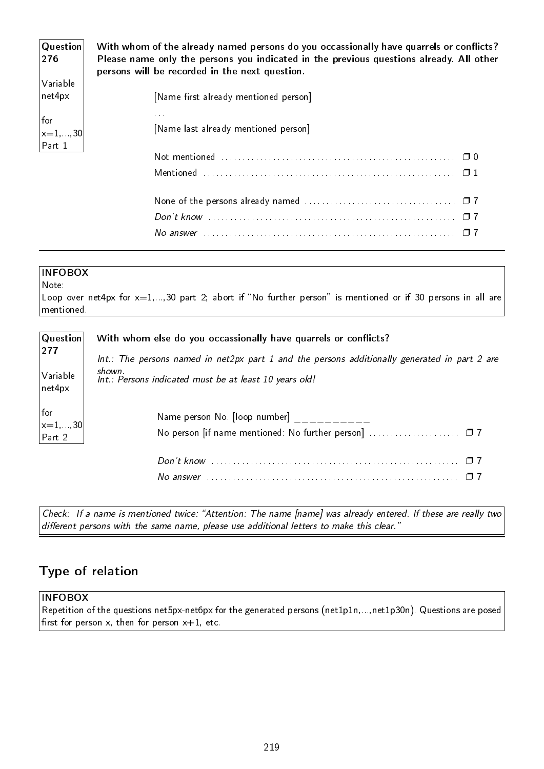**Question 276**

**Variable net4px**

**for x=1,...,30 Part 1**

**With whom of the already named persons do you occassionally have quarrels or conflicts? Please name only the persons you indicated in the previous questions already. All other persons will be recorded in the next question.**

[Name first already mentioned person]

...

[Name last already mentioned person]

Not mentioned ........ ❒ 0
Mentioned ........ ❒ 1

None of the persons already named ........ ❒ 7
*Don't know* ........ ❒ 7
*No answer* ........ ❒ 7

---

**INFOBOX**
Note:
Loop over net4px for x=1,...,30 part 2; abort if "No further person" is mentioned or if 30 persons in all are mentioned.

**Question 277**

**Variable net4px**

**for x=1,...,30 Part 2**

**With whom else do you occassionally have quarrels or conflicts?**

*Int.: The persons named in net2px part 1 and the persons additionally generated in part 2 are shown.*
*Int.: Persons indicated must be at least 10 years old!*

Name person No. [loop number] __________
No person [if name mentioned: No further person] ........ ❒ 7

*Don't know* ........ ❒ 7
*No answer* ........ ❒ 7

*Check: If a name is mentioned twice: "Attention: The name [name] was already entered. If these are really two different persons with the same name, please use additional letters to make this clear."*

## Type of relation

**INFOBOX**
Repetition of the questions net5px-net6px for the generated persons (net1p1n,...,net1p30n). Questions are posed first for person x, then for person x+1, etc.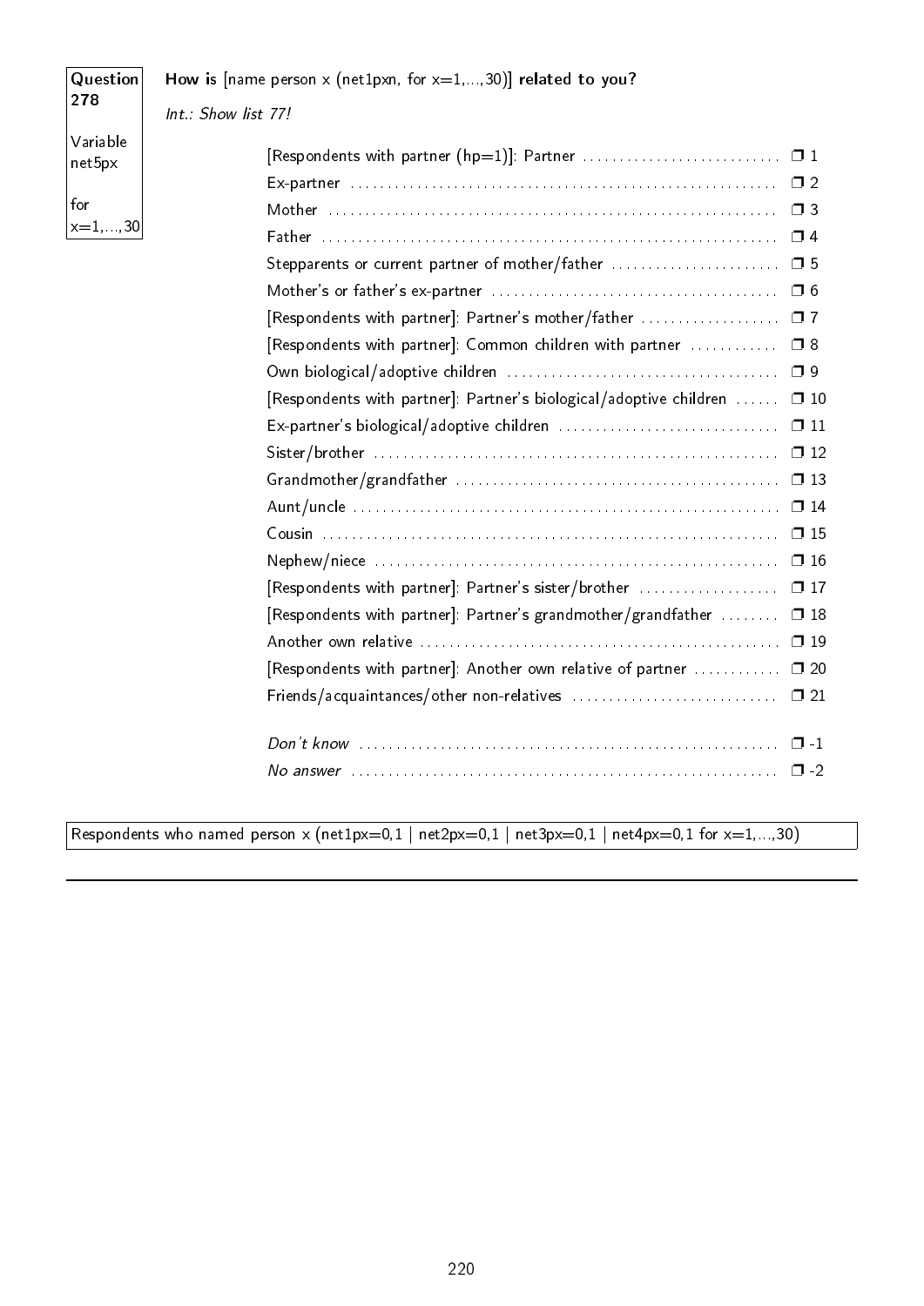**Question 278**

Variable net5px

for x=1,...,30

**How is** [name person x (net1pxn, for x=1,...,30)] **related to you?**

*Int.: Show list 77!*

| | |
|---|---|
| [Respondents with partner (hp=1)]: Partner | ❒ 1 |
| Ex-partner | ❒ 2 |
| Mother | ❒ 3 |
| Father | ❒ 4 |
| Stepparents or current partner of mother/father | ❒ 5 |
| Mother's or father's ex-partner | ❒ 6 |
| [Respondents with partner]: Partner's mother/father | ❒ 7 |
| [Respondents with partner]: Common children with partner | ❒ 8 |
| Own biological/adoptive children | ❒ 9 |
| [Respondents with partner]: Partner's biological/adoptive children | ❒ 10 |
| Ex-partner's biological/adoptive children | ❒ 11 |
| Sister/brother | ❒ 12 |
| Grandmother/grandfather | ❒ 13 |
| Aunt/uncle | ❒ 14 |
| Cousin | ❒ 15 |
| Nephew/niece | ❒ 16 |
| [Respondents with partner]: Partner's sister/brother | ❒ 17 |
| [Respondents with partner]: Partner's grandmother/grandfather | ❒ 18 |
| Another own relative | ❒ 19 |
| [Respondents with partner]: Another own relative of partner | ❒ 20 |
| Friends/acquaintances/other non-relatives | ❒ 21 |
| *Don't know* | ❒ -1 |
| *No answer* | ❒ -2 |

Respondents who named person x (net1px=0,1 | net2px=0,1 | net3px=0,1 | net4px=0,1 for x=1,...,30)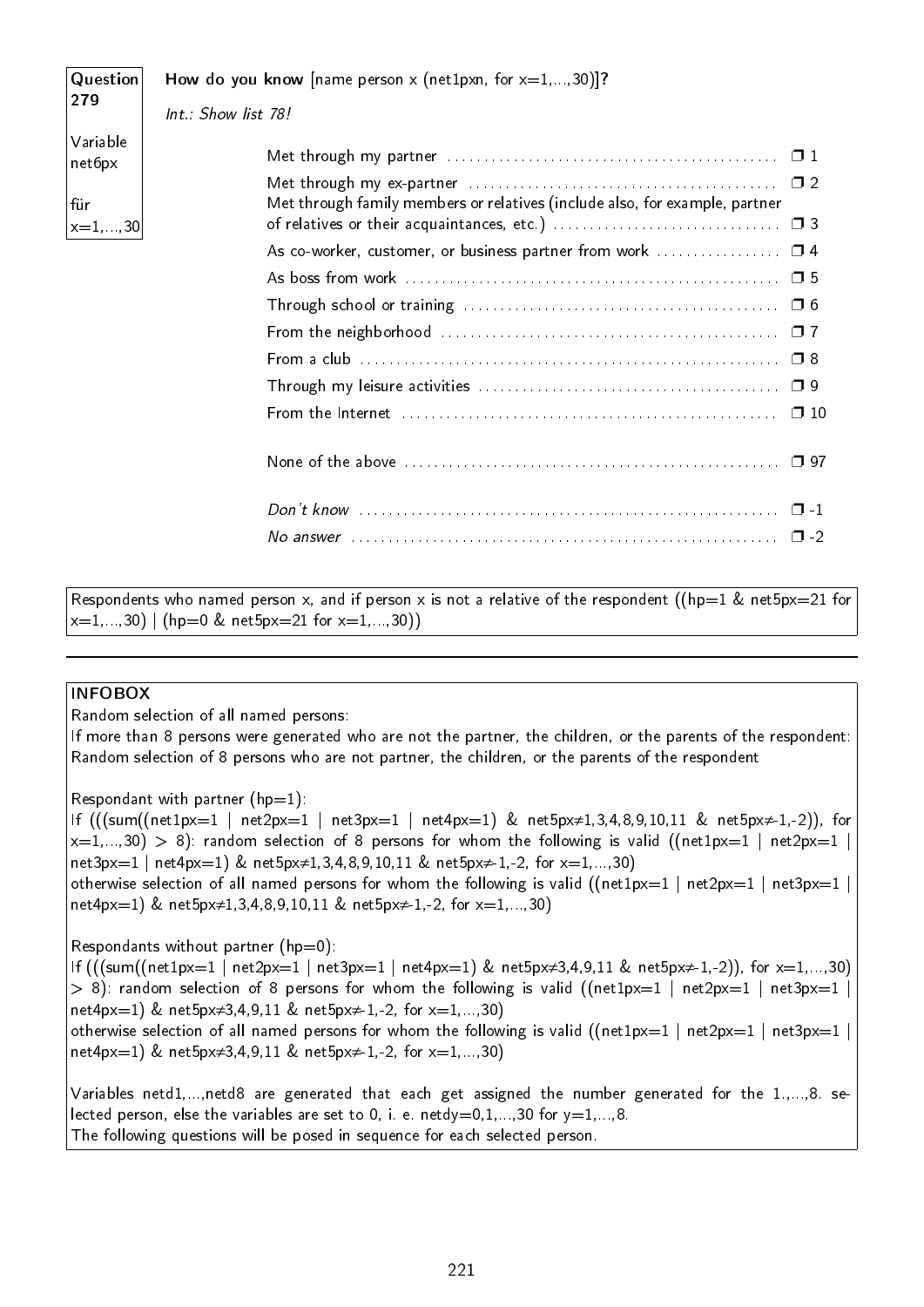**Question 279**

Variable net6px

für x=1,...,30

**How do you know** [name person x (net1pxn, for x=1,...,30)]**?**

*Int.: Show list 78!*

- Met through my partner .......... ❒ 1
- Met through my ex-partner .......... ❒ 2
- Met through family members or relatives (include also, for example, partner of relatives or their acquaintances, etc.) .......... ❒ 3
- As co-worker, customer, or business partner from work .......... ❒ 4
- As boss from work .......... ❒ 5
- Through school or training .......... ❒ 6
- From the neighborhood .......... ❒ 7
- From a club .......... ❒ 8
- Through my leisure activities .......... ❒ 9
- From the Internet .......... ❒ 10
- None of the above .......... ❒ 97
- *Don't know* .......... ❒ -1
- *No answer* .......... ❒ -2

Respondents who named person x, and if person x is not a relative of the respondent ((hp=1 & net5px=21 for x=1,...,30) | (hp=0 & net5px=21 for x=1,...,30))

---

**INFOBOX**

Random selection of all named persons:
If more than 8 persons were generated who are not the partner, the children, or the parents of the respondent: Random selection of 8 persons who are not partner, the children, or the parents of the respondent

Respondant with partner (hp=1):
If (((sum((net1px=1 | net2px=1 | net3px=1 | net4px=1) & net5px≠1,3,4,8,9,10,11 & net5px≠-1,-2)), for x=1,...,30) > 8): random selection of 8 persons for whom the following is valid ((net1px=1 | net2px=1 | net3px=1 | net4px=1) & net5px≠1,3,4,8,9,10,11 & net5px≠-1,-2, for x=1,...,30)
otherwise selection of all named persons for whom the following is valid ((net1px=1 | net2px=1 | net3px=1 | net4px=1) & net5px≠1,3,4,8,9,10,11 & net5px≠-1,-2, for x=1,...,30)

Respondants without partner (hp=0):
If (((sum((net1px=1 | net2px=1 | net3px=1 | net4px=1) & net5px≠3,4,9,11 & net5px≠-1,-2)), for x=1,...,30) > 8): random selection of 8 persons for whom the following is valid ((net1px=1 | net2px=1 | net3px=1 | net4px=1) & net5px≠3,4,9,11 & net5px≠-1,-2, for x=1,...,30)
otherwise selection of all named persons for whom the following is valid ((net1px=1 | net2px=1 | net3px=1 | net4px=1) & net5px≠3,4,9,11 & net5px≠-1,-2, for x=1,...,30)

Variables netd1,...,netd8 are generated that each get assigned the number generated for the 1.,...,8. selected person, else the variables are set to 0, i. e. netdy=0,1,...,30 for y=1,...,8.
The following questions will be posed in sequence for each selected person.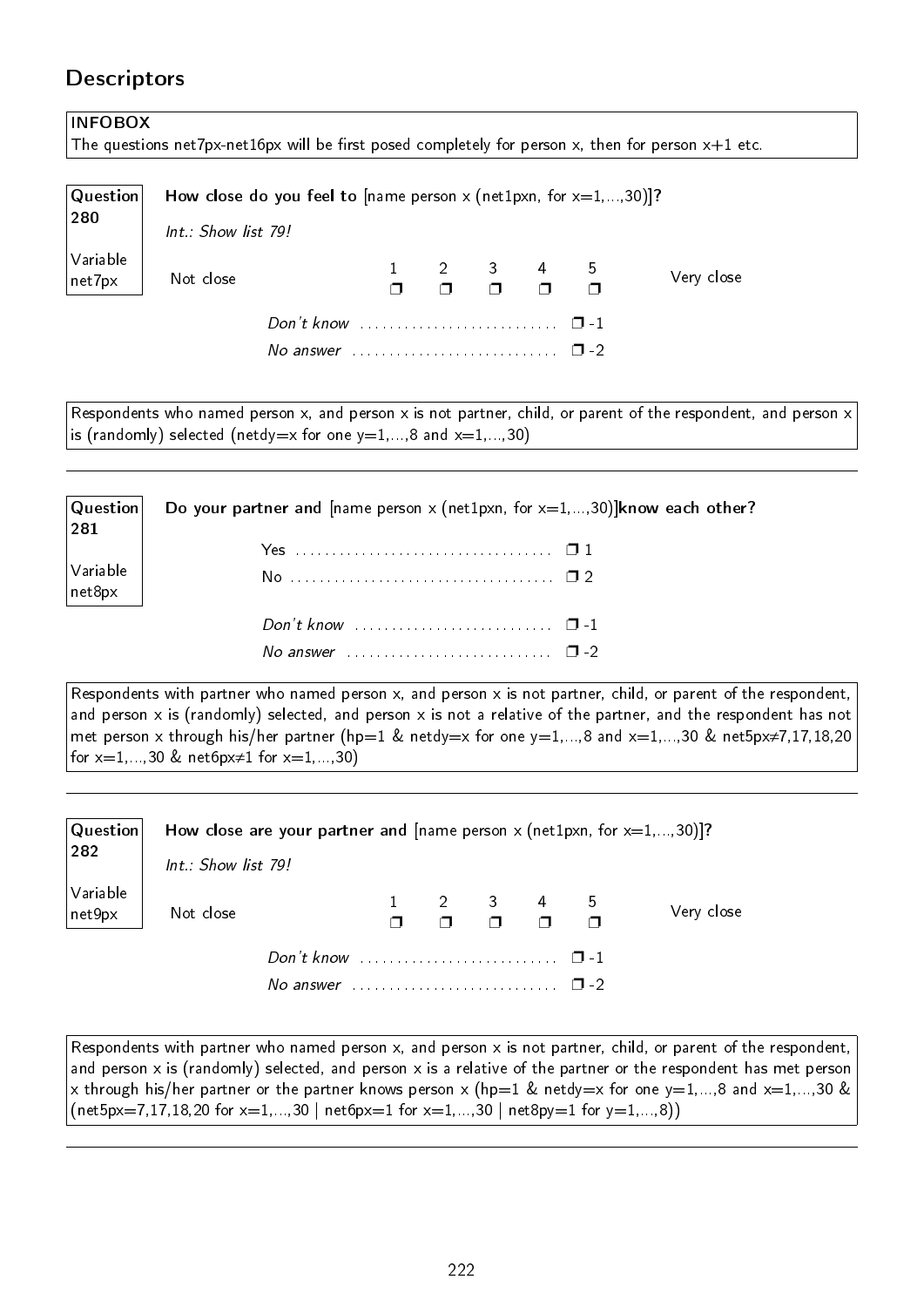## Descriptors

**INFOBOX**
The questions net7px-net16px will be first posed completely for person x, then for person x+1 etc.

**Question 280** | **Variable net7px**

**How close do you feel to** [name person x (net1pxn, for x=1,...,30)]**?**

*Int.: Show list 79!*

| Not close | 1 | 2 | 3 | 4 | 5 | Very close |
|---|---|---|---|---|---|---|
| | ❒ | ❒ | ❒ | ❒ | ❒ | |

*Don't know* .......................... ❒ -1
*No answer* ........................... ❒ -2

Respondents who named person x, and person x is not partner, child, or parent of the respondent, and person x is (randomly) selected (netdy=x for one y=1,...,8 and x=1,...,30)

---

**Question 281** | **Variable net8px**

**Do your partner and** [name person x (net1pxn, for x=1,...,30)]**know each other?**

Yes .................................. ❒ 1
No ................................... ❒ 2

*Don't know* .......................... ❒ -1
*No answer* ........................... ❒ -2

Respondents with partner who named person x, and person x is not partner, child, or parent of the respondent, and person x is (randomly) selected, and person x is not a relative of the partner, and the respondent has not met person x through his/her partner (hp=1 & netdy=x for one y=1,...,8 and x=1,...,30 & net5px≠7,17,18,20 for x=1,...,30 & net6px≠1 for x=1,...,30)

---

**Question 282** | **Variable net9px**

**How close are your partner and** [name person x (net1pxn, for x=1,...,30)]**?**

*Int.: Show list 79!*

| Not close | 1 | 2 | 3 | 4 | 5 | Very close |
|---|---|---|---|---|---|---|
| | ❒ | ❒ | ❒ | ❒ | ❒ | |

*Don't know* .......................... ❒ -1
*No answer* ........................... ❒ -2

Respondents with partner who named person x, and person x is not partner, child, or parent of the respondent, and person x is (randomly) selected, and person x is a relative of the partner or the respondent has met person x through his/her partner or the partner knows person x (hp=1 & netdy=x for one y=1,...,8 and x=1,...,30 & (net5px=7,17,18,20 for x=1,...,30 | net6px=1 for x=1,...,30 | net8py=1 for y=1,...,8))

---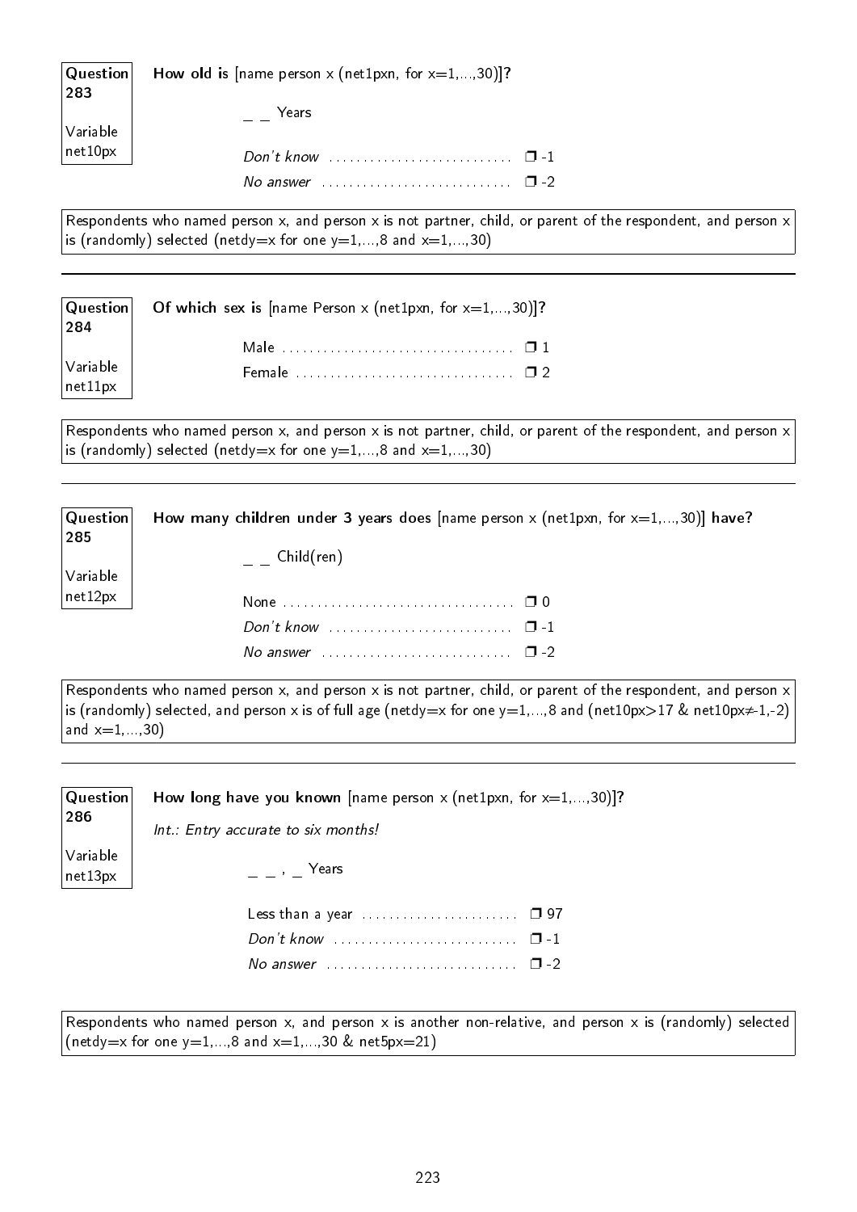**Question 283**

Variable net10px

**How old is** [name person x (net1pxn, for x=1,...,30)]**?**

_ _ Years

*Don't know* ........................... ❒ -1

*No answer* ........................... ❒ -2

Respondents who named person x, and person x is not partner, child, or parent of the respondent, and person x is (randomly) selected (netdy=x for one y=1,...,8 and x=1,...,30)

---

**Question 284**

Variable net11px

**Of which sex is** [name Person x (net1pxn, for x=1,...,30)]**?**

Male ................................. ❒ 1

Female ................................ ❒ 2

Respondents who named person x, and person x is not partner, child, or parent of the respondent, and person x is (randomly) selected (netdy=x for one y=1,...,8 and x=1,...,30)

---

**Question 285**

Variable net12px

**How many children under 3 years does** [name person x (net1pxn, for x=1,...,30)] **have?**

_ _ Child(ren)

None ................................. ❒ 0

*Don't know* ........................... ❒ -1

*No answer* ........................... ❒ -2

Respondents who named person x, and person x is not partner, child, or parent of the respondent, and person x is (randomly) selected, and person x is of full age (netdy=x for one y=1,...,8 and (net10px>17 & net10px≠-1,-2) and x=1,...,30)

---

**Question 286**

Variable net13px

**How long have you known** [name person x (net1pxn, for x=1,...,30)]**?**

*Int.: Entry accurate to six months!*

_ _ , _ Years

Less than a year ....................... ❒ 97

*Don't know* ........................... ❒ -1

*No answer* ........................... ❒ -2

Respondents who named person x, and person x is another non-relative, and person x is (randomly) selected (netdy=x for one y=1,...,8 and x=1,...,30 & net5px=21)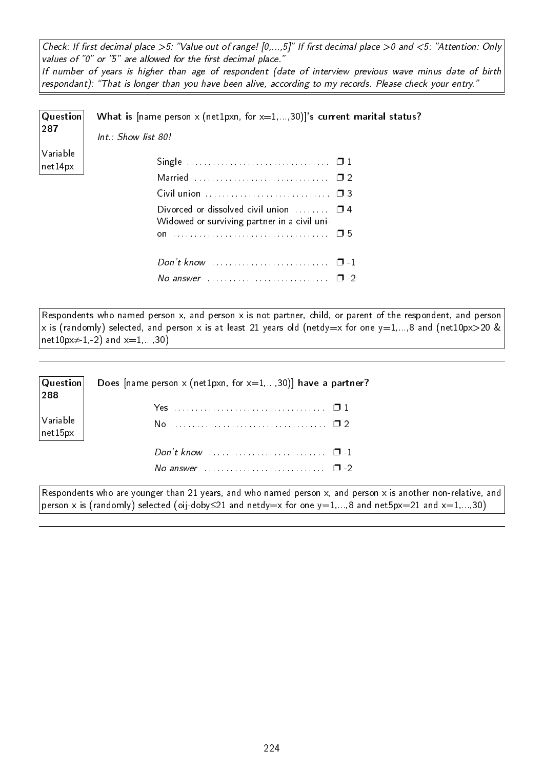*Check: If first decimal place >5: "Value out of range! [0,...,5]" If first decimal place >0 and <5: "Attention: Only values of "0" or "5" are allowed for the first decimal place."*
*If number of years is higher than age of respondent (date of interview previous wave minus date of birth respondant): "That is longer than you have been alive, according to my records. Please check your entry."*

---

**Question 287**

Variable net14px

**What is** [name person x (net1pxn, for x=1,...,30)]**'s current marital status?**

*Int.: Show list 80!*

| | |
|---|---|
| Single | ❒ 1 |
| Married | ❒ 2 |
| Civil union | ❒ 3 |
| Divorced or dissolved civil union | ❒ 4 |
| Widowed or surviving partner in a civil union | ❒ 5 |
| *Don't know* | ❒ -1 |
| *No answer* | ❒ -2 |

Respondents who named person x, and person x is not partner, child, or parent of the respondent, and person x is (randomly) selected, and person x is at least 21 years old (netdy=x for one y=1,...,8 and (net10px>20 & net10px≠-1,-2) and x=1,...,30)

---

**Question 288**

Variable net15px

**Does** [name person x (net1pxn, for x=1,...,30)] **have a partner?**

| | |
|---|---|
| Yes | ❒ 1 |
| No | ❒ 2 |
| *Don't know* | ❒ -1 |
| *No answer* | ❒ -2 |

Respondents who are younger than 21 years, and who named person x, and person x is another non-relative, and person x is (randomly) selected (oij-doby≤21 and netdy=x for one y=1,...,8 and net5px=21 and x=1,...,30)

---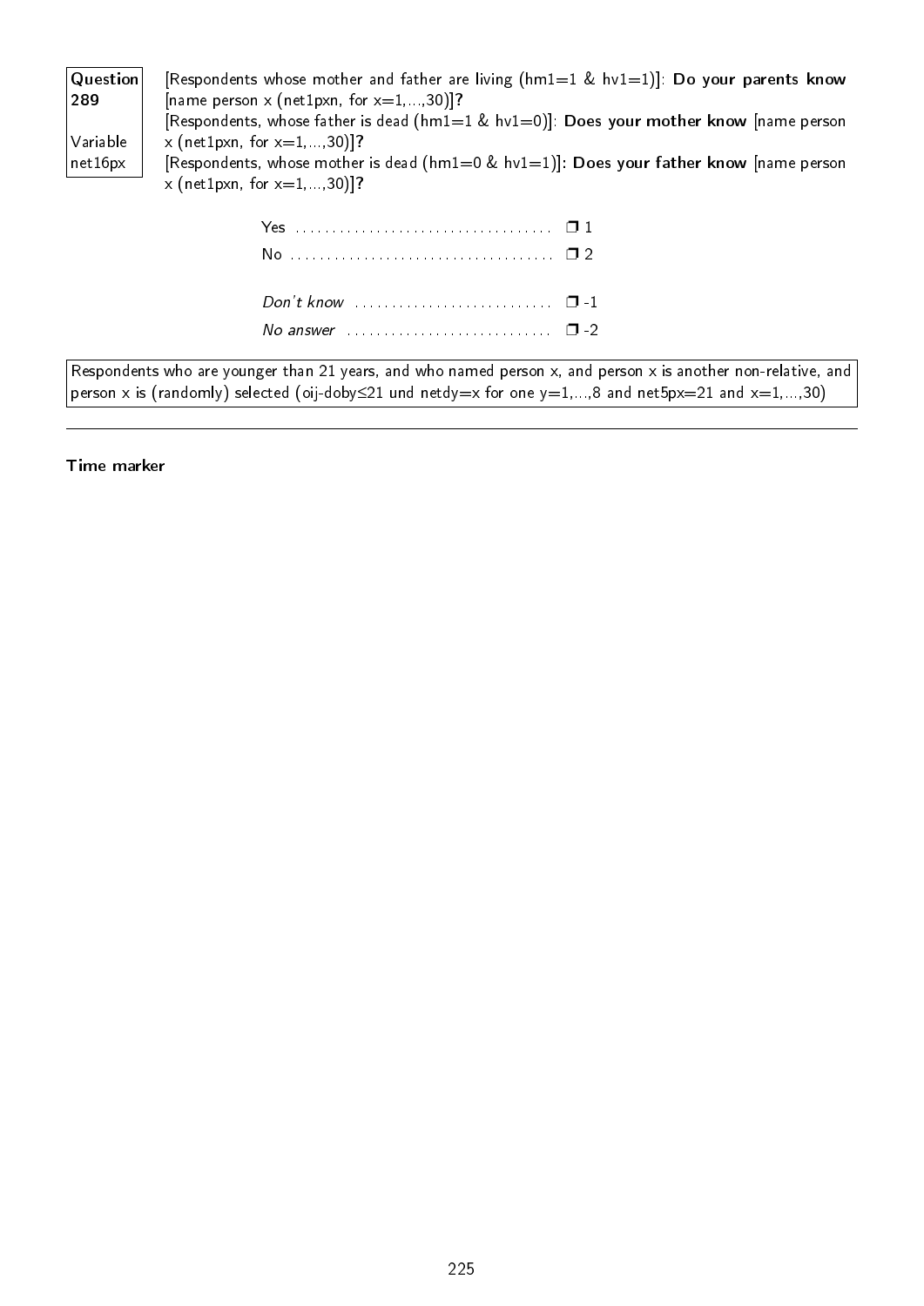| Question 289 | |
|---|---|
| Variable net16px | |

[Respondents whose mother and father are living (hm1=1 & hv1=1)]: **Do your parents know** [name person x (net1pxn, for x=1,...,30)]**?**
[Respondents, whose father is dead (hm1=1 & hv1=0)]: **Does your mother know** [name person x (net1pxn, for x=1,...,30)]**?**
[Respondents, whose mother is dead (hm1=0 & hv1=1)]**: Does your father know** [name person x (net1pxn, for x=1,...,30)]**?**

Yes .................................... ❒ 1
No ..................................... ❒ 2

*Don't know* ............................ ❒ -1
*No answer* ............................. ❒ -2

Respondents who are younger than 21 years, and who named person x, and person x is another non-relative, and person x is (randomly) selected (oij-doby≤21 und netdy=x for one y=1,...,8 and net5px=21 and x=1,...,30)

---

**Time marker**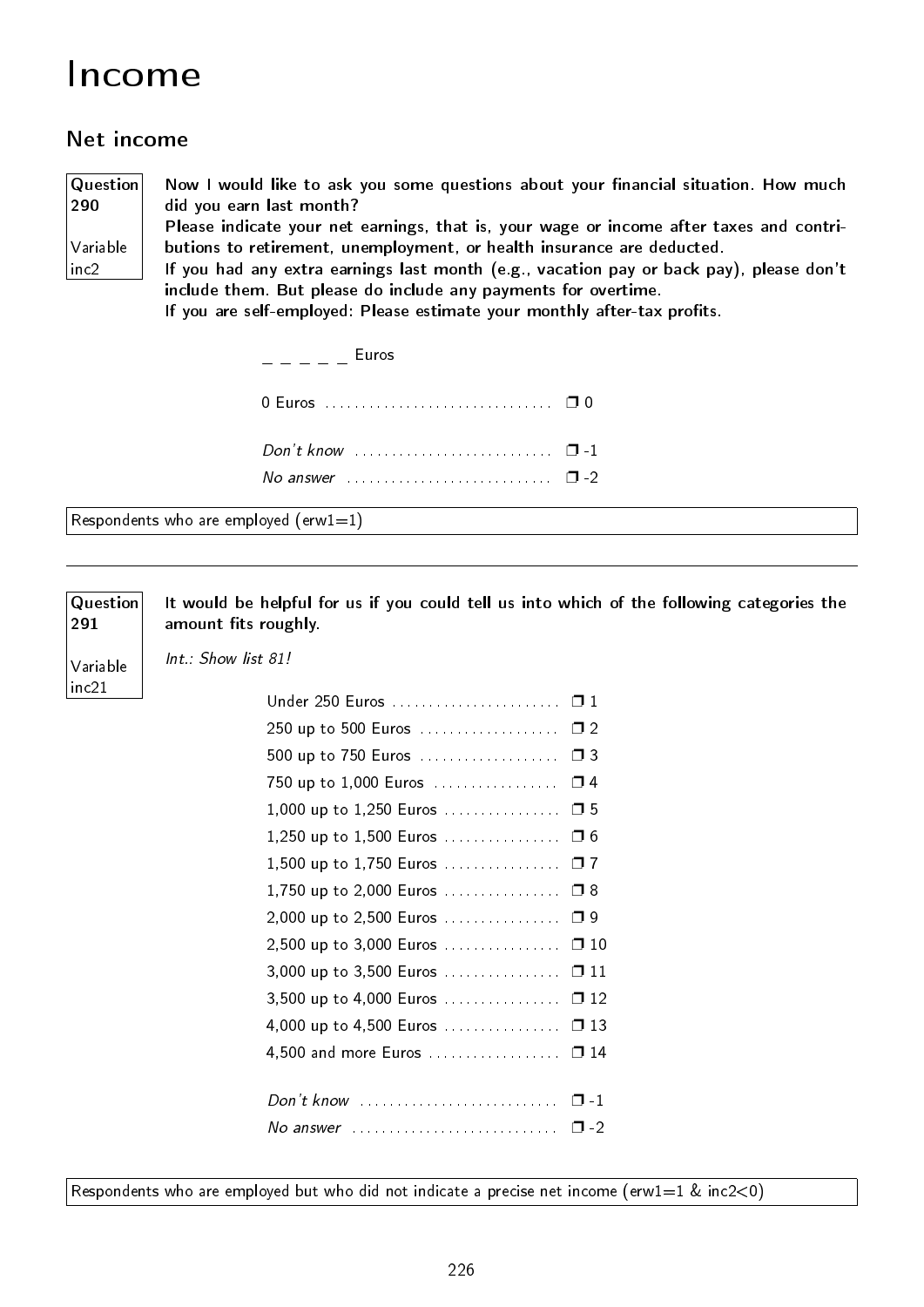# Income

## Net income

**Question 290**

Variable inc2

**Now I would like to ask you some questions about your financial situation. How much did you earn last month?**
**Please indicate your net earnings, that is, your wage or income after taxes and contributions to retirement, unemployment, or health insurance are deducted.**
**If you had any extra earnings last month (e.g., vacation pay or back pay), please don't include them. But please do include any payments for overtime.**
**If you are self-employed: Please estimate your monthly after-tax profits.**

_ _ _ _ _ Euros

| | |
|---|---|
| 0 Euros | ❒ 0 |
| *Don't know* | ❒ -1 |
| *No answer* | ❒ -2 |

Respondents who are employed (erw1=1)

---

**Question 291**

Variable inc21

**It would be helpful for us if you could tell us into which of the following categories the amount fits roughly.**

*Int.: Show list 81!*

| | |
|---|---|
| Under 250 Euros | ❒ 1 |
| 250 up to 500 Euros | ❒ 2 |
| 500 up to 750 Euros | ❒ 3 |
| 750 up to 1,000 Euros | ❒ 4 |
| 1,000 up to 1,250 Euros | ❒ 5 |
| 1,250 up to 1,500 Euros | ❒ 6 |
| 1,500 up to 1,750 Euros | ❒ 7 |
| 1,750 up to 2,000 Euros | ❒ 8 |
| 2,000 up to 2,500 Euros | ❒ 9 |
| 2,500 up to 3,000 Euros | ❒ 10 |
| 3,000 up to 3,500 Euros | ❒ 11 |
| 3,500 up to 4,000 Euros | ❒ 12 |
| 4,000 up to 4,500 Euros | ❒ 13 |
| 4,500 and more Euros | ❒ 14 |
| *Don't know* | ❒ -1 |
| *No answer* | ❒ -2 |

Respondents who are employed but who did not indicate a precise net income (erw1=1 & inc2<0)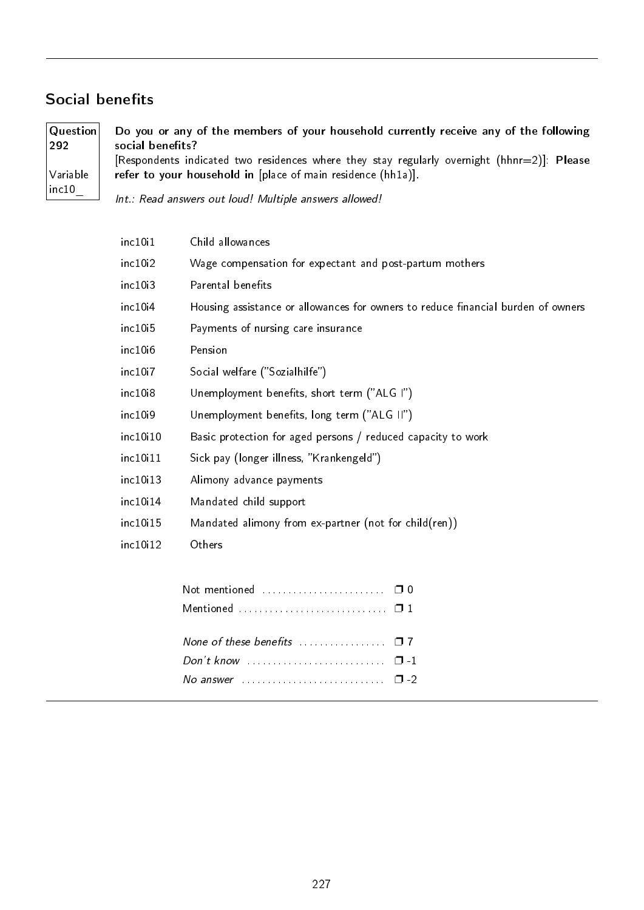## Social benefits

| Question 292 | Variable inc10_ |
|---|---|

**Do you or any of the members of your household currently receive any of the following social benefits?**
[Respondents indicated two residences where they stay regularly overnight (hhnr=2)]: **Please refer to your household in** [place of main residence (hh1a)].

*Int.: Read answers out loud! Multiple answers allowed!*

| | |
|---|---|
| inc10i1 | Child allowances |
| inc10i2 | Wage compensation for expectant and post-partum mothers |
| inc10i3 | Parental benefits |
| inc10i4 | Housing assistance or allowances for owners to reduce financial burden of owners |
| inc10i5 | Payments of nursing care insurance |
| inc10i6 | Pension |
| inc10i7 | Social welfare ("Sozialhilfe") |
| inc10i8 | Unemployment benefits, short term ("ALG I") |
| inc10i9 | Unemployment benefits, long term ("ALG II") |
| inc10i10 | Basic protection for aged persons / reduced capacity to work |
| inc10i11 | Sick pay (longer illness, "Krankengeld") |
| inc10i13 | Alimony advance payments |
| inc10i14 | Mandated child support |
| inc10i15 | Mandated alimony from ex-partner (not for child(ren)) |
| inc10i12 | Others |

- Not mentioned ........................ ❒ 0
- Mentioned ............................ ❒ 1

- *None of these benefits* ................. ❒ 7
- *Don't know* ........................... ❒ -1
- *No answer* ............................ ❒ -2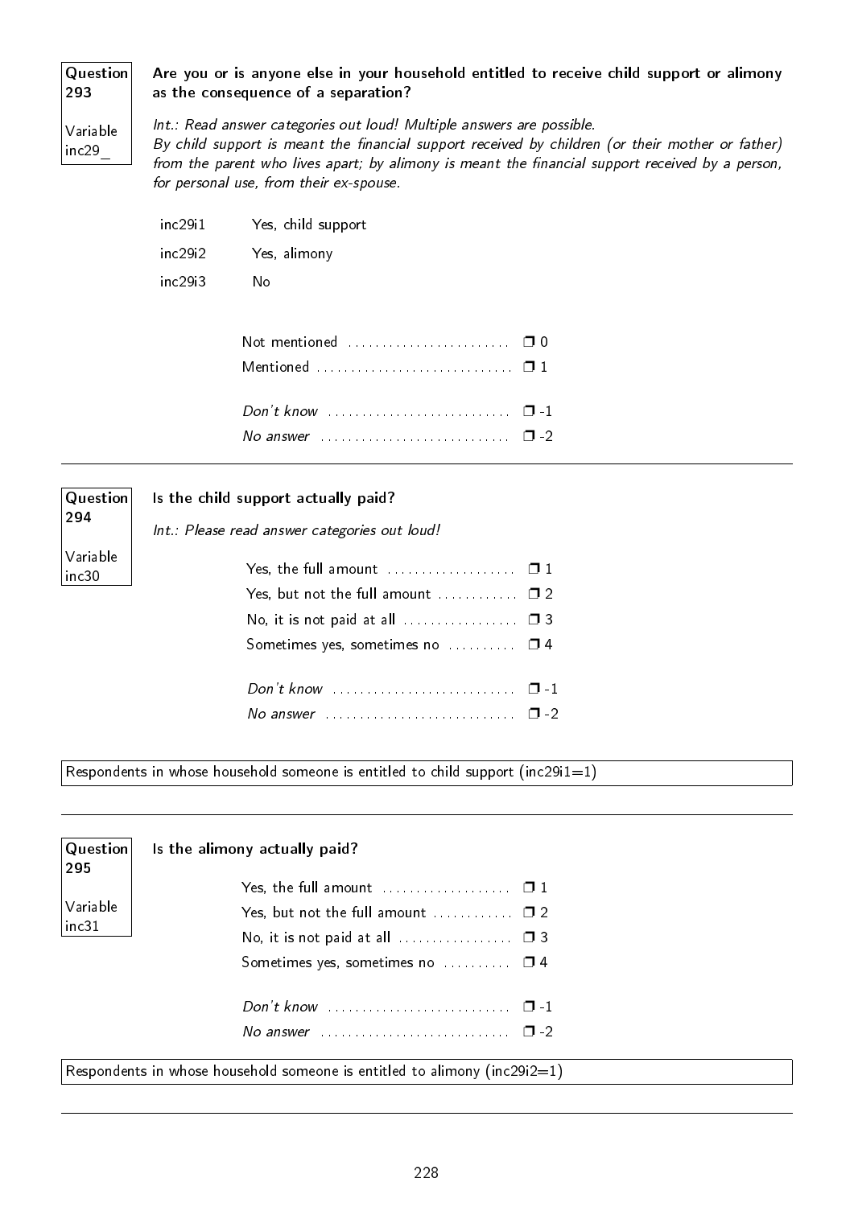**Question 293**

Variable inc29_

**Are you or is anyone else in your household entitled to receive child support or alimony as the consequence of a separation?**

*Int.: Read answer categories out loud! Multiple answers are possible.*
*By child support is meant the financial support received by children (or their mother or father) from the parent who lives apart; by alimony is meant the financial support received by a person, for personal use, from their ex-spouse.*

| | |
|---|---|
| inc29i1 | Yes, child support |
| inc29i2 | Yes, alimony |
| inc29i3 | No |

- Not mentioned ........................ ❒ 0
- Mentioned ............................ ❒ 1
- *Don't know* ........................... ❒ -1
- *No answer* ............................ ❒ -2

---

**Question 294**

Variable inc30

**Is the child support actually paid?**

*Int.: Please read answer categories out loud!*

- Yes, the full amount ................... ❒ 1
- Yes, but not the full amount ............ ❒ 2
- No, it is not paid at all ................. ❒ 3
- Sometimes yes, sometimes no .......... ❒ 4
- *Don't know* ........................... ❒ -1
- *No answer* ............................ ❒ -2

Respondents in whose household someone is entitled to child support (inc29i1=1)

---

**Question 295**

Variable inc31

**Is the alimony actually paid?**

- Yes, the full amount ................... ❒ 1
- Yes, but not the full amount ............ ❒ 2
- No, it is not paid at all ................. ❒ 3
- Sometimes yes, sometimes no .......... ❒ 4
- *Don't know* ........................... ❒ -1
- *No answer* ............................ ❒ -2

Respondents in whose household someone is entitled to alimony (inc29i2=1)

---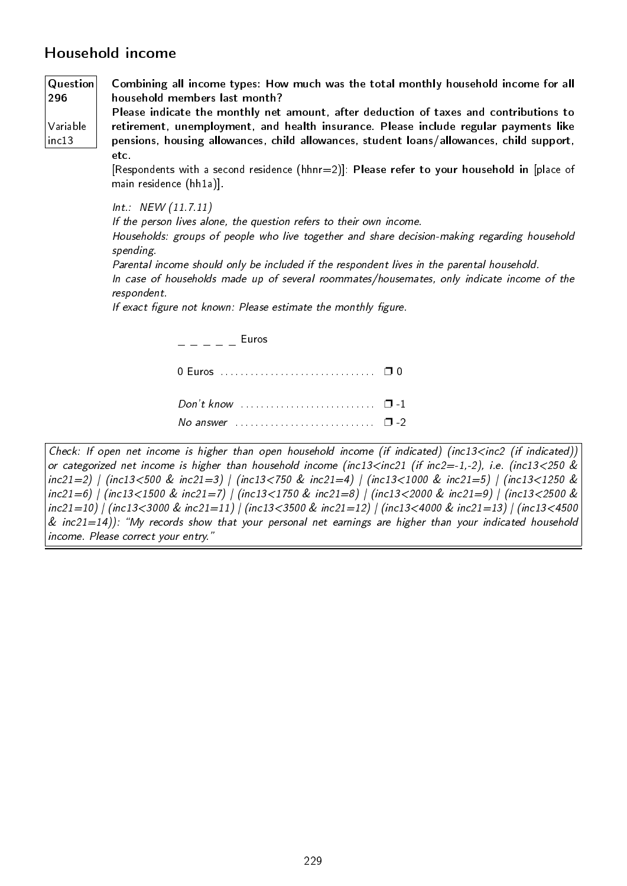## Household income

| Question 296 | Variable inc13 |
|---|---|

**Combining all income types: How much was the total monthly household income for all household members last month?**
**Please indicate the monthly net amount, after deduction of taxes and contributions to retirement, unemployment, and health insurance. Please include regular payments like pensions, housing allowances, child allowances, student loans/allowances, child support, etc.**
[Respondents with a second residence (hhnr=2)]: **Please refer to your household in** [place of main residence (hh1a)].

*Int.: NEW (11.7.11)*
*If the person lives alone, the question refers to their own income.*
*Households: groups of people who live together and share decision-making regarding household spending.*
*Parental income should only be included if the respondent lives in the parental household.*
*In case of households made up of several roommates/housemates, only indicate income of the respondent.*
*If exact figure not known: Please estimate the monthly figure.*

_ _ _ _ _ Euros

0 Euros ............................... ❐ 0

*Don't know* ........................... ❐ -1
*No answer* ............................ ❐ -2

*Check: If open net income is higher than open household income (if indicated) (inc13<inc2 (if indicated)) or categorized net income is higher than household income (inc13<inc21 (if inc2=-1,-2), i.e. (inc13<250 & inc21=2) | (inc13<500 & inc21=3) | (inc13<750 & inc21=4) | (inc13<1000 & inc21=5) | (inc13<1250 & inc21=6) | (inc13<1500 & inc21=7) | (inc13<1750 & inc21=8) | (inc13<2000 & inc21=9) | (inc13<2500 & inc21=10) | (inc13<3000 & inc21=11) | (inc13<3500 & inc21=12) | (inc13<4000 & inc21=13) | (inc13<4500 & inc21=14)): "My records show that your personal net earnings are higher than your indicated household income. Please correct your entry."*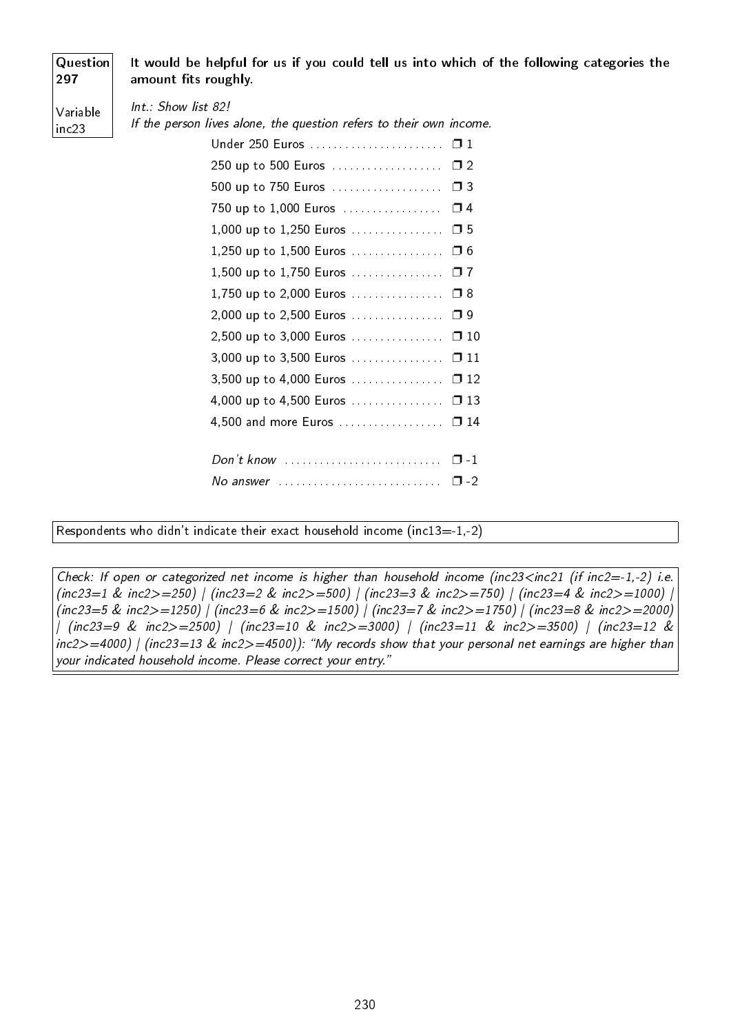| Question 297 | **It would be helpful for us if you could tell us into which of the following categories the amount fits roughly.** |
|---|---|
| Variable inc23 | *Int.: Show list 82!* *If the person lives alone, the question refers to their own income.* |

| | |
|---|---|
| Under 250 Euros | ❒ 1 |
| 250 up to 500 Euros | ❒ 2 |
| 500 up to 750 Euros | ❒ 3 |
| 750 up to 1,000 Euros | ❒ 4 |
| 1,000 up to 1,250 Euros | ❒ 5 |
| 1,250 up to 1,500 Euros | ❒ 6 |
| 1,500 up to 1,750 Euros | ❒ 7 |
| 1,750 up to 2,000 Euros | ❒ 8 |
| 2,000 up to 2,500 Euros | ❒ 9 |
| 2,500 up to 3,000 Euros | ❒ 10 |
| 3,000 up to 3,500 Euros | ❒ 11 |
| 3,500 up to 4,000 Euros | ❒ 12 |
| 4,000 up to 4,500 Euros | ❒ 13 |
| 4,500 and more Euros | ❒ 14 |
| *Don't know* | ❒ -1 |
| *No answer* | ❒ -2 |

Respondents who didn't indicate their exact household income (inc13=-1,-2)

*Check: If open or categorized net income is higher than household income (inc23<inc21 (if inc2=-1,-2) i.e. (inc23=1 & inc2>=250) | (inc23=2 & inc2>=500) | (inc23=3 & inc2>=750) | (inc23=4 & inc2>=1000) | (inc23=5 & inc2>=1250) | (inc23=6 & inc2>=1500) | (inc23=7 & inc2>=1750) | (inc23=8 & inc2>=2000) | (inc23=9 & inc2>=2500) | (inc23=10 & inc2>=3000) | (inc23=11 & inc2>=3500) | (inc23=12 & inc2>=4000) | (inc23=13 & inc2>=4500)): "My records show that your personal net earnings are higher than your indicated household income. Please correct your entry."*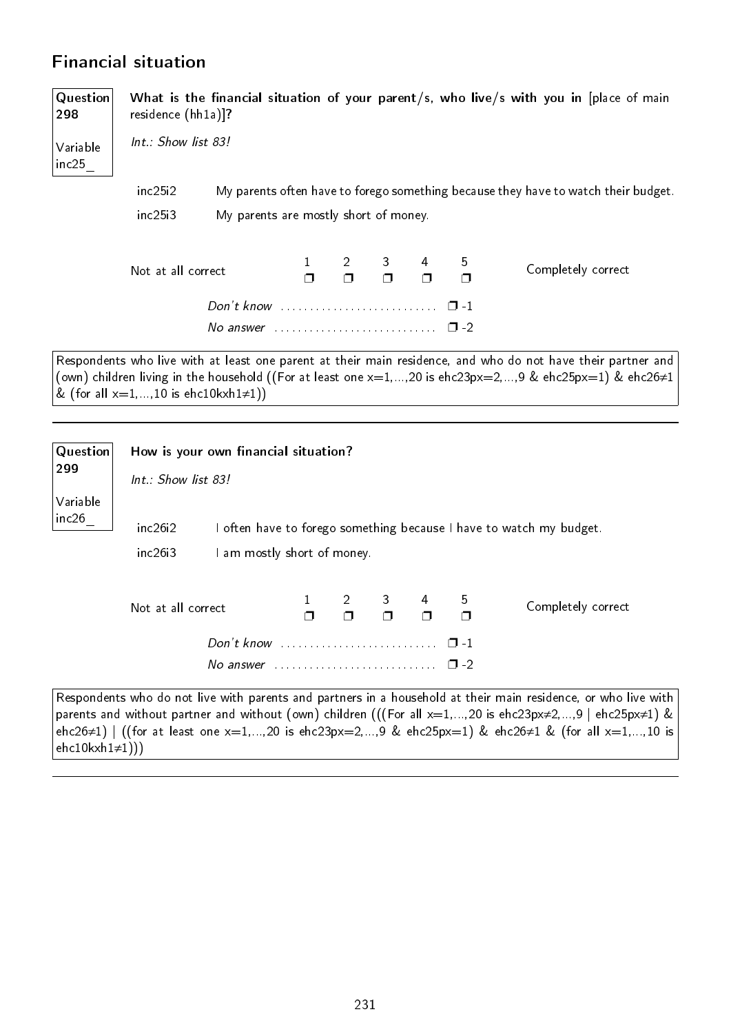## Financial situation

**Question 298**

**Variable inc25_**

**What is the financial situation of your parent/s, who live/s with you in** [place of main residence (hh1a)]**?**

*Int.: Show list 83!*

| | |
|---|---|
| inc25i2 | My parents often have to forego something because they have to watch their budget. |
| inc25i3 | My parents are mostly short of money. |

| Not at all correct | 1 ❒ | 2 ❒ | 3 ❒ | 4 ❒ | 5 ❒ | Completely correct |
|---|---|---|---|---|---|---|

*Don't know* ........................... ❒ -1
*No answer* ............................ ❒ -2

Respondents who live with at least one parent at their main residence, and who do not have their partner and (own) children living in the household ((For at least one x=1,...,20 is ehc23px=2,...,9 & ehc25px=1) & ehc26≠1 & (for all x=1,...,10 is ehc10kxh1≠1))

---

**Question 299**

**Variable inc26_**

**How is your own financial situation?**

*Int.: Show list 83!*

| | |
|---|---|
| inc26i2 | I often have to forego something because I have to watch my budget. |
| inc26i3 | I am mostly short of money. |

| Not at all correct | 1 ❒ | 2 ❒ | 3 ❒ | 4 ❒ | 5 ❒ | Completely correct |
|---|---|---|---|---|---|---|

*Don't know* ........................... ❒ -1
*No answer* ............................ ❒ -2

Respondents who do not live with parents and partners in a household at their main residence, or who live with parents and without partner and without (own) children (((For all x=1,...,20 is ehc23px≠2,...,9 | ehc25px≠1) & ehc26≠1) | ((for at least one x=1,...,20 is ehc23px=2,...,9 & ehc25px=1) & ehc26≠1 & (for all x=1,...,10 is ehc10kxh1≠1)))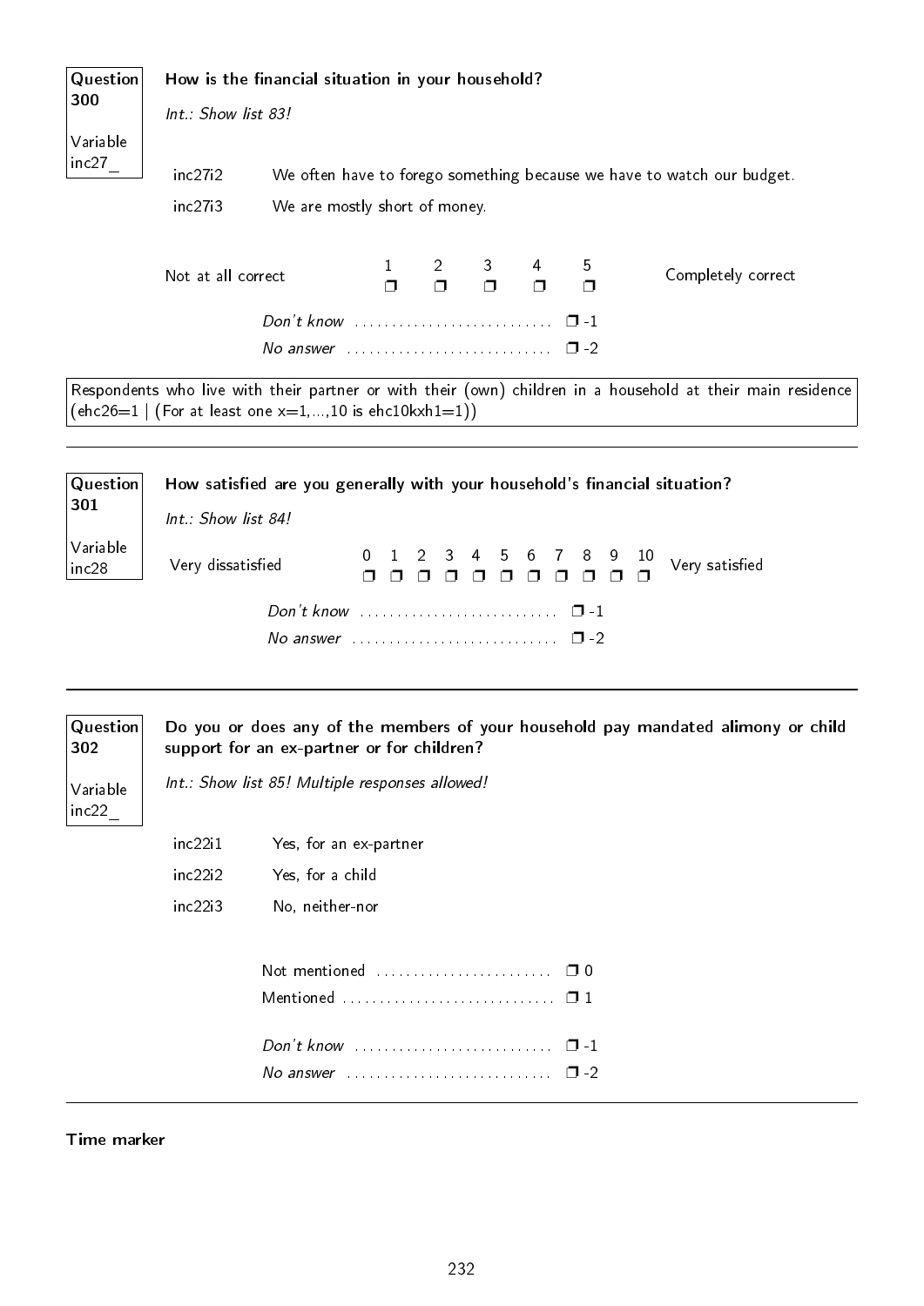**Question 300**

**Variable inc27_**

**How is the financial situation in your household?**

*Int.: Show list 83!*

| | |
|---|---|
| inc27i2 | We often have to forego something because we have to watch our budget. |
| inc27i3 | We are mostly short of money. |

| Not at all correct | 1 | 2 | 3 | 4 | 5 | Completely correct |
|---|---|---|---|---|---|---|
| | ❒ | ❒ | ❒ | ❒ | ❒ | |

*Don't know* ............................ ❒ -1

*No answer* ............................ ❒ -2

Respondents who live with their partner or with their (own) children in a household at their main residence (ehc26=1 | (For at least one x=1,...,10 is ehc10kxh1=1))

---

**Question 301**

**Variable inc28**

**How satisfied are you generally with your household's financial situation?**

*Int.: Show list 84!*

| Very dissatisfied | 0 | 1 | 2 | 3 | 4 | 5 | 6 | 7 | 8 | 9 | 10 | Very satisfied |
|---|---|---|---|---|---|---|---|---|---|---|---|---|
| | ❒ | ❒ | ❒ | ❒ | ❒ | ❒ | ❒ | ❒ | ❒ | ❒ | ❒ | |

*Don't know* ............................ ❒ -1

*No answer* ............................ ❒ -2

---

**Question 302**

**Variable inc22_**

**Do you or does any of the members of your household pay mandated alimony or child support for an ex-partner or for children?**

*Int.: Show list 85! Multiple responses allowed!*

| | |
|---|---|
| inc22i1 | Yes, for an ex-partner |
| inc22i2 | Yes, for a child |
| inc22i3 | No, neither-nor |

Not mentioned ......................... ❒ 0

Mentioned ............................. ❒ 1

*Don't know* ............................ ❒ -1

*No answer* ............................ ❒ -2

---

**Time marker**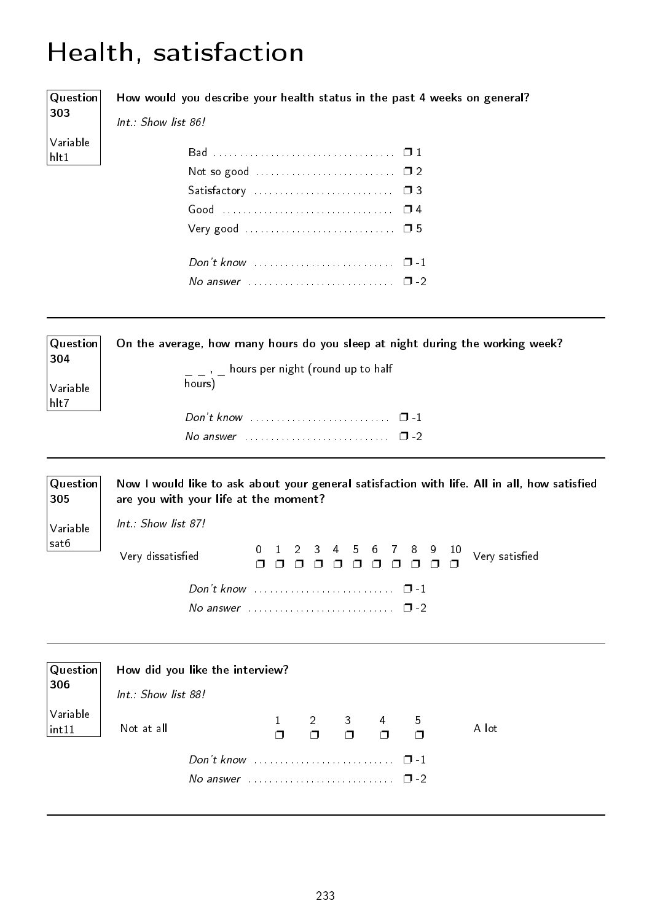# Health, satisfaction

**Question 303**

Variable hlt1

**How would you describe your health status in the past 4 weeks on general?**

*Int.: Show list 86!*

- Bad ................................ ❒ 1
- Not so good ................................ ❒ 2
- Satisfactory ................................ ❒ 3
- Good ................................ ❒ 4
- Very good ................................ ❒ 5

- *Don't know* ................................ ❒ -1
- *No answer* ................................ ❒ -2

---

**Question 304**

Variable hlt7

**On the average, how many hours do you sleep at night during the working week?**

_ _ , _ hours per night (round up to half hours)

- *Don't know* ................................ ❒ -1
- *No answer* ................................ ❒ -2

---

**Question 305**

Variable sat6

**Now I would like to ask about your general satisfaction with life. All in all, how satisfied are you with your life at the moment?**

*Int.: Show list 87!*

| Very dissatisfied | 0 | 1 | 2 | 3 | 4 | 5 | 6 | 7 | 8 | 9 | 10 | Very satisfied |
|---|---|---|---|---|---|---|---|---|---|---|---|---|
| | ❒ | ❒ | ❒ | ❒ | ❒ | ❒ | ❒ | ❒ | ❒ | ❒ | ❒ | |

- *Don't know* ................................ ❒ -1
- *No answer* ................................ ❒ -2

---

**Question 306**

Variable int11

**How did you like the interview?**

*Int.: Show list 88!*

| Not at all | 1 | 2 | 3 | 4 | 5 | A lot |
|---|---|---|---|---|---|---|
| | ❒ | ❒ | ❒ | ❒ | ❒ | |

- *Don't know* ................................ ❒ -1
- *No answer* ................................ ❒ -2

---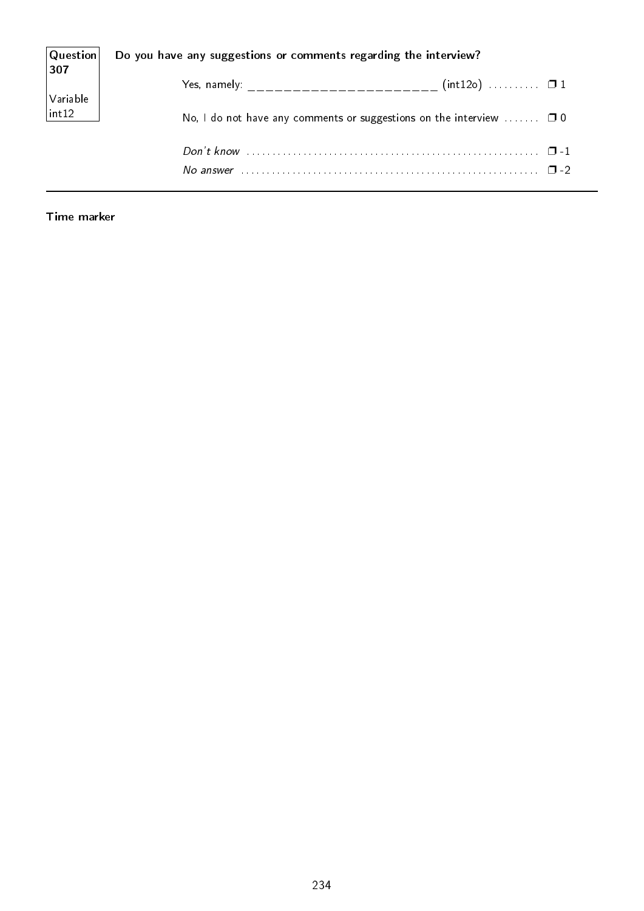**Question 307**

Variable int12

**Do you have any suggestions or comments regarding the interview?**

- Yes, namely: ______________________ (int12o) .......... ❒ 1
- No, I do not have any comments or suggestions on the interview ....... ❒ 0
- *Don't know* .......... ❒ -1
- *No answer* .......... ❒ -2

---

**Time marker**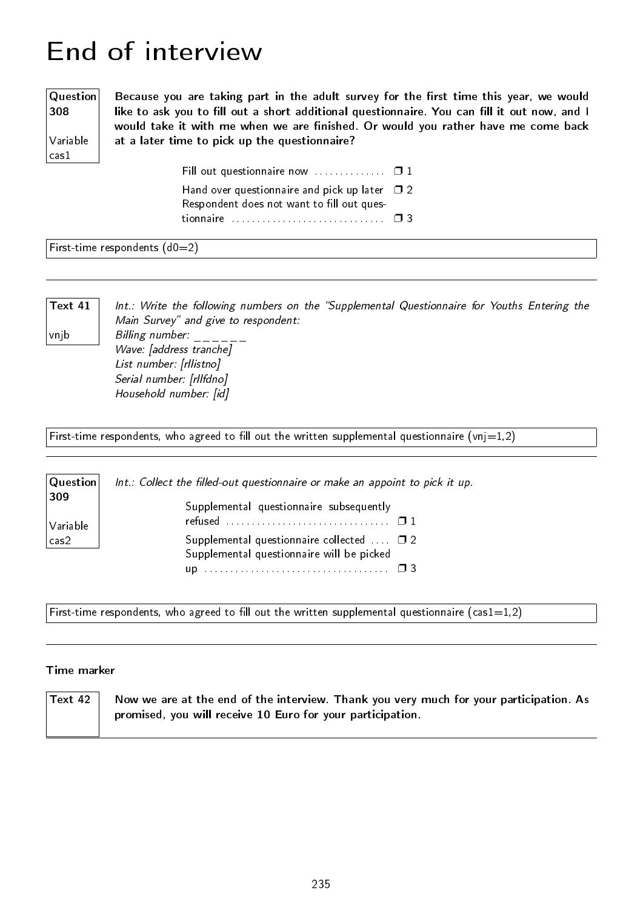# End of interview

| Question 308 | Variable cas1 |
|---|---|

**Because you are taking part in the adult survey for the first time this year, we would like to ask you to fill out a short additional questionnaire. You can fill it out now, and I would take it with me when we are finished. Or would you rather have me come back at a later time to pick up the questionnaire?**

- Fill out questionnaire now .............. ❐ 1
- Hand over questionnaire and pick up later ❐ 2
- Respondent does not want to fill out questionnaire .............................. ❐ 3

First-time respondents (d0=2)

---

| Text 41 | vnjb |
|---|---|

*Int.: Write the following numbers on the "Supplemental Questionnaire for Youths Entering the Main Survey" and give to respondent:*
*Billing number: _ _ _ _ _ _*
*Wave: [address tranche]*
*List number: [rllistno]*
*Serial number: [rllfdno]*
*Household number: [id]*

First-time respondents, who agreed to fill out the written supplemental questionnaire (vnj=1,2)

---

| Question 309 | Variable cas2 |
|---|---|

*Int.: Collect the filled-out questionnaire or make an appoint to pick it up.*

- Supplemental questionnaire subsequently refused ................................ ❐ 1
- Supplemental questionnaire collected .... ❐ 2
- Supplemental questionnaire will be picked up .................................... ❐ 3

First-time respondents, who agreed to fill out the written supplemental questionnaire (cas1=1,2)

---

**Time marker**

| Text 42 |
|---|

**Now we are at the end of the interview. Thank you very much for your participation. As promised, you will receive 10 Euro for your participation.**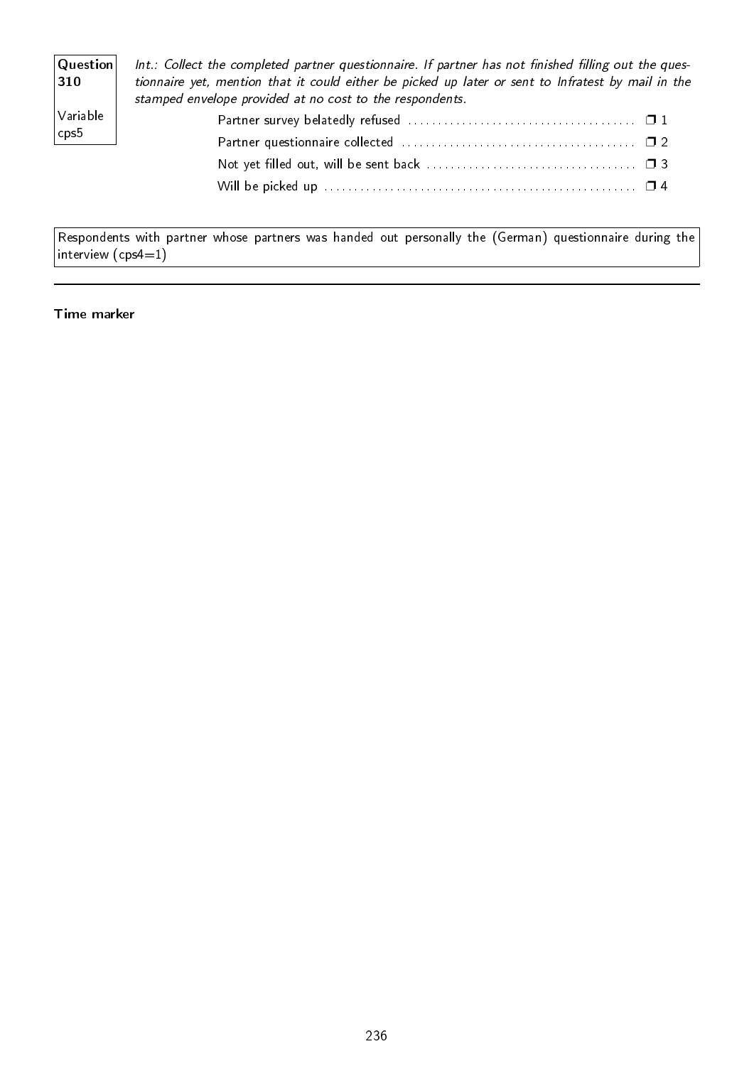**Question 310**

Variable cps5

*Int.: Collect the completed partner questionnaire. If partner has not finished filling out the questionnaire yet, mention that it could either be picked up later or sent to Infratest by mail in the stamped envelope provided at no cost to the respondents.*

- Partner survey belatedly refused ❒ 1
- Partner questionnaire collected ❒ 2
- Not yet filled out, will be sent back ❒ 3
- Will be picked up ❒ 4

Respondents with partner whose partners was handed out personally the (German) questionnaire during the interview (cps4=1)

---

**Time marker**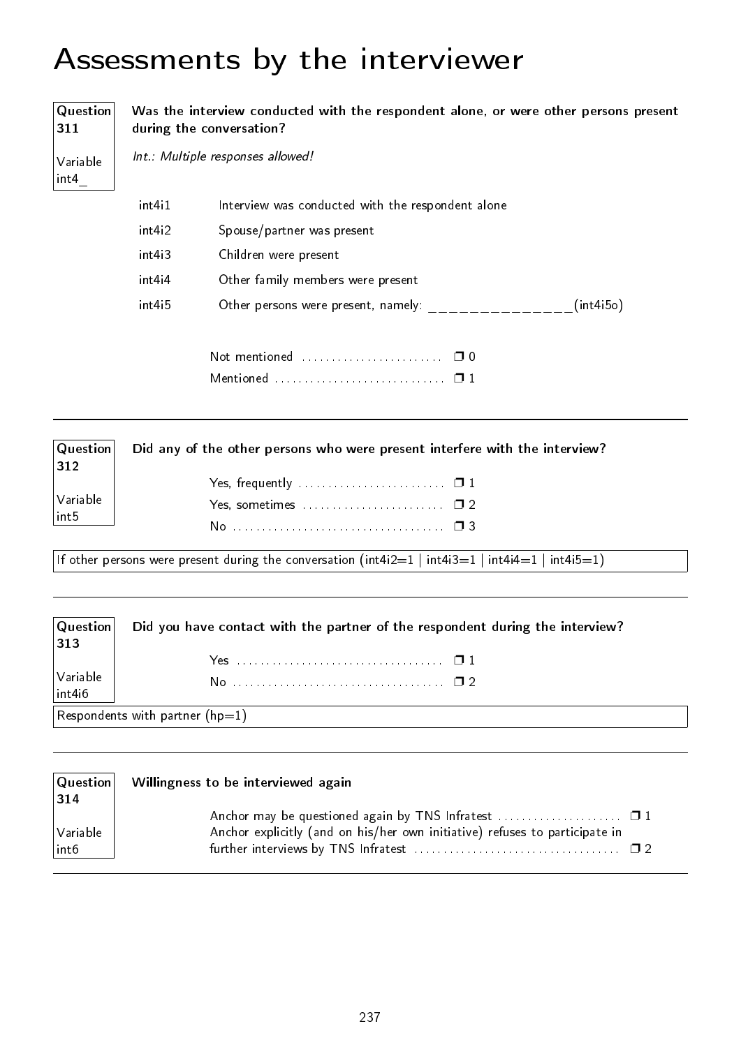# Assessments by the interviewer

**Question 311**

Variable int4_

**Was the interview conducted with the respondent alone, or were other persons present during the conversation?**

*Int.: Multiple responses allowed!*

| | |
|---|---|
| int4i1 | Interview was conducted with the respondent alone |
| int4i2 | Spouse/partner was present |
| int4i3 | Children were present |
| int4i4 | Other family members were present |
| int4i5 | Other persons were present, namely: _______________(int4i5o) |

Not mentioned ........................ ❐ 0
Mentioned ............................ ❐ 1

---

**Question 312**

Variable int5

**Did any of the other persons who were present interfere with the interview?**

Yes, frequently ......................... ❐ 1
Yes, sometimes ........................ ❐ 2
No .................................... ❐ 3

If other persons were present during the conversation (int4i2=1 | int4i3=1 | int4i4=1 | int4i5=1)

---

**Question 313**

Variable int4i6

**Did you have contact with the partner of the respondent during the interview?**

Yes ................................... ❐ 1
No .................................... ❐ 2

Respondents with partner (hp=1)

---

**Question 314**

Variable int6

**Willingness to be interviewed again**

Anchor may be questioned again by TNS Infratest .................... ❐ 1
Anchor explicitly (and on his/her own initiative) refuses to participate in further interviews by TNS Infratest .................................. ❐ 2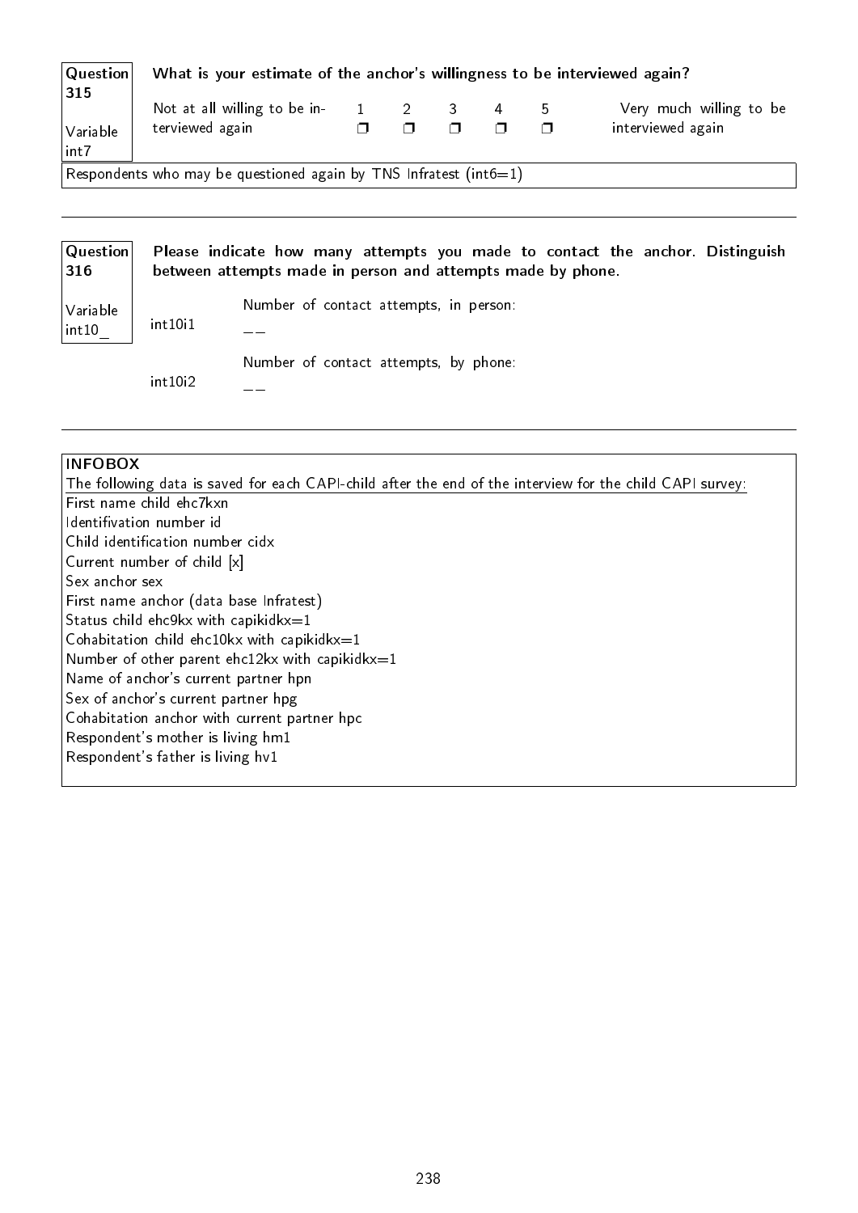**Question 315**

**Variable int7**

**What is your estimate of the anchor's willingness to be interviewed again?**

| Not at all willing to be interviewed again | 1 | 2 | 3 | 4 | 5 | Very much willing to be interviewed again |
|---|---|---|---|---|---|---|
| | ❒ | ❒ | ❒ | ❒ | ❒ | |

Respondents who may be questioned again by TNS Infratest (int6=1)

---

**Question 316**

**Variable int10_**

**Please indicate how many attempts you made to contact the anchor. Distinguish between attempts made in person and attempts made by phone.**

int10i1 — Number of contact attempts, in person: __

int10i2 — Number of contact attempts, by phone: __

---

**INFOBOX**

The following data is saved for each CAPI-child after the end of the interview for the child CAPI survey:

First name child ehc7kxn
Identifivation number id
Child identification number cidx
Current number of child [x]
Sex anchor sex
First name anchor (data base Infratest)
Status child ehc9kx with capikidkx=1
Cohabitation child ehc10kx with capikidkx=1
Number of other parent ehc12kx with capikidkx=1
Name of anchor's current partner hpn
Sex of anchor's current partner hpg
Cohabitation anchor with current partner hpc
Respondent's mother is living hm1
Respondent's father is living hv1